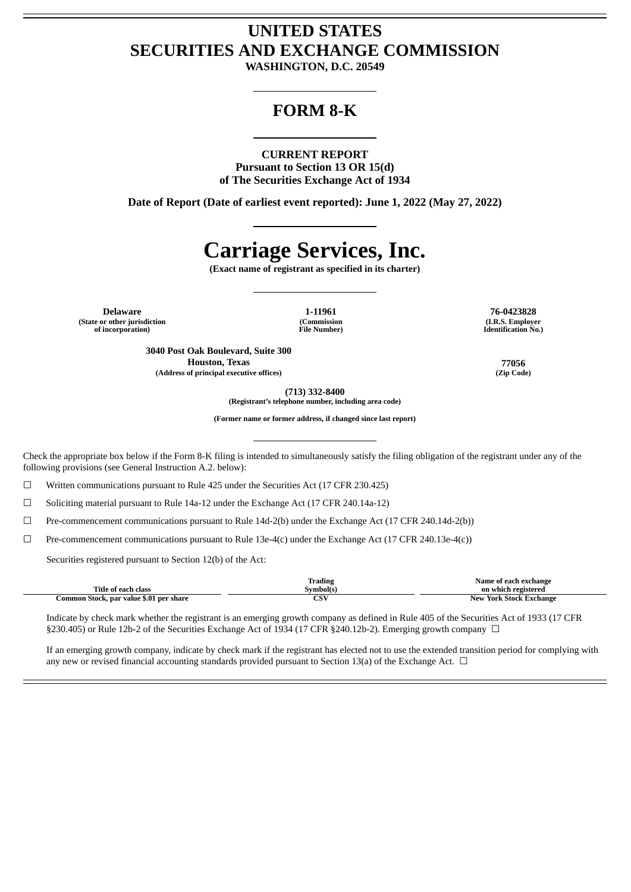# UNITED STATES
# SECURITIES AND EXCHANGE COMMISSION

**WASHINGTON, D.C. 20549**

## FORM 8-K

**CURRENT REPORT**
**Pursuant to Section 13 OR 15(d)**
**of The Securities Exchange Act of 1934**

**Date of Report (Date of earliest event reported): June 1, 2022 (May 27, 2022)**

# Carriage Services, Inc.

**(Exact name of registrant as specified in its charter)**

| Delaware | 1-11961 | 76-0423828 |
|---|---|---|
| (State or other jurisdiction of incorporation) | (Commission File Number) | (I.R.S. Employer Identification No.) |

| 3040 Post Oak Boulevard, Suite 300 Houston, Texas | 77056 |
|---|---|
| (Address of principal executive offices) | (Zip Code) |

**(713) 332-8400**
**(Registrant's telephone number, including area code)**

**(Former name or former address, if changed since last report)**

Check the appropriate box below if the Form 8-K filing is intended to simultaneously satisfy the filing obligation of the registrant under any of the following provisions (see General Instruction A.2. below):

☐ Written communications pursuant to Rule 425 under the Securities Act (17 CFR 230.425)

☐ Soliciting material pursuant to Rule 14a-12 under the Exchange Act (17 CFR 240.14a-12)

☐ Pre-commencement communications pursuant to Rule 14d-2(b) under the Exchange Act (17 CFR 240.14d-2(b))

☐ Pre-commencement communications pursuant to Rule 13e-4(c) under the Exchange Act (17 CFR 240.13e-4(c))

Securities registered pursuant to Section 12(b) of the Act:

| Title of each class | Trading Symbol(s) | Name of each exchange on which registered |
|---|---|---|
| Common Stock, par value $.01 per share | CSV | New York Stock Exchange |

Indicate by check mark whether the registrant is an emerging growth company as defined in Rule 405 of the Securities Act of 1933 (17 CFR §230.405) or Rule 12b-2 of the Securities Exchange Act of 1934 (17 CFR §240.12b-2). Emerging growth company ☐

If an emerging growth company, indicate by check mark if the registrant has elected not to use the extended transition period for complying with any new or revised financial accounting standards provided pursuant to Section 13(a) of the Exchange Act. ☐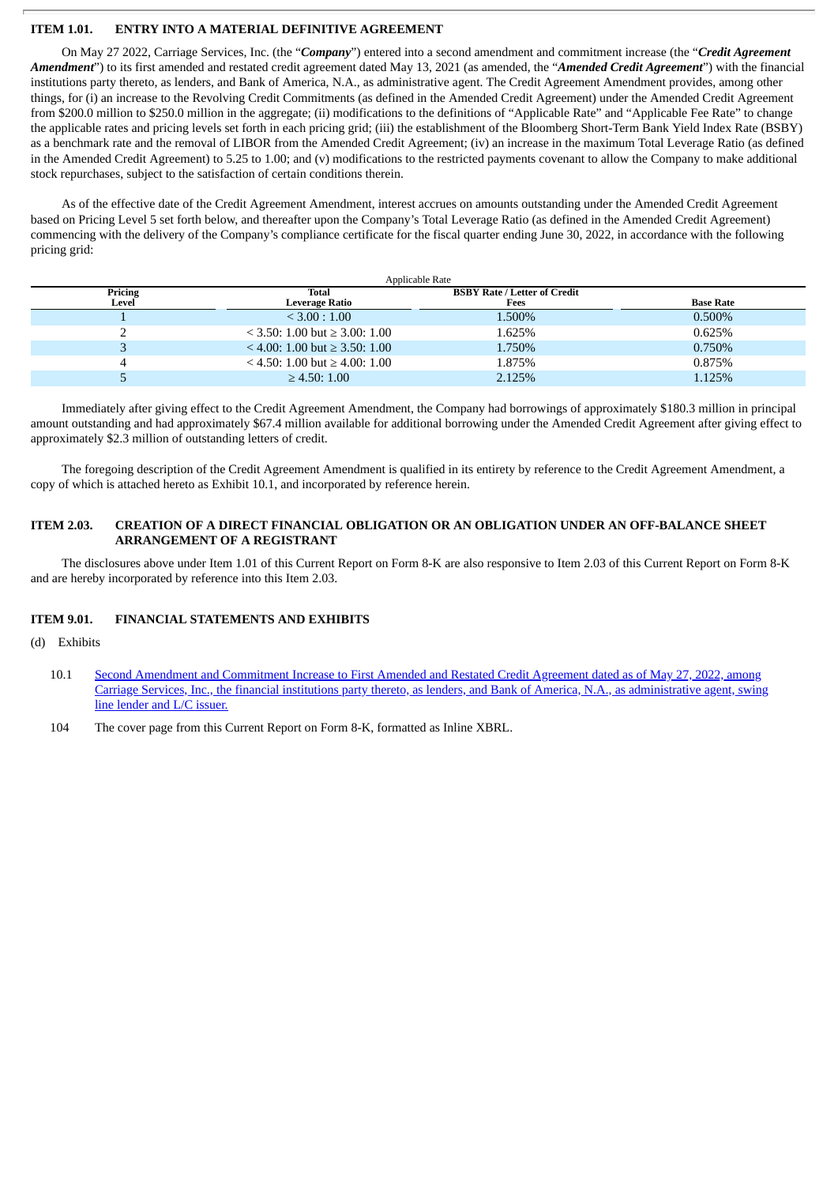### ITEM 1.01. ENTRY INTO A MATERIAL DEFINITIVE AGREEMENT

On May 27 2022, Carriage Services, Inc. (the "***Company***") entered into a second amendment and commitment increase (the "***Credit Agreement Amendment***") to its first amended and restated credit agreement dated May 13, 2021 (as amended, the "***Amended Credit Agreement***") with the financial institutions party thereto, as lenders, and Bank of America, N.A., as administrative agent. The Credit Agreement Amendment provides, among other things, for (i) an increase to the Revolving Credit Commitments (as defined in the Amended Credit Agreement) under the Amended Credit Agreement from $200.0 million to $250.0 million in the aggregate; (ii) modifications to the definitions of "Applicable Rate" and "Applicable Fee Rate" to change the applicable rates and pricing levels set forth in each pricing grid; (iii) the establishment of the Bloomberg Short-Term Bank Yield Index Rate (BSBY) as a benchmark rate and the removal of LIBOR from the Amended Credit Agreement; (iv) an increase in the maximum Total Leverage Ratio (as defined in the Amended Credit Agreement) to 5.25 to 1.00; and (v) modifications to the restricted payments covenant to allow the Company to make additional stock repurchases, subject to the satisfaction of certain conditions therein.

As of the effective date of the Credit Agreement Amendment, interest accrues on amounts outstanding under the Amended Credit Agreement based on Pricing Level 5 set forth below, and thereafter upon the Company's Total Leverage Ratio (as defined in the Amended Credit Agreement) commencing with the delivery of the Company's compliance certificate for the fiscal quarter ending June 30, 2022, in accordance with the following pricing grid:

| Applicable Rate | | | |
|---|---|---|---|
| **Pricing Level** | **Total Leverage Ratio** | **BSBY Rate / Letter of Credit Fees** | **Base Rate** |
| 1 | < 3.00 : 1.00 | 1.500% | 0.500% |
| 2 | < 3.50: 1.00 but ≥ 3.00: 1.00 | 1.625% | 0.625% |
| 3 | < 4.00: 1.00 but ≥ 3.50: 1.00 | 1.750% | 0.750% |
| 4 | < 4.50: 1.00 but ≥ 4.00: 1.00 | 1.875% | 0.875% |
| 5 | ≥ 4.50: 1.00 | 2.125% | 1.125% |

Immediately after giving effect to the Credit Agreement Amendment, the Company had borrowings of approximately $180.3 million in principal amount outstanding and had approximately $67.4 million available for additional borrowing under the Amended Credit Agreement after giving effect to approximately $2.3 million of outstanding letters of credit.

The foregoing description of the Credit Agreement Amendment is qualified in its entirety by reference to the Credit Agreement Amendment, a copy of which is attached hereto as Exhibit 10.1, and incorporated by reference herein.

### ITEM 2.03. CREATION OF A DIRECT FINANCIAL OBLIGATION OR AN OBLIGATION UNDER AN OFF-BALANCE SHEET ARRANGEMENT OF A REGISTRANT

The disclosures above under Item 1.01 of this Current Report on Form 8-K are also responsive to Item 2.03 of this Current Report on Form 8-K and are hereby incorporated by reference into this Item 2.03.

### ITEM 9.01. FINANCIAL STATEMENTS AND EXHIBITS

(d) Exhibits

- 10.1 Second Amendment and Commitment Increase to First Amended and Restated Credit Agreement dated as of May 27, 2022, among Carriage Services, Inc., the financial institutions party thereto, as lenders, and Bank of America, N.A., as administrative agent, swing line lender and L/C issuer.
- 104 The cover page from this Current Report on Form 8-K, formatted as Inline XBRL.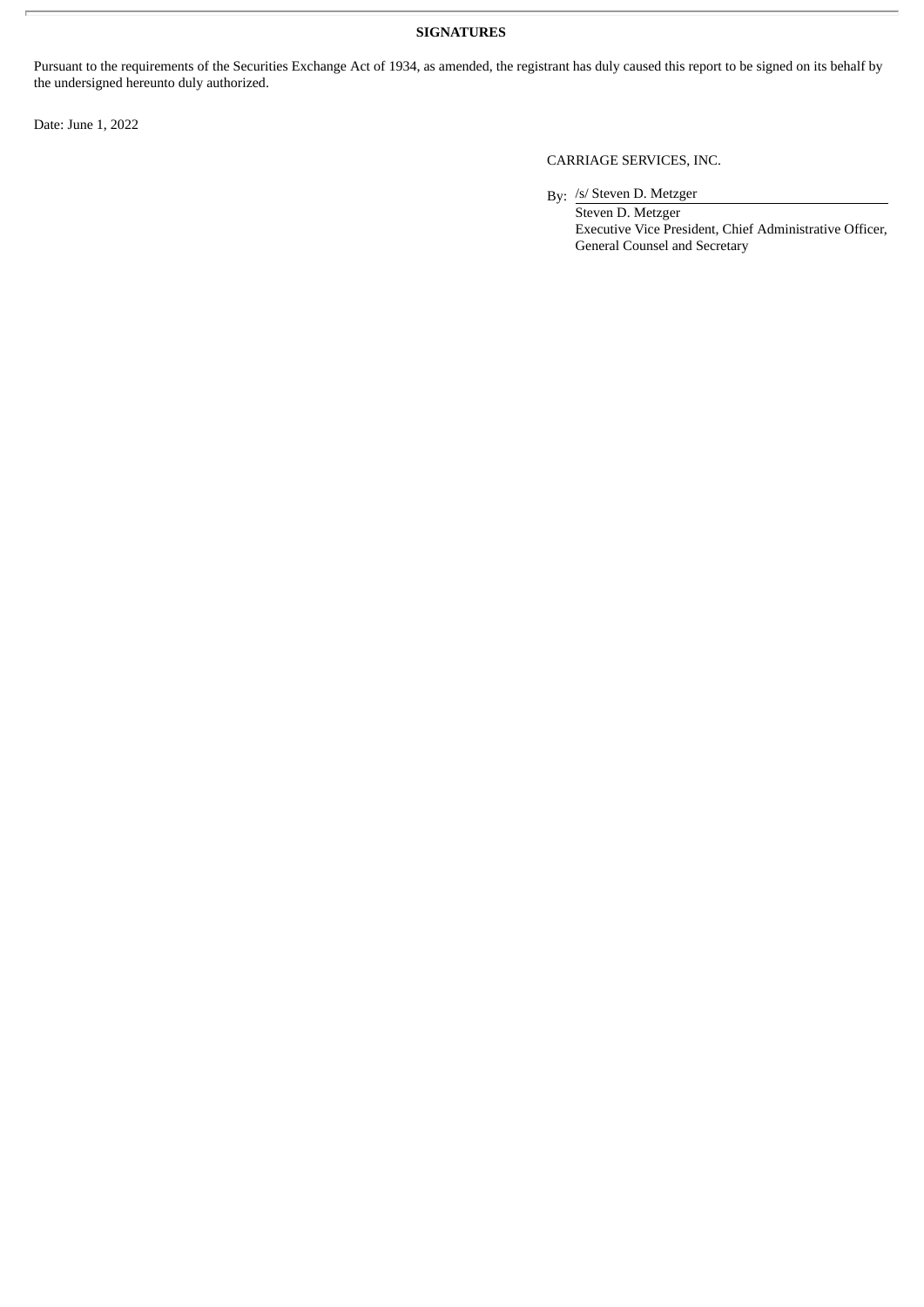**SIGNATURES**

Pursuant to the requirements of the Securities Exchange Act of 1934, as amended, the registrant has duly caused this report to be signed on its behalf by the undersigned hereunto duly authorized.

Date: June 1, 2022

CARRIAGE SERVICES, INC.

By: /s/ Steven D. Metzger

Steven D. Metzger
Executive Vice President, Chief Administrative Officer, General Counsel and Secretary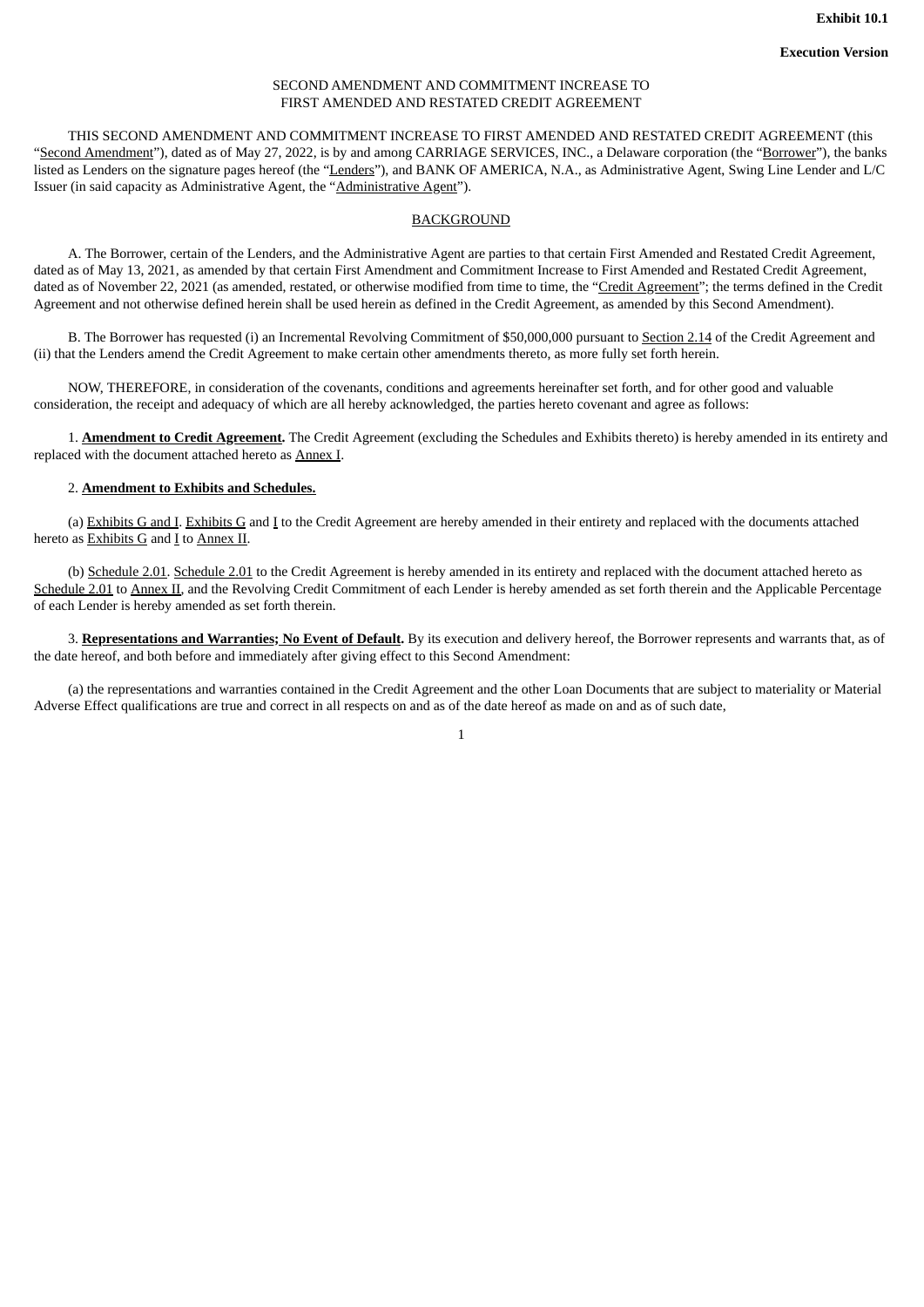**Exhibit 10.1**

**Execution Version**

SECOND AMENDMENT AND COMMITMENT INCREASE TO
FIRST AMENDED AND RESTATED CREDIT AGREEMENT

THIS SECOND AMENDMENT AND COMMITMENT INCREASE TO FIRST AMENDED AND RESTATED CREDIT AGREEMENT (this "Second Amendment"), dated as of May 27, 2022, is by and among CARRIAGE SERVICES, INC., a Delaware corporation (the "Borrower"), the banks listed as Lenders on the signature pages hereof (the "Lenders"), and BANK OF AMERICA, N.A., as Administrative Agent, Swing Line Lender and L/C Issuer (in said capacity as Administrative Agent, the "Administrative Agent").

BACKGROUND

A. The Borrower, certain of the Lenders, and the Administrative Agent are parties to that certain First Amended and Restated Credit Agreement, dated as of May 13, 2021, as amended by that certain First Amendment and Commitment Increase to First Amended and Restated Credit Agreement, dated as of November 22, 2021 (as amended, restated, or otherwise modified from time to time, the "Credit Agreement"; the terms defined in the Credit Agreement and not otherwise defined herein shall be used herein as defined in the Credit Agreement, as amended by this Second Amendment).

B. The Borrower has requested (i) an Incremental Revolving Commitment of $50,000,000 pursuant to Section 2.14 of the Credit Agreement and (ii) that the Lenders amend the Credit Agreement to make certain other amendments thereto, as more fully set forth herein.

NOW, THEREFORE, in consideration of the covenants, conditions and agreements hereinafter set forth, and for other good and valuable consideration, the receipt and adequacy of which are all hereby acknowledged, the parties hereto covenant and agree as follows:

1. **Amendment to Credit Agreement.** The Credit Agreement (excluding the Schedules and Exhibits thereto) is hereby amended in its entirety and replaced with the document attached hereto as Annex I.

2. **Amendment to Exhibits and Schedules.**

(a) Exhibits G and I. Exhibits G and I to the Credit Agreement are hereby amended in their entirety and replaced with the documents attached hereto as Exhibits G and I to Annex II.

(b) Schedule 2.01. Schedule 2.01 to the Credit Agreement is hereby amended in its entirety and replaced with the document attached hereto as Schedule 2.01 to Annex II, and the Revolving Credit Commitment of each Lender is hereby amended as set forth therein and the Applicable Percentage of each Lender is hereby amended as set forth therein.

3. **Representations and Warranties; No Event of Default.** By its execution and delivery hereof, the Borrower represents and warrants that, as of the date hereof, and both before and immediately after giving effect to this Second Amendment:

(a) the representations and warranties contained in the Credit Agreement and the other Loan Documents that are subject to materiality or Material Adverse Effect qualifications are true and correct in all respects on and as of the date hereof as made on and as of such date,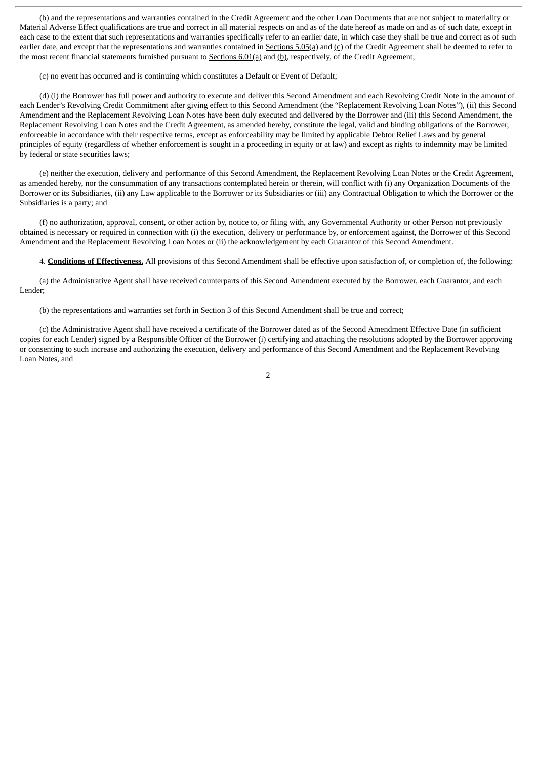(b) and the representations and warranties contained in the Credit Agreement and the other Loan Documents that are not subject to materiality or Material Adverse Effect qualifications are true and correct in all material respects on and as of the date hereof as made on and as of such date, except in each case to the extent that such representations and warranties specifically refer to an earlier date, in which case they shall be true and correct as of such earlier date, and except that the representations and warranties contained in Sections 5.05(a) and (c) of the Credit Agreement shall be deemed to refer to the most recent financial statements furnished pursuant to Sections 6.01(a) and (b), respectively, of the Credit Agreement;

(c) no event has occurred and is continuing which constitutes a Default or Event of Default;

(d) (i) the Borrower has full power and authority to execute and deliver this Second Amendment and each Revolving Credit Note in the amount of each Lender's Revolving Credit Commitment after giving effect to this Second Amendment (the "Replacement Revolving Loan Notes"), (ii) this Second Amendment and the Replacement Revolving Loan Notes have been duly executed and delivered by the Borrower and (iii) this Second Amendment, the Replacement Revolving Loan Notes and the Credit Agreement, as amended hereby, constitute the legal, valid and binding obligations of the Borrower, enforceable in accordance with their respective terms, except as enforceability may be limited by applicable Debtor Relief Laws and by general principles of equity (regardless of whether enforcement is sought in a proceeding in equity or at law) and except as rights to indemnity may be limited by federal or state securities laws;

(e) neither the execution, delivery and performance of this Second Amendment, the Replacement Revolving Loan Notes or the Credit Agreement, as amended hereby, nor the consummation of any transactions contemplated herein or therein, will conflict with (i) any Organization Documents of the Borrower or its Subsidiaries, (ii) any Law applicable to the Borrower or its Subsidiaries or (iii) any Contractual Obligation to which the Borrower or the Subsidiaries is a party; and

(f) no authorization, approval, consent, or other action by, notice to, or filing with, any Governmental Authority or other Person not previously obtained is necessary or required in connection with (i) the execution, delivery or performance by, or enforcement against, the Borrower of this Second Amendment and the Replacement Revolving Loan Notes or (ii) the acknowledgement by each Guarantor of this Second Amendment.

4. **Conditions of Effectiveness.** All provisions of this Second Amendment shall be effective upon satisfaction of, or completion of, the following:

(a) the Administrative Agent shall have received counterparts of this Second Amendment executed by the Borrower, each Guarantor, and each Lender;

(b) the representations and warranties set forth in Section 3 of this Second Amendment shall be true and correct;

(c) the Administrative Agent shall have received a certificate of the Borrower dated as of the Second Amendment Effective Date (in sufficient copies for each Lender) signed by a Responsible Officer of the Borrower (i) certifying and attaching the resolutions adopted by the Borrower approving or consenting to such increase and authorizing the execution, delivery and performance of this Second Amendment and the Replacement Revolving Loan Notes, and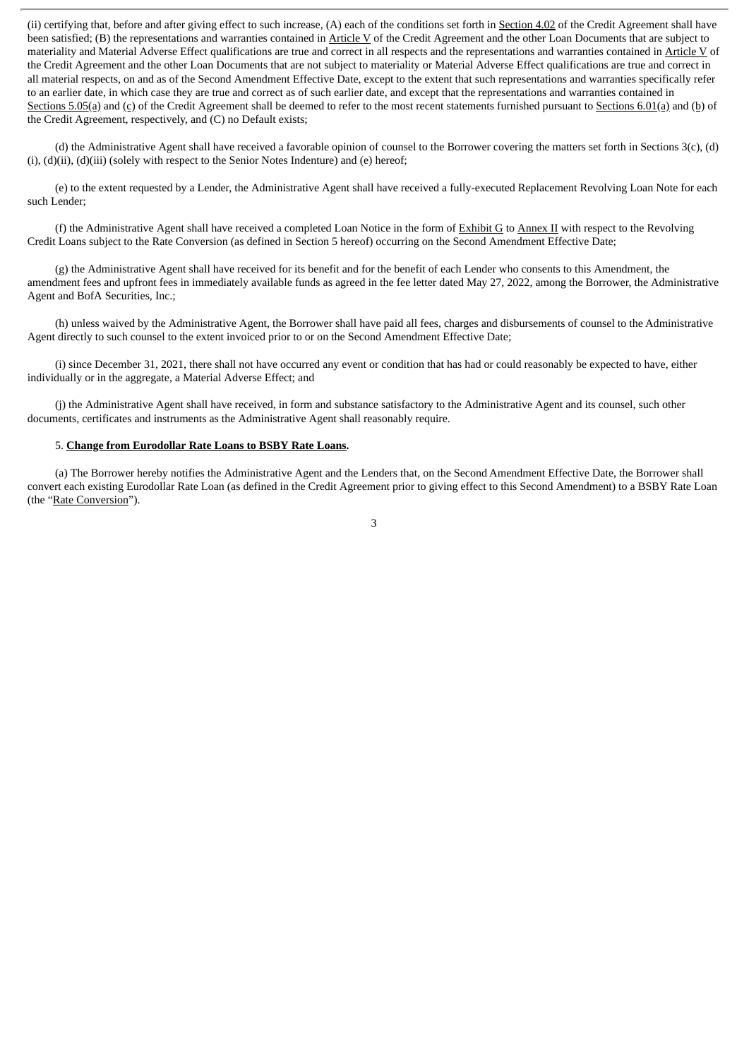(ii) certifying that, before and after giving effect to such increase, (A) each of the conditions set forth in Section 4.02 of the Credit Agreement shall have been satisfied; (B) the representations and warranties contained in Article V of the Credit Agreement and the other Loan Documents that are subject to materiality and Material Adverse Effect qualifications are true and correct in all respects and the representations and warranties contained in Article V of the Credit Agreement and the other Loan Documents that are not subject to materiality or Material Adverse Effect qualifications are true and correct in all material respects, on and as of the Second Amendment Effective Date, except to the extent that such representations and warranties specifically refer to an earlier date, in which case they are true and correct as of such earlier date, and except that the representations and warranties contained in Sections 5.05(a) and (c) of the Credit Agreement shall be deemed to refer to the most recent statements furnished pursuant to Sections 6.01(a) and (b) of the Credit Agreement, respectively, and (C) no Default exists;

(d) the Administrative Agent shall have received a favorable opinion of counsel to the Borrower covering the matters set forth in Sections 3(c), (d)(i), (d)(ii), (d)(iii) (solely with respect to the Senior Notes Indenture) and (e) hereof;

(e) to the extent requested by a Lender, the Administrative Agent shall have received a fully-executed Replacement Revolving Loan Note for each such Lender;

(f) the Administrative Agent shall have received a completed Loan Notice in the form of Exhibit G to Annex II with respect to the Revolving Credit Loans subject to the Rate Conversion (as defined in Section 5 hereof) occurring on the Second Amendment Effective Date;

(g) the Administrative Agent shall have received for its benefit and for the benefit of each Lender who consents to this Amendment, the amendment fees and upfront fees in immediately available funds as agreed in the fee letter dated May 27, 2022, among the Borrower, the Administrative Agent and BofA Securities, Inc.;

(h) unless waived by the Administrative Agent, the Borrower shall have paid all fees, charges and disbursements of counsel to the Administrative Agent directly to such counsel to the extent invoiced prior to or on the Second Amendment Effective Date;

(i) since December 31, 2021, there shall not have occurred any event or condition that has had or could reasonably be expected to have, either individually or in the aggregate, a Material Adverse Effect; and

(j) the Administrative Agent shall have received, in form and substance satisfactory to the Administrative Agent and its counsel, such other documents, certificates and instruments as the Administrative Agent shall reasonably require.

5. **Change from Eurodollar Rate Loans to BSBY Rate Loans.**

(a) The Borrower hereby notifies the Administrative Agent and the Lenders that, on the Second Amendment Effective Date, the Borrower shall convert each existing Eurodollar Rate Loan (as defined in the Credit Agreement prior to giving effect to this Second Amendment) to a BSBY Rate Loan (the "Rate Conversion").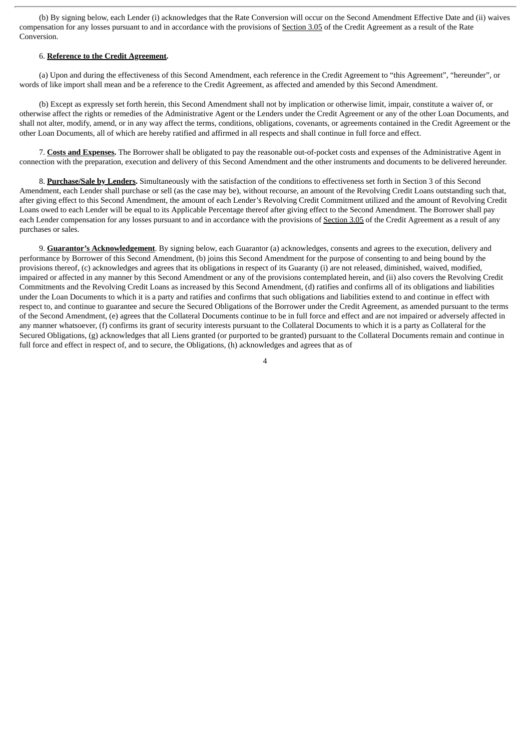(b) By signing below, each Lender (i) acknowledges that the Rate Conversion will occur on the Second Amendment Effective Date and (ii) waives compensation for any losses pursuant to and in accordance with the provisions of Section 3.05 of the Credit Agreement as a result of the Rate Conversion.

6. **Reference to the Credit Agreement.**

(a) Upon and during the effectiveness of this Second Amendment, each reference in the Credit Agreement to "this Agreement", "hereunder", or words of like import shall mean and be a reference to the Credit Agreement, as affected and amended by this Second Amendment.

(b) Except as expressly set forth herein, this Second Amendment shall not by implication or otherwise limit, impair, constitute a waiver of, or otherwise affect the rights or remedies of the Administrative Agent or the Lenders under the Credit Agreement or any of the other Loan Documents, and shall not alter, modify, amend, or in any way affect the terms, conditions, obligations, covenants, or agreements contained in the Credit Agreement or the other Loan Documents, all of which are hereby ratified and affirmed in all respects and shall continue in full force and effect.

7. **Costs and Expenses.** The Borrower shall be obligated to pay the reasonable out-of-pocket costs and expenses of the Administrative Agent in connection with the preparation, execution and delivery of this Second Amendment and the other instruments and documents to be delivered hereunder.

8. **Purchase/Sale by Lenders.** Simultaneously with the satisfaction of the conditions to effectiveness set forth in Section 3 of this Second Amendment, each Lender shall purchase or sell (as the case may be), without recourse, an amount of the Revolving Credit Loans outstanding such that, after giving effect to this Second Amendment, the amount of each Lender's Revolving Credit Commitment utilized and the amount of Revolving Credit Loans owed to each Lender will be equal to its Applicable Percentage thereof after giving effect to the Second Amendment. The Borrower shall pay each Lender compensation for any losses pursuant to and in accordance with the provisions of Section 3.05 of the Credit Agreement as a result of any purchases or sales.

9. **Guarantor's Acknowledgement**. By signing below, each Guarantor (a) acknowledges, consents and agrees to the execution, delivery and performance by Borrower of this Second Amendment, (b) joins this Second Amendment for the purpose of consenting to and being bound by the provisions thereof, (c) acknowledges and agrees that its obligations in respect of its Guaranty (i) are not released, diminished, waived, modified, impaired or affected in any manner by this Second Amendment or any of the provisions contemplated herein, and (ii) also covers the Revolving Credit Commitments and the Revolving Credit Loans as increased by this Second Amendment, (d) ratifies and confirms all of its obligations and liabilities under the Loan Documents to which it is a party and ratifies and confirms that such obligations and liabilities extend to and continue in effect with respect to, and continue to guarantee and secure the Secured Obligations of the Borrower under the Credit Agreement, as amended pursuant to the terms of the Second Amendment, (e) agrees that the Collateral Documents continue to be in full force and effect and are not impaired or adversely affected in any manner whatsoever, (f) confirms its grant of security interests pursuant to the Collateral Documents to which it is a party as Collateral for the Secured Obligations, (g) acknowledges that all Liens granted (or purported to be granted) pursuant to the Collateral Documents remain and continue in full force and effect in respect of, and to secure, the Obligations, (h) acknowledges and agrees that as of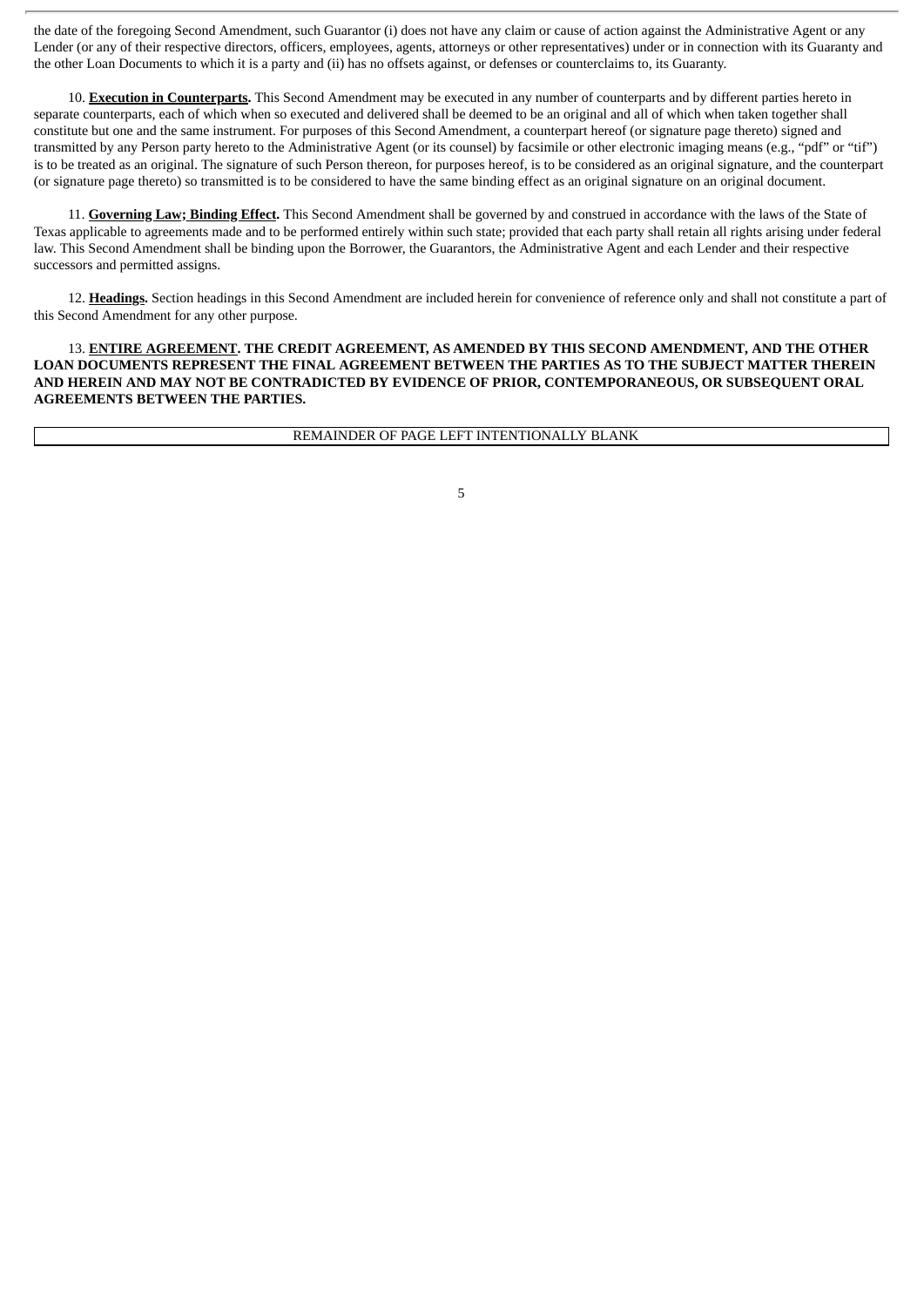the date of the foregoing Second Amendment, such Guarantor (i) does not have any claim or cause of action against the Administrative Agent or any Lender (or any of their respective directors, officers, employees, agents, attorneys or other representatives) under or in connection with its Guaranty and the other Loan Documents to which it is a party and (ii) has no offsets against, or defenses or counterclaims to, its Guaranty.

10. **Execution in Counterparts.** This Second Amendment may be executed in any number of counterparts and by different parties hereto in separate counterparts, each of which when so executed and delivered shall be deemed to be an original and all of which when taken together shall constitute but one and the same instrument. For purposes of this Second Amendment, a counterpart hereof (or signature page thereto) signed and transmitted by any Person party hereto to the Administrative Agent (or its counsel) by facsimile or other electronic imaging means (e.g., "pdf" or "tif") is to be treated as an original. The signature of such Person thereon, for purposes hereof, is to be considered as an original signature, and the counterpart (or signature page thereto) so transmitted is to be considered to have the same binding effect as an original signature on an original document.

11. **Governing Law; Binding Effect.** This Second Amendment shall be governed by and construed in accordance with the laws of the State of Texas applicable to agreements made and to be performed entirely within such state; provided that each party shall retain all rights arising under federal law. This Second Amendment shall be binding upon the Borrower, the Guarantors, the Administrative Agent and each Lender and their respective successors and permitted assigns.

12. **Headings.** Section headings in this Second Amendment are included herein for convenience of reference only and shall not constitute a part of this Second Amendment for any other purpose.

13. **ENTIRE AGREEMENT. THE CREDIT AGREEMENT, AS AMENDED BY THIS SECOND AMENDMENT, AND THE OTHER LOAN DOCUMENTS REPRESENT THE FINAL AGREEMENT BETWEEN THE PARTIES AS TO THE SUBJECT MATTER THEREIN AND HEREIN AND MAY NOT BE CONTRADICTED BY EVIDENCE OF PRIOR, CONTEMPORANEOUS, OR SUBSEQUENT ORAL AGREEMENTS BETWEEN THE PARTIES.**

REMAINDER OF PAGE LEFT INTENTIONALLY BLANK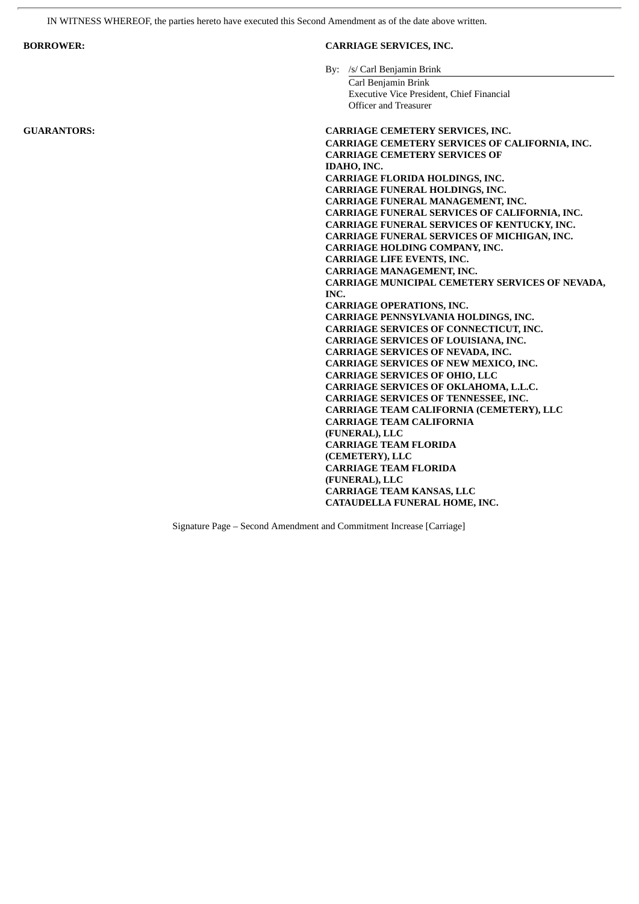IN WITNESS WHEREOF, the parties hereto have executed this Second Amendment as of the date above written.

**BORROWER:** **CARRIAGE SERVICES, INC.**

By: /s/ Carl Benjamin Brink
Carl Benjamin Brink
Executive Vice President, Chief Financial Officer and Treasurer

**GUARANTORS:**

**CARRIAGE CEMETERY SERVICES, INC.**
**CARRIAGE CEMETERY SERVICES OF CALIFORNIA, INC.**
**CARRIAGE CEMETERY SERVICES OF IDAHO, INC.**
**CARRIAGE FLORIDA HOLDINGS, INC.**
**CARRIAGE FUNERAL HOLDINGS, INC.**
**CARRIAGE FUNERAL MANAGEMENT, INC.**
**CARRIAGE FUNERAL SERVICES OF CALIFORNIA, INC.**
**CARRIAGE FUNERAL SERVICES OF KENTUCKY, INC.**
**CARRIAGE FUNERAL SERVICES OF MICHIGAN, INC.**
**CARRIAGE HOLDING COMPANY, INC.**
**CARRIAGE LIFE EVENTS, INC.**
**CARRIAGE MANAGEMENT, INC.**
**CARRIAGE MUNICIPAL CEMETERY SERVICES OF NEVADA, INC.**
**CARRIAGE OPERATIONS, INC.**
**CARRIAGE PENNSYLVANIA HOLDINGS, INC.**
**CARRIAGE SERVICES OF CONNECTICUT, INC.**
**CARRIAGE SERVICES OF LOUISIANA, INC.**
**CARRIAGE SERVICES OF NEVADA, INC.**
**CARRIAGE SERVICES OF NEW MEXICO, INC.**
**CARRIAGE SERVICES OF OHIO, LLC**
**CARRIAGE SERVICES OF OKLAHOMA, L.L.C.**
**CARRIAGE SERVICES OF TENNESSEE, INC.**
**CARRIAGE TEAM CALIFORNIA (CEMETERY), LLC**
**CARRIAGE TEAM CALIFORNIA (FUNERAL), LLC**
**CARRIAGE TEAM FLORIDA (CEMETERY), LLC**
**CARRIAGE TEAM FLORIDA (FUNERAL), LLC**
**CARRIAGE TEAM KANSAS, LLC**
**CATAUDELLA FUNERAL HOME, INC.**

Signature Page – Second Amendment and Commitment Increase [Carriage]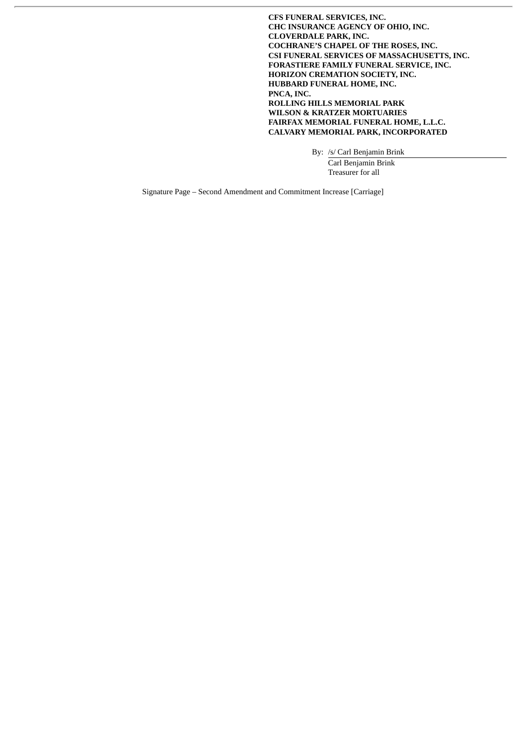**CFS FUNERAL SERVICES, INC.**
**CHC INSURANCE AGENCY OF OHIO, INC.**
**CLOVERDALE PARK, INC.**
**COCHRANE'S CHAPEL OF THE ROSES, INC.**
**CSI FUNERAL SERVICES OF MASSACHUSETTS, INC.**
**FORASTIERE FAMILY FUNERAL SERVICE, INC.**
**HORIZON CREMATION SOCIETY, INC.**
**HUBBARD FUNERAL HOME, INC.**
**PNCA, INC.**
**ROLLING HILLS MEMORIAL PARK**
**WILSON & KRATZER MORTUARIES**
**FAIRFAX MEMORIAL FUNERAL HOME, L.L.C.**
**CALVARY MEMORIAL PARK, INCORPORATED**

By: /s/ Carl Benjamin Brink
Carl Benjamin Brink
Treasurer for all

Signature Page – Second Amendment and Commitment Increase [Carriage]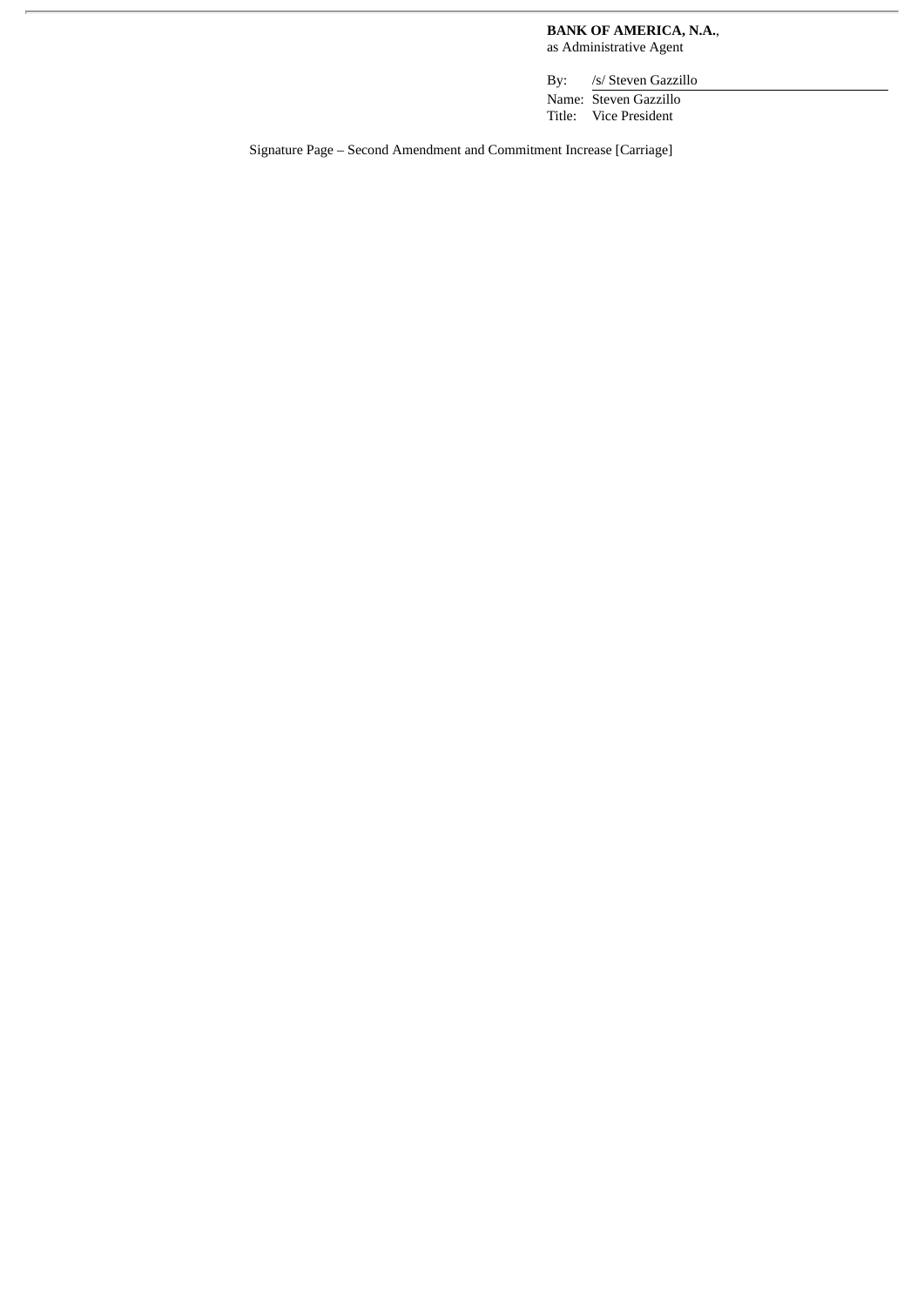**BANK OF AMERICA, N.A.**,
as Administrative Agent

By: /s/ Steven Gazzillo
Name: Steven Gazzillo
Title: Vice President

Signature Page – Second Amendment and Commitment Increase [Carriage]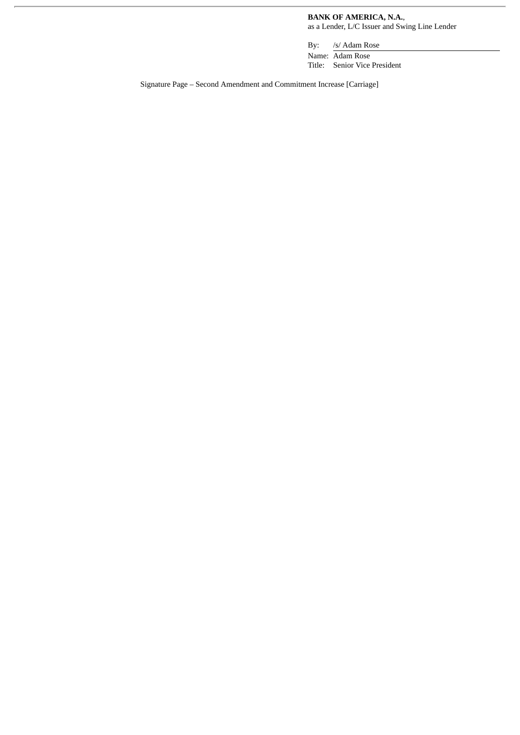**BANK OF AMERICA, N.A.**,
as a Lender, L/C Issuer and Swing Line Lender

By: /s/ Adam Rose
Name: Adam Rose
Title: Senior Vice President

Signature Page – Second Amendment and Commitment Increase [Carriage]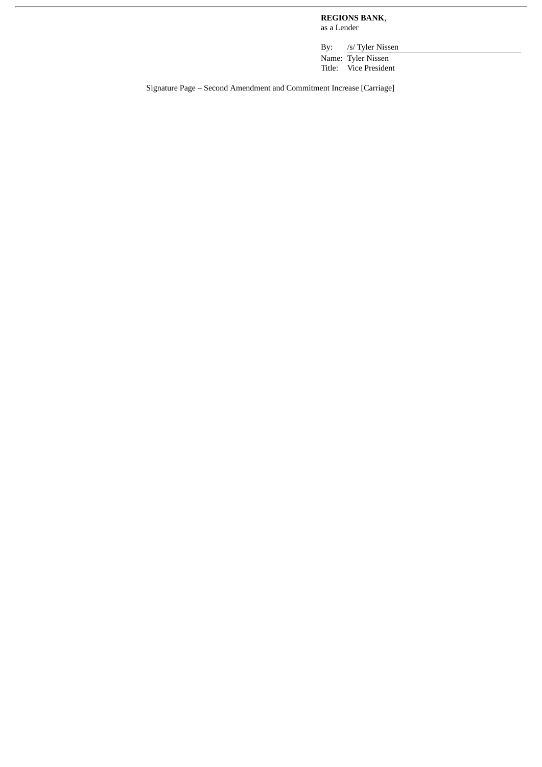**REGIONS BANK**,
as a Lender

By: /s/ Tyler Nissen
Name: Tyler Nissen
Title: Vice President

Signature Page – Second Amendment and Commitment Increase [Carriage]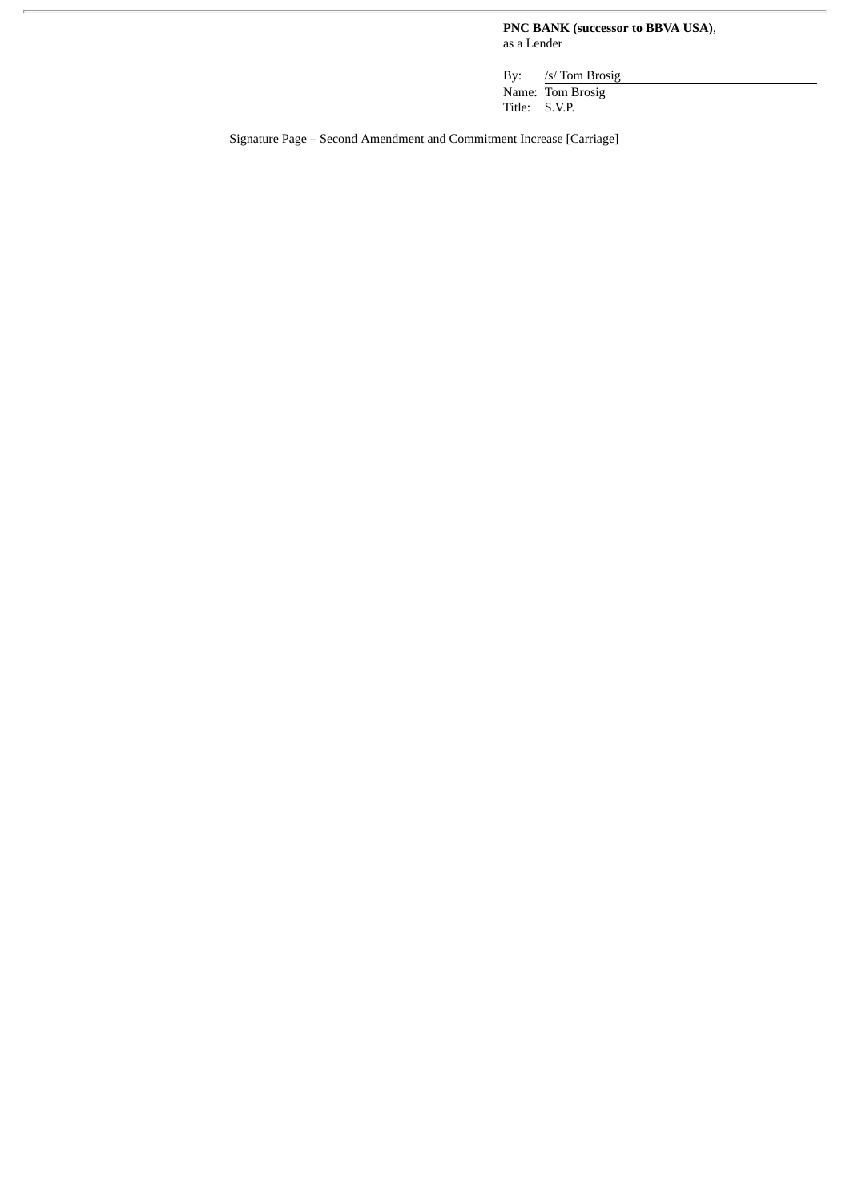**PNC BANK (successor to BBVA USA)**,
as a Lender

By: /s/ Tom Brosig
Name: Tom Brosig
Title: S.V.P.

Signature Page – Second Amendment and Commitment Increase [Carriage]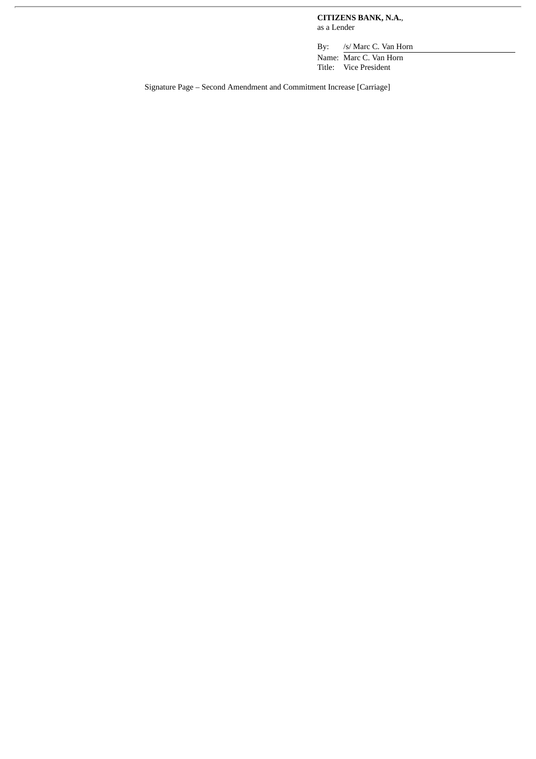**CITIZENS BANK, N.A.**,
as a Lender

By: /s/ Marc C. Van Horn
Name: Marc C. Van Horn
Title: Vice President

Signature Page – Second Amendment and Commitment Increase [Carriage]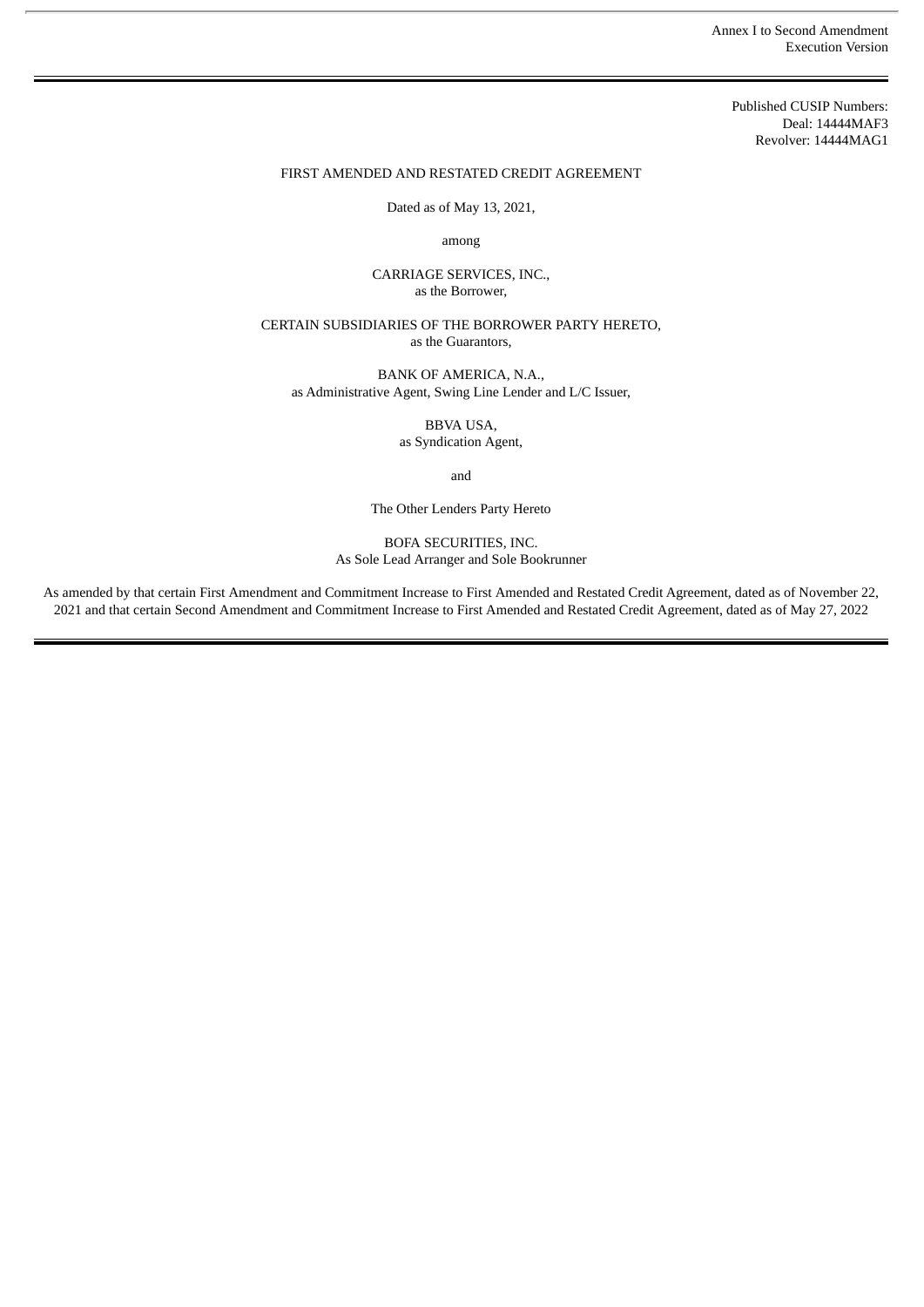Annex I to Second Amendment
Execution Version

---

Published CUSIP Numbers:
Deal: 14444MAF3
Revolver: 14444MAG1

FIRST AMENDED AND RESTATED CREDIT AGREEMENT

Dated as of May 13, 2021,

among

CARRIAGE SERVICES, INC.,
as the Borrower,

CERTAIN SUBSIDIARIES OF THE BORROWER PARTY HERETO,
as the Guarantors,

BANK OF AMERICA, N.A.,
as Administrative Agent, Swing Line Lender and L/C Issuer,

BBVA USA,
as Syndication Agent,

and

The Other Lenders Party Hereto

BOFA SECURITIES, INC.
As Sole Lead Arranger and Sole Bookrunner

As amended by that certain First Amendment and Commitment Increase to First Amended and Restated Credit Agreement, dated as of November 22, 2021 and that certain Second Amendment and Commitment Increase to First Amended and Restated Credit Agreement, dated as of May 27, 2022

---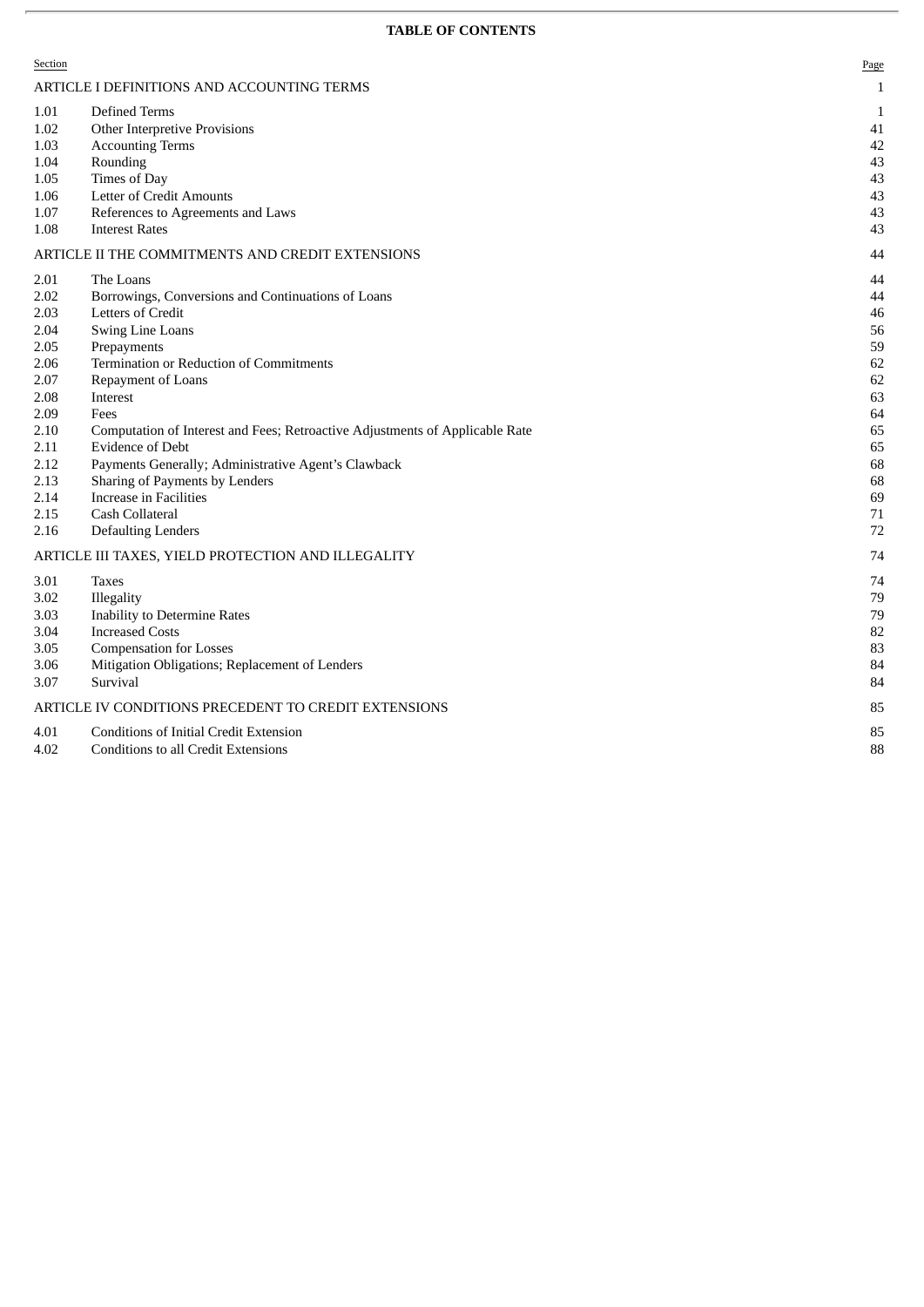**TABLE OF CONTENTS**

| Section | | Page |
|---|---|---|
| ARTICLE I DEFINITIONS AND ACCOUNTING TERMS | | 1 |
| 1.01 | Defined Terms | 1 |
| 1.02 | Other Interpretive Provisions | 41 |
| 1.03 | Accounting Terms | 42 |
| 1.04 | Rounding | 43 |
| 1.05 | Times of Day | 43 |
| 1.06 | Letter of Credit Amounts | 43 |
| 1.07 | References to Agreements and Laws | 43 |
| 1.08 | Interest Rates | 43 |
| ARTICLE II THE COMMITMENTS AND CREDIT EXTENSIONS | | 44 |
| 2.01 | The Loans | 44 |
| 2.02 | Borrowings, Conversions and Continuations of Loans | 44 |
| 2.03 | Letters of Credit | 46 |
| 2.04 | Swing Line Loans | 56 |
| 2.05 | Prepayments | 59 |
| 2.06 | Termination or Reduction of Commitments | 62 |
| 2.07 | Repayment of Loans | 62 |
| 2.08 | Interest | 63 |
| 2.09 | Fees | 64 |
| 2.10 | Computation of Interest and Fees; Retroactive Adjustments of Applicable Rate | 65 |
| 2.11 | Evidence of Debt | 65 |
| 2.12 | Payments Generally; Administrative Agent's Clawback | 68 |
| 2.13 | Sharing of Payments by Lenders | 68 |
| 2.14 | Increase in Facilities | 69 |
| 2.15 | Cash Collateral | 71 |
| 2.16 | Defaulting Lenders | 72 |
| ARTICLE III TAXES, YIELD PROTECTION AND ILLEGALITY | | 74 |
| 3.01 | Taxes | 74 |
| 3.02 | Illegality | 79 |
| 3.03 | Inability to Determine Rates | 79 |
| 3.04 | Increased Costs | 82 |
| 3.05 | Compensation for Losses | 83 |
| 3.06 | Mitigation Obligations; Replacement of Lenders | 84 |
| 3.07 | Survival | 84 |
| ARTICLE IV CONDITIONS PRECEDENT TO CREDIT EXTENSIONS | | 85 |
| 4.01 | Conditions of Initial Credit Extension | 85 |
| 4.02 | Conditions to all Credit Extensions | 88 |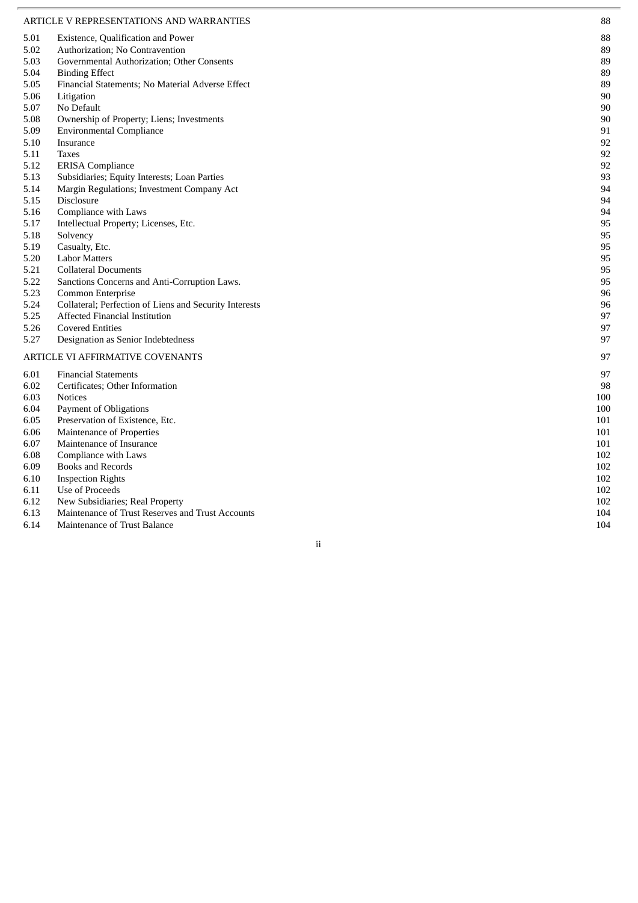| | ARTICLE V REPRESENTATIONS AND WARRANTIES | 88 |
|---|---|---|
| 5.01 | Existence, Qualification and Power | 88 |
| 5.02 | Authorization; No Contravention | 89 |
| 5.03 | Governmental Authorization; Other Consents | 89 |
| 5.04 | Binding Effect | 89 |
| 5.05 | Financial Statements; No Material Adverse Effect | 89 |
| 5.06 | Litigation | 90 |
| 5.07 | No Default | 90 |
| 5.08 | Ownership of Property; Liens; Investments | 90 |
| 5.09 | Environmental Compliance | 91 |
| 5.10 | Insurance | 92 |
| 5.11 | Taxes | 92 |
| 5.12 | ERISA Compliance | 92 |
| 5.13 | Subsidiaries; Equity Interests; Loan Parties | 93 |
| 5.14 | Margin Regulations; Investment Company Act | 94 |
| 5.15 | Disclosure | 94 |
| 5.16 | Compliance with Laws | 94 |
| 5.17 | Intellectual Property; Licenses, Etc. | 95 |
| 5.18 | Solvency | 95 |
| 5.19 | Casualty, Etc. | 95 |
| 5.20 | Labor Matters | 95 |
| 5.21 | Collateral Documents | 95 |
| 5.22 | Sanctions Concerns and Anti-Corruption Laws. | 95 |
| 5.23 | Common Enterprise | 96 |
| 5.24 | Collateral; Perfection of Liens and Security Interests | 96 |
| 5.25 | Affected Financial Institution | 97 |
| 5.26 | Covered Entities | 97 |
| 5.27 | Designation as Senior Indebtedness | 97 |
| | ARTICLE VI AFFIRMATIVE COVENANTS | 97 |
| 6.01 | Financial Statements | 97 |
| 6.02 | Certificates; Other Information | 98 |
| 6.03 | Notices | 100 |
| 6.04 | Payment of Obligations | 100 |
| 6.05 | Preservation of Existence, Etc. | 101 |
| 6.06 | Maintenance of Properties | 101 |
| 6.07 | Maintenance of Insurance | 101 |
| 6.08 | Compliance with Laws | 102 |
| 6.09 | Books and Records | 102 |
| 6.10 | Inspection Rights | 102 |
| 6.11 | Use of Proceeds | 102 |
| 6.12 | New Subsidiaries; Real Property | 102 |
| 6.13 | Maintenance of Trust Reserves and Trust Accounts | 104 |
| 6.14 | Maintenance of Trust Balance | 104 |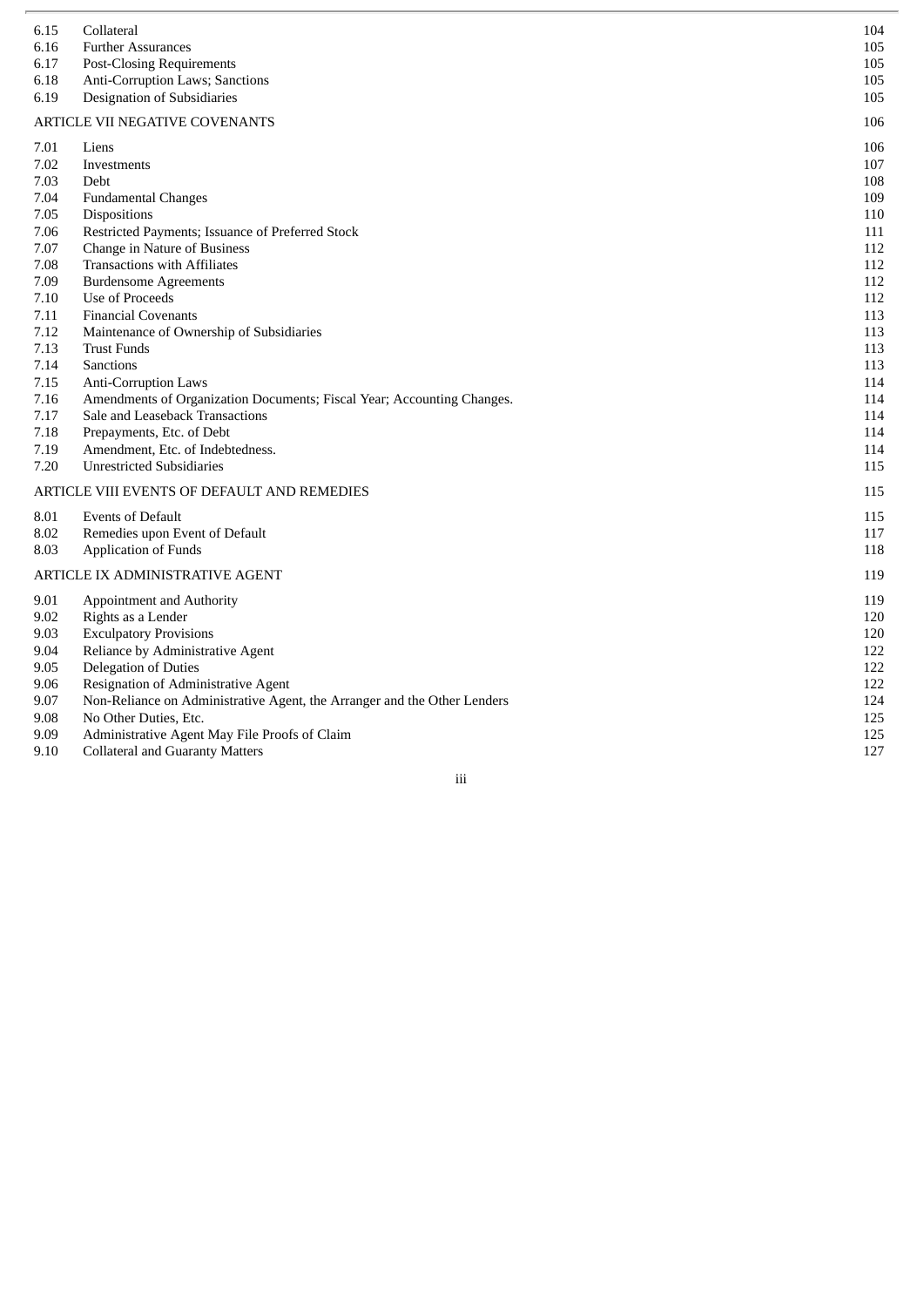| | | |
|---|---|---|
| 6.15 | Collateral | 104 |
| 6.16 | Further Assurances | 105 |
| 6.17 | Post-Closing Requirements | 105 |
| 6.18 | Anti-Corruption Laws; Sanctions | 105 |
| 6.19 | Designation of Subsidiaries | 105 |
| ARTICLE VII NEGATIVE COVENANTS | | 106 |
| 7.01 | Liens | 106 |
| 7.02 | Investments | 107 |
| 7.03 | Debt | 108 |
| 7.04 | Fundamental Changes | 109 |
| 7.05 | Dispositions | 110 |
| 7.06 | Restricted Payments; Issuance of Preferred Stock | 111 |
| 7.07 | Change in Nature of Business | 112 |
| 7.08 | Transactions with Affiliates | 112 |
| 7.09 | Burdensome Agreements | 112 |
| 7.10 | Use of Proceeds | 112 |
| 7.11 | Financial Covenants | 113 |
| 7.12 | Maintenance of Ownership of Subsidiaries | 113 |
| 7.13 | Trust Funds | 113 |
| 7.14 | Sanctions | 113 |
| 7.15 | Anti-Corruption Laws | 114 |
| 7.16 | Amendments of Organization Documents; Fiscal Year; Accounting Changes. | 114 |
| 7.17 | Sale and Leaseback Transactions | 114 |
| 7.18 | Prepayments, Etc. of Debt | 114 |
| 7.19 | Amendment, Etc. of Indebtedness. | 114 |
| 7.20 | Unrestricted Subsidiaries | 115 |
| ARTICLE VIII EVENTS OF DEFAULT AND REMEDIES | | 115 |
| 8.01 | Events of Default | 115 |
| 8.02 | Remedies upon Event of Default | 117 |
| 8.03 | Application of Funds | 118 |
| ARTICLE IX ADMINISTRATIVE AGENT | | 119 |
| 9.01 | Appointment and Authority | 119 |
| 9.02 | Rights as a Lender | 120 |
| 9.03 | Exculpatory Provisions | 120 |
| 9.04 | Reliance by Administrative Agent | 122 |
| 9.05 | Delegation of Duties | 122 |
| 9.06 | Resignation of Administrative Agent | 122 |
| 9.07 | Non-Reliance on Administrative Agent, the Arranger and the Other Lenders | 124 |
| 9.08 | No Other Duties, Etc. | 125 |
| 9.09 | Administrative Agent May File Proofs of Claim | 125 |
| 9.10 | Collateral and Guaranty Matters | 127 |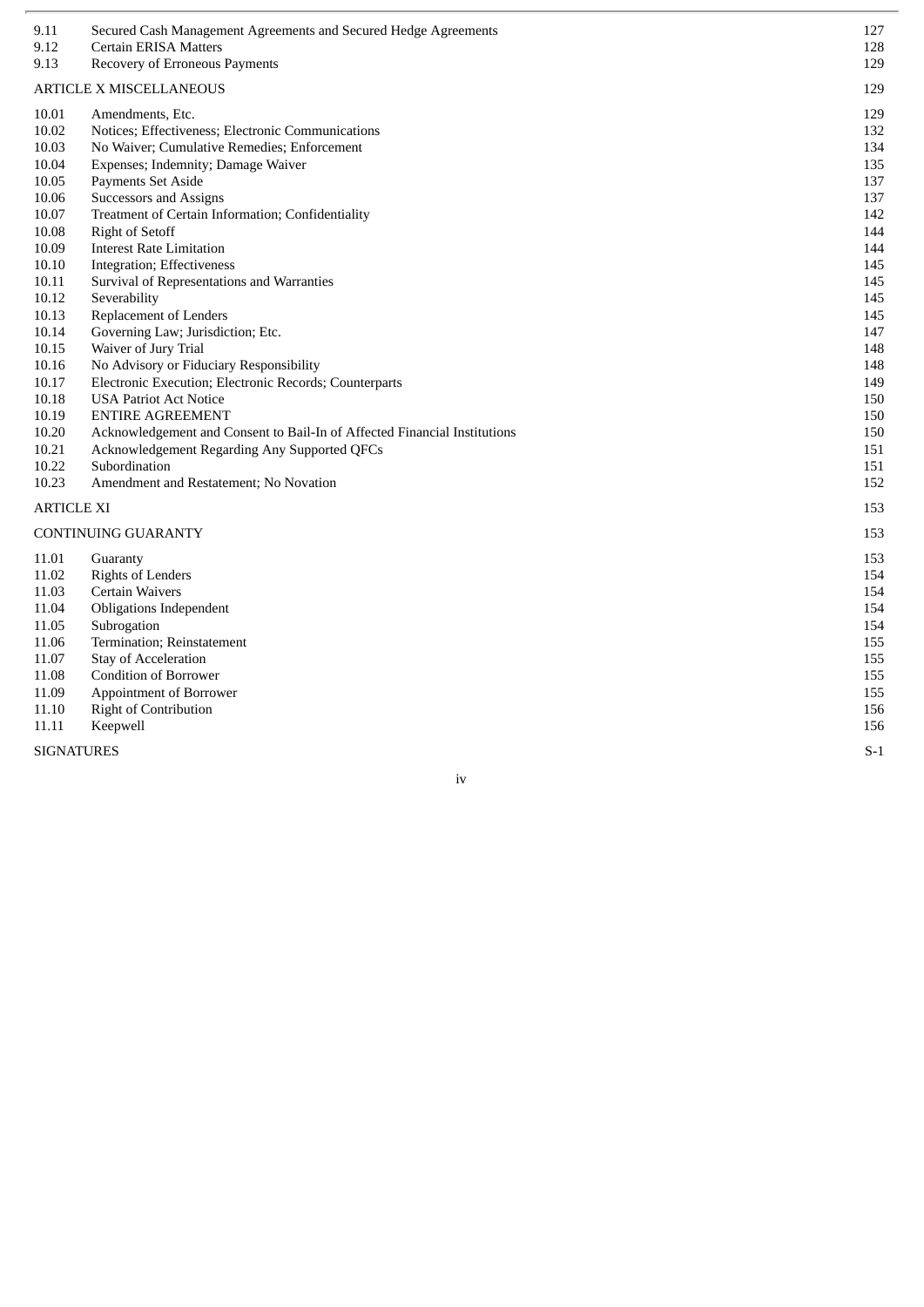| | | |
|---|---|---|
| 9.11 | Secured Cash Management Agreements and Secured Hedge Agreements | 127 |
| 9.12 | Certain ERISA Matters | 128 |
| 9.13 | Recovery of Erroneous Payments | 129 |
| ARTICLE X MISCELLANEOUS | | 129 |
| 10.01 | Amendments, Etc. | 129 |
| 10.02 | Notices; Effectiveness; Electronic Communications | 132 |
| 10.03 | No Waiver; Cumulative Remedies; Enforcement | 134 |
| 10.04 | Expenses; Indemnity; Damage Waiver | 135 |
| 10.05 | Payments Set Aside | 137 |
| 10.06 | Successors and Assigns | 137 |
| 10.07 | Treatment of Certain Information; Confidentiality | 142 |
| 10.08 | Right of Setoff | 144 |
| 10.09 | Interest Rate Limitation | 144 |
| 10.10 | Integration; Effectiveness | 145 |
| 10.11 | Survival of Representations and Warranties | 145 |
| 10.12 | Severability | 145 |
| 10.13 | Replacement of Lenders | 145 |
| 10.14 | Governing Law; Jurisdiction; Etc. | 147 |
| 10.15 | Waiver of Jury Trial | 148 |
| 10.16 | No Advisory or Fiduciary Responsibility | 148 |
| 10.17 | Electronic Execution; Electronic Records; Counterparts | 149 |
| 10.18 | USA Patriot Act Notice | 150 |
| 10.19 | ENTIRE AGREEMENT | 150 |
| 10.20 | Acknowledgement and Consent to Bail-In of Affected Financial Institutions | 150 |
| 10.21 | Acknowledgement Regarding Any Supported QFCs | 151 |
| 10.22 | Subordination | 151 |
| 10.23 | Amendment and Restatement; No Novation | 152 |
| ARTICLE XI | | 153 |
| CONTINUING GUARANTY | | 153 |
| 11.01 | Guaranty | 153 |
| 11.02 | Rights of Lenders | 154 |
| 11.03 | Certain Waivers | 154 |
| 11.04 | Obligations Independent | 154 |
| 11.05 | Subrogation | 154 |
| 11.06 | Termination; Reinstatement | 155 |
| 11.07 | Stay of Acceleration | 155 |
| 11.08 | Condition of Borrower | 155 |
| 11.09 | Appointment of Borrower | 155 |
| 11.10 | Right of Contribution | 156 |
| 11.11 | Keepwell | 156 |
| SIGNATURES | | S-1 |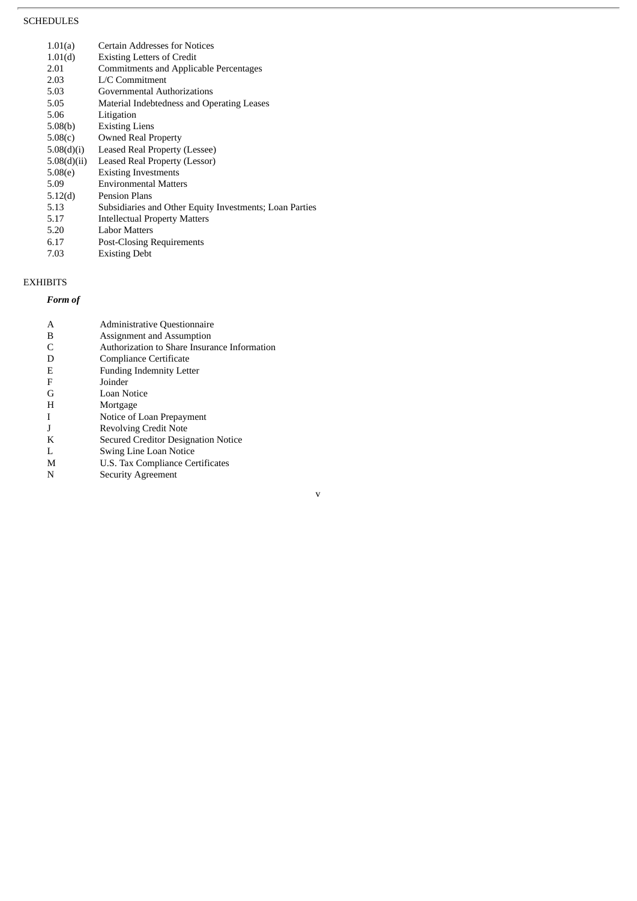SCHEDULES

| | |
|---|---|
| 1.01(a) | Certain Addresses for Notices |
| 1.01(d) | Existing Letters of Credit |
| 2.01 | Commitments and Applicable Percentages |
| 2.03 | L/C Commitment |
| 5.03 | Governmental Authorizations |
| 5.05 | Material Indebtedness and Operating Leases |
| 5.06 | Litigation |
| 5.08(b) | Existing Liens |
| 5.08(c) | Owned Real Property |
| 5.08(d)(i) | Leased Real Property (Lessee) |
| 5.08(d)(ii) | Leased Real Property (Lessor) |
| 5.08(e) | Existing Investments |
| 5.09 | Environmental Matters |
| 5.12(d) | Pension Plans |
| 5.13 | Subsidiaries and Other Equity Investments; Loan Parties |
| 5.17 | Intellectual Property Matters |
| 5.20 | Labor Matters |
| 6.17 | Post-Closing Requirements |
| 7.03 | Existing Debt |

EXHIBITS

***Form of***

| | |
|---|---|
| A | Administrative Questionnaire |
| B | Assignment and Assumption |
| C | Authorization to Share Insurance Information |
| D | Compliance Certificate |
| E | Funding Indemnity Letter |
| F | Joinder |
| G | Loan Notice |
| H | Mortgage |
| I | Notice of Loan Prepayment |
| J | Revolving Credit Note |
| K | Secured Creditor Designation Notice |
| L | Swing Line Loan Notice |
| M | U.S. Tax Compliance Certificates |
| N | Security Agreement |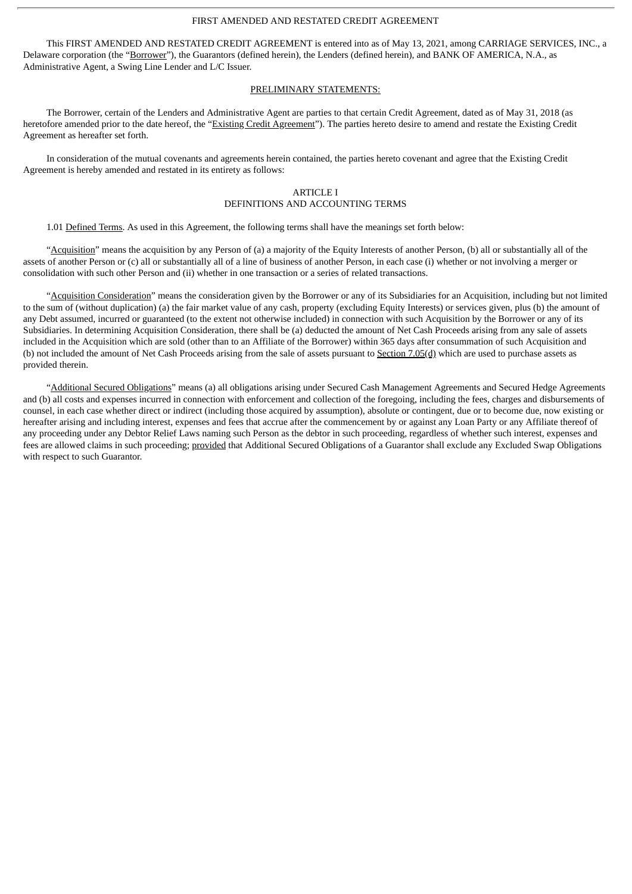FIRST AMENDED AND RESTATED CREDIT AGREEMENT

This FIRST AMENDED AND RESTATED CREDIT AGREEMENT is entered into as of May 13, 2021, among CARRIAGE SERVICES, INC., a Delaware corporation (the "Borrower"), the Guarantors (defined herein), the Lenders (defined herein), and BANK OF AMERICA, N.A., as Administrative Agent, a Swing Line Lender and L/C Issuer.

PRELIMINARY STATEMENTS:

The Borrower, certain of the Lenders and Administrative Agent are parties to that certain Credit Agreement, dated as of May 31, 2018 (as heretofore amended prior to the date hereof, the "Existing Credit Agreement"). The parties hereto desire to amend and restate the Existing Credit Agreement as hereafter set forth.

In consideration of the mutual covenants and agreements herein contained, the parties hereto covenant and agree that the Existing Credit Agreement is hereby amended and restated in its entirety as follows:

ARTICLE I
DEFINITIONS AND ACCOUNTING TERMS

1.01 Defined Terms. As used in this Agreement, the following terms shall have the meanings set forth below:

"Acquisition" means the acquisition by any Person of (a) a majority of the Equity Interests of another Person, (b) all or substantially all of the assets of another Person or (c) all or substantially all of a line of business of another Person, in each case (i) whether or not involving a merger or consolidation with such other Person and (ii) whether in one transaction or a series of related transactions.

"Acquisition Consideration" means the consideration given by the Borrower or any of its Subsidiaries for an Acquisition, including but not limited to the sum of (without duplication) (a) the fair market value of any cash, property (excluding Equity Interests) or services given, plus (b) the amount of any Debt assumed, incurred or guaranteed (to the extent not otherwise included) in connection with such Acquisition by the Borrower or any of its Subsidiaries. In determining Acquisition Consideration, there shall be (a) deducted the amount of Net Cash Proceeds arising from any sale of assets included in the Acquisition which are sold (other than to an Affiliate of the Borrower) within 365 days after consummation of such Acquisition and (b) not included the amount of Net Cash Proceeds arising from the sale of assets pursuant to Section 7.05(d) which are used to purchase assets as provided therein.

"Additional Secured Obligations" means (a) all obligations arising under Secured Cash Management Agreements and Secured Hedge Agreements and (b) all costs and expenses incurred in connection with enforcement and collection of the foregoing, including the fees, charges and disbursements of counsel, in each case whether direct or indirect (including those acquired by assumption), absolute or contingent, due or to become due, now existing or hereafter arising and including interest, expenses and fees that accrue after the commencement by or against any Loan Party or any Affiliate thereof of any proceeding under any Debtor Relief Laws naming such Person as the debtor in such proceeding, regardless of whether such interest, expenses and fees are allowed claims in such proceeding; provided that Additional Secured Obligations of a Guarantor shall exclude any Excluded Swap Obligations with respect to such Guarantor.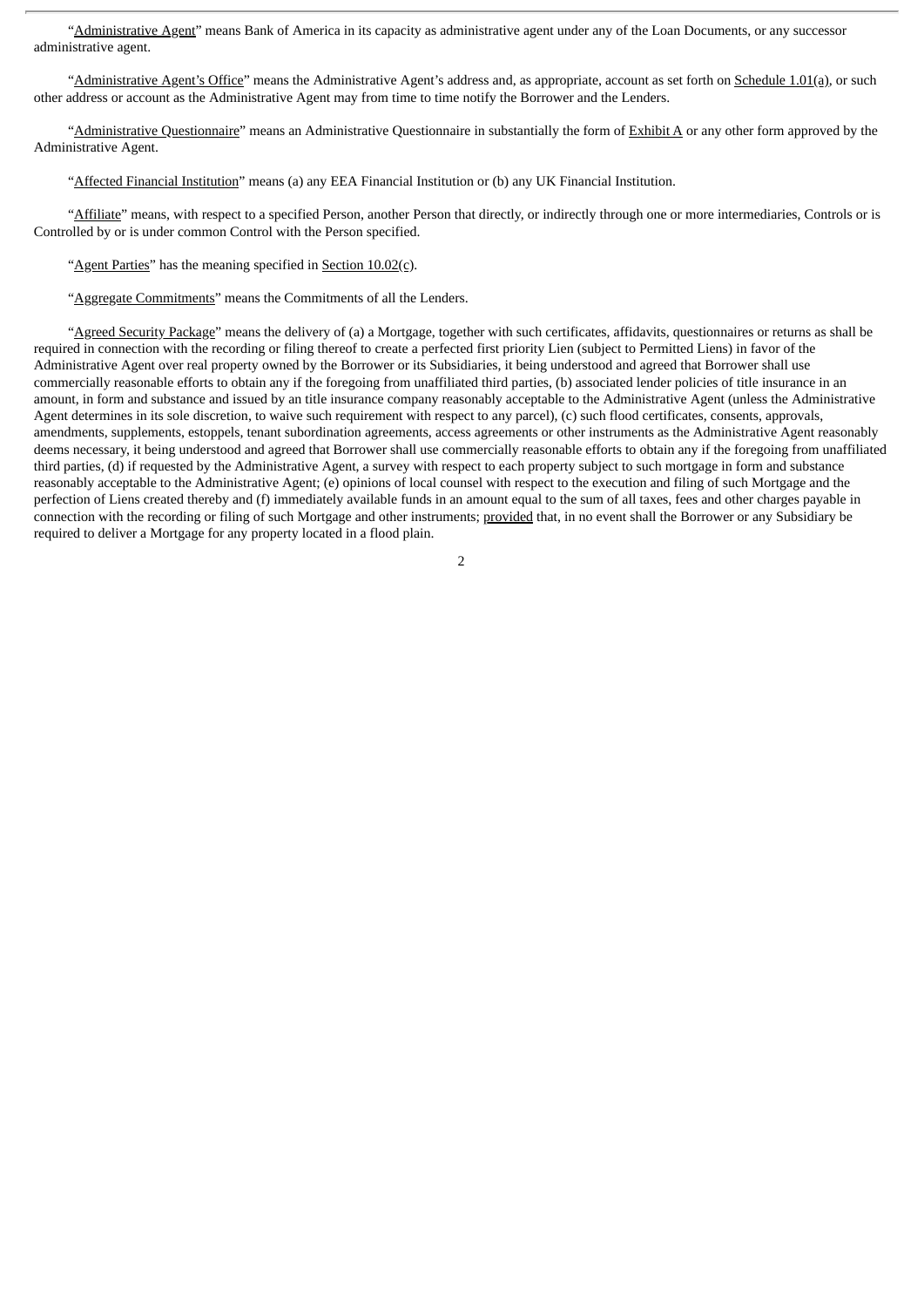"Administrative Agent" means Bank of America in its capacity as administrative agent under any of the Loan Documents, or any successor administrative agent.

"Administrative Agent's Office" means the Administrative Agent's address and, as appropriate, account as set forth on Schedule 1.01(a), or such other address or account as the Administrative Agent may from time to time notify the Borrower and the Lenders.

"Administrative Questionnaire" means an Administrative Questionnaire in substantially the form of Exhibit A or any other form approved by the Administrative Agent.

"Affected Financial Institution" means (a) any EEA Financial Institution or (b) any UK Financial Institution.

"Affiliate" means, with respect to a specified Person, another Person that directly, or indirectly through one or more intermediaries, Controls or is Controlled by or is under common Control with the Person specified.

"Agent Parties" has the meaning specified in Section 10.02(c).

"Aggregate Commitments" means the Commitments of all the Lenders.

"Agreed Security Package" means the delivery of (a) a Mortgage, together with such certificates, affidavits, questionnaires or returns as shall be required in connection with the recording or filing thereof to create a perfected first priority Lien (subject to Permitted Liens) in favor of the Administrative Agent over real property owned by the Borrower or its Subsidiaries, it being understood and agreed that Borrower shall use commercially reasonable efforts to obtain any if the foregoing from unaffiliated third parties, (b) associated lender policies of title insurance in an amount, in form and substance and issued by an title insurance company reasonably acceptable to the Administrative Agent (unless the Administrative Agent determines in its sole discretion, to waive such requirement with respect to any parcel), (c) such flood certificates, consents, approvals, amendments, supplements, estoppels, tenant subordination agreements, access agreements or other instruments as the Administrative Agent reasonably deems necessary, it being understood and agreed that Borrower shall use commercially reasonable efforts to obtain any if the foregoing from unaffiliated third parties, (d) if requested by the Administrative Agent, a survey with respect to each property subject to such mortgage in form and substance reasonably acceptable to the Administrative Agent; (e) opinions of local counsel with respect to the execution and filing of such Mortgage and the perfection of Liens created thereby and (f) immediately available funds in an amount equal to the sum of all taxes, fees and other charges payable in connection with the recording or filing of such Mortgage and other instruments; provided that, in no event shall the Borrower or any Subsidiary be required to deliver a Mortgage for any property located in a flood plain.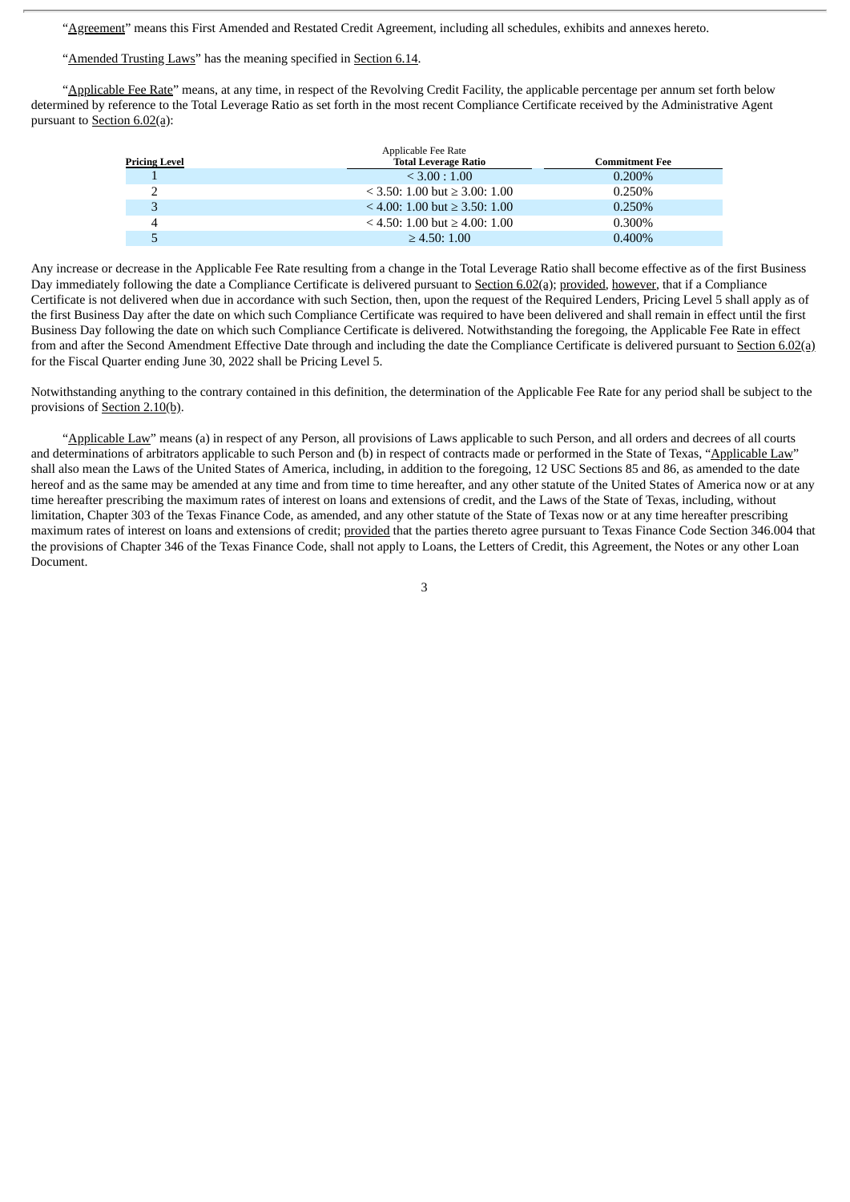"Agreement" means this First Amended and Restated Credit Agreement, including all schedules, exhibits and annexes hereto.

"Amended Trusting Laws" has the meaning specified in Section 6.14.

"Applicable Fee Rate" means, at any time, in respect of the Revolving Credit Facility, the applicable percentage per annum set forth below determined by reference to the Total Leverage Ratio as set forth in the most recent Compliance Certificate received by the Administrative Agent pursuant to Section 6.02(a):

| | Applicable Fee Rate | |
|---|---|---|
| Pricing Level | Total Leverage Ratio | Commitment Fee |
| 1 | < 3.00 : 1.00 | 0.200% |
| 2 | < 3.50: 1.00 but ≥ 3.00: 1.00 | 0.250% |
| 3 | < 4.00: 1.00 but ≥ 3.50: 1.00 | 0.250% |
| 4 | < 4.50: 1.00 but ≥ 4.00: 1.00 | 0.300% |
| 5 | ≥ 4.50: 1.00 | 0.400% |

Any increase or decrease in the Applicable Fee Rate resulting from a change in the Total Leverage Ratio shall become effective as of the first Business Day immediately following the date a Compliance Certificate is delivered pursuant to Section 6.02(a); provided, however, that if a Compliance Certificate is not delivered when due in accordance with such Section, then, upon the request of the Required Lenders, Pricing Level 5 shall apply as of the first Business Day after the date on which such Compliance Certificate was required to have been delivered and shall remain in effect until the first Business Day following the date on which such Compliance Certificate is delivered. Notwithstanding the foregoing, the Applicable Fee Rate in effect from and after the Second Amendment Effective Date through and including the date the Compliance Certificate is delivered pursuant to Section 6.02(a) for the Fiscal Quarter ending June 30, 2022 shall be Pricing Level 5.

Notwithstanding anything to the contrary contained in this definition, the determination of the Applicable Fee Rate for any period shall be subject to the provisions of Section 2.10(b).

"Applicable Law" means (a) in respect of any Person, all provisions of Laws applicable to such Person, and all orders and decrees of all courts and determinations of arbitrators applicable to such Person and (b) in respect of contracts made or performed in the State of Texas, "Applicable Law" shall also mean the Laws of the United States of America, including, in addition to the foregoing, 12 USC Sections 85 and 86, as amended to the date hereof and as the same may be amended at any time and from time to time hereafter, and any other statute of the United States of America now or at any time hereafter prescribing the maximum rates of interest on loans and extensions of credit, and the Laws of the State of Texas, including, without limitation, Chapter 303 of the Texas Finance Code, as amended, and any other statute of the State of Texas now or at any time hereafter prescribing maximum rates of interest on loans and extensions of credit; provided that the parties thereto agree pursuant to Texas Finance Code Section 346.004 that the provisions of Chapter 346 of the Texas Finance Code, shall not apply to Loans, the Letters of Credit, this Agreement, the Notes or any other Loan Document.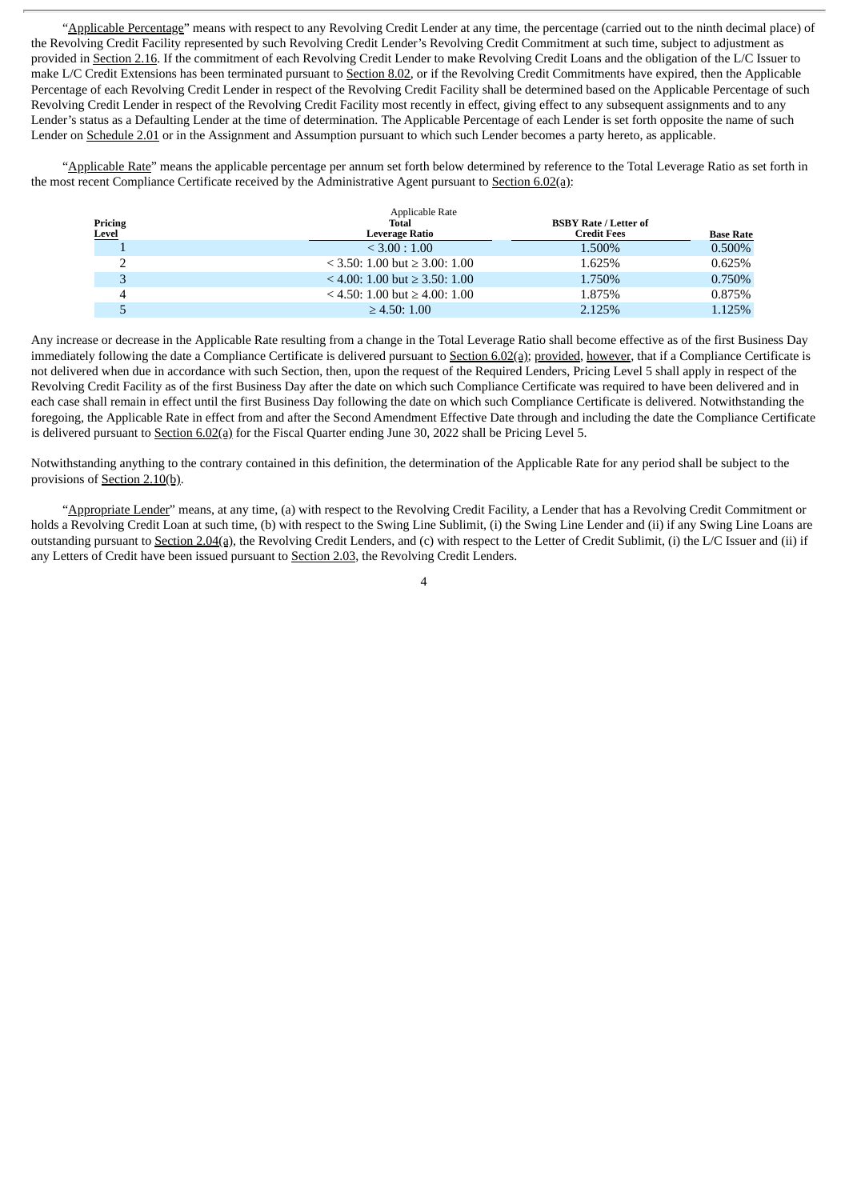"Applicable Percentage" means with respect to any Revolving Credit Lender at any time, the percentage (carried out to the ninth decimal place) of the Revolving Credit Facility represented by such Revolving Credit Lender's Revolving Credit Commitment at such time, subject to adjustment as provided in Section 2.16. If the commitment of each Revolving Credit Lender to make Revolving Credit Loans and the obligation of the L/C Issuer to make L/C Credit Extensions has been terminated pursuant to Section 8.02, or if the Revolving Credit Commitments have expired, then the Applicable Percentage of each Revolving Credit Lender in respect of the Revolving Credit Facility shall be determined based on the Applicable Percentage of such Revolving Credit Lender in respect of the Revolving Credit Facility most recently in effect, giving effect to any subsequent assignments and to any Lender's status as a Defaulting Lender at the time of determination. The Applicable Percentage of each Lender is set forth opposite the name of such Lender on Schedule 2.01 or in the Assignment and Assumption pursuant to which such Lender becomes a party hereto, as applicable.

"Applicable Rate" means the applicable percentage per annum set forth below determined by reference to the Total Leverage Ratio as set forth in the most recent Compliance Certificate received by the Administrative Agent pursuant to Section 6.02(a):

| | Applicable Rate | | |
|---|---|---|---|
| **Pricing Level** | **Total Leverage Ratio** | **BSBY Rate / Letter of Credit Fees** | **Base Rate** |
| 1 | < 3.00 : 1.00 | 1.500% | 0.500% |
| 2 | < 3.50: 1.00 but ≥ 3.00: 1.00 | 1.625% | 0.625% |
| 3 | < 4.00: 1.00 but ≥ 3.50: 1.00 | 1.750% | 0.750% |
| 4 | < 4.50: 1.00 but ≥ 4.00: 1.00 | 1.875% | 0.875% |
| 5 | ≥ 4.50: 1.00 | 2.125% | 1.125% |

Any increase or decrease in the Applicable Rate resulting from a change in the Total Leverage Ratio shall become effective as of the first Business Day immediately following the date a Compliance Certificate is delivered pursuant to Section 6.02(a); provided, however, that if a Compliance Certificate is not delivered when due in accordance with such Section, then, upon the request of the Required Lenders, Pricing Level 5 shall apply in respect of the Revolving Credit Facility as of the first Business Day after the date on which such Compliance Certificate was required to have been delivered and in each case shall remain in effect until the first Business Day following the date on which such Compliance Certificate is delivered. Notwithstanding the foregoing, the Applicable Rate in effect from and after the Second Amendment Effective Date through and including the date the Compliance Certificate is delivered pursuant to Section 6.02(a) for the Fiscal Quarter ending June 30, 2022 shall be Pricing Level 5.

Notwithstanding anything to the contrary contained in this definition, the determination of the Applicable Rate for any period shall be subject to the provisions of Section 2.10(b).

"Appropriate Lender" means, at any time, (a) with respect to the Revolving Credit Facility, a Lender that has a Revolving Credit Commitment or holds a Revolving Credit Loan at such time, (b) with respect to the Swing Line Sublimit, (i) the Swing Line Lender and (ii) if any Swing Line Loans are outstanding pursuant to Section 2.04(a), the Revolving Credit Lenders, and (c) with respect to the Letter of Credit Sublimit, (i) the L/C Issuer and (ii) if any Letters of Credit have been issued pursuant to Section 2.03, the Revolving Credit Lenders.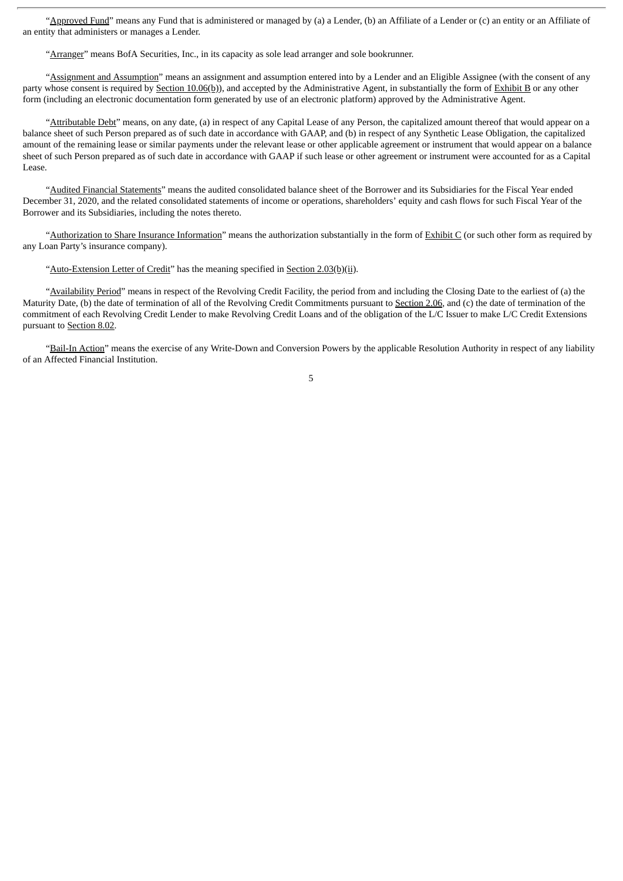"Approved Fund" means any Fund that is administered or managed by (a) a Lender, (b) an Affiliate of a Lender or (c) an entity or an Affiliate of an entity that administers or manages a Lender.

"Arranger" means BofA Securities, Inc., in its capacity as sole lead arranger and sole bookrunner.

"Assignment and Assumption" means an assignment and assumption entered into by a Lender and an Eligible Assignee (with the consent of any party whose consent is required by Section 10.06(b)), and accepted by the Administrative Agent, in substantially the form of Exhibit B or any other form (including an electronic documentation form generated by use of an electronic platform) approved by the Administrative Agent.

"Attributable Debt" means, on any date, (a) in respect of any Capital Lease of any Person, the capitalized amount thereof that would appear on a balance sheet of such Person prepared as of such date in accordance with GAAP, and (b) in respect of any Synthetic Lease Obligation, the capitalized amount of the remaining lease or similar payments under the relevant lease or other applicable agreement or instrument that would appear on a balance sheet of such Person prepared as of such date in accordance with GAAP if such lease or other agreement or instrument were accounted for as a Capital Lease.

"Audited Financial Statements" means the audited consolidated balance sheet of the Borrower and its Subsidiaries for the Fiscal Year ended December 31, 2020, and the related consolidated statements of income or operations, shareholders' equity and cash flows for such Fiscal Year of the Borrower and its Subsidiaries, including the notes thereto.

"Authorization to Share Insurance Information" means the authorization substantially in the form of Exhibit C (or such other form as required by any Loan Party's insurance company).

"Auto-Extension Letter of Credit" has the meaning specified in Section 2.03(b)(ii).

"Availability Period" means in respect of the Revolving Credit Facility, the period from and including the Closing Date to the earliest of (a) the Maturity Date, (b) the date of termination of all of the Revolving Credit Commitments pursuant to Section 2.06, and (c) the date of termination of the commitment of each Revolving Credit Lender to make Revolving Credit Loans and of the obligation of the L/C Issuer to make L/C Credit Extensions pursuant to Section 8.02.

"Bail-In Action" means the exercise of any Write-Down and Conversion Powers by the applicable Resolution Authority in respect of any liability of an Affected Financial Institution.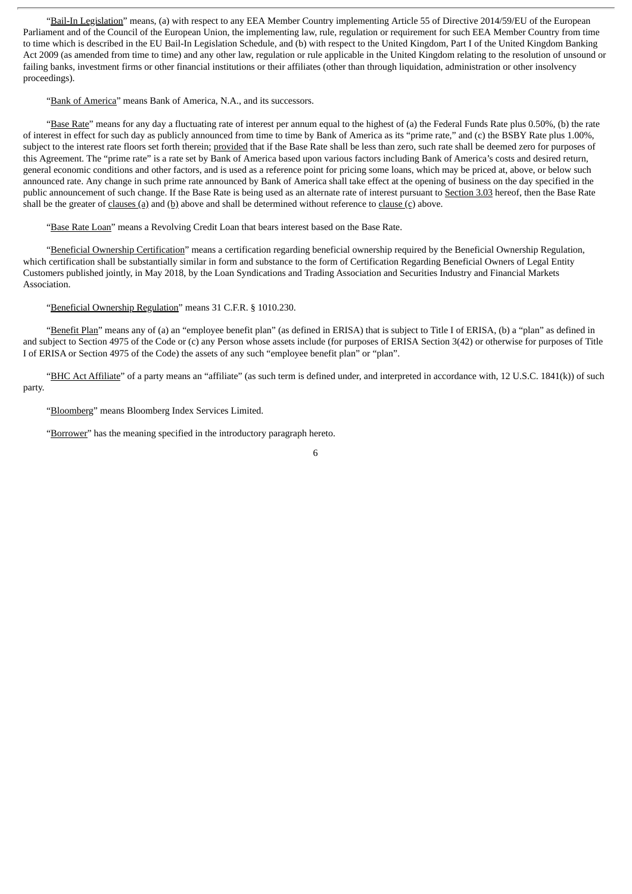"Bail-In Legislation" means, (a) with respect to any EEA Member Country implementing Article 55 of Directive 2014/59/EU of the European Parliament and of the Council of the European Union, the implementing law, rule, regulation or requirement for such EEA Member Country from time to time which is described in the EU Bail-In Legislation Schedule, and (b) with respect to the United Kingdom, Part I of the United Kingdom Banking Act 2009 (as amended from time to time) and any other law, regulation or rule applicable in the United Kingdom relating to the resolution of unsound or failing banks, investment firms or other financial institutions or their affiliates (other than through liquidation, administration or other insolvency proceedings).

"Bank of America" means Bank of America, N.A., and its successors.

"Base Rate" means for any day a fluctuating rate of interest per annum equal to the highest of (a) the Federal Funds Rate plus 0.50%, (b) the rate of interest in effect for such day as publicly announced from time to time by Bank of America as its "prime rate," and (c) the BSBY Rate plus 1.00%, subject to the interest rate floors set forth therein; provided that if the Base Rate shall be less than zero, such rate shall be deemed zero for purposes of this Agreement. The "prime rate" is a rate set by Bank of America based upon various factors including Bank of America's costs and desired return, general economic conditions and other factors, and is used as a reference point for pricing some loans, which may be priced at, above, or below such announced rate. Any change in such prime rate announced by Bank of America shall take effect at the opening of business on the day specified in the public announcement of such change. If the Base Rate is being used as an alternate rate of interest pursuant to Section 3.03 hereof, then the Base Rate shall be the greater of clauses (a) and (b) above and shall be determined without reference to clause (c) above.

"Base Rate Loan" means a Revolving Credit Loan that bears interest based on the Base Rate.

"Beneficial Ownership Certification" means a certification regarding beneficial ownership required by the Beneficial Ownership Regulation, which certification shall be substantially similar in form and substance to the form of Certification Regarding Beneficial Owners of Legal Entity Customers published jointly, in May 2018, by the Loan Syndications and Trading Association and Securities Industry and Financial Markets Association.

"Beneficial Ownership Regulation" means 31 C.F.R. § 1010.230.

"Benefit Plan" means any of (a) an "employee benefit plan" (as defined in ERISA) that is subject to Title I of ERISA, (b) a "plan" as defined in and subject to Section 4975 of the Code or (c) any Person whose assets include (for purposes of ERISA Section 3(42) or otherwise for purposes of Title I of ERISA or Section 4975 of the Code) the assets of any such "employee benefit plan" or "plan".

"BHC Act Affiliate" of a party means an "affiliate" (as such term is defined under, and interpreted in accordance with, 12 U.S.C. 1841(k)) of such party.

"Bloomberg" means Bloomberg Index Services Limited.

"Borrower" has the meaning specified in the introductory paragraph hereto.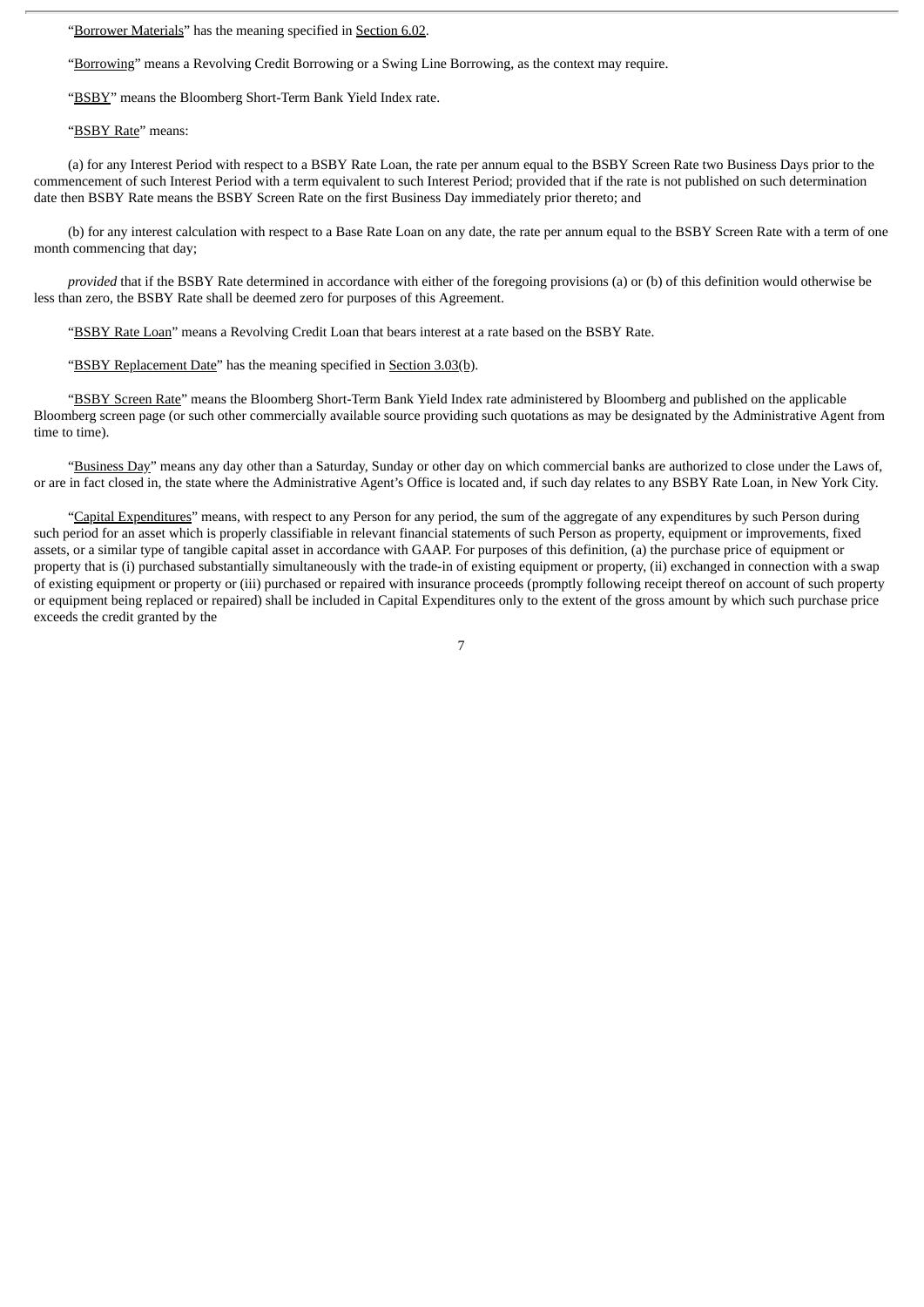"Borrower Materials" has the meaning specified in Section 6.02.

"Borrowing" means a Revolving Credit Borrowing or a Swing Line Borrowing, as the context may require.

"BSBY" means the Bloomberg Short-Term Bank Yield Index rate.

"BSBY Rate" means:

(a) for any Interest Period with respect to a BSBY Rate Loan, the rate per annum equal to the BSBY Screen Rate two Business Days prior to the commencement of such Interest Period with a term equivalent to such Interest Period; provided that if the rate is not published on such determination date then BSBY Rate means the BSBY Screen Rate on the first Business Day immediately prior thereto; and

(b) for any interest calculation with respect to a Base Rate Loan on any date, the rate per annum equal to the BSBY Screen Rate with a term of one month commencing that day;

*provided* that if the BSBY Rate determined in accordance with either of the foregoing provisions (a) or (b) of this definition would otherwise be less than zero, the BSBY Rate shall be deemed zero for purposes of this Agreement.

"BSBY Rate Loan" means a Revolving Credit Loan that bears interest at a rate based on the BSBY Rate.

"BSBY Replacement Date" has the meaning specified in Section 3.03(b).

"BSBY Screen Rate" means the Bloomberg Short-Term Bank Yield Index rate administered by Bloomberg and published on the applicable Bloomberg screen page (or such other commercially available source providing such quotations as may be designated by the Administrative Agent from time to time).

"Business Day" means any day other than a Saturday, Sunday or other day on which commercial banks are authorized to close under the Laws of, or are in fact closed in, the state where the Administrative Agent's Office is located and, if such day relates to any BSBY Rate Loan, in New York City.

"Capital Expenditures" means, with respect to any Person for any period, the sum of the aggregate of any expenditures by such Person during such period for an asset which is properly classifiable in relevant financial statements of such Person as property, equipment or improvements, fixed assets, or a similar type of tangible capital asset in accordance with GAAP. For purposes of this definition, (a) the purchase price of equipment or property that is (i) purchased substantially simultaneously with the trade-in of existing equipment or property, (ii) exchanged in connection with a swap of existing equipment or property or (iii) purchased or repaired with insurance proceeds (promptly following receipt thereof on account of such property or equipment being replaced or repaired) shall be included in Capital Expenditures only to the extent of the gross amount by which such purchase price exceeds the credit granted by the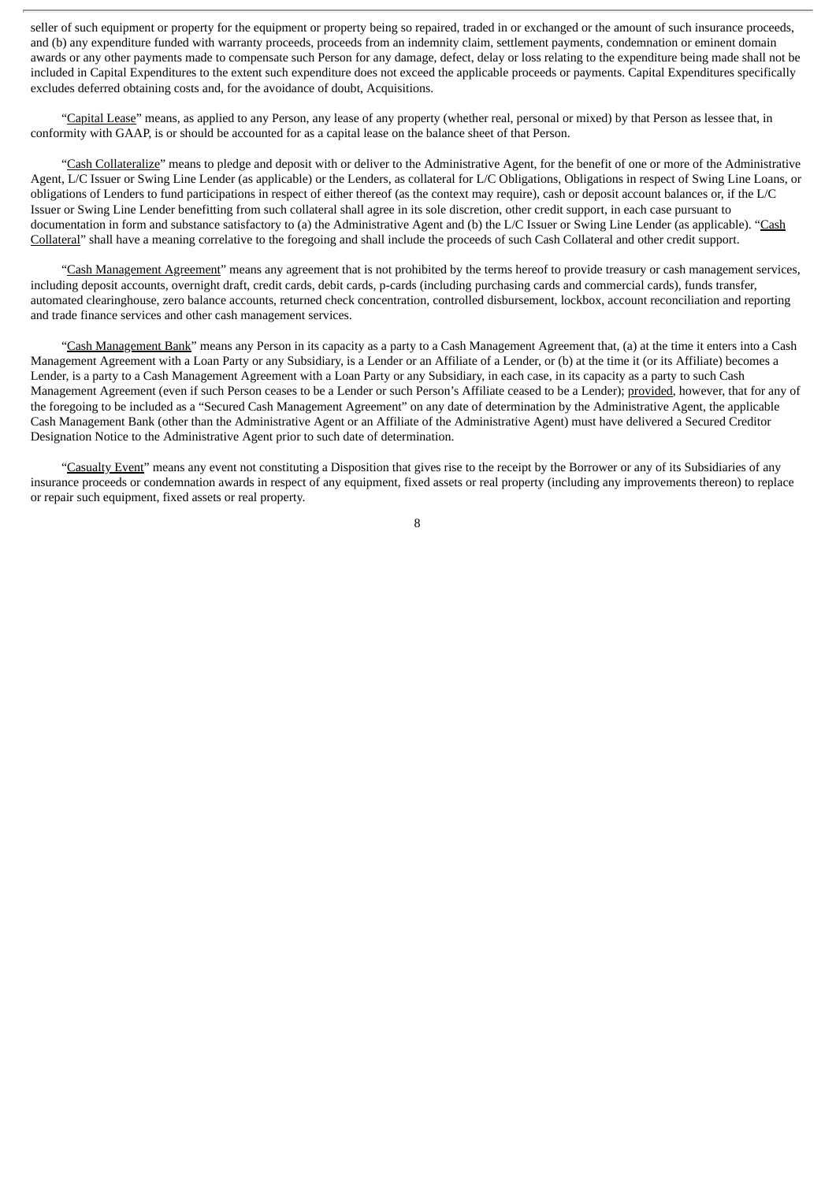seller of such equipment or property for the equipment or property being so repaired, traded in or exchanged or the amount of such insurance proceeds, and (b) any expenditure funded with warranty proceeds, proceeds from an indemnity claim, settlement payments, condemnation or eminent domain awards or any other payments made to compensate such Person for any damage, defect, delay or loss relating to the expenditure being made shall not be included in Capital Expenditures to the extent such expenditure does not exceed the applicable proceeds or payments. Capital Expenditures specifically excludes deferred obtaining costs and, for the avoidance of doubt, Acquisitions.

"Capital Lease" means, as applied to any Person, any lease of any property (whether real, personal or mixed) by that Person as lessee that, in conformity with GAAP, is or should be accounted for as a capital lease on the balance sheet of that Person.

"Cash Collateralize" means to pledge and deposit with or deliver to the Administrative Agent, for the benefit of one or more of the Administrative Agent, L/C Issuer or Swing Line Lender (as applicable) or the Lenders, as collateral for L/C Obligations, Obligations in respect of Swing Line Loans, or obligations of Lenders to fund participations in respect of either thereof (as the context may require), cash or deposit account balances or, if the L/C Issuer or Swing Line Lender benefitting from such collateral shall agree in its sole discretion, other credit support, in each case pursuant to documentation in form and substance satisfactory to (a) the Administrative Agent and (b) the L/C Issuer or Swing Line Lender (as applicable). "Cash Collateral" shall have a meaning correlative to the foregoing and shall include the proceeds of such Cash Collateral and other credit support.

"Cash Management Agreement" means any agreement that is not prohibited by the terms hereof to provide treasury or cash management services, including deposit accounts, overnight draft, credit cards, debit cards, p-cards (including purchasing cards and commercial cards), funds transfer, automated clearinghouse, zero balance accounts, returned check concentration, controlled disbursement, lockbox, account reconciliation and reporting and trade finance services and other cash management services.

"Cash Management Bank" means any Person in its capacity as a party to a Cash Management Agreement that, (a) at the time it enters into a Cash Management Agreement with a Loan Party or any Subsidiary, is a Lender or an Affiliate of a Lender, or (b) at the time it (or its Affiliate) becomes a Lender, is a party to a Cash Management Agreement with a Loan Party or any Subsidiary, in each case, in its capacity as a party to such Cash Management Agreement (even if such Person ceases to be a Lender or such Person's Affiliate ceased to be a Lender); provided, however, that for any of the foregoing to be included as a "Secured Cash Management Agreement" on any date of determination by the Administrative Agent, the applicable Cash Management Bank (other than the Administrative Agent or an Affiliate of the Administrative Agent) must have delivered a Secured Creditor Designation Notice to the Administrative Agent prior to such date of determination.

"Casualty Event" means any event not constituting a Disposition that gives rise to the receipt by the Borrower or any of its Subsidiaries of any insurance proceeds or condemnation awards in respect of any equipment, fixed assets or real property (including any improvements thereon) to replace or repair such equipment, fixed assets or real property.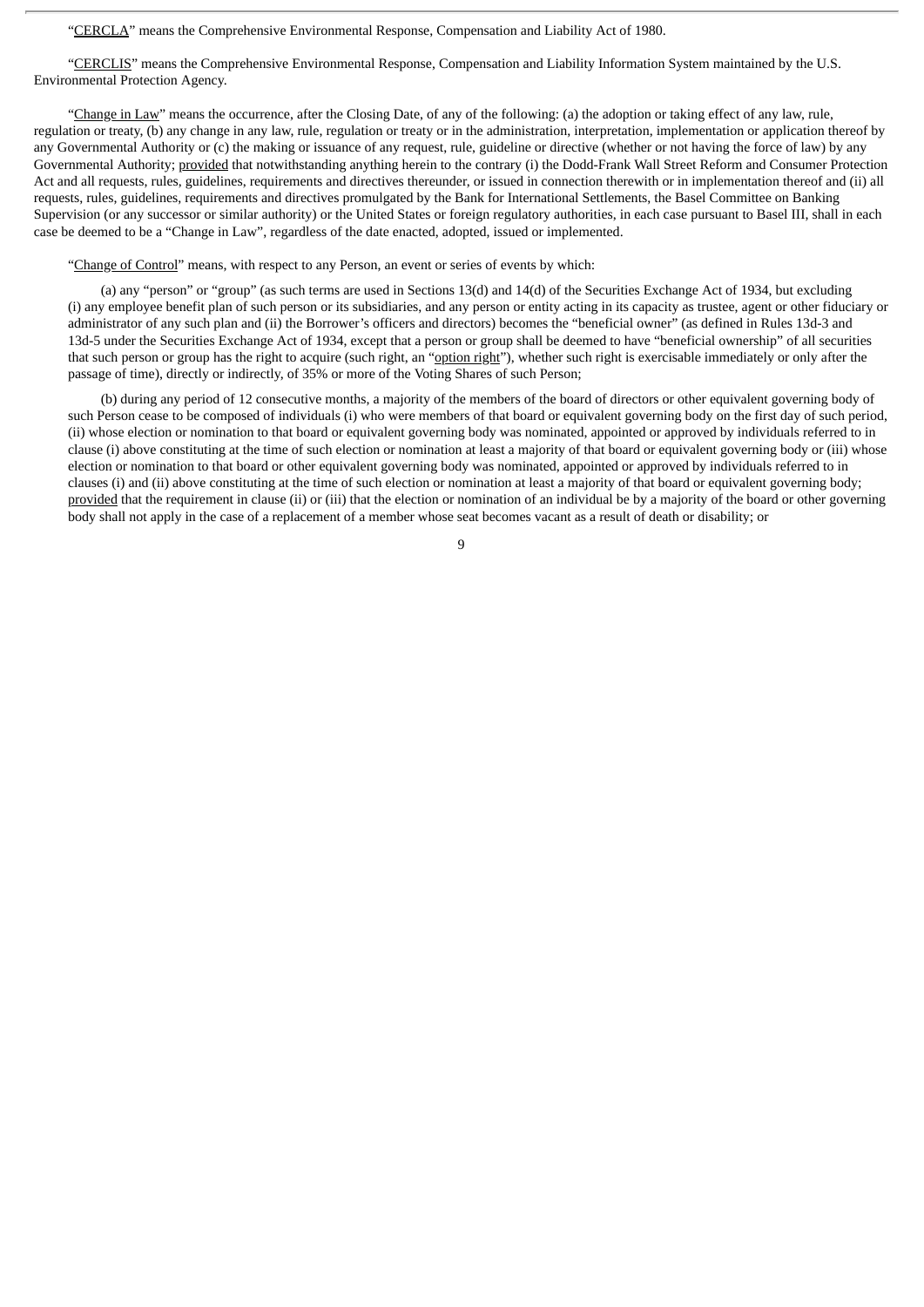"CERCLA" means the Comprehensive Environmental Response, Compensation and Liability Act of 1980.

"CERCLIS" means the Comprehensive Environmental Response, Compensation and Liability Information System maintained by the U.S. Environmental Protection Agency.

"Change in Law" means the occurrence, after the Closing Date, of any of the following: (a) the adoption or taking effect of any law, rule, regulation or treaty, (b) any change in any law, rule, regulation or treaty or in the administration, interpretation, implementation or application thereof by any Governmental Authority or (c) the making or issuance of any request, rule, guideline or directive (whether or not having the force of law) by any Governmental Authority; provided that notwithstanding anything herein to the contrary (i) the Dodd-Frank Wall Street Reform and Consumer Protection Act and all requests, rules, guidelines, requirements and directives thereunder, or issued in connection therewith or in implementation thereof and (ii) all requests, rules, guidelines, requirements and directives promulgated by the Bank for International Settlements, the Basel Committee on Banking Supervision (or any successor or similar authority) or the United States or foreign regulatory authorities, in each case pursuant to Basel III, shall in each case be deemed to be a "Change in Law", regardless of the date enacted, adopted, issued or implemented.

"Change of Control" means, with respect to any Person, an event or series of events by which:

(a) any "person" or "group" (as such terms are used in Sections 13(d) and 14(d) of the Securities Exchange Act of 1934, but excluding (i) any employee benefit plan of such person or its subsidiaries, and any person or entity acting in its capacity as trustee, agent or other fiduciary or administrator of any such plan and (ii) the Borrower's officers and directors) becomes the "beneficial owner" (as defined in Rules 13d-3 and 13d-5 under the Securities Exchange Act of 1934, except that a person or group shall be deemed to have "beneficial ownership" of all securities that such person or group has the right to acquire (such right, an "option right"), whether such right is exercisable immediately or only after the passage of time), directly or indirectly, of 35% or more of the Voting Shares of such Person;

(b) during any period of 12 consecutive months, a majority of the members of the board of directors or other equivalent governing body of such Person cease to be composed of individuals (i) who were members of that board or equivalent governing body on the first day of such period, (ii) whose election or nomination to that board or equivalent governing body was nominated, appointed or approved by individuals referred to in clause (i) above constituting at the time of such election or nomination at least a majority of that board or equivalent governing body or (iii) whose election or nomination to that board or other equivalent governing body was nominated, appointed or approved by individuals referred to in clauses (i) and (ii) above constituting at the time of such election or nomination at least a majority of that board or equivalent governing body; provided that the requirement in clause (ii) or (iii) that the election or nomination of an individual be by a majority of the board or other governing body shall not apply in the case of a replacement of a member whose seat becomes vacant as a result of death or disability; or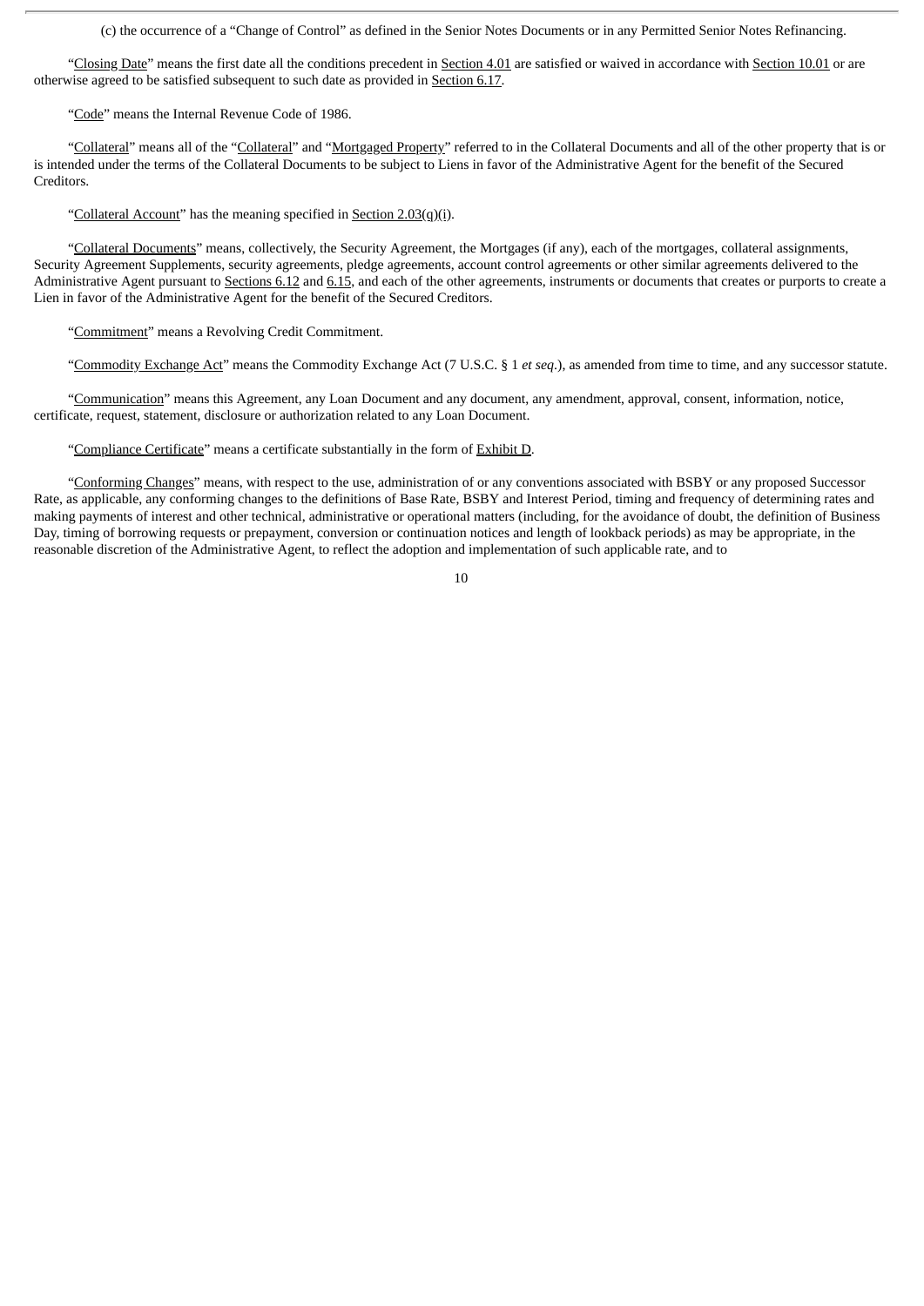(c) the occurrence of a "Change of Control" as defined in the Senior Notes Documents or in any Permitted Senior Notes Refinancing.

"Closing Date" means the first date all the conditions precedent in Section 4.01 are satisfied or waived in accordance with Section 10.01 or are otherwise agreed to be satisfied subsequent to such date as provided in Section 6.17.

"Code" means the Internal Revenue Code of 1986.

"Collateral" means all of the "Collateral" and "Mortgaged Property" referred to in the Collateral Documents and all of the other property that is or is intended under the terms of the Collateral Documents to be subject to Liens in favor of the Administrative Agent for the benefit of the Secured Creditors.

"Collateral Account" has the meaning specified in Section 2.03(q)(i).

"Collateral Documents" means, collectively, the Security Agreement, the Mortgages (if any), each of the mortgages, collateral assignments, Security Agreement Supplements, security agreements, pledge agreements, account control agreements or other similar agreements delivered to the Administrative Agent pursuant to Sections 6.12 and 6.15, and each of the other agreements, instruments or documents that creates or purports to create a Lien in favor of the Administrative Agent for the benefit of the Secured Creditors.

"Commitment" means a Revolving Credit Commitment.

"Commodity Exchange Act" means the Commodity Exchange Act (7 U.S.C. § 1 *et seq*.), as amended from time to time, and any successor statute.

"Communication" means this Agreement, any Loan Document and any document, any amendment, approval, consent, information, notice, certificate, request, statement, disclosure or authorization related to any Loan Document.

"Compliance Certificate" means a certificate substantially in the form of Exhibit D.

"Conforming Changes" means, with respect to the use, administration of or any conventions associated with BSBY or any proposed Successor Rate, as applicable, any conforming changes to the definitions of Base Rate, BSBY and Interest Period, timing and frequency of determining rates and making payments of interest and other technical, administrative or operational matters (including, for the avoidance of doubt, the definition of Business Day, timing of borrowing requests or prepayment, conversion or continuation notices and length of lookback periods) as may be appropriate, in the reasonable discretion of the Administrative Agent, to reflect the adoption and implementation of such applicable rate, and to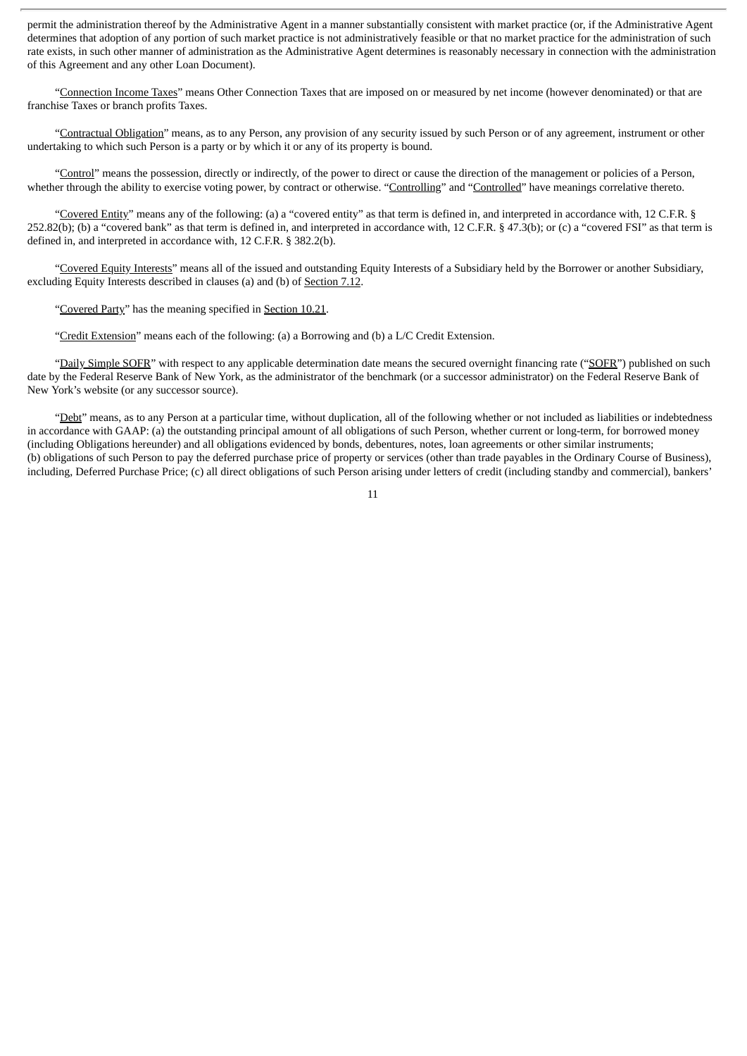permit the administration thereof by the Administrative Agent in a manner substantially consistent with market practice (or, if the Administrative Agent determines that adoption of any portion of such market practice is not administratively feasible or that no market practice for the administration of such rate exists, in such other manner of administration as the Administrative Agent determines is reasonably necessary in connection with the administration of this Agreement and any other Loan Document).

"Connection Income Taxes" means Other Connection Taxes that are imposed on or measured by net income (however denominated) or that are franchise Taxes or branch profits Taxes.

"Contractual Obligation" means, as to any Person, any provision of any security issued by such Person or of any agreement, instrument or other undertaking to which such Person is a party or by which it or any of its property is bound.

"Control" means the possession, directly or indirectly, of the power to direct or cause the direction of the management or policies of a Person, whether through the ability to exercise voting power, by contract or otherwise. "Controlling" and "Controlled" have meanings correlative thereto.

"Covered Entity" means any of the following: (a) a "covered entity" as that term is defined in, and interpreted in accordance with, 12 C.F.R. § 252.82(b); (b) a "covered bank" as that term is defined in, and interpreted in accordance with, 12 C.F.R. § 47.3(b); or (c) a "covered FSI" as that term is defined in, and interpreted in accordance with, 12 C.F.R. § 382.2(b).

"Covered Equity Interests" means all of the issued and outstanding Equity Interests of a Subsidiary held by the Borrower or another Subsidiary, excluding Equity Interests described in clauses (a) and (b) of Section 7.12.

"Covered Party" has the meaning specified in Section 10.21.

"Credit Extension" means each of the following: (a) a Borrowing and (b) a L/C Credit Extension.

"Daily Simple SOFR" with respect to any applicable determination date means the secured overnight financing rate ("SOFR") published on such date by the Federal Reserve Bank of New York, as the administrator of the benchmark (or a successor administrator) on the Federal Reserve Bank of New York's website (or any successor source).

"Debt" means, as to any Person at a particular time, without duplication, all of the following whether or not included as liabilities or indebtedness in accordance with GAAP: (a) the outstanding principal amount of all obligations of such Person, whether current or long-term, for borrowed money (including Obligations hereunder) and all obligations evidenced by bonds, debentures, notes, loan agreements or other similar instruments; (b) obligations of such Person to pay the deferred purchase price of property or services (other than trade payables in the Ordinary Course of Business), including, Deferred Purchase Price; (c) all direct obligations of such Person arising under letters of credit (including standby and commercial), bankers'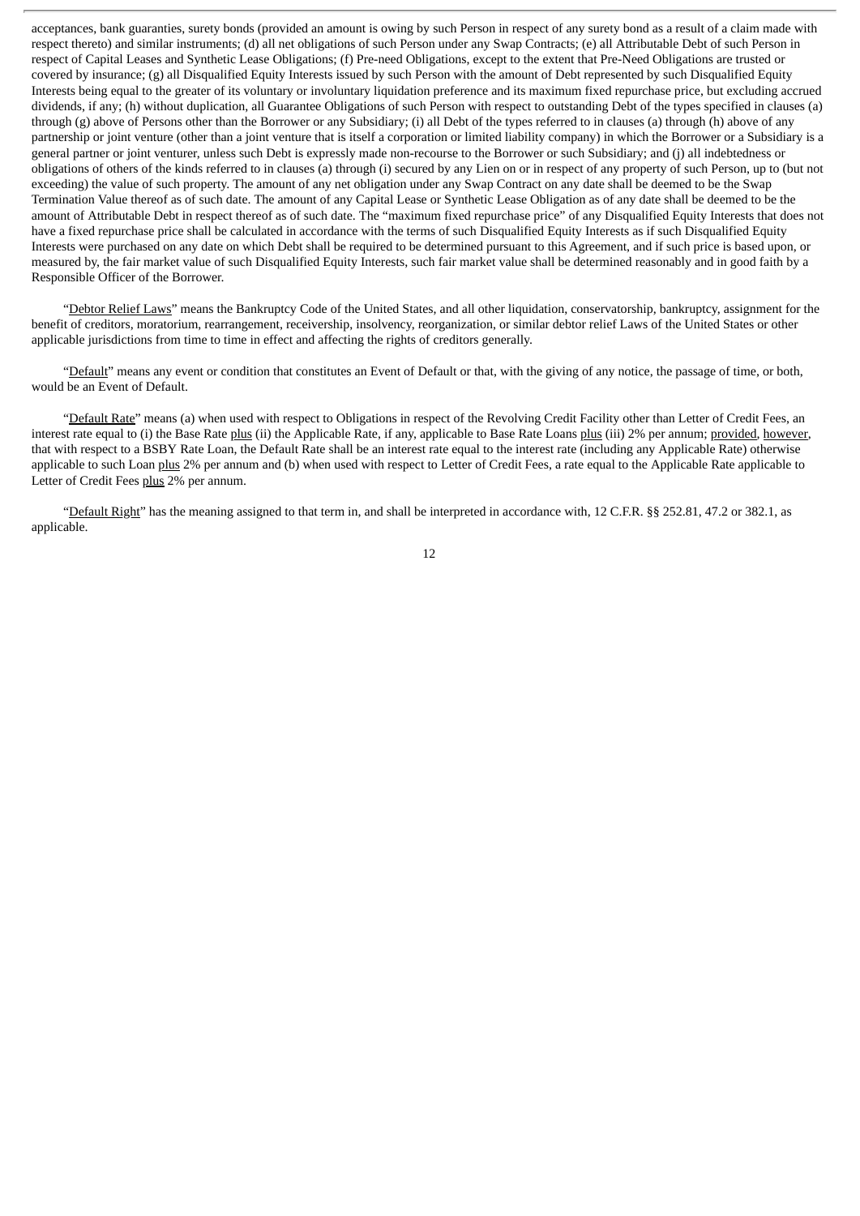acceptances, bank guaranties, surety bonds (provided an amount is owing by such Person in respect of any surety bond as a result of a claim made with respect thereto) and similar instruments; (d) all net obligations of such Person under any Swap Contracts; (e) all Attributable Debt of such Person in respect of Capital Leases and Synthetic Lease Obligations; (f) Pre-need Obligations, except to the extent that Pre-Need Obligations are trusted or covered by insurance; (g) all Disqualified Equity Interests issued by such Person with the amount of Debt represented by such Disqualified Equity Interests being equal to the greater of its voluntary or involuntary liquidation preference and its maximum fixed repurchase price, but excluding accrued dividends, if any; (h) without duplication, all Guarantee Obligations of such Person with respect to outstanding Debt of the types specified in clauses (a) through (g) above of Persons other than the Borrower or any Subsidiary; (i) all Debt of the types referred to in clauses (a) through (h) above of any partnership or joint venture (other than a joint venture that is itself a corporation or limited liability company) in which the Borrower or a Subsidiary is a general partner or joint venturer, unless such Debt is expressly made non-recourse to the Borrower or such Subsidiary; and (j) all indebtedness or obligations of others of the kinds referred to in clauses (a) through (i) secured by any Lien on or in respect of any property of such Person, up to (but not exceeding) the value of such property. The amount of any net obligation under any Swap Contract on any date shall be deemed to be the Swap Termination Value thereof as of such date. The amount of any Capital Lease or Synthetic Lease Obligation as of any date shall be deemed to be the amount of Attributable Debt in respect thereof as of such date. The "maximum fixed repurchase price" of any Disqualified Equity Interests that does not have a fixed repurchase price shall be calculated in accordance with the terms of such Disqualified Equity Interests as if such Disqualified Equity Interests were purchased on any date on which Debt shall be required to be determined pursuant to this Agreement, and if such price is based upon, or measured by, the fair market value of such Disqualified Equity Interests, such fair market value shall be determined reasonably and in good faith by a Responsible Officer of the Borrower.

"Debtor Relief Laws" means the Bankruptcy Code of the United States, and all other liquidation, conservatorship, bankruptcy, assignment for the benefit of creditors, moratorium, rearrangement, receivership, insolvency, reorganization, or similar debtor relief Laws of the United States or other applicable jurisdictions from time to time in effect and affecting the rights of creditors generally.

"Default" means any event or condition that constitutes an Event of Default or that, with the giving of any notice, the passage of time, or both, would be an Event of Default.

"Default Rate" means (a) when used with respect to Obligations in respect of the Revolving Credit Facility other than Letter of Credit Fees, an interest rate equal to (i) the Base Rate plus (ii) the Applicable Rate, if any, applicable to Base Rate Loans plus (iii) 2% per annum; provided, however, that with respect to a BSBY Rate Loan, the Default Rate shall be an interest rate equal to the interest rate (including any Applicable Rate) otherwise applicable to such Loan plus 2% per annum and (b) when used with respect to Letter of Credit Fees, a rate equal to the Applicable Rate applicable to Letter of Credit Fees plus 2% per annum.

"Default Right" has the meaning assigned to that term in, and shall be interpreted in accordance with, 12 C.F.R. §§ 252.81, 47.2 or 382.1, as applicable.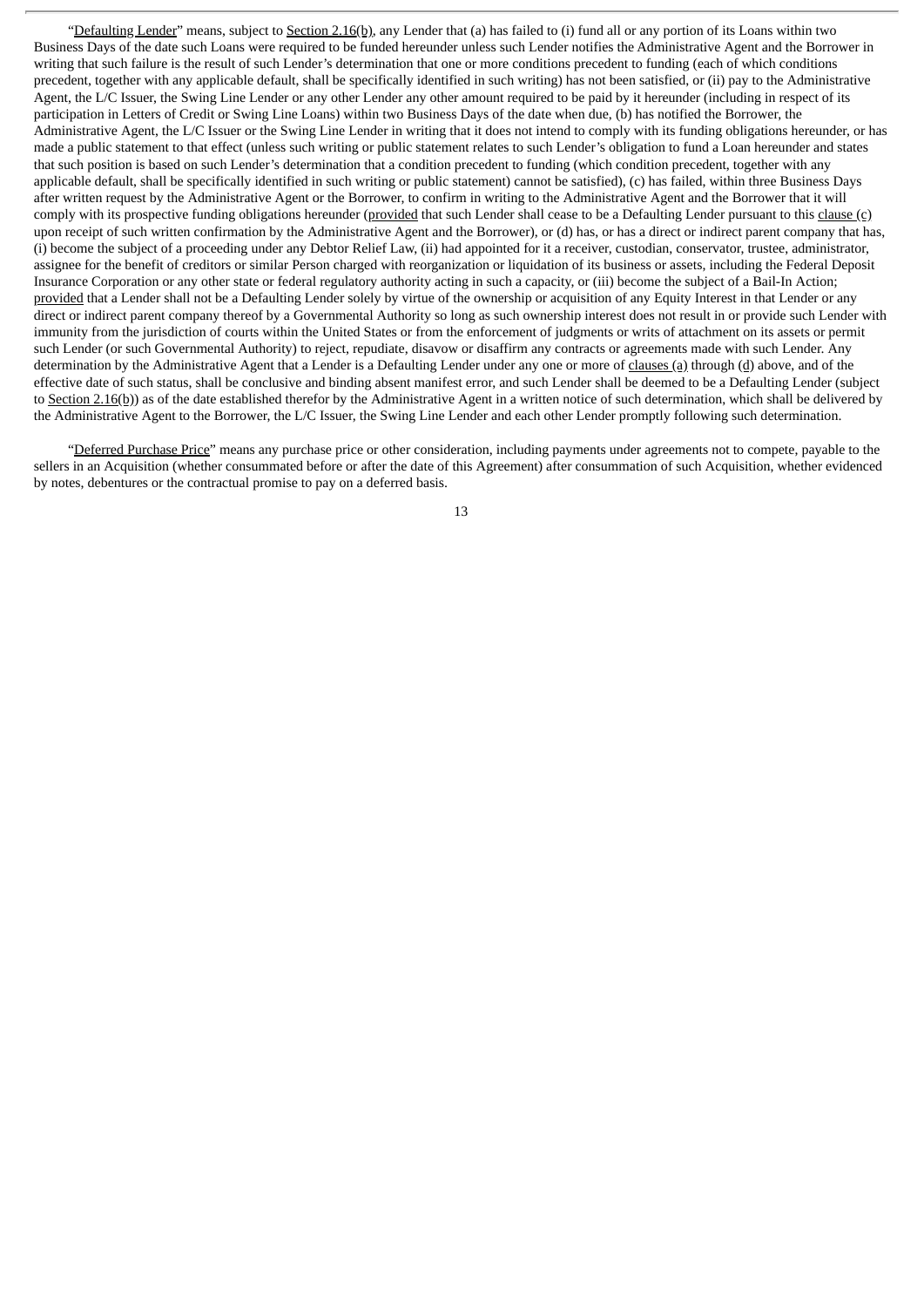"Defaulting Lender" means, subject to Section 2.16(b), any Lender that (a) has failed to (i) fund all or any portion of its Loans within two Business Days of the date such Loans were required to be funded hereunder unless such Lender notifies the Administrative Agent and the Borrower in writing that such failure is the result of such Lender's determination that one or more conditions precedent to funding (each of which conditions precedent, together with any applicable default, shall be specifically identified in such writing) has not been satisfied, or (ii) pay to the Administrative Agent, the L/C Issuer, the Swing Line Lender or any other Lender any other amount required to be paid by it hereunder (including in respect of its participation in Letters of Credit or Swing Line Loans) within two Business Days of the date when due, (b) has notified the Borrower, the Administrative Agent, the L/C Issuer or the Swing Line Lender in writing that it does not intend to comply with its funding obligations hereunder, or has made a public statement to that effect (unless such writing or public statement relates to such Lender's obligation to fund a Loan hereunder and states that such position is based on such Lender's determination that a condition precedent to funding (which condition precedent, together with any applicable default, shall be specifically identified in such writing or public statement) cannot be satisfied), (c) has failed, within three Business Days after written request by the Administrative Agent or the Borrower, to confirm in writing to the Administrative Agent and the Borrower that it will comply with its prospective funding obligations hereunder (provided that such Lender shall cease to be a Defaulting Lender pursuant to this clause (c) upon receipt of such written confirmation by the Administrative Agent and the Borrower), or (d) has, or has a direct or indirect parent company that has, (i) become the subject of a proceeding under any Debtor Relief Law, (ii) had appointed for it a receiver, custodian, conservator, trustee, administrator, assignee for the benefit of creditors or similar Person charged with reorganization or liquidation of its business or assets, including the Federal Deposit Insurance Corporation or any other state or federal regulatory authority acting in such a capacity, or (iii) become the subject of a Bail-In Action; provided that a Lender shall not be a Defaulting Lender solely by virtue of the ownership or acquisition of any Equity Interest in that Lender or any direct or indirect parent company thereof by a Governmental Authority so long as such ownership interest does not result in or provide such Lender with immunity from the jurisdiction of courts within the United States or from the enforcement of judgments or writs of attachment on its assets or permit such Lender (or such Governmental Authority) to reject, repudiate, disavow or disaffirm any contracts or agreements made with such Lender. Any determination by the Administrative Agent that a Lender is a Defaulting Lender under any one or more of clauses (a) through (d) above, and of the effective date of such status, shall be conclusive and binding absent manifest error, and such Lender shall be deemed to be a Defaulting Lender (subject to Section 2.16(b)) as of the date established therefor by the Administrative Agent in a written notice of such determination, which shall be delivered by the Administrative Agent to the Borrower, the L/C Issuer, the Swing Line Lender and each other Lender promptly following such determination.

"Deferred Purchase Price" means any purchase price or other consideration, including payments under agreements not to compete, payable to the sellers in an Acquisition (whether consummated before or after the date of this Agreement) after consummation of such Acquisition, whether evidenced by notes, debentures or the contractual promise to pay on a deferred basis.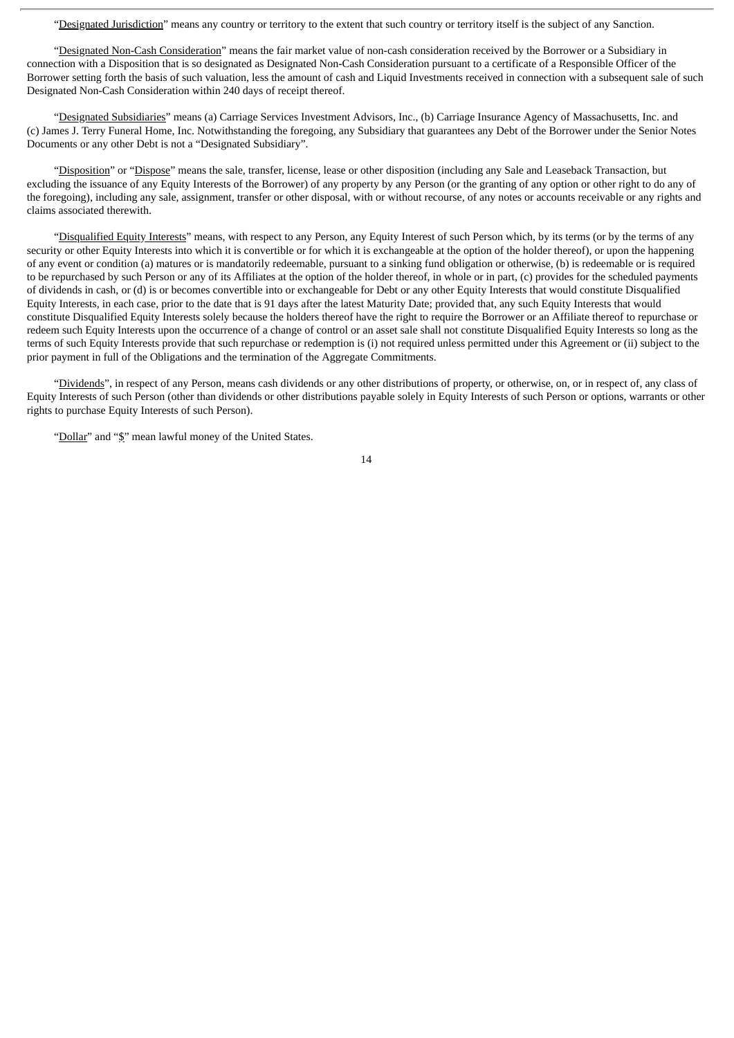"Designated Jurisdiction" means any country or territory to the extent that such country or territory itself is the subject of any Sanction.

"Designated Non-Cash Consideration" means the fair market value of non-cash consideration received by the Borrower or a Subsidiary in connection with a Disposition that is so designated as Designated Non-Cash Consideration pursuant to a certificate of a Responsible Officer of the Borrower setting forth the basis of such valuation, less the amount of cash and Liquid Investments received in connection with a subsequent sale of such Designated Non-Cash Consideration within 240 days of receipt thereof.

"Designated Subsidiaries" means (a) Carriage Services Investment Advisors, Inc., (b) Carriage Insurance Agency of Massachusetts, Inc. and (c) James J. Terry Funeral Home, Inc. Notwithstanding the foregoing, any Subsidiary that guarantees any Debt of the Borrower under the Senior Notes Documents or any other Debt is not a "Designated Subsidiary".

"Disposition" or "Dispose" means the sale, transfer, license, lease or other disposition (including any Sale and Leaseback Transaction, but excluding the issuance of any Equity Interests of the Borrower) of any property by any Person (or the granting of any option or other right to do any of the foregoing), including any sale, assignment, transfer or other disposal, with or without recourse, of any notes or accounts receivable or any rights and claims associated therewith.

"Disqualified Equity Interests" means, with respect to any Person, any Equity Interest of such Person which, by its terms (or by the terms of any security or other Equity Interests into which it is convertible or for which it is exchangeable at the option of the holder thereof), or upon the happening of any event or condition (a) matures or is mandatorily redeemable, pursuant to a sinking fund obligation or otherwise, (b) is redeemable or is required to be repurchased by such Person or any of its Affiliates at the option of the holder thereof, in whole or in part, (c) provides for the scheduled payments of dividends in cash, or (d) is or becomes convertible into or exchangeable for Debt or any other Equity Interests that would constitute Disqualified Equity Interests, in each case, prior to the date that is 91 days after the latest Maturity Date; provided that, any such Equity Interests that would constitute Disqualified Equity Interests solely because the holders thereof have the right to require the Borrower or an Affiliate thereof to repurchase or redeem such Equity Interests upon the occurrence of a change of control or an asset sale shall not constitute Disqualified Equity Interests so long as the terms of such Equity Interests provide that such repurchase or redemption is (i) not required unless permitted under this Agreement or (ii) subject to the prior payment in full of the Obligations and the termination of the Aggregate Commitments.

"Dividends", in respect of any Person, means cash dividends or any other distributions of property, or otherwise, on, or in respect of, any class of Equity Interests of such Person (other than dividends or other distributions payable solely in Equity Interests of such Person or options, warrants or other rights to purchase Equity Interests of such Person).

"Dollar" and "$" mean lawful money of the United States.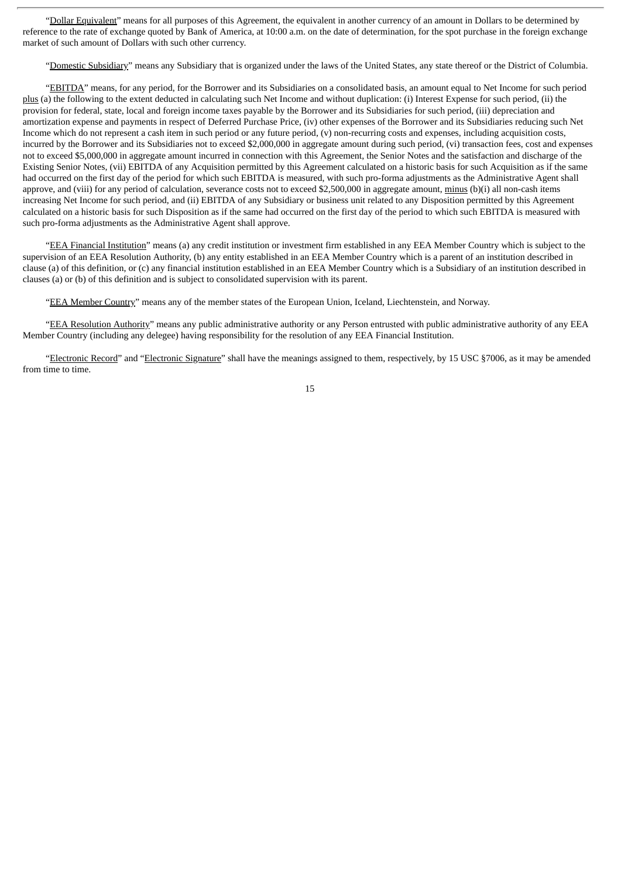"Dollar Equivalent" means for all purposes of this Agreement, the equivalent in another currency of an amount in Dollars to be determined by reference to the rate of exchange quoted by Bank of America, at 10:00 a.m. on the date of determination, for the spot purchase in the foreign exchange market of such amount of Dollars with such other currency.

"Domestic Subsidiary" means any Subsidiary that is organized under the laws of the United States, any state thereof or the District of Columbia.

"EBITDA" means, for any period, for the Borrower and its Subsidiaries on a consolidated basis, an amount equal to Net Income for such period plus (a) the following to the extent deducted in calculating such Net Income and without duplication: (i) Interest Expense for such period, (ii) the provision for federal, state, local and foreign income taxes payable by the Borrower and its Subsidiaries for such period, (iii) depreciation and amortization expense and payments in respect of Deferred Purchase Price, (iv) other expenses of the Borrower and its Subsidiaries reducing such Net Income which do not represent a cash item in such period or any future period, (v) non-recurring costs and expenses, including acquisition costs, incurred by the Borrower and its Subsidiaries not to exceed $2,000,000 in aggregate amount during such period, (vi) transaction fees, cost and expenses not to exceed $5,000,000 in aggregate amount incurred in connection with this Agreement, the Senior Notes and the satisfaction and discharge of the Existing Senior Notes, (vii) EBITDA of any Acquisition permitted by this Agreement calculated on a historic basis for such Acquisition as if the same had occurred on the first day of the period for which such EBITDA is measured, with such pro-forma adjustments as the Administrative Agent shall approve, and (viii) for any period of calculation, severance costs not to exceed $2,500,000 in aggregate amount, minus (b)(i) all non-cash items increasing Net Income for such period, and (ii) EBITDA of any Subsidiary or business unit related to any Disposition permitted by this Agreement calculated on a historic basis for such Disposition as if the same had occurred on the first day of the period to which such EBITDA is measured with such pro-forma adjustments as the Administrative Agent shall approve.

"EEA Financial Institution" means (a) any credit institution or investment firm established in any EEA Member Country which is subject to the supervision of an EEA Resolution Authority, (b) any entity established in an EEA Member Country which is a parent of an institution described in clause (a) of this definition, or (c) any financial institution established in an EEA Member Country which is a Subsidiary of an institution described in clauses (a) or (b) of this definition and is subject to consolidated supervision with its parent.

"EEA Member Country" means any of the member states of the European Union, Iceland, Liechtenstein, and Norway.

"EEA Resolution Authority" means any public administrative authority or any Person entrusted with public administrative authority of any EEA Member Country (including any delegee) having responsibility for the resolution of any EEA Financial Institution.

"Electronic Record" and "Electronic Signature" shall have the meanings assigned to them, respectively, by 15 USC §7006, as it may be amended from time to time.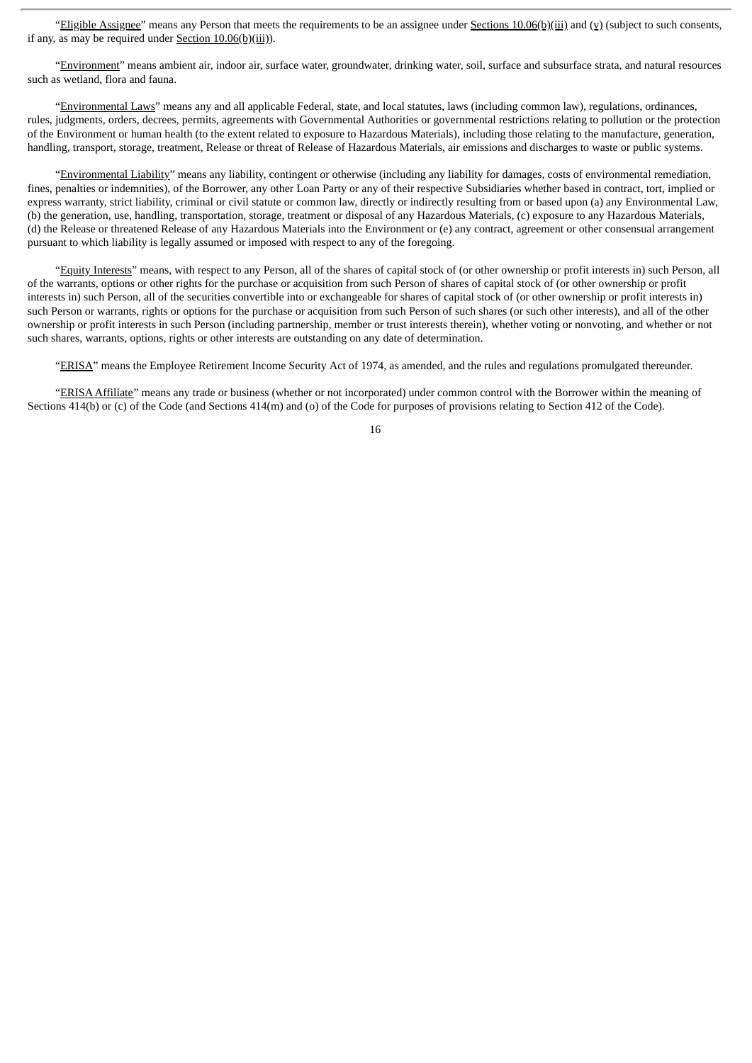"Eligible Assignee" means any Person that meets the requirements to be an assignee under Sections 10.06(b)(iii) and (v) (subject to such consents, if any, as may be required under Section 10.06(b)(iii)).

"Environment" means ambient air, indoor air, surface water, groundwater, drinking water, soil, surface and subsurface strata, and natural resources such as wetland, flora and fauna.

"Environmental Laws" means any and all applicable Federal, state, and local statutes, laws (including common law), regulations, ordinances, rules, judgments, orders, decrees, permits, agreements with Governmental Authorities or governmental restrictions relating to pollution or the protection of the Environment or human health (to the extent related to exposure to Hazardous Materials), including those relating to the manufacture, generation, handling, transport, storage, treatment, Release or threat of Release of Hazardous Materials, air emissions and discharges to waste or public systems.

"Environmental Liability" means any liability, contingent or otherwise (including any liability for damages, costs of environmental remediation, fines, penalties or indemnities), of the Borrower, any other Loan Party or any of their respective Subsidiaries whether based in contract, tort, implied or express warranty, strict liability, criminal or civil statute or common law, directly or indirectly resulting from or based upon (a) any Environmental Law, (b) the generation, use, handling, transportation, storage, treatment or disposal of any Hazardous Materials, (c) exposure to any Hazardous Materials, (d) the Release or threatened Release of any Hazardous Materials into the Environment or (e) any contract, agreement or other consensual arrangement pursuant to which liability is legally assumed or imposed with respect to any of the foregoing.

"Equity Interests" means, with respect to any Person, all of the shares of capital stock of (or other ownership or profit interests in) such Person, all of the warrants, options or other rights for the purchase or acquisition from such Person of shares of capital stock of (or other ownership or profit interests in) such Person, all of the securities convertible into or exchangeable for shares of capital stock of (or other ownership or profit interests in) such Person or warrants, rights or options for the purchase or acquisition from such Person of such shares (or such other interests), and all of the other ownership or profit interests in such Person (including partnership, member or trust interests therein), whether voting or nonvoting, and whether or not such shares, warrants, options, rights or other interests are outstanding on any date of determination.

"ERISA" means the Employee Retirement Income Security Act of 1974, as amended, and the rules and regulations promulgated thereunder.

"ERISA Affiliate" means any trade or business (whether or not incorporated) under common control with the Borrower within the meaning of Sections 414(b) or (c) of the Code (and Sections 414(m) and (o) of the Code for purposes of provisions relating to Section 412 of the Code).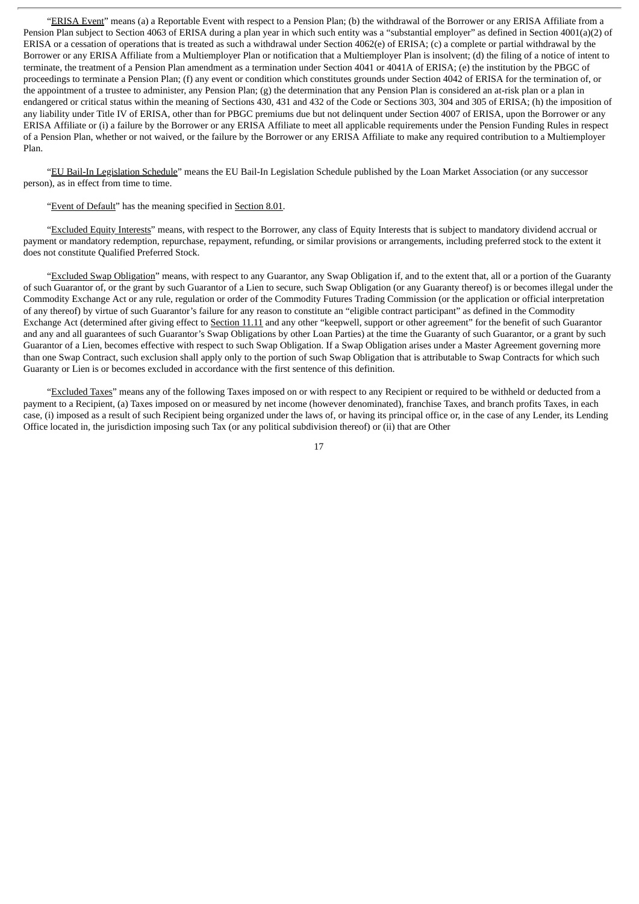"ERISA Event" means (a) a Reportable Event with respect to a Pension Plan; (b) the withdrawal of the Borrower or any ERISA Affiliate from a Pension Plan subject to Section 4063 of ERISA during a plan year in which such entity was a "substantial employer" as defined in Section 4001(a)(2) of ERISA or a cessation of operations that is treated as such a withdrawal under Section 4062(e) of ERISA; (c) a complete or partial withdrawal by the Borrower or any ERISA Affiliate from a Multiemployer Plan or notification that a Multiemployer Plan is insolvent; (d) the filing of a notice of intent to terminate, the treatment of a Pension Plan amendment as a termination under Section 4041 or 4041A of ERISA; (e) the institution by the PBGC of proceedings to terminate a Pension Plan; (f) any event or condition which constitutes grounds under Section 4042 of ERISA for the termination of, or the appointment of a trustee to administer, any Pension Plan; (g) the determination that any Pension Plan is considered an at-risk plan or a plan in endangered or critical status within the meaning of Sections 430, 431 and 432 of the Code or Sections 303, 304 and 305 of ERISA; (h) the imposition of any liability under Title IV of ERISA, other than for PBGC premiums due but not delinquent under Section 4007 of ERISA, upon the Borrower or any ERISA Affiliate or (i) a failure by the Borrower or any ERISA Affiliate to meet all applicable requirements under the Pension Funding Rules in respect of a Pension Plan, whether or not waived, or the failure by the Borrower or any ERISA Affiliate to make any required contribution to a Multiemployer Plan.

"EU Bail-In Legislation Schedule" means the EU Bail-In Legislation Schedule published by the Loan Market Association (or any successor person), as in effect from time to time.

"Event of Default" has the meaning specified in Section 8.01.

"Excluded Equity Interests" means, with respect to the Borrower, any class of Equity Interests that is subject to mandatory dividend accrual or payment or mandatory redemption, repurchase, repayment, refunding, or similar provisions or arrangements, including preferred stock to the extent it does not constitute Qualified Preferred Stock.

"Excluded Swap Obligation" means, with respect to any Guarantor, any Swap Obligation if, and to the extent that, all or a portion of the Guaranty of such Guarantor of, or the grant by such Guarantor of a Lien to secure, such Swap Obligation (or any Guaranty thereof) is or becomes illegal under the Commodity Exchange Act or any rule, regulation or order of the Commodity Futures Trading Commission (or the application or official interpretation of any thereof) by virtue of such Guarantor's failure for any reason to constitute an "eligible contract participant" as defined in the Commodity Exchange Act (determined after giving effect to Section 11.11 and any other "keepwell, support or other agreement" for the benefit of such Guarantor and any and all guarantees of such Guarantor's Swap Obligations by other Loan Parties) at the time the Guaranty of such Guarantor, or a grant by such Guarantor of a Lien, becomes effective with respect to such Swap Obligation. If a Swap Obligation arises under a Master Agreement governing more than one Swap Contract, such exclusion shall apply only to the portion of such Swap Obligation that is attributable to Swap Contracts for which such Guaranty or Lien is or becomes excluded in accordance with the first sentence of this definition.

"Excluded Taxes" means any of the following Taxes imposed on or with respect to any Recipient or required to be withheld or deducted from a payment to a Recipient, (a) Taxes imposed on or measured by net income (however denominated), franchise Taxes, and branch profits Taxes, in each case, (i) imposed as a result of such Recipient being organized under the laws of, or having its principal office or, in the case of any Lender, its Lending Office located in, the jurisdiction imposing such Tax (or any political subdivision thereof) or (ii) that are Other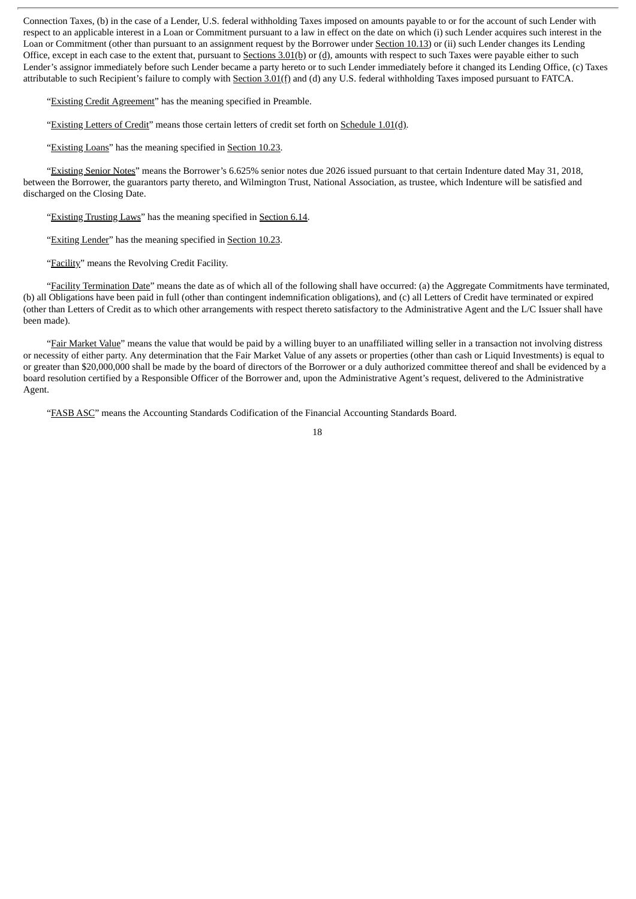Connection Taxes, (b) in the case of a Lender, U.S. federal withholding Taxes imposed on amounts payable to or for the account of such Lender with respect to an applicable interest in a Loan or Commitment pursuant to a law in effect on the date on which (i) such Lender acquires such interest in the Loan or Commitment (other than pursuant to an assignment request by the Borrower under Section 10.13) or (ii) such Lender changes its Lending Office, except in each case to the extent that, pursuant to Sections 3.01(b) or (d), amounts with respect to such Taxes were payable either to such Lender's assignor immediately before such Lender became a party hereto or to such Lender immediately before it changed its Lending Office, (c) Taxes attributable to such Recipient's failure to comply with Section 3.01(f) and (d) any U.S. federal withholding Taxes imposed pursuant to FATCA.

"Existing Credit Agreement" has the meaning specified in Preamble.

"Existing Letters of Credit" means those certain letters of credit set forth on Schedule 1.01(d).

"Existing Loans" has the meaning specified in Section 10.23.

"Existing Senior Notes" means the Borrower's 6.625% senior notes due 2026 issued pursuant to that certain Indenture dated May 31, 2018, between the Borrower, the guarantors party thereto, and Wilmington Trust, National Association, as trustee, which Indenture will be satisfied and discharged on the Closing Date.

"Existing Trusting Laws" has the meaning specified in Section 6.14.

"Exiting Lender" has the meaning specified in Section 10.23.

"Facility" means the Revolving Credit Facility.

"Facility Termination Date" means the date as of which all of the following shall have occurred: (a) the Aggregate Commitments have terminated, (b) all Obligations have been paid in full (other than contingent indemnification obligations), and (c) all Letters of Credit have terminated or expired (other than Letters of Credit as to which other arrangements with respect thereto satisfactory to the Administrative Agent and the L/C Issuer shall have been made).

"Fair Market Value" means the value that would be paid by a willing buyer to an unaffiliated willing seller in a transaction not involving distress or necessity of either party. Any determination that the Fair Market Value of any assets or properties (other than cash or Liquid Investments) is equal to or greater than $20,000,000 shall be made by the board of directors of the Borrower or a duly authorized committee thereof and shall be evidenced by a board resolution certified by a Responsible Officer of the Borrower and, upon the Administrative Agent's request, delivered to the Administrative Agent.

"FASB ASC" means the Accounting Standards Codification of the Financial Accounting Standards Board.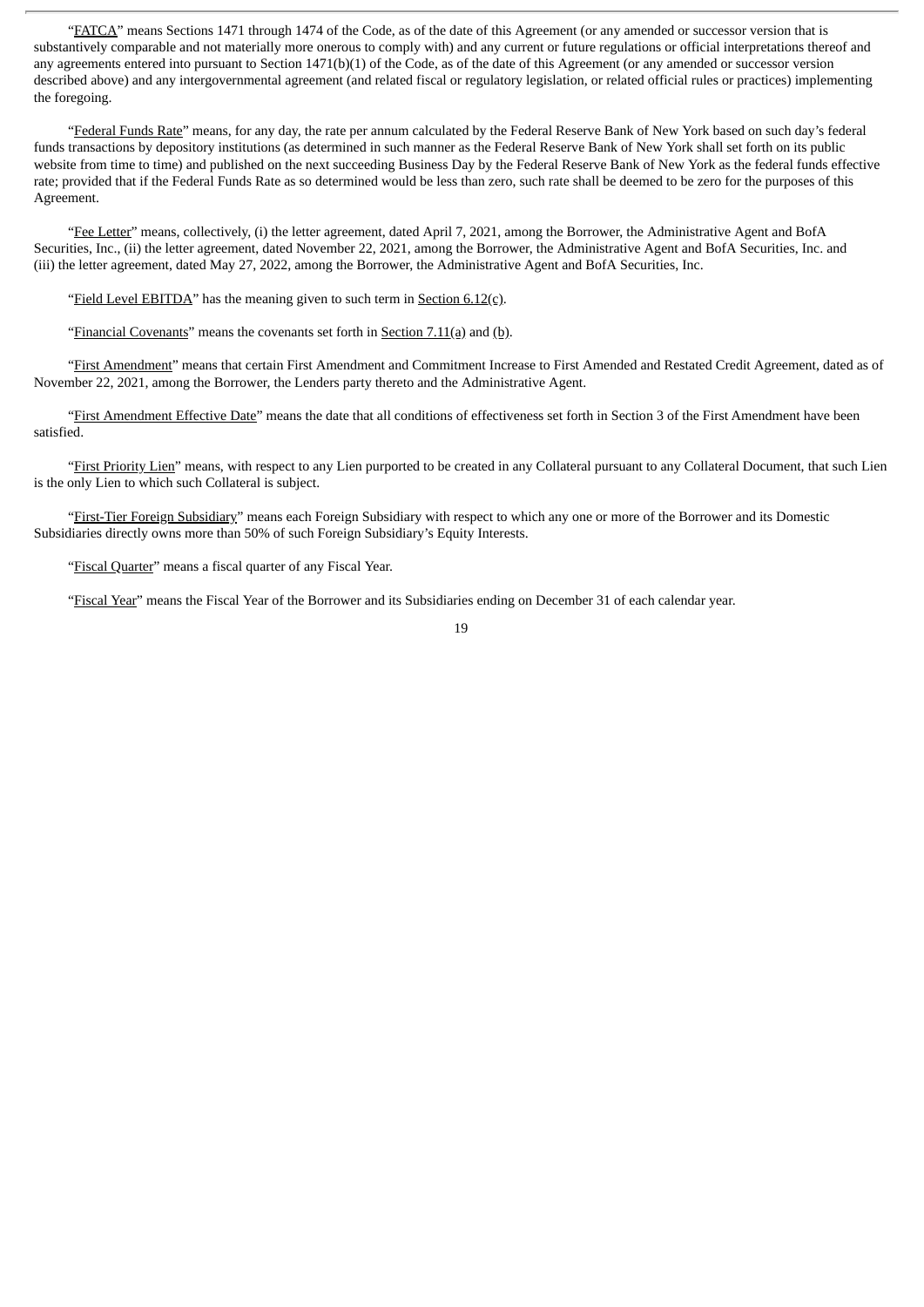"FATCA" means Sections 1471 through 1474 of the Code, as of the date of this Agreement (or any amended or successor version that is substantively comparable and not materially more onerous to comply with) and any current or future regulations or official interpretations thereof and any agreements entered into pursuant to Section 1471(b)(1) of the Code, as of the date of this Agreement (or any amended or successor version described above) and any intergovernmental agreement (and related fiscal or regulatory legislation, or related official rules or practices) implementing the foregoing.

"Federal Funds Rate" means, for any day, the rate per annum calculated by the Federal Reserve Bank of New York based on such day's federal funds transactions by depository institutions (as determined in such manner as the Federal Reserve Bank of New York shall set forth on its public website from time to time) and published on the next succeeding Business Day by the Federal Reserve Bank of New York as the federal funds effective rate; provided that if the Federal Funds Rate as so determined would be less than zero, such rate shall be deemed to be zero for the purposes of this Agreement.

"Fee Letter" means, collectively, (i) the letter agreement, dated April 7, 2021, among the Borrower, the Administrative Agent and BofA Securities, Inc., (ii) the letter agreement, dated November 22, 2021, among the Borrower, the Administrative Agent and BofA Securities, Inc. and (iii) the letter agreement, dated May 27, 2022, among the Borrower, the Administrative Agent and BofA Securities, Inc.

"Field Level EBITDA" has the meaning given to such term in Section 6.12(c).

"Financial Covenants" means the covenants set forth in Section 7.11(a) and (b).

"First Amendment" means that certain First Amendment and Commitment Increase to First Amended and Restated Credit Agreement, dated as of November 22, 2021, among the Borrower, the Lenders party thereto and the Administrative Agent.

"First Amendment Effective Date" means the date that all conditions of effectiveness set forth in Section 3 of the First Amendment have been satisfied.

"First Priority Lien" means, with respect to any Lien purported to be created in any Collateral pursuant to any Collateral Document, that such Lien is the only Lien to which such Collateral is subject.

"First-Tier Foreign Subsidiary" means each Foreign Subsidiary with respect to which any one or more of the Borrower and its Domestic Subsidiaries directly owns more than 50% of such Foreign Subsidiary's Equity Interests.

"Fiscal Quarter" means a fiscal quarter of any Fiscal Year.

"Fiscal Year" means the Fiscal Year of the Borrower and its Subsidiaries ending on December 31 of each calendar year.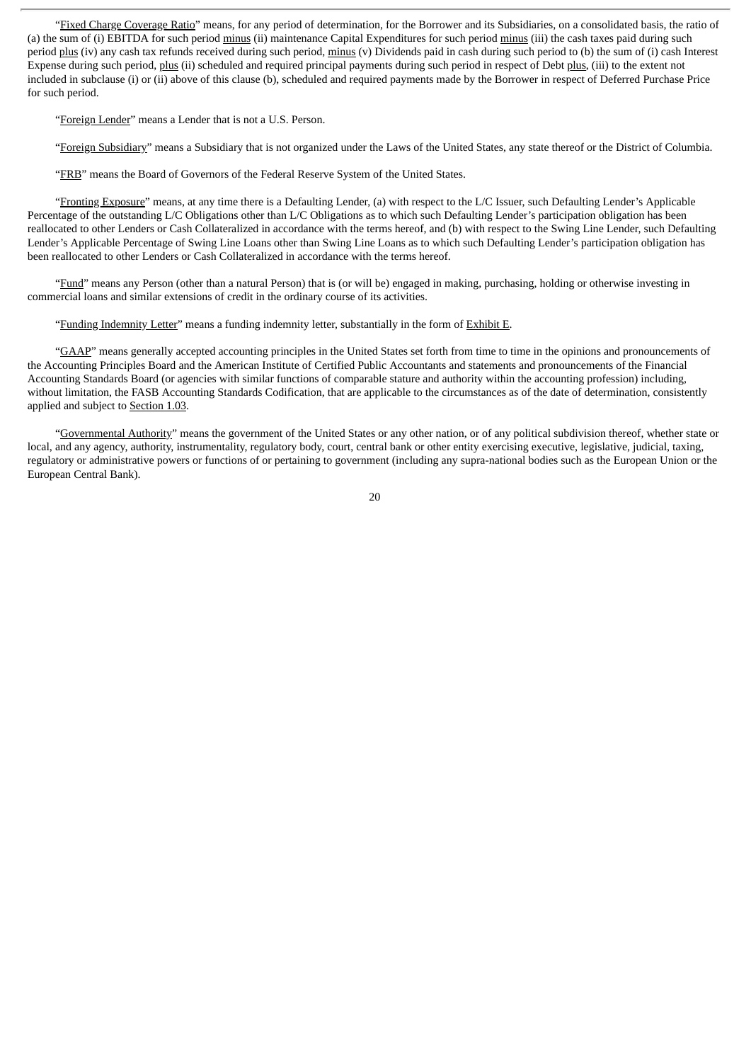"Fixed Charge Coverage Ratio" means, for any period of determination, for the Borrower and its Subsidiaries, on a consolidated basis, the ratio of (a) the sum of (i) EBITDA for such period minus (ii) maintenance Capital Expenditures for such period minus (iii) the cash taxes paid during such period plus (iv) any cash tax refunds received during such period, minus (v) Dividends paid in cash during such period to (b) the sum of (i) cash Interest Expense during such period, plus (ii) scheduled and required principal payments during such period in respect of Debt plus, (iii) to the extent not included in subclause (i) or (ii) above of this clause (b), scheduled and required payments made by the Borrower in respect of Deferred Purchase Price for such period.

"Foreign Lender" means a Lender that is not a U.S. Person.

"Foreign Subsidiary" means a Subsidiary that is not organized under the Laws of the United States, any state thereof or the District of Columbia.

"FRB" means the Board of Governors of the Federal Reserve System of the United States.

"Fronting Exposure" means, at any time there is a Defaulting Lender, (a) with respect to the L/C Issuer, such Defaulting Lender's Applicable Percentage of the outstanding L/C Obligations other than L/C Obligations as to which such Defaulting Lender's participation obligation has been reallocated to other Lenders or Cash Collateralized in accordance with the terms hereof, and (b) with respect to the Swing Line Lender, such Defaulting Lender's Applicable Percentage of Swing Line Loans other than Swing Line Loans as to which such Defaulting Lender's participation obligation has been reallocated to other Lenders or Cash Collateralized in accordance with the terms hereof.

"Fund" means any Person (other than a natural Person) that is (or will be) engaged in making, purchasing, holding or otherwise investing in commercial loans and similar extensions of credit in the ordinary course of its activities.

"Funding Indemnity Letter" means a funding indemnity letter, substantially in the form of Exhibit E.

"GAAP" means generally accepted accounting principles in the United States set forth from time to time in the opinions and pronouncements of the Accounting Principles Board and the American Institute of Certified Public Accountants and statements and pronouncements of the Financial Accounting Standards Board (or agencies with similar functions of comparable stature and authority within the accounting profession) including, without limitation, the FASB Accounting Standards Codification, that are applicable to the circumstances as of the date of determination, consistently applied and subject to Section 1.03.

"Governmental Authority" means the government of the United States or any other nation, or of any political subdivision thereof, whether state or local, and any agency, authority, instrumentality, regulatory body, court, central bank or other entity exercising executive, legislative, judicial, taxing, regulatory or administrative powers or functions of or pertaining to government (including any supra-national bodies such as the European Union or the European Central Bank).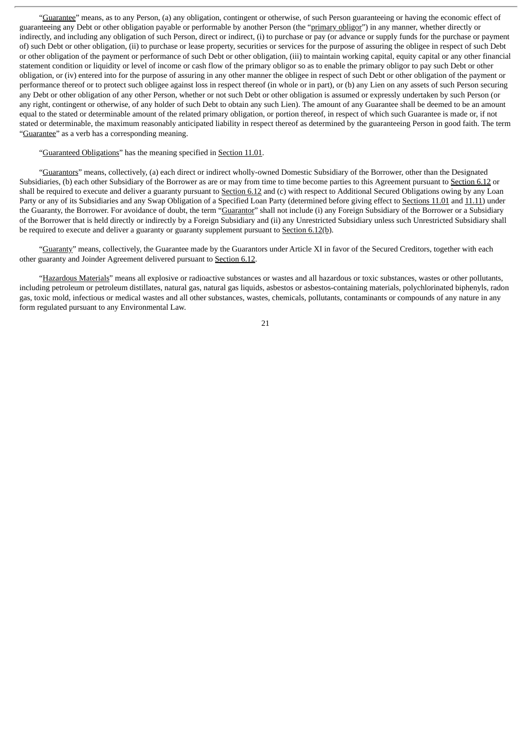"Guarantee" means, as to any Person, (a) any obligation, contingent or otherwise, of such Person guaranteeing or having the economic effect of guaranteeing any Debt or other obligation payable or performable by another Person (the "primary obligor") in any manner, whether directly or indirectly, and including any obligation of such Person, direct or indirect, (i) to purchase or pay (or advance or supply funds for the purchase or payment of) such Debt or other obligation, (ii) to purchase or lease property, securities or services for the purpose of assuring the obligee in respect of such Debt or other obligation of the payment or performance of such Debt or other obligation, (iii) to maintain working capital, equity capital or any other financial statement condition or liquidity or level of income or cash flow of the primary obligor so as to enable the primary obligor to pay such Debt or other obligation, or (iv) entered into for the purpose of assuring in any other manner the obligee in respect of such Debt or other obligation of the payment or performance thereof or to protect such obligee against loss in respect thereof (in whole or in part), or (b) any Lien on any assets of such Person securing any Debt or other obligation of any other Person, whether or not such Debt or other obligation is assumed or expressly undertaken by such Person (or any right, contingent or otherwise, of any holder of such Debt to obtain any such Lien). The amount of any Guarantee shall be deemed to be an amount equal to the stated or determinable amount of the related primary obligation, or portion thereof, in respect of which such Guarantee is made or, if not stated or determinable, the maximum reasonably anticipated liability in respect thereof as determined by the guaranteeing Person in good faith. The term "Guarantee" as a verb has a corresponding meaning.

"Guaranteed Obligations" has the meaning specified in Section 11.01.

"Guarantors" means, collectively, (a) each direct or indirect wholly-owned Domestic Subsidiary of the Borrower, other than the Designated Subsidiaries, (b) each other Subsidiary of the Borrower as are or may from time to time become parties to this Agreement pursuant to Section 6.12 or shall be required to execute and deliver a guaranty pursuant to Section 6.12 and (c) with respect to Additional Secured Obligations owing by any Loan Party or any of its Subsidiaries and any Swap Obligation of a Specified Loan Party (determined before giving effect to Sections 11.01 and 11.11) under the Guaranty, the Borrower. For avoidance of doubt, the term "Guarantor" shall not include (i) any Foreign Subsidiary of the Borrower or a Subsidiary of the Borrower that is held directly or indirectly by a Foreign Subsidiary and (ii) any Unrestricted Subsidiary unless such Unrestricted Subsidiary shall be required to execute and deliver a guaranty or guaranty supplement pursuant to Section 6.12(b).

"Guaranty" means, collectively, the Guarantee made by the Guarantors under Article XI in favor of the Secured Creditors, together with each other guaranty and Joinder Agreement delivered pursuant to Section 6.12.

"Hazardous Materials" means all explosive or radioactive substances or wastes and all hazardous or toxic substances, wastes or other pollutants, including petroleum or petroleum distillates, natural gas, natural gas liquids, asbestos or asbestos-containing materials, polychlorinated biphenyls, radon gas, toxic mold, infectious or medical wastes and all other substances, wastes, chemicals, pollutants, contaminants or compounds of any nature in any form regulated pursuant to any Environmental Law.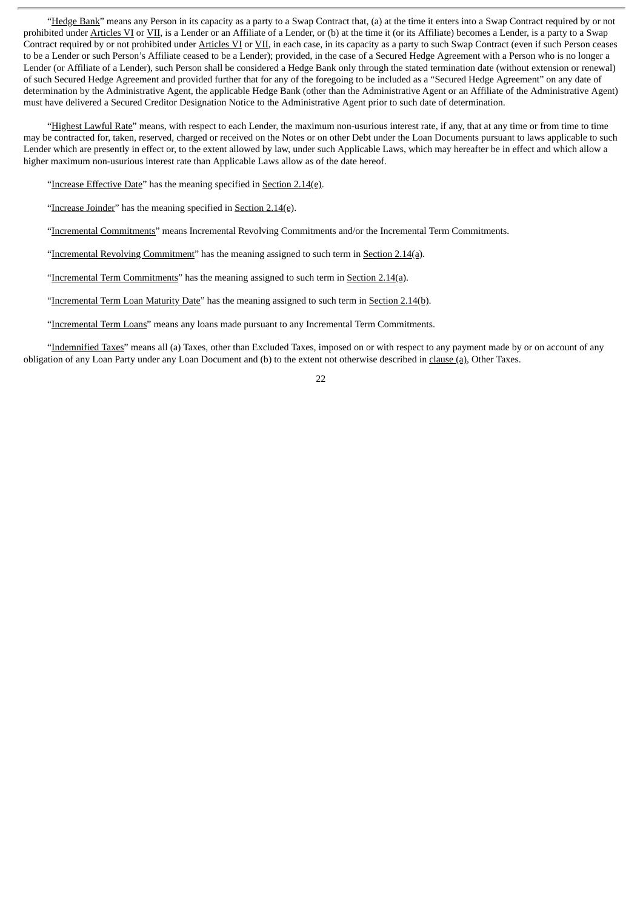"Hedge Bank" means any Person in its capacity as a party to a Swap Contract that, (a) at the time it enters into a Swap Contract required by or not prohibited under Articles VI or VII, is a Lender or an Affiliate of a Lender, or (b) at the time it (or its Affiliate) becomes a Lender, is a party to a Swap Contract required by or not prohibited under Articles VI or VII, in each case, in its capacity as a party to such Swap Contract (even if such Person ceases to be a Lender or such Person's Affiliate ceased to be a Lender); provided, in the case of a Secured Hedge Agreement with a Person who is no longer a Lender (or Affiliate of a Lender), such Person shall be considered a Hedge Bank only through the stated termination date (without extension or renewal) of such Secured Hedge Agreement and provided further that for any of the foregoing to be included as a "Secured Hedge Agreement" on any date of determination by the Administrative Agent, the applicable Hedge Bank (other than the Administrative Agent or an Affiliate of the Administrative Agent) must have delivered a Secured Creditor Designation Notice to the Administrative Agent prior to such date of determination.

"Highest Lawful Rate" means, with respect to each Lender, the maximum non-usurious interest rate, if any, that at any time or from time to time may be contracted for, taken, reserved, charged or received on the Notes or on other Debt under the Loan Documents pursuant to laws applicable to such Lender which are presently in effect or, to the extent allowed by law, under such Applicable Laws, which may hereafter be in effect and which allow a higher maximum non-usurious interest rate than Applicable Laws allow as of the date hereof.

"Increase Effective Date" has the meaning specified in Section 2.14(e).

"Increase Joinder" has the meaning specified in Section 2.14(e).

"Incremental Commitments" means Incremental Revolving Commitments and/or the Incremental Term Commitments.

"Incremental Revolving Commitment" has the meaning assigned to such term in Section 2.14(a).

"Incremental Term Commitments" has the meaning assigned to such term in Section 2.14(a).

"Incremental Term Loan Maturity Date" has the meaning assigned to such term in Section 2.14(b).

"Incremental Term Loans" means any loans made pursuant to any Incremental Term Commitments.

"Indemnified Taxes" means all (a) Taxes, other than Excluded Taxes, imposed on or with respect to any payment made by or on account of any obligation of any Loan Party under any Loan Document and (b) to the extent not otherwise described in clause (a), Other Taxes.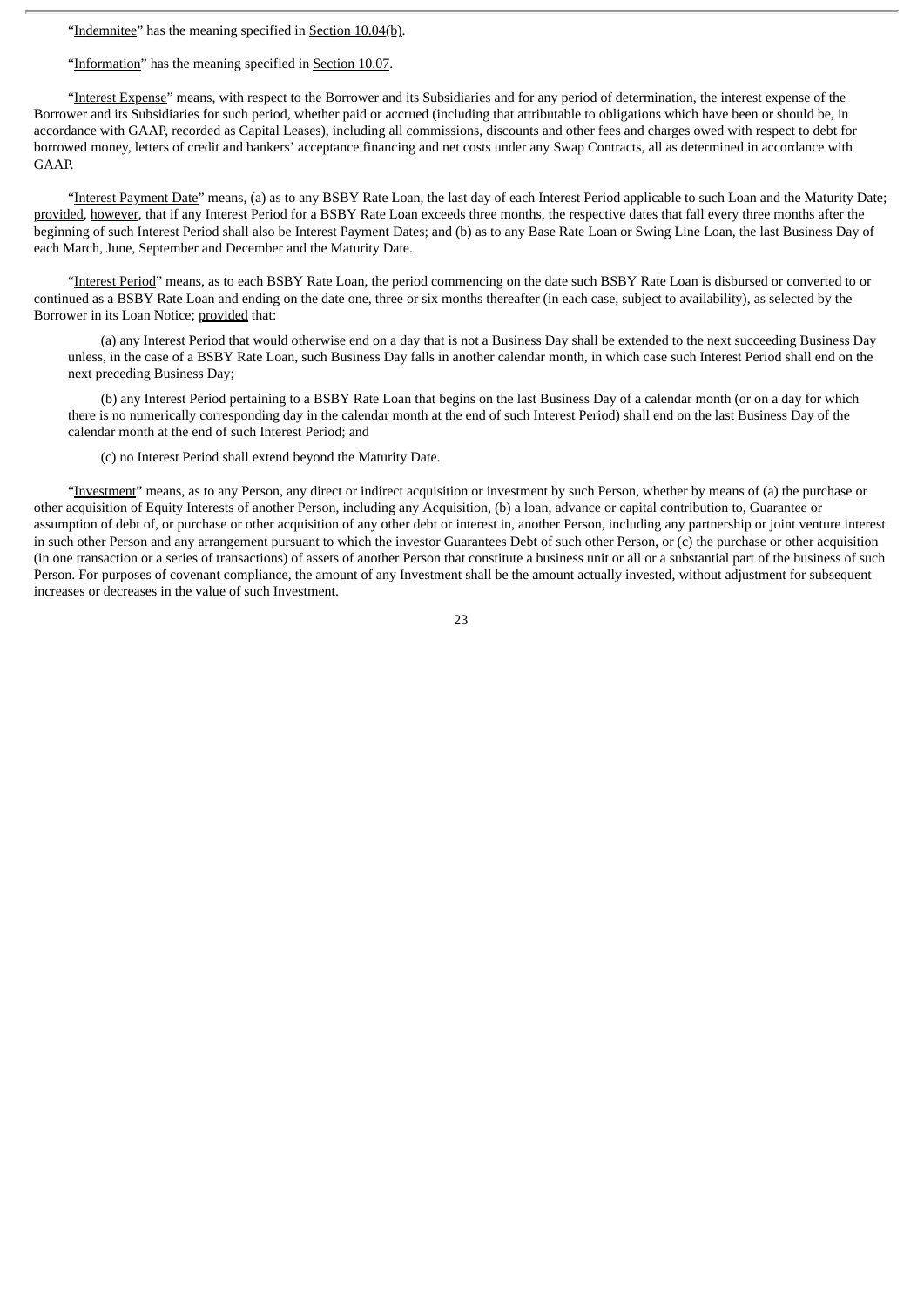"Indemnitee" has the meaning specified in Section 10.04(b).

"Information" has the meaning specified in Section 10.07.

"Interest Expense" means, with respect to the Borrower and its Subsidiaries and for any period of determination, the interest expense of the Borrower and its Subsidiaries for such period, whether paid or accrued (including that attributable to obligations which have been or should be, in accordance with GAAP, recorded as Capital Leases), including all commissions, discounts and other fees and charges owed with respect to debt for borrowed money, letters of credit and bankers' acceptance financing and net costs under any Swap Contracts, all as determined in accordance with GAAP.

"Interest Payment Date" means, (a) as to any BSBY Rate Loan, the last day of each Interest Period applicable to such Loan and the Maturity Date; provided, however, that if any Interest Period for a BSBY Rate Loan exceeds three months, the respective dates that fall every three months after the beginning of such Interest Period shall also be Interest Payment Dates; and (b) as to any Base Rate Loan or Swing Line Loan, the last Business Day of each March, June, September and December and the Maturity Date.

"Interest Period" means, as to each BSBY Rate Loan, the period commencing on the date such BSBY Rate Loan is disbursed or converted to or continued as a BSBY Rate Loan and ending on the date one, three or six months thereafter (in each case, subject to availability), as selected by the Borrower in its Loan Notice; provided that:

(a) any Interest Period that would otherwise end on a day that is not a Business Day shall be extended to the next succeeding Business Day unless, in the case of a BSBY Rate Loan, such Business Day falls in another calendar month, in which case such Interest Period shall end on the next preceding Business Day;

(b) any Interest Period pertaining to a BSBY Rate Loan that begins on the last Business Day of a calendar month (or on a day for which there is no numerically corresponding day in the calendar month at the end of such Interest Period) shall end on the last Business Day of the calendar month at the end of such Interest Period; and

(c) no Interest Period shall extend beyond the Maturity Date.

"Investment" means, as to any Person, any direct or indirect acquisition or investment by such Person, whether by means of (a) the purchase or other acquisition of Equity Interests of another Person, including any Acquisition, (b) a loan, advance or capital contribution to, Guarantee or assumption of debt of, or purchase or other acquisition of any other debt or interest in, another Person, including any partnership or joint venture interest in such other Person and any arrangement pursuant to which the investor Guarantees Debt of such other Person, or (c) the purchase or other acquisition (in one transaction or a series of transactions) of assets of another Person that constitute a business unit or all or a substantial part of the business of such Person. For purposes of covenant compliance, the amount of any Investment shall be the amount actually invested, without adjustment for subsequent increases or decreases in the value of such Investment.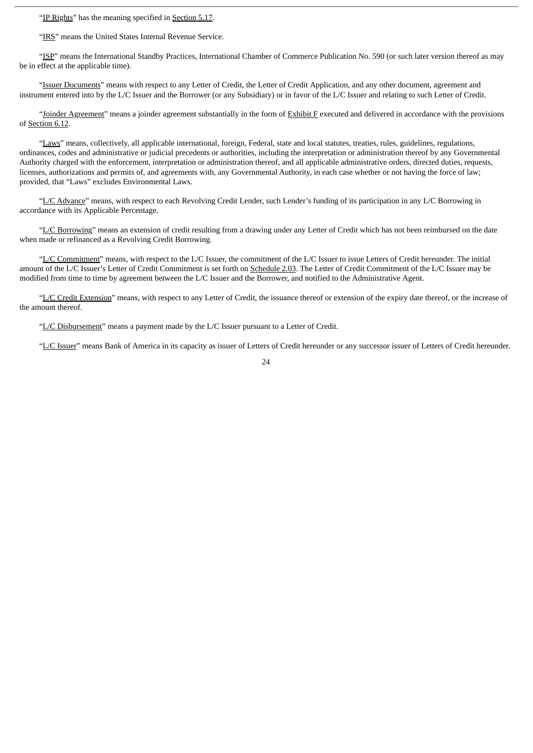"IP Rights" has the meaning specified in Section 5.17.

"IRS" means the United States Internal Revenue Service.

"ISP" means the International Standby Practices, International Chamber of Commerce Publication No. 590 (or such later version thereof as may be in effect at the applicable time).

"Issuer Documents" means with respect to any Letter of Credit, the Letter of Credit Application, and any other document, agreement and instrument entered into by the L/C Issuer and the Borrower (or any Subsidiary) or in favor of the L/C Issuer and relating to such Letter of Credit.

"Joinder Agreement" means a joinder agreement substantially in the form of Exhibit F executed and delivered in accordance with the provisions of Section 6.12.

"Laws" means, collectively, all applicable international, foreign, Federal, state and local statutes, treaties, rules, guidelines, regulations, ordinances, codes and administrative or judicial precedents or authorities, including the interpretation or administration thereof by any Governmental Authority charged with the enforcement, interpretation or administration thereof, and all applicable administrative orders, directed duties, requests, licenses, authorizations and permits of, and agreements with, any Governmental Authority, in each case whether or not having the force of law; provided, that "Laws" excludes Environmental Laws.

"L/C Advance" means, with respect to each Revolving Credit Lender, such Lender's funding of its participation in any L/C Borrowing in accordance with its Applicable Percentage.

"L/C Borrowing" means an extension of credit resulting from a drawing under any Letter of Credit which has not been reimbursed on the date when made or refinanced as a Revolving Credit Borrowing.

"L/C Commitment" means, with respect to the L/C Issuer, the commitment of the L/C Issuer to issue Letters of Credit hereunder. The initial amount of the L/C Issuer's Letter of Credit Commitment is set forth on Schedule 2.03. The Letter of Credit Commitment of the L/C Issuer may be modified from time to time by agreement between the L/C Issuer and the Borrower, and notified to the Administrative Agent.

"L/C Credit Extension" means, with respect to any Letter of Credit, the issuance thereof or extension of the expiry date thereof, or the increase of the amount thereof.

"L/C Disbursement" means a payment made by the L/C Issuer pursuant to a Letter of Credit.

"L/C Issuer" means Bank of America in its capacity as issuer of Letters of Credit hereunder or any successor issuer of Letters of Credit hereunder.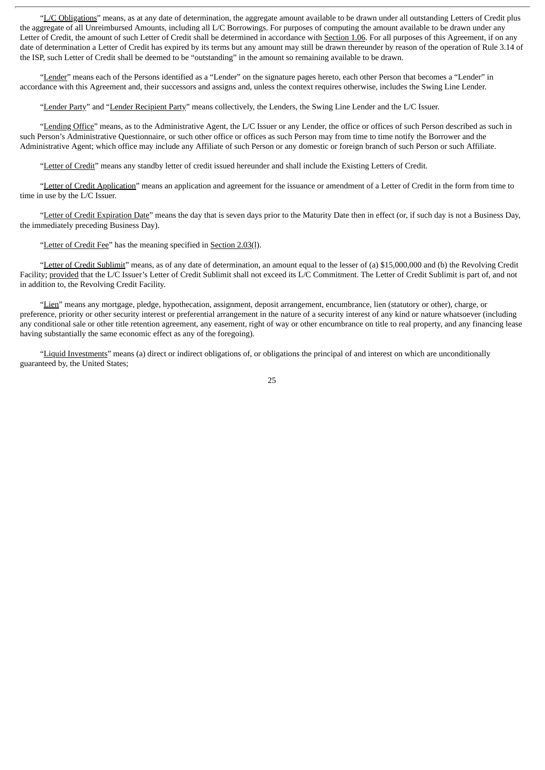"L/C Obligations" means, as at any date of determination, the aggregate amount available to be drawn under all outstanding Letters of Credit plus the aggregate of all Unreimbursed Amounts, including all L/C Borrowings. For purposes of computing the amount available to be drawn under any Letter of Credit, the amount of such Letter of Credit shall be determined in accordance with Section 1.06. For all purposes of this Agreement, if on any date of determination a Letter of Credit has expired by its terms but any amount may still be drawn thereunder by reason of the operation of Rule 3.14 of the ISP, such Letter of Credit shall be deemed to be "outstanding" in the amount so remaining available to be drawn.

"Lender" means each of the Persons identified as a "Lender" on the signature pages hereto, each other Person that becomes a "Lender" in accordance with this Agreement and, their successors and assigns and, unless the context requires otherwise, includes the Swing Line Lender.

"Lender Party" and "Lender Recipient Party" means collectively, the Lenders, the Swing Line Lender and the L/C Issuer.

"Lending Office" means, as to the Administrative Agent, the L/C Issuer or any Lender, the office or offices of such Person described as such in such Person's Administrative Questionnaire, or such other office or offices as such Person may from time to time notify the Borrower and the Administrative Agent; which office may include any Affiliate of such Person or any domestic or foreign branch of such Person or such Affiliate.

"Letter of Credit" means any standby letter of credit issued hereunder and shall include the Existing Letters of Credit.

"Letter of Credit Application" means an application and agreement for the issuance or amendment of a Letter of Credit in the form from time to time in use by the L/C Issuer.

"Letter of Credit Expiration Date" means the day that is seven days prior to the Maturity Date then in effect (or, if such day is not a Business Day, the immediately preceding Business Day).

"Letter of Credit Fee" has the meaning specified in Section 2.03(l).

"Letter of Credit Sublimit" means, as of any date of determination, an amount equal to the lesser of (a) $15,000,000 and (b) the Revolving Credit Facility; provided that the L/C Issuer's Letter of Credit Sublimit shall not exceed its L/C Commitment. The Letter of Credit Sublimit is part of, and not in addition to, the Revolving Credit Facility.

"Lien" means any mortgage, pledge, hypothecation, assignment, deposit arrangement, encumbrance, lien (statutory or other), charge, or preference, priority or other security interest or preferential arrangement in the nature of a security interest of any kind or nature whatsoever (including any conditional sale or other title retention agreement, any easement, right of way or other encumbrance on title to real property, and any financing lease having substantially the same economic effect as any of the foregoing).

"Liquid Investments" means (a) direct or indirect obligations of, or obligations the principal of and interest on which are unconditionally guaranteed by, the United States;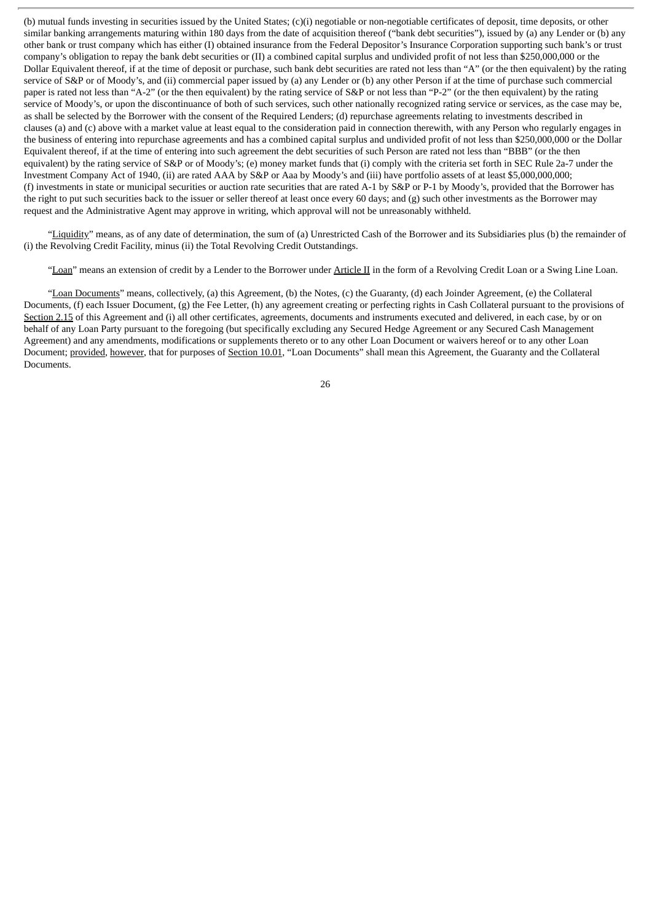(b) mutual funds investing in securities issued by the United States; (c)(i) negotiable or non-negotiable certificates of deposit, time deposits, or other similar banking arrangements maturing within 180 days from the date of acquisition thereof ("bank debt securities"), issued by (a) any Lender or (b) any other bank or trust company which has either (I) obtained insurance from the Federal Depositor's Insurance Corporation supporting such bank's or trust company's obligation to repay the bank debt securities or (II) a combined capital surplus and undivided profit of not less than $250,000,000 or the Dollar Equivalent thereof, if at the time of deposit or purchase, such bank debt securities are rated not less than "A" (or the then equivalent) by the rating service of S&P or of Moody's, and (ii) commercial paper issued by (a) any Lender or (b) any other Person if at the time of purchase such commercial paper is rated not less than "A-2" (or the then equivalent) by the rating service of S&P or not less than "P-2" (or the then equivalent) by the rating service of Moody's, or upon the discontinuance of both of such services, such other nationally recognized rating service or services, as the case may be, as shall be selected by the Borrower with the consent of the Required Lenders; (d) repurchase agreements relating to investments described in clauses (a) and (c) above with a market value at least equal to the consideration paid in connection therewith, with any Person who regularly engages in the business of entering into repurchase agreements and has a combined capital surplus and undivided profit of not less than $250,000,000 or the Dollar Equivalent thereof, if at the time of entering into such agreement the debt securities of such Person are rated not less than "BBB" (or the then equivalent) by the rating service of S&P or of Moody's; (e) money market funds that (i) comply with the criteria set forth in SEC Rule 2a-7 under the Investment Company Act of 1940, (ii) are rated AAA by S&P or Aaa by Moody's and (iii) have portfolio assets of at least $5,000,000,000; (f) investments in state or municipal securities or auction rate securities that are rated A-1 by S&P or P-1 by Moody's, provided that the Borrower has the right to put such securities back to the issuer or seller thereof at least once every 60 days; and (g) such other investments as the Borrower may request and the Administrative Agent may approve in writing, which approval will not be unreasonably withheld.

"Liquidity" means, as of any date of determination, the sum of (a) Unrestricted Cash of the Borrower and its Subsidiaries plus (b) the remainder of (i) the Revolving Credit Facility, minus (ii) the Total Revolving Credit Outstandings.

"Loan" means an extension of credit by a Lender to the Borrower under Article II in the form of a Revolving Credit Loan or a Swing Line Loan.

"Loan Documents" means, collectively, (a) this Agreement, (b) the Notes, (c) the Guaranty, (d) each Joinder Agreement, (e) the Collateral Documents, (f) each Issuer Document, (g) the Fee Letter, (h) any agreement creating or perfecting rights in Cash Collateral pursuant to the provisions of Section 2.15 of this Agreement and (i) all other certificates, agreements, documents and instruments executed and delivered, in each case, by or on behalf of any Loan Party pursuant to the foregoing (but specifically excluding any Secured Hedge Agreement or any Secured Cash Management Agreement) and any amendments, modifications or supplements thereto or to any other Loan Document or waivers hereof or to any other Loan Document; provided, however, that for purposes of Section 10.01, "Loan Documents" shall mean this Agreement, the Guaranty and the Collateral Documents.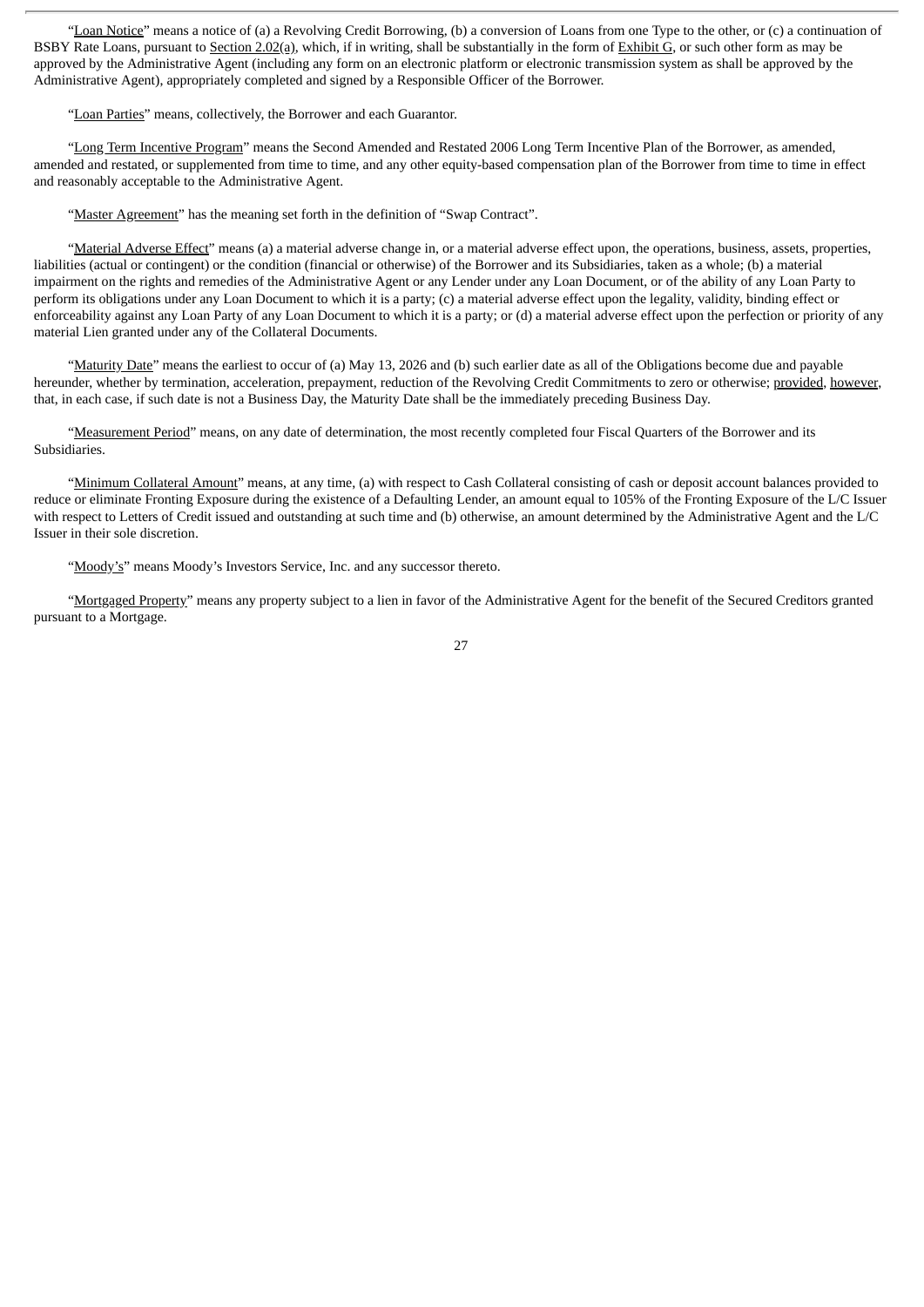"Loan Notice" means a notice of (a) a Revolving Credit Borrowing, (b) a conversion of Loans from one Type to the other, or (c) a continuation of BSBY Rate Loans, pursuant to Section 2.02(a), which, if in writing, shall be substantially in the form of Exhibit G, or such other form as may be approved by the Administrative Agent (including any form on an electronic platform or electronic transmission system as shall be approved by the Administrative Agent), appropriately completed and signed by a Responsible Officer of the Borrower.

"Loan Parties" means, collectively, the Borrower and each Guarantor.

"Long Term Incentive Program" means the Second Amended and Restated 2006 Long Term Incentive Plan of the Borrower, as amended, amended and restated, or supplemented from time to time, and any other equity-based compensation plan of the Borrower from time to time in effect and reasonably acceptable to the Administrative Agent.

"Master Agreement" has the meaning set forth in the definition of "Swap Contract".

"Material Adverse Effect" means (a) a material adverse change in, or a material adverse effect upon, the operations, business, assets, properties, liabilities (actual or contingent) or the condition (financial or otherwise) of the Borrower and its Subsidiaries, taken as a whole; (b) a material impairment on the rights and remedies of the Administrative Agent or any Lender under any Loan Document, or of the ability of any Loan Party to perform its obligations under any Loan Document to which it is a party; (c) a material adverse effect upon the legality, validity, binding effect or enforceability against any Loan Party of any Loan Document to which it is a party; or (d) a material adverse effect upon the perfection or priority of any material Lien granted under any of the Collateral Documents.

"Maturity Date" means the earliest to occur of (a) May 13, 2026 and (b) such earlier date as all of the Obligations become due and payable hereunder, whether by termination, acceleration, prepayment, reduction of the Revolving Credit Commitments to zero or otherwise; provided, however, that, in each case, if such date is not a Business Day, the Maturity Date shall be the immediately preceding Business Day.

"Measurement Period" means, on any date of determination, the most recently completed four Fiscal Quarters of the Borrower and its Subsidiaries.

"Minimum Collateral Amount" means, at any time, (a) with respect to Cash Collateral consisting of cash or deposit account balances provided to reduce or eliminate Fronting Exposure during the existence of a Defaulting Lender, an amount equal to 105% of the Fronting Exposure of the L/C Issuer with respect to Letters of Credit issued and outstanding at such time and (b) otherwise, an amount determined by the Administrative Agent and the L/C Issuer in their sole discretion.

"Moody's" means Moody's Investors Service, Inc. and any successor thereto.

"Mortgaged Property" means any property subject to a lien in favor of the Administrative Agent for the benefit of the Secured Creditors granted pursuant to a Mortgage.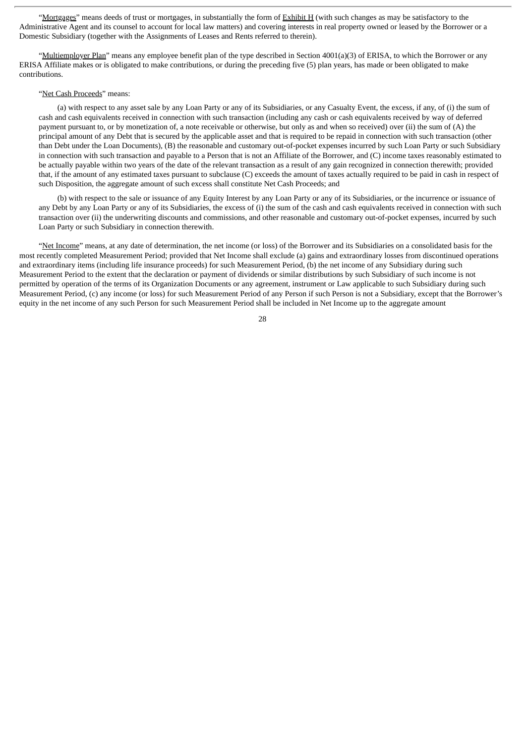"Mortgages" means deeds of trust or mortgages, in substantially the form of Exhibit H (with such changes as may be satisfactory to the Administrative Agent and its counsel to account for local law matters) and covering interests in real property owned or leased by the Borrower or a Domestic Subsidiary (together with the Assignments of Leases and Rents referred to therein).

"Multiemployer Plan" means any employee benefit plan of the type described in Section 4001(a)(3) of ERISA, to which the Borrower or any ERISA Affiliate makes or is obligated to make contributions, or during the preceding five (5) plan years, has made or been obligated to make contributions.

"Net Cash Proceeds" means:

(a) with respect to any asset sale by any Loan Party or any of its Subsidiaries, or any Casualty Event, the excess, if any, of (i) the sum of cash and cash equivalents received in connection with such transaction (including any cash or cash equivalents received by way of deferred payment pursuant to, or by monetization of, a note receivable or otherwise, but only as and when so received) over (ii) the sum of (A) the principal amount of any Debt that is secured by the applicable asset and that is required to be repaid in connection with such transaction (other than Debt under the Loan Documents), (B) the reasonable and customary out-of-pocket expenses incurred by such Loan Party or such Subsidiary in connection with such transaction and payable to a Person that is not an Affiliate of the Borrower, and (C) income taxes reasonably estimated to be actually payable within two years of the date of the relevant transaction as a result of any gain recognized in connection therewith; provided that, if the amount of any estimated taxes pursuant to subclause (C) exceeds the amount of taxes actually required to be paid in cash in respect of such Disposition, the aggregate amount of such excess shall constitute Net Cash Proceeds; and

(b) with respect to the sale or issuance of any Equity Interest by any Loan Party or any of its Subsidiaries, or the incurrence or issuance of any Debt by any Loan Party or any of its Subsidiaries, the excess of (i) the sum of the cash and cash equivalents received in connection with such transaction over (ii) the underwriting discounts and commissions, and other reasonable and customary out-of-pocket expenses, incurred by such Loan Party or such Subsidiary in connection therewith.

"Net Income" means, at any date of determination, the net income (or loss) of the Borrower and its Subsidiaries on a consolidated basis for the most recently completed Measurement Period; provided that Net Income shall exclude (a) gains and extraordinary losses from discontinued operations and extraordinary items (including life insurance proceeds) for such Measurement Period, (b) the net income of any Subsidiary during such Measurement Period to the extent that the declaration or payment of dividends or similar distributions by such Subsidiary of such income is not permitted by operation of the terms of its Organization Documents or any agreement, instrument or Law applicable to such Subsidiary during such Measurement Period, (c) any income (or loss) for such Measurement Period of any Person if such Person is not a Subsidiary, except that the Borrower's equity in the net income of any such Person for such Measurement Period shall be included in Net Income up to the aggregate amount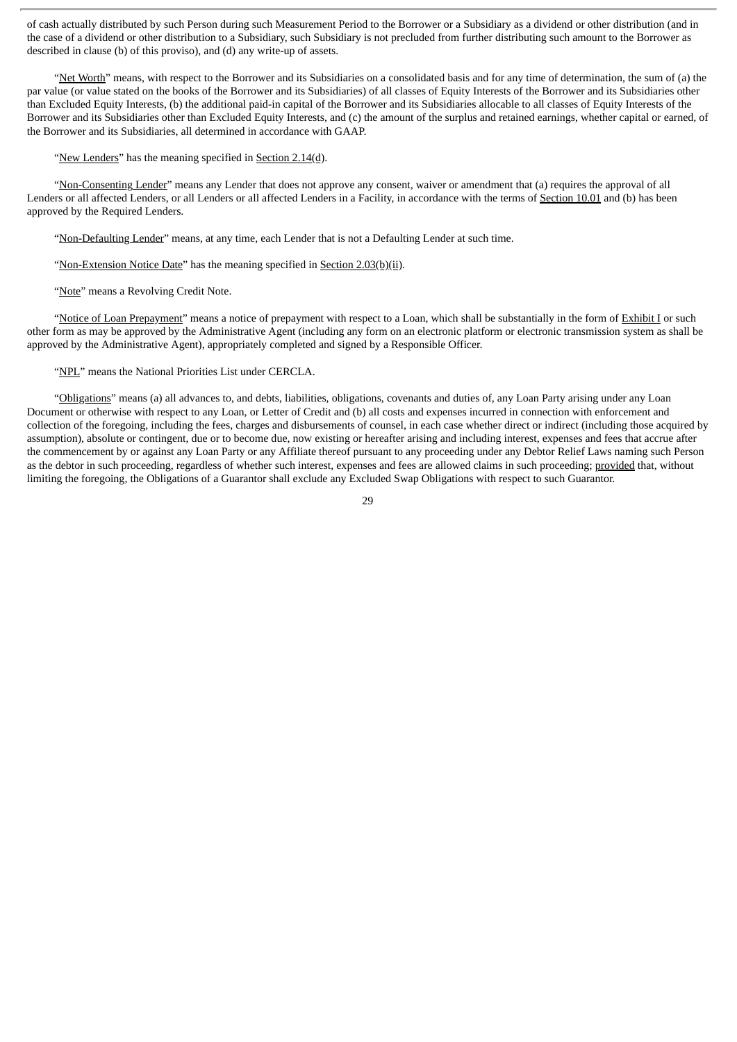of cash actually distributed by such Person during such Measurement Period to the Borrower or a Subsidiary as a dividend or other distribution (and in the case of a dividend or other distribution to a Subsidiary, such Subsidiary is not precluded from further distributing such amount to the Borrower as described in clause (b) of this proviso), and (d) any write-up of assets.

"Net Worth" means, with respect to the Borrower and its Subsidiaries on a consolidated basis and for any time of determination, the sum of (a) the par value (or value stated on the books of the Borrower and its Subsidiaries) of all classes of Equity Interests of the Borrower and its Subsidiaries other than Excluded Equity Interests, (b) the additional paid-in capital of the Borrower and its Subsidiaries allocable to all classes of Equity Interests of the Borrower and its Subsidiaries other than Excluded Equity Interests, and (c) the amount of the surplus and retained earnings, whether capital or earned, of the Borrower and its Subsidiaries, all determined in accordance with GAAP.

"New Lenders" has the meaning specified in Section 2.14(d).

"Non-Consenting Lender" means any Lender that does not approve any consent, waiver or amendment that (a) requires the approval of all Lenders or all affected Lenders, or all Lenders or all affected Lenders in a Facility, in accordance with the terms of Section 10.01 and (b) has been approved by the Required Lenders.

"Non-Defaulting Lender" means, at any time, each Lender that is not a Defaulting Lender at such time.

"Non-Extension Notice Date" has the meaning specified in Section 2.03(b)(ii).

"Note" means a Revolving Credit Note.

"Notice of Loan Prepayment" means a notice of prepayment with respect to a Loan, which shall be substantially in the form of Exhibit I or such other form as may be approved by the Administrative Agent (including any form on an electronic platform or electronic transmission system as shall be approved by the Administrative Agent), appropriately completed and signed by a Responsible Officer.

"NPL" means the National Priorities List under CERCLA.

"Obligations" means (a) all advances to, and debts, liabilities, obligations, covenants and duties of, any Loan Party arising under any Loan Document or otherwise with respect to any Loan, or Letter of Credit and (b) all costs and expenses incurred in connection with enforcement and collection of the foregoing, including the fees, charges and disbursements of counsel, in each case whether direct or indirect (including those acquired by assumption), absolute or contingent, due or to become due, now existing or hereafter arising and including interest, expenses and fees that accrue after the commencement by or against any Loan Party or any Affiliate thereof pursuant to any proceeding under any Debtor Relief Laws naming such Person as the debtor in such proceeding, regardless of whether such interest, expenses and fees are allowed claims in such proceeding; provided that, without limiting the foregoing, the Obligations of a Guarantor shall exclude any Excluded Swap Obligations with respect to such Guarantor.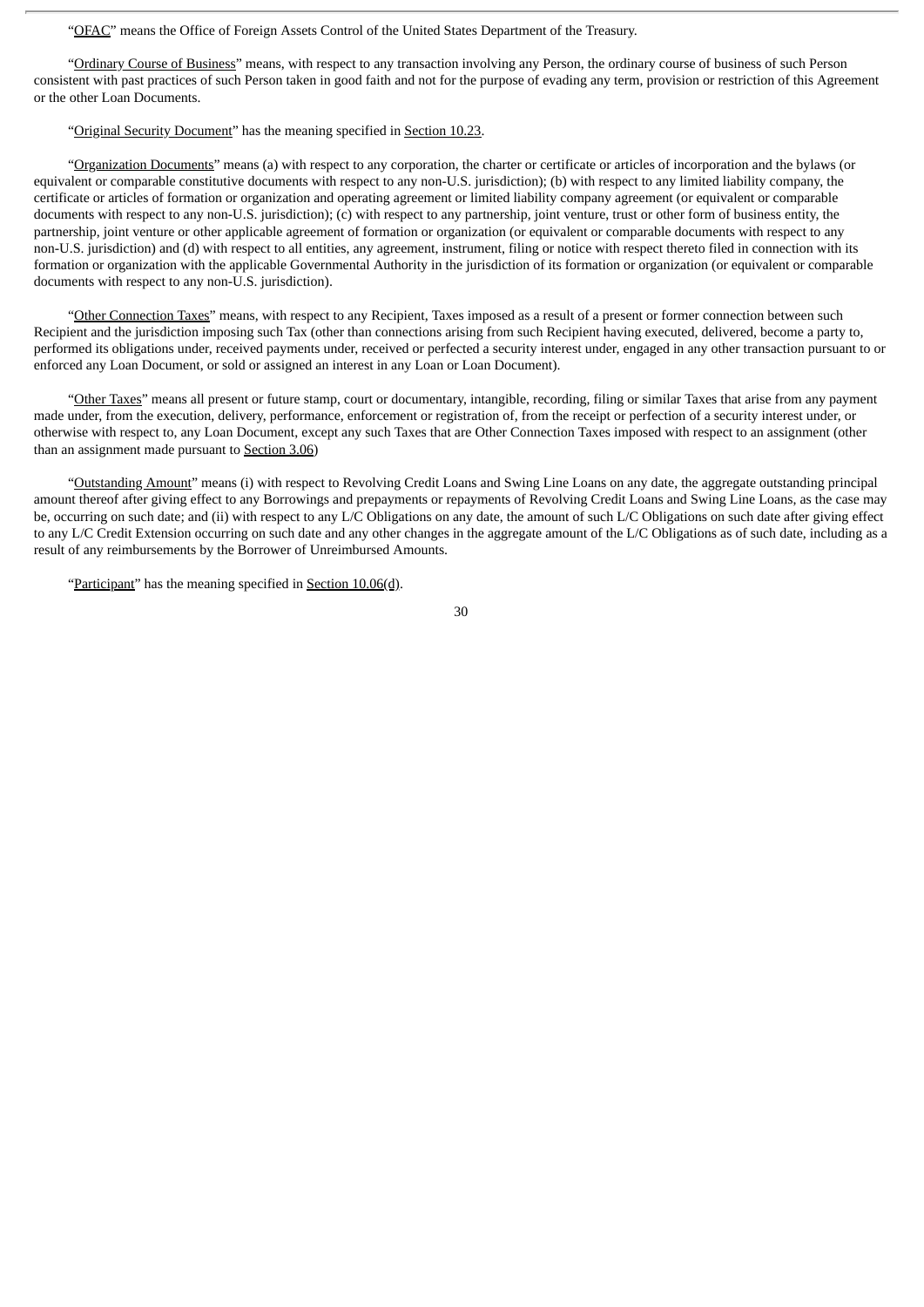"OFAC" means the Office of Foreign Assets Control of the United States Department of the Treasury.

"Ordinary Course of Business" means, with respect to any transaction involving any Person, the ordinary course of business of such Person consistent with past practices of such Person taken in good faith and not for the purpose of evading any term, provision or restriction of this Agreement or the other Loan Documents.

"Original Security Document" has the meaning specified in Section 10.23.

"Organization Documents" means (a) with respect to any corporation, the charter or certificate or articles of incorporation and the bylaws (or equivalent or comparable constitutive documents with respect to any non-U.S. jurisdiction); (b) with respect to any limited liability company, the certificate or articles of formation or organization and operating agreement or limited liability company agreement (or equivalent or comparable documents with respect to any non-U.S. jurisdiction); (c) with respect to any partnership, joint venture, trust or other form of business entity, the partnership, joint venture or other applicable agreement of formation or organization (or equivalent or comparable documents with respect to any non-U.S. jurisdiction) and (d) with respect to all entities, any agreement, instrument, filing or notice with respect thereto filed in connection with its formation or organization with the applicable Governmental Authority in the jurisdiction of its formation or organization (or equivalent or comparable documents with respect to any non-U.S. jurisdiction).

"Other Connection Taxes" means, with respect to any Recipient, Taxes imposed as a result of a present or former connection between such Recipient and the jurisdiction imposing such Tax (other than connections arising from such Recipient having executed, delivered, become a party to, performed its obligations under, received payments under, received or perfected a security interest under, engaged in any other transaction pursuant to or enforced any Loan Document, or sold or assigned an interest in any Loan or Loan Document).

"Other Taxes" means all present or future stamp, court or documentary, intangible, recording, filing or similar Taxes that arise from any payment made under, from the execution, delivery, performance, enforcement or registration of, from the receipt or perfection of a security interest under, or otherwise with respect to, any Loan Document, except any such Taxes that are Other Connection Taxes imposed with respect to an assignment (other than an assignment made pursuant to Section 3.06)

"Outstanding Amount" means (i) with respect to Revolving Credit Loans and Swing Line Loans on any date, the aggregate outstanding principal amount thereof after giving effect to any Borrowings and prepayments or repayments of Revolving Credit Loans and Swing Line Loans, as the case may be, occurring on such date; and (ii) with respect to any L/C Obligations on any date, the amount of such L/C Obligations on such date after giving effect to any L/C Credit Extension occurring on such date and any other changes in the aggregate amount of the L/C Obligations as of such date, including as a result of any reimbursements by the Borrower of Unreimbursed Amounts.

"Participant" has the meaning specified in Section 10.06(d).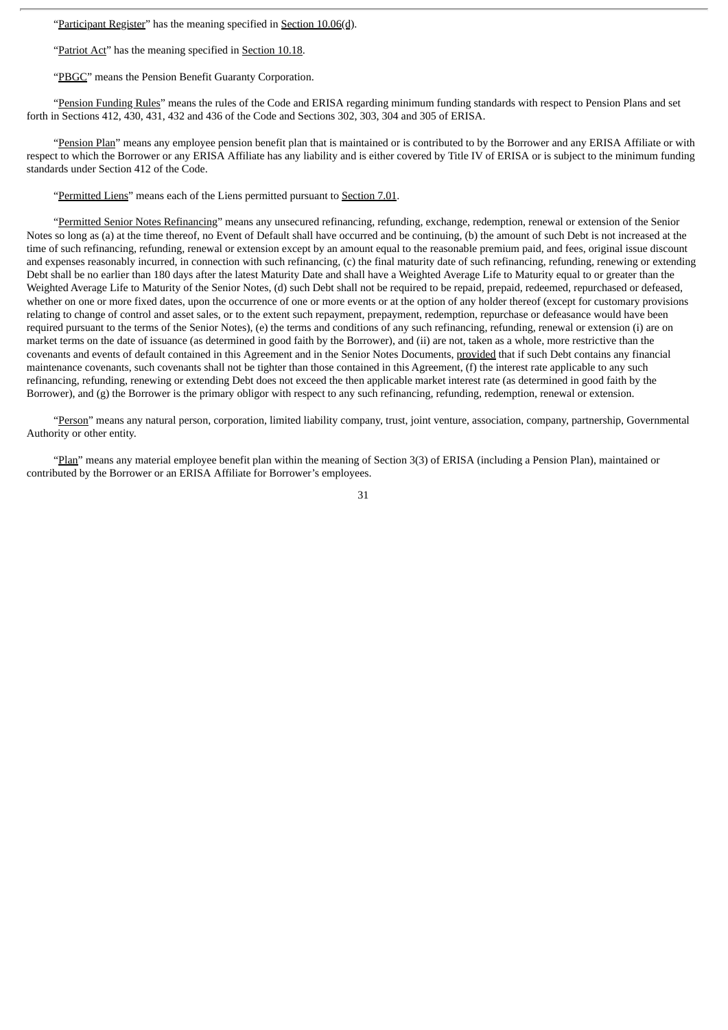"Participant Register" has the meaning specified in Section 10.06(d).

"Patriot Act" has the meaning specified in Section 10.18.

"PBGC" means the Pension Benefit Guaranty Corporation.

"Pension Funding Rules" means the rules of the Code and ERISA regarding minimum funding standards with respect to Pension Plans and set forth in Sections 412, 430, 431, 432 and 436 of the Code and Sections 302, 303, 304 and 305 of ERISA.

"Pension Plan" means any employee pension benefit plan that is maintained or is contributed to by the Borrower and any ERISA Affiliate or with respect to which the Borrower or any ERISA Affiliate has any liability and is either covered by Title IV of ERISA or is subject to the minimum funding standards under Section 412 of the Code.

"Permitted Liens" means each of the Liens permitted pursuant to Section 7.01.

"Permitted Senior Notes Refinancing" means any unsecured refinancing, refunding, exchange, redemption, renewal or extension of the Senior Notes so long as (a) at the time thereof, no Event of Default shall have occurred and be continuing, (b) the amount of such Debt is not increased at the time of such refinancing, refunding, renewal or extension except by an amount equal to the reasonable premium paid, and fees, original issue discount and expenses reasonably incurred, in connection with such refinancing, (c) the final maturity date of such refinancing, refunding, renewing or extending Debt shall be no earlier than 180 days after the latest Maturity Date and shall have a Weighted Average Life to Maturity equal to or greater than the Weighted Average Life to Maturity of the Senior Notes, (d) such Debt shall not be required to be repaid, prepaid, redeemed, repurchased or defeased, whether on one or more fixed dates, upon the occurrence of one or more events or at the option of any holder thereof (except for customary provisions relating to change of control and asset sales, or to the extent such repayment, prepayment, redemption, repurchase or defeasance would have been required pursuant to the terms of the Senior Notes), (e) the terms and conditions of any such refinancing, refunding, renewal or extension (i) are on market terms on the date of issuance (as determined in good faith by the Borrower), and (ii) are not, taken as a whole, more restrictive than the covenants and events of default contained in this Agreement and in the Senior Notes Documents, provided that if such Debt contains any financial maintenance covenants, such covenants shall not be tighter than those contained in this Agreement, (f) the interest rate applicable to any such refinancing, refunding, renewing or extending Debt does not exceed the then applicable market interest rate (as determined in good faith by the Borrower), and (g) the Borrower is the primary obligor with respect to any such refinancing, refunding, redemption, renewal or extension.

"Person" means any natural person, corporation, limited liability company, trust, joint venture, association, company, partnership, Governmental Authority or other entity.

"Plan" means any material employee benefit plan within the meaning of Section 3(3) of ERISA (including a Pension Plan), maintained or contributed by the Borrower or an ERISA Affiliate for Borrower's employees.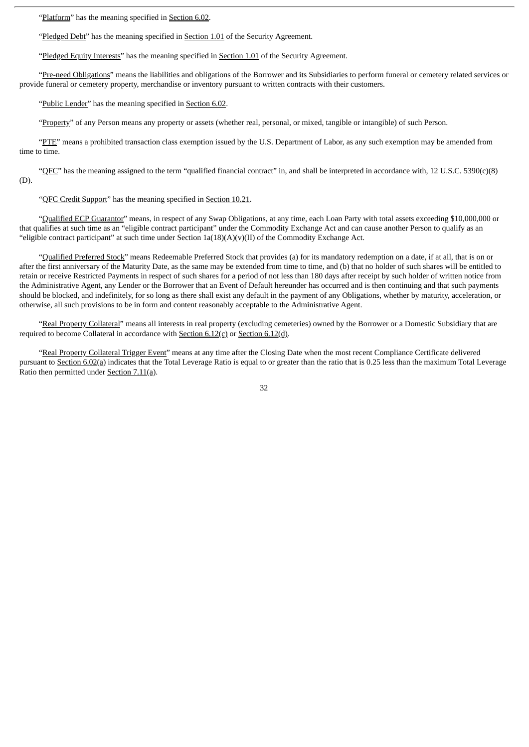"Platform" has the meaning specified in Section 6.02.

"Pledged Debt" has the meaning specified in Section 1.01 of the Security Agreement.

"Pledged Equity Interests" has the meaning specified in Section 1.01 of the Security Agreement.

"Pre-need Obligations" means the liabilities and obligations of the Borrower and its Subsidiaries to perform funeral or cemetery related services or provide funeral or cemetery property, merchandise or inventory pursuant to written contracts with their customers.

"Public Lender" has the meaning specified in Section 6.02.

"Property" of any Person means any property or assets (whether real, personal, or mixed, tangible or intangible) of such Person.

"PTE" means a prohibited transaction class exemption issued by the U.S. Department of Labor, as any such exemption may be amended from time to time.

"QFC" has the meaning assigned to the term "qualified financial contract" in, and shall be interpreted in accordance with, 12 U.S.C. 5390(c)(8)(D).

"QFC Credit Support" has the meaning specified in Section 10.21.

"Qualified ECP Guarantor" means, in respect of any Swap Obligations, at any time, each Loan Party with total assets exceeding $10,000,000 or that qualifies at such time as an "eligible contract participant" under the Commodity Exchange Act and can cause another Person to qualify as an "eligible contract participant" at such time under Section 1a(18)(A)(v)(II) of the Commodity Exchange Act.

"Qualified Preferred Stock" means Redeemable Preferred Stock that provides (a) for its mandatory redemption on a date, if at all, that is on or after the first anniversary of the Maturity Date, as the same may be extended from time to time, and (b) that no holder of such shares will be entitled to retain or receive Restricted Payments in respect of such shares for a period of not less than 180 days after receipt by such holder of written notice from the Administrative Agent, any Lender or the Borrower that an Event of Default hereunder has occurred and is then continuing and that such payments should be blocked, and indefinitely, for so long as there shall exist any default in the payment of any Obligations, whether by maturity, acceleration, or otherwise, all such provisions to be in form and content reasonably acceptable to the Administrative Agent.

"Real Property Collateral" means all interests in real property (excluding cemeteries) owned by the Borrower or a Domestic Subsidiary that are required to become Collateral in accordance with Section 6.12(c) or Section 6.12(d).

"Real Property Collateral Trigger Event" means at any time after the Closing Date when the most recent Compliance Certificate delivered pursuant to Section 6.02(a) indicates that the Total Leverage Ratio is equal to or greater than the ratio that is 0.25 less than the maximum Total Leverage Ratio then permitted under Section 7.11(a).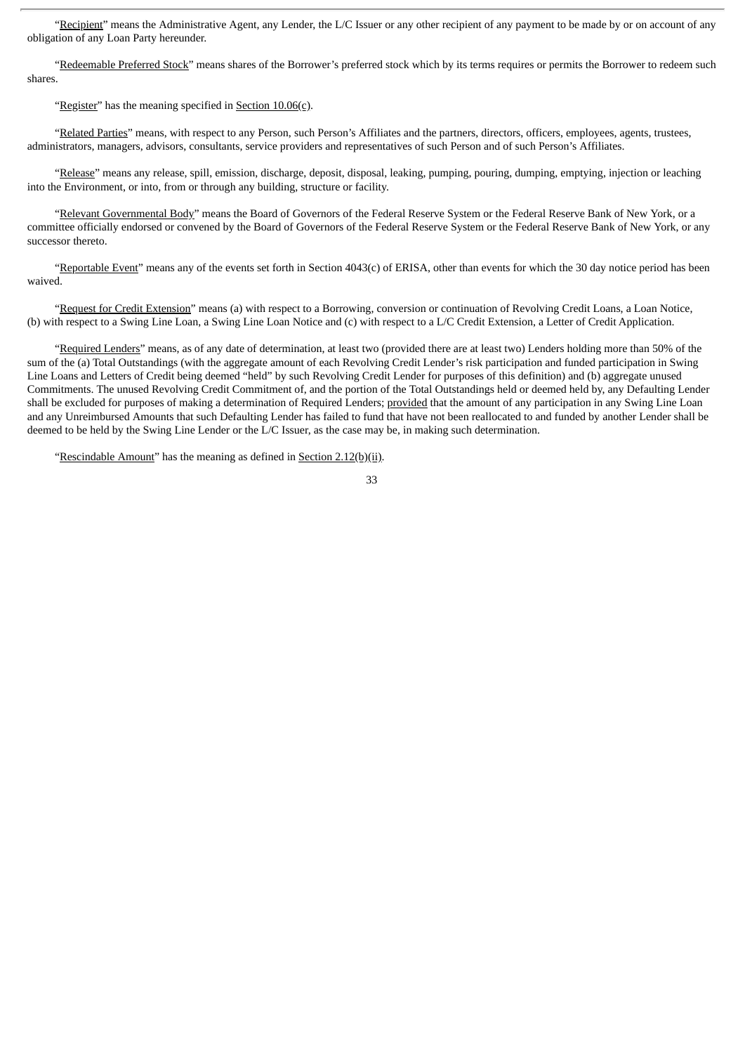"Recipient" means the Administrative Agent, any Lender, the L/C Issuer or any other recipient of any payment to be made by or on account of any obligation of any Loan Party hereunder.

"Redeemable Preferred Stock" means shares of the Borrower's preferred stock which by its terms requires or permits the Borrower to redeem such shares.

"Register" has the meaning specified in Section 10.06(c).

"Related Parties" means, with respect to any Person, such Person's Affiliates and the partners, directors, officers, employees, agents, trustees, administrators, managers, advisors, consultants, service providers and representatives of such Person and of such Person's Affiliates.

"Release" means any release, spill, emission, discharge, deposit, disposal, leaking, pumping, pouring, dumping, emptying, injection or leaching into the Environment, or into, from or through any building, structure or facility.

"Relevant Governmental Body" means the Board of Governors of the Federal Reserve System or the Federal Reserve Bank of New York, or a committee officially endorsed or convened by the Board of Governors of the Federal Reserve System or the Federal Reserve Bank of New York, or any successor thereto.

"Reportable Event" means any of the events set forth in Section 4043(c) of ERISA, other than events for which the 30 day notice period has been waived.

"Request for Credit Extension" means (a) with respect to a Borrowing, conversion or continuation of Revolving Credit Loans, a Loan Notice, (b) with respect to a Swing Line Loan, a Swing Line Loan Notice and (c) with respect to a L/C Credit Extension, a Letter of Credit Application.

"Required Lenders" means, as of any date of determination, at least two (provided there are at least two) Lenders holding more than 50% of the sum of the (a) Total Outstandings (with the aggregate amount of each Revolving Credit Lender's risk participation and funded participation in Swing Line Loans and Letters of Credit being deemed "held" by such Revolving Credit Lender for purposes of this definition) and (b) aggregate unused Commitments. The unused Revolving Credit Commitment of, and the portion of the Total Outstandings held or deemed held by, any Defaulting Lender shall be excluded for purposes of making a determination of Required Lenders; provided that the amount of any participation in any Swing Line Loan and any Unreimbursed Amounts that such Defaulting Lender has failed to fund that have not been reallocated to and funded by another Lender shall be deemed to be held by the Swing Line Lender or the L/C Issuer, as the case may be, in making such determination.

"Rescindable Amount" has the meaning as defined in Section 2.12(b)(ii).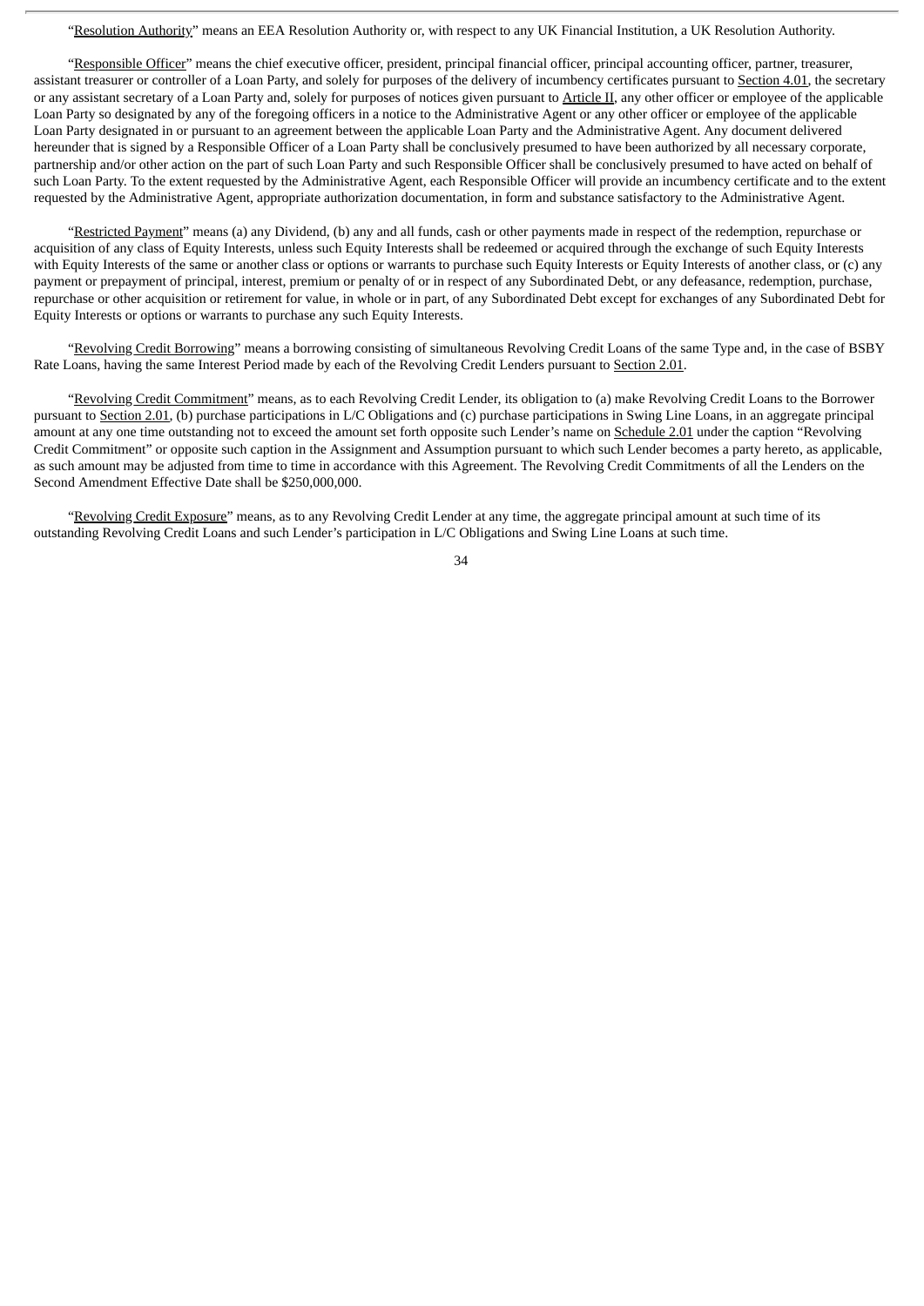"Resolution Authority" means an EEA Resolution Authority or, with respect to any UK Financial Institution, a UK Resolution Authority.

"Responsible Officer" means the chief executive officer, president, principal financial officer, principal accounting officer, partner, treasurer, assistant treasurer or controller of a Loan Party, and solely for purposes of the delivery of incumbency certificates pursuant to Section 4.01, the secretary or any assistant secretary of a Loan Party and, solely for purposes of notices given pursuant to Article II, any other officer or employee of the applicable Loan Party so designated by any of the foregoing officers in a notice to the Administrative Agent or any other officer or employee of the applicable Loan Party designated in or pursuant to an agreement between the applicable Loan Party and the Administrative Agent. Any document delivered hereunder that is signed by a Responsible Officer of a Loan Party shall be conclusively presumed to have been authorized by all necessary corporate, partnership and/or other action on the part of such Loan Party and such Responsible Officer shall be conclusively presumed to have acted on behalf of such Loan Party. To the extent requested by the Administrative Agent, each Responsible Officer will provide an incumbency certificate and to the extent requested by the Administrative Agent, appropriate authorization documentation, in form and substance satisfactory to the Administrative Agent.

"Restricted Payment" means (a) any Dividend, (b) any and all funds, cash or other payments made in respect of the redemption, repurchase or acquisition of any class of Equity Interests, unless such Equity Interests shall be redeemed or acquired through the exchange of such Equity Interests with Equity Interests of the same or another class or options or warrants to purchase such Equity Interests or Equity Interests of another class, or (c) any payment or prepayment of principal, interest, premium or penalty of or in respect of any Subordinated Debt, or any defeasance, redemption, purchase, repurchase or other acquisition or retirement for value, in whole or in part, of any Subordinated Debt except for exchanges of any Subordinated Debt for Equity Interests or options or warrants to purchase any such Equity Interests.

"Revolving Credit Borrowing" means a borrowing consisting of simultaneous Revolving Credit Loans of the same Type and, in the case of BSBY Rate Loans, having the same Interest Period made by each of the Revolving Credit Lenders pursuant to Section 2.01.

"Revolving Credit Commitment" means, as to each Revolving Credit Lender, its obligation to (a) make Revolving Credit Loans to the Borrower pursuant to Section 2.01, (b) purchase participations in L/C Obligations and (c) purchase participations in Swing Line Loans, in an aggregate principal amount at any one time outstanding not to exceed the amount set forth opposite such Lender's name on Schedule 2.01 under the caption "Revolving Credit Commitment" or opposite such caption in the Assignment and Assumption pursuant to which such Lender becomes a party hereto, as applicable, as such amount may be adjusted from time to time in accordance with this Agreement. The Revolving Credit Commitments of all the Lenders on the Second Amendment Effective Date shall be $250,000,000.

"Revolving Credit Exposure" means, as to any Revolving Credit Lender at any time, the aggregate principal amount at such time of its outstanding Revolving Credit Loans and such Lender's participation in L/C Obligations and Swing Line Loans at such time.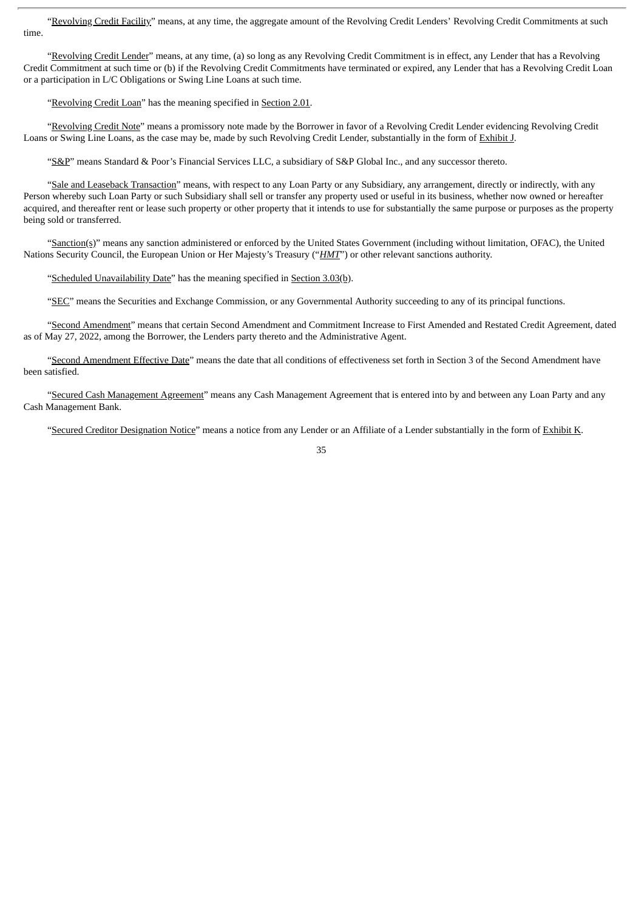"Revolving Credit Facility" means, at any time, the aggregate amount of the Revolving Credit Lenders' Revolving Credit Commitments at such time.

"Revolving Credit Lender" means, at any time, (a) so long as any Revolving Credit Commitment is in effect, any Lender that has a Revolving Credit Commitment at such time or (b) if the Revolving Credit Commitments have terminated or expired, any Lender that has a Revolving Credit Loan or a participation in L/C Obligations or Swing Line Loans at such time.

"Revolving Credit Loan" has the meaning specified in Section 2.01.

"Revolving Credit Note" means a promissory note made by the Borrower in favor of a Revolving Credit Lender evidencing Revolving Credit Loans or Swing Line Loans, as the case may be, made by such Revolving Credit Lender, substantially in the form of Exhibit J.

"S&P" means Standard & Poor's Financial Services LLC, a subsidiary of S&P Global Inc., and any successor thereto.

"Sale and Leaseback Transaction" means, with respect to any Loan Party or any Subsidiary, any arrangement, directly or indirectly, with any Person whereby such Loan Party or such Subsidiary shall sell or transfer any property used or useful in its business, whether now owned or hereafter acquired, and thereafter rent or lease such property or other property that it intends to use for substantially the same purpose or purposes as the property being sold or transferred.

"Sanction(s)" means any sanction administered or enforced by the United States Government (including without limitation, OFAC), the United Nations Security Council, the European Union or Her Majesty's Treasury ("*HMT*") or other relevant sanctions authority.

"Scheduled Unavailability Date" has the meaning specified in Section 3.03(b).

"SEC" means the Securities and Exchange Commission, or any Governmental Authority succeeding to any of its principal functions.

"Second Amendment" means that certain Second Amendment and Commitment Increase to First Amended and Restated Credit Agreement, dated as of May 27, 2022, among the Borrower, the Lenders party thereto and the Administrative Agent.

"Second Amendment Effective Date" means the date that all conditions of effectiveness set forth in Section 3 of the Second Amendment have been satisfied.

"Secured Cash Management Agreement" means any Cash Management Agreement that is entered into by and between any Loan Party and any Cash Management Bank.

"Secured Creditor Designation Notice" means a notice from any Lender or an Affiliate of a Lender substantially in the form of Exhibit K.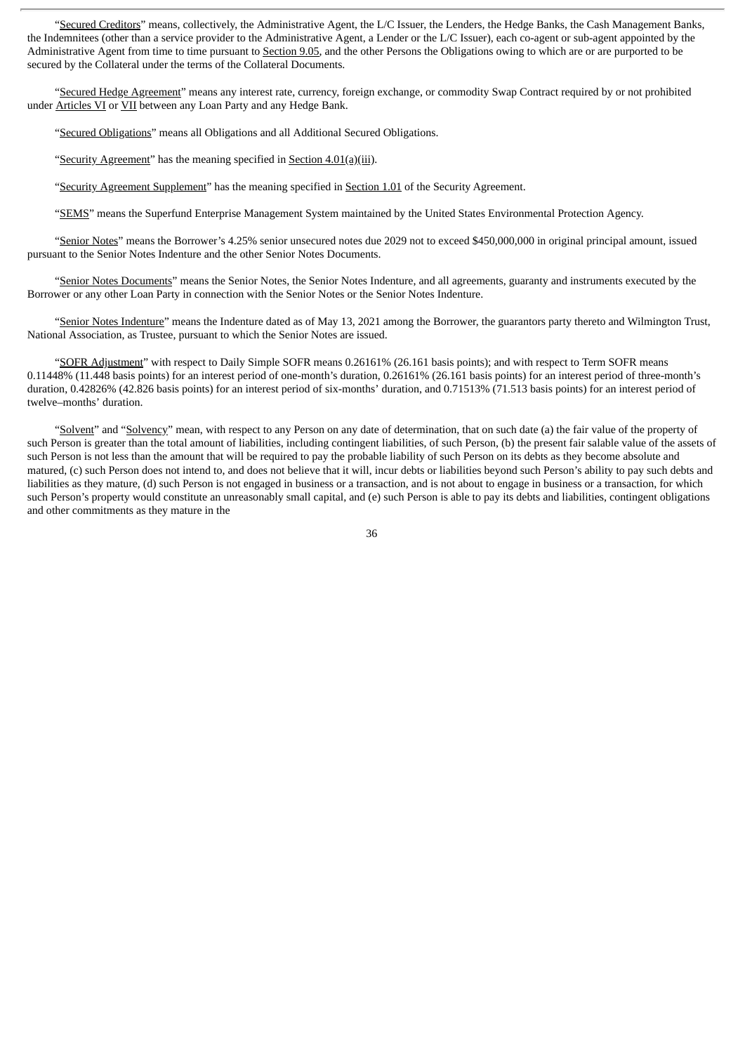"Secured Creditors" means, collectively, the Administrative Agent, the L/C Issuer, the Lenders, the Hedge Banks, the Cash Management Banks, the Indemnitees (other than a service provider to the Administrative Agent, a Lender or the L/C Issuer), each co-agent or sub-agent appointed by the Administrative Agent from time to time pursuant to Section 9.05, and the other Persons the Obligations owing to which are or are purported to be secured by the Collateral under the terms of the Collateral Documents.

"Secured Hedge Agreement" means any interest rate, currency, foreign exchange, or commodity Swap Contract required by or not prohibited under Articles VI or VII between any Loan Party and any Hedge Bank.

"Secured Obligations" means all Obligations and all Additional Secured Obligations.

"Security Agreement" has the meaning specified in Section 4.01(a)(iii).

"Security Agreement Supplement" has the meaning specified in Section 1.01 of the Security Agreement.

"SEMS" means the Superfund Enterprise Management System maintained by the United States Environmental Protection Agency.

"Senior Notes" means the Borrower's 4.25% senior unsecured notes due 2029 not to exceed $450,000,000 in original principal amount, issued pursuant to the Senior Notes Indenture and the other Senior Notes Documents.

"Senior Notes Documents" means the Senior Notes, the Senior Notes Indenture, and all agreements, guaranty and instruments executed by the Borrower or any other Loan Party in connection with the Senior Notes or the Senior Notes Indenture.

"Senior Notes Indenture" means the Indenture dated as of May 13, 2021 among the Borrower, the guarantors party thereto and Wilmington Trust, National Association, as Trustee, pursuant to which the Senior Notes are issued.

"SOFR Adjustment" with respect to Daily Simple SOFR means 0.26161% (26.161 basis points); and with respect to Term SOFR means 0.11448% (11.448 basis points) for an interest period of one-month's duration, 0.26161% (26.161 basis points) for an interest period of three-month's duration, 0.42826% (42.826 basis points) for an interest period of six-months' duration, and 0.71513% (71.513 basis points) for an interest period of twelve–months' duration.

"Solvent" and "Solvency" mean, with respect to any Person on any date of determination, that on such date (a) the fair value of the property of such Person is greater than the total amount of liabilities, including contingent liabilities, of such Person, (b) the present fair salable value of the assets of such Person is not less than the amount that will be required to pay the probable liability of such Person on its debts as they become absolute and matured, (c) such Person does not intend to, and does not believe that it will, incur debts or liabilities beyond such Person's ability to pay such debts and liabilities as they mature, (d) such Person is not engaged in business or a transaction, and is not about to engage in business or a transaction, for which such Person's property would constitute an unreasonably small capital, and (e) such Person is able to pay its debts and liabilities, contingent obligations and other commitments as they mature in the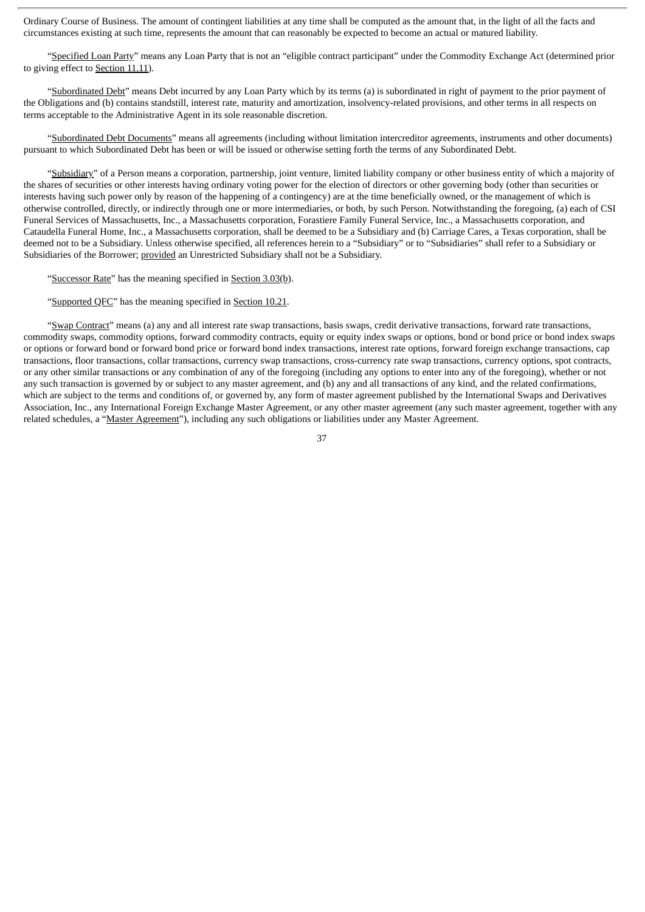Ordinary Course of Business. The amount of contingent liabilities at any time shall be computed as the amount that, in the light of all the facts and circumstances existing at such time, represents the amount that can reasonably be expected to become an actual or matured liability.

"Specified Loan Party" means any Loan Party that is not an "eligible contract participant" under the Commodity Exchange Act (determined prior to giving effect to Section 11.11).

"Subordinated Debt" means Debt incurred by any Loan Party which by its terms (a) is subordinated in right of payment to the prior payment of the Obligations and (b) contains standstill, interest rate, maturity and amortization, insolvency-related provisions, and other terms in all respects on terms acceptable to the Administrative Agent in its sole reasonable discretion.

"Subordinated Debt Documents" means all agreements (including without limitation intercreditor agreements, instruments and other documents) pursuant to which Subordinated Debt has been or will be issued or otherwise setting forth the terms of any Subordinated Debt.

"Subsidiary" of a Person means a corporation, partnership, joint venture, limited liability company or other business entity of which a majority of the shares of securities or other interests having ordinary voting power for the election of directors or other governing body (other than securities or interests having such power only by reason of the happening of a contingency) are at the time beneficially owned, or the management of which is otherwise controlled, directly, or indirectly through one or more intermediaries, or both, by such Person. Notwithstanding the foregoing, (a) each of CSI Funeral Services of Massachusetts, Inc., a Massachusetts corporation, Forastiere Family Funeral Service, Inc., a Massachusetts corporation, and Cataudella Funeral Home, Inc., a Massachusetts corporation, shall be deemed to be a Subsidiary and (b) Carriage Cares, a Texas corporation, shall be deemed not to be a Subsidiary. Unless otherwise specified, all references herein to a "Subsidiary" or to "Subsidiaries" shall refer to a Subsidiary or Subsidiaries of the Borrower; provided an Unrestricted Subsidiary shall not be a Subsidiary.

"Successor Rate" has the meaning specified in Section 3.03(b).

"Supported QFC" has the meaning specified in Section 10.21.

"Swap Contract" means (a) any and all interest rate swap transactions, basis swaps, credit derivative transactions, forward rate transactions, commodity swaps, commodity options, forward commodity contracts, equity or equity index swaps or options, bond or bond price or bond index swaps or options or forward bond or forward bond price or forward bond index transactions, interest rate options, forward foreign exchange transactions, cap transactions, floor transactions, collar transactions, currency swap transactions, cross-currency rate swap transactions, currency options, spot contracts, or any other similar transactions or any combination of any of the foregoing (including any options to enter into any of the foregoing), whether or not any such transaction is governed by or subject to any master agreement, and (b) any and all transactions of any kind, and the related confirmations, which are subject to the terms and conditions of, or governed by, any form of master agreement published by the International Swaps and Derivatives Association, Inc., any International Foreign Exchange Master Agreement, or any other master agreement (any such master agreement, together with any related schedules, a "Master Agreement"), including any such obligations or liabilities under any Master Agreement.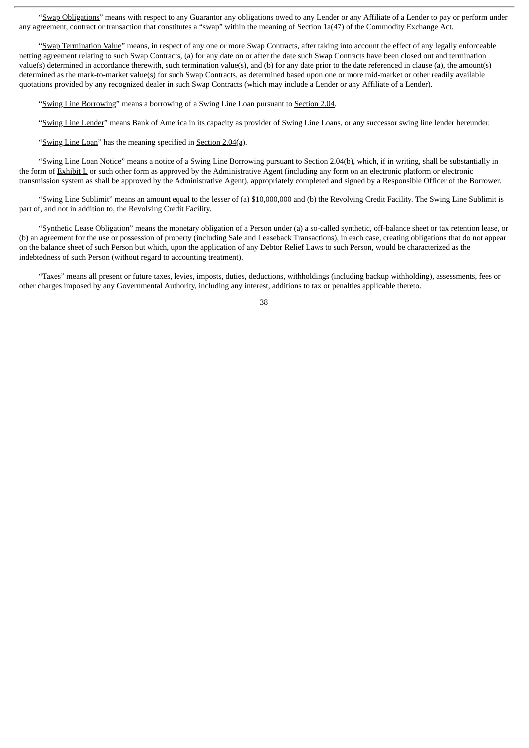"Swap Obligations" means with respect to any Guarantor any obligations owed to any Lender or any Affiliate of a Lender to pay or perform under any agreement, contract or transaction that constitutes a "swap" within the meaning of Section 1a(47) of the Commodity Exchange Act.

"Swap Termination Value" means, in respect of any one or more Swap Contracts, after taking into account the effect of any legally enforceable netting agreement relating to such Swap Contracts, (a) for any date on or after the date such Swap Contracts have been closed out and termination value(s) determined in accordance therewith, such termination value(s), and (b) for any date prior to the date referenced in clause (a), the amount(s) determined as the mark-to-market value(s) for such Swap Contracts, as determined based upon one or more mid-market or other readily available quotations provided by any recognized dealer in such Swap Contracts (which may include a Lender or any Affiliate of a Lender).

"Swing Line Borrowing" means a borrowing of a Swing Line Loan pursuant to Section 2.04.

"Swing Line Lender" means Bank of America in its capacity as provider of Swing Line Loans, or any successor swing line lender hereunder.

"Swing Line Loan" has the meaning specified in Section 2.04(a).

"Swing Line Loan Notice" means a notice of a Swing Line Borrowing pursuant to Section 2.04(b), which, if in writing, shall be substantially in the form of Exhibit L or such other form as approved by the Administrative Agent (including any form on an electronic platform or electronic transmission system as shall be approved by the Administrative Agent), appropriately completed and signed by a Responsible Officer of the Borrower.

"Swing Line Sublimit" means an amount equal to the lesser of (a) $10,000,000 and (b) the Revolving Credit Facility. The Swing Line Sublimit is part of, and not in addition to, the Revolving Credit Facility.

"Synthetic Lease Obligation" means the monetary obligation of a Person under (a) a so-called synthetic, off-balance sheet or tax retention lease, or (b) an agreement for the use or possession of property (including Sale and Leaseback Transactions), in each case, creating obligations that do not appear on the balance sheet of such Person but which, upon the application of any Debtor Relief Laws to such Person, would be characterized as the indebtedness of such Person (without regard to accounting treatment).

"Taxes" means all present or future taxes, levies, imposts, duties, deductions, withholdings (including backup withholding), assessments, fees or other charges imposed by any Governmental Authority, including any interest, additions to tax or penalties applicable thereto.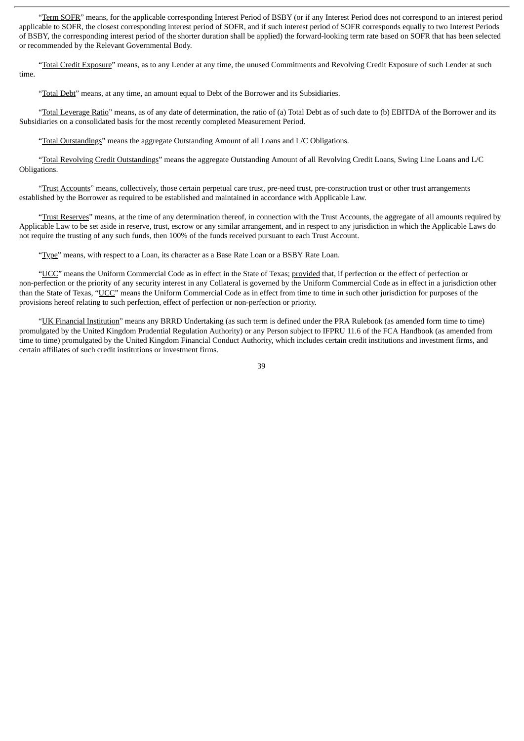"Term SOFR" means, for the applicable corresponding Interest Period of BSBY (or if any Interest Period does not correspond to an interest period applicable to SOFR, the closest corresponding interest period of SOFR, and if such interest period of SOFR corresponds equally to two Interest Periods of BSBY, the corresponding interest period of the shorter duration shall be applied) the forward-looking term rate based on SOFR that has been selected or recommended by the Relevant Governmental Body.

"Total Credit Exposure" means, as to any Lender at any time, the unused Commitments and Revolving Credit Exposure of such Lender at such time.

"Total Debt" means, at any time, an amount equal to Debt of the Borrower and its Subsidiaries.

"Total Leverage Ratio" means, as of any date of determination, the ratio of (a) Total Debt as of such date to (b) EBITDA of the Borrower and its Subsidiaries on a consolidated basis for the most recently completed Measurement Period.

"Total Outstandings" means the aggregate Outstanding Amount of all Loans and L/C Obligations.

"Total Revolving Credit Outstandings" means the aggregate Outstanding Amount of all Revolving Credit Loans, Swing Line Loans and L/C Obligations.

"Trust Accounts" means, collectively, those certain perpetual care trust, pre-need trust, pre-construction trust or other trust arrangements established by the Borrower as required to be established and maintained in accordance with Applicable Law.

"Trust Reserves" means, at the time of any determination thereof, in connection with the Trust Accounts, the aggregate of all amounts required by Applicable Law to be set aside in reserve, trust, escrow or any similar arrangement, and in respect to any jurisdiction in which the Applicable Laws do not require the trusting of any such funds, then 100% of the funds received pursuant to each Trust Account.

"Type" means, with respect to a Loan, its character as a Base Rate Loan or a BSBY Rate Loan.

"UCC" means the Uniform Commercial Code as in effect in the State of Texas; provided that, if perfection or the effect of perfection or non-perfection or the priority of any security interest in any Collateral is governed by the Uniform Commercial Code as in effect in a jurisdiction other than the State of Texas, "UCC" means the Uniform Commercial Code as in effect from time to time in such other jurisdiction for purposes of the provisions hereof relating to such perfection, effect of perfection or non-perfection or priority.

"UK Financial Institution" means any BRRD Undertaking (as such term is defined under the PRA Rulebook (as amended form time to time) promulgated by the United Kingdom Prudential Regulation Authority) or any Person subject to IFPRU 11.6 of the FCA Handbook (as amended from time to time) promulgated by the United Kingdom Financial Conduct Authority, which includes certain credit institutions and investment firms, and certain affiliates of such credit institutions or investment firms.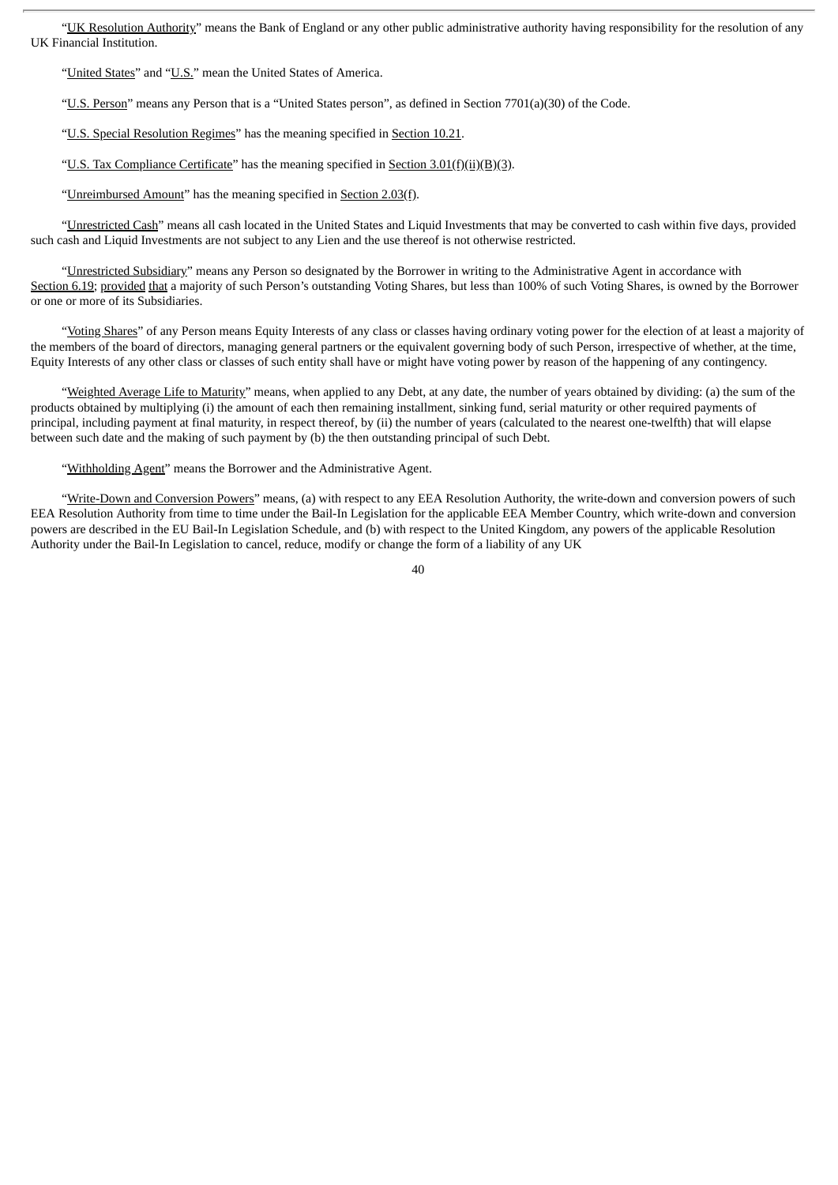"UK Resolution Authority" means the Bank of England or any other public administrative authority having responsibility for the resolution of any UK Financial Institution.

"United States" and "U.S." mean the United States of America.

"U.S. Person" means any Person that is a "United States person", as defined in Section 7701(a)(30) of the Code.

"U.S. Special Resolution Regimes" has the meaning specified in Section 10.21.

"U.S. Tax Compliance Certificate" has the meaning specified in Section 3.01(f)(ii)(B)(3).

"Unreimbursed Amount" has the meaning specified in Section 2.03(f).

"Unrestricted Cash" means all cash located in the United States and Liquid Investments that may be converted to cash within five days, provided such cash and Liquid Investments are not subject to any Lien and the use thereof is not otherwise restricted.

"Unrestricted Subsidiary" means any Person so designated by the Borrower in writing to the Administrative Agent in accordance with Section 6.19; provided that a majority of such Person's outstanding Voting Shares, but less than 100% of such Voting Shares, is owned by the Borrower or one or more of its Subsidiaries.

"Voting Shares" of any Person means Equity Interests of any class or classes having ordinary voting power for the election of at least a majority of the members of the board of directors, managing general partners or the equivalent governing body of such Person, irrespective of whether, at the time, Equity Interests of any other class or classes of such entity shall have or might have voting power by reason of the happening of any contingency.

"Weighted Average Life to Maturity" means, when applied to any Debt, at any date, the number of years obtained by dividing: (a) the sum of the products obtained by multiplying (i) the amount of each then remaining installment, sinking fund, serial maturity or other required payments of principal, including payment at final maturity, in respect thereof, by (ii) the number of years (calculated to the nearest one-twelfth) that will elapse between such date and the making of such payment by (b) the then outstanding principal of such Debt.

"Withholding Agent" means the Borrower and the Administrative Agent.

"Write-Down and Conversion Powers" means, (a) with respect to any EEA Resolution Authority, the write-down and conversion powers of such EEA Resolution Authority from time to time under the Bail-In Legislation for the applicable EEA Member Country, which write-down and conversion powers are described in the EU Bail-In Legislation Schedule, and (b) with respect to the United Kingdom, any powers of the applicable Resolution Authority under the Bail-In Legislation to cancel, reduce, modify or change the form of a liability of any UK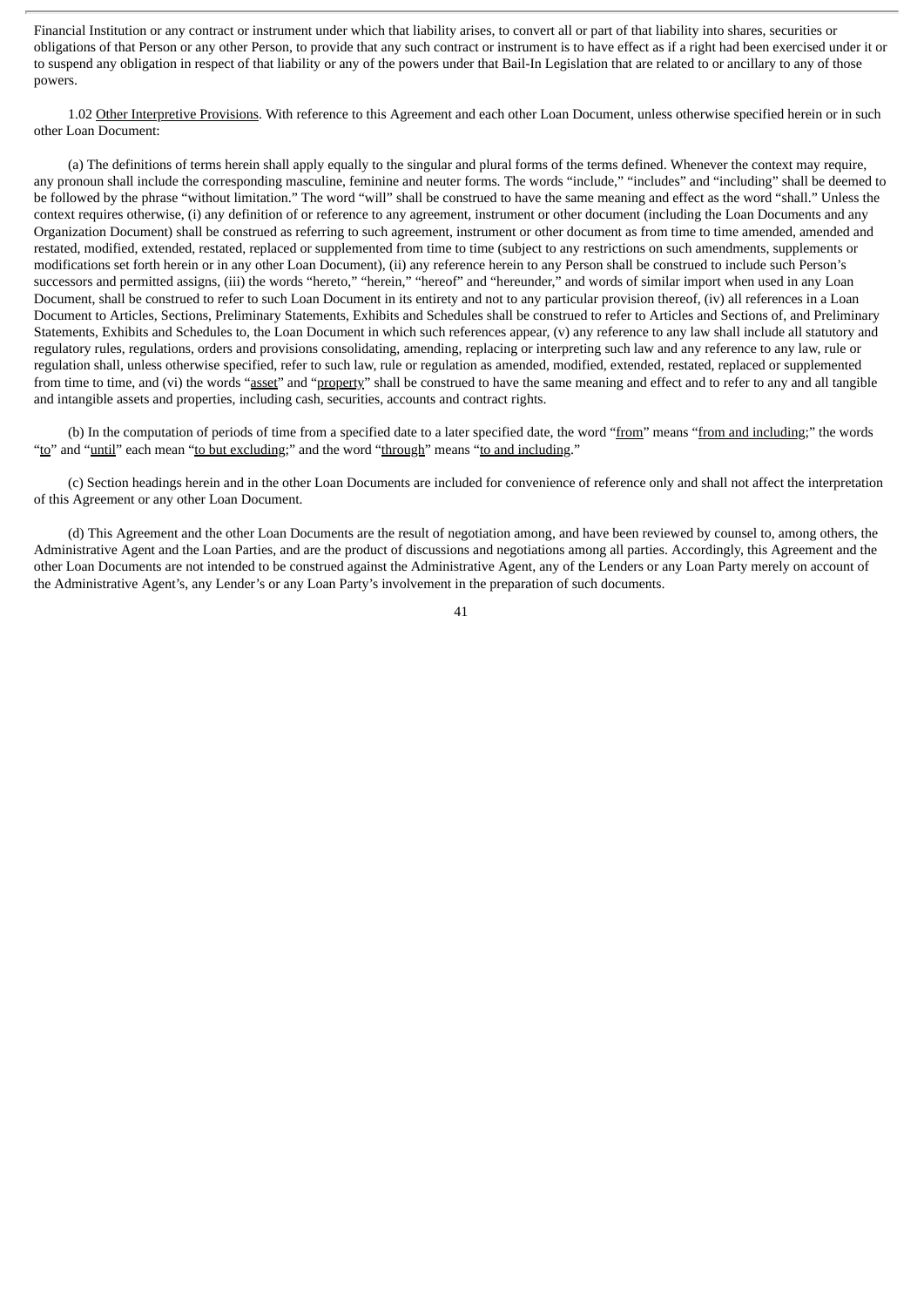Financial Institution or any contract or instrument under which that liability arises, to convert all or part of that liability into shares, securities or obligations of that Person or any other Person, to provide that any such contract or instrument is to have effect as if a right had been exercised under it or to suspend any obligation in respect of that liability or any of the powers under that Bail-In Legislation that are related to or ancillary to any of those powers.

1.02 Other Interpretive Provisions. With reference to this Agreement and each other Loan Document, unless otherwise specified herein or in such other Loan Document:

(a) The definitions of terms herein shall apply equally to the singular and plural forms of the terms defined. Whenever the context may require, any pronoun shall include the corresponding masculine, feminine and neuter forms. The words "include," "includes" and "including" shall be deemed to be followed by the phrase "without limitation." The word "will" shall be construed to have the same meaning and effect as the word "shall." Unless the context requires otherwise, (i) any definition of or reference to any agreement, instrument or other document (including the Loan Documents and any Organization Document) shall be construed as referring to such agreement, instrument or other document as from time to time amended, amended and restated, modified, extended, restated, replaced or supplemented from time to time (subject to any restrictions on such amendments, supplements or modifications set forth herein or in any other Loan Document), (ii) any reference herein to any Person shall be construed to include such Person's successors and permitted assigns, (iii) the words "hereto," "herein," "hereof" and "hereunder," and words of similar import when used in any Loan Document, shall be construed to refer to such Loan Document in its entirety and not to any particular provision thereof, (iv) all references in a Loan Document to Articles, Sections, Preliminary Statements, Exhibits and Schedules shall be construed to refer to Articles and Sections of, and Preliminary Statements, Exhibits and Schedules to, the Loan Document in which such references appear, (v) any reference to any law shall include all statutory and regulatory rules, regulations, orders and provisions consolidating, amending, replacing or interpreting such law and any reference to any law, rule or regulation shall, unless otherwise specified, refer to such law, rule or regulation as amended, modified, extended, restated, replaced or supplemented from time to time, and (vi) the words "asset" and "property" shall be construed to have the same meaning and effect and to refer to any and all tangible and intangible assets and properties, including cash, securities, accounts and contract rights.

(b) In the computation of periods of time from a specified date to a later specified date, the word "from" means "from and including;" the words "to" and "until" each mean "to but excluding;" and the word "through" means "to and including."

(c) Section headings herein and in the other Loan Documents are included for convenience of reference only and shall not affect the interpretation of this Agreement or any other Loan Document.

(d) This Agreement and the other Loan Documents are the result of negotiation among, and have been reviewed by counsel to, among others, the Administrative Agent and the Loan Parties, and are the product of discussions and negotiations among all parties. Accordingly, this Agreement and the other Loan Documents are not intended to be construed against the Administrative Agent, any of the Lenders or any Loan Party merely on account of the Administrative Agent's, any Lender's or any Loan Party's involvement in the preparation of such documents.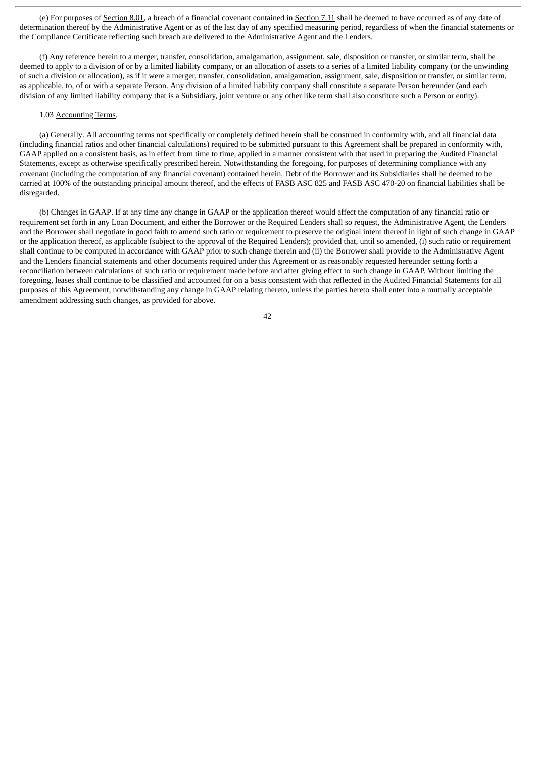(e) For purposes of Section 8.01, a breach of a financial covenant contained in Section 7.11 shall be deemed to have occurred as of any date of determination thereof by the Administrative Agent or as of the last day of any specified measuring period, regardless of when the financial statements or the Compliance Certificate reflecting such breach are delivered to the Administrative Agent and the Lenders.

(f) Any reference herein to a merger, transfer, consolidation, amalgamation, assignment, sale, disposition or transfer, or similar term, shall be deemed to apply to a division of or by a limited liability company, or an allocation of assets to a series of a limited liability company (or the unwinding of such a division or allocation), as if it were a merger, transfer, consolidation, amalgamation, assignment, sale, disposition or transfer, or similar term, as applicable, to, of or with a separate Person. Any division of a limited liability company shall constitute a separate Person hereunder (and each division of any limited liability company that is a Subsidiary, joint venture or any other like term shall also constitute such a Person or entity).

1.03 Accounting Terms.

(a) Generally. All accounting terms not specifically or completely defined herein shall be construed in conformity with, and all financial data (including financial ratios and other financial calculations) required to be submitted pursuant to this Agreement shall be prepared in conformity with, GAAP applied on a consistent basis, as in effect from time to time, applied in a manner consistent with that used in preparing the Audited Financial Statements, except as otherwise specifically prescribed herein. Notwithstanding the foregoing, for purposes of determining compliance with any covenant (including the computation of any financial covenant) contained herein, Debt of the Borrower and its Subsidiaries shall be deemed to be carried at 100% of the outstanding principal amount thereof, and the effects of FASB ASC 825 and FASB ASC 470-20 on financial liabilities shall be disregarded.

(b) Changes in GAAP. If at any time any change in GAAP or the application thereof would affect the computation of any financial ratio or requirement set forth in any Loan Document, and either the Borrower or the Required Lenders shall so request, the Administrative Agent, the Lenders and the Borrower shall negotiate in good faith to amend such ratio or requirement to preserve the original intent thereof in light of such change in GAAP or the application thereof, as applicable (subject to the approval of the Required Lenders); provided that, until so amended, (i) such ratio or requirement shall continue to be computed in accordance with GAAP prior to such change therein and (ii) the Borrower shall provide to the Administrative Agent and the Lenders financial statements and other documents required under this Agreement or as reasonably requested hereunder setting forth a reconciliation between calculations of such ratio or requirement made before and after giving effect to such change in GAAP. Without limiting the foregoing, leases shall continue to be classified and accounted for on a basis consistent with that reflected in the Audited Financial Statements for all purposes of this Agreement, notwithstanding any change in GAAP relating thereto, unless the parties hereto shall enter into a mutually acceptable amendment addressing such changes, as provided for above.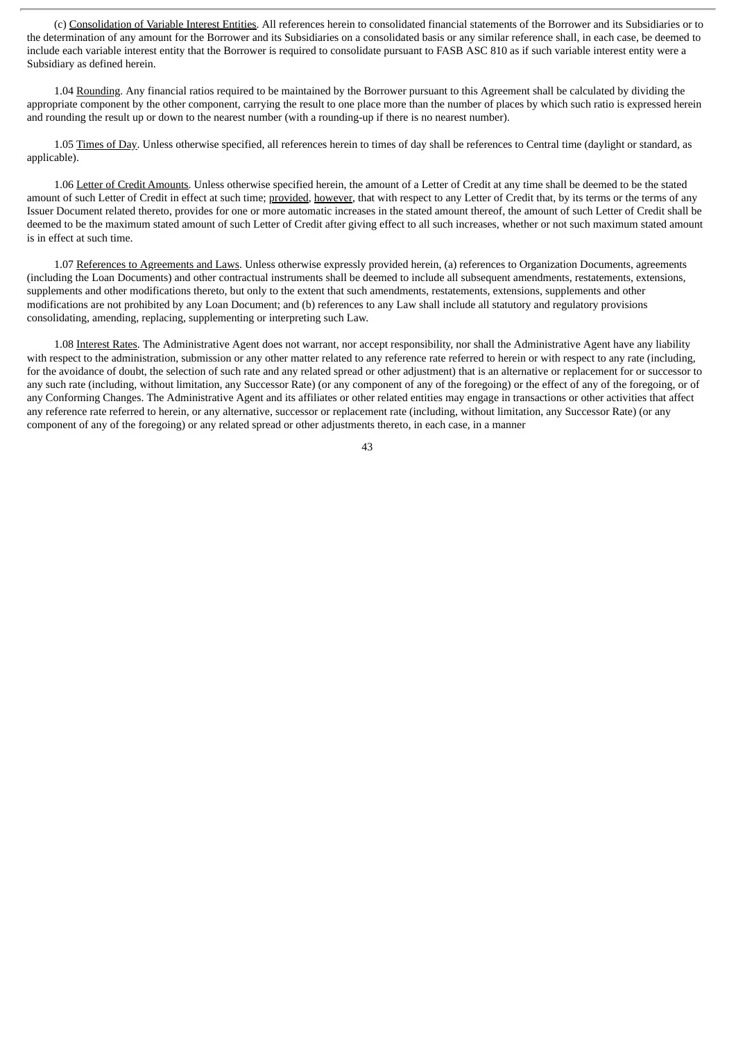(c) Consolidation of Variable Interest Entities. All references herein to consolidated financial statements of the Borrower and its Subsidiaries or to the determination of any amount for the Borrower and its Subsidiaries on a consolidated basis or any similar reference shall, in each case, be deemed to include each variable interest entity that the Borrower is required to consolidate pursuant to FASB ASC 810 as if such variable interest entity were a Subsidiary as defined herein.

1.04 Rounding. Any financial ratios required to be maintained by the Borrower pursuant to this Agreement shall be calculated by dividing the appropriate component by the other component, carrying the result to one place more than the number of places by which such ratio is expressed herein and rounding the result up or down to the nearest number (with a rounding-up if there is no nearest number).

1.05 Times of Day. Unless otherwise specified, all references herein to times of day shall be references to Central time (daylight or standard, as applicable).

1.06 Letter of Credit Amounts. Unless otherwise specified herein, the amount of a Letter of Credit at any time shall be deemed to be the stated amount of such Letter of Credit in effect at such time; provided, however, that with respect to any Letter of Credit that, by its terms or the terms of any Issuer Document related thereto, provides for one or more automatic increases in the stated amount thereof, the amount of such Letter of Credit shall be deemed to be the maximum stated amount of such Letter of Credit after giving effect to all such increases, whether or not such maximum stated amount is in effect at such time.

1.07 References to Agreements and Laws. Unless otherwise expressly provided herein, (a) references to Organization Documents, agreements (including the Loan Documents) and other contractual instruments shall be deemed to include all subsequent amendments, restatements, extensions, supplements and other modifications thereto, but only to the extent that such amendments, restatements, extensions, supplements and other modifications are not prohibited by any Loan Document; and (b) references to any Law shall include all statutory and regulatory provisions consolidating, amending, replacing, supplementing or interpreting such Law.

1.08 Interest Rates. The Administrative Agent does not warrant, nor accept responsibility, nor shall the Administrative Agent have any liability with respect to the administration, submission or any other matter related to any reference rate referred to herein or with respect to any rate (including, for the avoidance of doubt, the selection of such rate and any related spread or other adjustment) that is an alternative or replacement for or successor to any such rate (including, without limitation, any Successor Rate) (or any component of any of the foregoing) or the effect of any of the foregoing, or of any Conforming Changes. The Administrative Agent and its affiliates or other related entities may engage in transactions or other activities that affect any reference rate referred to herein, or any alternative, successor or replacement rate (including, without limitation, any Successor Rate) (or any component of any of the foregoing) or any related spread or other adjustments thereto, in each case, in a manner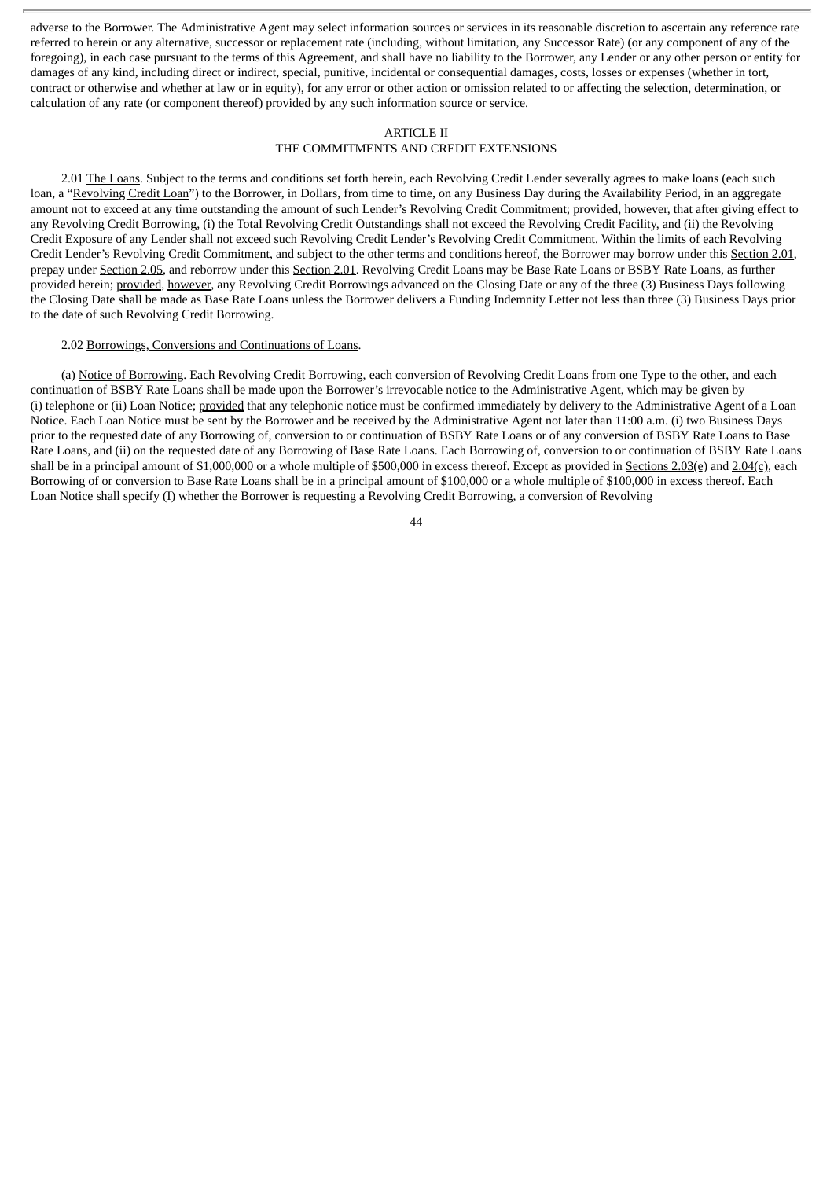adverse to the Borrower. The Administrative Agent may select information sources or services in its reasonable discretion to ascertain any reference rate referred to herein or any alternative, successor or replacement rate (including, without limitation, any Successor Rate) (or any component of any of the foregoing), in each case pursuant to the terms of this Agreement, and shall have no liability to the Borrower, any Lender or any other person or entity for damages of any kind, including direct or indirect, special, punitive, incidental or consequential damages, costs, losses or expenses (whether in tort, contract or otherwise and whether at law or in equity), for any error or other action or omission related to or affecting the selection, determination, or calculation of any rate (or component thereof) provided by any such information source or service.

## ARTICLE II
## THE COMMITMENTS AND CREDIT EXTENSIONS

2.01 The Loans. Subject to the terms and conditions set forth herein, each Revolving Credit Lender severally agrees to make loans (each such loan, a "Revolving Credit Loan") to the Borrower, in Dollars, from time to time, on any Business Day during the Availability Period, in an aggregate amount not to exceed at any time outstanding the amount of such Lender's Revolving Credit Commitment; provided, however, that after giving effect to any Revolving Credit Borrowing, (i) the Total Revolving Credit Outstandings shall not exceed the Revolving Credit Facility, and (ii) the Revolving Credit Exposure of any Lender shall not exceed such Revolving Credit Lender's Revolving Credit Commitment. Within the limits of each Revolving Credit Lender's Revolving Credit Commitment, and subject to the other terms and conditions hereof, the Borrower may borrow under this Section 2.01, prepay under Section 2.05, and reborrow under this Section 2.01. Revolving Credit Loans may be Base Rate Loans or BSBY Rate Loans, as further provided herein; provided, however, any Revolving Credit Borrowings advanced on the Closing Date or any of the three (3) Business Days following the Closing Date shall be made as Base Rate Loans unless the Borrower delivers a Funding Indemnity Letter not less than three (3) Business Days prior to the date of such Revolving Credit Borrowing.

2.02 Borrowings, Conversions and Continuations of Loans.

(a) Notice of Borrowing. Each Revolving Credit Borrowing, each conversion of Revolving Credit Loans from one Type to the other, and each continuation of BSBY Rate Loans shall be made upon the Borrower's irrevocable notice to the Administrative Agent, which may be given by (i) telephone or (ii) Loan Notice; provided that any telephonic notice must be confirmed immediately by delivery to the Administrative Agent of a Loan Notice. Each Loan Notice must be sent by the Borrower and be received by the Administrative Agent not later than 11:00 a.m. (i) two Business Days prior to the requested date of any Borrowing of, conversion to or continuation of BSBY Rate Loans or of any conversion of BSBY Rate Loans to Base Rate Loans, and (ii) on the requested date of any Borrowing of Base Rate Loans. Each Borrowing of, conversion to or continuation of BSBY Rate Loans shall be in a principal amount of $1,000,000 or a whole multiple of $500,000 in excess thereof. Except as provided in Sections 2.03(e) and 2.04(c), each Borrowing of or conversion to Base Rate Loans shall be in a principal amount of $100,000 or a whole multiple of $100,000 in excess thereof. Each Loan Notice shall specify (I) whether the Borrower is requesting a Revolving Credit Borrowing, a conversion of Revolving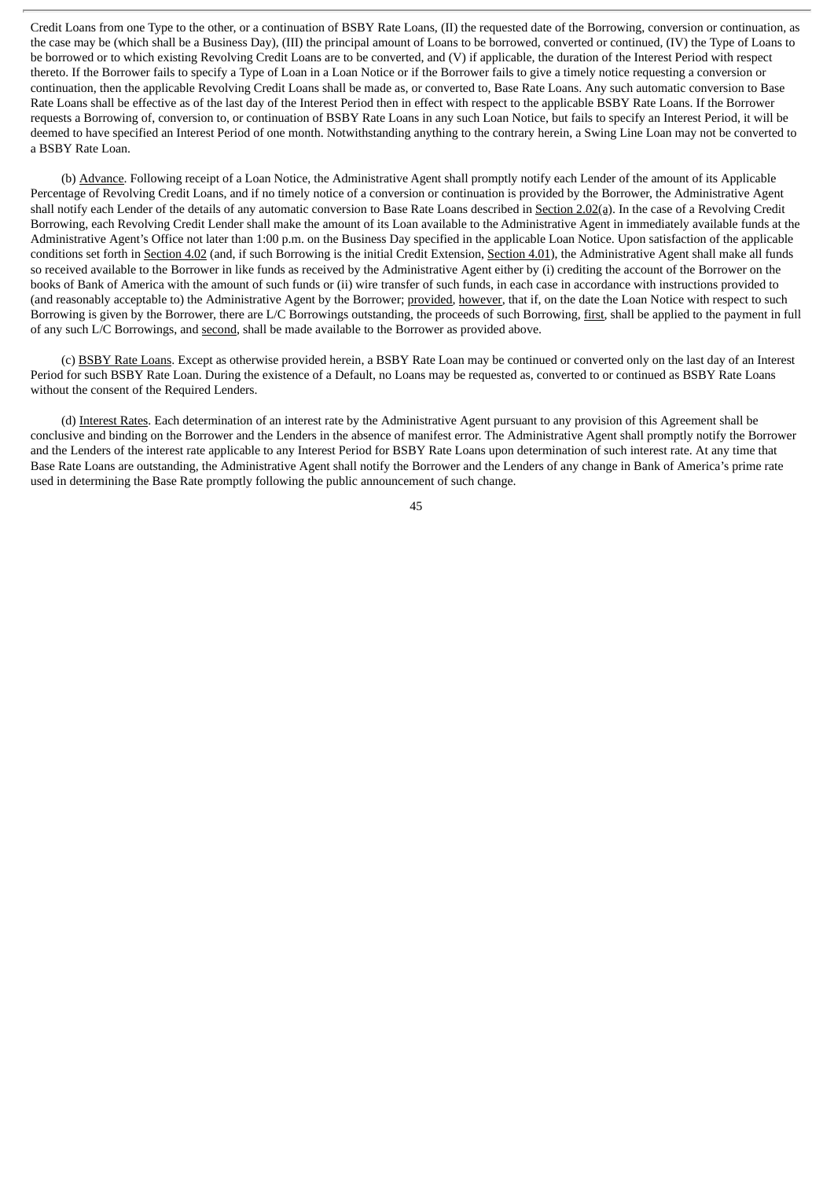Credit Loans from one Type to the other, or a continuation of BSBY Rate Loans, (II) the requested date of the Borrowing, conversion or continuation, as the case may be (which shall be a Business Day), (III) the principal amount of Loans to be borrowed, converted or continued, (IV) the Type of Loans to be borrowed or to which existing Revolving Credit Loans are to be converted, and (V) if applicable, the duration of the Interest Period with respect thereto. If the Borrower fails to specify a Type of Loan in a Loan Notice or if the Borrower fails to give a timely notice requesting a conversion or continuation, then the applicable Revolving Credit Loans shall be made as, or converted to, Base Rate Loans. Any such automatic conversion to Base Rate Loans shall be effective as of the last day of the Interest Period then in effect with respect to the applicable BSBY Rate Loans. If the Borrower requests a Borrowing of, conversion to, or continuation of BSBY Rate Loans in any such Loan Notice, but fails to specify an Interest Period, it will be deemed to have specified an Interest Period of one month. Notwithstanding anything to the contrary herein, a Swing Line Loan may not be converted to a BSBY Rate Loan.

(b) Advance. Following receipt of a Loan Notice, the Administrative Agent shall promptly notify each Lender of the amount of its Applicable Percentage of Revolving Credit Loans, and if no timely notice of a conversion or continuation is provided by the Borrower, the Administrative Agent shall notify each Lender of the details of any automatic conversion to Base Rate Loans described in Section 2.02(a). In the case of a Revolving Credit Borrowing, each Revolving Credit Lender shall make the amount of its Loan available to the Administrative Agent in immediately available funds at the Administrative Agent's Office not later than 1:00 p.m. on the Business Day specified in the applicable Loan Notice. Upon satisfaction of the applicable conditions set forth in Section 4.02 (and, if such Borrowing is the initial Credit Extension, Section 4.01), the Administrative Agent shall make all funds so received available to the Borrower in like funds as received by the Administrative Agent either by (i) crediting the account of the Borrower on the books of Bank of America with the amount of such funds or (ii) wire transfer of such funds, in each case in accordance with instructions provided to (and reasonably acceptable to) the Administrative Agent by the Borrower; provided, however, that if, on the date the Loan Notice with respect to such Borrowing is given by the Borrower, there are L/C Borrowings outstanding, the proceeds of such Borrowing, first, shall be applied to the payment in full of any such L/C Borrowings, and second, shall be made available to the Borrower as provided above.

(c) BSBY Rate Loans. Except as otherwise provided herein, a BSBY Rate Loan may be continued or converted only on the last day of an Interest Period for such BSBY Rate Loan. During the existence of a Default, no Loans may be requested as, converted to or continued as BSBY Rate Loans without the consent of the Required Lenders.

(d) Interest Rates. Each determination of an interest rate by the Administrative Agent pursuant to any provision of this Agreement shall be conclusive and binding on the Borrower and the Lenders in the absence of manifest error. The Administrative Agent shall promptly notify the Borrower and the Lenders of the interest rate applicable to any Interest Period for BSBY Rate Loans upon determination of such interest rate. At any time that Base Rate Loans are outstanding, the Administrative Agent shall notify the Borrower and the Lenders of any change in Bank of America's prime rate used in determining the Base Rate promptly following the public announcement of such change.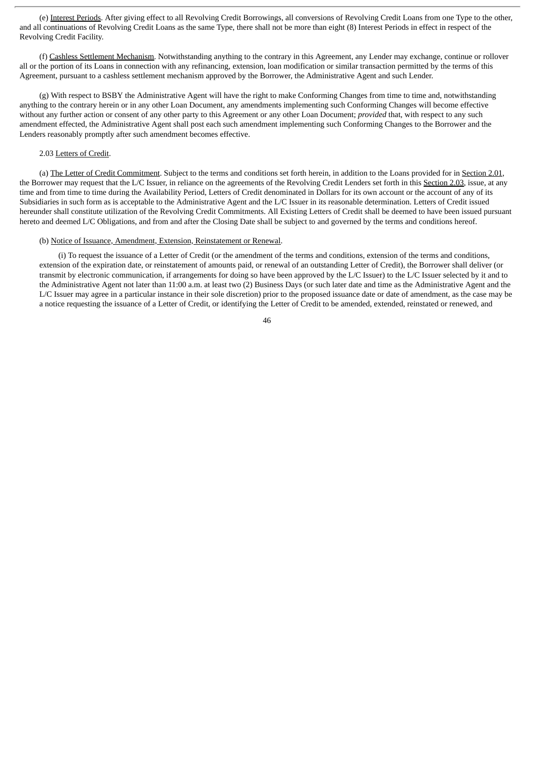(e) Interest Periods. After giving effect to all Revolving Credit Borrowings, all conversions of Revolving Credit Loans from one Type to the other, and all continuations of Revolving Credit Loans as the same Type, there shall not be more than eight (8) Interest Periods in effect in respect of the Revolving Credit Facility.

(f) Cashless Settlement Mechanism. Notwithstanding anything to the contrary in this Agreement, any Lender may exchange, continue or rollover all or the portion of its Loans in connection with any refinancing, extension, loan modification or similar transaction permitted by the terms of this Agreement, pursuant to a cashless settlement mechanism approved by the Borrower, the Administrative Agent and such Lender.

(g) With respect to BSBY the Administrative Agent will have the right to make Conforming Changes from time to time and, notwithstanding anything to the contrary herein or in any other Loan Document, any amendments implementing such Conforming Changes will become effective without any further action or consent of any other party to this Agreement or any other Loan Document; *provided* that, with respect to any such amendment effected, the Administrative Agent shall post each such amendment implementing such Conforming Changes to the Borrower and the Lenders reasonably promptly after such amendment becomes effective.

2.03 Letters of Credit.

(a) The Letter of Credit Commitment. Subject to the terms and conditions set forth herein, in addition to the Loans provided for in Section 2.01, the Borrower may request that the L/C Issuer, in reliance on the agreements of the Revolving Credit Lenders set forth in this Section 2.03, issue, at any time and from time to time during the Availability Period, Letters of Credit denominated in Dollars for its own account or the account of any of its Subsidiaries in such form as is acceptable to the Administrative Agent and the L/C Issuer in its reasonable determination. Letters of Credit issued hereunder shall constitute utilization of the Revolving Credit Commitments. All Existing Letters of Credit shall be deemed to have been issued pursuant hereto and deemed L/C Obligations, and from and after the Closing Date shall be subject to and governed by the terms and conditions hereof.

(b) Notice of Issuance, Amendment, Extension, Reinstatement or Renewal.

(i) To request the issuance of a Letter of Credit (or the amendment of the terms and conditions, extension of the terms and conditions, extension of the expiration date, or reinstatement of amounts paid, or renewal of an outstanding Letter of Credit), the Borrower shall deliver (or transmit by electronic communication, if arrangements for doing so have been approved by the L/C Issuer) to the L/C Issuer selected by it and to the Administrative Agent not later than 11:00 a.m. at least two (2) Business Days (or such later date and time as the Administrative Agent and the L/C Issuer may agree in a particular instance in their sole discretion) prior to the proposed issuance date or date of amendment, as the case may be a notice requesting the issuance of a Letter of Credit, or identifying the Letter of Credit to be amended, extended, reinstated or renewed, and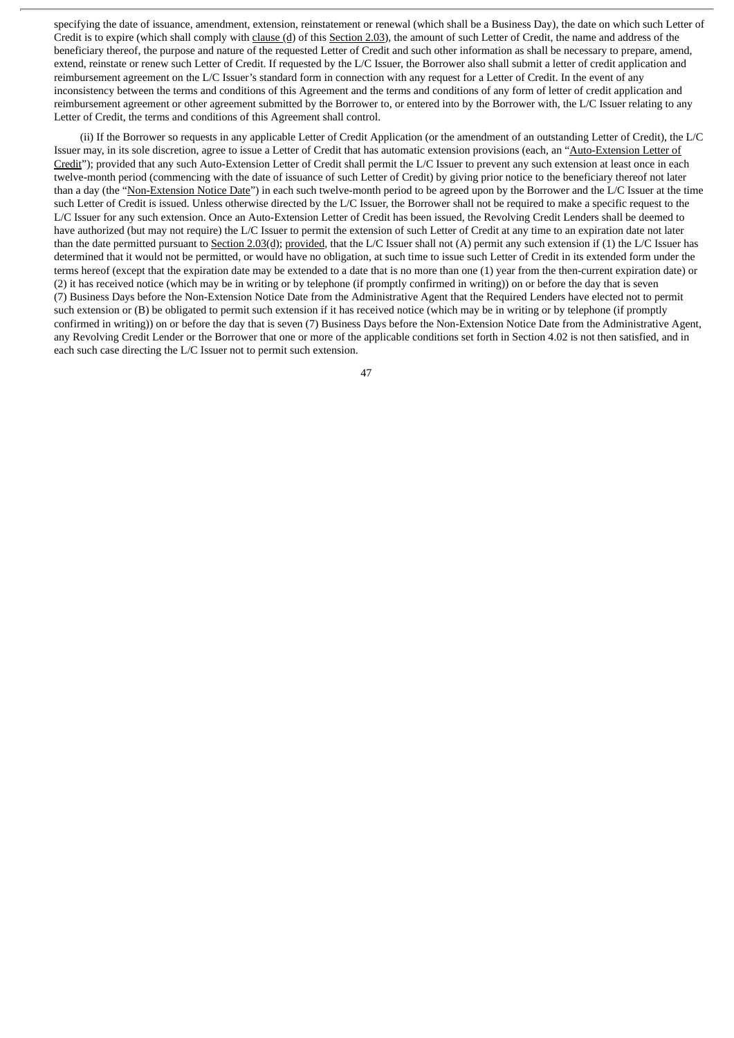specifying the date of issuance, amendment, extension, reinstatement or renewal (which shall be a Business Day), the date on which such Letter of Credit is to expire (which shall comply with clause (d) of this Section 2.03), the amount of such Letter of Credit, the name and address of the beneficiary thereof, the purpose and nature of the requested Letter of Credit and such other information as shall be necessary to prepare, amend, extend, reinstate or renew such Letter of Credit. If requested by the L/C Issuer, the Borrower also shall submit a letter of credit application and reimbursement agreement on the L/C Issuer's standard form in connection with any request for a Letter of Credit. In the event of any inconsistency between the terms and conditions of this Agreement and the terms and conditions of any form of letter of credit application and reimbursement agreement or other agreement submitted by the Borrower to, or entered into by the Borrower with, the L/C Issuer relating to any Letter of Credit, the terms and conditions of this Agreement shall control.

(ii) If the Borrower so requests in any applicable Letter of Credit Application (or the amendment of an outstanding Letter of Credit), the L/C Issuer may, in its sole discretion, agree to issue a Letter of Credit that has automatic extension provisions (each, an "Auto-Extension Letter of Credit"); provided that any such Auto-Extension Letter of Credit shall permit the L/C Issuer to prevent any such extension at least once in each twelve-month period (commencing with the date of issuance of such Letter of Credit) by giving prior notice to the beneficiary thereof not later than a day (the "Non-Extension Notice Date") in each such twelve-month period to be agreed upon by the Borrower and the L/C Issuer at the time such Letter of Credit is issued. Unless otherwise directed by the L/C Issuer, the Borrower shall not be required to make a specific request to the L/C Issuer for any such extension. Once an Auto-Extension Letter of Credit has been issued, the Revolving Credit Lenders shall be deemed to have authorized (but may not require) the L/C Issuer to permit the extension of such Letter of Credit at any time to an expiration date not later than the date permitted pursuant to Section 2.03(d); provided, that the L/C Issuer shall not (A) permit any such extension if (1) the L/C Issuer has determined that it would not be permitted, or would have no obligation, at such time to issue such Letter of Credit in its extended form under the terms hereof (except that the expiration date may be extended to a date that is no more than one (1) year from the then-current expiration date) or (2) it has received notice (which may be in writing or by telephone (if promptly confirmed in writing)) on or before the day that is seven (7) Business Days before the Non-Extension Notice Date from the Administrative Agent that the Required Lenders have elected not to permit such extension or (B) be obligated to permit such extension if it has received notice (which may be in writing or by telephone (if promptly confirmed in writing)) on or before the day that is seven (7) Business Days before the Non-Extension Notice Date from the Administrative Agent, any Revolving Credit Lender or the Borrower that one or more of the applicable conditions set forth in Section 4.02 is not then satisfied, and in each such case directing the L/C Issuer not to permit such extension.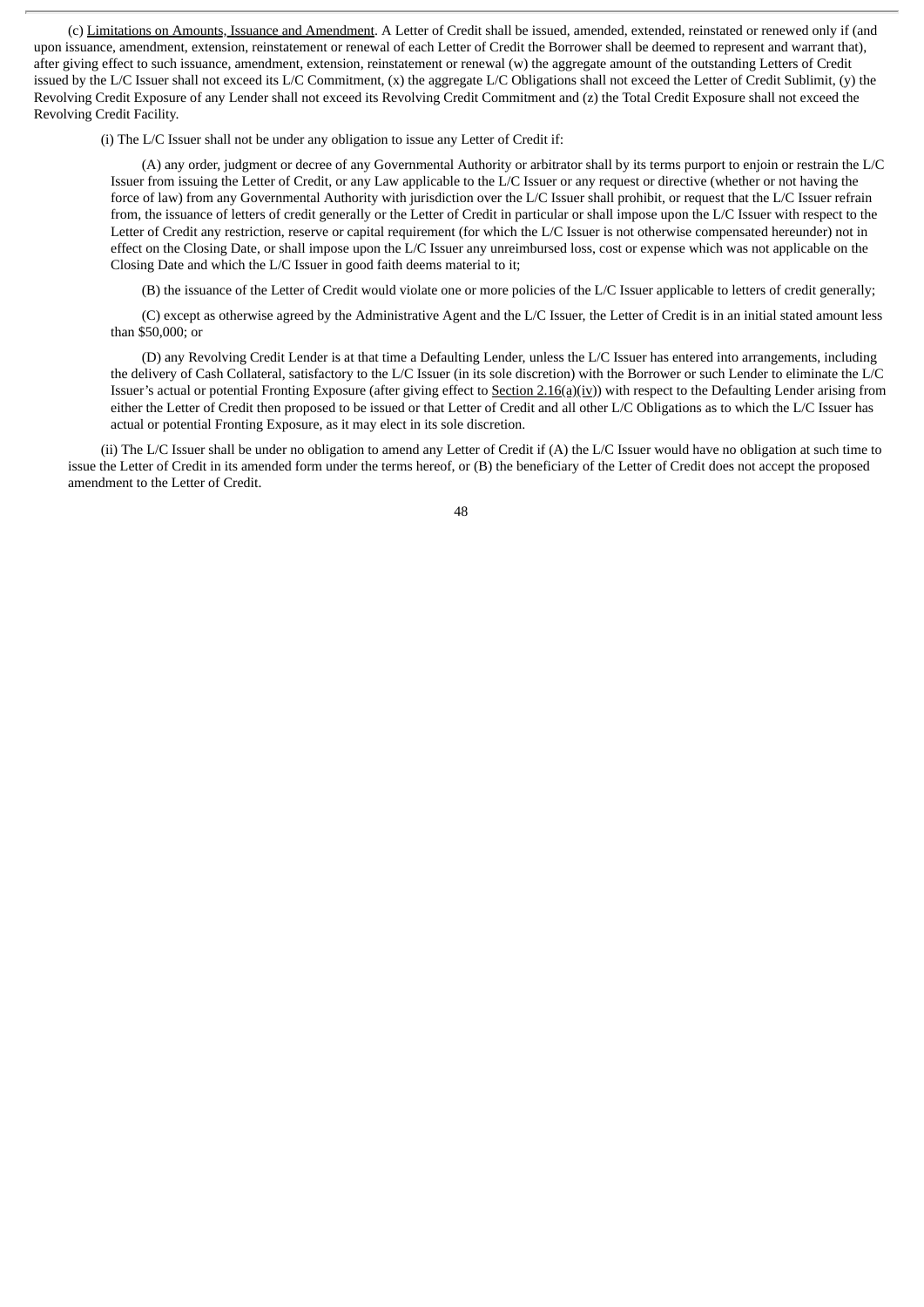(c) Limitations on Amounts, Issuance and Amendment. A Letter of Credit shall be issued, amended, extended, reinstated or renewed only if (and upon issuance, amendment, extension, reinstatement or renewal of each Letter of Credit the Borrower shall be deemed to represent and warrant that), after giving effect to such issuance, amendment, extension, reinstatement or renewal (w) the aggregate amount of the outstanding Letters of Credit issued by the L/C Issuer shall not exceed its L/C Commitment, (x) the aggregate L/C Obligations shall not exceed the Letter of Credit Sublimit, (y) the Revolving Credit Exposure of any Lender shall not exceed its Revolving Credit Commitment and (z) the Total Credit Exposure shall not exceed the Revolving Credit Facility.

(i) The L/C Issuer shall not be under any obligation to issue any Letter of Credit if:

(A) any order, judgment or decree of any Governmental Authority or arbitrator shall by its terms purport to enjoin or restrain the L/C Issuer from issuing the Letter of Credit, or any Law applicable to the L/C Issuer or any request or directive (whether or not having the force of law) from any Governmental Authority with jurisdiction over the L/C Issuer shall prohibit, or request that the L/C Issuer refrain from, the issuance of letters of credit generally or the Letter of Credit in particular or shall impose upon the L/C Issuer with respect to the Letter of Credit any restriction, reserve or capital requirement (for which the L/C Issuer is not otherwise compensated hereunder) not in effect on the Closing Date, or shall impose upon the L/C Issuer any unreimbursed loss, cost or expense which was not applicable on the Closing Date and which the L/C Issuer in good faith deems material to it;

(B) the issuance of the Letter of Credit would violate one or more policies of the L/C Issuer applicable to letters of credit generally;

(C) except as otherwise agreed by the Administrative Agent and the L/C Issuer, the Letter of Credit is in an initial stated amount less than $50,000; or

(D) any Revolving Credit Lender is at that time a Defaulting Lender, unless the L/C Issuer has entered into arrangements, including the delivery of Cash Collateral, satisfactory to the L/C Issuer (in its sole discretion) with the Borrower or such Lender to eliminate the L/C Issuer's actual or potential Fronting Exposure (after giving effect to Section 2.16(a)(iv)) with respect to the Defaulting Lender arising from either the Letter of Credit then proposed to be issued or that Letter of Credit and all other L/C Obligations as to which the L/C Issuer has actual or potential Fronting Exposure, as it may elect in its sole discretion.

(ii) The L/C Issuer shall be under no obligation to amend any Letter of Credit if (A) the L/C Issuer would have no obligation at such time to issue the Letter of Credit in its amended form under the terms hereof, or (B) the beneficiary of the Letter of Credit does not accept the proposed amendment to the Letter of Credit.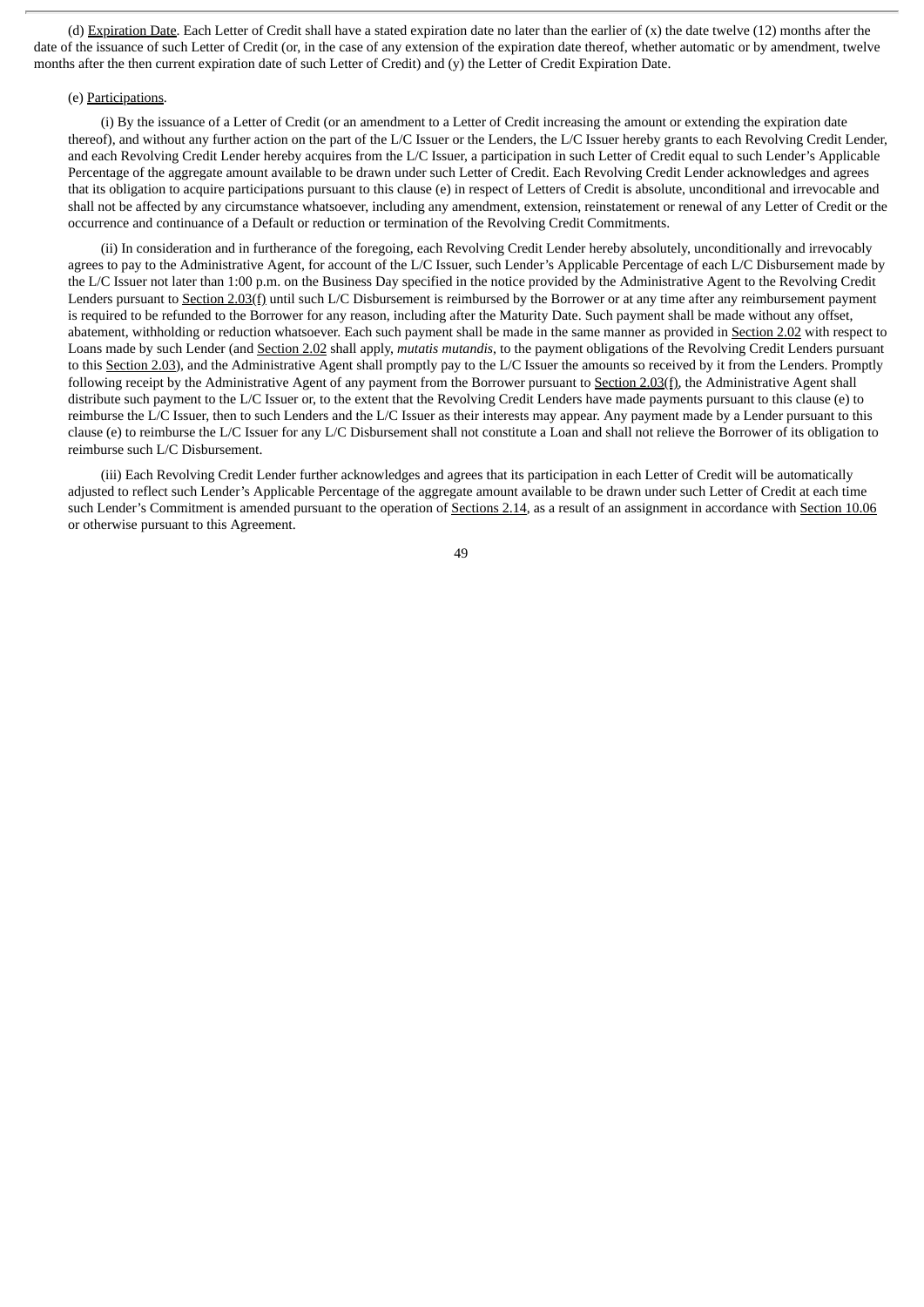(d) Expiration Date. Each Letter of Credit shall have a stated expiration date no later than the earlier of (x) the date twelve (12) months after the date of the issuance of such Letter of Credit (or, in the case of any extension of the expiration date thereof, whether automatic or by amendment, twelve months after the then current expiration date of such Letter of Credit) and (y) the Letter of Credit Expiration Date.

(e) Participations.

(i) By the issuance of a Letter of Credit (or an amendment to a Letter of Credit increasing the amount or extending the expiration date thereof), and without any further action on the part of the L/C Issuer or the Lenders, the L/C Issuer hereby grants to each Revolving Credit Lender, and each Revolving Credit Lender hereby acquires from the L/C Issuer, a participation in such Letter of Credit equal to such Lender's Applicable Percentage of the aggregate amount available to be drawn under such Letter of Credit. Each Revolving Credit Lender acknowledges and agrees that its obligation to acquire participations pursuant to this clause (e) in respect of Letters of Credit is absolute, unconditional and irrevocable and shall not be affected by any circumstance whatsoever, including any amendment, extension, reinstatement or renewal of any Letter of Credit or the occurrence and continuance of a Default or reduction or termination of the Revolving Credit Commitments.

(ii) In consideration and in furtherance of the foregoing, each Revolving Credit Lender hereby absolutely, unconditionally and irrevocably agrees to pay to the Administrative Agent, for account of the L/C Issuer, such Lender's Applicable Percentage of each L/C Disbursement made by the L/C Issuer not later than 1:00 p.m. on the Business Day specified in the notice provided by the Administrative Agent to the Revolving Credit Lenders pursuant to Section 2.03(f) until such L/C Disbursement is reimbursed by the Borrower or at any time after any reimbursement payment is required to be refunded to the Borrower for any reason, including after the Maturity Date. Such payment shall be made without any offset, abatement, withholding or reduction whatsoever. Each such payment shall be made in the same manner as provided in Section 2.02 with respect to Loans made by such Lender (and Section 2.02 shall apply, *mutatis mutandis*, to the payment obligations of the Revolving Credit Lenders pursuant to this Section 2.03), and the Administrative Agent shall promptly pay to the L/C Issuer the amounts so received by it from the Lenders. Promptly following receipt by the Administrative Agent of any payment from the Borrower pursuant to Section 2.03(f), the Administrative Agent shall distribute such payment to the L/C Issuer or, to the extent that the Revolving Credit Lenders have made payments pursuant to this clause (e) to reimburse the L/C Issuer, then to such Lenders and the L/C Issuer as their interests may appear. Any payment made by a Lender pursuant to this clause (e) to reimburse the L/C Issuer for any L/C Disbursement shall not constitute a Loan and shall not relieve the Borrower of its obligation to reimburse such L/C Disbursement.

(iii) Each Revolving Credit Lender further acknowledges and agrees that its participation in each Letter of Credit will be automatically adjusted to reflect such Lender's Applicable Percentage of the aggregate amount available to be drawn under such Letter of Credit at each time such Lender's Commitment is amended pursuant to the operation of Sections 2.14, as a result of an assignment in accordance with Section 10.06 or otherwise pursuant to this Agreement.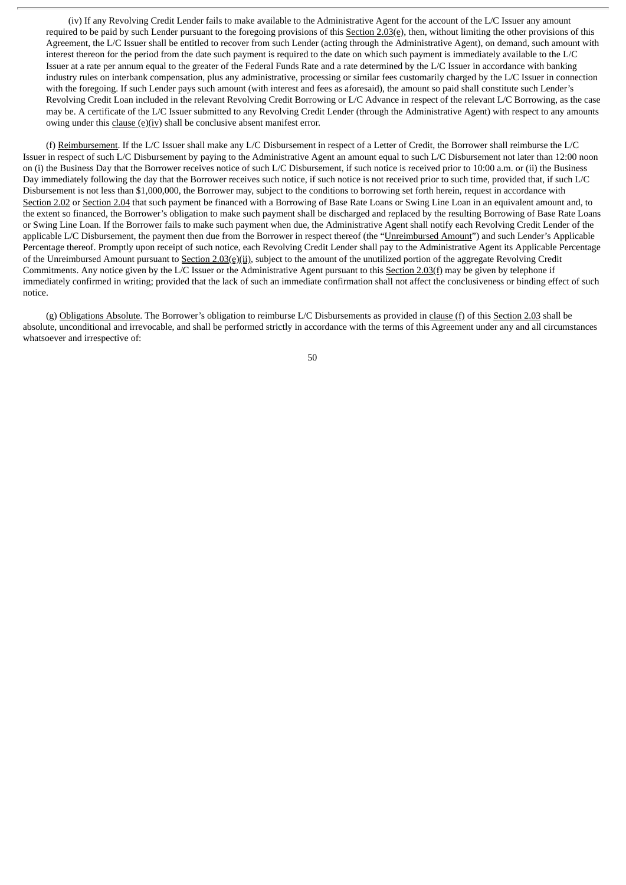(iv) If any Revolving Credit Lender fails to make available to the Administrative Agent for the account of the L/C Issuer any amount required to be paid by such Lender pursuant to the foregoing provisions of this Section 2.03(e), then, without limiting the other provisions of this Agreement, the L/C Issuer shall be entitled to recover from such Lender (acting through the Administrative Agent), on demand, such amount with interest thereon for the period from the date such payment is required to the date on which such payment is immediately available to the L/C Issuer at a rate per annum equal to the greater of the Federal Funds Rate and a rate determined by the L/C Issuer in accordance with banking industry rules on interbank compensation, plus any administrative, processing or similar fees customarily charged by the L/C Issuer in connection with the foregoing. If such Lender pays such amount (with interest and fees as aforesaid), the amount so paid shall constitute such Lender's Revolving Credit Loan included in the relevant Revolving Credit Borrowing or L/C Advance in respect of the relevant L/C Borrowing, as the case may be. A certificate of the L/C Issuer submitted to any Revolving Credit Lender (through the Administrative Agent) with respect to any amounts owing under this clause (e)(iv) shall be conclusive absent manifest error.

(f) Reimbursement. If the L/C Issuer shall make any L/C Disbursement in respect of a Letter of Credit, the Borrower shall reimburse the L/C Issuer in respect of such L/C Disbursement by paying to the Administrative Agent an amount equal to such L/C Disbursement not later than 12:00 noon on (i) the Business Day that the Borrower receives notice of such L/C Disbursement, if such notice is received prior to 10:00 a.m. or (ii) the Business Day immediately following the day that the Borrower receives such notice, if such notice is not received prior to such time, provided that, if such L/C Disbursement is not less than $1,000,000, the Borrower may, subject to the conditions to borrowing set forth herein, request in accordance with Section 2.02 or Section 2.04 that such payment be financed with a Borrowing of Base Rate Loans or Swing Line Loan in an equivalent amount and, to the extent so financed, the Borrower's obligation to make such payment shall be discharged and replaced by the resulting Borrowing of Base Rate Loans or Swing Line Loan. If the Borrower fails to make such payment when due, the Administrative Agent shall notify each Revolving Credit Lender of the applicable L/C Disbursement, the payment then due from the Borrower in respect thereof (the "Unreimbursed Amount") and such Lender's Applicable Percentage thereof. Promptly upon receipt of such notice, each Revolving Credit Lender shall pay to the Administrative Agent its Applicable Percentage of the Unreimbursed Amount pursuant to Section 2.03(e)(ii), subject to the amount of the unutilized portion of the aggregate Revolving Credit Commitments. Any notice given by the L/C Issuer or the Administrative Agent pursuant to this Section 2.03(f) may be given by telephone if immediately confirmed in writing; provided that the lack of such an immediate confirmation shall not affect the conclusiveness or binding effect of such notice.

(g) Obligations Absolute. The Borrower's obligation to reimburse L/C Disbursements as provided in clause (f) of this Section 2.03 shall be absolute, unconditional and irrevocable, and shall be performed strictly in accordance with the terms of this Agreement under any and all circumstances whatsoever and irrespective of: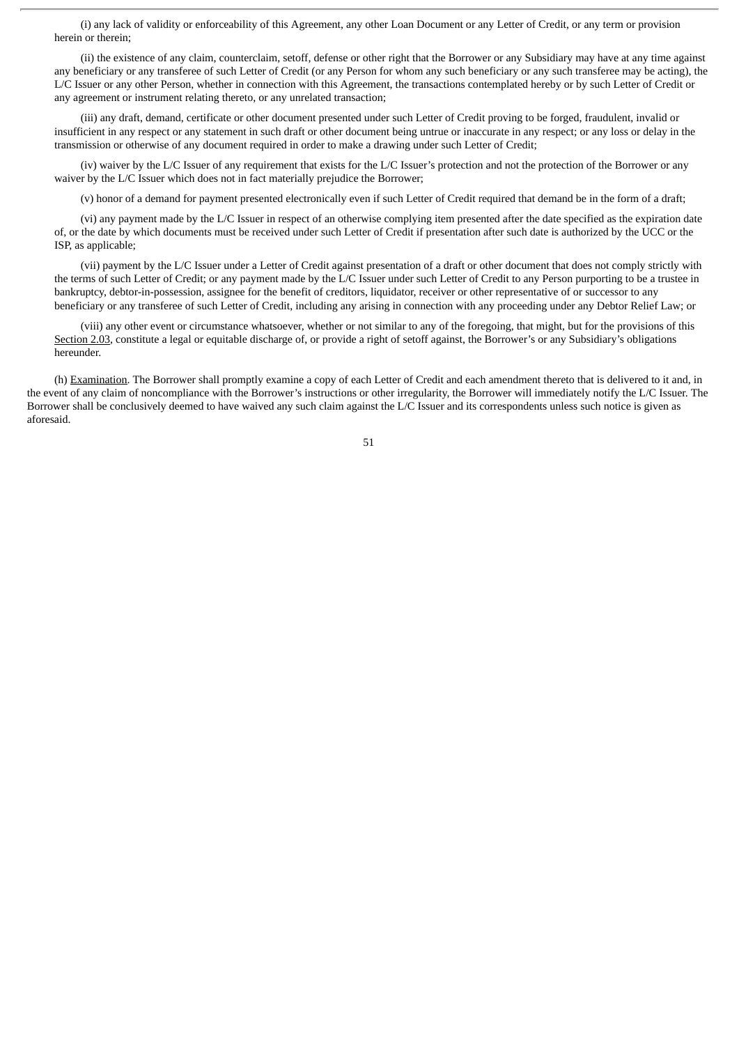(i) any lack of validity or enforceability of this Agreement, any other Loan Document or any Letter of Credit, or any term or provision herein or therein;

(ii) the existence of any claim, counterclaim, setoff, defense or other right that the Borrower or any Subsidiary may have at any time against any beneficiary or any transferee of such Letter of Credit (or any Person for whom any such beneficiary or any such transferee may be acting), the L/C Issuer or any other Person, whether in connection with this Agreement, the transactions contemplated hereby or by such Letter of Credit or any agreement or instrument relating thereto, or any unrelated transaction;

(iii) any draft, demand, certificate or other document presented under such Letter of Credit proving to be forged, fraudulent, invalid or insufficient in any respect or any statement in such draft or other document being untrue or inaccurate in any respect; or any loss or delay in the transmission or otherwise of any document required in order to make a drawing under such Letter of Credit;

(iv) waiver by the L/C Issuer of any requirement that exists for the L/C Issuer's protection and not the protection of the Borrower or any waiver by the L/C Issuer which does not in fact materially prejudice the Borrower;

(v) honor of a demand for payment presented electronically even if such Letter of Credit required that demand be in the form of a draft;

(vi) any payment made by the L/C Issuer in respect of an otherwise complying item presented after the date specified as the expiration date of, or the date by which documents must be received under such Letter of Credit if presentation after such date is authorized by the UCC or the ISP, as applicable;

(vii) payment by the L/C Issuer under a Letter of Credit against presentation of a draft or other document that does not comply strictly with the terms of such Letter of Credit; or any payment made by the L/C Issuer under such Letter of Credit to any Person purporting to be a trustee in bankruptcy, debtor-in-possession, assignee for the benefit of creditors, liquidator, receiver or other representative of or successor to any beneficiary or any transferee of such Letter of Credit, including any arising in connection with any proceeding under any Debtor Relief Law; or

(viii) any other event or circumstance whatsoever, whether or not similar to any of the foregoing, that might, but for the provisions of this Section 2.03, constitute a legal or equitable discharge of, or provide a right of setoff against, the Borrower's or any Subsidiary's obligations hereunder.

(h) Examination. The Borrower shall promptly examine a copy of each Letter of Credit and each amendment thereto that is delivered to it and, in the event of any claim of noncompliance with the Borrower's instructions or other irregularity, the Borrower will immediately notify the L/C Issuer. The Borrower shall be conclusively deemed to have waived any such claim against the L/C Issuer and its correspondents unless such notice is given as aforesaid.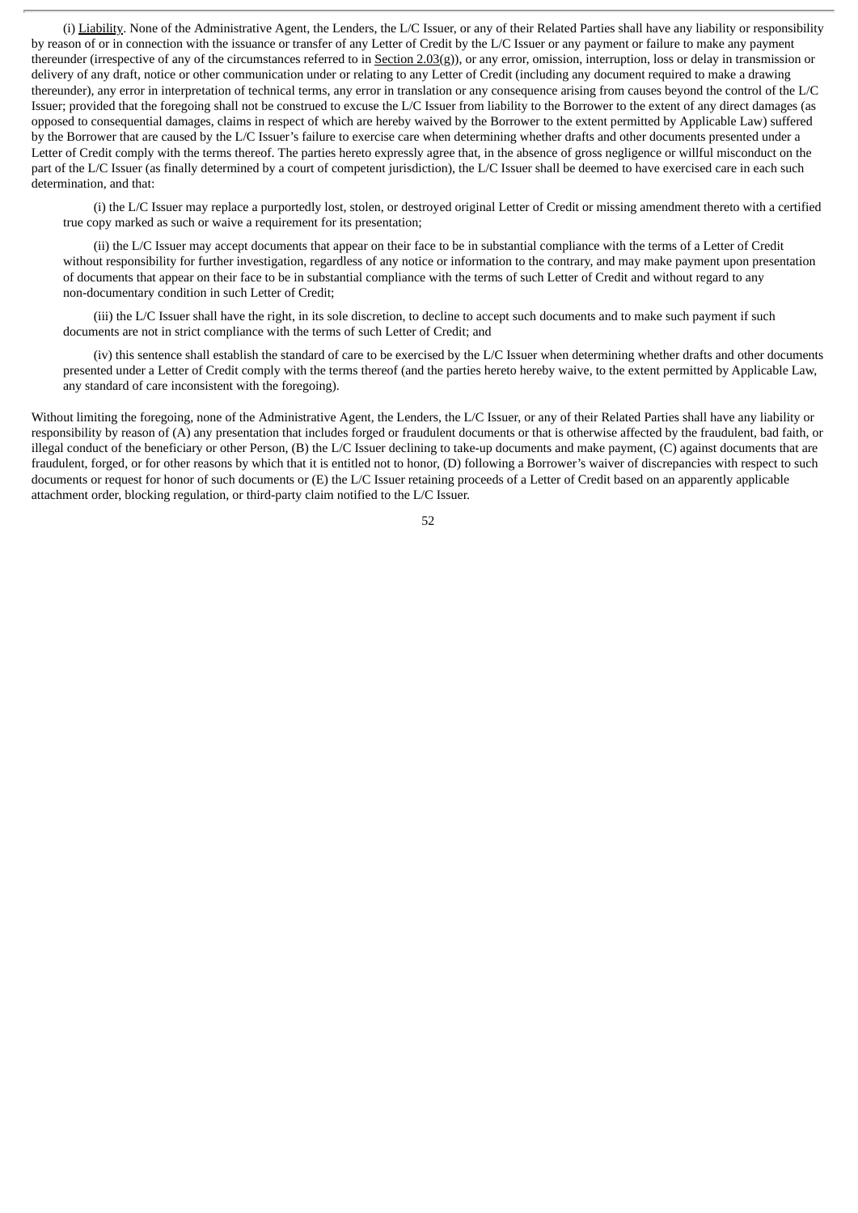(i) Liability. None of the Administrative Agent, the Lenders, the L/C Issuer, or any of their Related Parties shall have any liability or responsibility by reason of or in connection with the issuance or transfer of any Letter of Credit by the L/C Issuer or any payment or failure to make any payment thereunder (irrespective of any of the circumstances referred to in Section 2.03(g)), or any error, omission, interruption, loss or delay in transmission or delivery of any draft, notice or other communication under or relating to any Letter of Credit (including any document required to make a drawing thereunder), any error in interpretation of technical terms, any error in translation or any consequence arising from causes beyond the control of the L/C Issuer; provided that the foregoing shall not be construed to excuse the L/C Issuer from liability to the Borrower to the extent of any direct damages (as opposed to consequential damages, claims in respect of which are hereby waived by the Borrower to the extent permitted by Applicable Law) suffered by the Borrower that are caused by the L/C Issuer's failure to exercise care when determining whether drafts and other documents presented under a Letter of Credit comply with the terms thereof. The parties hereto expressly agree that, in the absence of gross negligence or willful misconduct on the part of the L/C Issuer (as finally determined by a court of competent jurisdiction), the L/C Issuer shall be deemed to have exercised care in each such determination, and that:

(i) the L/C Issuer may replace a purportedly lost, stolen, or destroyed original Letter of Credit or missing amendment thereto with a certified true copy marked as such or waive a requirement for its presentation;

(ii) the L/C Issuer may accept documents that appear on their face to be in substantial compliance with the terms of a Letter of Credit without responsibility for further investigation, regardless of any notice or information to the contrary, and may make payment upon presentation of documents that appear on their face to be in substantial compliance with the terms of such Letter of Credit and without regard to any non-documentary condition in such Letter of Credit;

(iii) the L/C Issuer shall have the right, in its sole discretion, to decline to accept such documents and to make such payment if such documents are not in strict compliance with the terms of such Letter of Credit; and

(iv) this sentence shall establish the standard of care to be exercised by the L/C Issuer when determining whether drafts and other documents presented under a Letter of Credit comply with the terms thereof (and the parties hereto hereby waive, to the extent permitted by Applicable Law, any standard of care inconsistent with the foregoing).

Without limiting the foregoing, none of the Administrative Agent, the Lenders, the L/C Issuer, or any of their Related Parties shall have any liability or responsibility by reason of (A) any presentation that includes forged or fraudulent documents or that is otherwise affected by the fraudulent, bad faith, or illegal conduct of the beneficiary or other Person, (B) the L/C Issuer declining to take-up documents and make payment, (C) against documents that are fraudulent, forged, or for other reasons by which that it is entitled not to honor, (D) following a Borrower's waiver of discrepancies with respect to such documents or request for honor of such documents or (E) the L/C Issuer retaining proceeds of a Letter of Credit based on an apparently applicable attachment order, blocking regulation, or third-party claim notified to the L/C Issuer.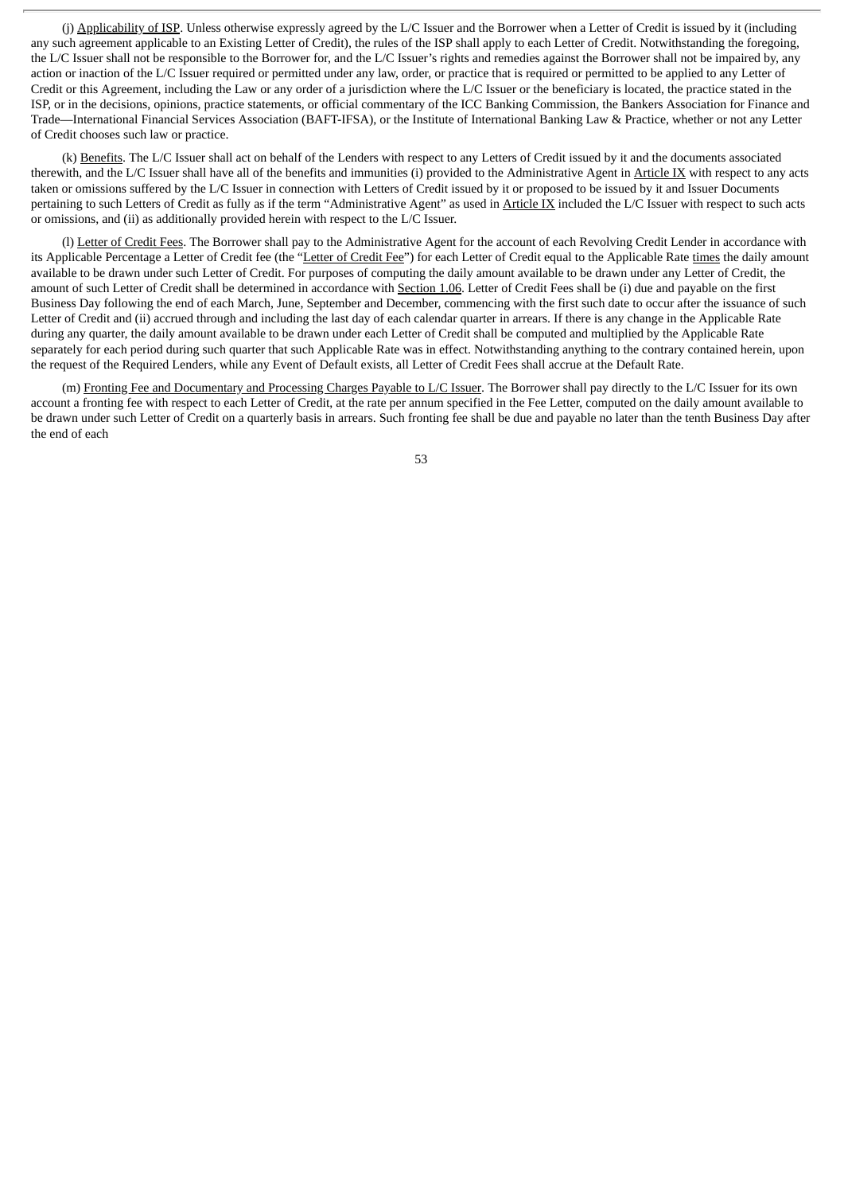(j) Applicability of ISP. Unless otherwise expressly agreed by the L/C Issuer and the Borrower when a Letter of Credit is issued by it (including any such agreement applicable to an Existing Letter of Credit), the rules of the ISP shall apply to each Letter of Credit. Notwithstanding the foregoing, the L/C Issuer shall not be responsible to the Borrower for, and the L/C Issuer's rights and remedies against the Borrower shall not be impaired by, any action or inaction of the L/C Issuer required or permitted under any law, order, or practice that is required or permitted to be applied to any Letter of Credit or this Agreement, including the Law or any order of a jurisdiction where the L/C Issuer or the beneficiary is located, the practice stated in the ISP, or in the decisions, opinions, practice statements, or official commentary of the ICC Banking Commission, the Bankers Association for Finance and Trade—International Financial Services Association (BAFT-IFSA), or the Institute of International Banking Law & Practice, whether or not any Letter of Credit chooses such law or practice.

(k) Benefits. The L/C Issuer shall act on behalf of the Lenders with respect to any Letters of Credit issued by it and the documents associated therewith, and the L/C Issuer shall have all of the benefits and immunities (i) provided to the Administrative Agent in Article IX with respect to any acts taken or omissions suffered by the L/C Issuer in connection with Letters of Credit issued by it or proposed to be issued by it and Issuer Documents pertaining to such Letters of Credit as fully as if the term "Administrative Agent" as used in Article IX included the L/C Issuer with respect to such acts or omissions, and (ii) as additionally provided herein with respect to the L/C Issuer.

(l) Letter of Credit Fees. The Borrower shall pay to the Administrative Agent for the account of each Revolving Credit Lender in accordance with its Applicable Percentage a Letter of Credit fee (the "Letter of Credit Fee") for each Letter of Credit equal to the Applicable Rate times the daily amount available to be drawn under such Letter of Credit. For purposes of computing the daily amount available to be drawn under any Letter of Credit, the amount of such Letter of Credit shall be determined in accordance with Section 1.06. Letter of Credit Fees shall be (i) due and payable on the first Business Day following the end of each March, June, September and December, commencing with the first such date to occur after the issuance of such Letter of Credit and (ii) accrued through and including the last day of each calendar quarter in arrears. If there is any change in the Applicable Rate during any quarter, the daily amount available to be drawn under each Letter of Credit shall be computed and multiplied by the Applicable Rate separately for each period during such quarter that such Applicable Rate was in effect. Notwithstanding anything to the contrary contained herein, upon the request of the Required Lenders, while any Event of Default exists, all Letter of Credit Fees shall accrue at the Default Rate.

(m) Fronting Fee and Documentary and Processing Charges Payable to L/C Issuer. The Borrower shall pay directly to the L/C Issuer for its own account a fronting fee with respect to each Letter of Credit, at the rate per annum specified in the Fee Letter, computed on the daily amount available to be drawn under such Letter of Credit on a quarterly basis in arrears. Such fronting fee shall be due and payable no later than the tenth Business Day after the end of each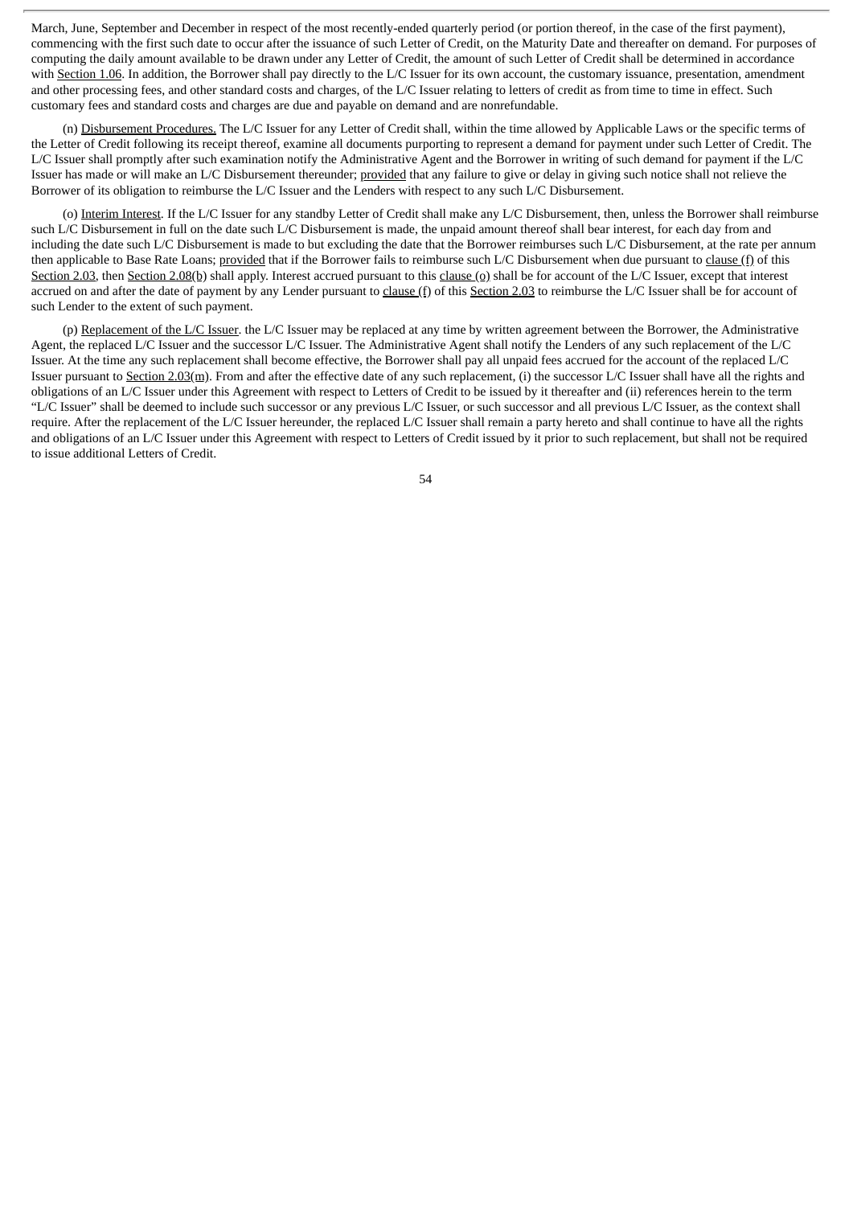March, June, September and December in respect of the most recently-ended quarterly period (or portion thereof, in the case of the first payment), commencing with the first such date to occur after the issuance of such Letter of Credit, on the Maturity Date and thereafter on demand. For purposes of computing the daily amount available to be drawn under any Letter of Credit, the amount of such Letter of Credit shall be determined in accordance with Section 1.06. In addition, the Borrower shall pay directly to the L/C Issuer for its own account, the customary issuance, presentation, amendment and other processing fees, and other standard costs and charges, of the L/C Issuer relating to letters of credit as from time to time in effect. Such customary fees and standard costs and charges are due and payable on demand and are nonrefundable.

(n) Disbursement Procedures. The L/C Issuer for any Letter of Credit shall, within the time allowed by Applicable Laws or the specific terms of the Letter of Credit following its receipt thereof, examine all documents purporting to represent a demand for payment under such Letter of Credit. The L/C Issuer shall promptly after such examination notify the Administrative Agent and the Borrower in writing of such demand for payment if the L/C Issuer has made or will make an L/C Disbursement thereunder; provided that any failure to give or delay in giving such notice shall not relieve the Borrower of its obligation to reimburse the L/C Issuer and the Lenders with respect to any such L/C Disbursement.

(o) Interim Interest. If the L/C Issuer for any standby Letter of Credit shall make any L/C Disbursement, then, unless the Borrower shall reimburse such L/C Disbursement in full on the date such L/C Disbursement is made, the unpaid amount thereof shall bear interest, for each day from and including the date such L/C Disbursement is made to but excluding the date that the Borrower reimburses such L/C Disbursement, at the rate per annum then applicable to Base Rate Loans; provided that if the Borrower fails to reimburse such L/C Disbursement when due pursuant to clause (f) of this Section 2.03, then Section 2.08(b) shall apply. Interest accrued pursuant to this clause (o) shall be for account of the L/C Issuer, except that interest accrued on and after the date of payment by any Lender pursuant to clause (f) of this Section 2.03 to reimburse the L/C Issuer shall be for account of such Lender to the extent of such payment.

(p) Replacement of the L/C Issuer. the L/C Issuer may be replaced at any time by written agreement between the Borrower, the Administrative Agent, the replaced L/C Issuer and the successor L/C Issuer. The Administrative Agent shall notify the Lenders of any such replacement of the L/C Issuer. At the time any such replacement shall become effective, the Borrower shall pay all unpaid fees accrued for the account of the replaced L/C Issuer pursuant to Section 2.03(m). From and after the effective date of any such replacement, (i) the successor L/C Issuer shall have all the rights and obligations of an L/C Issuer under this Agreement with respect to Letters of Credit to be issued by it thereafter and (ii) references herein to the term "L/C Issuer" shall be deemed to include such successor or any previous L/C Issuer, or such successor and all previous L/C Issuer, as the context shall require. After the replacement of the L/C Issuer hereunder, the replaced L/C Issuer shall remain a party hereto and shall continue to have all the rights and obligations of an L/C Issuer under this Agreement with respect to Letters of Credit issued by it prior to such replacement, but shall not be required to issue additional Letters of Credit.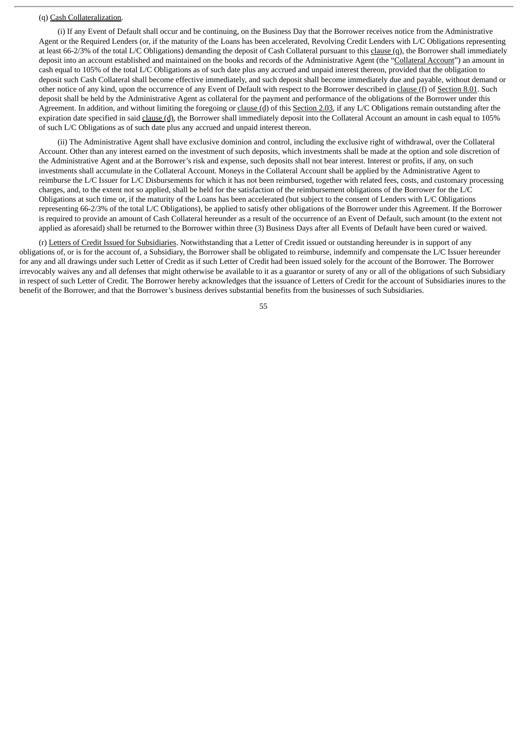(q) Cash Collateralization.

(i) If any Event of Default shall occur and be continuing, on the Business Day that the Borrower receives notice from the Administrative Agent or the Required Lenders (or, if the maturity of the Loans has been accelerated, Revolving Credit Lenders with L/C Obligations representing at least 66-2/3% of the total L/C Obligations) demanding the deposit of Cash Collateral pursuant to this clause (q), the Borrower shall immediately deposit into an account established and maintained on the books and records of the Administrative Agent (the "Collateral Account") an amount in cash equal to 105% of the total L/C Obligations as of such date plus any accrued and unpaid interest thereon, provided that the obligation to deposit such Cash Collateral shall become effective immediately, and such deposit shall become immediately due and payable, without demand or other notice of any kind, upon the occurrence of any Event of Default with respect to the Borrower described in clause (f) of Section 8.01. Such deposit shall be held by the Administrative Agent as collateral for the payment and performance of the obligations of the Borrower under this Agreement. In addition, and without limiting the foregoing or clause (d) of this Section 2.03, if any L/C Obligations remain outstanding after the expiration date specified in said clause (d), the Borrower shall immediately deposit into the Collateral Account an amount in cash equal to 105% of such L/C Obligations as of such date plus any accrued and unpaid interest thereon.

(ii) The Administrative Agent shall have exclusive dominion and control, including the exclusive right of withdrawal, over the Collateral Account. Other than any interest earned on the investment of such deposits, which investments shall be made at the option and sole discretion of the Administrative Agent and at the Borrower's risk and expense, such deposits shall not bear interest. Interest or profits, if any, on such investments shall accumulate in the Collateral Account. Moneys in the Collateral Account shall be applied by the Administrative Agent to reimburse the L/C Issuer for L/C Disbursements for which it has not been reimbursed, together with related fees, costs, and customary processing charges, and, to the extent not so applied, shall be held for the satisfaction of the reimbursement obligations of the Borrower for the L/C Obligations at such time or, if the maturity of the Loans has been accelerated (but subject to the consent of Lenders with L/C Obligations representing 66-2/3% of the total L/C Obligations), be applied to satisfy other obligations of the Borrower under this Agreement. If the Borrower is required to provide an amount of Cash Collateral hereunder as a result of the occurrence of an Event of Default, such amount (to the extent not applied as aforesaid) shall be returned to the Borrower within three (3) Business Days after all Events of Default have been cured or waived.

(r) Letters of Credit Issued for Subsidiaries. Notwithstanding that a Letter of Credit issued or outstanding hereunder is in support of any obligations of, or is for the account of, a Subsidiary, the Borrower shall be obligated to reimburse, indemnify and compensate the L/C Issuer hereunder for any and all drawings under such Letter of Credit as if such Letter of Credit had been issued solely for the account of the Borrower. The Borrower irrevocably waives any and all defenses that might otherwise be available to it as a guarantor or surety of any or all of the obligations of such Subsidiary in respect of such Letter of Credit. The Borrower hereby acknowledges that the issuance of Letters of Credit for the account of Subsidiaries inures to the benefit of the Borrower, and that the Borrower's business derives substantial benefits from the businesses of such Subsidiaries.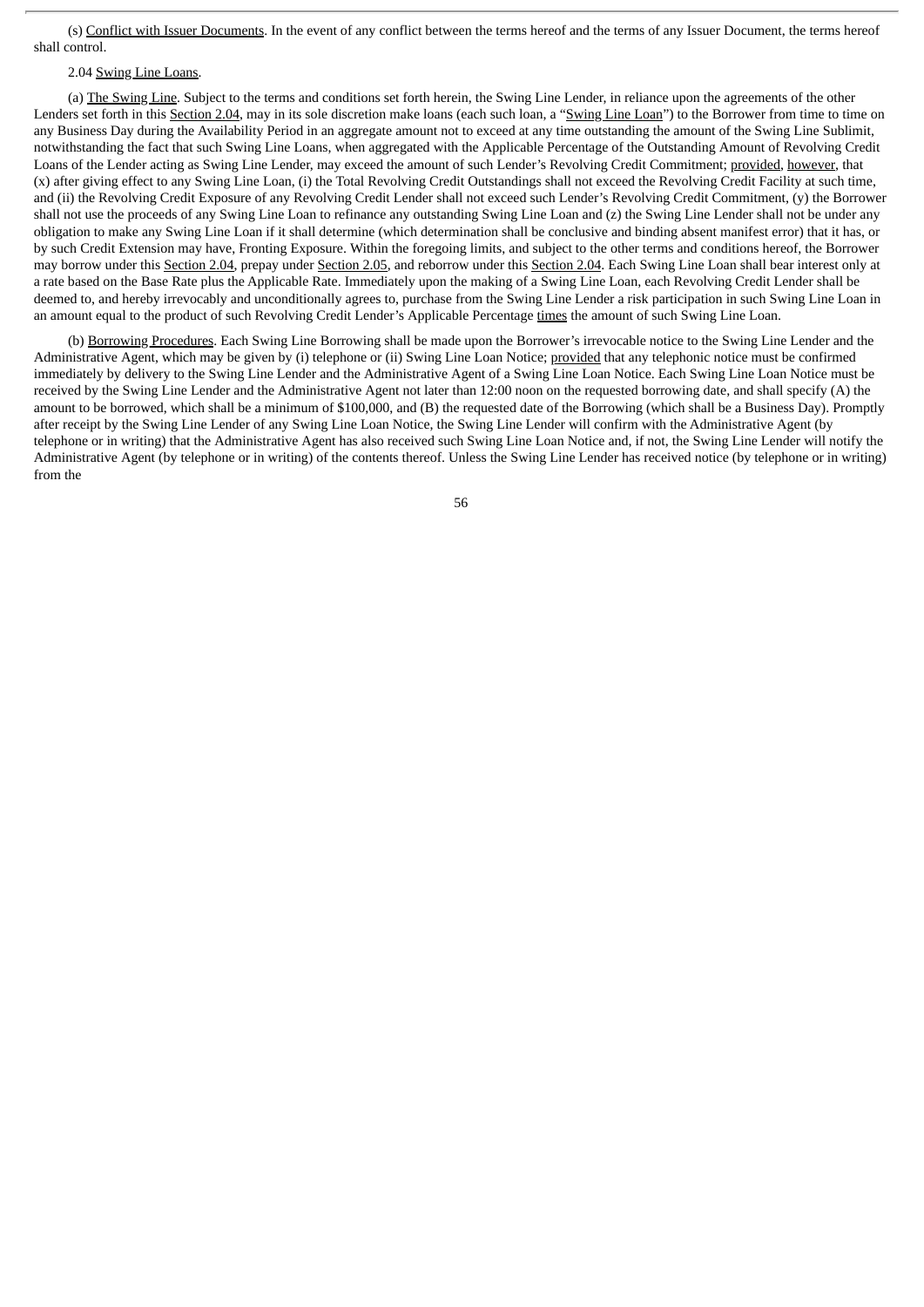(s) Conflict with Issuer Documents. In the event of any conflict between the terms hereof and the terms of any Issuer Document, the terms hereof shall control.

2.04 Swing Line Loans.

(a) The Swing Line. Subject to the terms and conditions set forth herein, the Swing Line Lender, in reliance upon the agreements of the other Lenders set forth in this Section 2.04, may in its sole discretion make loans (each such loan, a "Swing Line Loan") to the Borrower from time to time on any Business Day during the Availability Period in an aggregate amount not to exceed at any time outstanding the amount of the Swing Line Sublimit, notwithstanding the fact that such Swing Line Loans, when aggregated with the Applicable Percentage of the Outstanding Amount of Revolving Credit Loans of the Lender acting as Swing Line Lender, may exceed the amount of such Lender's Revolving Credit Commitment; provided, however, that (x) after giving effect to any Swing Line Loan, (i) the Total Revolving Credit Outstandings shall not exceed the Revolving Credit Facility at such time, and (ii) the Revolving Credit Exposure of any Revolving Credit Lender shall not exceed such Lender's Revolving Credit Commitment, (y) the Borrower shall not use the proceeds of any Swing Line Loan to refinance any outstanding Swing Line Loan and (z) the Swing Line Lender shall not be under any obligation to make any Swing Line Loan if it shall determine (which determination shall be conclusive and binding absent manifest error) that it has, or by such Credit Extension may have, Fronting Exposure. Within the foregoing limits, and subject to the other terms and conditions hereof, the Borrower may borrow under this Section 2.04, prepay under Section 2.05, and reborrow under this Section 2.04. Each Swing Line Loan shall bear interest only at a rate based on the Base Rate plus the Applicable Rate. Immediately upon the making of a Swing Line Loan, each Revolving Credit Lender shall be deemed to, and hereby irrevocably and unconditionally agrees to, purchase from the Swing Line Lender a risk participation in such Swing Line Loan in an amount equal to the product of such Revolving Credit Lender's Applicable Percentage times the amount of such Swing Line Loan.

(b) Borrowing Procedures. Each Swing Line Borrowing shall be made upon the Borrower's irrevocable notice to the Swing Line Lender and the Administrative Agent, which may be given by (i) telephone or (ii) Swing Line Loan Notice; provided that any telephonic notice must be confirmed immediately by delivery to the Swing Line Lender and the Administrative Agent of a Swing Line Loan Notice. Each Swing Line Loan Notice must be received by the Swing Line Lender and the Administrative Agent not later than 12:00 noon on the requested borrowing date, and shall specify (A) the amount to be borrowed, which shall be a minimum of $100,000, and (B) the requested date of the Borrowing (which shall be a Business Day). Promptly after receipt by the Swing Line Lender of any Swing Line Loan Notice, the Swing Line Lender will confirm with the Administrative Agent (by telephone or in writing) that the Administrative Agent has also received such Swing Line Loan Notice and, if not, the Swing Line Lender will notify the Administrative Agent (by telephone or in writing) of the contents thereof. Unless the Swing Line Lender has received notice (by telephone or in writing) from the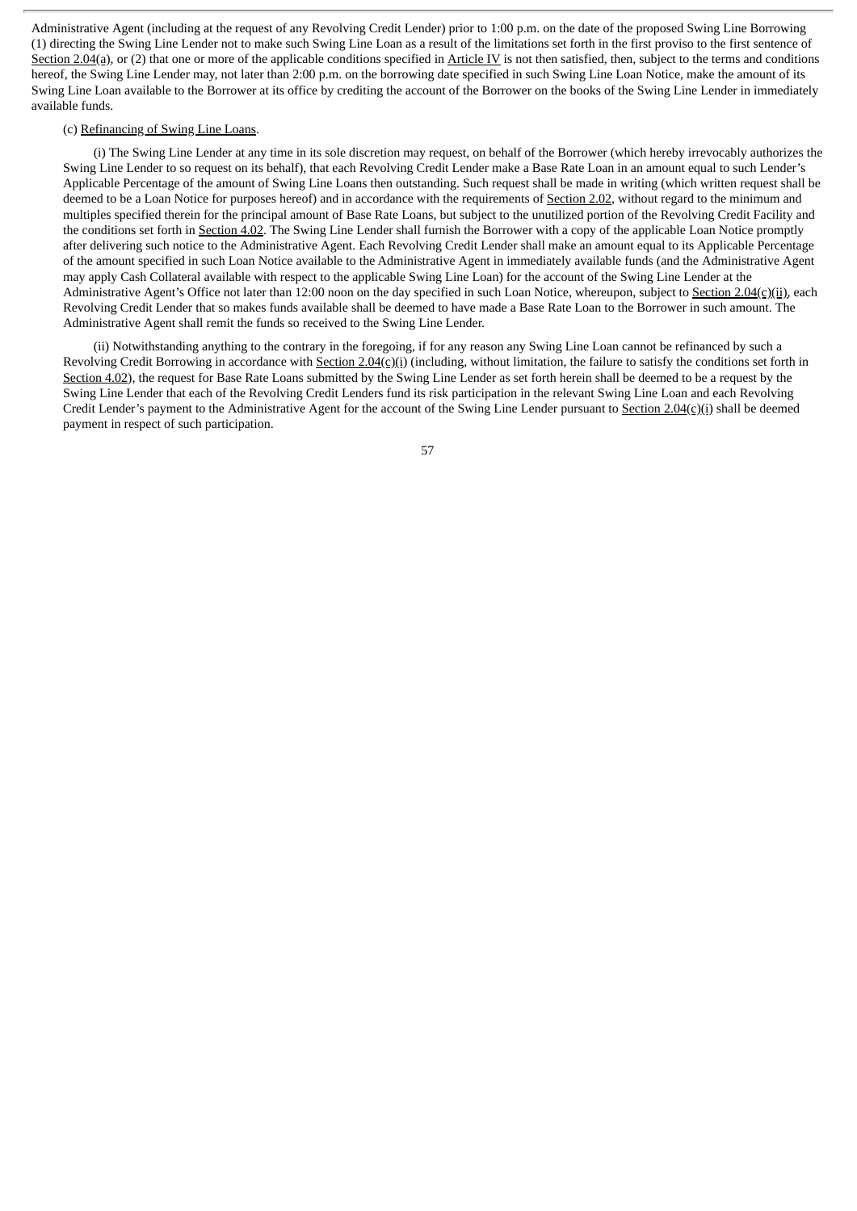Administrative Agent (including at the request of any Revolving Credit Lender) prior to 1:00 p.m. on the date of the proposed Swing Line Borrowing (1) directing the Swing Line Lender not to make such Swing Line Loan as a result of the limitations set forth in the first proviso to the first sentence of Section 2.04(a), or (2) that one or more of the applicable conditions specified in Article IV is not then satisfied, then, subject to the terms and conditions hereof, the Swing Line Lender may, not later than 2:00 p.m. on the borrowing date specified in such Swing Line Loan Notice, make the amount of its Swing Line Loan available to the Borrower at its office by crediting the account of the Borrower on the books of the Swing Line Lender in immediately available funds.

(c) Refinancing of Swing Line Loans.

(i) The Swing Line Lender at any time in its sole discretion may request, on behalf of the Borrower (which hereby irrevocably authorizes the Swing Line Lender to so request on its behalf), that each Revolving Credit Lender make a Base Rate Loan in an amount equal to such Lender's Applicable Percentage of the amount of Swing Line Loans then outstanding. Such request shall be made in writing (which written request shall be deemed to be a Loan Notice for purposes hereof) and in accordance with the requirements of Section 2.02, without regard to the minimum and multiples specified therein for the principal amount of Base Rate Loans, but subject to the unutilized portion of the Revolving Credit Facility and the conditions set forth in Section 4.02. The Swing Line Lender shall furnish the Borrower with a copy of the applicable Loan Notice promptly after delivering such notice to the Administrative Agent. Each Revolving Credit Lender shall make an amount equal to its Applicable Percentage of the amount specified in such Loan Notice available to the Administrative Agent in immediately available funds (and the Administrative Agent may apply Cash Collateral available with respect to the applicable Swing Line Loan) for the account of the Swing Line Lender at the Administrative Agent's Office not later than 12:00 noon on the day specified in such Loan Notice, whereupon, subject to Section 2.04(c)(ii), each Revolving Credit Lender that so makes funds available shall be deemed to have made a Base Rate Loan to the Borrower in such amount. The Administrative Agent shall remit the funds so received to the Swing Line Lender.

(ii) Notwithstanding anything to the contrary in the foregoing, if for any reason any Swing Line Loan cannot be refinanced by such a Revolving Credit Borrowing in accordance with Section 2.04(c)(i) (including, without limitation, the failure to satisfy the conditions set forth in Section 4.02), the request for Base Rate Loans submitted by the Swing Line Lender as set forth herein shall be deemed to be a request by the Swing Line Lender that each of the Revolving Credit Lenders fund its risk participation in the relevant Swing Line Loan and each Revolving Credit Lender's payment to the Administrative Agent for the account of the Swing Line Lender pursuant to Section 2.04(c)(i) shall be deemed payment in respect of such participation.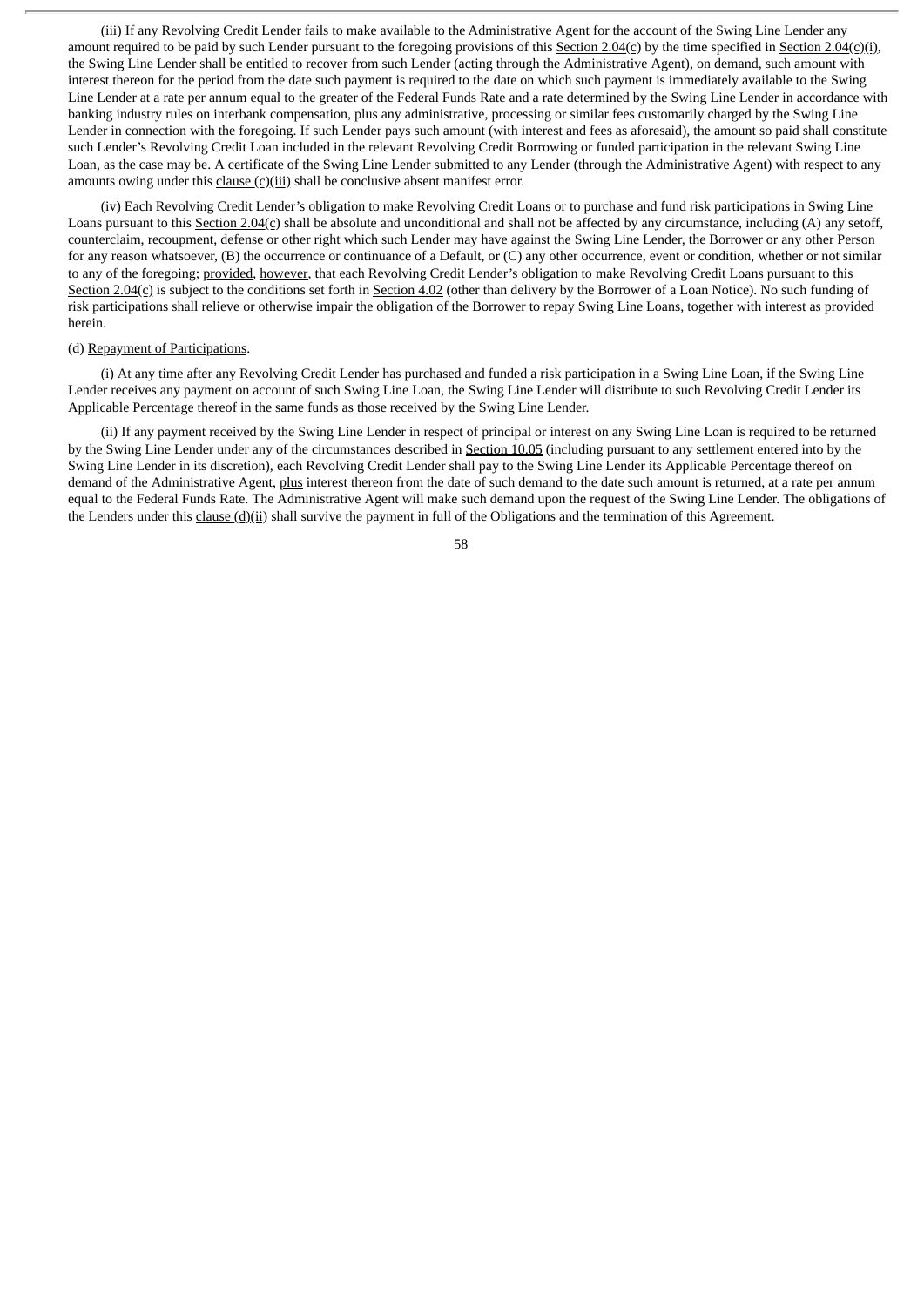(iii) If any Revolving Credit Lender fails to make available to the Administrative Agent for the account of the Swing Line Lender any amount required to be paid by such Lender pursuant to the foregoing provisions of this Section 2.04(c) by the time specified in Section 2.04(c)(i), the Swing Line Lender shall be entitled to recover from such Lender (acting through the Administrative Agent), on demand, such amount with interest thereon for the period from the date such payment is required to the date on which such payment is immediately available to the Swing Line Lender at a rate per annum equal to the greater of the Federal Funds Rate and a rate determined by the Swing Line Lender in accordance with banking industry rules on interbank compensation, plus any administrative, processing or similar fees customarily charged by the Swing Line Lender in connection with the foregoing. If such Lender pays such amount (with interest and fees as aforesaid), the amount so paid shall constitute such Lender's Revolving Credit Loan included in the relevant Revolving Credit Borrowing or funded participation in the relevant Swing Line Loan, as the case may be. A certificate of the Swing Line Lender submitted to any Lender (through the Administrative Agent) with respect to any amounts owing under this clause (c)(iii) shall be conclusive absent manifest error.

(iv) Each Revolving Credit Lender's obligation to make Revolving Credit Loans or to purchase and fund risk participations in Swing Line Loans pursuant to this Section 2.04(c) shall be absolute and unconditional and shall not be affected by any circumstance, including (A) any setoff, counterclaim, recoupment, defense or other right which such Lender may have against the Swing Line Lender, the Borrower or any other Person for any reason whatsoever, (B) the occurrence or continuance of a Default, or (C) any other occurrence, event or condition, whether or not similar to any of the foregoing; provided, however, that each Revolving Credit Lender's obligation to make Revolving Credit Loans pursuant to this Section 2.04(c) is subject to the conditions set forth in Section 4.02 (other than delivery by the Borrower of a Loan Notice). No such funding of risk participations shall relieve or otherwise impair the obligation of the Borrower to repay Swing Line Loans, together with interest as provided herein.

(d) Repayment of Participations.

(i) At any time after any Revolving Credit Lender has purchased and funded a risk participation in a Swing Line Loan, if the Swing Line Lender receives any payment on account of such Swing Line Loan, the Swing Line Lender will distribute to such Revolving Credit Lender its Applicable Percentage thereof in the same funds as those received by the Swing Line Lender.

(ii) If any payment received by the Swing Line Lender in respect of principal or interest on any Swing Line Loan is required to be returned by the Swing Line Lender under any of the circumstances described in Section 10.05 (including pursuant to any settlement entered into by the Swing Line Lender in its discretion), each Revolving Credit Lender shall pay to the Swing Line Lender its Applicable Percentage thereof on demand of the Administrative Agent, plus interest thereon from the date of such demand to the date such amount is returned, at a rate per annum equal to the Federal Funds Rate. The Administrative Agent will make such demand upon the request of the Swing Line Lender. The obligations of the Lenders under this clause (d)(ii) shall survive the payment in full of the Obligations and the termination of this Agreement.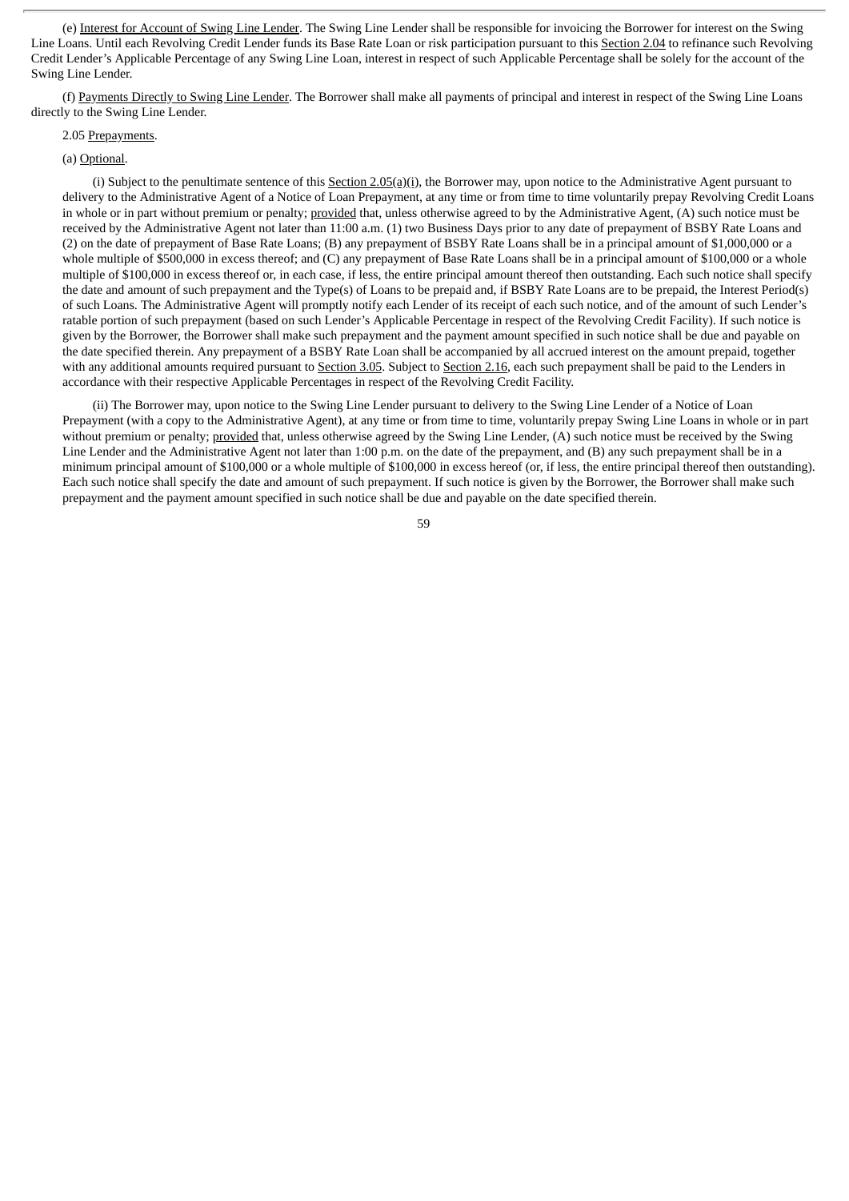(e) Interest for Account of Swing Line Lender. The Swing Line Lender shall be responsible for invoicing the Borrower for interest on the Swing Line Loans. Until each Revolving Credit Lender funds its Base Rate Loan or risk participation pursuant to this Section 2.04 to refinance such Revolving Credit Lender's Applicable Percentage of any Swing Line Loan, interest in respect of such Applicable Percentage shall be solely for the account of the Swing Line Lender.

(f) Payments Directly to Swing Line Lender. The Borrower shall make all payments of principal and interest in respect of the Swing Line Loans directly to the Swing Line Lender.

2.05 Prepayments.

(a) Optional.

(i) Subject to the penultimate sentence of this Section 2.05(a)(i), the Borrower may, upon notice to the Administrative Agent pursuant to delivery to the Administrative Agent of a Notice of Loan Prepayment, at any time or from time to time voluntarily prepay Revolving Credit Loans in whole or in part without premium or penalty; provided that, unless otherwise agreed to by the Administrative Agent, (A) such notice must be received by the Administrative Agent not later than 11:00 a.m. (1) two Business Days prior to any date of prepayment of BSBY Rate Loans and (2) on the date of prepayment of Base Rate Loans; (B) any prepayment of BSBY Rate Loans shall be in a principal amount of $1,000,000 or a whole multiple of $500,000 in excess thereof; and (C) any prepayment of Base Rate Loans shall be in a principal amount of $100,000 or a whole multiple of $100,000 in excess thereof or, in each case, if less, the entire principal amount thereof then outstanding. Each such notice shall specify the date and amount of such prepayment and the Type(s) of Loans to be prepaid and, if BSBY Rate Loans are to be prepaid, the Interest Period(s) of such Loans. The Administrative Agent will promptly notify each Lender of its receipt of each such notice, and of the amount of such Lender's ratable portion of such prepayment (based on such Lender's Applicable Percentage in respect of the Revolving Credit Facility). If such notice is given by the Borrower, the Borrower shall make such prepayment and the payment amount specified in such notice shall be due and payable on the date specified therein. Any prepayment of a BSBY Rate Loan shall be accompanied by all accrued interest on the amount prepaid, together with any additional amounts required pursuant to Section 3.05. Subject to Section 2.16, each such prepayment shall be paid to the Lenders in accordance with their respective Applicable Percentages in respect of the Revolving Credit Facility.

(ii) The Borrower may, upon notice to the Swing Line Lender pursuant to delivery to the Swing Line Lender of a Notice of Loan Prepayment (with a copy to the Administrative Agent), at any time or from time to time, voluntarily prepay Swing Line Loans in whole or in part without premium or penalty; provided that, unless otherwise agreed by the Swing Line Lender, (A) such notice must be received by the Swing Line Lender and the Administrative Agent not later than 1:00 p.m. on the date of the prepayment, and (B) any such prepayment shall be in a minimum principal amount of $100,000 or a whole multiple of $100,000 in excess hereof (or, if less, the entire principal thereof then outstanding). Each such notice shall specify the date and amount of such prepayment. If such notice is given by the Borrower, the Borrower shall make such prepayment and the payment amount specified in such notice shall be due and payable on the date specified therein.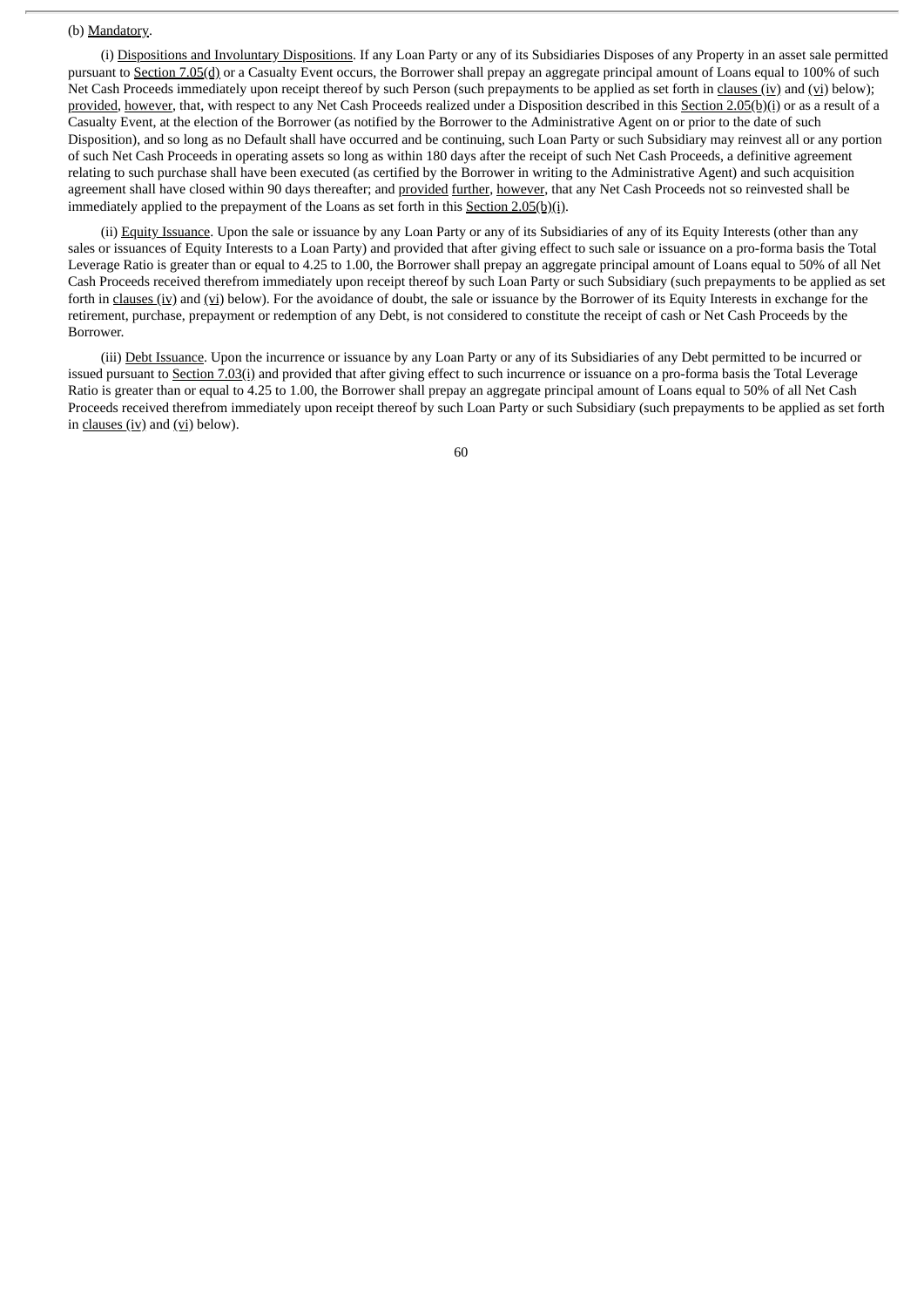(b) Mandatory.

(i) Dispositions and Involuntary Dispositions. If any Loan Party or any of its Subsidiaries Disposes of any Property in an asset sale permitted pursuant to Section 7.05(d) or a Casualty Event occurs, the Borrower shall prepay an aggregate principal amount of Loans equal to 100% of such Net Cash Proceeds immediately upon receipt thereof by such Person (such prepayments to be applied as set forth in clauses (iv) and (vi) below); provided, however, that, with respect to any Net Cash Proceeds realized under a Disposition described in this Section 2.05(b)(i) or as a result of a Casualty Event, at the election of the Borrower (as notified by the Borrower to the Administrative Agent on or prior to the date of such Disposition), and so long as no Default shall have occurred and be continuing, such Loan Party or such Subsidiary may reinvest all or any portion of such Net Cash Proceeds in operating assets so long as within 180 days after the receipt of such Net Cash Proceeds, a definitive agreement relating to such purchase shall have been executed (as certified by the Borrower in writing to the Administrative Agent) and such acquisition agreement shall have closed within 90 days thereafter; and provided further, however, that any Net Cash Proceeds not so reinvested shall be immediately applied to the prepayment of the Loans as set forth in this Section 2.05(b)(i).

(ii) Equity Issuance. Upon the sale or issuance by any Loan Party or any of its Subsidiaries of any of its Equity Interests (other than any sales or issuances of Equity Interests to a Loan Party) and provided that after giving effect to such sale or issuance on a pro-forma basis the Total Leverage Ratio is greater than or equal to 4.25 to 1.00, the Borrower shall prepay an aggregate principal amount of Loans equal to 50% of all Net Cash Proceeds received therefrom immediately upon receipt thereof by such Loan Party or such Subsidiary (such prepayments to be applied as set forth in clauses (iv) and (vi) below). For the avoidance of doubt, the sale or issuance by the Borrower of its Equity Interests in exchange for the retirement, purchase, prepayment or redemption of any Debt, is not considered to constitute the receipt of cash or Net Cash Proceeds by the Borrower.

(iii) Debt Issuance. Upon the incurrence or issuance by any Loan Party or any of its Subsidiaries of any Debt permitted to be incurred or issued pursuant to Section 7.03(i) and provided that after giving effect to such incurrence or issuance on a pro-forma basis the Total Leverage Ratio is greater than or equal to 4.25 to 1.00, the Borrower shall prepay an aggregate principal amount of Loans equal to 50% of all Net Cash Proceeds received therefrom immediately upon receipt thereof by such Loan Party or such Subsidiary (such prepayments to be applied as set forth in clauses (iv) and (vi) below).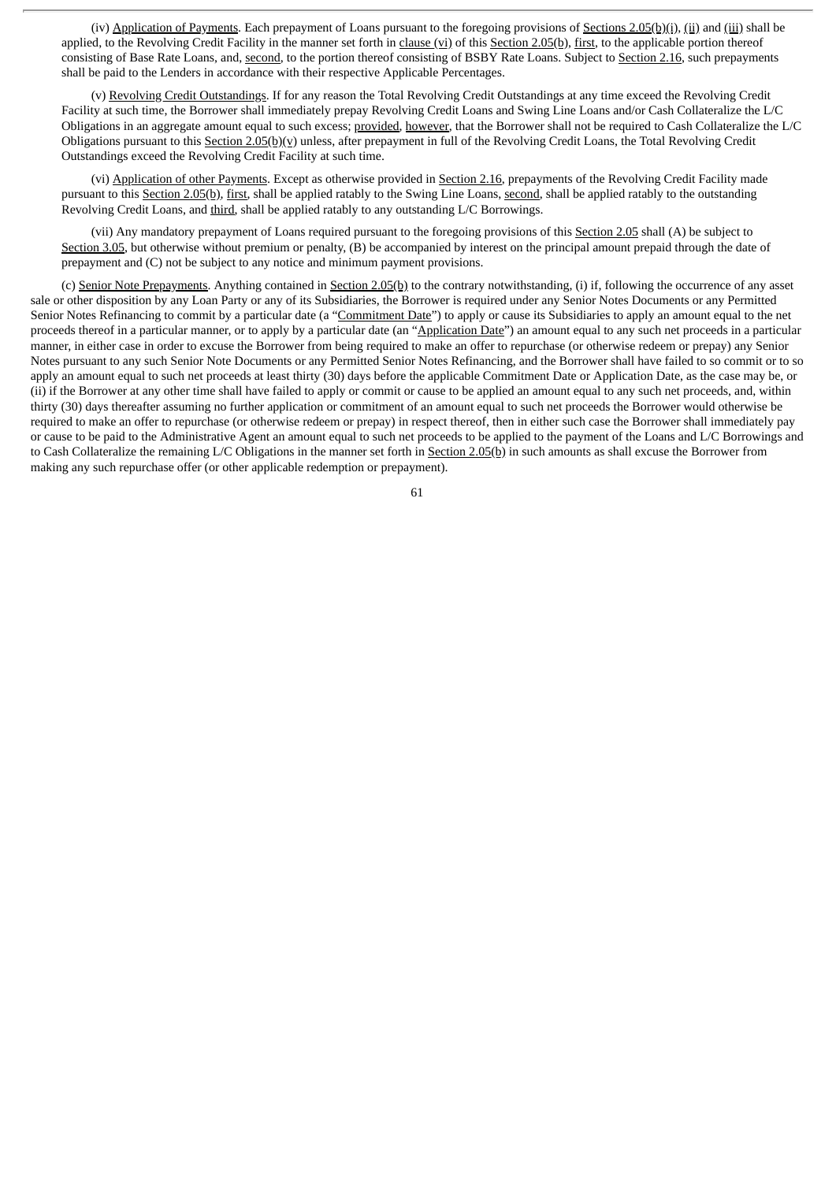(iv) Application of Payments. Each prepayment of Loans pursuant to the foregoing provisions of Sections 2.05(b)(i), (ii) and (iii) shall be applied, to the Revolving Credit Facility in the manner set forth in clause (vi) of this Section 2.05(b), first, to the applicable portion thereof consisting of Base Rate Loans, and, second, to the portion thereof consisting of BSBY Rate Loans. Subject to Section 2.16, such prepayments shall be paid to the Lenders in accordance with their respective Applicable Percentages.

(v) Revolving Credit Outstandings. If for any reason the Total Revolving Credit Outstandings at any time exceed the Revolving Credit Facility at such time, the Borrower shall immediately prepay Revolving Credit Loans and Swing Line Loans and/or Cash Collateralize the L/C Obligations in an aggregate amount equal to such excess; provided, however, that the Borrower shall not be required to Cash Collateralize the L/C Obligations pursuant to this Section 2.05(b)(v) unless, after prepayment in full of the Revolving Credit Loans, the Total Revolving Credit Outstandings exceed the Revolving Credit Facility at such time.

(vi) Application of other Payments. Except as otherwise provided in Section 2.16, prepayments of the Revolving Credit Facility made pursuant to this Section 2.05(b), first, shall be applied ratably to the Swing Line Loans, second, shall be applied ratably to the outstanding Revolving Credit Loans, and third, shall be applied ratably to any outstanding L/C Borrowings.

(vii) Any mandatory prepayment of Loans required pursuant to the foregoing provisions of this Section 2.05 shall (A) be subject to Section 3.05, but otherwise without premium or penalty, (B) be accompanied by interest on the principal amount prepaid through the date of prepayment and (C) not be subject to any notice and minimum payment provisions.

(c) Senior Note Prepayments. Anything contained in Section 2.05(b) to the contrary notwithstanding, (i) if, following the occurrence of any asset sale or other disposition by any Loan Party or any of its Subsidiaries, the Borrower is required under any Senior Notes Documents or any Permitted Senior Notes Refinancing to commit by a particular date (a "Commitment Date") to apply or cause its Subsidiaries to apply an amount equal to the net proceeds thereof in a particular manner, or to apply by a particular date (an "Application Date") an amount equal to any such net proceeds in a particular manner, in either case in order to excuse the Borrower from being required to make an offer to repurchase (or otherwise redeem or prepay) any Senior Notes pursuant to any such Senior Note Documents or any Permitted Senior Notes Refinancing, and the Borrower shall have failed to so commit or to so apply an amount equal to such net proceeds at least thirty (30) days before the applicable Commitment Date or Application Date, as the case may be, or (ii) if the Borrower at any other time shall have failed to apply or commit or cause to be applied an amount equal to any such net proceeds, and, within thirty (30) days thereafter assuming no further application or commitment of an amount equal to such net proceeds the Borrower would otherwise be required to make an offer to repurchase (or otherwise redeem or prepay) in respect thereof, then in either such case the Borrower shall immediately pay or cause to be paid to the Administrative Agent an amount equal to such net proceeds to be applied to the payment of the Loans and L/C Borrowings and to Cash Collateralize the remaining L/C Obligations in the manner set forth in Section 2.05(b) in such amounts as shall excuse the Borrower from making any such repurchase offer (or other applicable redemption or prepayment).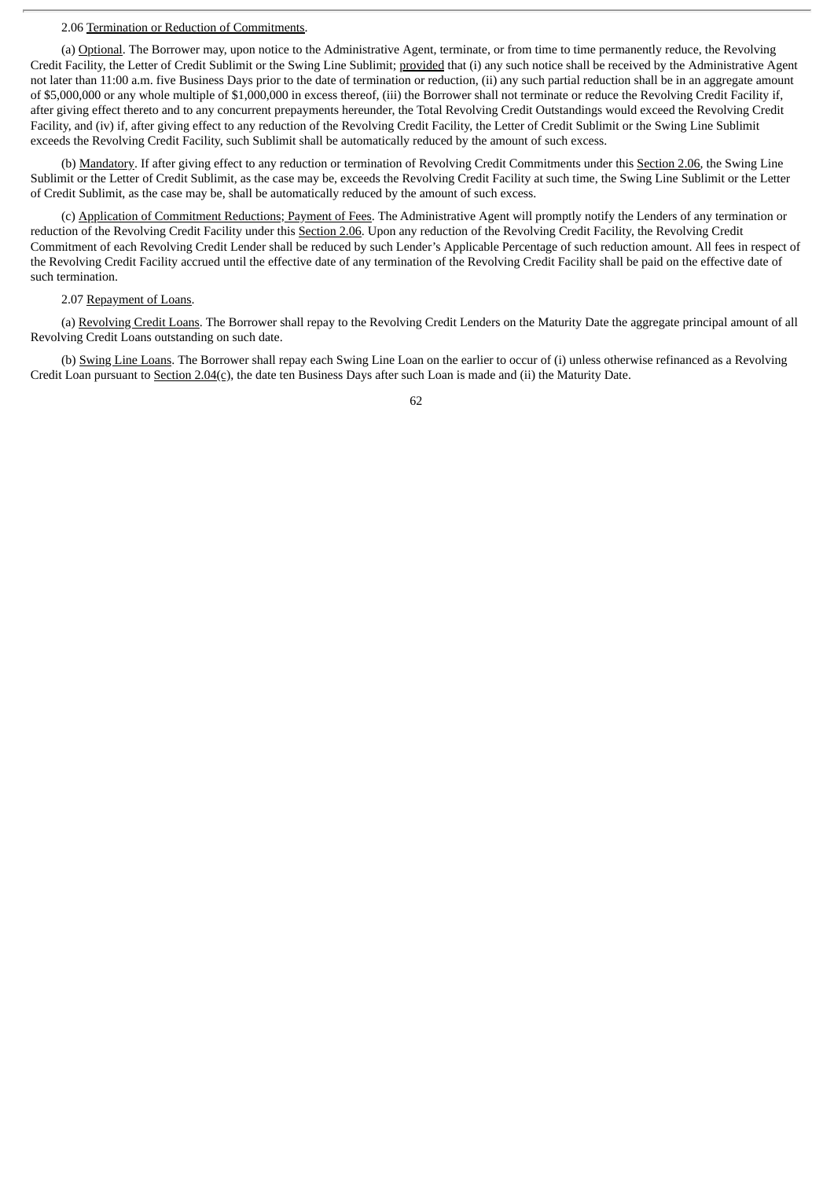2.06 Termination or Reduction of Commitments.

(a) Optional. The Borrower may, upon notice to the Administrative Agent, terminate, or from time to time permanently reduce, the Revolving Credit Facility, the Letter of Credit Sublimit or the Swing Line Sublimit; provided that (i) any such notice shall be received by the Administrative Agent not later than 11:00 a.m. five Business Days prior to the date of termination or reduction, (ii) any such partial reduction shall be in an aggregate amount of $5,000,000 or any whole multiple of $1,000,000 in excess thereof, (iii) the Borrower shall not terminate or reduce the Revolving Credit Facility if, after giving effect thereto and to any concurrent prepayments hereunder, the Total Revolving Credit Outstandings would exceed the Revolving Credit Facility, and (iv) if, after giving effect to any reduction of the Revolving Credit Facility, the Letter of Credit Sublimit or the Swing Line Sublimit exceeds the Revolving Credit Facility, such Sublimit shall be automatically reduced by the amount of such excess.

(b) Mandatory. If after giving effect to any reduction or termination of Revolving Credit Commitments under this Section 2.06, the Swing Line Sublimit or the Letter of Credit Sublimit, as the case may be, exceeds the Revolving Credit Facility at such time, the Swing Line Sublimit or the Letter of Credit Sublimit, as the case may be, shall be automatically reduced by the amount of such excess.

(c) Application of Commitment Reductions; Payment of Fees. The Administrative Agent will promptly notify the Lenders of any termination or reduction of the Revolving Credit Facility under this Section 2.06. Upon any reduction of the Revolving Credit Facility, the Revolving Credit Commitment of each Revolving Credit Lender shall be reduced by such Lender's Applicable Percentage of such reduction amount. All fees in respect of the Revolving Credit Facility accrued until the effective date of any termination of the Revolving Credit Facility shall be paid on the effective date of such termination.

2.07 Repayment of Loans.

(a) Revolving Credit Loans. The Borrower shall repay to the Revolving Credit Lenders on the Maturity Date the aggregate principal amount of all Revolving Credit Loans outstanding on such date.

(b) Swing Line Loans. The Borrower shall repay each Swing Line Loan on the earlier to occur of (i) unless otherwise refinanced as a Revolving Credit Loan pursuant to Section 2.04(c), the date ten Business Days after such Loan is made and (ii) the Maturity Date.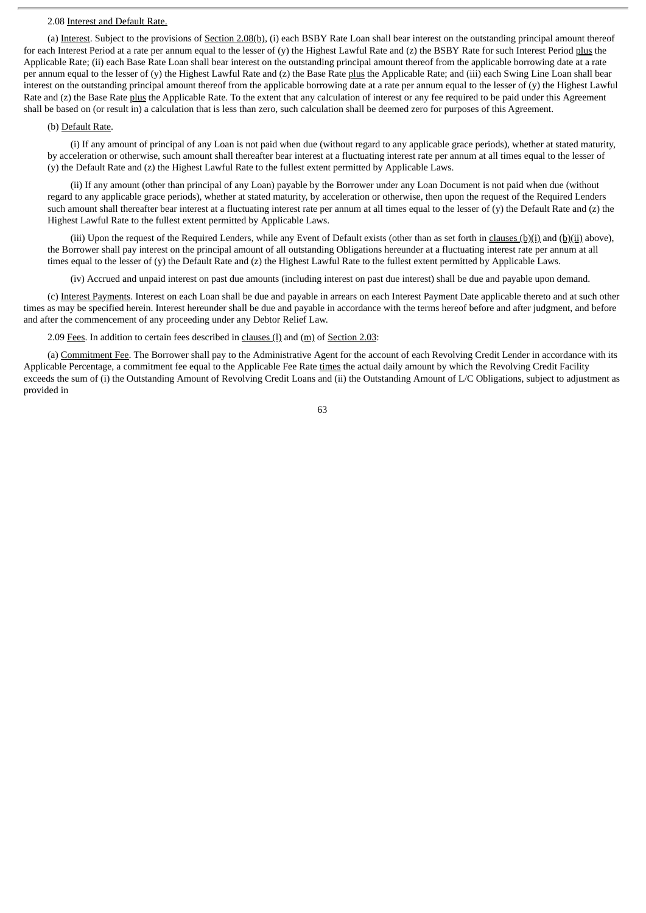2.08 Interest and Default Rate.

(a) Interest. Subject to the provisions of Section 2.08(b), (i) each BSBY Rate Loan shall bear interest on the outstanding principal amount thereof for each Interest Period at a rate per annum equal to the lesser of (y) the Highest Lawful Rate and (z) the BSBY Rate for such Interest Period plus the Applicable Rate; (ii) each Base Rate Loan shall bear interest on the outstanding principal amount thereof from the applicable borrowing date at a rate per annum equal to the lesser of (y) the Highest Lawful Rate and (z) the Base Rate plus the Applicable Rate; and (iii) each Swing Line Loan shall bear interest on the outstanding principal amount thereof from the applicable borrowing date at a rate per annum equal to the lesser of (y) the Highest Lawful Rate and (z) the Base Rate plus the Applicable Rate. To the extent that any calculation of interest or any fee required to be paid under this Agreement shall be based on (or result in) a calculation that is less than zero, such calculation shall be deemed zero for purposes of this Agreement.

(b) Default Rate.

(i) If any amount of principal of any Loan is not paid when due (without regard to any applicable grace periods), whether at stated maturity, by acceleration or otherwise, such amount shall thereafter bear interest at a fluctuating interest rate per annum at all times equal to the lesser of (y) the Default Rate and (z) the Highest Lawful Rate to the fullest extent permitted by Applicable Laws.

(ii) If any amount (other than principal of any Loan) payable by the Borrower under any Loan Document is not paid when due (without regard to any applicable grace periods), whether at stated maturity, by acceleration or otherwise, then upon the request of the Required Lenders such amount shall thereafter bear interest at a fluctuating interest rate per annum at all times equal to the lesser of (y) the Default Rate and (z) the Highest Lawful Rate to the fullest extent permitted by Applicable Laws.

(iii) Upon the request of the Required Lenders, while any Event of Default exists (other than as set forth in clauses (b)(i) and (b)(ii) above), the Borrower shall pay interest on the principal amount of all outstanding Obligations hereunder at a fluctuating interest rate per annum at all times equal to the lesser of (y) the Default Rate and (z) the Highest Lawful Rate to the fullest extent permitted by Applicable Laws.

(iv) Accrued and unpaid interest on past due amounts (including interest on past due interest) shall be due and payable upon demand.

(c) Interest Payments. Interest on each Loan shall be due and payable in arrears on each Interest Payment Date applicable thereto and at such other times as may be specified herein. Interest hereunder shall be due and payable in accordance with the terms hereof before and after judgment, and before and after the commencement of any proceeding under any Debtor Relief Law.

2.09 Fees. In addition to certain fees described in clauses (l) and (m) of Section 2.03:

(a) Commitment Fee. The Borrower shall pay to the Administrative Agent for the account of each Revolving Credit Lender in accordance with its Applicable Percentage, a commitment fee equal to the Applicable Fee Rate times the actual daily amount by which the Revolving Credit Facility exceeds the sum of (i) the Outstanding Amount of Revolving Credit Loans and (ii) the Outstanding Amount of L/C Obligations, subject to adjustment as provided in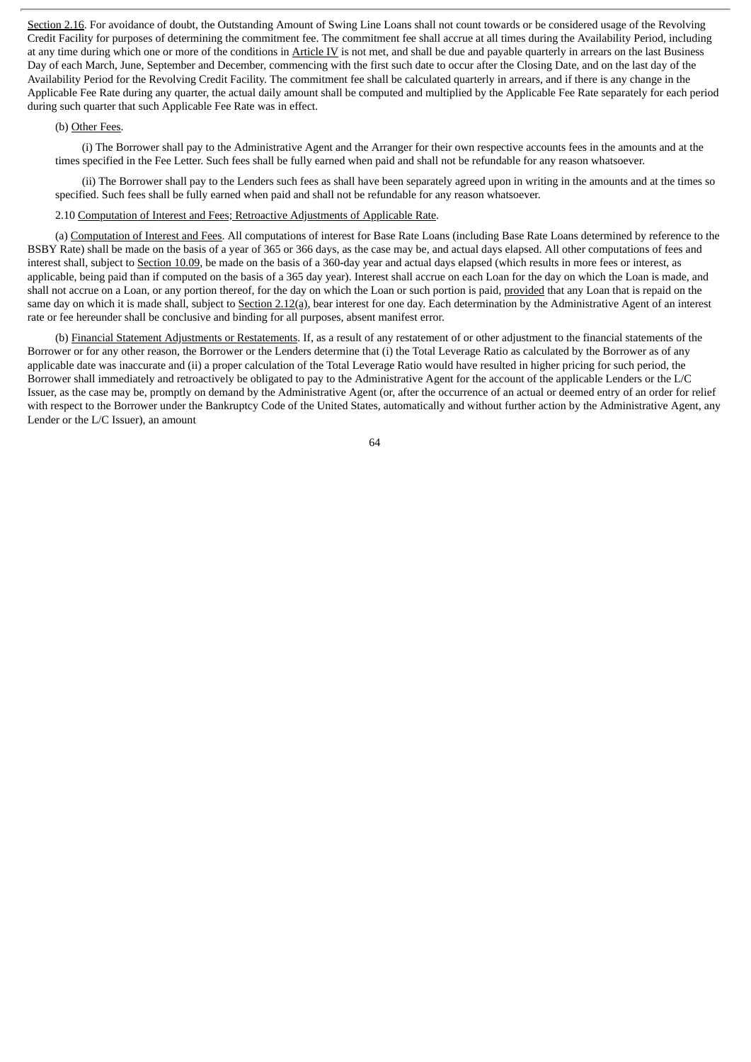Section 2.16. For avoidance of doubt, the Outstanding Amount of Swing Line Loans shall not count towards or be considered usage of the Revolving Credit Facility for purposes of determining the commitment fee. The commitment fee shall accrue at all times during the Availability Period, including at any time during which one or more of the conditions in Article IV is not met, and shall be due and payable quarterly in arrears on the last Business Day of each March, June, September and December, commencing with the first such date to occur after the Closing Date, and on the last day of the Availability Period for the Revolving Credit Facility. The commitment fee shall be calculated quarterly in arrears, and if there is any change in the Applicable Fee Rate during any quarter, the actual daily amount shall be computed and multiplied by the Applicable Fee Rate separately for each period during such quarter that such Applicable Fee Rate was in effect.

(b) Other Fees.

(i) The Borrower shall pay to the Administrative Agent and the Arranger for their own respective accounts fees in the amounts and at the times specified in the Fee Letter. Such fees shall be fully earned when paid and shall not be refundable for any reason whatsoever.

(ii) The Borrower shall pay to the Lenders such fees as shall have been separately agreed upon in writing in the amounts and at the times so specified. Such fees shall be fully earned when paid and shall not be refundable for any reason whatsoever.

2.10 Computation of Interest and Fees; Retroactive Adjustments of Applicable Rate.

(a) Computation of Interest and Fees. All computations of interest for Base Rate Loans (including Base Rate Loans determined by reference to the BSBY Rate) shall be made on the basis of a year of 365 or 366 days, as the case may be, and actual days elapsed. All other computations of fees and interest shall, subject to Section 10.09, be made on the basis of a 360-day year and actual days elapsed (which results in more fees or interest, as applicable, being paid than if computed on the basis of a 365 day year). Interest shall accrue on each Loan for the day on which the Loan is made, and shall not accrue on a Loan, or any portion thereof, for the day on which the Loan or such portion is paid, provided that any Loan that is repaid on the same day on which it is made shall, subject to Section 2.12(a), bear interest for one day. Each determination by the Administrative Agent of an interest rate or fee hereunder shall be conclusive and binding for all purposes, absent manifest error.

(b) Financial Statement Adjustments or Restatements. If, as a result of any restatement of or other adjustment to the financial statements of the Borrower or for any other reason, the Borrower or the Lenders determine that (i) the Total Leverage Ratio as calculated by the Borrower as of any applicable date was inaccurate and (ii) a proper calculation of the Total Leverage Ratio would have resulted in higher pricing for such period, the Borrower shall immediately and retroactively be obligated to pay to the Administrative Agent for the account of the applicable Lenders or the L/C Issuer, as the case may be, promptly on demand by the Administrative Agent (or, after the occurrence of an actual or deemed entry of an order for relief with respect to the Borrower under the Bankruptcy Code of the United States, automatically and without further action by the Administrative Agent, any Lender or the L/C Issuer), an amount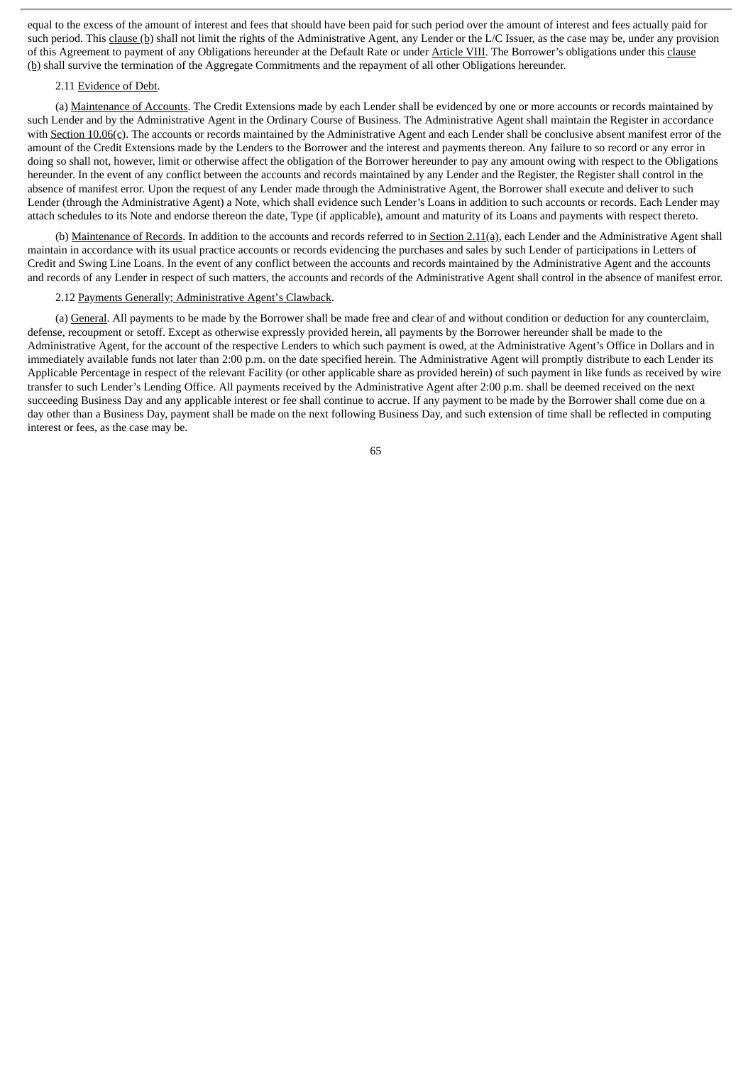equal to the excess of the amount of interest and fees that should have been paid for such period over the amount of interest and fees actually paid for such period. This clause (b) shall not limit the rights of the Administrative Agent, any Lender or the L/C Issuer, as the case may be, under any provision of this Agreement to payment of any Obligations hereunder at the Default Rate or under Article VIII. The Borrower's obligations under this clause (b) shall survive the termination of the Aggregate Commitments and the repayment of all other Obligations hereunder.

2.11 Evidence of Debt.

(a) Maintenance of Accounts. The Credit Extensions made by each Lender shall be evidenced by one or more accounts or records maintained by such Lender and by the Administrative Agent in the Ordinary Course of Business. The Administrative Agent shall maintain the Register in accordance with Section 10.06(c). The accounts or records maintained by the Administrative Agent and each Lender shall be conclusive absent manifest error of the amount of the Credit Extensions made by the Lenders to the Borrower and the interest and payments thereon. Any failure to so record or any error in doing so shall not, however, limit or otherwise affect the obligation of the Borrower hereunder to pay any amount owing with respect to the Obligations hereunder. In the event of any conflict between the accounts and records maintained by any Lender and the Register, the Register shall control in the absence of manifest error. Upon the request of any Lender made through the Administrative Agent, the Borrower shall execute and deliver to such Lender (through the Administrative Agent) a Note, which shall evidence such Lender's Loans in addition to such accounts or records. Each Lender may attach schedules to its Note and endorse thereon the date, Type (if applicable), amount and maturity of its Loans and payments with respect thereto.

(b) Maintenance of Records. In addition to the accounts and records referred to in Section 2.11(a), each Lender and the Administrative Agent shall maintain in accordance with its usual practice accounts or records evidencing the purchases and sales by such Lender of participations in Letters of Credit and Swing Line Loans. In the event of any conflict between the accounts and records maintained by the Administrative Agent and the accounts and records of any Lender in respect of such matters, the accounts and records of the Administrative Agent shall control in the absence of manifest error.

2.12 Payments Generally; Administrative Agent's Clawback.

(a) General. All payments to be made by the Borrower shall be made free and clear of and without condition or deduction for any counterclaim, defense, recoupment or setoff. Except as otherwise expressly provided herein, all payments by the Borrower hereunder shall be made to the Administrative Agent, for the account of the respective Lenders to which such payment is owed, at the Administrative Agent's Office in Dollars and in immediately available funds not later than 2:00 p.m. on the date specified herein. The Administrative Agent will promptly distribute to each Lender its Applicable Percentage in respect of the relevant Facility (or other applicable share as provided herein) of such payment in like funds as received by wire transfer to such Lender's Lending Office. All payments received by the Administrative Agent after 2:00 p.m. shall be deemed received on the next succeeding Business Day and any applicable interest or fee shall continue to accrue. If any payment to be made by the Borrower shall come due on a day other than a Business Day, payment shall be made on the next following Business Day, and such extension of time shall be reflected in computing interest or fees, as the case may be.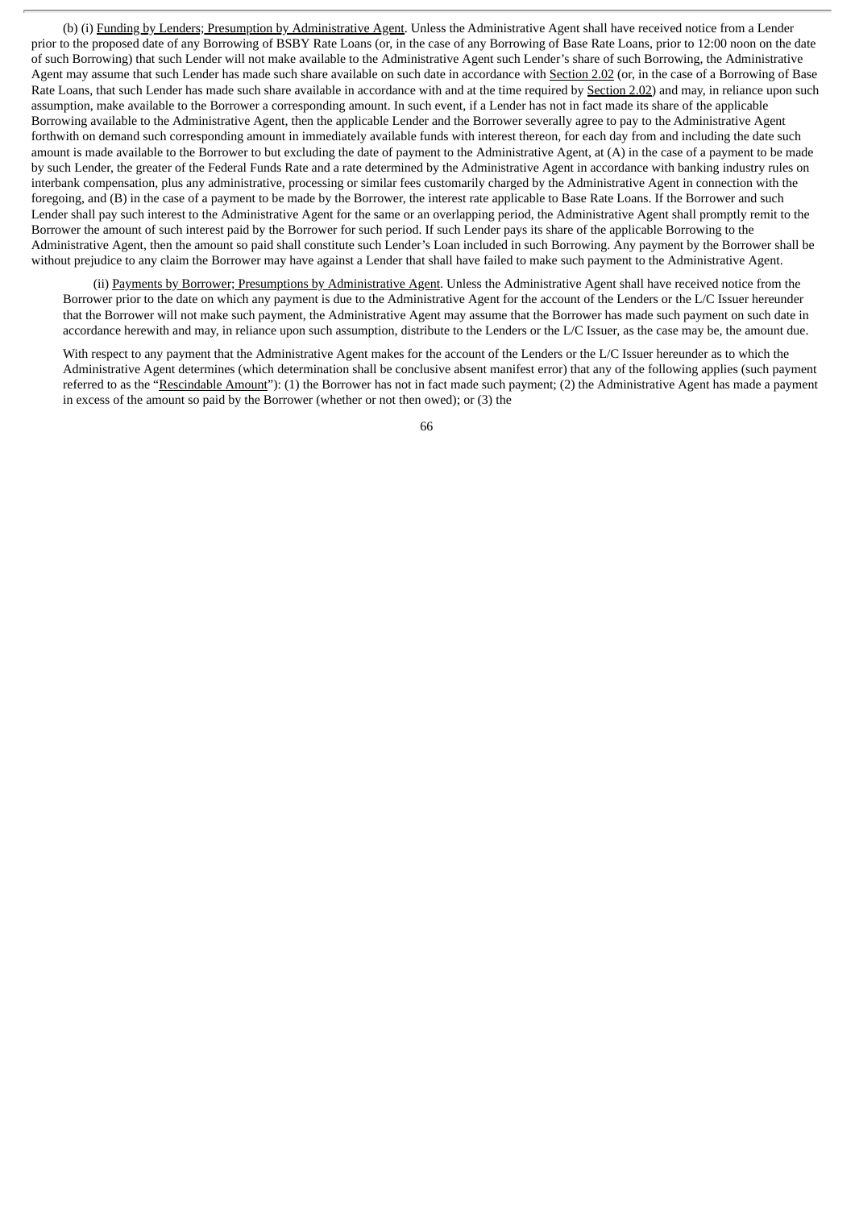(b) (i) Funding by Lenders; Presumption by Administrative Agent. Unless the Administrative Agent shall have received notice from a Lender prior to the proposed date of any Borrowing of BSBY Rate Loans (or, in the case of any Borrowing of Base Rate Loans, prior to 12:00 noon on the date of such Borrowing) that such Lender will not make available to the Administrative Agent such Lender's share of such Borrowing, the Administrative Agent may assume that such Lender has made such share available on such date in accordance with Section 2.02 (or, in the case of a Borrowing of Base Rate Loans, that such Lender has made such share available in accordance with and at the time required by Section 2.02) and may, in reliance upon such assumption, make available to the Borrower a corresponding amount. In such event, if a Lender has not in fact made its share of the applicable Borrowing available to the Administrative Agent, then the applicable Lender and the Borrower severally agree to pay to the Administrative Agent forthwith on demand such corresponding amount in immediately available funds with interest thereon, for each day from and including the date such amount is made available to the Borrower to but excluding the date of payment to the Administrative Agent, at (A) in the case of a payment to be made by such Lender, the greater of the Federal Funds Rate and a rate determined by the Administrative Agent in accordance with banking industry rules on interbank compensation, plus any administrative, processing or similar fees customarily charged by the Administrative Agent in connection with the foregoing, and (B) in the case of a payment to be made by the Borrower, the interest rate applicable to Base Rate Loans. If the Borrower and such Lender shall pay such interest to the Administrative Agent for the same or an overlapping period, the Administrative Agent shall promptly remit to the Borrower the amount of such interest paid by the Borrower for such period. If such Lender pays its share of the applicable Borrowing to the Administrative Agent, then the amount so paid shall constitute such Lender's Loan included in such Borrowing. Any payment by the Borrower shall be without prejudice to any claim the Borrower may have against a Lender that shall have failed to make such payment to the Administrative Agent.

(ii) Payments by Borrower; Presumptions by Administrative Agent. Unless the Administrative Agent shall have received notice from the Borrower prior to the date on which any payment is due to the Administrative Agent for the account of the Lenders or the L/C Issuer hereunder that the Borrower will not make such payment, the Administrative Agent may assume that the Borrower has made such payment on such date in accordance herewith and may, in reliance upon such assumption, distribute to the Lenders or the L/C Issuer, as the case may be, the amount due.

With respect to any payment that the Administrative Agent makes for the account of the Lenders or the L/C Issuer hereunder as to which the Administrative Agent determines (which determination shall be conclusive absent manifest error) that any of the following applies (such payment referred to as the "Rescindable Amount"): (1) the Borrower has not in fact made such payment; (2) the Administrative Agent has made a payment in excess of the amount so paid by the Borrower (whether or not then owed); or (3) the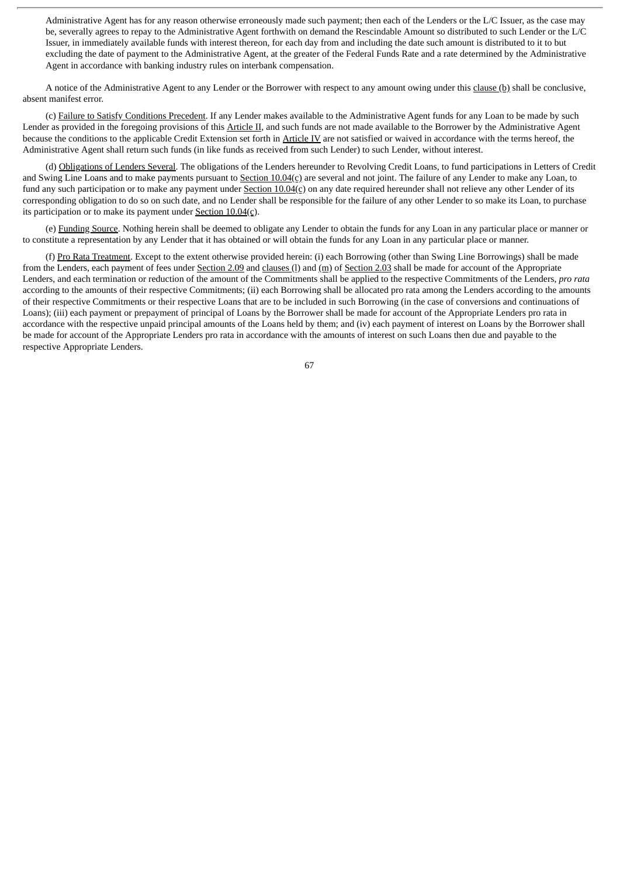Administrative Agent has for any reason otherwise erroneously made such payment; then each of the Lenders or the L/C Issuer, as the case may be, severally agrees to repay to the Administrative Agent forthwith on demand the Rescindable Amount so distributed to such Lender or the L/C Issuer, in immediately available funds with interest thereon, for each day from and including the date such amount is distributed to it to but excluding the date of payment to the Administrative Agent, at the greater of the Federal Funds Rate and a rate determined by the Administrative Agent in accordance with banking industry rules on interbank compensation.

A notice of the Administrative Agent to any Lender or the Borrower with respect to any amount owing under this clause (b) shall be conclusive, absent manifest error.

(c) Failure to Satisfy Conditions Precedent. If any Lender makes available to the Administrative Agent funds for any Loan to be made by such Lender as provided in the foregoing provisions of this Article II, and such funds are not made available to the Borrower by the Administrative Agent because the conditions to the applicable Credit Extension set forth in Article IV are not satisfied or waived in accordance with the terms hereof, the Administrative Agent shall return such funds (in like funds as received from such Lender) to such Lender, without interest.

(d) Obligations of Lenders Several. The obligations of the Lenders hereunder to Revolving Credit Loans, to fund participations in Letters of Credit and Swing Line Loans and to make payments pursuant to Section 10.04(c) are several and not joint. The failure of any Lender to make any Loan, to fund any such participation or to make any payment under Section 10.04(c) on any date required hereunder shall not relieve any other Lender of its corresponding obligation to do so on such date, and no Lender shall be responsible for the failure of any other Lender to so make its Loan, to purchase its participation or to make its payment under Section 10.04(c).

(e) Funding Source. Nothing herein shall be deemed to obligate any Lender to obtain the funds for any Loan in any particular place or manner or to constitute a representation by any Lender that it has obtained or will obtain the funds for any Loan in any particular place or manner.

(f) Pro Rata Treatment. Except to the extent otherwise provided herein: (i) each Borrowing (other than Swing Line Borrowings) shall be made from the Lenders, each payment of fees under Section 2.09 and clauses (l) and (m) of Section 2.03 shall be made for account of the Appropriate Lenders, and each termination or reduction of the amount of the Commitments shall be applied to the respective Commitments of the Lenders, *pro rata* according to the amounts of their respective Commitments; (ii) each Borrowing shall be allocated pro rata among the Lenders according to the amounts of their respective Commitments or their respective Loans that are to be included in such Borrowing (in the case of conversions and continuations of Loans); (iii) each payment or prepayment of principal of Loans by the Borrower shall be made for account of the Appropriate Lenders pro rata in accordance with the respective unpaid principal amounts of the Loans held by them; and (iv) each payment of interest on Loans by the Borrower shall be made for account of the Appropriate Lenders pro rata in accordance with the amounts of interest on such Loans then due and payable to the respective Appropriate Lenders.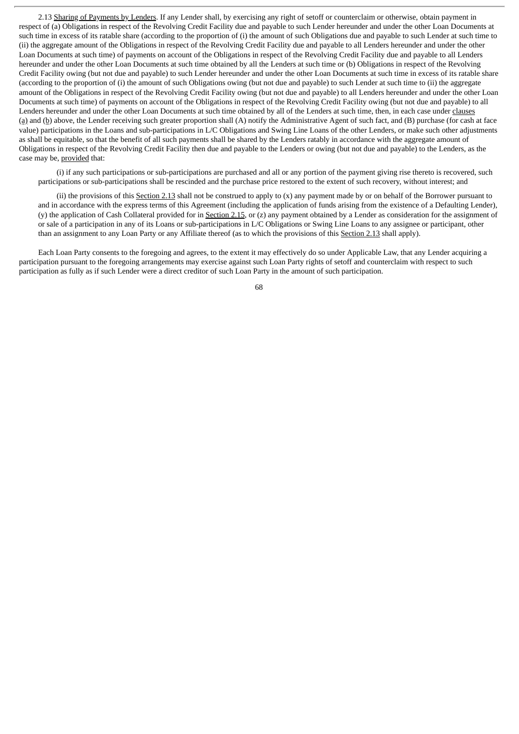2.13 Sharing of Payments by Lenders. If any Lender shall, by exercising any right of setoff or counterclaim or otherwise, obtain payment in respect of (a) Obligations in respect of the Revolving Credit Facility due and payable to such Lender hereunder and under the other Loan Documents at such time in excess of its ratable share (according to the proportion of (i) the amount of such Obligations due and payable to such Lender at such time to (ii) the aggregate amount of the Obligations in respect of the Revolving Credit Facility due and payable to all Lenders hereunder and under the other Loan Documents at such time) of payments on account of the Obligations in respect of the Revolving Credit Facility due and payable to all Lenders hereunder and under the other Loan Documents at such time obtained by all the Lenders at such time or (b) Obligations in respect of the Revolving Credit Facility owing (but not due and payable) to such Lender hereunder and under the other Loan Documents at such time in excess of its ratable share (according to the proportion of (i) the amount of such Obligations owing (but not due and payable) to such Lender at such time to (ii) the aggregate amount of the Obligations in respect of the Revolving Credit Facility owing (but not due and payable) to all Lenders hereunder and under the other Loan Documents at such time) of payments on account of the Obligations in respect of the Revolving Credit Facility owing (but not due and payable) to all Lenders hereunder and under the other Loan Documents at such time obtained by all of the Lenders at such time, then, in each case under clauses (a) and (b) above, the Lender receiving such greater proportion shall (A) notify the Administrative Agent of such fact, and (B) purchase (for cash at face value) participations in the Loans and sub-participations in L/C Obligations and Swing Line Loans of the other Lenders, or make such other adjustments as shall be equitable, so that the benefit of all such payments shall be shared by the Lenders ratably in accordance with the aggregate amount of Obligations in respect of the Revolving Credit Facility then due and payable to the Lenders or owing (but not due and payable) to the Lenders, as the case may be, provided that:

(i) if any such participations or sub-participations are purchased and all or any portion of the payment giving rise thereto is recovered, such participations or sub-participations shall be rescinded and the purchase price restored to the extent of such recovery, without interest; and

(ii) the provisions of this Section 2.13 shall not be construed to apply to (x) any payment made by or on behalf of the Borrower pursuant to and in accordance with the express terms of this Agreement (including the application of funds arising from the existence of a Defaulting Lender), (y) the application of Cash Collateral provided for in Section 2.15, or (z) any payment obtained by a Lender as consideration for the assignment of or sale of a participation in any of its Loans or sub-participations in L/C Obligations or Swing Line Loans to any assignee or participant, other than an assignment to any Loan Party or any Affiliate thereof (as to which the provisions of this Section 2.13 shall apply).

Each Loan Party consents to the foregoing and agrees, to the extent it may effectively do so under Applicable Law, that any Lender acquiring a participation pursuant to the foregoing arrangements may exercise against such Loan Party rights of setoff and counterclaim with respect to such participation as fully as if such Lender were a direct creditor of such Loan Party in the amount of such participation.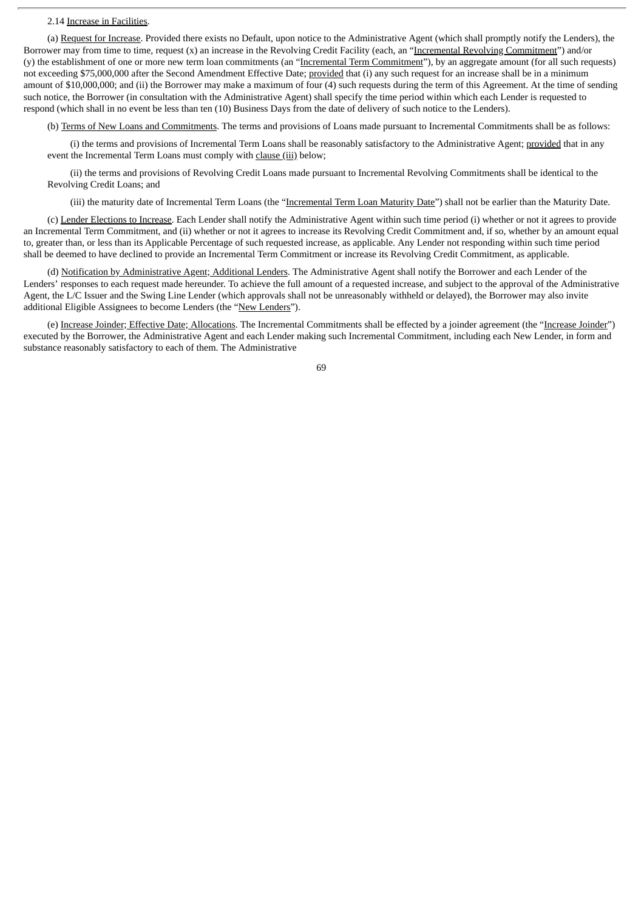2.14 Increase in Facilities.

(a) Request for Increase. Provided there exists no Default, upon notice to the Administrative Agent (which shall promptly notify the Lenders), the Borrower may from time to time, request (x) an increase in the Revolving Credit Facility (each, an "Incremental Revolving Commitment") and/or (y) the establishment of one or more new term loan commitments (an "Incremental Term Commitment"), by an aggregate amount (for all such requests) not exceeding $75,000,000 after the Second Amendment Effective Date; provided that (i) any such request for an increase shall be in a minimum amount of $10,000,000; and (ii) the Borrower may make a maximum of four (4) such requests during the term of this Agreement. At the time of sending such notice, the Borrower (in consultation with the Administrative Agent) shall specify the time period within which each Lender is requested to respond (which shall in no event be less than ten (10) Business Days from the date of delivery of such notice to the Lenders).

(b) Terms of New Loans and Commitments. The terms and provisions of Loans made pursuant to Incremental Commitments shall be as follows:

(i) the terms and provisions of Incremental Term Loans shall be reasonably satisfactory to the Administrative Agent; provided that in any event the Incremental Term Loans must comply with clause (iii) below;

(ii) the terms and provisions of Revolving Credit Loans made pursuant to Incremental Revolving Commitments shall be identical to the Revolving Credit Loans; and

(iii) the maturity date of Incremental Term Loans (the "Incremental Term Loan Maturity Date") shall not be earlier than the Maturity Date.

(c) Lender Elections to Increase. Each Lender shall notify the Administrative Agent within such time period (i) whether or not it agrees to provide an Incremental Term Commitment, and (ii) whether or not it agrees to increase its Revolving Credit Commitment and, if so, whether by an amount equal to, greater than, or less than its Applicable Percentage of such requested increase, as applicable. Any Lender not responding within such time period shall be deemed to have declined to provide an Incremental Term Commitment or increase its Revolving Credit Commitment, as applicable.

(d) Notification by Administrative Agent; Additional Lenders. The Administrative Agent shall notify the Borrower and each Lender of the Lenders' responses to each request made hereunder. To achieve the full amount of a requested increase, and subject to the approval of the Administrative Agent, the L/C Issuer and the Swing Line Lender (which approvals shall not be unreasonably withheld or delayed), the Borrower may also invite additional Eligible Assignees to become Lenders (the "New Lenders").

(e) Increase Joinder; Effective Date; Allocations. The Incremental Commitments shall be effected by a joinder agreement (the "Increase Joinder") executed by the Borrower, the Administrative Agent and each Lender making such Incremental Commitment, including each New Lender, in form and substance reasonably satisfactory to each of them. The Administrative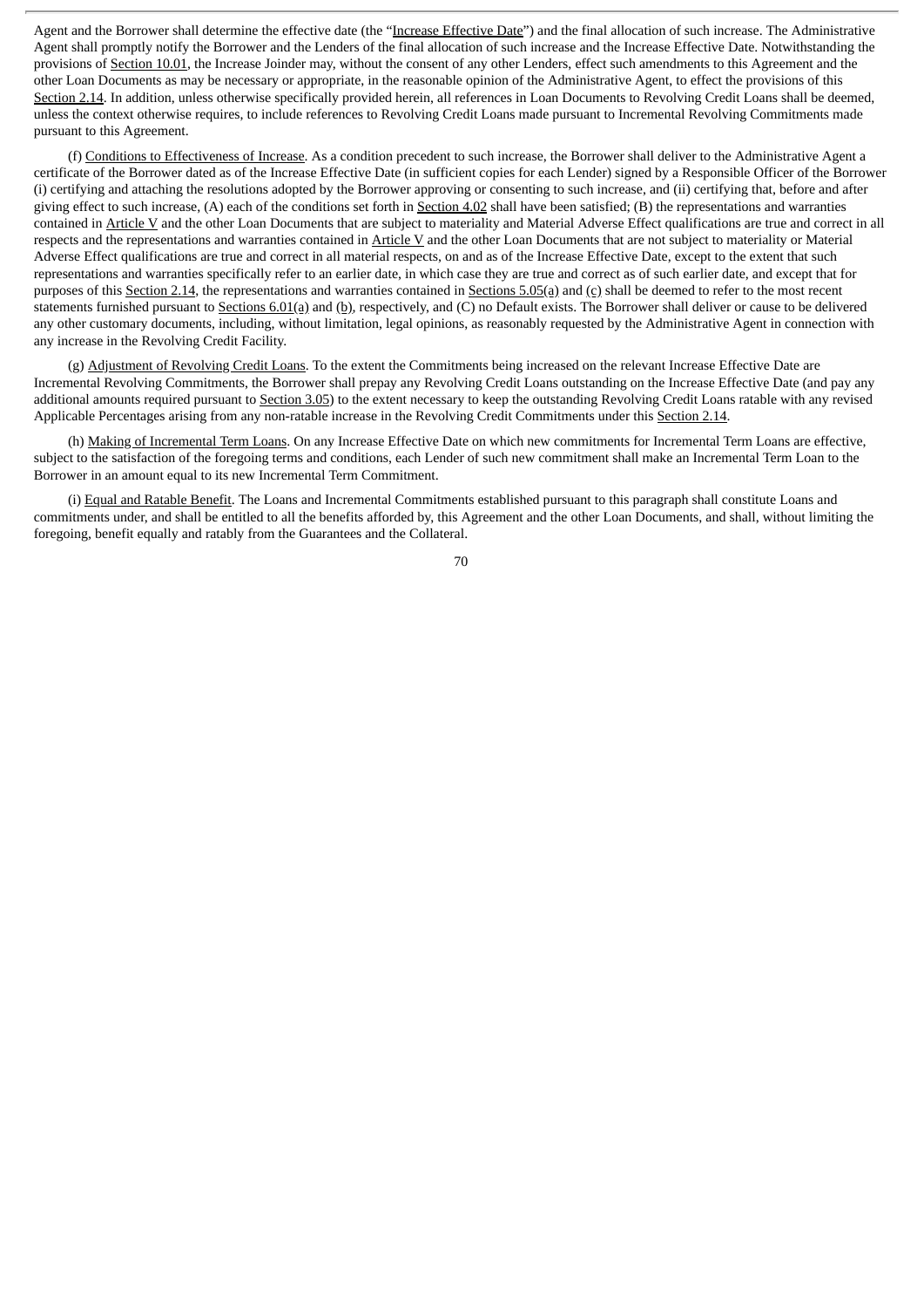Agent and the Borrower shall determine the effective date (the "Increase Effective Date") and the final allocation of such increase. The Administrative Agent shall promptly notify the Borrower and the Lenders of the final allocation of such increase and the Increase Effective Date. Notwithstanding the provisions of Section 10.01, the Increase Joinder may, without the consent of any other Lenders, effect such amendments to this Agreement and the other Loan Documents as may be necessary or appropriate, in the reasonable opinion of the Administrative Agent, to effect the provisions of this Section 2.14. In addition, unless otherwise specifically provided herein, all references in Loan Documents to Revolving Credit Loans shall be deemed, unless the context otherwise requires, to include references to Revolving Credit Loans made pursuant to Incremental Revolving Commitments made pursuant to this Agreement.

(f) Conditions to Effectiveness of Increase. As a condition precedent to such increase, the Borrower shall deliver to the Administrative Agent a certificate of the Borrower dated as of the Increase Effective Date (in sufficient copies for each Lender) signed by a Responsible Officer of the Borrower (i) certifying and attaching the resolutions adopted by the Borrower approving or consenting to such increase, and (ii) certifying that, before and after giving effect to such increase, (A) each of the conditions set forth in Section 4.02 shall have been satisfied; (B) the representations and warranties contained in Article V and the other Loan Documents that are subject to materiality and Material Adverse Effect qualifications are true and correct in all respects and the representations and warranties contained in Article V and the other Loan Documents that are not subject to materiality or Material Adverse Effect qualifications are true and correct in all material respects, on and as of the Increase Effective Date, except to the extent that such representations and warranties specifically refer to an earlier date, in which case they are true and correct as of such earlier date, and except that for purposes of this Section 2.14, the representations and warranties contained in Sections 5.05(a) and (c) shall be deemed to refer to the most recent statements furnished pursuant to Sections 6.01(a) and (b), respectively, and (C) no Default exists. The Borrower shall deliver or cause to be delivered any other customary documents, including, without limitation, legal opinions, as reasonably requested by the Administrative Agent in connection with any increase in the Revolving Credit Facility.

(g) Adjustment of Revolving Credit Loans. To the extent the Commitments being increased on the relevant Increase Effective Date are Incremental Revolving Commitments, the Borrower shall prepay any Revolving Credit Loans outstanding on the Increase Effective Date (and pay any additional amounts required pursuant to Section 3.05) to the extent necessary to keep the outstanding Revolving Credit Loans ratable with any revised Applicable Percentages arising from any non-ratable increase in the Revolving Credit Commitments under this Section 2.14.

(h) Making of Incremental Term Loans. On any Increase Effective Date on which new commitments for Incremental Term Loans are effective, subject to the satisfaction of the foregoing terms and conditions, each Lender of such new commitment shall make an Incremental Term Loan to the Borrower in an amount equal to its new Incremental Term Commitment.

(i) Equal and Ratable Benefit. The Loans and Incremental Commitments established pursuant to this paragraph shall constitute Loans and commitments under, and shall be entitled to all the benefits afforded by, this Agreement and the other Loan Documents, and shall, without limiting the foregoing, benefit equally and ratably from the Guarantees and the Collateral.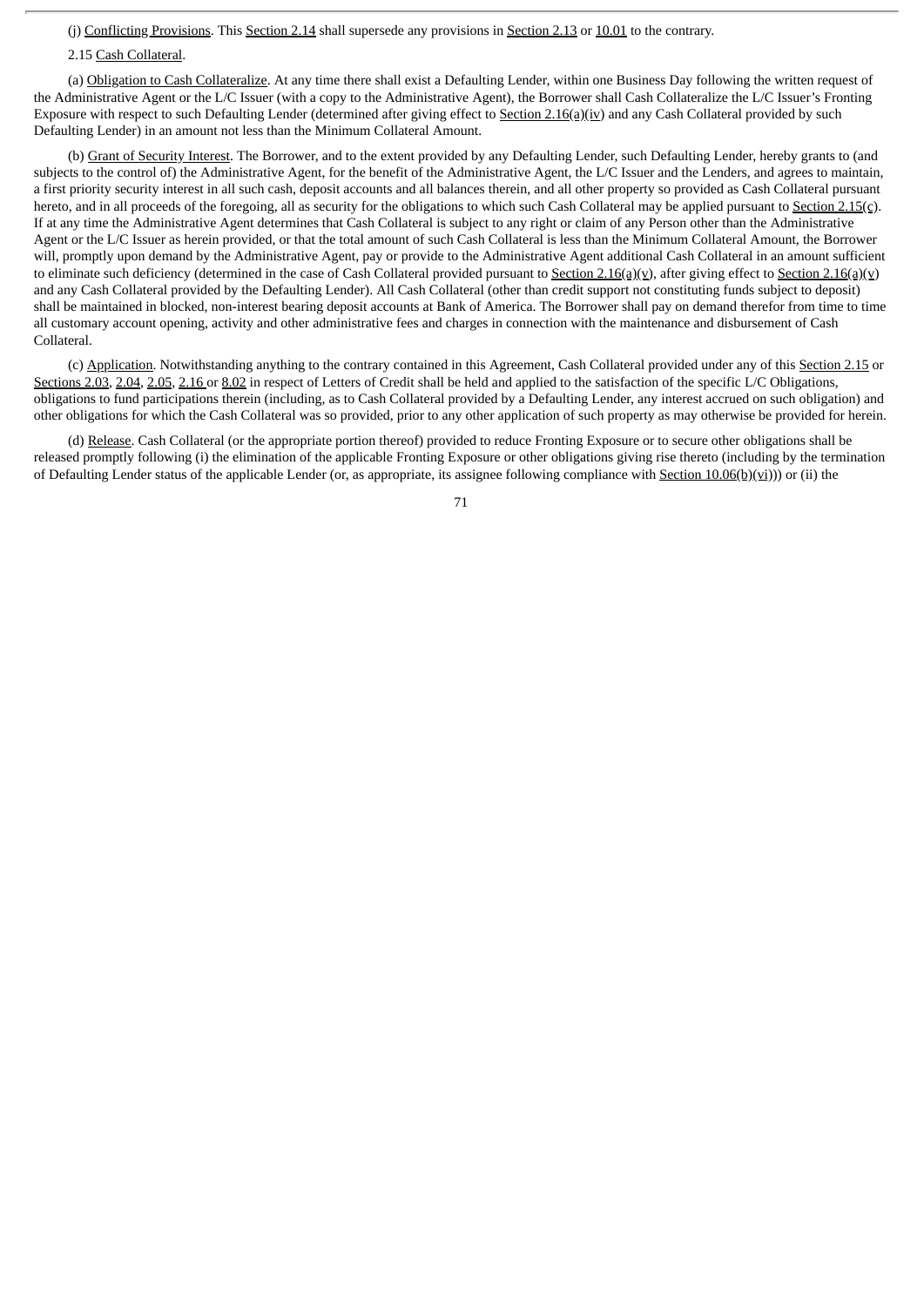(j) Conflicting Provisions. This Section 2.14 shall supersede any provisions in Section 2.13 or 10.01 to the contrary.

2.15 Cash Collateral.

(a) Obligation to Cash Collateralize. At any time there shall exist a Defaulting Lender, within one Business Day following the written request of the Administrative Agent or the L/C Issuer (with a copy to the Administrative Agent), the Borrower shall Cash Collateralize the L/C Issuer's Fronting Exposure with respect to such Defaulting Lender (determined after giving effect to Section 2.16(a)(iv) and any Cash Collateral provided by such Defaulting Lender) in an amount not less than the Minimum Collateral Amount.

(b) Grant of Security Interest. The Borrower, and to the extent provided by any Defaulting Lender, such Defaulting Lender, hereby grants to (and subjects to the control of) the Administrative Agent, for the benefit of the Administrative Agent, the L/C Issuer and the Lenders, and agrees to maintain, a first priority security interest in all such cash, deposit accounts and all balances therein, and all other property so provided as Cash Collateral pursuant hereto, and in all proceeds of the foregoing, all as security for the obligations to which such Cash Collateral may be applied pursuant to Section 2.15(c). If at any time the Administrative Agent determines that Cash Collateral is subject to any right or claim of any Person other than the Administrative Agent or the L/C Issuer as herein provided, or that the total amount of such Cash Collateral is less than the Minimum Collateral Amount, the Borrower will, promptly upon demand by the Administrative Agent, pay or provide to the Administrative Agent additional Cash Collateral in an amount sufficient to eliminate such deficiency (determined in the case of Cash Collateral provided pursuant to Section 2.16(a)(v), after giving effect to Section 2.16(a)(v) and any Cash Collateral provided by the Defaulting Lender). All Cash Collateral (other than credit support not constituting funds subject to deposit) shall be maintained in blocked, non-interest bearing deposit accounts at Bank of America. The Borrower shall pay on demand therefor from time to time all customary account opening, activity and other administrative fees and charges in connection with the maintenance and disbursement of Cash Collateral.

(c) Application. Notwithstanding anything to the contrary contained in this Agreement, Cash Collateral provided under any of this Section 2.15 or Sections 2.03, 2.04, 2.05, 2.16 or 8.02 in respect of Letters of Credit shall be held and applied to the satisfaction of the specific L/C Obligations, obligations to fund participations therein (including, as to Cash Collateral provided by a Defaulting Lender, any interest accrued on such obligation) and other obligations for which the Cash Collateral was so provided, prior to any other application of such property as may otherwise be provided for herein.

(d) Release. Cash Collateral (or the appropriate portion thereof) provided to reduce Fronting Exposure or to secure other obligations shall be released promptly following (i) the elimination of the applicable Fronting Exposure or other obligations giving rise thereto (including by the termination of Defaulting Lender status of the applicable Lender (or, as appropriate, its assignee following compliance with Section 10.06(b)(vi))) or (ii) the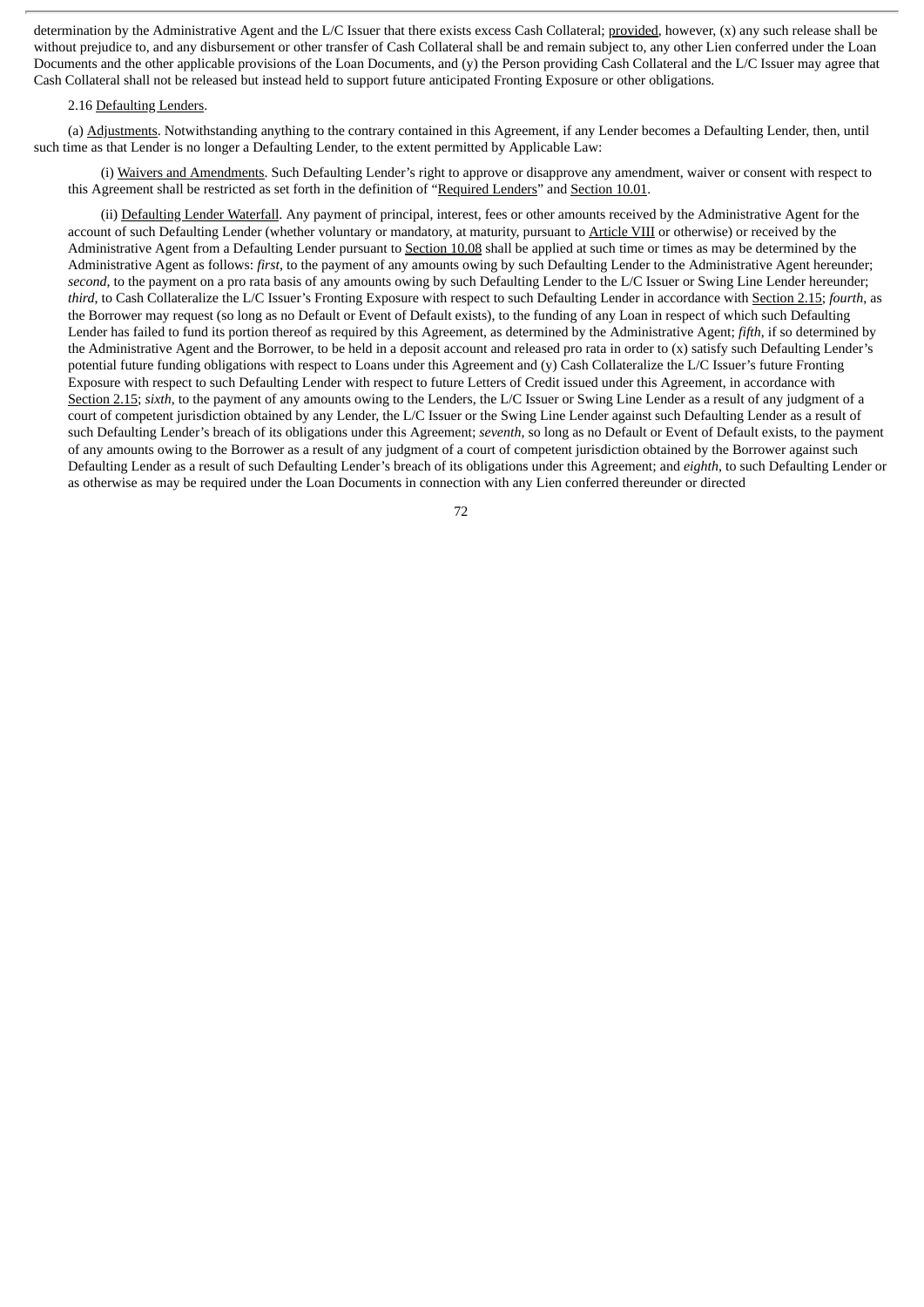determination by the Administrative Agent and the L/C Issuer that there exists excess Cash Collateral; provided, however, (x) any such release shall be without prejudice to, and any disbursement or other transfer of Cash Collateral shall be and remain subject to, any other Lien conferred under the Loan Documents and the other applicable provisions of the Loan Documents, and (y) the Person providing Cash Collateral and the L/C Issuer may agree that Cash Collateral shall not be released but instead held to support future anticipated Fronting Exposure or other obligations.

2.16 Defaulting Lenders.

(a) Adjustments. Notwithstanding anything to the contrary contained in this Agreement, if any Lender becomes a Defaulting Lender, then, until such time as that Lender is no longer a Defaulting Lender, to the extent permitted by Applicable Law:

(i) Waivers and Amendments. Such Defaulting Lender's right to approve or disapprove any amendment, waiver or consent with respect to this Agreement shall be restricted as set forth in the definition of "Required Lenders" and Section 10.01.

(ii) Defaulting Lender Waterfall. Any payment of principal, interest, fees or other amounts received by the Administrative Agent for the account of such Defaulting Lender (whether voluntary or mandatory, at maturity, pursuant to Article VIII or otherwise) or received by the Administrative Agent from a Defaulting Lender pursuant to Section 10.08 shall be applied at such time or times as may be determined by the Administrative Agent as follows: *first*, to the payment of any amounts owing by such Defaulting Lender to the Administrative Agent hereunder; *second*, to the payment on a pro rata basis of any amounts owing by such Defaulting Lender to the L/C Issuer or Swing Line Lender hereunder; *third*, to Cash Collateralize the L/C Issuer's Fronting Exposure with respect to such Defaulting Lender in accordance with Section 2.15; *fourth*, as the Borrower may request (so long as no Default or Event of Default exists), to the funding of any Loan in respect of which such Defaulting Lender has failed to fund its portion thereof as required by this Agreement, as determined by the Administrative Agent; *fifth*, if so determined by the Administrative Agent and the Borrower, to be held in a deposit account and released pro rata in order to (x) satisfy such Defaulting Lender's potential future funding obligations with respect to Loans under this Agreement and (y) Cash Collateralize the L/C Issuer's future Fronting Exposure with respect to such Defaulting Lender with respect to future Letters of Credit issued under this Agreement, in accordance with Section 2.15; *sixth*, to the payment of any amounts owing to the Lenders, the L/C Issuer or Swing Line Lender as a result of any judgment of a court of competent jurisdiction obtained by any Lender, the L/C Issuer or the Swing Line Lender against such Defaulting Lender as a result of such Defaulting Lender's breach of its obligations under this Agreement; *seventh*, so long as no Default or Event of Default exists, to the payment of any amounts owing to the Borrower as a result of any judgment of a court of competent jurisdiction obtained by the Borrower against such Defaulting Lender as a result of such Defaulting Lender's breach of its obligations under this Agreement; and *eighth*, to such Defaulting Lender or as otherwise as may be required under the Loan Documents in connection with any Lien conferred thereunder or directed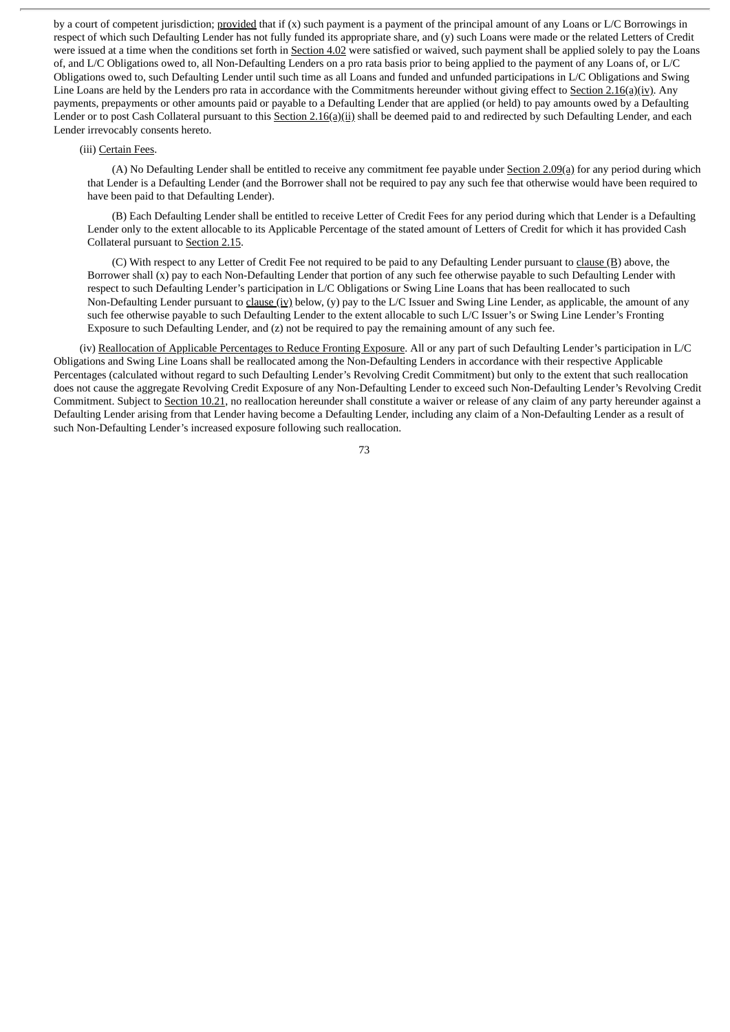by a court of competent jurisdiction; provided that if (x) such payment is a payment of the principal amount of any Loans or L/C Borrowings in respect of which such Defaulting Lender has not fully funded its appropriate share, and (y) such Loans were made or the related Letters of Credit were issued at a time when the conditions set forth in Section 4.02 were satisfied or waived, such payment shall be applied solely to pay the Loans of, and L/C Obligations owed to, all Non-Defaulting Lenders on a pro rata basis prior to being applied to the payment of any Loans of, or L/C Obligations owed to, such Defaulting Lender until such time as all Loans and funded and unfunded participations in L/C Obligations and Swing Line Loans are held by the Lenders pro rata in accordance with the Commitments hereunder without giving effect to Section 2.16(a)(iv). Any payments, prepayments or other amounts paid or payable to a Defaulting Lender that are applied (or held) to pay amounts owed by a Defaulting Lender or to post Cash Collateral pursuant to this Section 2.16(a)(ii) shall be deemed paid to and redirected by such Defaulting Lender, and each Lender irrevocably consents hereto.

(iii) Certain Fees.

(A) No Defaulting Lender shall be entitled to receive any commitment fee payable under Section 2.09(a) for any period during which that Lender is a Defaulting Lender (and the Borrower shall not be required to pay any such fee that otherwise would have been required to have been paid to that Defaulting Lender).

(B) Each Defaulting Lender shall be entitled to receive Letter of Credit Fees for any period during which that Lender is a Defaulting Lender only to the extent allocable to its Applicable Percentage of the stated amount of Letters of Credit for which it has provided Cash Collateral pursuant to Section 2.15.

(C) With respect to any Letter of Credit Fee not required to be paid to any Defaulting Lender pursuant to clause (B) above, the Borrower shall (x) pay to each Non-Defaulting Lender that portion of any such fee otherwise payable to such Defaulting Lender with respect to such Defaulting Lender's participation in L/C Obligations or Swing Line Loans that has been reallocated to such Non-Defaulting Lender pursuant to clause (iv) below, (y) pay to the L/C Issuer and Swing Line Lender, as applicable, the amount of any such fee otherwise payable to such Defaulting Lender to the extent allocable to such L/C Issuer's or Swing Line Lender's Fronting Exposure to such Defaulting Lender, and (z) not be required to pay the remaining amount of any such fee.

(iv) Reallocation of Applicable Percentages to Reduce Fronting Exposure. All or any part of such Defaulting Lender's participation in L/C Obligations and Swing Line Loans shall be reallocated among the Non-Defaulting Lenders in accordance with their respective Applicable Percentages (calculated without regard to such Defaulting Lender's Revolving Credit Commitment) but only to the extent that such reallocation does not cause the aggregate Revolving Credit Exposure of any Non-Defaulting Lender to exceed such Non-Defaulting Lender's Revolving Credit Commitment. Subject to Section 10.21, no reallocation hereunder shall constitute a waiver or release of any claim of any party hereunder against a Defaulting Lender arising from that Lender having become a Defaulting Lender, including any claim of a Non-Defaulting Lender as a result of such Non-Defaulting Lender's increased exposure following such reallocation.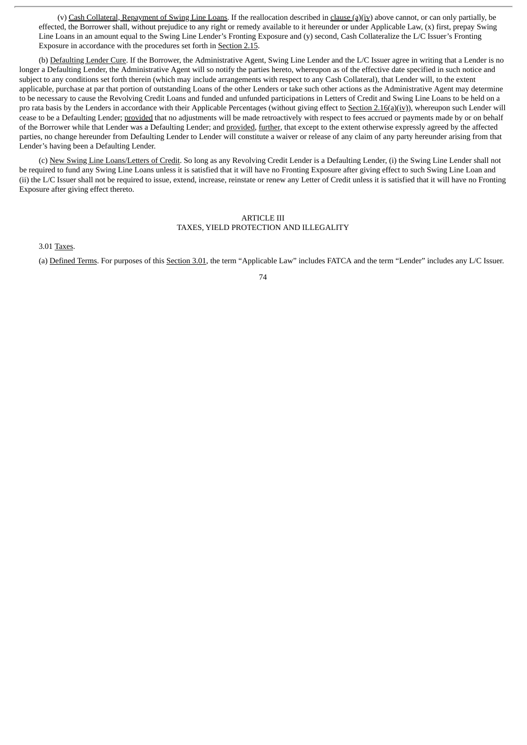(v) Cash Collateral, Repayment of Swing Line Loans. If the reallocation described in clause (a)(iv) above cannot, or can only partially, be effected, the Borrower shall, without prejudice to any right or remedy available to it hereunder or under Applicable Law, (x) first, prepay Swing Line Loans in an amount equal to the Swing Line Lender's Fronting Exposure and (y) second, Cash Collateralize the L/C Issuer's Fronting Exposure in accordance with the procedures set forth in Section 2.15.

(b) Defaulting Lender Cure. If the Borrower, the Administrative Agent, Swing Line Lender and the L/C Issuer agree in writing that a Lender is no longer a Defaulting Lender, the Administrative Agent will so notify the parties hereto, whereupon as of the effective date specified in such notice and subject to any conditions set forth therein (which may include arrangements with respect to any Cash Collateral), that Lender will, to the extent applicable, purchase at par that portion of outstanding Loans of the other Lenders or take such other actions as the Administrative Agent may determine to be necessary to cause the Revolving Credit Loans and funded and unfunded participations in Letters of Credit and Swing Line Loans to be held on a pro rata basis by the Lenders in accordance with their Applicable Percentages (without giving effect to Section 2.16(a)(iv)), whereupon such Lender will cease to be a Defaulting Lender; provided that no adjustments will be made retroactively with respect to fees accrued or payments made by or on behalf of the Borrower while that Lender was a Defaulting Lender; and provided, further, that except to the extent otherwise expressly agreed by the affected parties, no change hereunder from Defaulting Lender to Lender will constitute a waiver or release of any claim of any party hereunder arising from that Lender's having been a Defaulting Lender.

(c) New Swing Line Loans/Letters of Credit. So long as any Revolving Credit Lender is a Defaulting Lender, (i) the Swing Line Lender shall not be required to fund any Swing Line Loans unless it is satisfied that it will have no Fronting Exposure after giving effect to such Swing Line Loan and (ii) the L/C Issuer shall not be required to issue, extend, increase, reinstate or renew any Letter of Credit unless it is satisfied that it will have no Fronting Exposure after giving effect thereto.

## ARTICLE III
## TAXES, YIELD PROTECTION AND ILLEGALITY

3.01 Taxes.

(a) Defined Terms. For purposes of this Section 3.01, the term "Applicable Law" includes FATCA and the term "Lender" includes any L/C Issuer.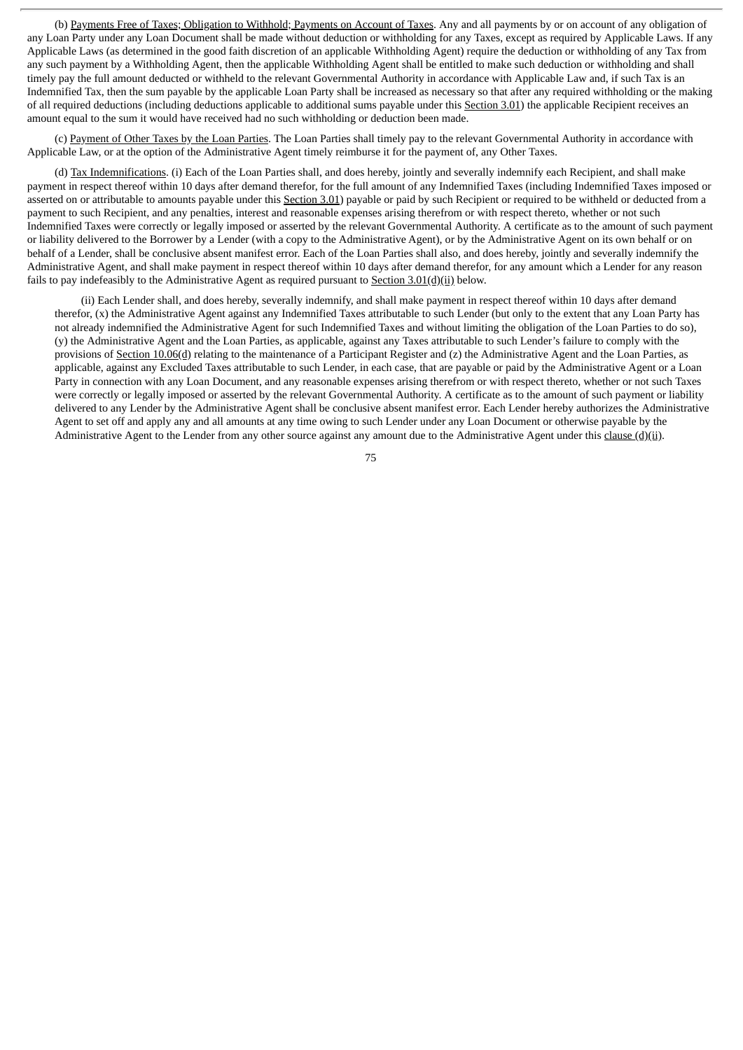(b) Payments Free of Taxes; Obligation to Withhold; Payments on Account of Taxes. Any and all payments by or on account of any obligation of any Loan Party under any Loan Document shall be made without deduction or withholding for any Taxes, except as required by Applicable Laws. If any Applicable Laws (as determined in the good faith discretion of an applicable Withholding Agent) require the deduction or withholding of any Tax from any such payment by a Withholding Agent, then the applicable Withholding Agent shall be entitled to make such deduction or withholding and shall timely pay the full amount deducted or withheld to the relevant Governmental Authority in accordance with Applicable Law and, if such Tax is an Indemnified Tax, then the sum payable by the applicable Loan Party shall be increased as necessary so that after any required withholding or the making of all required deductions (including deductions applicable to additional sums payable under this Section 3.01) the applicable Recipient receives an amount equal to the sum it would have received had no such withholding or deduction been made.

(c) Payment of Other Taxes by the Loan Parties. The Loan Parties shall timely pay to the relevant Governmental Authority in accordance with Applicable Law, or at the option of the Administrative Agent timely reimburse it for the payment of, any Other Taxes.

(d) Tax Indemnifications. (i) Each of the Loan Parties shall, and does hereby, jointly and severally indemnify each Recipient, and shall make payment in respect thereof within 10 days after demand therefor, for the full amount of any Indemnified Taxes (including Indemnified Taxes imposed or asserted on or attributable to amounts payable under this Section 3.01) payable or paid by such Recipient or required to be withheld or deducted from a payment to such Recipient, and any penalties, interest and reasonable expenses arising therefrom or with respect thereto, whether or not such Indemnified Taxes were correctly or legally imposed or asserted by the relevant Governmental Authority. A certificate as to the amount of such payment or liability delivered to the Borrower by a Lender (with a copy to the Administrative Agent), or by the Administrative Agent on its own behalf or on behalf of a Lender, shall be conclusive absent manifest error. Each of the Loan Parties shall also, and does hereby, jointly and severally indemnify the Administrative Agent, and shall make payment in respect thereof within 10 days after demand therefor, for any amount which a Lender for any reason fails to pay indefeasibly to the Administrative Agent as required pursuant to Section 3.01(d)(ii) below.

(ii) Each Lender shall, and does hereby, severally indemnify, and shall make payment in respect thereof within 10 days after demand therefor, (x) the Administrative Agent against any Indemnified Taxes attributable to such Lender (but only to the extent that any Loan Party has not already indemnified the Administrative Agent for such Indemnified Taxes and without limiting the obligation of the Loan Parties to do so), (y) the Administrative Agent and the Loan Parties, as applicable, against any Taxes attributable to such Lender's failure to comply with the provisions of Section 10.06(d) relating to the maintenance of a Participant Register and (z) the Administrative Agent and the Loan Parties, as applicable, against any Excluded Taxes attributable to such Lender, in each case, that are payable or paid by the Administrative Agent or a Loan Party in connection with any Loan Document, and any reasonable expenses arising therefrom or with respect thereto, whether or not such Taxes were correctly or legally imposed or asserted by the relevant Governmental Authority. A certificate as to the amount of such payment or liability delivered to any Lender by the Administrative Agent shall be conclusive absent manifest error. Each Lender hereby authorizes the Administrative Agent to set off and apply any and all amounts at any time owing to such Lender under any Loan Document or otherwise payable by the Administrative Agent to the Lender from any other source against any amount due to the Administrative Agent under this clause (d)(ii).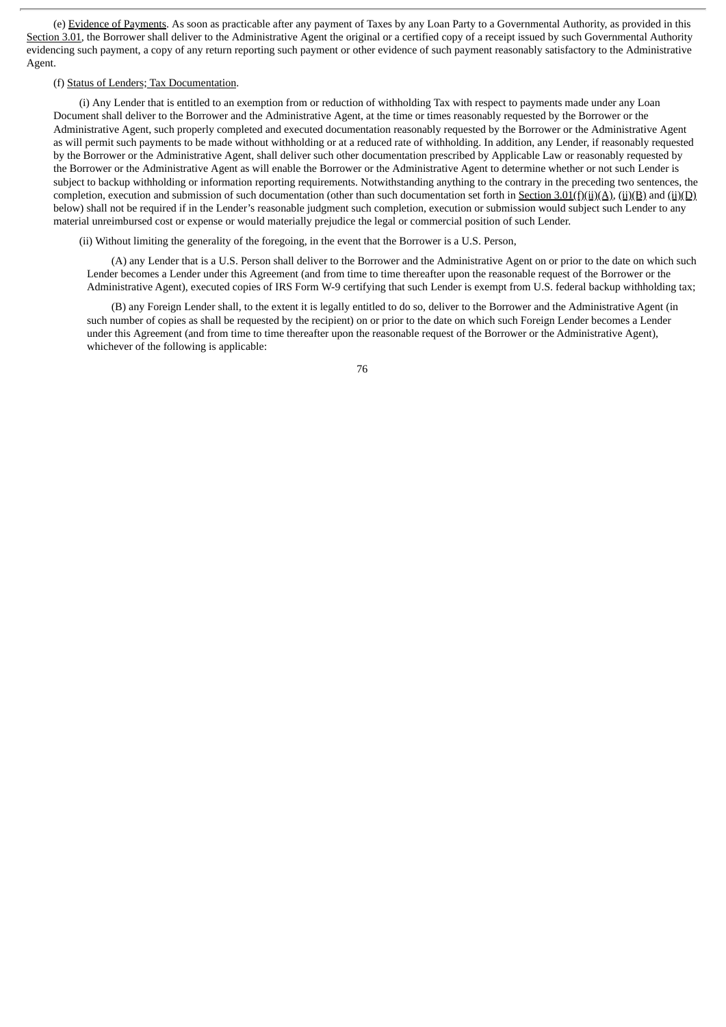(e) Evidence of Payments. As soon as practicable after any payment of Taxes by any Loan Party to a Governmental Authority, as provided in this Section 3.01, the Borrower shall deliver to the Administrative Agent the original or a certified copy of a receipt issued by such Governmental Authority evidencing such payment, a copy of any return reporting such payment or other evidence of such payment reasonably satisfactory to the Administrative Agent.

(f) Status of Lenders; Tax Documentation.

(i) Any Lender that is entitled to an exemption from or reduction of withholding Tax with respect to payments made under any Loan Document shall deliver to the Borrower and the Administrative Agent, at the time or times reasonably requested by the Borrower or the Administrative Agent, such properly completed and executed documentation reasonably requested by the Borrower or the Administrative Agent as will permit such payments to be made without withholding or at a reduced rate of withholding. In addition, any Lender, if reasonably requested by the Borrower or the Administrative Agent, shall deliver such other documentation prescribed by Applicable Law or reasonably requested by the Borrower or the Administrative Agent as will enable the Borrower or the Administrative Agent to determine whether or not such Lender is subject to backup withholding or information reporting requirements. Notwithstanding anything to the contrary in the preceding two sentences, the completion, execution and submission of such documentation (other than such documentation set forth in Section 3.01(f)(ii)(A), (ii)(B) and (ii)(D) below) shall not be required if in the Lender's reasonable judgment such completion, execution or submission would subject such Lender to any material unreimbursed cost or expense or would materially prejudice the legal or commercial position of such Lender.

(ii) Without limiting the generality of the foregoing, in the event that the Borrower is a U.S. Person,

(A) any Lender that is a U.S. Person shall deliver to the Borrower and the Administrative Agent on or prior to the date on which such Lender becomes a Lender under this Agreement (and from time to time thereafter upon the reasonable request of the Borrower or the Administrative Agent), executed copies of IRS Form W-9 certifying that such Lender is exempt from U.S. federal backup withholding tax;

(B) any Foreign Lender shall, to the extent it is legally entitled to do so, deliver to the Borrower and the Administrative Agent (in such number of copies as shall be requested by the recipient) on or prior to the date on which such Foreign Lender becomes a Lender under this Agreement (and from time to time thereafter upon the reasonable request of the Borrower or the Administrative Agent), whichever of the following is applicable: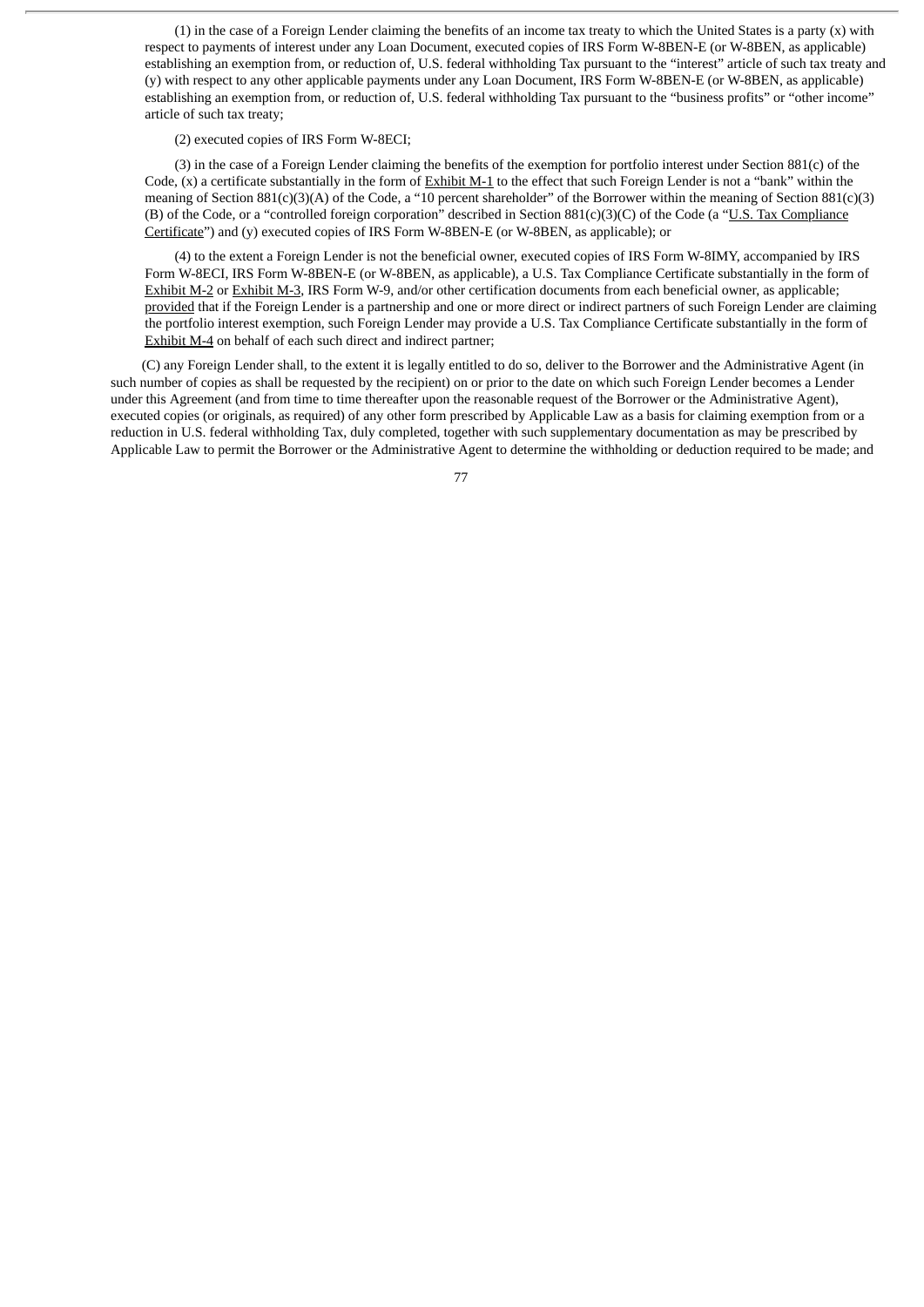(1) in the case of a Foreign Lender claiming the benefits of an income tax treaty to which the United States is a party (x) with respect to payments of interest under any Loan Document, executed copies of IRS Form W-8BEN-E (or W-8BEN, as applicable) establishing an exemption from, or reduction of, U.S. federal withholding Tax pursuant to the "interest" article of such tax treaty and (y) with respect to any other applicable payments under any Loan Document, IRS Form W-8BEN-E (or W-8BEN, as applicable) establishing an exemption from, or reduction of, U.S. federal withholding Tax pursuant to the "business profits" or "other income" article of such tax treaty;

(2) executed copies of IRS Form W-8ECI;

(3) in the case of a Foreign Lender claiming the benefits of the exemption for portfolio interest under Section 881(c) of the Code, (x) a certificate substantially in the form of Exhibit M-1 to the effect that such Foreign Lender is not a "bank" within the meaning of Section 881(c)(3)(A) of the Code, a "10 percent shareholder" of the Borrower within the meaning of Section 881(c)(3)(B) of the Code, or a "controlled foreign corporation" described in Section 881(c)(3)(C) of the Code (a "U.S. Tax Compliance Certificate") and (y) executed copies of IRS Form W-8BEN-E (or W-8BEN, as applicable); or

(4) to the extent a Foreign Lender is not the beneficial owner, executed copies of IRS Form W-8IMY, accompanied by IRS Form W-8ECI, IRS Form W-8BEN-E (or W-8BEN, as applicable), a U.S. Tax Compliance Certificate substantially in the form of Exhibit M-2 or Exhibit M-3, IRS Form W-9, and/or other certification documents from each beneficial owner, as applicable; provided that if the Foreign Lender is a partnership and one or more direct or indirect partners of such Foreign Lender are claiming the portfolio interest exemption, such Foreign Lender may provide a U.S. Tax Compliance Certificate substantially in the form of Exhibit M-4 on behalf of each such direct and indirect partner;

(C) any Foreign Lender shall, to the extent it is legally entitled to do so, deliver to the Borrower and the Administrative Agent (in such number of copies as shall be requested by the recipient) on or prior to the date on which such Foreign Lender becomes a Lender under this Agreement (and from time to time thereafter upon the reasonable request of the Borrower or the Administrative Agent), executed copies (or originals, as required) of any other form prescribed by Applicable Law as a basis for claiming exemption from or a reduction in U.S. federal withholding Tax, duly completed, together with such supplementary documentation as may be prescribed by Applicable Law to permit the Borrower or the Administrative Agent to determine the withholding or deduction required to be made; and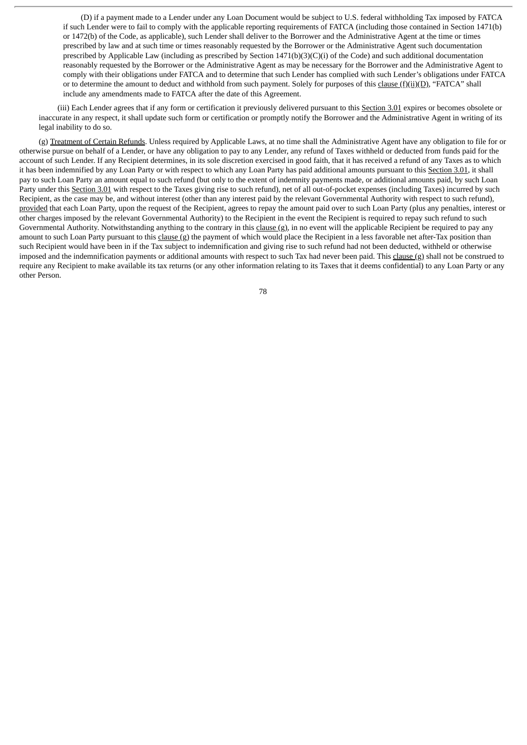(D) if a payment made to a Lender under any Loan Document would be subject to U.S. federal withholding Tax imposed by FATCA if such Lender were to fail to comply with the applicable reporting requirements of FATCA (including those contained in Section 1471(b) or 1472(b) of the Code, as applicable), such Lender shall deliver to the Borrower and the Administrative Agent at the time or times prescribed by law and at such time or times reasonably requested by the Borrower or the Administrative Agent such documentation prescribed by Applicable Law (including as prescribed by Section 1471(b)(3)(C)(i) of the Code) and such additional documentation reasonably requested by the Borrower or the Administrative Agent as may be necessary for the Borrower and the Administrative Agent to comply with their obligations under FATCA and to determine that such Lender has complied with such Lender's obligations under FATCA or to determine the amount to deduct and withhold from such payment. Solely for purposes of this clause (f)(ii)(D), "FATCA" shall include any amendments made to FATCA after the date of this Agreement.

(iii) Each Lender agrees that if any form or certification it previously delivered pursuant to this Section 3.01 expires or becomes obsolete or inaccurate in any respect, it shall update such form or certification or promptly notify the Borrower and the Administrative Agent in writing of its legal inability to do so.

(g) Treatment of Certain Refunds. Unless required by Applicable Laws, at no time shall the Administrative Agent have any obligation to file for or otherwise pursue on behalf of a Lender, or have any obligation to pay to any Lender, any refund of Taxes withheld or deducted from funds paid for the account of such Lender. If any Recipient determines, in its sole discretion exercised in good faith, that it has received a refund of any Taxes as to which it has been indemnified by any Loan Party or with respect to which any Loan Party has paid additional amounts pursuant to this Section 3.01, it shall pay to such Loan Party an amount equal to such refund (but only to the extent of indemnity payments made, or additional amounts paid, by such Loan Party under this Section 3.01 with respect to the Taxes giving rise to such refund), net of all out-of-pocket expenses (including Taxes) incurred by such Recipient, as the case may be, and without interest (other than any interest paid by the relevant Governmental Authority with respect to such refund), provided that each Loan Party, upon the request of the Recipient, agrees to repay the amount paid over to such Loan Party (plus any penalties, interest or other charges imposed by the relevant Governmental Authority) to the Recipient in the event the Recipient is required to repay such refund to such Governmental Authority. Notwithstanding anything to the contrary in this clause (g), in no event will the applicable Recipient be required to pay any amount to such Loan Party pursuant to this clause (g) the payment of which would place the Recipient in a less favorable net after-Tax position than such Recipient would have been in if the Tax subject to indemnification and giving rise to such refund had not been deducted, withheld or otherwise imposed and the indemnification payments or additional amounts with respect to such Tax had never been paid. This clause (g) shall not be construed to require any Recipient to make available its tax returns (or any other information relating to its Taxes that it deems confidential) to any Loan Party or any other Person.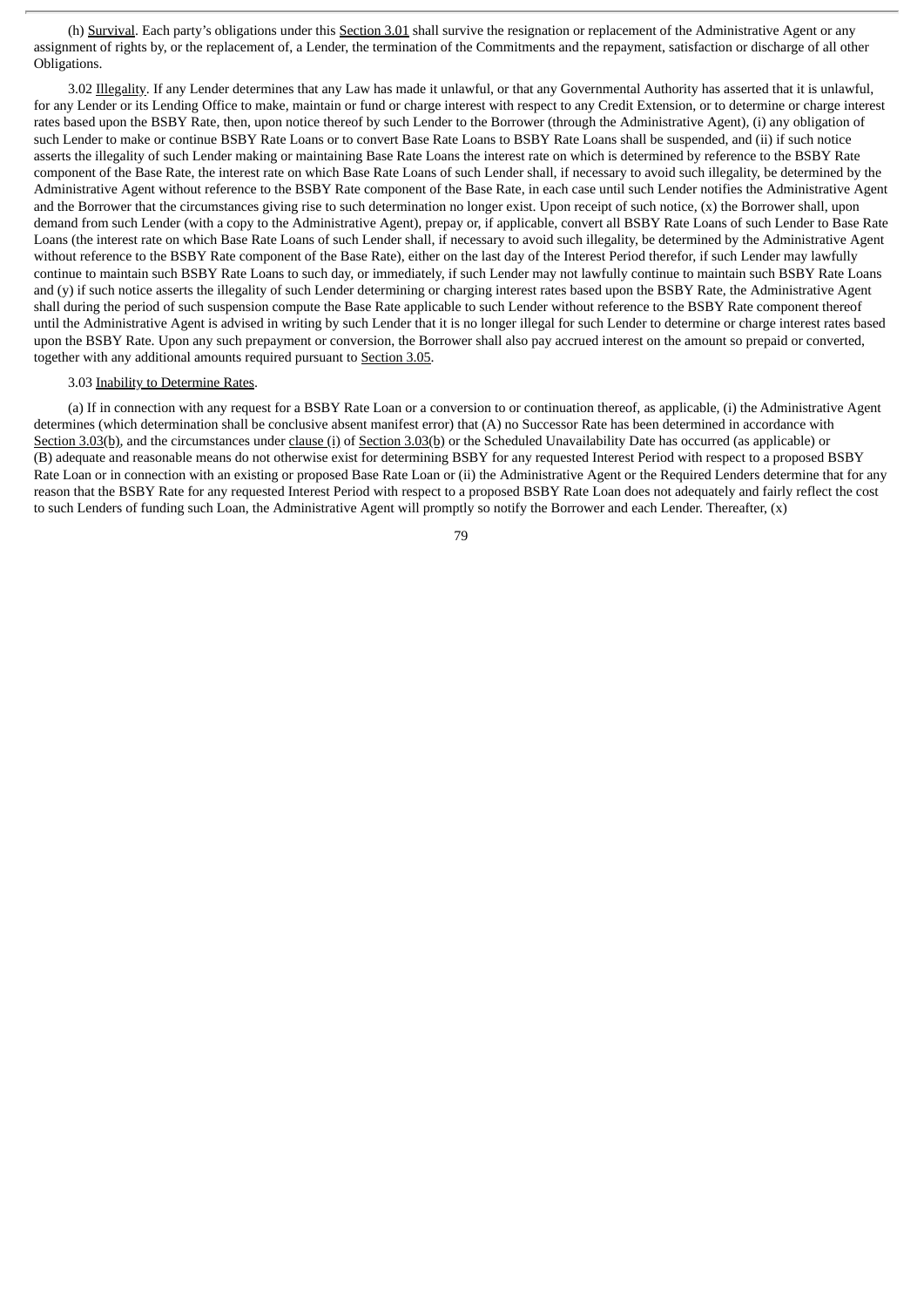(h) Survival. Each party's obligations under this Section 3.01 shall survive the resignation or replacement of the Administrative Agent or any assignment of rights by, or the replacement of, a Lender, the termination of the Commitments and the repayment, satisfaction or discharge of all other Obligations.

3.02 Illegality. If any Lender determines that any Law has made it unlawful, or that any Governmental Authority has asserted that it is unlawful, for any Lender or its Lending Office to make, maintain or fund or charge interest with respect to any Credit Extension, or to determine or charge interest rates based upon the BSBY Rate, then, upon notice thereof by such Lender to the Borrower (through the Administrative Agent), (i) any obligation of such Lender to make or continue BSBY Rate Loans or to convert Base Rate Loans to BSBY Rate Loans shall be suspended, and (ii) if such notice asserts the illegality of such Lender making or maintaining Base Rate Loans the interest rate on which is determined by reference to the BSBY Rate component of the Base Rate, the interest rate on which Base Rate Loans of such Lender shall, if necessary to avoid such illegality, be determined by the Administrative Agent without reference to the BSBY Rate component of the Base Rate, in each case until such Lender notifies the Administrative Agent and the Borrower that the circumstances giving rise to such determination no longer exist. Upon receipt of such notice, (x) the Borrower shall, upon demand from such Lender (with a copy to the Administrative Agent), prepay or, if applicable, convert all BSBY Rate Loans of such Lender to Base Rate Loans (the interest rate on which Base Rate Loans of such Lender shall, if necessary to avoid such illegality, be determined by the Administrative Agent without reference to the BSBY Rate component of the Base Rate), either on the last day of the Interest Period therefor, if such Lender may lawfully continue to maintain such BSBY Rate Loans to such day, or immediately, if such Lender may not lawfully continue to maintain such BSBY Rate Loans and (y) if such notice asserts the illegality of such Lender determining or charging interest rates based upon the BSBY Rate, the Administrative Agent shall during the period of such suspension compute the Base Rate applicable to such Lender without reference to the BSBY Rate component thereof until the Administrative Agent is advised in writing by such Lender that it is no longer illegal for such Lender to determine or charge interest rates based upon the BSBY Rate. Upon any such prepayment or conversion, the Borrower shall also pay accrued interest on the amount so prepaid or converted, together with any additional amounts required pursuant to Section 3.05.

3.03 Inability to Determine Rates.

(a) If in connection with any request for a BSBY Rate Loan or a conversion to or continuation thereof, as applicable, (i) the Administrative Agent determines (which determination shall be conclusive absent manifest error) that (A) no Successor Rate has been determined in accordance with Section 3.03(b), and the circumstances under clause (i) of Section 3.03(b) or the Scheduled Unavailability Date has occurred (as applicable) or (B) adequate and reasonable means do not otherwise exist for determining BSBY for any requested Interest Period with respect to a proposed BSBY Rate Loan or in connection with an existing or proposed Base Rate Loan or (ii) the Administrative Agent or the Required Lenders determine that for any reason that the BSBY Rate for any requested Interest Period with respect to a proposed BSBY Rate Loan does not adequately and fairly reflect the cost to such Lenders of funding such Loan, the Administrative Agent will promptly so notify the Borrower and each Lender. Thereafter, (x)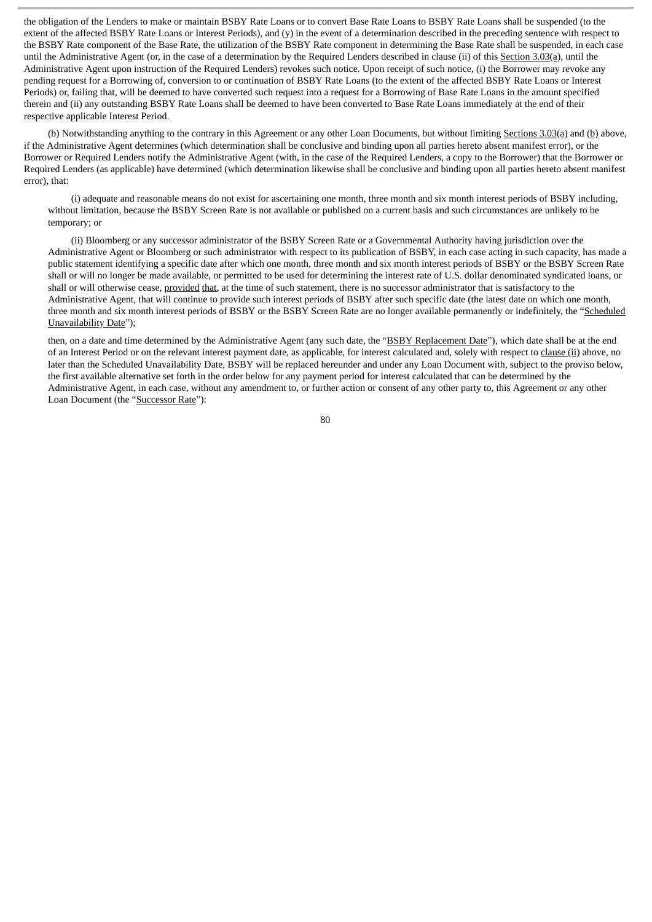the obligation of the Lenders to make or maintain BSBY Rate Loans or to convert Base Rate Loans to BSBY Rate Loans shall be suspended (to the extent of the affected BSBY Rate Loans or Interest Periods), and (y) in the event of a determination described in the preceding sentence with respect to the BSBY Rate component of the Base Rate, the utilization of the BSBY Rate component in determining the Base Rate shall be suspended, in each case until the Administrative Agent (or, in the case of a determination by the Required Lenders described in clause (ii) of this Section 3.03(a), until the Administrative Agent upon instruction of the Required Lenders) revokes such notice. Upon receipt of such notice, (i) the Borrower may revoke any pending request for a Borrowing of, conversion to or continuation of BSBY Rate Loans (to the extent of the affected BSBY Rate Loans or Interest Periods) or, failing that, will be deemed to have converted such request into a request for a Borrowing of Base Rate Loans in the amount specified therein and (ii) any outstanding BSBY Rate Loans shall be deemed to have been converted to Base Rate Loans immediately at the end of their respective applicable Interest Period.

(b) Notwithstanding anything to the contrary in this Agreement or any other Loan Documents, but without limiting Sections 3.03(a) and (b) above, if the Administrative Agent determines (which determination shall be conclusive and binding upon all parties hereto absent manifest error), or the Borrower or Required Lenders notify the Administrative Agent (with, in the case of the Required Lenders, a copy to the Borrower) that the Borrower or Required Lenders (as applicable) have determined (which determination likewise shall be conclusive and binding upon all parties hereto absent manifest error), that:

(i) adequate and reasonable means do not exist for ascertaining one month, three month and six month interest periods of BSBY including, without limitation, because the BSBY Screen Rate is not available or published on a current basis and such circumstances are unlikely to be temporary; or

(ii) Bloomberg or any successor administrator of the BSBY Screen Rate or a Governmental Authority having jurisdiction over the Administrative Agent or Bloomberg or such administrator with respect to its publication of BSBY, in each case acting in such capacity, has made a public statement identifying a specific date after which one month, three month and six month interest periods of BSBY or the BSBY Screen Rate shall or will no longer be made available, or permitted to be used for determining the interest rate of U.S. dollar denominated syndicated loans, or shall or will otherwise cease, provided that, at the time of such statement, there is no successor administrator that is satisfactory to the Administrative Agent, that will continue to provide such interest periods of BSBY after such specific date (the latest date on which one month, three month and six month interest periods of BSBY or the BSBY Screen Rate are no longer available permanently or indefinitely, the "Scheduled Unavailability Date");

then, on a date and time determined by the Administrative Agent (any such date, the "BSBY Replacement Date"), which date shall be at the end of an Interest Period or on the relevant interest payment date, as applicable, for interest calculated and, solely with respect to clause (ii) above, no later than the Scheduled Unavailability Date, BSBY will be replaced hereunder and under any Loan Document with, subject to the proviso below, the first available alternative set forth in the order below for any payment period for interest calculated that can be determined by the Administrative Agent, in each case, without any amendment to, or further action or consent of any other party to, this Agreement or any other Loan Document (the "Successor Rate"):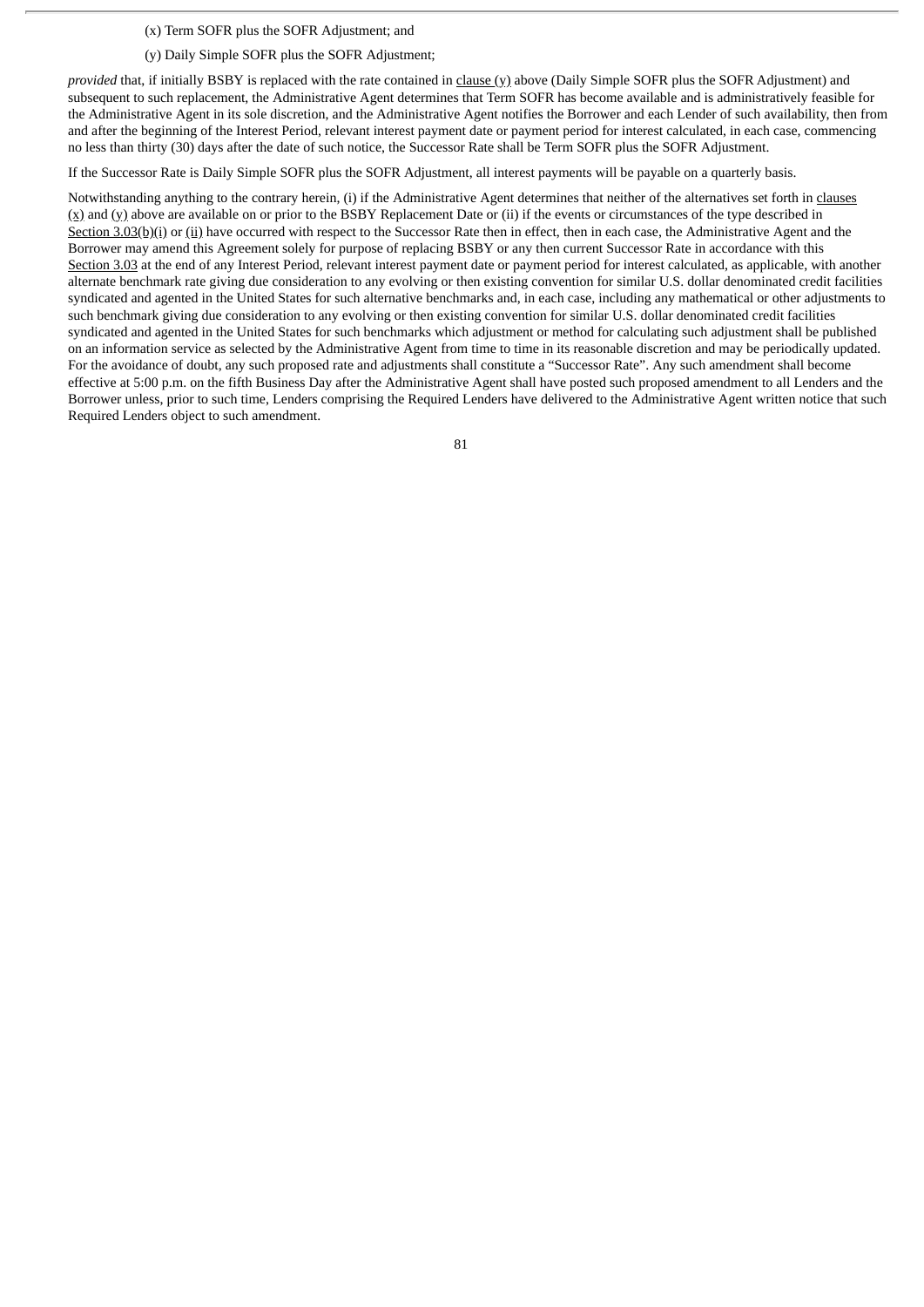(x) Term SOFR plus the SOFR Adjustment; and

(y) Daily Simple SOFR plus the SOFR Adjustment;

*provided* that, if initially BSBY is replaced with the rate contained in clause (y) above (Daily Simple SOFR plus the SOFR Adjustment) and subsequent to such replacement, the Administrative Agent determines that Term SOFR has become available and is administratively feasible for the Administrative Agent in its sole discretion, and the Administrative Agent notifies the Borrower and each Lender of such availability, then from and after the beginning of the Interest Period, relevant interest payment date or payment period for interest calculated, in each case, commencing no less than thirty (30) days after the date of such notice, the Successor Rate shall be Term SOFR plus the SOFR Adjustment.

If the Successor Rate is Daily Simple SOFR plus the SOFR Adjustment, all interest payments will be payable on a quarterly basis.

Notwithstanding anything to the contrary herein, (i) if the Administrative Agent determines that neither of the alternatives set forth in clauses (x) and (y) above are available on or prior to the BSBY Replacement Date or (ii) if the events or circumstances of the type described in Section 3.03(b)(i) or (ii) have occurred with respect to the Successor Rate then in effect, then in each case, the Administrative Agent and the Borrower may amend this Agreement solely for purpose of replacing BSBY or any then current Successor Rate in accordance with this Section 3.03 at the end of any Interest Period, relevant interest payment date or payment period for interest calculated, as applicable, with another alternate benchmark rate giving due consideration to any evolving or then existing convention for similar U.S. dollar denominated credit facilities syndicated and agented in the United States for such alternative benchmarks and, in each case, including any mathematical or other adjustments to such benchmark giving due consideration to any evolving or then existing convention for similar U.S. dollar denominated credit facilities syndicated and agented in the United States for such benchmarks which adjustment or method for calculating such adjustment shall be published on an information service as selected by the Administrative Agent from time to time in its reasonable discretion and may be periodically updated. For the avoidance of doubt, any such proposed rate and adjustments shall constitute a "Successor Rate". Any such amendment shall become effective at 5:00 p.m. on the fifth Business Day after the Administrative Agent shall have posted such proposed amendment to all Lenders and the Borrower unless, prior to such time, Lenders comprising the Required Lenders have delivered to the Administrative Agent written notice that such Required Lenders object to such amendment.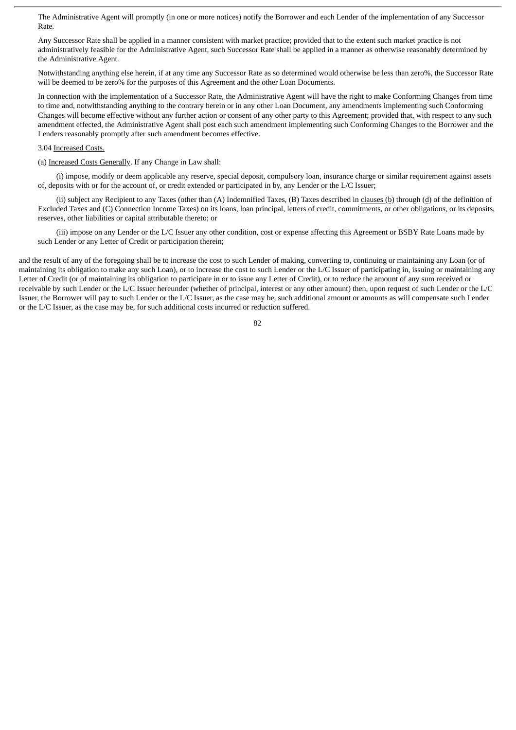The Administrative Agent will promptly (in one or more notices) notify the Borrower and each Lender of the implementation of any Successor Rate.

Any Successor Rate shall be applied in a manner consistent with market practice; provided that to the extent such market practice is not administratively feasible for the Administrative Agent, such Successor Rate shall be applied in a manner as otherwise reasonably determined by the Administrative Agent.

Notwithstanding anything else herein, if at any time any Successor Rate as so determined would otherwise be less than zero%, the Successor Rate will be deemed to be zero% for the purposes of this Agreement and the other Loan Documents.

In connection with the implementation of a Successor Rate, the Administrative Agent will have the right to make Conforming Changes from time to time and, notwithstanding anything to the contrary herein or in any other Loan Document, any amendments implementing such Conforming Changes will become effective without any further action or consent of any other party to this Agreement; provided that, with respect to any such amendment effected, the Administrative Agent shall post each such amendment implementing such Conforming Changes to the Borrower and the Lenders reasonably promptly after such amendment becomes effective.

3.04 Increased Costs.

(a) Increased Costs Generally. If any Change in Law shall:

(i) impose, modify or deem applicable any reserve, special deposit, compulsory loan, insurance charge or similar requirement against assets of, deposits with or for the account of, or credit extended or participated in by, any Lender or the L/C Issuer;

(ii) subject any Recipient to any Taxes (other than (A) Indemnified Taxes, (B) Taxes described in clauses (b) through (d) of the definition of Excluded Taxes and (C) Connection Income Taxes) on its loans, loan principal, letters of credit, commitments, or other obligations, or its deposits, reserves, other liabilities or capital attributable thereto; or

(iii) impose on any Lender or the L/C Issuer any other condition, cost or expense affecting this Agreement or BSBY Rate Loans made by such Lender or any Letter of Credit or participation therein;

and the result of any of the foregoing shall be to increase the cost to such Lender of making, converting to, continuing or maintaining any Loan (or of maintaining its obligation to make any such Loan), or to increase the cost to such Lender or the L/C Issuer of participating in, issuing or maintaining any Letter of Credit (or of maintaining its obligation to participate in or to issue any Letter of Credit), or to reduce the amount of any sum received or receivable by such Lender or the L/C Issuer hereunder (whether of principal, interest or any other amount) then, upon request of such Lender or the L/C Issuer, the Borrower will pay to such Lender or the L/C Issuer, as the case may be, such additional amount or amounts as will compensate such Lender or the L/C Issuer, as the case may be, for such additional costs incurred or reduction suffered.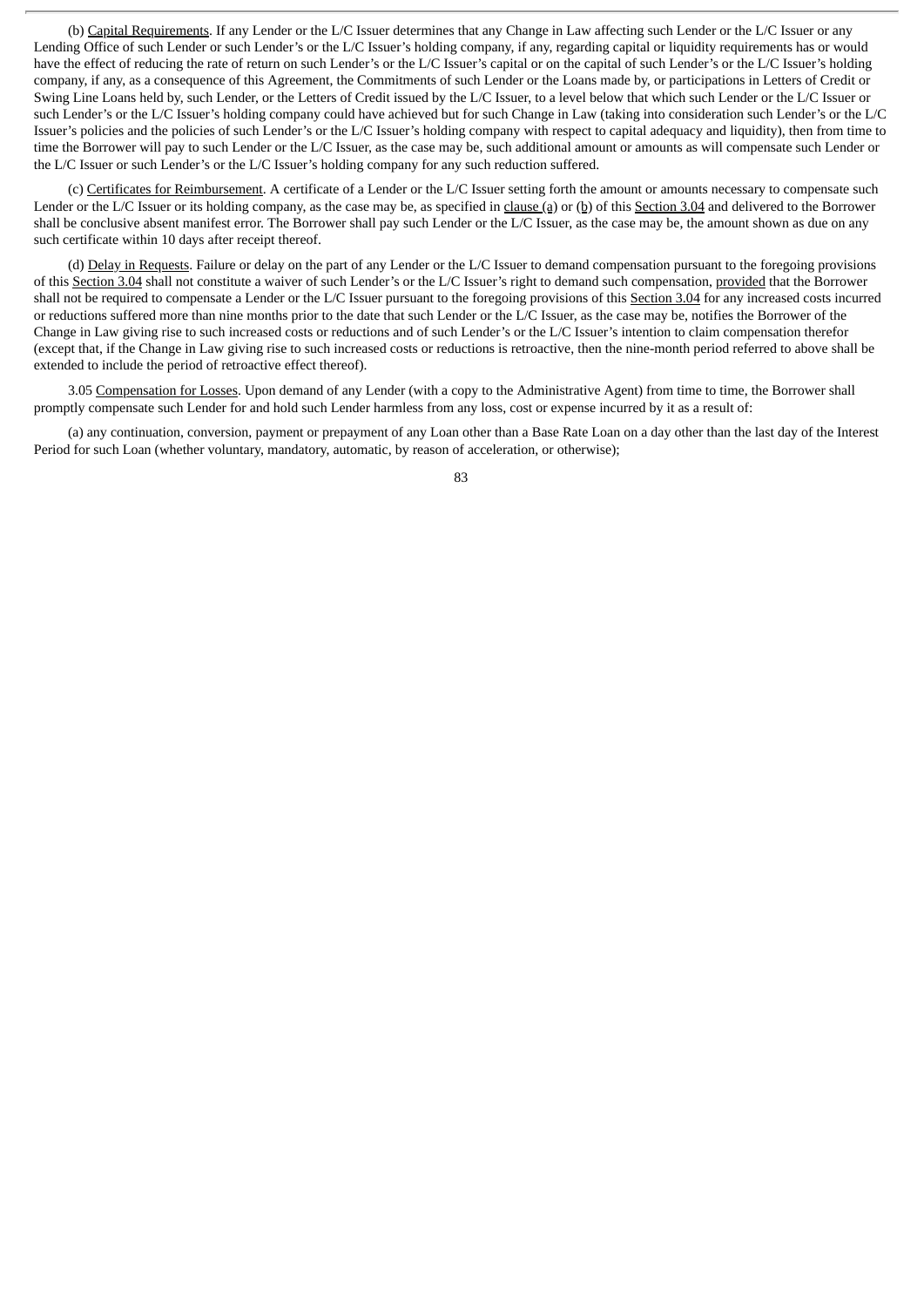(b) Capital Requirements. If any Lender or the L/C Issuer determines that any Change in Law affecting such Lender or the L/C Issuer or any Lending Office of such Lender or such Lender's or the L/C Issuer's holding company, if any, regarding capital or liquidity requirements has or would have the effect of reducing the rate of return on such Lender's or the L/C Issuer's capital or on the capital of such Lender's or the L/C Issuer's holding company, if any, as a consequence of this Agreement, the Commitments of such Lender or the Loans made by, or participations in Letters of Credit or Swing Line Loans held by, such Lender, or the Letters of Credit issued by the L/C Issuer, to a level below that which such Lender or the L/C Issuer or such Lender's or the L/C Issuer's holding company could have achieved but for such Change in Law (taking into consideration such Lender's or the L/C Issuer's policies and the policies of such Lender's or the L/C Issuer's holding company with respect to capital adequacy and liquidity), then from time to time the Borrower will pay to such Lender or the L/C Issuer, as the case may be, such additional amount or amounts as will compensate such Lender or the L/C Issuer or such Lender's or the L/C Issuer's holding company for any such reduction suffered.

(c) Certificates for Reimbursement. A certificate of a Lender or the L/C Issuer setting forth the amount or amounts necessary to compensate such Lender or the L/C Issuer or its holding company, as the case may be, as specified in clause (a) or (b) of this Section 3.04 and delivered to the Borrower shall be conclusive absent manifest error. The Borrower shall pay such Lender or the L/C Issuer, as the case may be, the amount shown as due on any such certificate within 10 days after receipt thereof.

(d) Delay in Requests. Failure or delay on the part of any Lender or the L/C Issuer to demand compensation pursuant to the foregoing provisions of this Section 3.04 shall not constitute a waiver of such Lender's or the L/C Issuer's right to demand such compensation, provided that the Borrower shall not be required to compensate a Lender or the L/C Issuer pursuant to the foregoing provisions of this Section 3.04 for any increased costs incurred or reductions suffered more than nine months prior to the date that such Lender or the L/C Issuer, as the case may be, notifies the Borrower of the Change in Law giving rise to such increased costs or reductions and of such Lender's or the L/C Issuer's intention to claim compensation therefor (except that, if the Change in Law giving rise to such increased costs or reductions is retroactive, then the nine-month period referred to above shall be extended to include the period of retroactive effect thereof).

3.05 Compensation for Losses. Upon demand of any Lender (with a copy to the Administrative Agent) from time to time, the Borrower shall promptly compensate such Lender for and hold such Lender harmless from any loss, cost or expense incurred by it as a result of:

(a) any continuation, conversion, payment or prepayment of any Loan other than a Base Rate Loan on a day other than the last day of the Interest Period for such Loan (whether voluntary, mandatory, automatic, by reason of acceleration, or otherwise);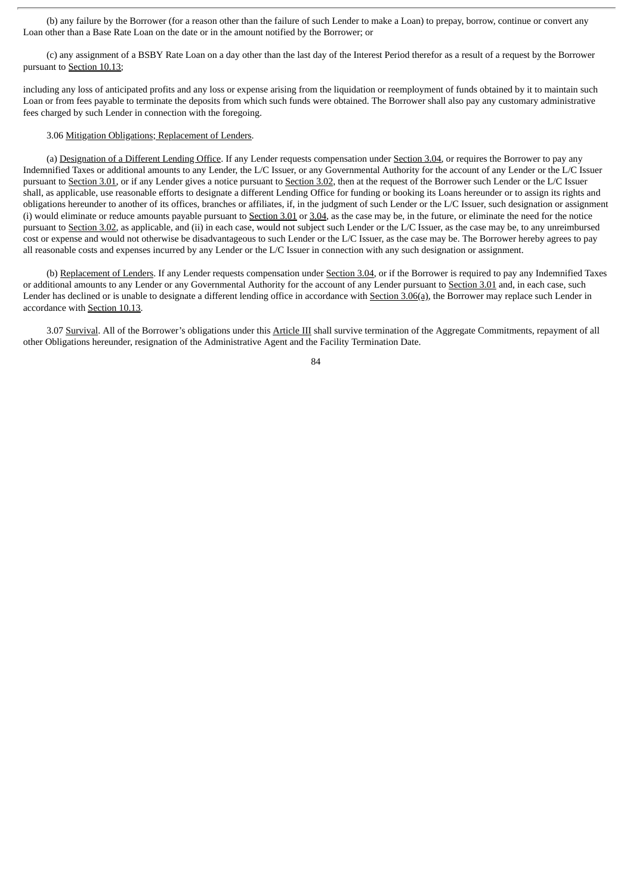(b) any failure by the Borrower (for a reason other than the failure of such Lender to make a Loan) to prepay, borrow, continue or convert any Loan other than a Base Rate Loan on the date or in the amount notified by the Borrower; or

(c) any assignment of a BSBY Rate Loan on a day other than the last day of the Interest Period therefor as a result of a request by the Borrower pursuant to Section 10.13;

including any loss of anticipated profits and any loss or expense arising from the liquidation or reemployment of funds obtained by it to maintain such Loan or from fees payable to terminate the deposits from which such funds were obtained. The Borrower shall also pay any customary administrative fees charged by such Lender in connection with the foregoing.

3.06 Mitigation Obligations; Replacement of Lenders.

(a) Designation of a Different Lending Office. If any Lender requests compensation under Section 3.04, or requires the Borrower to pay any Indemnified Taxes or additional amounts to any Lender, the L/C Issuer, or any Governmental Authority for the account of any Lender or the L/C Issuer pursuant to Section 3.01, or if any Lender gives a notice pursuant to Section 3.02, then at the request of the Borrower such Lender or the L/C Issuer shall, as applicable, use reasonable efforts to designate a different Lending Office for funding or booking its Loans hereunder or to assign its rights and obligations hereunder to another of its offices, branches or affiliates, if, in the judgment of such Lender or the L/C Issuer, such designation or assignment (i) would eliminate or reduce amounts payable pursuant to Section 3.01 or 3.04, as the case may be, in the future, or eliminate the need for the notice pursuant to Section 3.02, as applicable, and (ii) in each case, would not subject such Lender or the L/C Issuer, as the case may be, to any unreimbursed cost or expense and would not otherwise be disadvantageous to such Lender or the L/C Issuer, as the case may be. The Borrower hereby agrees to pay all reasonable costs and expenses incurred by any Lender or the L/C Issuer in connection with any such designation or assignment.

(b) Replacement of Lenders. If any Lender requests compensation under Section 3.04, or if the Borrower is required to pay any Indemnified Taxes or additional amounts to any Lender or any Governmental Authority for the account of any Lender pursuant to Section 3.01 and, in each case, such Lender has declined or is unable to designate a different lending office in accordance with Section 3.06(a), the Borrower may replace such Lender in accordance with Section 10.13.

3.07 Survival. All of the Borrower's obligations under this Article III shall survive termination of the Aggregate Commitments, repayment of all other Obligations hereunder, resignation of the Administrative Agent and the Facility Termination Date.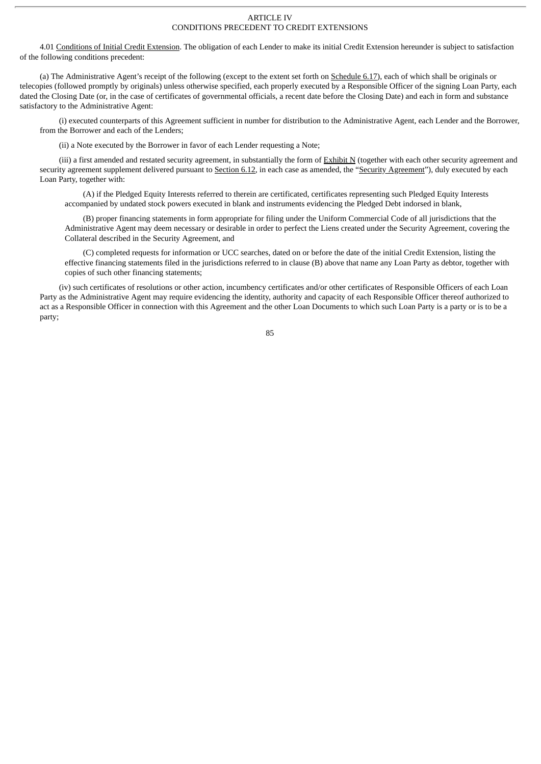# ARTICLE IV
## CONDITIONS PRECEDENT TO CREDIT EXTENSIONS

4.01 Conditions of Initial Credit Extension. The obligation of each Lender to make its initial Credit Extension hereunder is subject to satisfaction of the following conditions precedent:

(a) The Administrative Agent's receipt of the following (except to the extent set forth on Schedule 6.17), each of which shall be originals or telecopies (followed promptly by originals) unless otherwise specified, each properly executed by a Responsible Officer of the signing Loan Party, each dated the Closing Date (or, in the case of certificates of governmental officials, a recent date before the Closing Date) and each in form and substance satisfactory to the Administrative Agent:

(i) executed counterparts of this Agreement sufficient in number for distribution to the Administrative Agent, each Lender and the Borrower, from the Borrower and each of the Lenders;

(ii) a Note executed by the Borrower in favor of each Lender requesting a Note;

(iii) a first amended and restated security agreement, in substantially the form of Exhibit N (together with each other security agreement and security agreement supplement delivered pursuant to Section 6.12, in each case as amended, the "Security Agreement"), duly executed by each Loan Party, together with:

(A) if the Pledged Equity Interests referred to therein are certificated, certificates representing such Pledged Equity Interests accompanied by undated stock powers executed in blank and instruments evidencing the Pledged Debt indorsed in blank,

(B) proper financing statements in form appropriate for filing under the Uniform Commercial Code of all jurisdictions that the Administrative Agent may deem necessary or desirable in order to perfect the Liens created under the Security Agreement, covering the Collateral described in the Security Agreement, and

(C) completed requests for information or UCC searches, dated on or before the date of the initial Credit Extension, listing the effective financing statements filed in the jurisdictions referred to in clause (B) above that name any Loan Party as debtor, together with copies of such other financing statements;

(iv) such certificates of resolutions or other action, incumbency certificates and/or other certificates of Responsible Officers of each Loan Party as the Administrative Agent may require evidencing the identity, authority and capacity of each Responsible Officer thereof authorized to act as a Responsible Officer in connection with this Agreement and the other Loan Documents to which such Loan Party is a party or is to be a party;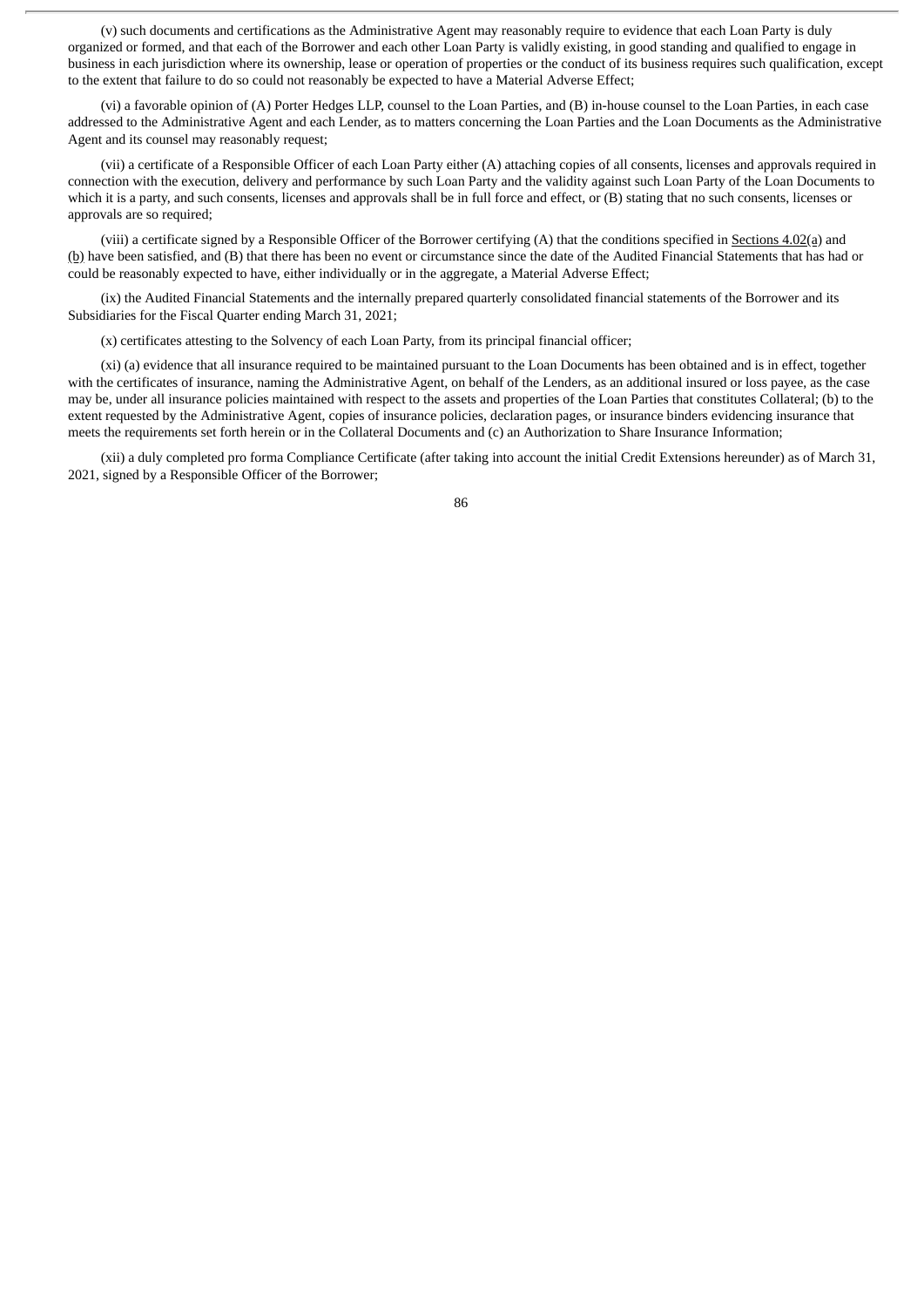(v) such documents and certifications as the Administrative Agent may reasonably require to evidence that each Loan Party is duly organized or formed, and that each of the Borrower and each other Loan Party is validly existing, in good standing and qualified to engage in business in each jurisdiction where its ownership, lease or operation of properties or the conduct of its business requires such qualification, except to the extent that failure to do so could not reasonably be expected to have a Material Adverse Effect;

(vi) a favorable opinion of (A) Porter Hedges LLP, counsel to the Loan Parties, and (B) in-house counsel to the Loan Parties, in each case addressed to the Administrative Agent and each Lender, as to matters concerning the Loan Parties and the Loan Documents as the Administrative Agent and its counsel may reasonably request;

(vii) a certificate of a Responsible Officer of each Loan Party either (A) attaching copies of all consents, licenses and approvals required in connection with the execution, delivery and performance by such Loan Party and the validity against such Loan Party of the Loan Documents to which it is a party, and such consents, licenses and approvals shall be in full force and effect, or (B) stating that no such consents, licenses or approvals are so required;

(viii) a certificate signed by a Responsible Officer of the Borrower certifying (A) that the conditions specified in Sections 4.02(a) and (b) have been satisfied, and (B) that there has been no event or circumstance since the date of the Audited Financial Statements that has had or could be reasonably expected to have, either individually or in the aggregate, a Material Adverse Effect;

(ix) the Audited Financial Statements and the internally prepared quarterly consolidated financial statements of the Borrower and its Subsidiaries for the Fiscal Quarter ending March 31, 2021;

(x) certificates attesting to the Solvency of each Loan Party, from its principal financial officer;

(xi) (a) evidence that all insurance required to be maintained pursuant to the Loan Documents has been obtained and is in effect, together with the certificates of insurance, naming the Administrative Agent, on behalf of the Lenders, as an additional insured or loss payee, as the case may be, under all insurance policies maintained with respect to the assets and properties of the Loan Parties that constitutes Collateral; (b) to the extent requested by the Administrative Agent, copies of insurance policies, declaration pages, or insurance binders evidencing insurance that meets the requirements set forth herein or in the Collateral Documents and (c) an Authorization to Share Insurance Information;

(xii) a duly completed pro forma Compliance Certificate (after taking into account the initial Credit Extensions hereunder) as of March 31, 2021, signed by a Responsible Officer of the Borrower;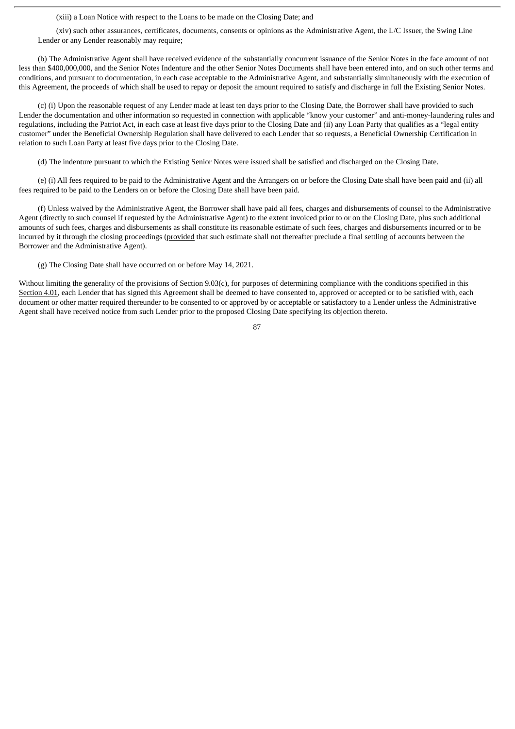(xiii) a Loan Notice with respect to the Loans to be made on the Closing Date; and

(xiv) such other assurances, certificates, documents, consents or opinions as the Administrative Agent, the L/C Issuer, the Swing Line Lender or any Lender reasonably may require;

(b) The Administrative Agent shall have received evidence of the substantially concurrent issuance of the Senior Notes in the face amount of not less than $400,000,000, and the Senior Notes Indenture and the other Senior Notes Documents shall have been entered into, and on such other terms and conditions, and pursuant to documentation, in each case acceptable to the Administrative Agent, and substantially simultaneously with the execution of this Agreement, the proceeds of which shall be used to repay or deposit the amount required to satisfy and discharge in full the Existing Senior Notes.

(c) (i) Upon the reasonable request of any Lender made at least ten days prior to the Closing Date, the Borrower shall have provided to such Lender the documentation and other information so requested in connection with applicable "know your customer" and anti-money-laundering rules and regulations, including the Patriot Act, in each case at least five days prior to the Closing Date and (ii) any Loan Party that qualifies as a "legal entity customer" under the Beneficial Ownership Regulation shall have delivered to each Lender that so requests, a Beneficial Ownership Certification in relation to such Loan Party at least five days prior to the Closing Date.

(d) The indenture pursuant to which the Existing Senior Notes were issued shall be satisfied and discharged on the Closing Date.

(e) (i) All fees required to be paid to the Administrative Agent and the Arrangers on or before the Closing Date shall have been paid and (ii) all fees required to be paid to the Lenders on or before the Closing Date shall have been paid.

(f) Unless waived by the Administrative Agent, the Borrower shall have paid all fees, charges and disbursements of counsel to the Administrative Agent (directly to such counsel if requested by the Administrative Agent) to the extent invoiced prior to or on the Closing Date, plus such additional amounts of such fees, charges and disbursements as shall constitute its reasonable estimate of such fees, charges and disbursements incurred or to be incurred by it through the closing proceedings (provided that such estimate shall not thereafter preclude a final settling of accounts between the Borrower and the Administrative Agent).

(g) The Closing Date shall have occurred on or before May 14, 2021.

Without limiting the generality of the provisions of Section 9.03(c), for purposes of determining compliance with the conditions specified in this Section 4.01, each Lender that has signed this Agreement shall be deemed to have consented to, approved or accepted or to be satisfied with, each document or other matter required thereunder to be consented to or approved by or acceptable or satisfactory to a Lender unless the Administrative Agent shall have received notice from such Lender prior to the proposed Closing Date specifying its objection thereto.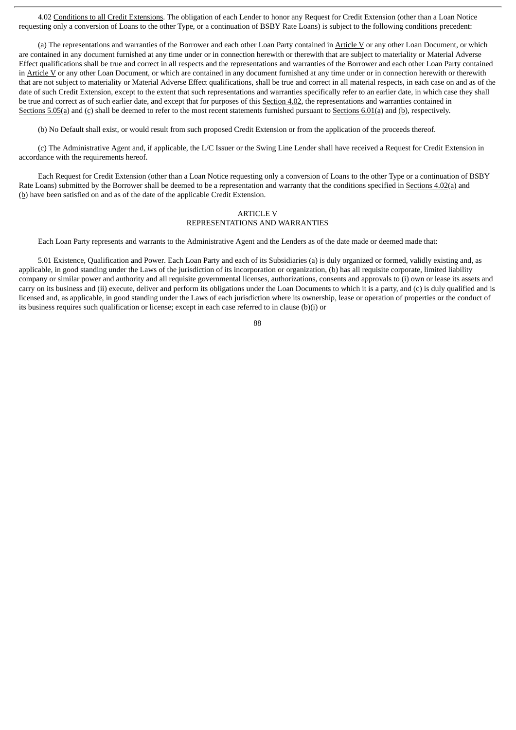4.02 Conditions to all Credit Extensions. The obligation of each Lender to honor any Request for Credit Extension (other than a Loan Notice requesting only a conversion of Loans to the other Type, or a continuation of BSBY Rate Loans) is subject to the following conditions precedent:

(a) The representations and warranties of the Borrower and each other Loan Party contained in Article V or any other Loan Document, or which are contained in any document furnished at any time under or in connection herewith or therewith that are subject to materiality or Material Adverse Effect qualifications shall be true and correct in all respects and the representations and warranties of the Borrower and each other Loan Party contained in Article V or any other Loan Document, or which are contained in any document furnished at any time under or in connection herewith or therewith that are not subject to materiality or Material Adverse Effect qualifications, shall be true and correct in all material respects, in each case on and as of the date of such Credit Extension, except to the extent that such representations and warranties specifically refer to an earlier date, in which case they shall be true and correct as of such earlier date, and except that for purposes of this Section 4.02, the representations and warranties contained in Sections 5.05(a) and (c) shall be deemed to refer to the most recent statements furnished pursuant to Sections 6.01(a) and (b), respectively.

(b) No Default shall exist, or would result from such proposed Credit Extension or from the application of the proceeds thereof.

(c) The Administrative Agent and, if applicable, the L/C Issuer or the Swing Line Lender shall have received a Request for Credit Extension in accordance with the requirements hereof.

Each Request for Credit Extension (other than a Loan Notice requesting only a conversion of Loans to the other Type or a continuation of BSBY Rate Loans) submitted by the Borrower shall be deemed to be a representation and warranty that the conditions specified in Sections 4.02(a) and (b) have been satisfied on and as of the date of the applicable Credit Extension.

## ARTICLE V
## REPRESENTATIONS AND WARRANTIES

Each Loan Party represents and warrants to the Administrative Agent and the Lenders as of the date made or deemed made that:

5.01 Existence, Qualification and Power. Each Loan Party and each of its Subsidiaries (a) is duly organized or formed, validly existing and, as applicable, in good standing under the Laws of the jurisdiction of its incorporation or organization, (b) has all requisite corporate, limited liability company or similar power and authority and all requisite governmental licenses, authorizations, consents and approvals to (i) own or lease its assets and carry on its business and (ii) execute, deliver and perform its obligations under the Loan Documents to which it is a party, and (c) is duly qualified and is licensed and, as applicable, in good standing under the Laws of each jurisdiction where its ownership, lease or operation of properties or the conduct of its business requires such qualification or license; except in each case referred to in clause (b)(i) or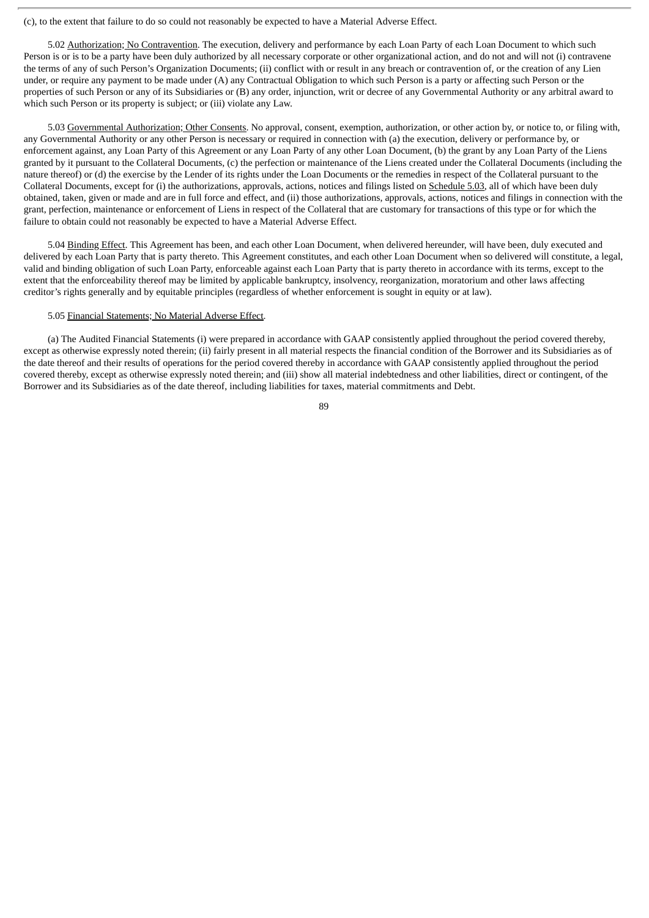(c), to the extent that failure to do so could not reasonably be expected to have a Material Adverse Effect.

5.02 Authorization; No Contravention. The execution, delivery and performance by each Loan Party of each Loan Document to which such Person is or is to be a party have been duly authorized by all necessary corporate or other organizational action, and do not and will not (i) contravene the terms of any of such Person's Organization Documents; (ii) conflict with or result in any breach or contravention of, or the creation of any Lien under, or require any payment to be made under (A) any Contractual Obligation to which such Person is a party or affecting such Person or the properties of such Person or any of its Subsidiaries or (B) any order, injunction, writ or decree of any Governmental Authority or any arbitral award to which such Person or its property is subject; or (iii) violate any Law.

5.03 Governmental Authorization; Other Consents. No approval, consent, exemption, authorization, or other action by, or notice to, or filing with, any Governmental Authority or any other Person is necessary or required in connection with (a) the execution, delivery or performance by, or enforcement against, any Loan Party of this Agreement or any Loan Party of any other Loan Document, (b) the grant by any Loan Party of the Liens granted by it pursuant to the Collateral Documents, (c) the perfection or maintenance of the Liens created under the Collateral Documents (including the nature thereof) or (d) the exercise by the Lender of its rights under the Loan Documents or the remedies in respect of the Collateral pursuant to the Collateral Documents, except for (i) the authorizations, approvals, actions, notices and filings listed on Schedule 5.03, all of which have been duly obtained, taken, given or made and are in full force and effect, and (ii) those authorizations, approvals, actions, notices and filings in connection with the grant, perfection, maintenance or enforcement of Liens in respect of the Collateral that are customary for transactions of this type or for which the failure to obtain could not reasonably be expected to have a Material Adverse Effect.

5.04 Binding Effect. This Agreement has been, and each other Loan Document, when delivered hereunder, will have been, duly executed and delivered by each Loan Party that is party thereto. This Agreement constitutes, and each other Loan Document when so delivered will constitute, a legal, valid and binding obligation of such Loan Party, enforceable against each Loan Party that is party thereto in accordance with its terms, except to the extent that the enforceability thereof may be limited by applicable bankruptcy, insolvency, reorganization, moratorium and other laws affecting creditor's rights generally and by equitable principles (regardless of whether enforcement is sought in equity or at law).

5.05 Financial Statements; No Material Adverse Effect.

(a) The Audited Financial Statements (i) were prepared in accordance with GAAP consistently applied throughout the period covered thereby, except as otherwise expressly noted therein; (ii) fairly present in all material respects the financial condition of the Borrower and its Subsidiaries as of the date thereof and their results of operations for the period covered thereby in accordance with GAAP consistently applied throughout the period covered thereby, except as otherwise expressly noted therein; and (iii) show all material indebtedness and other liabilities, direct or contingent, of the Borrower and its Subsidiaries as of the date thereof, including liabilities for taxes, material commitments and Debt.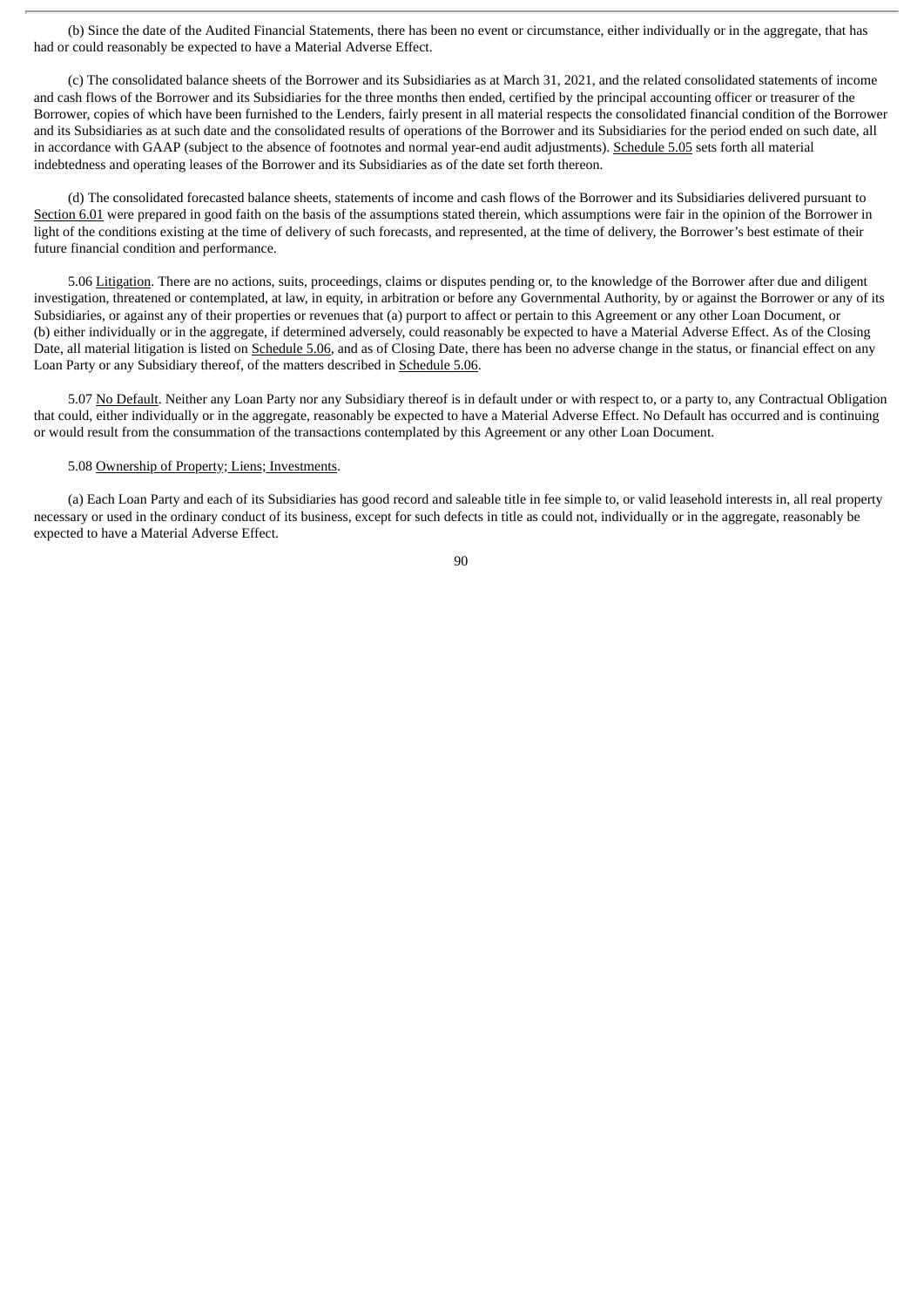(b) Since the date of the Audited Financial Statements, there has been no event or circumstance, either individually or in the aggregate, that has had or could reasonably be expected to have a Material Adverse Effect.

(c) The consolidated balance sheets of the Borrower and its Subsidiaries as at March 31, 2021, and the related consolidated statements of income and cash flows of the Borrower and its Subsidiaries for the three months then ended, certified by the principal accounting officer or treasurer of the Borrower, copies of which have been furnished to the Lenders, fairly present in all material respects the consolidated financial condition of the Borrower and its Subsidiaries as at such date and the consolidated results of operations of the Borrower and its Subsidiaries for the period ended on such date, all in accordance with GAAP (subject to the absence of footnotes and normal year-end audit adjustments). Schedule 5.05 sets forth all material indebtedness and operating leases of the Borrower and its Subsidiaries as of the date set forth thereon.

(d) The consolidated forecasted balance sheets, statements of income and cash flows of the Borrower and its Subsidiaries delivered pursuant to Section 6.01 were prepared in good faith on the basis of the assumptions stated therein, which assumptions were fair in the opinion of the Borrower in light of the conditions existing at the time of delivery of such forecasts, and represented, at the time of delivery, the Borrower's best estimate of their future financial condition and performance.

5.06 Litigation. There are no actions, suits, proceedings, claims or disputes pending or, to the knowledge of the Borrower after due and diligent investigation, threatened or contemplated, at law, in equity, in arbitration or before any Governmental Authority, by or against the Borrower or any of its Subsidiaries, or against any of their properties or revenues that (a) purport to affect or pertain to this Agreement or any other Loan Document, or (b) either individually or in the aggregate, if determined adversely, could reasonably be expected to have a Material Adverse Effect. As of the Closing Date, all material litigation is listed on Schedule 5.06, and as of Closing Date, there has been no adverse change in the status, or financial effect on any Loan Party or any Subsidiary thereof, of the matters described in Schedule 5.06.

5.07 No Default. Neither any Loan Party nor any Subsidiary thereof is in default under or with respect to, or a party to, any Contractual Obligation that could, either individually or in the aggregate, reasonably be expected to have a Material Adverse Effect. No Default has occurred and is continuing or would result from the consummation of the transactions contemplated by this Agreement or any other Loan Document.

5.08 Ownership of Property; Liens; Investments.

(a) Each Loan Party and each of its Subsidiaries has good record and saleable title in fee simple to, or valid leasehold interests in, all real property necessary or used in the ordinary conduct of its business, except for such defects in title as could not, individually or in the aggregate, reasonably be expected to have a Material Adverse Effect.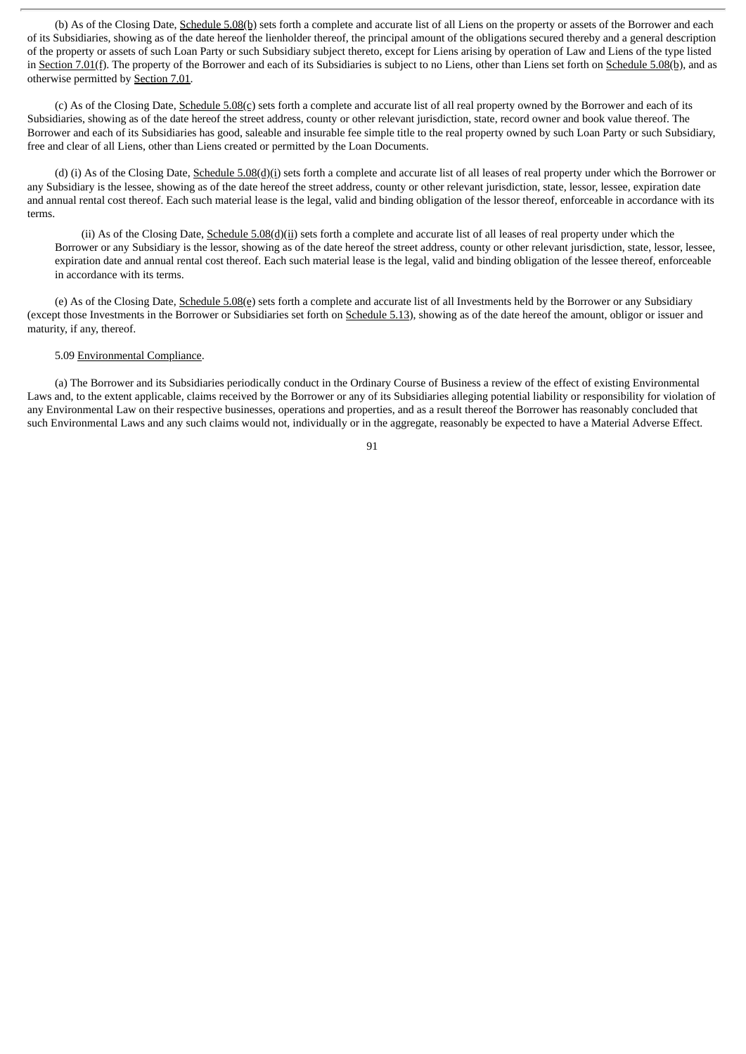(b) As of the Closing Date, Schedule 5.08(b) sets forth a complete and accurate list of all Liens on the property or assets of the Borrower and each of its Subsidiaries, showing as of the date hereof the lienholder thereof, the principal amount of the obligations secured thereby and a general description of the property or assets of such Loan Party or such Subsidiary subject thereto, except for Liens arising by operation of Law and Liens of the type listed in Section 7.01(f). The property of the Borrower and each of its Subsidiaries is subject to no Liens, other than Liens set forth on Schedule 5.08(b), and as otherwise permitted by Section 7.01.

(c) As of the Closing Date, Schedule 5.08(c) sets forth a complete and accurate list of all real property owned by the Borrower and each of its Subsidiaries, showing as of the date hereof the street address, county or other relevant jurisdiction, state, record owner and book value thereof. The Borrower and each of its Subsidiaries has good, saleable and insurable fee simple title to the real property owned by such Loan Party or such Subsidiary, free and clear of all Liens, other than Liens created or permitted by the Loan Documents.

(d) (i) As of the Closing Date, Schedule 5.08(d)(i) sets forth a complete and accurate list of all leases of real property under which the Borrower or any Subsidiary is the lessee, showing as of the date hereof the street address, county or other relevant jurisdiction, state, lessor, lessee, expiration date and annual rental cost thereof. Each such material lease is the legal, valid and binding obligation of the lessor thereof, enforceable in accordance with its terms.

(ii) As of the Closing Date, Schedule 5.08(d)(ii) sets forth a complete and accurate list of all leases of real property under which the Borrower or any Subsidiary is the lessor, showing as of the date hereof the street address, county or other relevant jurisdiction, state, lessor, lessee, expiration date and annual rental cost thereof. Each such material lease is the legal, valid and binding obligation of the lessee thereof, enforceable in accordance with its terms.

(e) As of the Closing Date, Schedule 5.08(e) sets forth a complete and accurate list of all Investments held by the Borrower or any Subsidiary (except those Investments in the Borrower or Subsidiaries set forth on Schedule 5.13), showing as of the date hereof the amount, obligor or issuer and maturity, if any, thereof.

5.09 Environmental Compliance.

(a) The Borrower and its Subsidiaries periodically conduct in the Ordinary Course of Business a review of the effect of existing Environmental Laws and, to the extent applicable, claims received by the Borrower or any of its Subsidiaries alleging potential liability or responsibility for violation of any Environmental Law on their respective businesses, operations and properties, and as a result thereof the Borrower has reasonably concluded that such Environmental Laws and any such claims would not, individually or in the aggregate, reasonably be expected to have a Material Adverse Effect.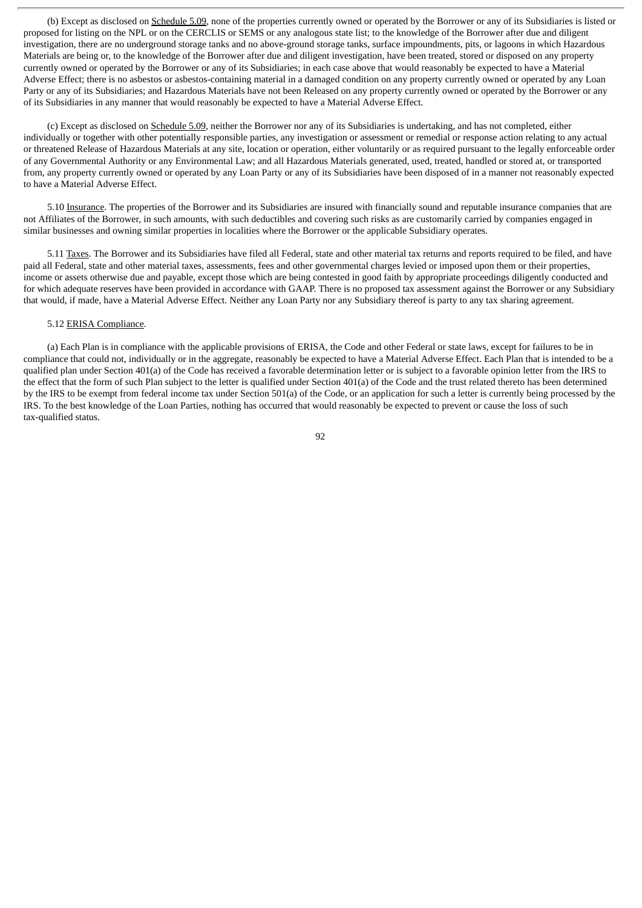(b) Except as disclosed on Schedule 5.09, none of the properties currently owned or operated by the Borrower or any of its Subsidiaries is listed or proposed for listing on the NPL or on the CERCLIS or SEMS or any analogous state list; to the knowledge of the Borrower after due and diligent investigation, there are no underground storage tanks and no above-ground storage tanks, surface impoundments, pits, or lagoons in which Hazardous Materials are being or, to the knowledge of the Borrower after due and diligent investigation, have been treated, stored or disposed on any property currently owned or operated by the Borrower or any of its Subsidiaries; in each case above that would reasonably be expected to have a Material Adverse Effect; there is no asbestos or asbestos-containing material in a damaged condition on any property currently owned or operated by any Loan Party or any of its Subsidiaries; and Hazardous Materials have not been Released on any property currently owned or operated by the Borrower or any of its Subsidiaries in any manner that would reasonably be expected to have a Material Adverse Effect.

(c) Except as disclosed on Schedule 5.09, neither the Borrower nor any of its Subsidiaries is undertaking, and has not completed, either individually or together with other potentially responsible parties, any investigation or assessment or remedial or response action relating to any actual or threatened Release of Hazardous Materials at any site, location or operation, either voluntarily or as required pursuant to the legally enforceable order of any Governmental Authority or any Environmental Law; and all Hazardous Materials generated, used, treated, handled or stored at, or transported from, any property currently owned or operated by any Loan Party or any of its Subsidiaries have been disposed of in a manner not reasonably expected to have a Material Adverse Effect.

5.10 Insurance. The properties of the Borrower and its Subsidiaries are insured with financially sound and reputable insurance companies that are not Affiliates of the Borrower, in such amounts, with such deductibles and covering such risks as are customarily carried by companies engaged in similar businesses and owning similar properties in localities where the Borrower or the applicable Subsidiary operates.

5.11 Taxes. The Borrower and its Subsidiaries have filed all Federal, state and other material tax returns and reports required to be filed, and have paid all Federal, state and other material taxes, assessments, fees and other governmental charges levied or imposed upon them or their properties, income or assets otherwise due and payable, except those which are being contested in good faith by appropriate proceedings diligently conducted and for which adequate reserves have been provided in accordance with GAAP. There is no proposed tax assessment against the Borrower or any Subsidiary that would, if made, have a Material Adverse Effect. Neither any Loan Party nor any Subsidiary thereof is party to any tax sharing agreement.

5.12 ERISA Compliance.

(a) Each Plan is in compliance with the applicable provisions of ERISA, the Code and other Federal or state laws, except for failures to be in compliance that could not, individually or in the aggregate, reasonably be expected to have a Material Adverse Effect. Each Plan that is intended to be a qualified plan under Section 401(a) of the Code has received a favorable determination letter or is subject to a favorable opinion letter from the IRS to the effect that the form of such Plan subject to the letter is qualified under Section 401(a) of the Code and the trust related thereto has been determined by the IRS to be exempt from federal income tax under Section 501(a) of the Code, or an application for such a letter is currently being processed by the IRS. To the best knowledge of the Loan Parties, nothing has occurred that would reasonably be expected to prevent or cause the loss of such tax-qualified status.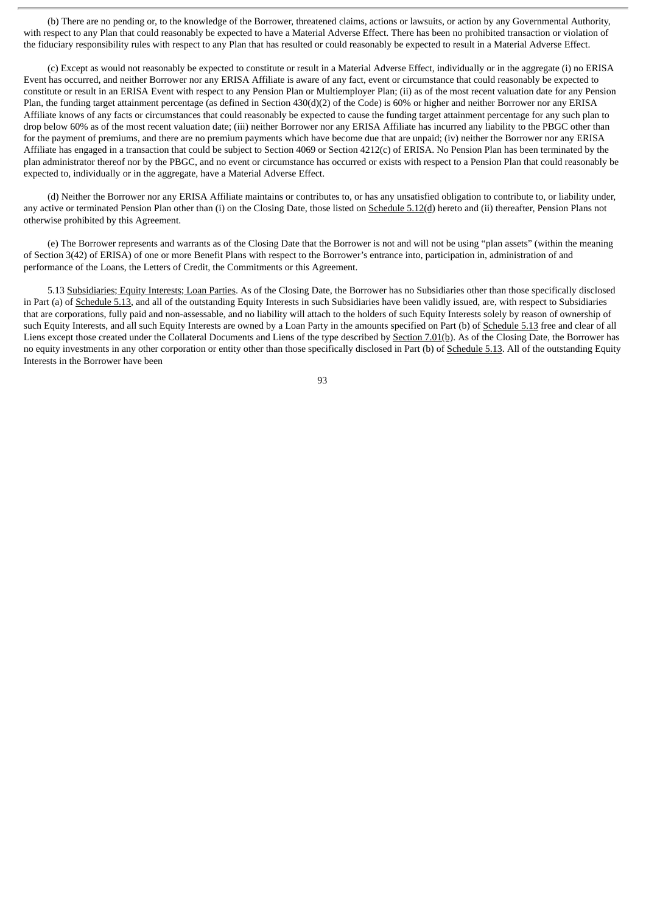(b) There are no pending or, to the knowledge of the Borrower, threatened claims, actions or lawsuits, or action by any Governmental Authority, with respect to any Plan that could reasonably be expected to have a Material Adverse Effect. There has been no prohibited transaction or violation of the fiduciary responsibility rules with respect to any Plan that has resulted or could reasonably be expected to result in a Material Adverse Effect.

(c) Except as would not reasonably be expected to constitute or result in a Material Adverse Effect, individually or in the aggregate (i) no ERISA Event has occurred, and neither Borrower nor any ERISA Affiliate is aware of any fact, event or circumstance that could reasonably be expected to constitute or result in an ERISA Event with respect to any Pension Plan or Multiemployer Plan; (ii) as of the most recent valuation date for any Pension Plan, the funding target attainment percentage (as defined in Section 430(d)(2) of the Code) is 60% or higher and neither Borrower nor any ERISA Affiliate knows of any facts or circumstances that could reasonably be expected to cause the funding target attainment percentage for any such plan to drop below 60% as of the most recent valuation date; (iii) neither Borrower nor any ERISA Affiliate has incurred any liability to the PBGC other than for the payment of premiums, and there are no premium payments which have become due that are unpaid; (iv) neither the Borrower nor any ERISA Affiliate has engaged in a transaction that could be subject to Section 4069 or Section 4212(c) of ERISA. No Pension Plan has been terminated by the plan administrator thereof nor by the PBGC, and no event or circumstance has occurred or exists with respect to a Pension Plan that could reasonably be expected to, individually or in the aggregate, have a Material Adverse Effect.

(d) Neither the Borrower nor any ERISA Affiliate maintains or contributes to, or has any unsatisfied obligation to contribute to, or liability under, any active or terminated Pension Plan other than (i) on the Closing Date, those listed on Schedule 5.12(d) hereto and (ii) thereafter, Pension Plans not otherwise prohibited by this Agreement.

(e) The Borrower represents and warrants as of the Closing Date that the Borrower is not and will not be using "plan assets" (within the meaning of Section 3(42) of ERISA) of one or more Benefit Plans with respect to the Borrower's entrance into, participation in, administration of and performance of the Loans, the Letters of Credit, the Commitments or this Agreement.

5.13 Subsidiaries; Equity Interests; Loan Parties. As of the Closing Date, the Borrower has no Subsidiaries other than those specifically disclosed in Part (a) of Schedule 5.13, and all of the outstanding Equity Interests in such Subsidiaries have been validly issued, are, with respect to Subsidiaries that are corporations, fully paid and non-assessable, and no liability will attach to the holders of such Equity Interests solely by reason of ownership of such Equity Interests, and all such Equity Interests are owned by a Loan Party in the amounts specified on Part (b) of Schedule 5.13 free and clear of all Liens except those created under the Collateral Documents and Liens of the type described by Section 7.01(b). As of the Closing Date, the Borrower has no equity investments in any other corporation or entity other than those specifically disclosed in Part (b) of Schedule 5.13. All of the outstanding Equity Interests in the Borrower have been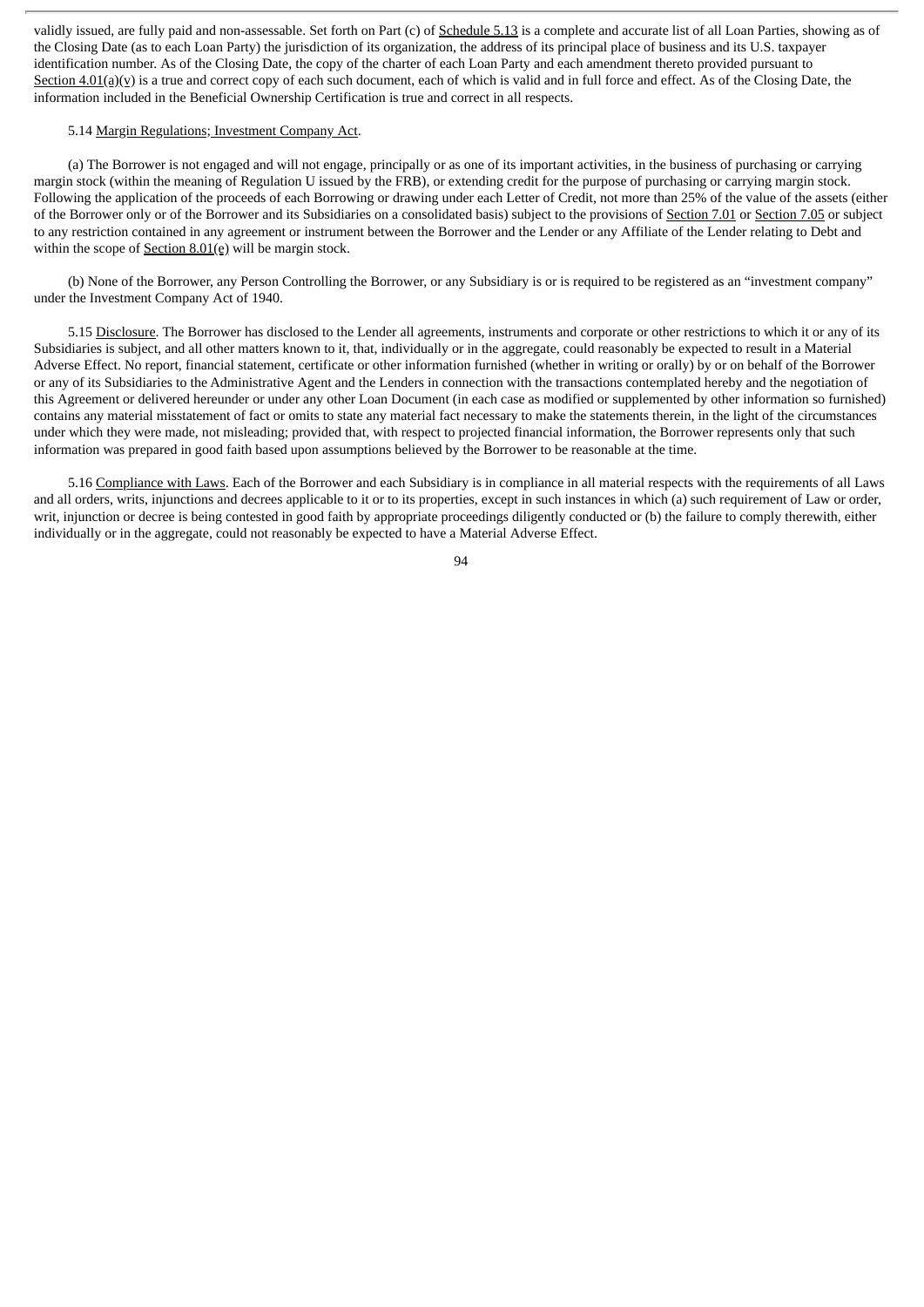validly issued, are fully paid and non-assessable. Set forth on Part (c) of Schedule 5.13 is a complete and accurate list of all Loan Parties, showing as of the Closing Date (as to each Loan Party) the jurisdiction of its organization, the address of its principal place of business and its U.S. taxpayer identification number. As of the Closing Date, the copy of the charter of each Loan Party and each amendment thereto provided pursuant to Section 4.01(a)(v) is a true and correct copy of each such document, each of which is valid and in full force and effect. As of the Closing Date, the information included in the Beneficial Ownership Certification is true and correct in all respects.

5.14 Margin Regulations; Investment Company Act.

(a) The Borrower is not engaged and will not engage, principally or as one of its important activities, in the business of purchasing or carrying margin stock (within the meaning of Regulation U issued by the FRB), or extending credit for the purpose of purchasing or carrying margin stock. Following the application of the proceeds of each Borrowing or drawing under each Letter of Credit, not more than 25% of the value of the assets (either of the Borrower only or of the Borrower and its Subsidiaries on a consolidated basis) subject to the provisions of Section 7.01 or Section 7.05 or subject to any restriction contained in any agreement or instrument between the Borrower and the Lender or any Affiliate of the Lender relating to Debt and within the scope of Section 8.01(e) will be margin stock.

(b) None of the Borrower, any Person Controlling the Borrower, or any Subsidiary is or is required to be registered as an "investment company" under the Investment Company Act of 1940.

5.15 Disclosure. The Borrower has disclosed to the Lender all agreements, instruments and corporate or other restrictions to which it or any of its Subsidiaries is subject, and all other matters known to it, that, individually or in the aggregate, could reasonably be expected to result in a Material Adverse Effect. No report, financial statement, certificate or other information furnished (whether in writing or orally) by or on behalf of the Borrower or any of its Subsidiaries to the Administrative Agent and the Lenders in connection with the transactions contemplated hereby and the negotiation of this Agreement or delivered hereunder or under any other Loan Document (in each case as modified or supplemented by other information so furnished) contains any material misstatement of fact or omits to state any material fact necessary to make the statements therein, in the light of the circumstances under which they were made, not misleading; provided that, with respect to projected financial information, the Borrower represents only that such information was prepared in good faith based upon assumptions believed by the Borrower to be reasonable at the time.

5.16 Compliance with Laws. Each of the Borrower and each Subsidiary is in compliance in all material respects with the requirements of all Laws and all orders, writs, injunctions and decrees applicable to it or to its properties, except in such instances in which (a) such requirement of Law or order, writ, injunction or decree is being contested in good faith by appropriate proceedings diligently conducted or (b) the failure to comply therewith, either individually or in the aggregate, could not reasonably be expected to have a Material Adverse Effect.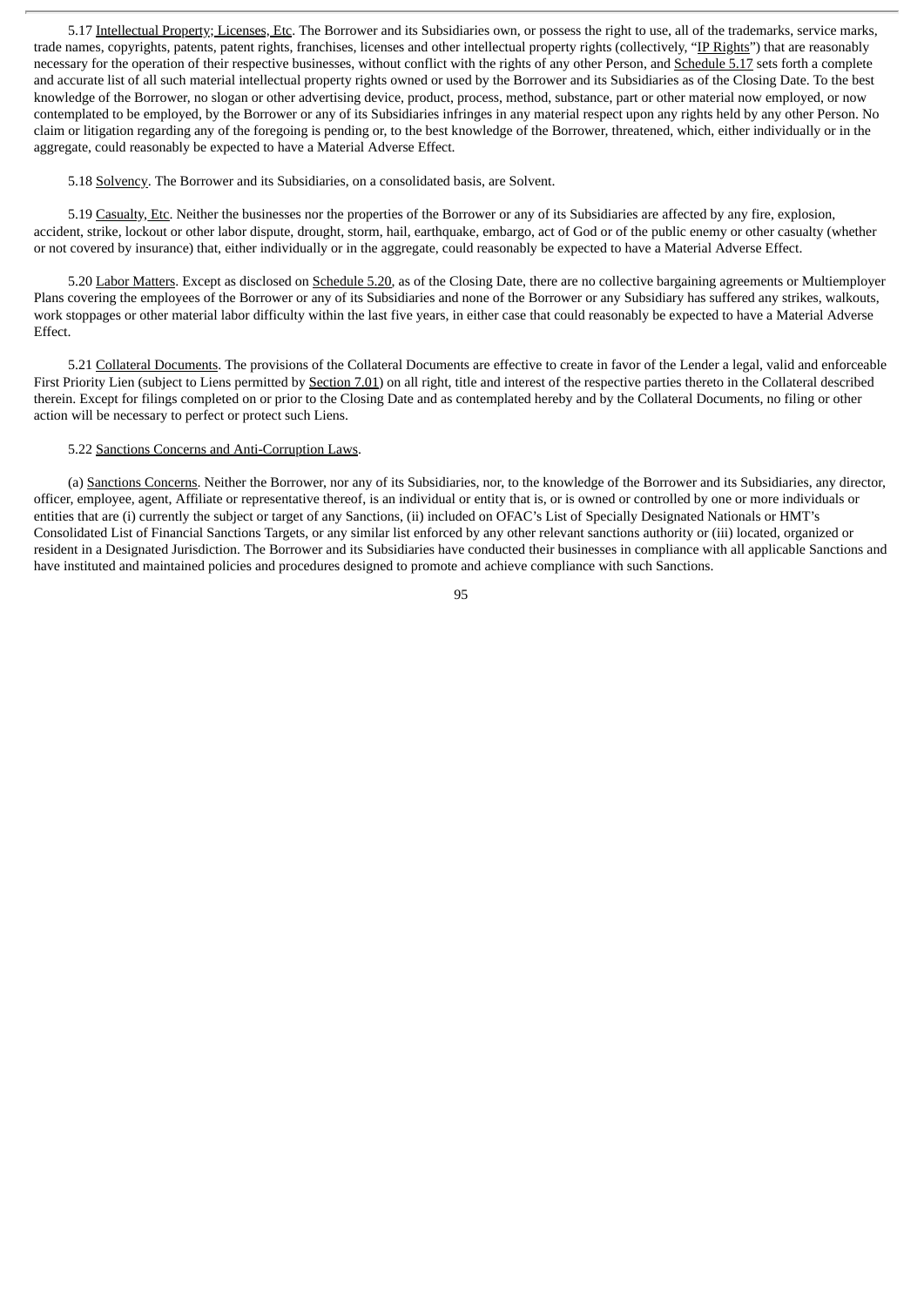5.17 Intellectual Property; Licenses, Etc. The Borrower and its Subsidiaries own, or possess the right to use, all of the trademarks, service marks, trade names, copyrights, patents, patent rights, franchises, licenses and other intellectual property rights (collectively, "IP Rights") that are reasonably necessary for the operation of their respective businesses, without conflict with the rights of any other Person, and Schedule 5.17 sets forth a complete and accurate list of all such material intellectual property rights owned or used by the Borrower and its Subsidiaries as of the Closing Date. To the best knowledge of the Borrower, no slogan or other advertising device, product, process, method, substance, part or other material now employed, or now contemplated to be employed, by the Borrower or any of its Subsidiaries infringes in any material respect upon any rights held by any other Person. No claim or litigation regarding any of the foregoing is pending or, to the best knowledge of the Borrower, threatened, which, either individually or in the aggregate, could reasonably be expected to have a Material Adverse Effect.

5.18 Solvency. The Borrower and its Subsidiaries, on a consolidated basis, are Solvent.

5.19 Casualty, Etc. Neither the businesses nor the properties of the Borrower or any of its Subsidiaries are affected by any fire, explosion, accident, strike, lockout or other labor dispute, drought, storm, hail, earthquake, embargo, act of God or of the public enemy or other casualty (whether or not covered by insurance) that, either individually or in the aggregate, could reasonably be expected to have a Material Adverse Effect.

5.20 Labor Matters. Except as disclosed on Schedule 5.20, as of the Closing Date, there are no collective bargaining agreements or Multiemployer Plans covering the employees of the Borrower or any of its Subsidiaries and none of the Borrower or any Subsidiary has suffered any strikes, walkouts, work stoppages or other material labor difficulty within the last five years, in either case that could reasonably be expected to have a Material Adverse Effect.

5.21 Collateral Documents. The provisions of the Collateral Documents are effective to create in favor of the Lender a legal, valid and enforceable First Priority Lien (subject to Liens permitted by Section 7.01) on all right, title and interest of the respective parties thereto in the Collateral described therein. Except for filings completed on or prior to the Closing Date and as contemplated hereby and by the Collateral Documents, no filing or other action will be necessary to perfect or protect such Liens.

5.22 Sanctions Concerns and Anti-Corruption Laws.

(a) Sanctions Concerns. Neither the Borrower, nor any of its Subsidiaries, nor, to the knowledge of the Borrower and its Subsidiaries, any director, officer, employee, agent, Affiliate or representative thereof, is an individual or entity that is, or is owned or controlled by one or more individuals or entities that are (i) currently the subject or target of any Sanctions, (ii) included on OFAC's List of Specially Designated Nationals or HMT's Consolidated List of Financial Sanctions Targets, or any similar list enforced by any other relevant sanctions authority or (iii) located, organized or resident in a Designated Jurisdiction. The Borrower and its Subsidiaries have conducted their businesses in compliance with all applicable Sanctions and have instituted and maintained policies and procedures designed to promote and achieve compliance with such Sanctions.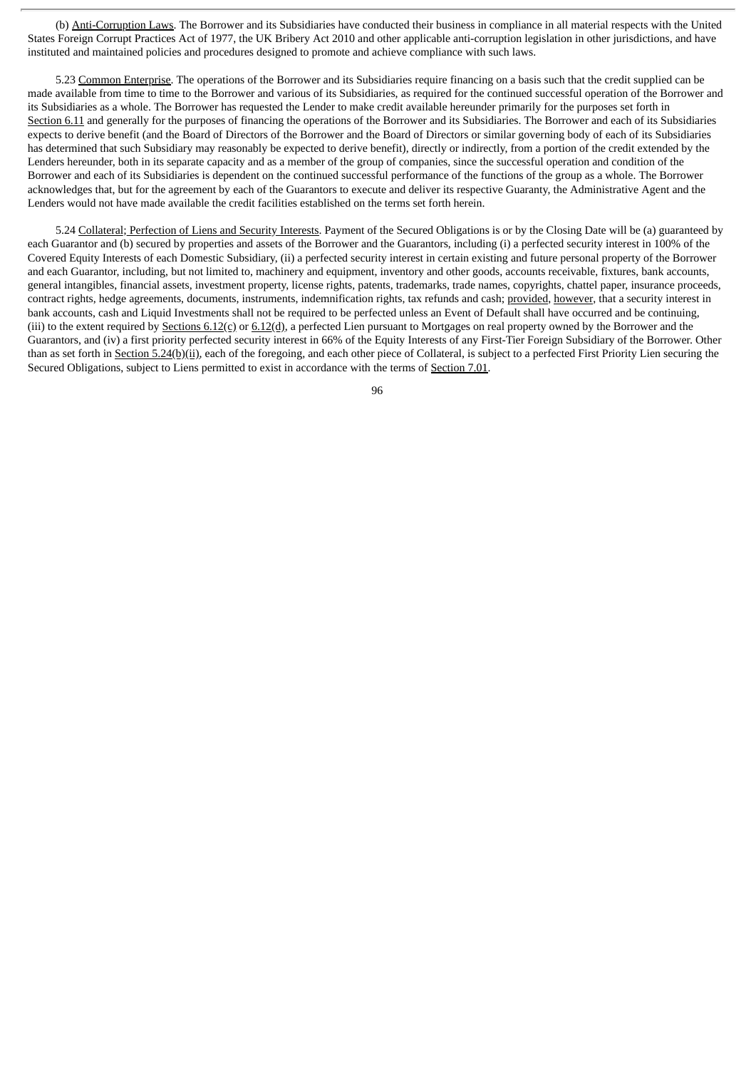(b) Anti-Corruption Laws. The Borrower and its Subsidiaries have conducted their business in compliance in all material respects with the United States Foreign Corrupt Practices Act of 1977, the UK Bribery Act 2010 and other applicable anti-corruption legislation in other jurisdictions, and have instituted and maintained policies and procedures designed to promote and achieve compliance with such laws.

5.23 Common Enterprise. The operations of the Borrower and its Subsidiaries require financing on a basis such that the credit supplied can be made available from time to time to the Borrower and various of its Subsidiaries, as required for the continued successful operation of the Borrower and its Subsidiaries as a whole. The Borrower has requested the Lender to make credit available hereunder primarily for the purposes set forth in Section 6.11 and generally for the purposes of financing the operations of the Borrower and its Subsidiaries. The Borrower and each of its Subsidiaries expects to derive benefit (and the Board of Directors of the Borrower and the Board of Directors or similar governing body of each of its Subsidiaries has determined that such Subsidiary may reasonably be expected to derive benefit), directly or indirectly, from a portion of the credit extended by the Lenders hereunder, both in its separate capacity and as a member of the group of companies, since the successful operation and condition of the Borrower and each of its Subsidiaries is dependent on the continued successful performance of the functions of the group as a whole. The Borrower acknowledges that, but for the agreement by each of the Guarantors to execute and deliver its respective Guaranty, the Administrative Agent and the Lenders would not have made available the credit facilities established on the terms set forth herein.

5.24 Collateral; Perfection of Liens and Security Interests. Payment of the Secured Obligations is or by the Closing Date will be (a) guaranteed by each Guarantor and (b) secured by properties and assets of the Borrower and the Guarantors, including (i) a perfected security interest in 100% of the Covered Equity Interests of each Domestic Subsidiary, (ii) a perfected security interest in certain existing and future personal property of the Borrower and each Guarantor, including, but not limited to, machinery and equipment, inventory and other goods, accounts receivable, fixtures, bank accounts, general intangibles, financial assets, investment property, license rights, patents, trademarks, trade names, copyrights, chattel paper, insurance proceeds, contract rights, hedge agreements, documents, instruments, indemnification rights, tax refunds and cash; provided, however, that a security interest in bank accounts, cash and Liquid Investments shall not be required to be perfected unless an Event of Default shall have occurred and be continuing, (iii) to the extent required by Sections 6.12(c) or 6.12(d), a perfected Lien pursuant to Mortgages on real property owned by the Borrower and the Guarantors, and (iv) a first priority perfected security interest in 66% of the Equity Interests of any First-Tier Foreign Subsidiary of the Borrower. Other than as set forth in Section 5.24(b)(ii), each of the foregoing, and each other piece of Collateral, is subject to a perfected First Priority Lien securing the Secured Obligations, subject to Liens permitted to exist in accordance with the terms of Section 7.01.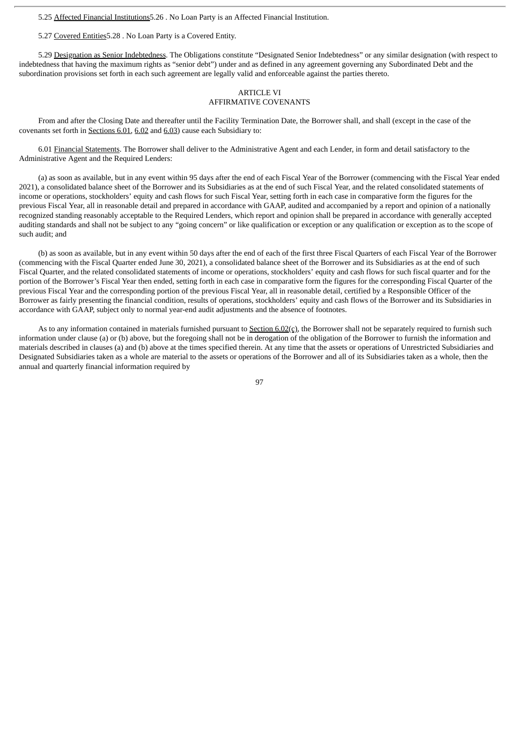5.25 Affected Financial Institutions5.26 . No Loan Party is an Affected Financial Institution.

5.27 Covered Entities5.28 . No Loan Party is a Covered Entity.

5.29 Designation as Senior Indebtedness. The Obligations constitute "Designated Senior Indebtedness" or any similar designation (with respect to indebtedness that having the maximum rights as "senior debt") under and as defined in any agreement governing any Subordinated Debt and the subordination provisions set forth in each such agreement are legally valid and enforceable against the parties thereto.

## ARTICLE VI
## AFFIRMATIVE COVENANTS

From and after the Closing Date and thereafter until the Facility Termination Date, the Borrower shall, and shall (except in the case of the covenants set forth in Sections 6.01, 6.02 and 6.03) cause each Subsidiary to:

6.01 Financial Statements. The Borrower shall deliver to the Administrative Agent and each Lender, in form and detail satisfactory to the Administrative Agent and the Required Lenders:

(a) as soon as available, but in any event within 95 days after the end of each Fiscal Year of the Borrower (commencing with the Fiscal Year ended 2021), a consolidated balance sheet of the Borrower and its Subsidiaries as at the end of such Fiscal Year, and the related consolidated statements of income or operations, stockholders' equity and cash flows for such Fiscal Year, setting forth in each case in comparative form the figures for the previous Fiscal Year, all in reasonable detail and prepared in accordance with GAAP, audited and accompanied by a report and opinion of a nationally recognized standing reasonably acceptable to the Required Lenders, which report and opinion shall be prepared in accordance with generally accepted auditing standards and shall not be subject to any "going concern" or like qualification or exception or any qualification or exception as to the scope of such audit; and

(b) as soon as available, but in any event within 50 days after the end of each of the first three Fiscal Quarters of each Fiscal Year of the Borrower (commencing with the Fiscal Quarter ended June 30, 2021), a consolidated balance sheet of the Borrower and its Subsidiaries as at the end of such Fiscal Quarter, and the related consolidated statements of income or operations, stockholders' equity and cash flows for such fiscal quarter and for the portion of the Borrower's Fiscal Year then ended, setting forth in each case in comparative form the figures for the corresponding Fiscal Quarter of the previous Fiscal Year and the corresponding portion of the previous Fiscal Year, all in reasonable detail, certified by a Responsible Officer of the Borrower as fairly presenting the financial condition, results of operations, stockholders' equity and cash flows of the Borrower and its Subsidiaries in accordance with GAAP, subject only to normal year-end audit adjustments and the absence of footnotes.

As to any information contained in materials furnished pursuant to Section 6.02(c), the Borrower shall not be separately required to furnish such information under clause (a) or (b) above, but the foregoing shall not be in derogation of the obligation of the Borrower to furnish the information and materials described in clauses (a) and (b) above at the times specified therein. At any time that the assets or operations of Unrestricted Subsidiaries and Designated Subsidiaries taken as a whole are material to the assets or operations of the Borrower and all of its Subsidiaries taken as a whole, then the annual and quarterly financial information required by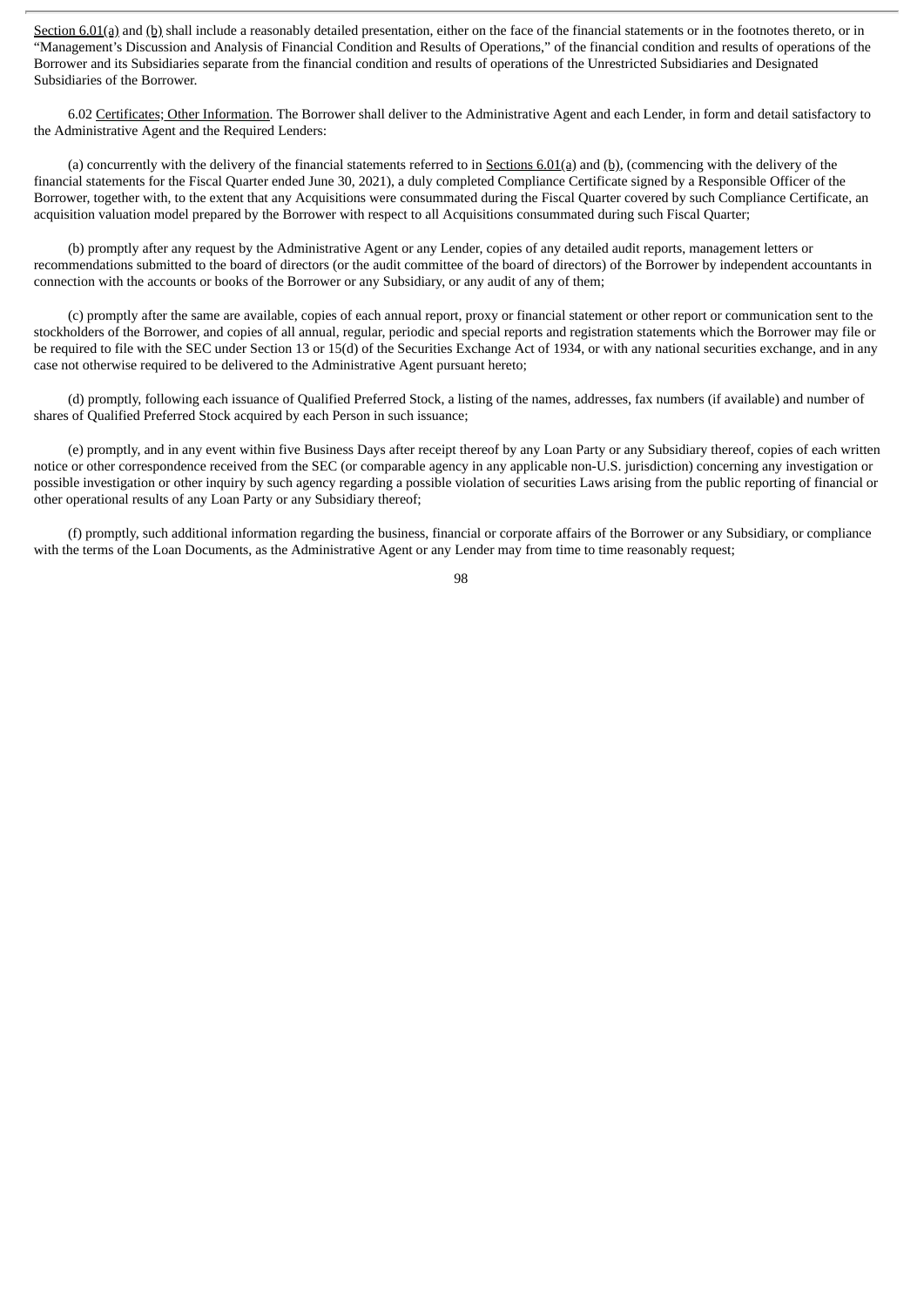Section 6.01(a) and (b) shall include a reasonably detailed presentation, either on the face of the financial statements or in the footnotes thereto, or in "Management's Discussion and Analysis of Financial Condition and Results of Operations," of the financial condition and results of operations of the Borrower and its Subsidiaries separate from the financial condition and results of operations of the Unrestricted Subsidiaries and Designated Subsidiaries of the Borrower.

6.02 Certificates; Other Information. The Borrower shall deliver to the Administrative Agent and each Lender, in form and detail satisfactory to the Administrative Agent and the Required Lenders:

(a) concurrently with the delivery of the financial statements referred to in Sections 6.01(a) and (b), (commencing with the delivery of the financial statements for the Fiscal Quarter ended June 30, 2021), a duly completed Compliance Certificate signed by a Responsible Officer of the Borrower, together with, to the extent that any Acquisitions were consummated during the Fiscal Quarter covered by such Compliance Certificate, an acquisition valuation model prepared by the Borrower with respect to all Acquisitions consummated during such Fiscal Quarter;

(b) promptly after any request by the Administrative Agent or any Lender, copies of any detailed audit reports, management letters or recommendations submitted to the board of directors (or the audit committee of the board of directors) of the Borrower by independent accountants in connection with the accounts or books of the Borrower or any Subsidiary, or any audit of any of them;

(c) promptly after the same are available, copies of each annual report, proxy or financial statement or other report or communication sent to the stockholders of the Borrower, and copies of all annual, regular, periodic and special reports and registration statements which the Borrower may file or be required to file with the SEC under Section 13 or 15(d) of the Securities Exchange Act of 1934, or with any national securities exchange, and in any case not otherwise required to be delivered to the Administrative Agent pursuant hereto;

(d) promptly, following each issuance of Qualified Preferred Stock, a listing of the names, addresses, fax numbers (if available) and number of shares of Qualified Preferred Stock acquired by each Person in such issuance;

(e) promptly, and in any event within five Business Days after receipt thereof by any Loan Party or any Subsidiary thereof, copies of each written notice or other correspondence received from the SEC (or comparable agency in any applicable non-U.S. jurisdiction) concerning any investigation or possible investigation or other inquiry by such agency regarding a possible violation of securities Laws arising from the public reporting of financial or other operational results of any Loan Party or any Subsidiary thereof;

(f) promptly, such additional information regarding the business, financial or corporate affairs of the Borrower or any Subsidiary, or compliance with the terms of the Loan Documents, as the Administrative Agent or any Lender may from time to time reasonably request;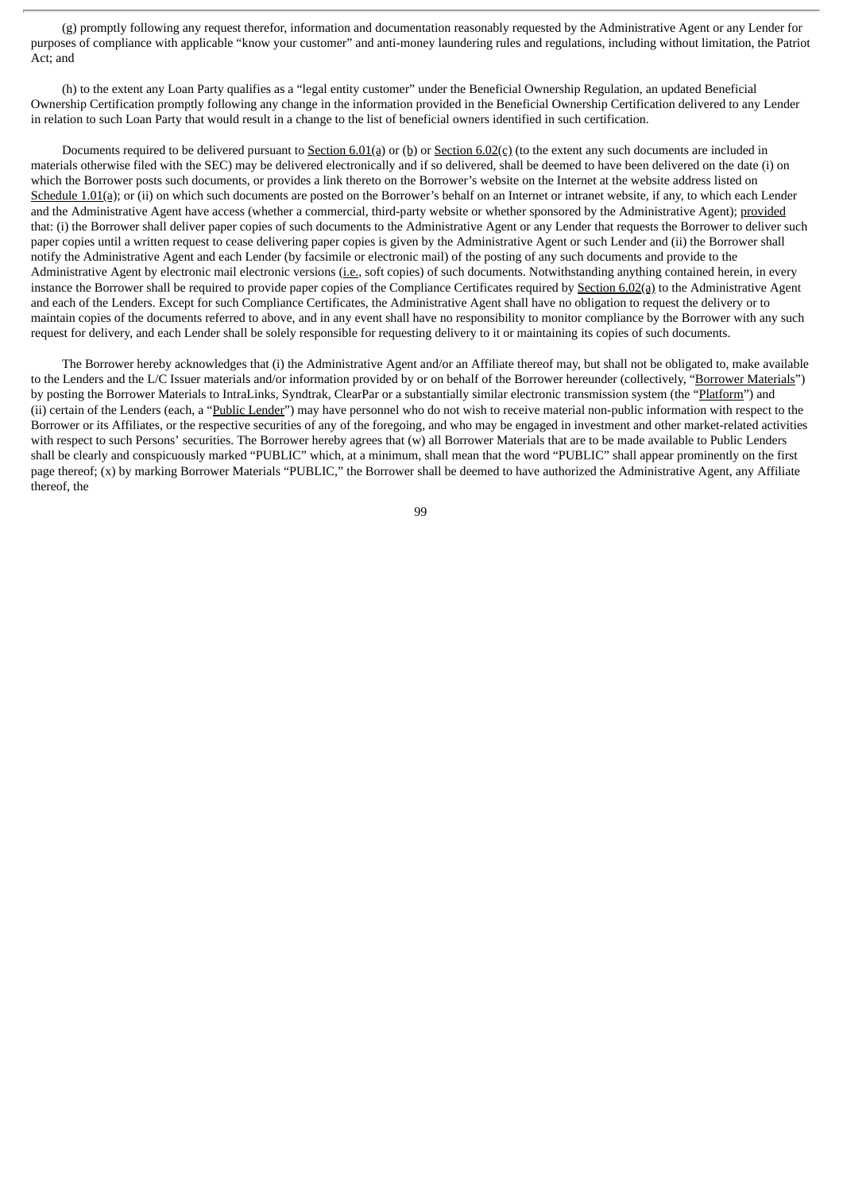(g) promptly following any request therefor, information and documentation reasonably requested by the Administrative Agent or any Lender for purposes of compliance with applicable "know your customer" and anti-money laundering rules and regulations, including without limitation, the Patriot Act; and

(h) to the extent any Loan Party qualifies as a "legal entity customer" under the Beneficial Ownership Regulation, an updated Beneficial Ownership Certification promptly following any change in the information provided in the Beneficial Ownership Certification delivered to any Lender in relation to such Loan Party that would result in a change to the list of beneficial owners identified in such certification.

Documents required to be delivered pursuant to Section 6.01(a) or (b) or Section 6.02(c) (to the extent any such documents are included in materials otherwise filed with the SEC) may be delivered electronically and if so delivered, shall be deemed to have been delivered on the date (i) on which the Borrower posts such documents, or provides a link thereto on the Borrower's website on the Internet at the website address listed on Schedule 1.01(a); or (ii) on which such documents are posted on the Borrower's behalf on an Internet or intranet website, if any, to which each Lender and the Administrative Agent have access (whether a commercial, third-party website or whether sponsored by the Administrative Agent); provided that: (i) the Borrower shall deliver paper copies of such documents to the Administrative Agent or any Lender that requests the Borrower to deliver such paper copies until a written request to cease delivering paper copies is given by the Administrative Agent or such Lender and (ii) the Borrower shall notify the Administrative Agent and each Lender (by facsimile or electronic mail) of the posting of any such documents and provide to the Administrative Agent by electronic mail electronic versions (i.e., soft copies) of such documents. Notwithstanding anything contained herein, in every instance the Borrower shall be required to provide paper copies of the Compliance Certificates required by Section 6.02(a) to the Administrative Agent and each of the Lenders. Except for such Compliance Certificates, the Administrative Agent shall have no obligation to request the delivery or to maintain copies of the documents referred to above, and in any event shall have no responsibility to monitor compliance by the Borrower with any such request for delivery, and each Lender shall be solely responsible for requesting delivery to it or maintaining its copies of such documents.

The Borrower hereby acknowledges that (i) the Administrative Agent and/or an Affiliate thereof may, but shall not be obligated to, make available to the Lenders and the L/C Issuer materials and/or information provided by or on behalf of the Borrower hereunder (collectively, "Borrower Materials") by posting the Borrower Materials to IntraLinks, Syndtrak, ClearPar or a substantially similar electronic transmission system (the "Platform") and (ii) certain of the Lenders (each, a "Public Lender") may have personnel who do not wish to receive material non-public information with respect to the Borrower or its Affiliates, or the respective securities of any of the foregoing, and who may be engaged in investment and other market-related activities with respect to such Persons' securities. The Borrower hereby agrees that (w) all Borrower Materials that are to be made available to Public Lenders shall be clearly and conspicuously marked "PUBLIC" which, at a minimum, shall mean that the word "PUBLIC" shall appear prominently on the first page thereof; (x) by marking Borrower Materials "PUBLIC," the Borrower shall be deemed to have authorized the Administrative Agent, any Affiliate thereof, the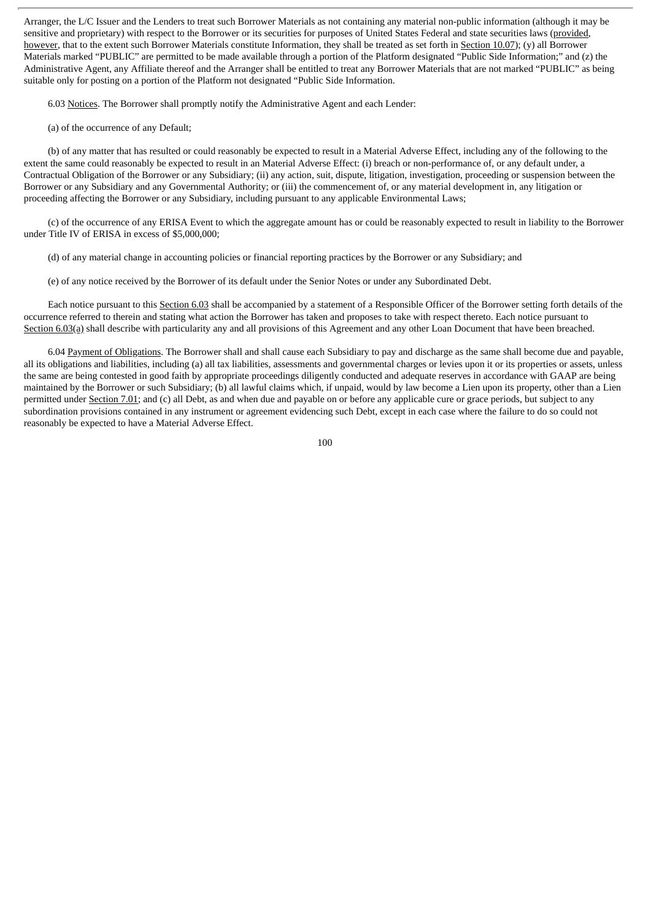Arranger, the L/C Issuer and the Lenders to treat such Borrower Materials as not containing any material non-public information (although it may be sensitive and proprietary) with respect to the Borrower or its securities for purposes of United States Federal and state securities laws (provided, however, that to the extent such Borrower Materials constitute Information, they shall be treated as set forth in Section 10.07); (y) all Borrower Materials marked "PUBLIC" are permitted to be made available through a portion of the Platform designated "Public Side Information;" and (z) the Administrative Agent, any Affiliate thereof and the Arranger shall be entitled to treat any Borrower Materials that are not marked "PUBLIC" as being suitable only for posting on a portion of the Platform not designated "Public Side Information.

6.03 Notices. The Borrower shall promptly notify the Administrative Agent and each Lender:

(a) of the occurrence of any Default;

(b) of any matter that has resulted or could reasonably be expected to result in a Material Adverse Effect, including any of the following to the extent the same could reasonably be expected to result in an Material Adverse Effect: (i) breach or non-performance of, or any default under, a Contractual Obligation of the Borrower or any Subsidiary; (ii) any action, suit, dispute, litigation, investigation, proceeding or suspension between the Borrower or any Subsidiary and any Governmental Authority; or (iii) the commencement of, or any material development in, any litigation or proceeding affecting the Borrower or any Subsidiary, including pursuant to any applicable Environmental Laws;

(c) of the occurrence of any ERISA Event to which the aggregate amount has or could be reasonably expected to result in liability to the Borrower under Title IV of ERISA in excess of $5,000,000;

(d) of any material change in accounting policies or financial reporting practices by the Borrower or any Subsidiary; and

(e) of any notice received by the Borrower of its default under the Senior Notes or under any Subordinated Debt.

Each notice pursuant to this Section 6.03 shall be accompanied by a statement of a Responsible Officer of the Borrower setting forth details of the occurrence referred to therein and stating what action the Borrower has taken and proposes to take with respect thereto. Each notice pursuant to Section 6.03(a) shall describe with particularity any and all provisions of this Agreement and any other Loan Document that have been breached.

6.04 Payment of Obligations. The Borrower shall and shall cause each Subsidiary to pay and discharge as the same shall become due and payable, all its obligations and liabilities, including (a) all tax liabilities, assessments and governmental charges or levies upon it or its properties or assets, unless the same are being contested in good faith by appropriate proceedings diligently conducted and adequate reserves in accordance with GAAP are being maintained by the Borrower or such Subsidiary; (b) all lawful claims which, if unpaid, would by law become a Lien upon its property, other than a Lien permitted under Section 7.01; and (c) all Debt, as and when due and payable on or before any applicable cure or grace periods, but subject to any subordination provisions contained in any instrument or agreement evidencing such Debt, except in each case where the failure to do so could not reasonably be expected to have a Material Adverse Effect.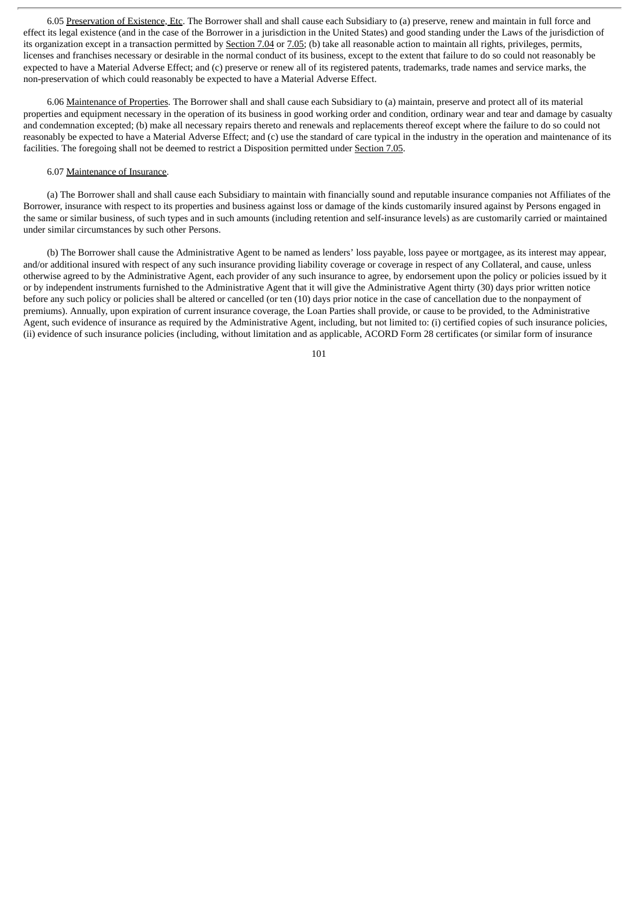6.05 Preservation of Existence, Etc. The Borrower shall and shall cause each Subsidiary to (a) preserve, renew and maintain in full force and effect its legal existence (and in the case of the Borrower in a jurisdiction in the United States) and good standing under the Laws of the jurisdiction of its organization except in a transaction permitted by Section 7.04 or 7.05; (b) take all reasonable action to maintain all rights, privileges, permits, licenses and franchises necessary or desirable in the normal conduct of its business, except to the extent that failure to do so could not reasonably be expected to have a Material Adverse Effect; and (c) preserve or renew all of its registered patents, trademarks, trade names and service marks, the non-preservation of which could reasonably be expected to have a Material Adverse Effect.

6.06 Maintenance of Properties. The Borrower shall and shall cause each Subsidiary to (a) maintain, preserve and protect all of its material properties and equipment necessary in the operation of its business in good working order and condition, ordinary wear and tear and damage by casualty and condemnation excepted; (b) make all necessary repairs thereto and renewals and replacements thereof except where the failure to do so could not reasonably be expected to have a Material Adverse Effect; and (c) use the standard of care typical in the industry in the operation and maintenance of its facilities. The foregoing shall not be deemed to restrict a Disposition permitted under Section 7.05.

6.07 Maintenance of Insurance.

(a) The Borrower shall and shall cause each Subsidiary to maintain with financially sound and reputable insurance companies not Affiliates of the Borrower, insurance with respect to its properties and business against loss or damage of the kinds customarily insured against by Persons engaged in the same or similar business, of such types and in such amounts (including retention and self-insurance levels) as are customarily carried or maintained under similar circumstances by such other Persons.

(b) The Borrower shall cause the Administrative Agent to be named as lenders' loss payable, loss payee or mortgagee, as its interest may appear, and/or additional insured with respect of any such insurance providing liability coverage or coverage in respect of any Collateral, and cause, unless otherwise agreed to by the Administrative Agent, each provider of any such insurance to agree, by endorsement upon the policy or policies issued by it or by independent instruments furnished to the Administrative Agent that it will give the Administrative Agent thirty (30) days prior written notice before any such policy or policies shall be altered or cancelled (or ten (10) days prior notice in the case of cancellation due to the nonpayment of premiums). Annually, upon expiration of current insurance coverage, the Loan Parties shall provide, or cause to be provided, to the Administrative Agent, such evidence of insurance as required by the Administrative Agent, including, but not limited to: (i) certified copies of such insurance policies, (ii) evidence of such insurance policies (including, without limitation and as applicable, ACORD Form 28 certificates (or similar form of insurance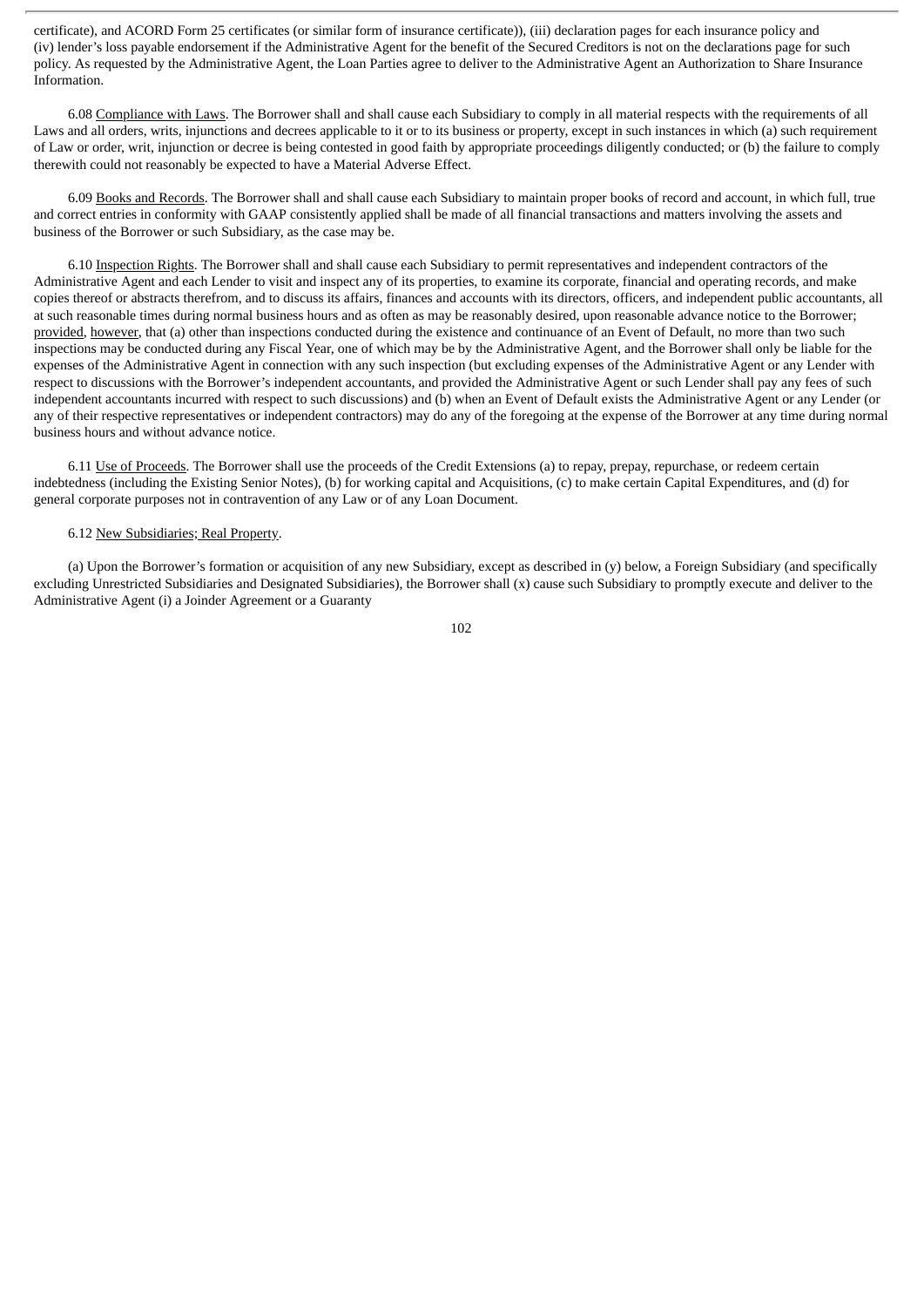certificate), and ACORD Form 25 certificates (or similar form of insurance certificate)), (iii) declaration pages for each insurance policy and (iv) lender's loss payable endorsement if the Administrative Agent for the benefit of the Secured Creditors is not on the declarations page for such policy. As requested by the Administrative Agent, the Loan Parties agree to deliver to the Administrative Agent an Authorization to Share Insurance Information.

6.08 Compliance with Laws. The Borrower shall and shall cause each Subsidiary to comply in all material respects with the requirements of all Laws and all orders, writs, injunctions and decrees applicable to it or to its business or property, except in such instances in which (a) such requirement of Law or order, writ, injunction or decree is being contested in good faith by appropriate proceedings diligently conducted; or (b) the failure to comply therewith could not reasonably be expected to have a Material Adverse Effect.

6.09 Books and Records. The Borrower shall and shall cause each Subsidiary to maintain proper books of record and account, in which full, true and correct entries in conformity with GAAP consistently applied shall be made of all financial transactions and matters involving the assets and business of the Borrower or such Subsidiary, as the case may be.

6.10 Inspection Rights. The Borrower shall and shall cause each Subsidiary to permit representatives and independent contractors of the Administrative Agent and each Lender to visit and inspect any of its properties, to examine its corporate, financial and operating records, and make copies thereof or abstracts therefrom, and to discuss its affairs, finances and accounts with its directors, officers, and independent public accountants, all at such reasonable times during normal business hours and as often as may be reasonably desired, upon reasonable advance notice to the Borrower; provided, however, that (a) other than inspections conducted during the existence and continuance of an Event of Default, no more than two such inspections may be conducted during any Fiscal Year, one of which may be by the Administrative Agent, and the Borrower shall only be liable for the expenses of the Administrative Agent in connection with any such inspection (but excluding expenses of the Administrative Agent or any Lender with respect to discussions with the Borrower's independent accountants, and provided the Administrative Agent or such Lender shall pay any fees of such independent accountants incurred with respect to such discussions) and (b) when an Event of Default exists the Administrative Agent or any Lender (or any of their respective representatives or independent contractors) may do any of the foregoing at the expense of the Borrower at any time during normal business hours and without advance notice.

6.11 Use of Proceeds. The Borrower shall use the proceeds of the Credit Extensions (a) to repay, prepay, repurchase, or redeem certain indebtedness (including the Existing Senior Notes), (b) for working capital and Acquisitions, (c) to make certain Capital Expenditures, and (d) for general corporate purposes not in contravention of any Law or of any Loan Document.

6.12 New Subsidiaries; Real Property.

(a) Upon the Borrower's formation or acquisition of any new Subsidiary, except as described in (y) below, a Foreign Subsidiary (and specifically excluding Unrestricted Subsidiaries and Designated Subsidiaries), the Borrower shall (x) cause such Subsidiary to promptly execute and deliver to the Administrative Agent (i) a Joinder Agreement or a Guaranty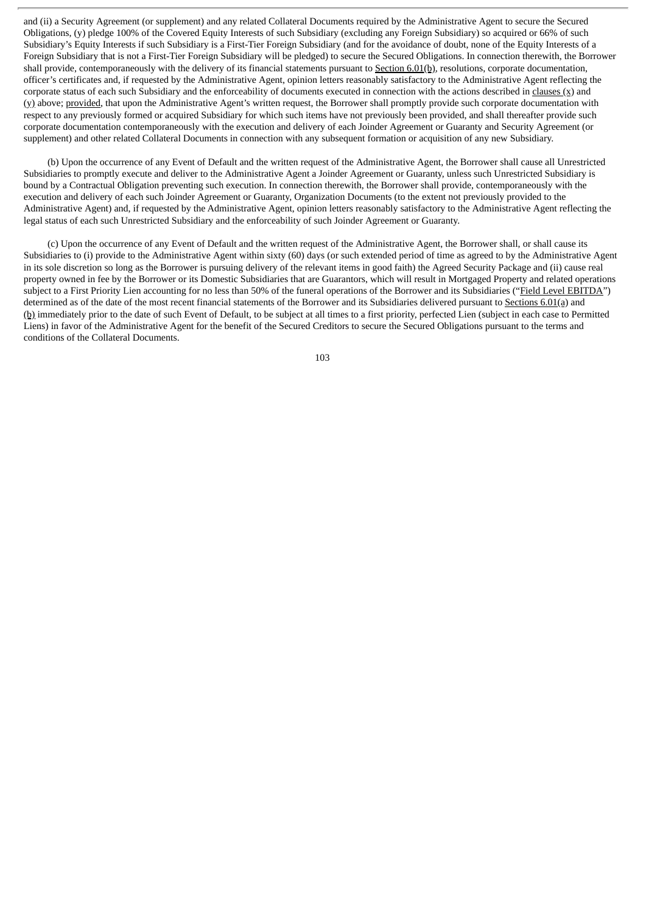and (ii) a Security Agreement (or supplement) and any related Collateral Documents required by the Administrative Agent to secure the Secured Obligations, (y) pledge 100% of the Covered Equity Interests of such Subsidiary (excluding any Foreign Subsidiary) so acquired or 66% of such Subsidiary's Equity Interests if such Subsidiary is a First-Tier Foreign Subsidiary (and for the avoidance of doubt, none of the Equity Interests of a Foreign Subsidiary that is not a First-Tier Foreign Subsidiary will be pledged) to secure the Secured Obligations. In connection therewith, the Borrower shall provide, contemporaneously with the delivery of its financial statements pursuant to Section 6.01(b), resolutions, corporate documentation, officer's certificates and, if requested by the Administrative Agent, opinion letters reasonably satisfactory to the Administrative Agent reflecting the corporate status of each such Subsidiary and the enforceability of documents executed in connection with the actions described in clauses (x) and (y) above; provided, that upon the Administrative Agent's written request, the Borrower shall promptly provide such corporate documentation with respect to any previously formed or acquired Subsidiary for which such items have not previously been provided, and shall thereafter provide such corporate documentation contemporaneously with the execution and delivery of each Joinder Agreement or Guaranty and Security Agreement (or supplement) and other related Collateral Documents in connection with any subsequent formation or acquisition of any new Subsidiary.

(b) Upon the occurrence of any Event of Default and the written request of the Administrative Agent, the Borrower shall cause all Unrestricted Subsidiaries to promptly execute and deliver to the Administrative Agent a Joinder Agreement or Guaranty, unless such Unrestricted Subsidiary is bound by a Contractual Obligation preventing such execution. In connection therewith, the Borrower shall provide, contemporaneously with the execution and delivery of each such Joinder Agreement or Guaranty, Organization Documents (to the extent not previously provided to the Administrative Agent) and, if requested by the Administrative Agent, opinion letters reasonably satisfactory to the Administrative Agent reflecting the legal status of each such Unrestricted Subsidiary and the enforceability of such Joinder Agreement or Guaranty.

(c) Upon the occurrence of any Event of Default and the written request of the Administrative Agent, the Borrower shall, or shall cause its Subsidiaries to (i) provide to the Administrative Agent within sixty (60) days (or such extended period of time as agreed to by the Administrative Agent in its sole discretion so long as the Borrower is pursuing delivery of the relevant items in good faith) the Agreed Security Package and (ii) cause real property owned in fee by the Borrower or its Domestic Subsidiaries that are Guarantors, which will result in Mortgaged Property and related operations subject to a First Priority Lien accounting for no less than 50% of the funeral operations of the Borrower and its Subsidiaries ("Field Level EBITDA") determined as of the date of the most recent financial statements of the Borrower and its Subsidiaries delivered pursuant to Sections 6.01(a) and (b) immediately prior to the date of such Event of Default, to be subject at all times to a first priority, perfected Lien (subject in each case to Permitted Liens) in favor of the Administrative Agent for the benefit of the Secured Creditors to secure the Secured Obligations pursuant to the terms and conditions of the Collateral Documents.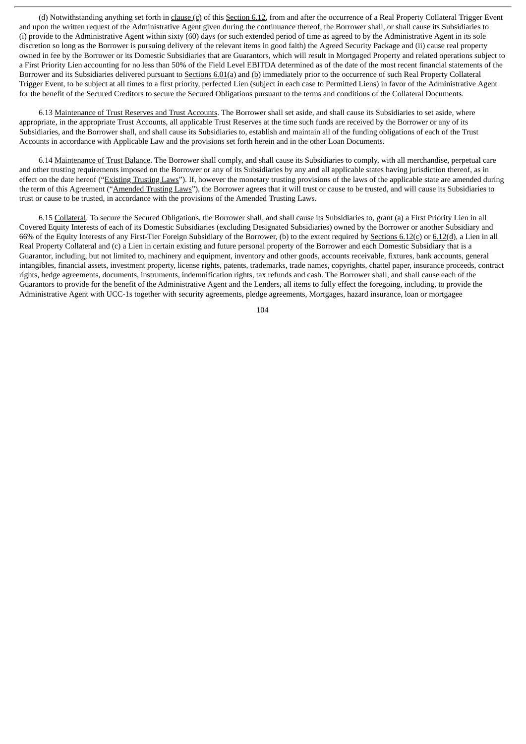(d) Notwithstanding anything set forth in clause (c) of this Section 6.12, from and after the occurrence of a Real Property Collateral Trigger Event and upon the written request of the Administrative Agent given during the continuance thereof, the Borrower shall, or shall cause its Subsidiaries to (i) provide to the Administrative Agent within sixty (60) days (or such extended period of time as agreed to by the Administrative Agent in its sole discretion so long as the Borrower is pursuing delivery of the relevant items in good faith) the Agreed Security Package and (ii) cause real property owned in fee by the Borrower or its Domestic Subsidiaries that are Guarantors, which will result in Mortgaged Property and related operations subject to a First Priority Lien accounting for no less than 50% of the Field Level EBITDA determined as of the date of the most recent financial statements of the Borrower and its Subsidiaries delivered pursuant to Sections 6.01(a) and (b) immediately prior to the occurrence of such Real Property Collateral Trigger Event, to be subject at all times to a first priority, perfected Lien (subject in each case to Permitted Liens) in favor of the Administrative Agent for the benefit of the Secured Creditors to secure the Secured Obligations pursuant to the terms and conditions of the Collateral Documents.

6.13 Maintenance of Trust Reserves and Trust Accounts. The Borrower shall set aside, and shall cause its Subsidiaries to set aside, where appropriate, in the appropriate Trust Accounts, all applicable Trust Reserves at the time such funds are received by the Borrower or any of its Subsidiaries, and the Borrower shall, and shall cause its Subsidiaries to, establish and maintain all of the funding obligations of each of the Trust Accounts in accordance with Applicable Law and the provisions set forth herein and in the other Loan Documents.

6.14 Maintenance of Trust Balance. The Borrower shall comply, and shall cause its Subsidiaries to comply, with all merchandise, perpetual care and other trusting requirements imposed on the Borrower or any of its Subsidiaries by any and all applicable states having jurisdiction thereof, as in effect on the date hereof ("Existing Trusting Laws"). If, however the monetary trusting provisions of the laws of the applicable state are amended during the term of this Agreement ("Amended Trusting Laws"), the Borrower agrees that it will trust or cause to be trusted, and will cause its Subsidiaries to trust or cause to be trusted, in accordance with the provisions of the Amended Trusting Laws.

6.15 Collateral. To secure the Secured Obligations, the Borrower shall, and shall cause its Subsidiaries to, grant (a) a First Priority Lien in all Covered Equity Interests of each of its Domestic Subsidiaries (excluding Designated Subsidiaries) owned by the Borrower or another Subsidiary and 66% of the Equity Interests of any First-Tier Foreign Subsidiary of the Borrower, (b) to the extent required by Sections 6.12(c) or 6.12(d), a Lien in all Real Property Collateral and (c) a Lien in certain existing and future personal property of the Borrower and each Domestic Subsidiary that is a Guarantor, including, but not limited to, machinery and equipment, inventory and other goods, accounts receivable, fixtures, bank accounts, general intangibles, financial assets, investment property, license rights, patents, trademarks, trade names, copyrights, chattel paper, insurance proceeds, contract rights, hedge agreements, documents, instruments, indemnification rights, tax refunds and cash. The Borrower shall, and shall cause each of the Guarantors to provide for the benefit of the Administrative Agent and the Lenders, all items to fully effect the foregoing, including, to provide the Administrative Agent with UCC-1s together with security agreements, pledge agreements, Mortgages, hazard insurance, loan or mortgagee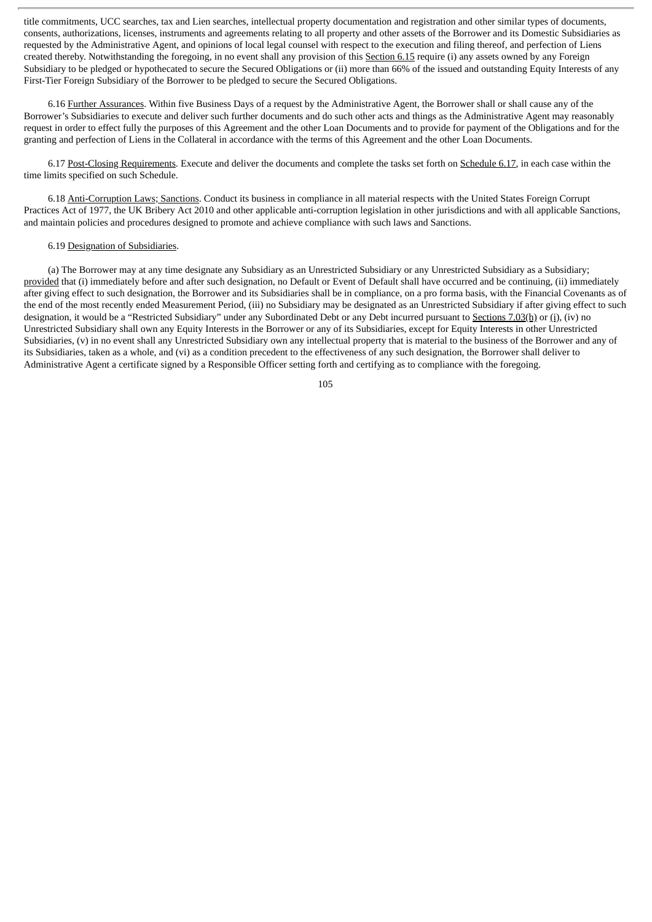title commitments, UCC searches, tax and Lien searches, intellectual property documentation and registration and other similar types of documents, consents, authorizations, licenses, instruments and agreements relating to all property and other assets of the Borrower and its Domestic Subsidiaries as requested by the Administrative Agent, and opinions of local legal counsel with respect to the execution and filing thereof, and perfection of Liens created thereby. Notwithstanding the foregoing, in no event shall any provision of this Section 6.15 require (i) any assets owned by any Foreign Subsidiary to be pledged or hypothecated to secure the Secured Obligations or (ii) more than 66% of the issued and outstanding Equity Interests of any First-Tier Foreign Subsidiary of the Borrower to be pledged to secure the Secured Obligations.

6.16 Further Assurances. Within five Business Days of a request by the Administrative Agent, the Borrower shall or shall cause any of the Borrower's Subsidiaries to execute and deliver such further documents and do such other acts and things as the Administrative Agent may reasonably request in order to effect fully the purposes of this Agreement and the other Loan Documents and to provide for payment of the Obligations and for the granting and perfection of Liens in the Collateral in accordance with the terms of this Agreement and the other Loan Documents.

6.17 Post-Closing Requirements. Execute and deliver the documents and complete the tasks set forth on Schedule 6.17, in each case within the time limits specified on such Schedule.

6.18 Anti-Corruption Laws; Sanctions. Conduct its business in compliance in all material respects with the United States Foreign Corrupt Practices Act of 1977, the UK Bribery Act 2010 and other applicable anti-corruption legislation in other jurisdictions and with all applicable Sanctions, and maintain policies and procedures designed to promote and achieve compliance with such laws and Sanctions.

6.19 Designation of Subsidiaries.

(a) The Borrower may at any time designate any Subsidiary as an Unrestricted Subsidiary or any Unrestricted Subsidiary as a Subsidiary; provided that (i) immediately before and after such designation, no Default or Event of Default shall have occurred and be continuing, (ii) immediately after giving effect to such designation, the Borrower and its Subsidiaries shall be in compliance, on a pro forma basis, with the Financial Covenants as of the end of the most recently ended Measurement Period, (iii) no Subsidiary may be designated as an Unrestricted Subsidiary if after giving effect to such designation, it would be a "Restricted Subsidiary" under any Subordinated Debt or any Debt incurred pursuant to Sections 7.03(h) or (i), (iv) no Unrestricted Subsidiary shall own any Equity Interests in the Borrower or any of its Subsidiaries, except for Equity Interests in other Unrestricted Subsidiaries, (v) in no event shall any Unrestricted Subsidiary own any intellectual property that is material to the business of the Borrower and any of its Subsidiaries, taken as a whole, and (vi) as a condition precedent to the effectiveness of any such designation, the Borrower shall deliver to Administrative Agent a certificate signed by a Responsible Officer setting forth and certifying as to compliance with the foregoing.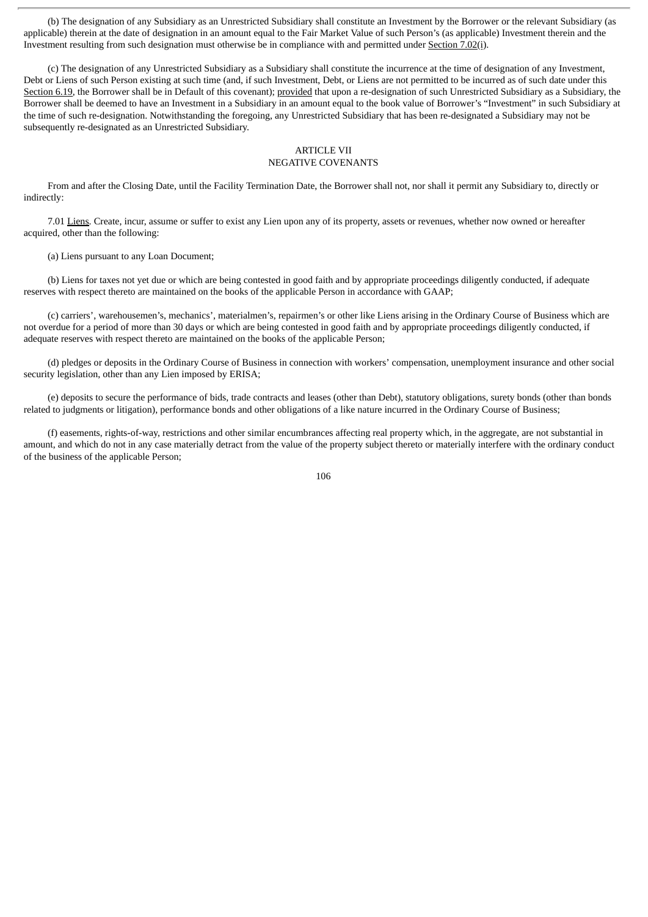(b) The designation of any Subsidiary as an Unrestricted Subsidiary shall constitute an Investment by the Borrower or the relevant Subsidiary (as applicable) therein at the date of designation in an amount equal to the Fair Market Value of such Person's (as applicable) Investment therein and the Investment resulting from such designation must otherwise be in compliance with and permitted under Section 7.02(i).

(c) The designation of any Unrestricted Subsidiary as a Subsidiary shall constitute the incurrence at the time of designation of any Investment, Debt or Liens of such Person existing at such time (and, if such Investment, Debt, or Liens are not permitted to be incurred as of such date under this Section 6.19, the Borrower shall be in Default of this covenant); provided that upon a re-designation of such Unrestricted Subsidiary as a Subsidiary, the Borrower shall be deemed to have an Investment in a Subsidiary in an amount equal to the book value of Borrower's "Investment" in such Subsidiary at the time of such re-designation. Notwithstanding the foregoing, any Unrestricted Subsidiary that has been re-designated a Subsidiary may not be subsequently re-designated as an Unrestricted Subsidiary.

## ARTICLE VII
## NEGATIVE COVENANTS

From and after the Closing Date, until the Facility Termination Date, the Borrower shall not, nor shall it permit any Subsidiary to, directly or indirectly:

7.01 Liens. Create, incur, assume or suffer to exist any Lien upon any of its property, assets or revenues, whether now owned or hereafter acquired, other than the following:

(a) Liens pursuant to any Loan Document;

(b) Liens for taxes not yet due or which are being contested in good faith and by appropriate proceedings diligently conducted, if adequate reserves with respect thereto are maintained on the books of the applicable Person in accordance with GAAP;

(c) carriers', warehousemen's, mechanics', materialmen's, repairmen's or other like Liens arising in the Ordinary Course of Business which are not overdue for a period of more than 30 days or which are being contested in good faith and by appropriate proceedings diligently conducted, if adequate reserves with respect thereto are maintained on the books of the applicable Person;

(d) pledges or deposits in the Ordinary Course of Business in connection with workers' compensation, unemployment insurance and other social security legislation, other than any Lien imposed by ERISA;

(e) deposits to secure the performance of bids, trade contracts and leases (other than Debt), statutory obligations, surety bonds (other than bonds related to judgments or litigation), performance bonds and other obligations of a like nature incurred in the Ordinary Course of Business;

(f) easements, rights-of-way, restrictions and other similar encumbrances affecting real property which, in the aggregate, are not substantial in amount, and which do not in any case materially detract from the value of the property subject thereto or materially interfere with the ordinary conduct of the business of the applicable Person;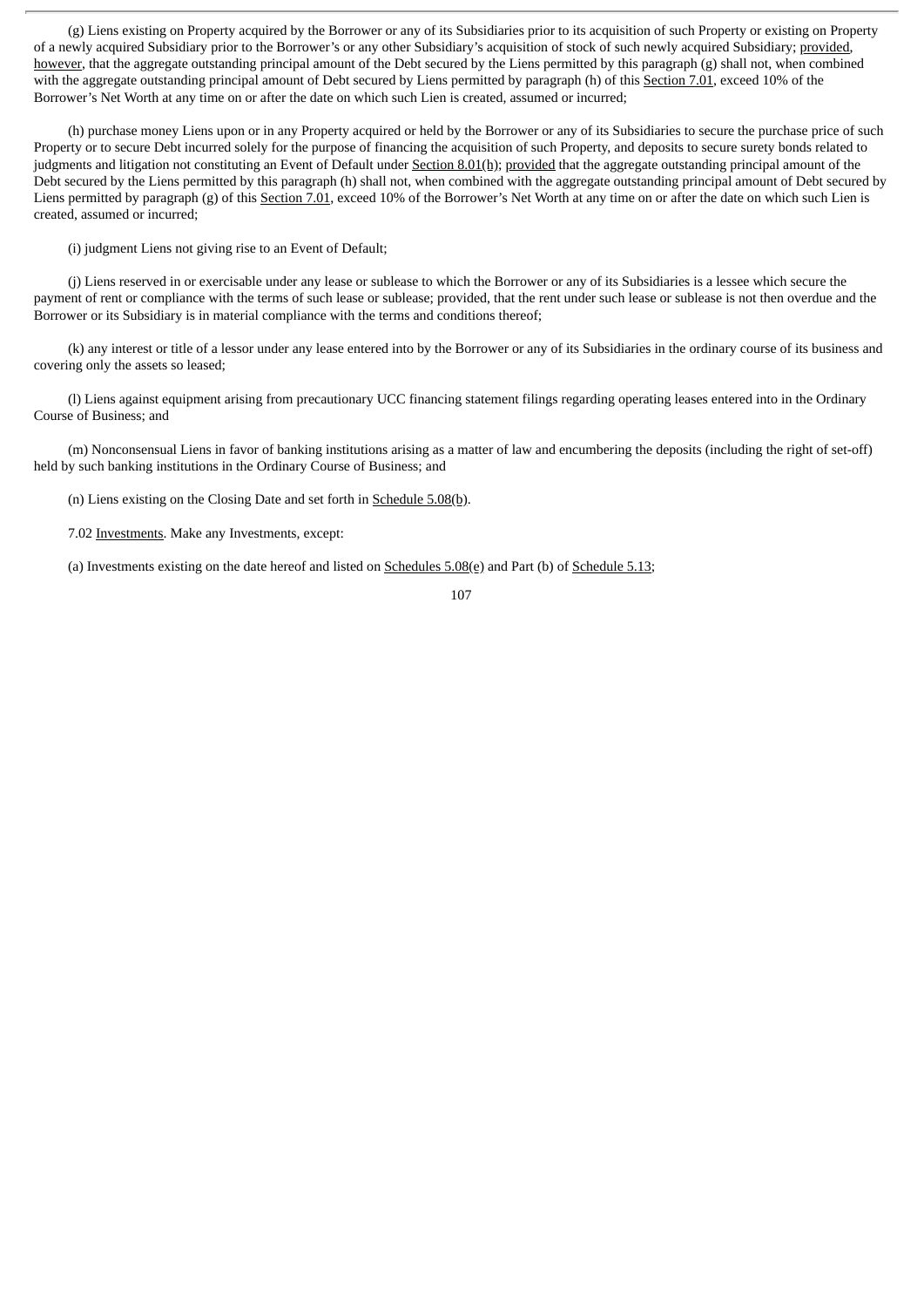(g) Liens existing on Property acquired by the Borrower or any of its Subsidiaries prior to its acquisition of such Property or existing on Property of a newly acquired Subsidiary prior to the Borrower's or any other Subsidiary's acquisition of stock of such newly acquired Subsidiary; provided, however, that the aggregate outstanding principal amount of the Debt secured by the Liens permitted by this paragraph (g) shall not, when combined with the aggregate outstanding principal amount of Debt secured by Liens permitted by paragraph (h) of this Section 7.01, exceed 10% of the Borrower's Net Worth at any time on or after the date on which such Lien is created, assumed or incurred;

(h) purchase money Liens upon or in any Property acquired or held by the Borrower or any of its Subsidiaries to secure the purchase price of such Property or to secure Debt incurred solely for the purpose of financing the acquisition of such Property, and deposits to secure surety bonds related to judgments and litigation not constituting an Event of Default under Section 8.01(h); provided that the aggregate outstanding principal amount of the Debt secured by the Liens permitted by this paragraph (h) shall not, when combined with the aggregate outstanding principal amount of Debt secured by Liens permitted by paragraph (g) of this Section 7.01, exceed 10% of the Borrower's Net Worth at any time on or after the date on which such Lien is created, assumed or incurred;

(i) judgment Liens not giving rise to an Event of Default;

(j) Liens reserved in or exercisable under any lease or sublease to which the Borrower or any of its Subsidiaries is a lessee which secure the payment of rent or compliance with the terms of such lease or sublease; provided, that the rent under such lease or sublease is not then overdue and the Borrower or its Subsidiary is in material compliance with the terms and conditions thereof;

(k) any interest or title of a lessor under any lease entered into by the Borrower or any of its Subsidiaries in the ordinary course of its business and covering only the assets so leased;

(l) Liens against equipment arising from precautionary UCC financing statement filings regarding operating leases entered into in the Ordinary Course of Business; and

(m) Nonconsensual Liens in favor of banking institutions arising as a matter of law and encumbering the deposits (including the right of set-off) held by such banking institutions in the Ordinary Course of Business; and

(n) Liens existing on the Closing Date and set forth in Schedule 5.08(b).

7.02 Investments. Make any Investments, except:

(a) Investments existing on the date hereof and listed on Schedules 5.08(e) and Part (b) of Schedule 5.13;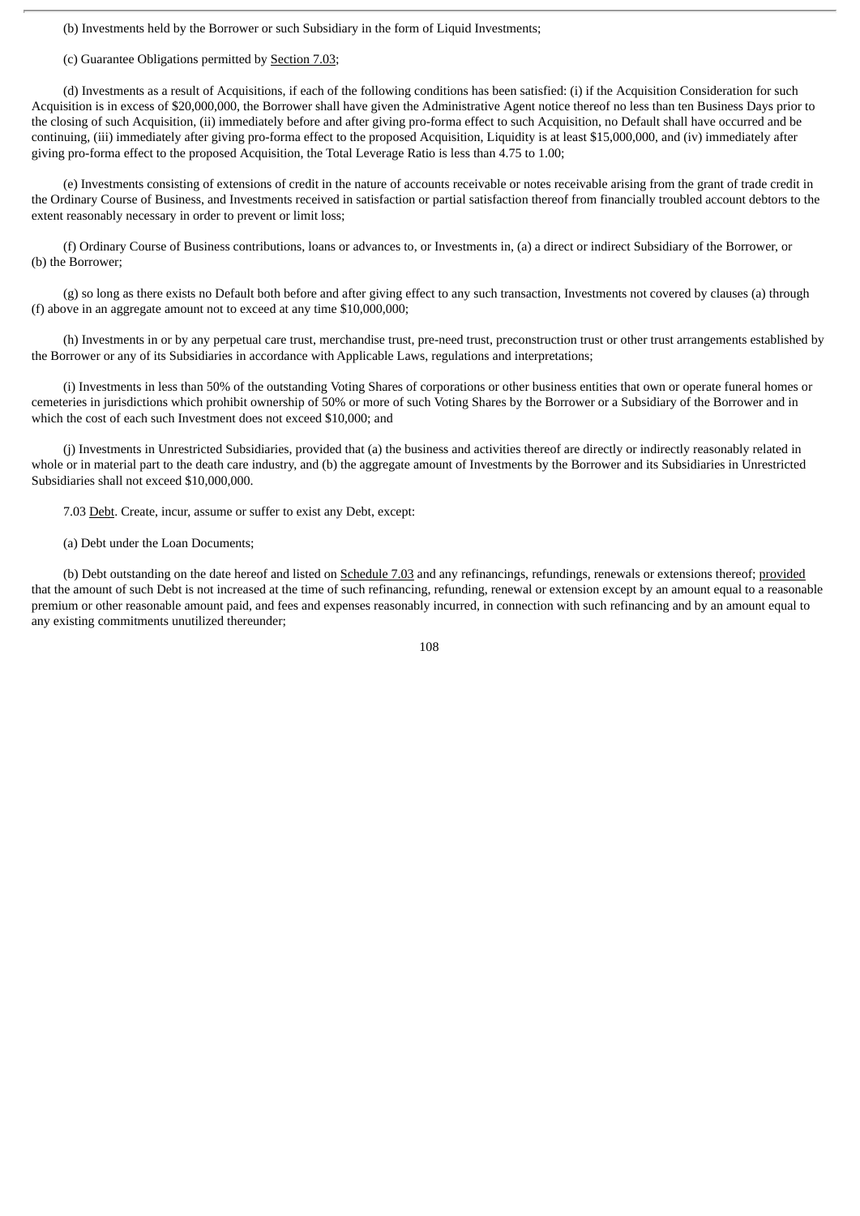(b) Investments held by the Borrower or such Subsidiary in the form of Liquid Investments;

(c) Guarantee Obligations permitted by Section 7.03;

(d) Investments as a result of Acquisitions, if each of the following conditions has been satisfied: (i) if the Acquisition Consideration for such Acquisition is in excess of $20,000,000, the Borrower shall have given the Administrative Agent notice thereof no less than ten Business Days prior to the closing of such Acquisition, (ii) immediately before and after giving pro-forma effect to such Acquisition, no Default shall have occurred and be continuing, (iii) immediately after giving pro-forma effect to the proposed Acquisition, Liquidity is at least $15,000,000, and (iv) immediately after giving pro-forma effect to the proposed Acquisition, the Total Leverage Ratio is less than 4.75 to 1.00;

(e) Investments consisting of extensions of credit in the nature of accounts receivable or notes receivable arising from the grant of trade credit in the Ordinary Course of Business, and Investments received in satisfaction or partial satisfaction thereof from financially troubled account debtors to the extent reasonably necessary in order to prevent or limit loss;

(f) Ordinary Course of Business contributions, loans or advances to, or Investments in, (a) a direct or indirect Subsidiary of the Borrower, or (b) the Borrower;

(g) so long as there exists no Default both before and after giving effect to any such transaction, Investments not covered by clauses (a) through (f) above in an aggregate amount not to exceed at any time $10,000,000;

(h) Investments in or by any perpetual care trust, merchandise trust, pre-need trust, preconstruction trust or other trust arrangements established by the Borrower or any of its Subsidiaries in accordance with Applicable Laws, regulations and interpretations;

(i) Investments in less than 50% of the outstanding Voting Shares of corporations or other business entities that own or operate funeral homes or cemeteries in jurisdictions which prohibit ownership of 50% or more of such Voting Shares by the Borrower or a Subsidiary of the Borrower and in which the cost of each such Investment does not exceed $10,000; and

(j) Investments in Unrestricted Subsidiaries, provided that (a) the business and activities thereof are directly or indirectly reasonably related in whole or in material part to the death care industry, and (b) the aggregate amount of Investments by the Borrower and its Subsidiaries in Unrestricted Subsidiaries shall not exceed $10,000,000.

7.03 Debt. Create, incur, assume or suffer to exist any Debt, except:

(a) Debt under the Loan Documents;

(b) Debt outstanding on the date hereof and listed on Schedule 7.03 and any refinancings, refundings, renewals or extensions thereof; provided that the amount of such Debt is not increased at the time of such refinancing, refunding, renewal or extension except by an amount equal to a reasonable premium or other reasonable amount paid, and fees and expenses reasonably incurred, in connection with such refinancing and by an amount equal to any existing commitments unutilized thereunder;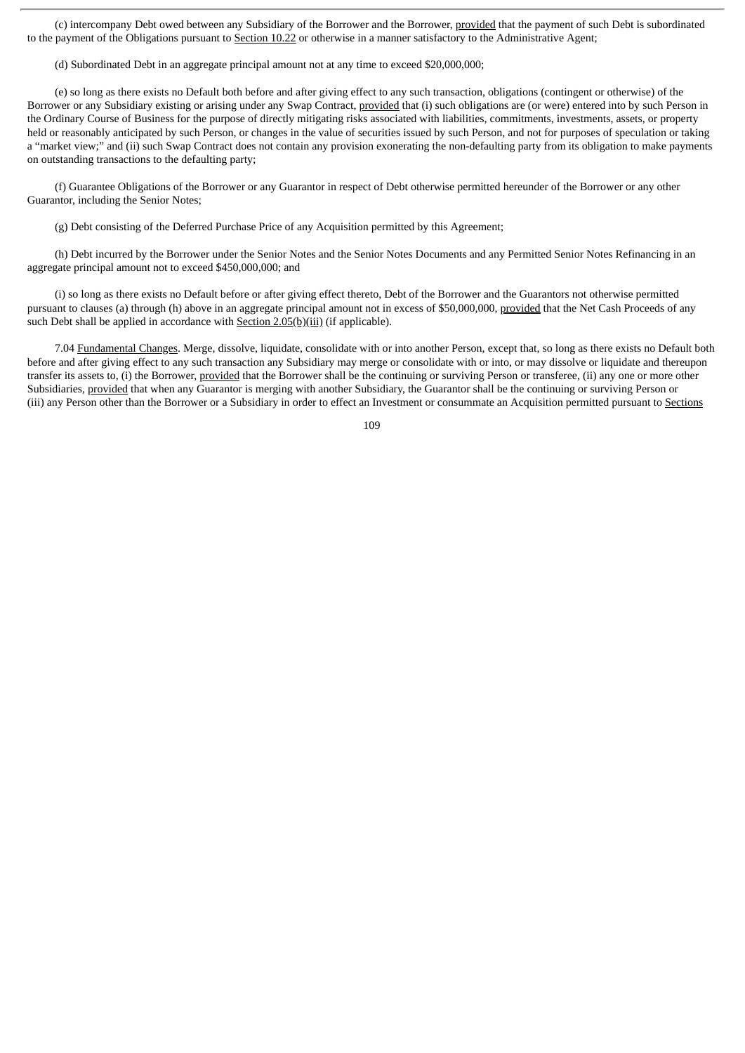(c) intercompany Debt owed between any Subsidiary of the Borrower and the Borrower, provided that the payment of such Debt is subordinated to the payment of the Obligations pursuant to Section 10.22 or otherwise in a manner satisfactory to the Administrative Agent;

(d) Subordinated Debt in an aggregate principal amount not at any time to exceed $20,000,000;

(e) so long as there exists no Default both before and after giving effect to any such transaction, obligations (contingent or otherwise) of the Borrower or any Subsidiary existing or arising under any Swap Contract, provided that (i) such obligations are (or were) entered into by such Person in the Ordinary Course of Business for the purpose of directly mitigating risks associated with liabilities, commitments, investments, assets, or property held or reasonably anticipated by such Person, or changes in the value of securities issued by such Person, and not for purposes of speculation or taking a "market view;" and (ii) such Swap Contract does not contain any provision exonerating the non-defaulting party from its obligation to make payments on outstanding transactions to the defaulting party;

(f) Guarantee Obligations of the Borrower or any Guarantor in respect of Debt otherwise permitted hereunder of the Borrower or any other Guarantor, including the Senior Notes;

(g) Debt consisting of the Deferred Purchase Price of any Acquisition permitted by this Agreement;

(h) Debt incurred by the Borrower under the Senior Notes and the Senior Notes Documents and any Permitted Senior Notes Refinancing in an aggregate principal amount not to exceed $450,000,000; and

(i) so long as there exists no Default before or after giving effect thereto, Debt of the Borrower and the Guarantors not otherwise permitted pursuant to clauses (a) through (h) above in an aggregate principal amount not in excess of $50,000,000, provided that the Net Cash Proceeds of any such Debt shall be applied in accordance with Section 2.05(b)(iii) (if applicable).

7.04 Fundamental Changes. Merge, dissolve, liquidate, consolidate with or into another Person, except that, so long as there exists no Default both before and after giving effect to any such transaction any Subsidiary may merge or consolidate with or into, or may dissolve or liquidate and thereupon transfer its assets to, (i) the Borrower, provided that the Borrower shall be the continuing or surviving Person or transferee, (ii) any one or more other Subsidiaries, provided that when any Guarantor is merging with another Subsidiary, the Guarantor shall be the continuing or surviving Person or (iii) any Person other than the Borrower or a Subsidiary in order to effect an Investment or consummate an Acquisition permitted pursuant to Sections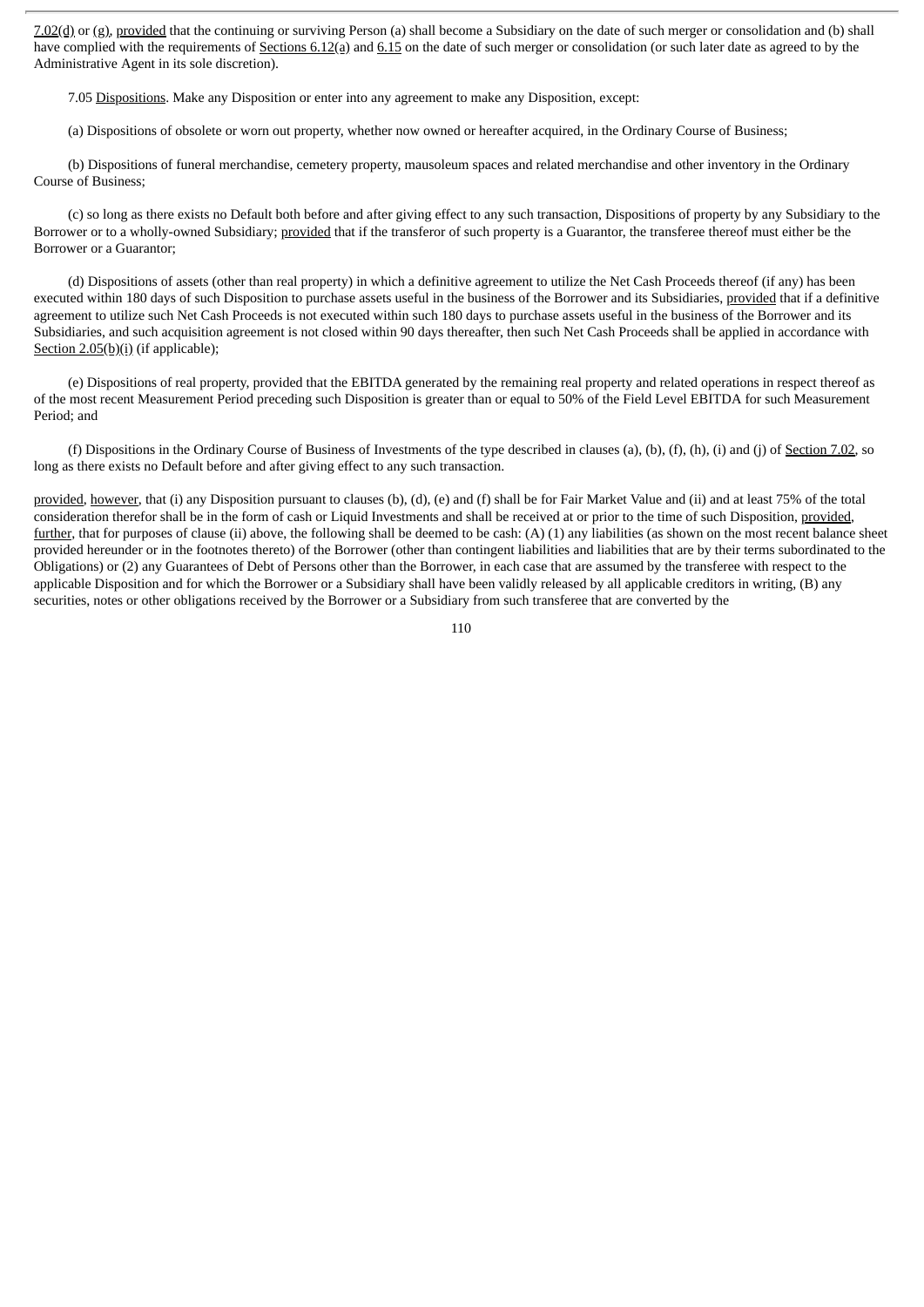7.02(d) or (g), provided that the continuing or surviving Person (a) shall become a Subsidiary on the date of such merger or consolidation and (b) shall have complied with the requirements of Sections 6.12(a) and 6.15 on the date of such merger or consolidation (or such later date as agreed to by the Administrative Agent in its sole discretion).

7.05 Dispositions. Make any Disposition or enter into any agreement to make any Disposition, except:

(a) Dispositions of obsolete or worn out property, whether now owned or hereafter acquired, in the Ordinary Course of Business;

(b) Dispositions of funeral merchandise, cemetery property, mausoleum spaces and related merchandise and other inventory in the Ordinary Course of Business;

(c) so long as there exists no Default both before and after giving effect to any such transaction, Dispositions of property by any Subsidiary to the Borrower or to a wholly-owned Subsidiary; provided that if the transferor of such property is a Guarantor, the transferee thereof must either be the Borrower or a Guarantor;

(d) Dispositions of assets (other than real property) in which a definitive agreement to utilize the Net Cash Proceeds thereof (if any) has been executed within 180 days of such Disposition to purchase assets useful in the business of the Borrower and its Subsidiaries, provided that if a definitive agreement to utilize such Net Cash Proceeds is not executed within such 180 days to purchase assets useful in the business of the Borrower and its Subsidiaries, and such acquisition agreement is not closed within 90 days thereafter, then such Net Cash Proceeds shall be applied in accordance with Section 2.05(b)(i) (if applicable);

(e) Dispositions of real property, provided that the EBITDA generated by the remaining real property and related operations in respect thereof as of the most recent Measurement Period preceding such Disposition is greater than or equal to 50% of the Field Level EBITDA for such Measurement Period; and

(f) Dispositions in the Ordinary Course of Business of Investments of the type described in clauses (a), (b), (f), (h), (i) and (j) of Section 7.02, so long as there exists no Default before and after giving effect to any such transaction.

provided, however, that (i) any Disposition pursuant to clauses (b), (d), (e) and (f) shall be for Fair Market Value and (ii) and at least 75% of the total consideration therefor shall be in the form of cash or Liquid Investments and shall be received at or prior to the time of such Disposition, provided, further, that for purposes of clause (ii) above, the following shall be deemed to be cash: (A) (1) any liabilities (as shown on the most recent balance sheet provided hereunder or in the footnotes thereto) of the Borrower (other than contingent liabilities and liabilities that are by their terms subordinated to the Obligations) or (2) any Guarantees of Debt of Persons other than the Borrower, in each case that are assumed by the transferee with respect to the applicable Disposition and for which the Borrower or a Subsidiary shall have been validly released by all applicable creditors in writing, (B) any securities, notes or other obligations received by the Borrower or a Subsidiary from such transferee that are converted by the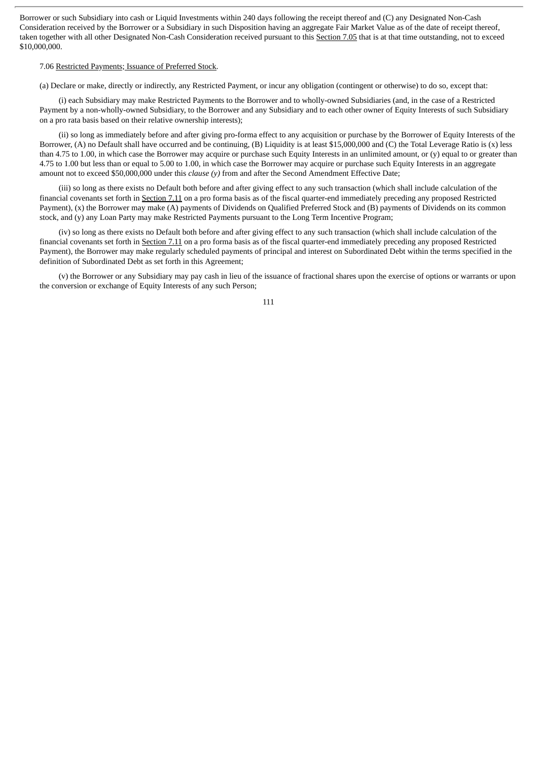Borrower or such Subsidiary into cash or Liquid Investments within 240 days following the receipt thereof and (C) any Designated Non-Cash Consideration received by the Borrower or a Subsidiary in such Disposition having an aggregate Fair Market Value as of the date of receipt thereof, taken together with all other Designated Non-Cash Consideration received pursuant to this Section 7.05 that is at that time outstanding, not to exceed $10,000,000.

7.06 Restricted Payments; Issuance of Preferred Stock.

(a) Declare or make, directly or indirectly, any Restricted Payment, or incur any obligation (contingent or otherwise) to do so, except that:

(i) each Subsidiary may make Restricted Payments to the Borrower and to wholly-owned Subsidiaries (and, in the case of a Restricted Payment by a non-wholly-owned Subsidiary, to the Borrower and any Subsidiary and to each other owner of Equity Interests of such Subsidiary on a pro rata basis based on their relative ownership interests);

(ii) so long as immediately before and after giving pro-forma effect to any acquisition or purchase by the Borrower of Equity Interests of the Borrower, (A) no Default shall have occurred and be continuing, (B) Liquidity is at least $15,000,000 and (C) the Total Leverage Ratio is (x) less than 4.75 to 1.00, in which case the Borrower may acquire or purchase such Equity Interests in an unlimited amount, or (y) equal to or greater than 4.75 to 1.00 but less than or equal to 5.00 to 1.00, in which case the Borrower may acquire or purchase such Equity Interests in an aggregate amount not to exceed $50,000,000 under this *clause (y)* from and after the Second Amendment Effective Date;

(iii) so long as there exists no Default both before and after giving effect to any such transaction (which shall include calculation of the financial covenants set forth in Section 7.11 on a pro forma basis as of the fiscal quarter-end immediately preceding any proposed Restricted Payment), (x) the Borrower may make (A) payments of Dividends on Qualified Preferred Stock and (B) payments of Dividends on its common stock, and (y) any Loan Party may make Restricted Payments pursuant to the Long Term Incentive Program;

(iv) so long as there exists no Default both before and after giving effect to any such transaction (which shall include calculation of the financial covenants set forth in Section 7.11 on a pro forma basis as of the fiscal quarter-end immediately preceding any proposed Restricted Payment), the Borrower may make regularly scheduled payments of principal and interest on Subordinated Debt within the terms specified in the definition of Subordinated Debt as set forth in this Agreement;

(v) the Borrower or any Subsidiary may pay cash in lieu of the issuance of fractional shares upon the exercise of options or warrants or upon the conversion or exchange of Equity Interests of any such Person;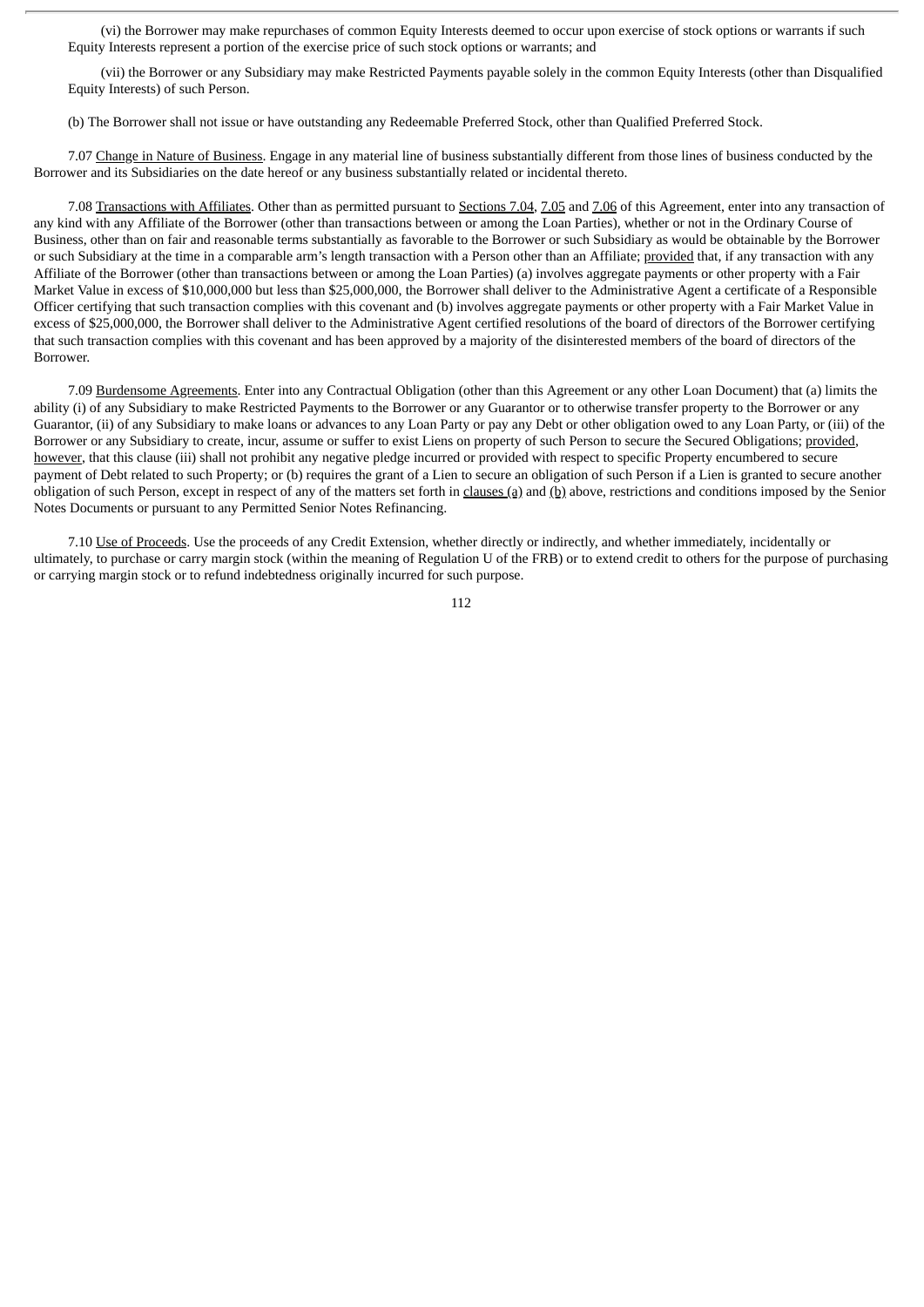(vi) the Borrower may make repurchases of common Equity Interests deemed to occur upon exercise of stock options or warrants if such Equity Interests represent a portion of the exercise price of such stock options or warrants; and

(vii) the Borrower or any Subsidiary may make Restricted Payments payable solely in the common Equity Interests (other than Disqualified Equity Interests) of such Person.

(b) The Borrower shall not issue or have outstanding any Redeemable Preferred Stock, other than Qualified Preferred Stock.

7.07 Change in Nature of Business. Engage in any material line of business substantially different from those lines of business conducted by the Borrower and its Subsidiaries on the date hereof or any business substantially related or incidental thereto.

7.08 Transactions with Affiliates. Other than as permitted pursuant to Sections 7.04, 7.05 and 7.06 of this Agreement, enter into any transaction of any kind with any Affiliate of the Borrower (other than transactions between or among the Loan Parties), whether or not in the Ordinary Course of Business, other than on fair and reasonable terms substantially as favorable to the Borrower or such Subsidiary as would be obtainable by the Borrower or such Subsidiary at the time in a comparable arm's length transaction with a Person other than an Affiliate; provided that, if any transaction with any Affiliate of the Borrower (other than transactions between or among the Loan Parties) (a) involves aggregate payments or other property with a Fair Market Value in excess of $10,000,000 but less than $25,000,000, the Borrower shall deliver to the Administrative Agent a certificate of a Responsible Officer certifying that such transaction complies with this covenant and (b) involves aggregate payments or other property with a Fair Market Value in excess of $25,000,000, the Borrower shall deliver to the Administrative Agent certified resolutions of the board of directors of the Borrower certifying that such transaction complies with this covenant and has been approved by a majority of the disinterested members of the board of directors of the Borrower.

7.09 Burdensome Agreements. Enter into any Contractual Obligation (other than this Agreement or any other Loan Document) that (a) limits the ability (i) of any Subsidiary to make Restricted Payments to the Borrower or any Guarantor or to otherwise transfer property to the Borrower or any Guarantor, (ii) of any Subsidiary to make loans or advances to any Loan Party or pay any Debt or other obligation owed to any Loan Party, or (iii) of the Borrower or any Subsidiary to create, incur, assume or suffer to exist Liens on property of such Person to secure the Secured Obligations; provided, however, that this clause (iii) shall not prohibit any negative pledge incurred or provided with respect to specific Property encumbered to secure payment of Debt related to such Property; or (b) requires the grant of a Lien to secure an obligation of such Person if a Lien is granted to secure another obligation of such Person, except in respect of any of the matters set forth in clauses (a) and (b) above, restrictions and conditions imposed by the Senior Notes Documents or pursuant to any Permitted Senior Notes Refinancing.

7.10 Use of Proceeds. Use the proceeds of any Credit Extension, whether directly or indirectly, and whether immediately, incidentally or ultimately, to purchase or carry margin stock (within the meaning of Regulation U of the FRB) or to extend credit to others for the purpose of purchasing or carrying margin stock or to refund indebtedness originally incurred for such purpose.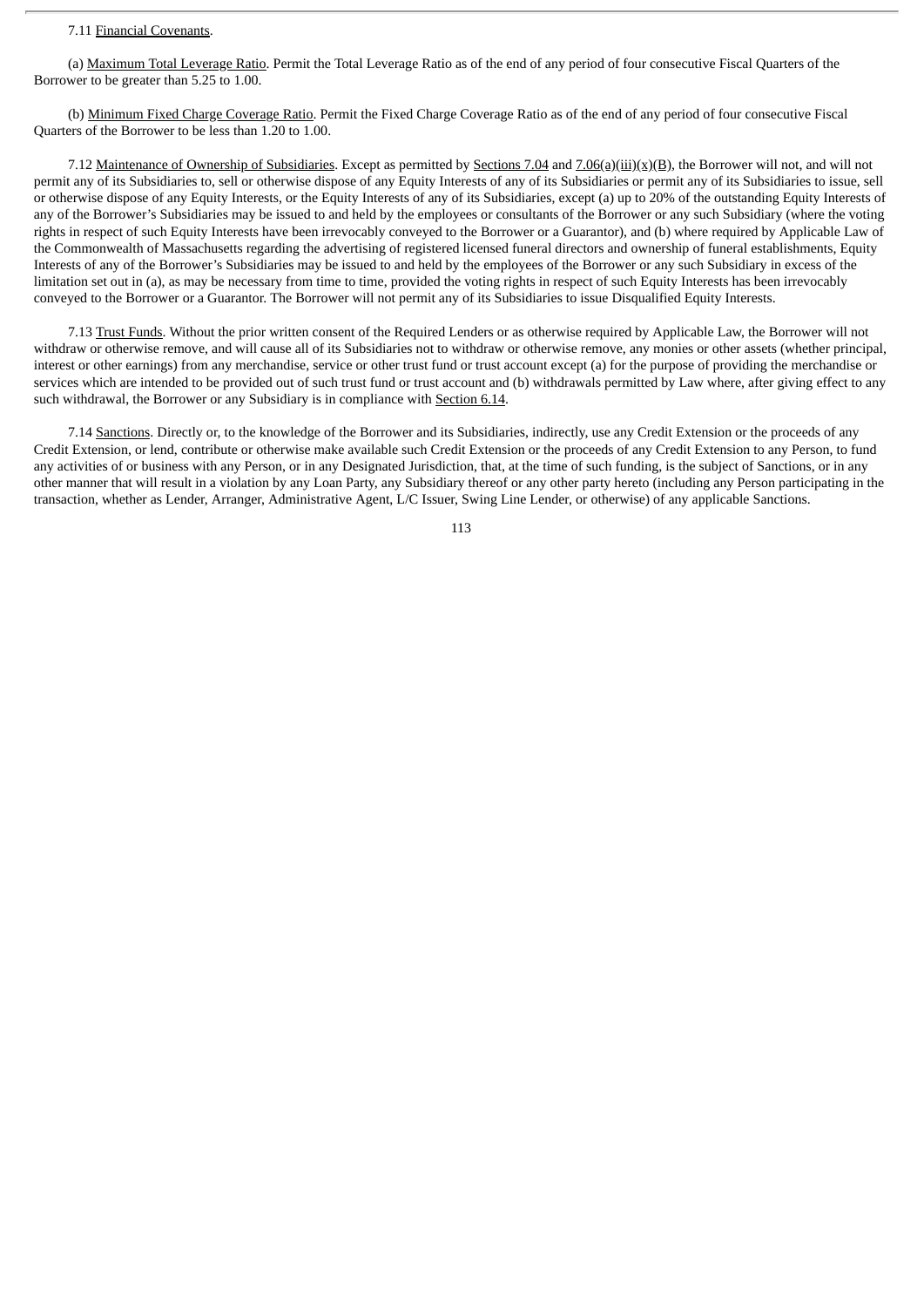7.11 Financial Covenants.

(a) Maximum Total Leverage Ratio. Permit the Total Leverage Ratio as of the end of any period of four consecutive Fiscal Quarters of the Borrower to be greater than 5.25 to 1.00.

(b) Minimum Fixed Charge Coverage Ratio. Permit the Fixed Charge Coverage Ratio as of the end of any period of four consecutive Fiscal Quarters of the Borrower to be less than 1.20 to 1.00.

7.12 Maintenance of Ownership of Subsidiaries. Except as permitted by Sections 7.04 and 7.06(a)(iii)(x)(B), the Borrower will not, and will not permit any of its Subsidiaries to, sell or otherwise dispose of any Equity Interests of any of its Subsidiaries or permit any of its Subsidiaries to issue, sell or otherwise dispose of any Equity Interests, or the Equity Interests of any of its Subsidiaries, except (a) up to 20% of the outstanding Equity Interests of any of the Borrower's Subsidiaries may be issued to and held by the employees or consultants of the Borrower or any such Subsidiary (where the voting rights in respect of such Equity Interests have been irrevocably conveyed to the Borrower or a Guarantor), and (b) where required by Applicable Law of the Commonwealth of Massachusetts regarding the advertising of registered licensed funeral directors and ownership of funeral establishments, Equity Interests of any of the Borrower's Subsidiaries may be issued to and held by the employees of the Borrower or any such Subsidiary in excess of the limitation set out in (a), as may be necessary from time to time, provided the voting rights in respect of such Equity Interests has been irrevocably conveyed to the Borrower or a Guarantor. The Borrower will not permit any of its Subsidiaries to issue Disqualified Equity Interests.

7.13 Trust Funds. Without the prior written consent of the Required Lenders or as otherwise required by Applicable Law, the Borrower will not withdraw or otherwise remove, and will cause all of its Subsidiaries not to withdraw or otherwise remove, any monies or other assets (whether principal, interest or other earnings) from any merchandise, service or other trust fund or trust account except (a) for the purpose of providing the merchandise or services which are intended to be provided out of such trust fund or trust account and (b) withdrawals permitted by Law where, after giving effect to any such withdrawal, the Borrower or any Subsidiary is in compliance with Section 6.14.

7.14 Sanctions. Directly or, to the knowledge of the Borrower and its Subsidiaries, indirectly, use any Credit Extension or the proceeds of any Credit Extension, or lend, contribute or otherwise make available such Credit Extension or the proceeds of any Credit Extension to any Person, to fund any activities of or business with any Person, or in any Designated Jurisdiction, that, at the time of such funding, is the subject of Sanctions, or in any other manner that will result in a violation by any Loan Party, any Subsidiary thereof or any other party hereto (including any Person participating in the transaction, whether as Lender, Arranger, Administrative Agent, L/C Issuer, Swing Line Lender, or otherwise) of any applicable Sanctions.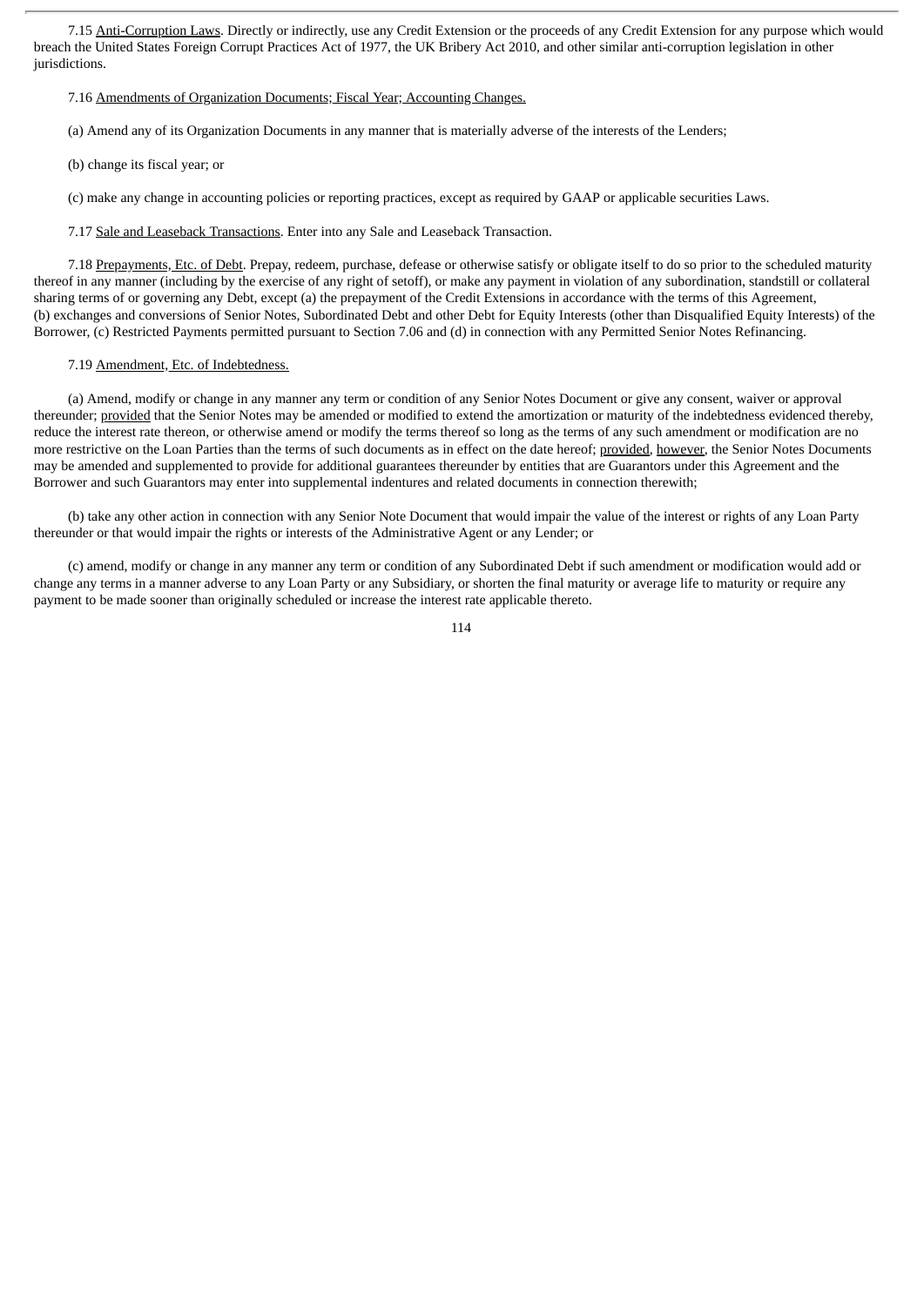7.15 Anti-Corruption Laws. Directly or indirectly, use any Credit Extension or the proceeds of any Credit Extension for any purpose which would breach the United States Foreign Corrupt Practices Act of 1977, the UK Bribery Act 2010, and other similar anti-corruption legislation in other jurisdictions.

7.16 Amendments of Organization Documents; Fiscal Year; Accounting Changes.

(a) Amend any of its Organization Documents in any manner that is materially adverse of the interests of the Lenders;

(b) change its fiscal year; or

(c) make any change in accounting policies or reporting practices, except as required by GAAP or applicable securities Laws.

7.17 Sale and Leaseback Transactions. Enter into any Sale and Leaseback Transaction.

7.18 Prepayments, Etc. of Debt. Prepay, redeem, purchase, defease or otherwise satisfy or obligate itself to do so prior to the scheduled maturity thereof in any manner (including by the exercise of any right of setoff), or make any payment in violation of any subordination, standstill or collateral sharing terms of or governing any Debt, except (a) the prepayment of the Credit Extensions in accordance with the terms of this Agreement, (b) exchanges and conversions of Senior Notes, Subordinated Debt and other Debt for Equity Interests (other than Disqualified Equity Interests) of the Borrower, (c) Restricted Payments permitted pursuant to Section 7.06 and (d) in connection with any Permitted Senior Notes Refinancing.

7.19 Amendment, Etc. of Indebtedness.

(a) Amend, modify or change in any manner any term or condition of any Senior Notes Document or give any consent, waiver or approval thereunder; provided that the Senior Notes may be amended or modified to extend the amortization or maturity of the indebtedness evidenced thereby, reduce the interest rate thereon, or otherwise amend or modify the terms thereof so long as the terms of any such amendment or modification are no more restrictive on the Loan Parties than the terms of such documents as in effect on the date hereof; provided, however, the Senior Notes Documents may be amended and supplemented to provide for additional guarantees thereunder by entities that are Guarantors under this Agreement and the Borrower and such Guarantors may enter into supplemental indentures and related documents in connection therewith;

(b) take any other action in connection with any Senior Note Document that would impair the value of the interest or rights of any Loan Party thereunder or that would impair the rights or interests of the Administrative Agent or any Lender; or

(c) amend, modify or change in any manner any term or condition of any Subordinated Debt if such amendment or modification would add or change any terms in a manner adverse to any Loan Party or any Subsidiary, or shorten the final maturity or average life to maturity or require any payment to be made sooner than originally scheduled or increase the interest rate applicable thereto.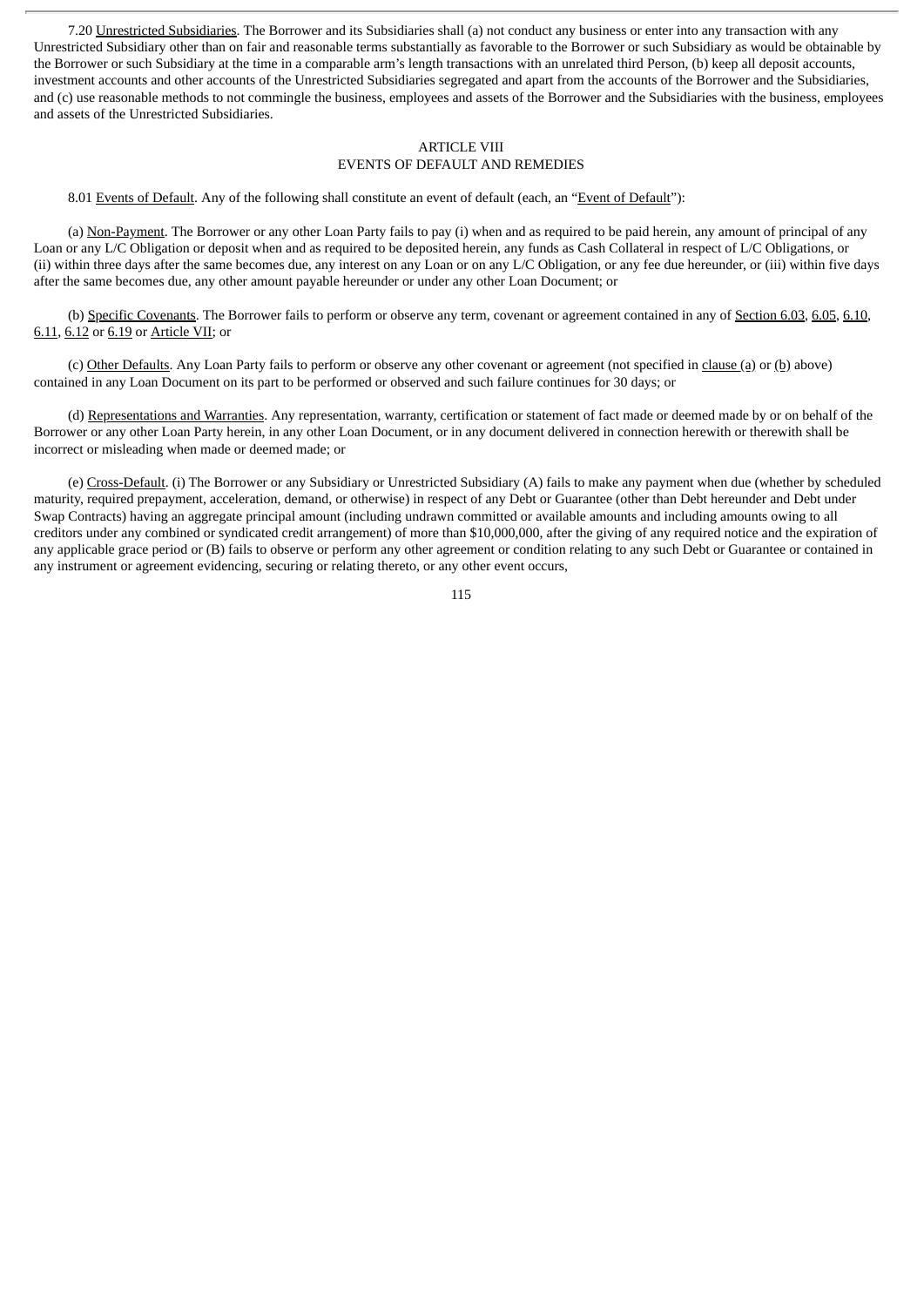7.20 Unrestricted Subsidiaries. The Borrower and its Subsidiaries shall (a) not conduct any business or enter into any transaction with any Unrestricted Subsidiary other than on fair and reasonable terms substantially as favorable to the Borrower or such Subsidiary as would be obtainable by the Borrower or such Subsidiary at the time in a comparable arm's length transactions with an unrelated third Person, (b) keep all deposit accounts, investment accounts and other accounts of the Unrestricted Subsidiaries segregated and apart from the accounts of the Borrower and the Subsidiaries, and (c) use reasonable methods to not commingle the business, employees and assets of the Borrower and the Subsidiaries with the business, employees and assets of the Unrestricted Subsidiaries.

## ARTICLE VIII
## EVENTS OF DEFAULT AND REMEDIES

8.01 Events of Default. Any of the following shall constitute an event of default (each, an "Event of Default"):

(a) Non-Payment. The Borrower or any other Loan Party fails to pay (i) when and as required to be paid herein, any amount of principal of any Loan or any L/C Obligation or deposit when and as required to be deposited herein, any funds as Cash Collateral in respect of L/C Obligations, or (ii) within three days after the same becomes due, any interest on any Loan or on any L/C Obligation, or any fee due hereunder, or (iii) within five days after the same becomes due, any other amount payable hereunder or under any other Loan Document; or

(b) Specific Covenants. The Borrower fails to perform or observe any term, covenant or agreement contained in any of Section 6.03, 6.05, 6.10, 6.11, 6.12 or 6.19 or Article VII; or

(c) Other Defaults. Any Loan Party fails to perform or observe any other covenant or agreement (not specified in clause (a) or (b) above) contained in any Loan Document on its part to be performed or observed and such failure continues for 30 days; or

(d) Representations and Warranties. Any representation, warranty, certification or statement of fact made or deemed made by or on behalf of the Borrower or any other Loan Party herein, in any other Loan Document, or in any document delivered in connection herewith or therewith shall be incorrect or misleading when made or deemed made; or

(e) Cross-Default. (i) The Borrower or any Subsidiary or Unrestricted Subsidiary (A) fails to make any payment when due (whether by scheduled maturity, required prepayment, acceleration, demand, or otherwise) in respect of any Debt or Guarantee (other than Debt hereunder and Debt under Swap Contracts) having an aggregate principal amount (including undrawn committed or available amounts and including amounts owing to all creditors under any combined or syndicated credit arrangement) of more than $10,000,000, after the giving of any required notice and the expiration of any applicable grace period or (B) fails to observe or perform any other agreement or condition relating to any such Debt or Guarantee or contained in any instrument or agreement evidencing, securing or relating thereto, or any other event occurs,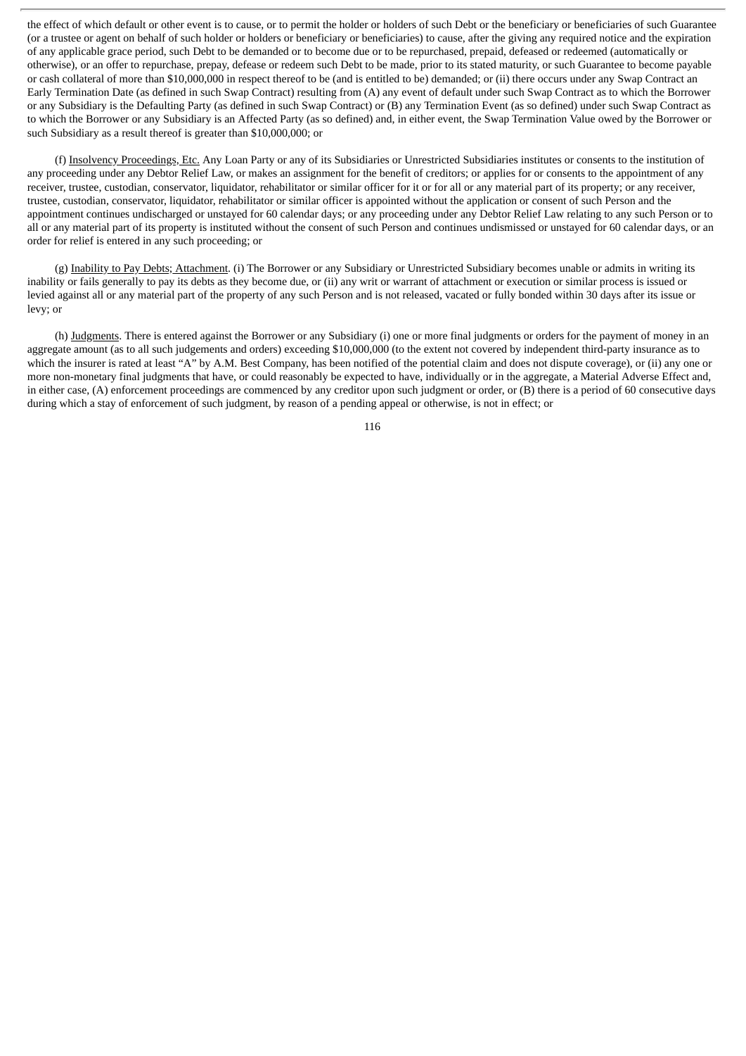the effect of which default or other event is to cause, or to permit the holder or holders of such Debt or the beneficiary or beneficiaries of such Guarantee (or a trustee or agent on behalf of such holder or holders or beneficiary or beneficiaries) to cause, after the giving any required notice and the expiration of any applicable grace period, such Debt to be demanded or to become due or to be repurchased, prepaid, defeased or redeemed (automatically or otherwise), or an offer to repurchase, prepay, defease or redeem such Debt to be made, prior to its stated maturity, or such Guarantee to become payable or cash collateral of more than $10,000,000 in respect thereof to be (and is entitled to be) demanded; or (ii) there occurs under any Swap Contract an Early Termination Date (as defined in such Swap Contract) resulting from (A) any event of default under such Swap Contract as to which the Borrower or any Subsidiary is the Defaulting Party (as defined in such Swap Contract) or (B) any Termination Event (as so defined) under such Swap Contract as to which the Borrower or any Subsidiary is an Affected Party (as so defined) and, in either event, the Swap Termination Value owed by the Borrower or such Subsidiary as a result thereof is greater than $10,000,000; or

(f) Insolvency Proceedings, Etc. Any Loan Party or any of its Subsidiaries or Unrestricted Subsidiaries institutes or consents to the institution of any proceeding under any Debtor Relief Law, or makes an assignment for the benefit of creditors; or applies for or consents to the appointment of any receiver, trustee, custodian, conservator, liquidator, rehabilitator or similar officer for it or for all or any material part of its property; or any receiver, trustee, custodian, conservator, liquidator, rehabilitator or similar officer is appointed without the application or consent of such Person and the appointment continues undischarged or unstayed for 60 calendar days; or any proceeding under any Debtor Relief Law relating to any such Person or to all or any material part of its property is instituted without the consent of such Person and continues undismissed or unstayed for 60 calendar days, or an order for relief is entered in any such proceeding; or

(g) Inability to Pay Debts; Attachment. (i) The Borrower or any Subsidiary or Unrestricted Subsidiary becomes unable or admits in writing its inability or fails generally to pay its debts as they become due, or (ii) any writ or warrant of attachment or execution or similar process is issued or levied against all or any material part of the property of any such Person and is not released, vacated or fully bonded within 30 days after its issue or levy; or

(h) Judgments. There is entered against the Borrower or any Subsidiary (i) one or more final judgments or orders for the payment of money in an aggregate amount (as to all such judgements and orders) exceeding $10,000,000 (to the extent not covered by independent third-party insurance as to which the insurer is rated at least "A" by A.M. Best Company, has been notified of the potential claim and does not dispute coverage), or (ii) any one or more non-monetary final judgments that have, or could reasonably be expected to have, individually or in the aggregate, a Material Adverse Effect and, in either case, (A) enforcement proceedings are commenced by any creditor upon such judgment or order, or (B) there is a period of 60 consecutive days during which a stay of enforcement of such judgment, by reason of a pending appeal or otherwise, is not in effect; or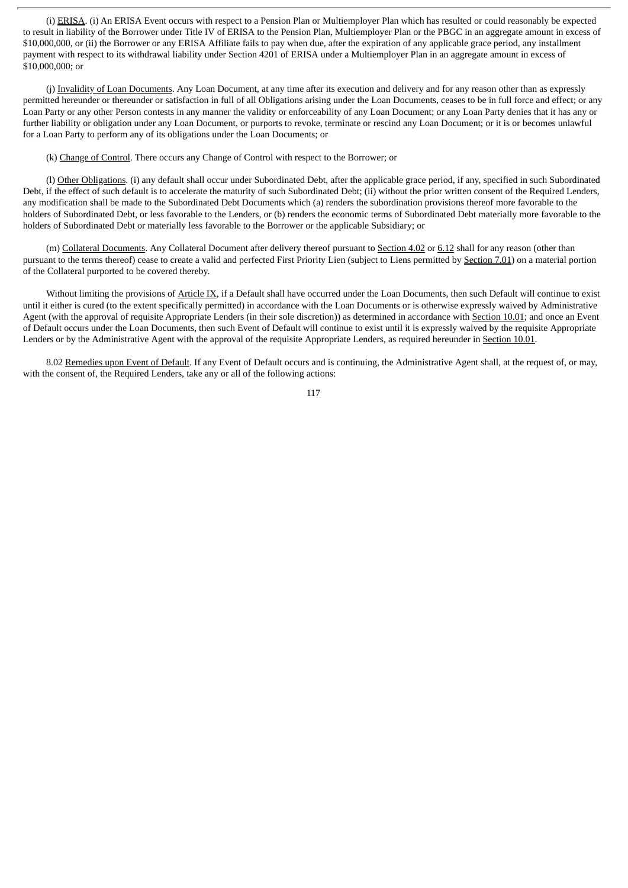(i) ERISA. (i) An ERISA Event occurs with respect to a Pension Plan or Multiemployer Plan which has resulted or could reasonably be expected to result in liability of the Borrower under Title IV of ERISA to the Pension Plan, Multiemployer Plan or the PBGC in an aggregate amount in excess of $10,000,000, or (ii) the Borrower or any ERISA Affiliate fails to pay when due, after the expiration of any applicable grace period, any installment payment with respect to its withdrawal liability under Section 4201 of ERISA under a Multiemployer Plan in an aggregate amount in excess of $10,000,000; or

(j) Invalidity of Loan Documents. Any Loan Document, at any time after its execution and delivery and for any reason other than as expressly permitted hereunder or thereunder or satisfaction in full of all Obligations arising under the Loan Documents, ceases to be in full force and effect; or any Loan Party or any other Person contests in any manner the validity or enforceability of any Loan Document; or any Loan Party denies that it has any or further liability or obligation under any Loan Document, or purports to revoke, terminate or rescind any Loan Document; or it is or becomes unlawful for a Loan Party to perform any of its obligations under the Loan Documents; or

(k) Change of Control. There occurs any Change of Control with respect to the Borrower; or

(l) Other Obligations. (i) any default shall occur under Subordinated Debt, after the applicable grace period, if any, specified in such Subordinated Debt, if the effect of such default is to accelerate the maturity of such Subordinated Debt; (ii) without the prior written consent of the Required Lenders, any modification shall be made to the Subordinated Debt Documents which (a) renders the subordination provisions thereof more favorable to the holders of Subordinated Debt, or less favorable to the Lenders, or (b) renders the economic terms of Subordinated Debt materially more favorable to the holders of Subordinated Debt or materially less favorable to the Borrower or the applicable Subsidiary; or

(m) Collateral Documents. Any Collateral Document after delivery thereof pursuant to Section 4.02 or 6.12 shall for any reason (other than pursuant to the terms thereof) cease to create a valid and perfected First Priority Lien (subject to Liens permitted by Section 7.01) on a material portion of the Collateral purported to be covered thereby.

Without limiting the provisions of Article IX, if a Default shall have occurred under the Loan Documents, then such Default will continue to exist until it either is cured (to the extent specifically permitted) in accordance with the Loan Documents or is otherwise expressly waived by Administrative Agent (with the approval of requisite Appropriate Lenders (in their sole discretion)) as determined in accordance with Section 10.01; and once an Event of Default occurs under the Loan Documents, then such Event of Default will continue to exist until it is expressly waived by the requisite Appropriate Lenders or by the Administrative Agent with the approval of the requisite Appropriate Lenders, as required hereunder in Section 10.01.

8.02 Remedies upon Event of Default. If any Event of Default occurs and is continuing, the Administrative Agent shall, at the request of, or may, with the consent of, the Required Lenders, take any or all of the following actions: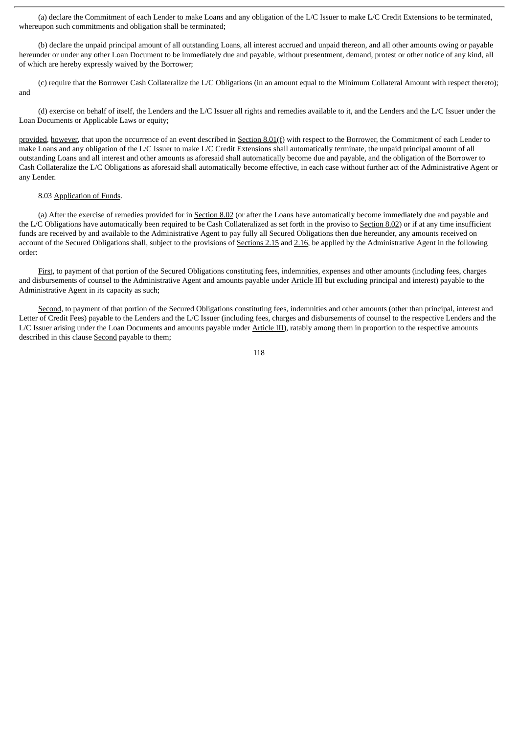(a) declare the Commitment of each Lender to make Loans and any obligation of the L/C Issuer to make L/C Credit Extensions to be terminated, whereupon such commitments and obligation shall be terminated;

(b) declare the unpaid principal amount of all outstanding Loans, all interest accrued and unpaid thereon, and all other amounts owing or payable hereunder or under any other Loan Document to be immediately due and payable, without presentment, demand, protest or other notice of any kind, all of which are hereby expressly waived by the Borrower;

(c) require that the Borrower Cash Collateralize the L/C Obligations (in an amount equal to the Minimum Collateral Amount with respect thereto); and

(d) exercise on behalf of itself, the Lenders and the L/C Issuer all rights and remedies available to it, and the Lenders and the L/C Issuer under the Loan Documents or Applicable Laws or equity;

provided, however, that upon the occurrence of an event described in Section 8.01(f) with respect to the Borrower, the Commitment of each Lender to make Loans and any obligation of the L/C Issuer to make L/C Credit Extensions shall automatically terminate, the unpaid principal amount of all outstanding Loans and all interest and other amounts as aforesaid shall automatically become due and payable, and the obligation of the Borrower to Cash Collateralize the L/C Obligations as aforesaid shall automatically become effective, in each case without further act of the Administrative Agent or any Lender.

8.03 Application of Funds.

(a) After the exercise of remedies provided for in Section 8.02 (or after the Loans have automatically become immediately due and payable and the L/C Obligations have automatically been required to be Cash Collateralized as set forth in the proviso to Section 8.02) or if at any time insufficient funds are received by and available to the Administrative Agent to pay fully all Secured Obligations then due hereunder, any amounts received on account of the Secured Obligations shall, subject to the provisions of Sections 2.15 and 2.16, be applied by the Administrative Agent in the following order:

First, to payment of that portion of the Secured Obligations constituting fees, indemnities, expenses and other amounts (including fees, charges and disbursements of counsel to the Administrative Agent and amounts payable under Article III but excluding principal and interest) payable to the Administrative Agent in its capacity as such;

Second, to payment of that portion of the Secured Obligations constituting fees, indemnities and other amounts (other than principal, interest and Letter of Credit Fees) payable to the Lenders and the L/C Issuer (including fees, charges and disbursements of counsel to the respective Lenders and the L/C Issuer arising under the Loan Documents and amounts payable under Article III), ratably among them in proportion to the respective amounts described in this clause Second payable to them;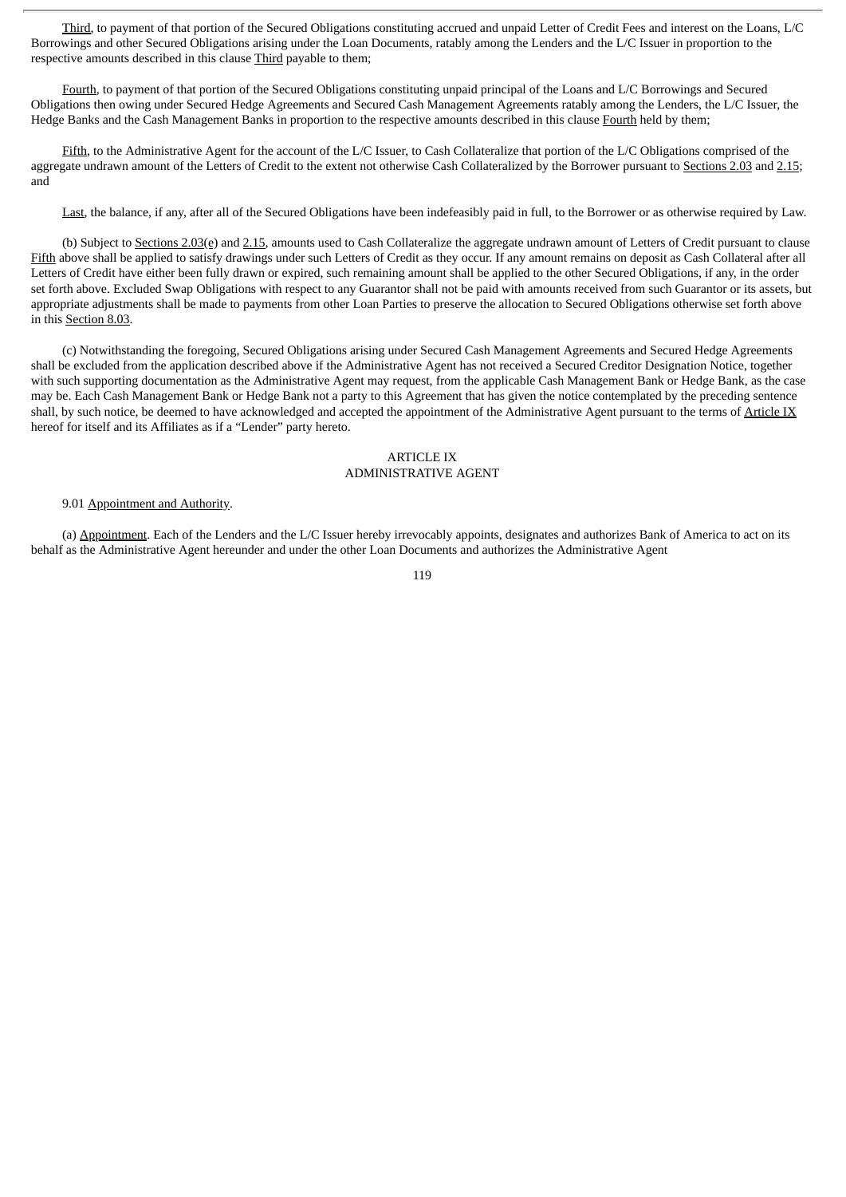Third, to payment of that portion of the Secured Obligations constituting accrued and unpaid Letter of Credit Fees and interest on the Loans, L/C Borrowings and other Secured Obligations arising under the Loan Documents, ratably among the Lenders and the L/C Issuer in proportion to the respective amounts described in this clause Third payable to them;

Fourth, to payment of that portion of the Secured Obligations constituting unpaid principal of the Loans and L/C Borrowings and Secured Obligations then owing under Secured Hedge Agreements and Secured Cash Management Agreements ratably among the Lenders, the L/C Issuer, the Hedge Banks and the Cash Management Banks in proportion to the respective amounts described in this clause Fourth held by them;

Fifth, to the Administrative Agent for the account of the L/C Issuer, to Cash Collateralize that portion of the L/C Obligations comprised of the aggregate undrawn amount of the Letters of Credit to the extent not otherwise Cash Collateralized by the Borrower pursuant to Sections 2.03 and 2.15; and

Last, the balance, if any, after all of the Secured Obligations have been indefeasibly paid in full, to the Borrower or as otherwise required by Law.

(b) Subject to Sections 2.03(e) and 2.15, amounts used to Cash Collateralize the aggregate undrawn amount of Letters of Credit pursuant to clause Fifth above shall be applied to satisfy drawings under such Letters of Credit as they occur. If any amount remains on deposit as Cash Collateral after all Letters of Credit have either been fully drawn or expired, such remaining amount shall be applied to the other Secured Obligations, if any, in the order set forth above. Excluded Swap Obligations with respect to any Guarantor shall not be paid with amounts received from such Guarantor or its assets, but appropriate adjustments shall be made to payments from other Loan Parties to preserve the allocation to Secured Obligations otherwise set forth above in this Section 8.03.

(c) Notwithstanding the foregoing, Secured Obligations arising under Secured Cash Management Agreements and Secured Hedge Agreements shall be excluded from the application described above if the Administrative Agent has not received a Secured Creditor Designation Notice, together with such supporting documentation as the Administrative Agent may request, from the applicable Cash Management Bank or Hedge Bank, as the case may be. Each Cash Management Bank or Hedge Bank not a party to this Agreement that has given the notice contemplated by the preceding sentence shall, by such notice, be deemed to have acknowledged and accepted the appointment of the Administrative Agent pursuant to the terms of Article IX hereof for itself and its Affiliates as if a "Lender" party hereto.

## ARTICLE IX
## ADMINISTRATIVE AGENT

9.01 Appointment and Authority.

(a) Appointment. Each of the Lenders and the L/C Issuer hereby irrevocably appoints, designates and authorizes Bank of America to act on its behalf as the Administrative Agent hereunder and under the other Loan Documents and authorizes the Administrative Agent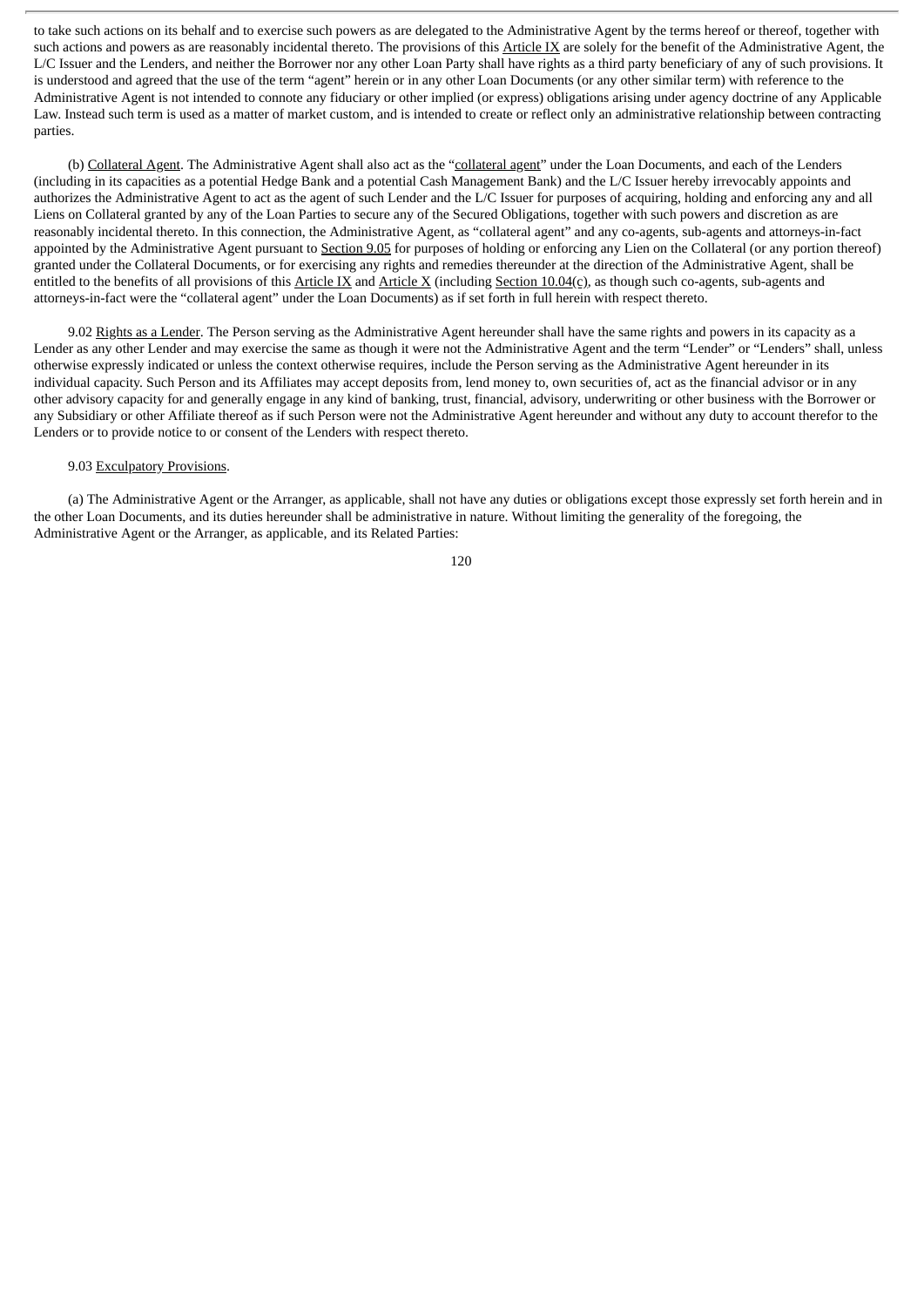to take such actions on its behalf and to exercise such powers as are delegated to the Administrative Agent by the terms hereof or thereof, together with such actions and powers as are reasonably incidental thereto. The provisions of this Article IX are solely for the benefit of the Administrative Agent, the L/C Issuer and the Lenders, and neither the Borrower nor any other Loan Party shall have rights as a third party beneficiary of any of such provisions. It is understood and agreed that the use of the term "agent" herein or in any other Loan Documents (or any other similar term) with reference to the Administrative Agent is not intended to connote any fiduciary or other implied (or express) obligations arising under agency doctrine of any Applicable Law. Instead such term is used as a matter of market custom, and is intended to create or reflect only an administrative relationship between contracting parties.

(b) Collateral Agent. The Administrative Agent shall also act as the "collateral agent" under the Loan Documents, and each of the Lenders (including in its capacities as a potential Hedge Bank and a potential Cash Management Bank) and the L/C Issuer hereby irrevocably appoints and authorizes the Administrative Agent to act as the agent of such Lender and the L/C Issuer for purposes of acquiring, holding and enforcing any and all Liens on Collateral granted by any of the Loan Parties to secure any of the Secured Obligations, together with such powers and discretion as are reasonably incidental thereto. In this connection, the Administrative Agent, as "collateral agent" and any co-agents, sub-agents and attorneys-in-fact appointed by the Administrative Agent pursuant to Section 9.05 for purposes of holding or enforcing any Lien on the Collateral (or any portion thereof) granted under the Collateral Documents, or for exercising any rights and remedies thereunder at the direction of the Administrative Agent, shall be entitled to the benefits of all provisions of this Article IX and Article X (including Section 10.04(c), as though such co-agents, sub-agents and attorneys-in-fact were the "collateral agent" under the Loan Documents) as if set forth in full herein with respect thereto.

9.02 Rights as a Lender. The Person serving as the Administrative Agent hereunder shall have the same rights and powers in its capacity as a Lender as any other Lender and may exercise the same as though it were not the Administrative Agent and the term "Lender" or "Lenders" shall, unless otherwise expressly indicated or unless the context otherwise requires, include the Person serving as the Administrative Agent hereunder in its individual capacity. Such Person and its Affiliates may accept deposits from, lend money to, own securities of, act as the financial advisor or in any other advisory capacity for and generally engage in any kind of banking, trust, financial, advisory, underwriting or other business with the Borrower or any Subsidiary or other Affiliate thereof as if such Person were not the Administrative Agent hereunder and without any duty to account therefor to the Lenders or to provide notice to or consent of the Lenders with respect thereto.

9.03 Exculpatory Provisions.

(a) The Administrative Agent or the Arranger, as applicable, shall not have any duties or obligations except those expressly set forth herein and in the other Loan Documents, and its duties hereunder shall be administrative in nature. Without limiting the generality of the foregoing, the Administrative Agent or the Arranger, as applicable, and its Related Parties: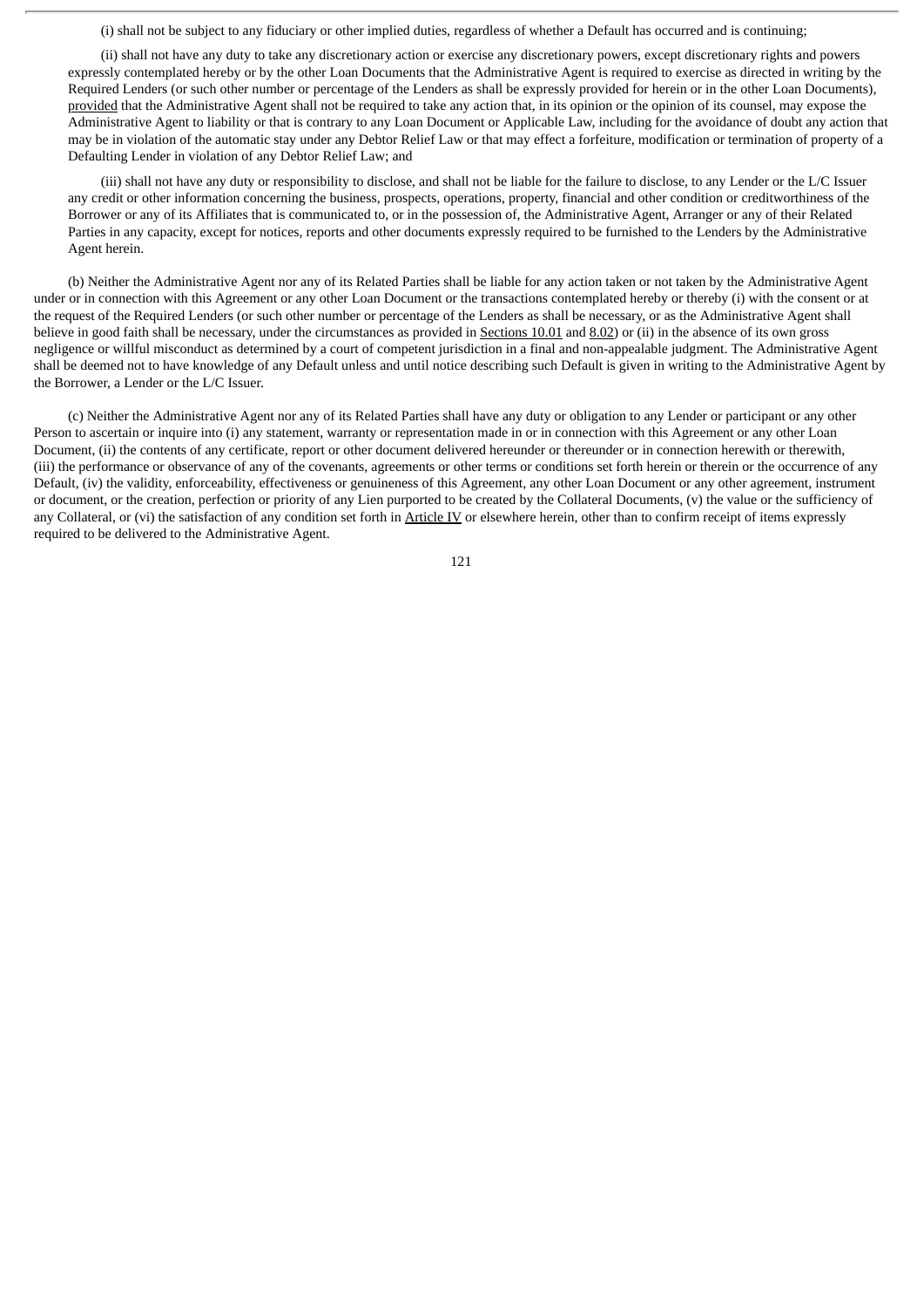(i) shall not be subject to any fiduciary or other implied duties, regardless of whether a Default has occurred and is continuing;

(ii) shall not have any duty to take any discretionary action or exercise any discretionary powers, except discretionary rights and powers expressly contemplated hereby or by the other Loan Documents that the Administrative Agent is required to exercise as directed in writing by the Required Lenders (or such other number or percentage of the Lenders as shall be expressly provided for herein or in the other Loan Documents), provided that the Administrative Agent shall not be required to take any action that, in its opinion or the opinion of its counsel, may expose the Administrative Agent to liability or that is contrary to any Loan Document or Applicable Law, including for the avoidance of doubt any action that may be in violation of the automatic stay under any Debtor Relief Law or that may effect a forfeiture, modification or termination of property of a Defaulting Lender in violation of any Debtor Relief Law; and

(iii) shall not have any duty or responsibility to disclose, and shall not be liable for the failure to disclose, to any Lender or the L/C Issuer any credit or other information concerning the business, prospects, operations, property, financial and other condition or creditworthiness of the Borrower or any of its Affiliates that is communicated to, or in the possession of, the Administrative Agent, Arranger or any of their Related Parties in any capacity, except for notices, reports and other documents expressly required to be furnished to the Lenders by the Administrative Agent herein.

(b) Neither the Administrative Agent nor any of its Related Parties shall be liable for any action taken or not taken by the Administrative Agent under or in connection with this Agreement or any other Loan Document or the transactions contemplated hereby or thereby (i) with the consent or at the request of the Required Lenders (or such other number or percentage of the Lenders as shall be necessary, or as the Administrative Agent shall believe in good faith shall be necessary, under the circumstances as provided in Sections 10.01 and 8.02) or (ii) in the absence of its own gross negligence or willful misconduct as determined by a court of competent jurisdiction in a final and non-appealable judgment. The Administrative Agent shall be deemed not to have knowledge of any Default unless and until notice describing such Default is given in writing to the Administrative Agent by the Borrower, a Lender or the L/C Issuer.

(c) Neither the Administrative Agent nor any of its Related Parties shall have any duty or obligation to any Lender or participant or any other Person to ascertain or inquire into (i) any statement, warranty or representation made in or in connection with this Agreement or any other Loan Document, (ii) the contents of any certificate, report or other document delivered hereunder or thereunder or in connection herewith or therewith, (iii) the performance or observance of any of the covenants, agreements or other terms or conditions set forth herein or therein or the occurrence of any Default, (iv) the validity, enforceability, effectiveness or genuineness of this Agreement, any other Loan Document or any other agreement, instrument or document, or the creation, perfection or priority of any Lien purported to be created by the Collateral Documents, (v) the value or the sufficiency of any Collateral, or (vi) the satisfaction of any condition set forth in Article IV or elsewhere herein, other than to confirm receipt of items expressly required to be delivered to the Administrative Agent.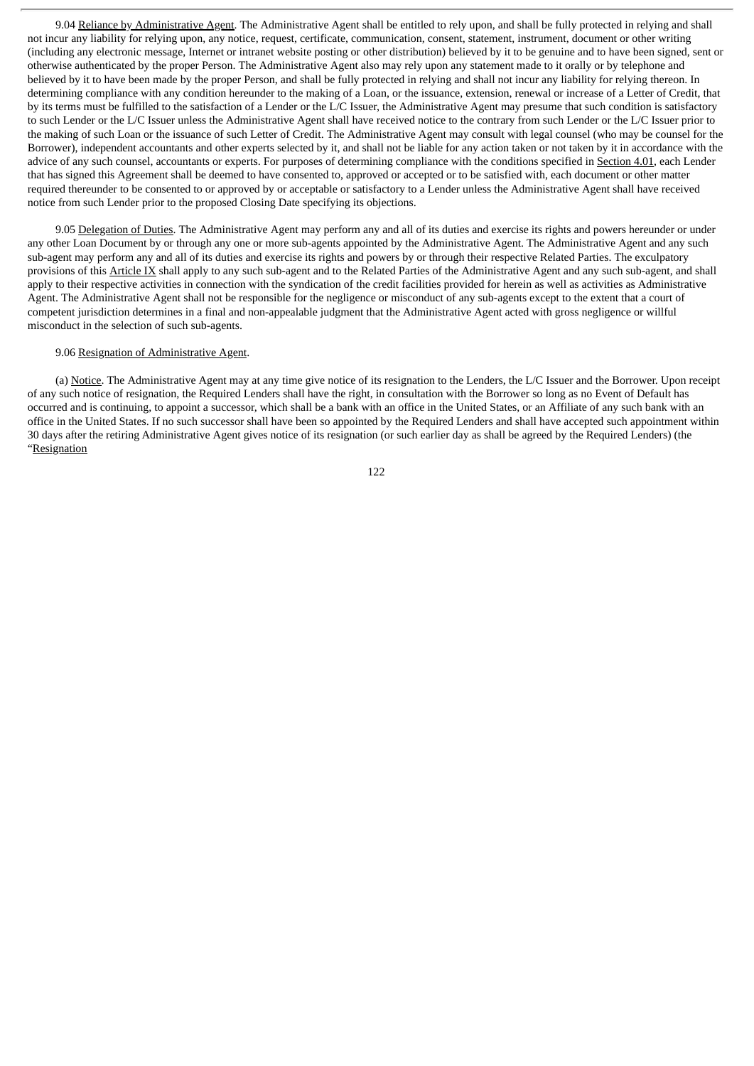9.04 Reliance by Administrative Agent. The Administrative Agent shall be entitled to rely upon, and shall be fully protected in relying and shall not incur any liability for relying upon, any notice, request, certificate, communication, consent, statement, instrument, document or other writing (including any electronic message, Internet or intranet website posting or other distribution) believed by it to be genuine and to have been signed, sent or otherwise authenticated by the proper Person. The Administrative Agent also may rely upon any statement made to it orally or by telephone and believed by it to have been made by the proper Person, and shall be fully protected in relying and shall not incur any liability for relying thereon. In determining compliance with any condition hereunder to the making of a Loan, or the issuance, extension, renewal or increase of a Letter of Credit, that by its terms must be fulfilled to the satisfaction of a Lender or the L/C Issuer, the Administrative Agent may presume that such condition is satisfactory to such Lender or the L/C Issuer unless the Administrative Agent shall have received notice to the contrary from such Lender or the L/C Issuer prior to the making of such Loan or the issuance of such Letter of Credit. The Administrative Agent may consult with legal counsel (who may be counsel for the Borrower), independent accountants and other experts selected by it, and shall not be liable for any action taken or not taken by it in accordance with the advice of any such counsel, accountants or experts. For purposes of determining compliance with the conditions specified in Section 4.01, each Lender that has signed this Agreement shall be deemed to have consented to, approved or accepted or to be satisfied with, each document or other matter required thereunder to be consented to or approved by or acceptable or satisfactory to a Lender unless the Administrative Agent shall have received notice from such Lender prior to the proposed Closing Date specifying its objections.

9.05 Delegation of Duties. The Administrative Agent may perform any and all of its duties and exercise its rights and powers hereunder or under any other Loan Document by or through any one or more sub-agents appointed by the Administrative Agent. The Administrative Agent and any such sub-agent may perform any and all of its duties and exercise its rights and powers by or through their respective Related Parties. The exculpatory provisions of this Article IX shall apply to any such sub-agent and to the Related Parties of the Administrative Agent and any such sub-agent, and shall apply to their respective activities in connection with the syndication of the credit facilities provided for herein as well as activities as Administrative Agent. The Administrative Agent shall not be responsible for the negligence or misconduct of any sub-agents except to the extent that a court of competent jurisdiction determines in a final and non-appealable judgment that the Administrative Agent acted with gross negligence or willful misconduct in the selection of such sub-agents.

9.06 Resignation of Administrative Agent.

(a) Notice. The Administrative Agent may at any time give notice of its resignation to the Lenders, the L/C Issuer and the Borrower. Upon receipt of any such notice of resignation, the Required Lenders shall have the right, in consultation with the Borrower so long as no Event of Default has occurred and is continuing, to appoint a successor, which shall be a bank with an office in the United States, or an Affiliate of any such bank with an office in the United States. If no such successor shall have been so appointed by the Required Lenders and shall have accepted such appointment within 30 days after the retiring Administrative Agent gives notice of its resignation (or such earlier day as shall be agreed by the Required Lenders) (the "Resignation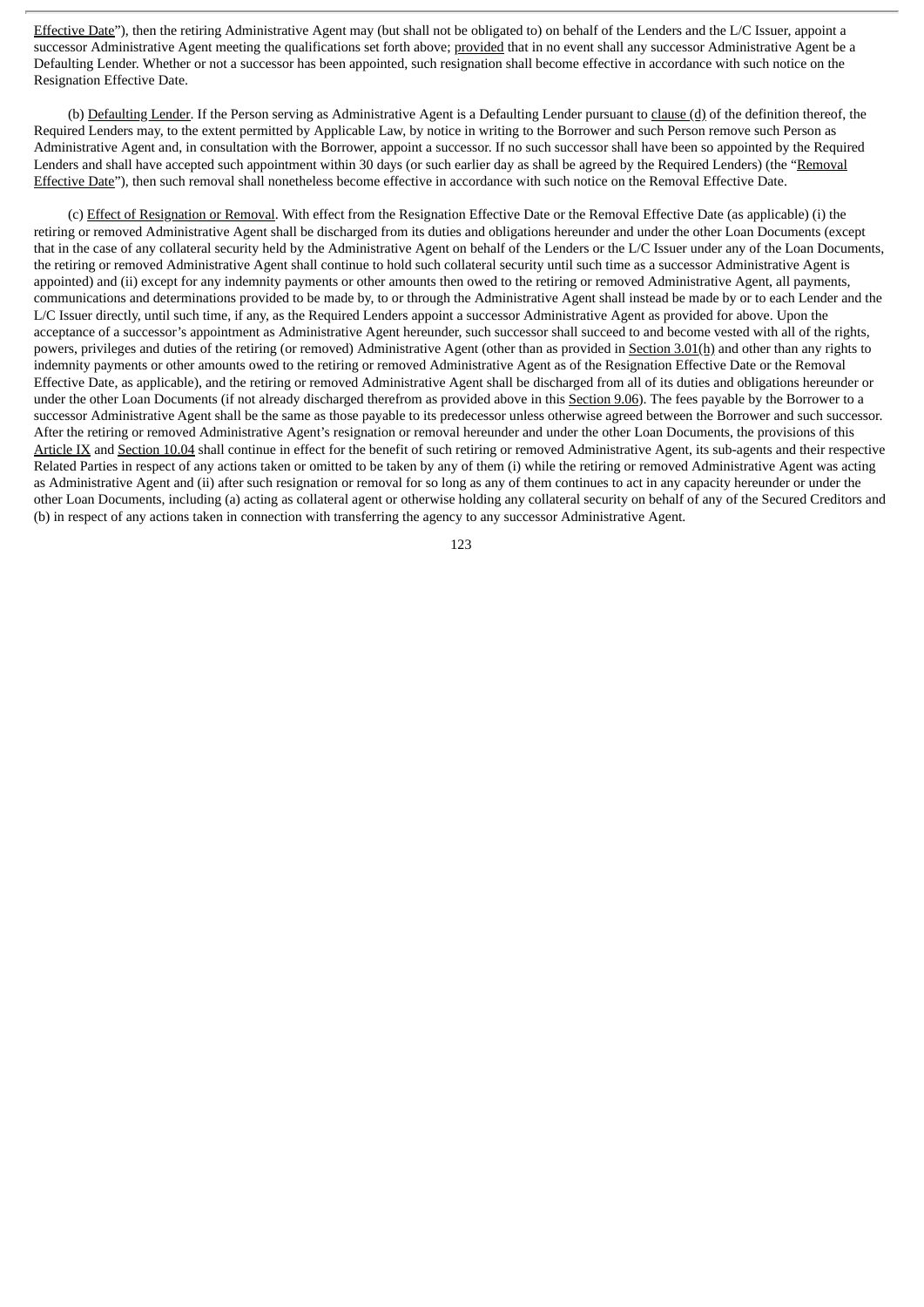Effective Date”), then the retiring Administrative Agent may (but shall not be obligated to) on behalf of the Lenders and the L/C Issuer, appoint a successor Administrative Agent meeting the qualifications set forth above; provided that in no event shall any successor Administrative Agent be a Defaulting Lender. Whether or not a successor has been appointed, such resignation shall become effective in accordance with such notice on the Resignation Effective Date.

(b) Defaulting Lender. If the Person serving as Administrative Agent is a Defaulting Lender pursuant to clause (d) of the definition thereof, the Required Lenders may, to the extent permitted by Applicable Law, by notice in writing to the Borrower and such Person remove such Person as Administrative Agent and, in consultation with the Borrower, appoint a successor. If no such successor shall have been so appointed by the Required Lenders and shall have accepted such appointment within 30 days (or such earlier day as shall be agreed by the Required Lenders) (the “Removal Effective Date”), then such removal shall nonetheless become effective in accordance with such notice on the Removal Effective Date.

(c) Effect of Resignation or Removal. With effect from the Resignation Effective Date or the Removal Effective Date (as applicable) (i) the retiring or removed Administrative Agent shall be discharged from its duties and obligations hereunder and under the other Loan Documents (except that in the case of any collateral security held by the Administrative Agent on behalf of the Lenders or the L/C Issuer under any of the Loan Documents, the retiring or removed Administrative Agent shall continue to hold such collateral security until such time as a successor Administrative Agent is appointed) and (ii) except for any indemnity payments or other amounts then owed to the retiring or removed Administrative Agent, all payments, communications and determinations provided to be made by, to or through the Administrative Agent shall instead be made by or to each Lender and the L/C Issuer directly, until such time, if any, as the Required Lenders appoint a successor Administrative Agent as provided for above. Upon the acceptance of a successor’s appointment as Administrative Agent hereunder, such successor shall succeed to and become vested with all of the rights, powers, privileges and duties of the retiring (or removed) Administrative Agent (other than as provided in Section 3.01(h) and other than any rights to indemnity payments or other amounts owed to the retiring or removed Administrative Agent as of the Resignation Effective Date or the Removal Effective Date, as applicable), and the retiring or removed Administrative Agent shall be discharged from all of its duties and obligations hereunder or under the other Loan Documents (if not already discharged therefrom as provided above in this Section 9.06). The fees payable by the Borrower to a successor Administrative Agent shall be the same as those payable to its predecessor unless otherwise agreed between the Borrower and such successor. After the retiring or removed Administrative Agent’s resignation or removal hereunder and under the other Loan Documents, the provisions of this Article IX and Section 10.04 shall continue in effect for the benefit of such retiring or removed Administrative Agent, its sub-agents and their respective Related Parties in respect of any actions taken or omitted to be taken by any of them (i) while the retiring or removed Administrative Agent was acting as Administrative Agent and (ii) after such resignation or removal for so long as any of them continues to act in any capacity hereunder or under the other Loan Documents, including (a) acting as collateral agent or otherwise holding any collateral security on behalf of any of the Secured Creditors and (b) in respect of any actions taken in connection with transferring the agency to any successor Administrative Agent.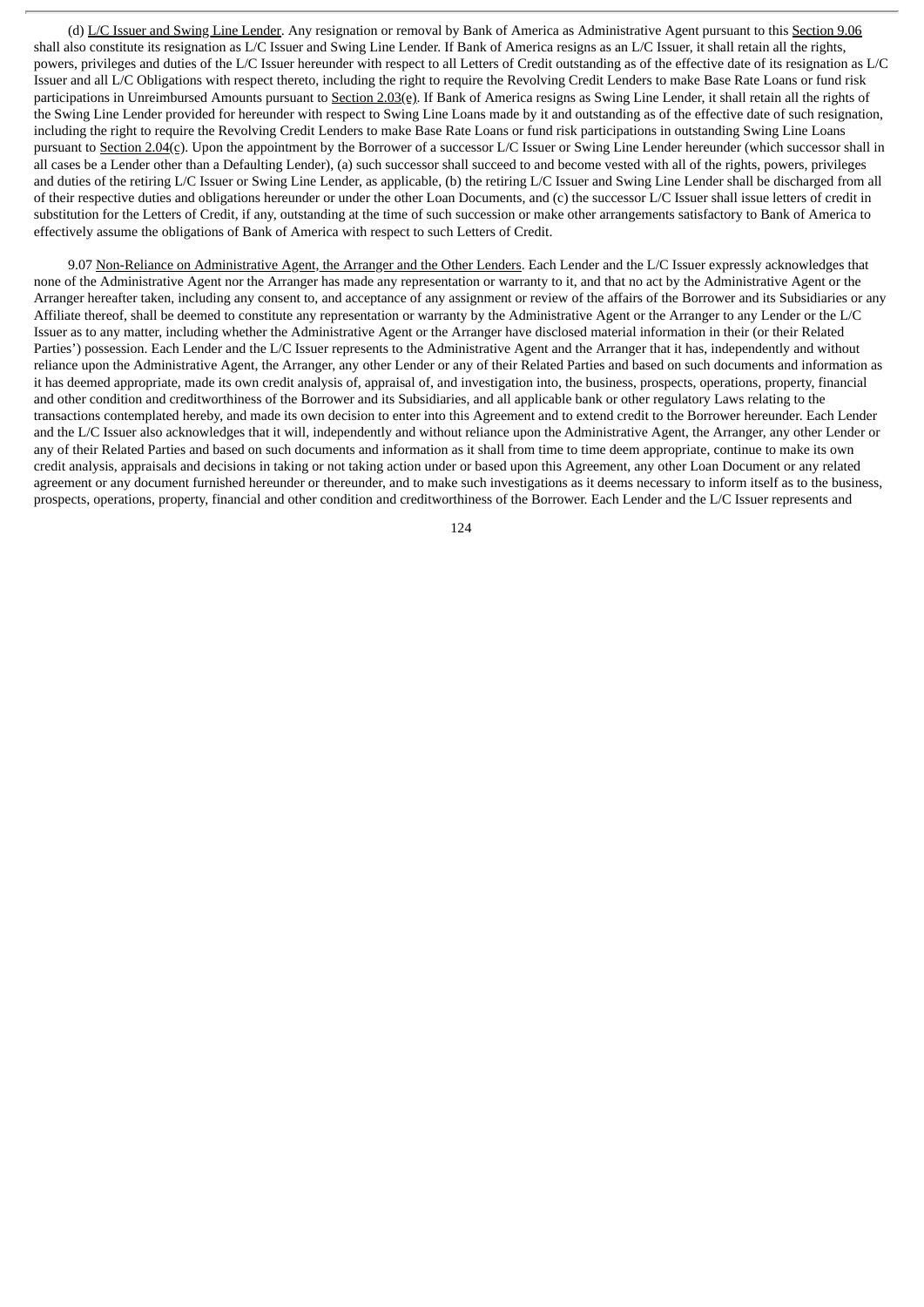(d) L/C Issuer and Swing Line Lender. Any resignation or removal by Bank of America as Administrative Agent pursuant to this Section 9.06 shall also constitute its resignation as L/C Issuer and Swing Line Lender. If Bank of America resigns as an L/C Issuer, it shall retain all the rights, powers, privileges and duties of the L/C Issuer hereunder with respect to all Letters of Credit outstanding as of the effective date of its resignation as L/C Issuer and all L/C Obligations with respect thereto, including the right to require the Revolving Credit Lenders to make Base Rate Loans or fund risk participations in Unreimbursed Amounts pursuant to Section 2.03(e). If Bank of America resigns as Swing Line Lender, it shall retain all the rights of the Swing Line Lender provided for hereunder with respect to Swing Line Loans made by it and outstanding as of the effective date of such resignation, including the right to require the Revolving Credit Lenders to make Base Rate Loans or fund risk participations in outstanding Swing Line Loans pursuant to Section 2.04(c). Upon the appointment by the Borrower of a successor L/C Issuer or Swing Line Lender hereunder (which successor shall in all cases be a Lender other than a Defaulting Lender), (a) such successor shall succeed to and become vested with all of the rights, powers, privileges and duties of the retiring L/C Issuer or Swing Line Lender, as applicable, (b) the retiring L/C Issuer and Swing Line Lender shall be discharged from all of their respective duties and obligations hereunder or under the other Loan Documents, and (c) the successor L/C Issuer shall issue letters of credit in substitution for the Letters of Credit, if any, outstanding at the time of such succession or make other arrangements satisfactory to Bank of America to effectively assume the obligations of Bank of America with respect to such Letters of Credit.

9.07 Non-Reliance on Administrative Agent, the Arranger and the Other Lenders. Each Lender and the L/C Issuer expressly acknowledges that none of the Administrative Agent nor the Arranger has made any representation or warranty to it, and that no act by the Administrative Agent or the Arranger hereafter taken, including any consent to, and acceptance of any assignment or review of the affairs of the Borrower and its Subsidiaries or any Affiliate thereof, shall be deemed to constitute any representation or warranty by the Administrative Agent or the Arranger to any Lender or the L/C Issuer as to any matter, including whether the Administrative Agent or the Arranger have disclosed material information in their (or their Related Parties') possession. Each Lender and the L/C Issuer represents to the Administrative Agent and the Arranger that it has, independently and without reliance upon the Administrative Agent, the Arranger, any other Lender or any of their Related Parties and based on such documents and information as it has deemed appropriate, made its own credit analysis of, appraisal of, and investigation into, the business, prospects, operations, property, financial and other condition and creditworthiness of the Borrower and its Subsidiaries, and all applicable bank or other regulatory Laws relating to the transactions contemplated hereby, and made its own decision to enter into this Agreement and to extend credit to the Borrower hereunder. Each Lender and the L/C Issuer also acknowledges that it will, independently and without reliance upon the Administrative Agent, the Arranger, any other Lender or any of their Related Parties and based on such documents and information as it shall from time to time deem appropriate, continue to make its own credit analysis, appraisals and decisions in taking or not taking action under or based upon this Agreement, any other Loan Document or any related agreement or any document furnished hereunder or thereunder, and to make such investigations as it deems necessary to inform itself as to the business, prospects, operations, property, financial and other condition and creditworthiness of the Borrower. Each Lender and the L/C Issuer represents and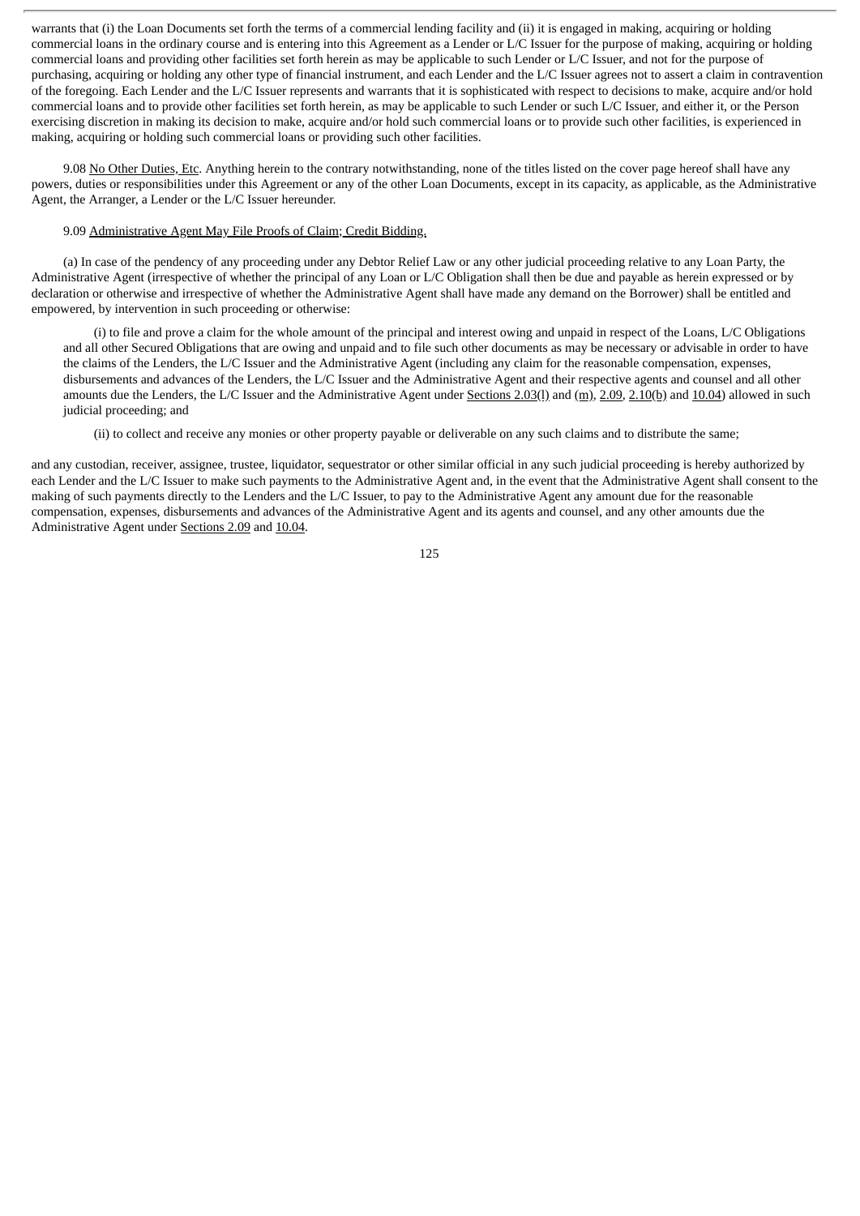warrants that (i) the Loan Documents set forth the terms of a commercial lending facility and (ii) it is engaged in making, acquiring or holding commercial loans in the ordinary course and is entering into this Agreement as a Lender or L/C Issuer for the purpose of making, acquiring or holding commercial loans and providing other facilities set forth herein as may be applicable to such Lender or L/C Issuer, and not for the purpose of purchasing, acquiring or holding any other type of financial instrument, and each Lender and the L/C Issuer agrees not to assert a claim in contravention of the foregoing. Each Lender and the L/C Issuer represents and warrants that it is sophisticated with respect to decisions to make, acquire and/or hold commercial loans and to provide other facilities set forth herein, as may be applicable to such Lender or such L/C Issuer, and either it, or the Person exercising discretion in making its decision to make, acquire and/or hold such commercial loans or to provide such other facilities, is experienced in making, acquiring or holding such commercial loans or providing such other facilities.

9.08 No Other Duties, Etc. Anything herein to the contrary notwithstanding, none of the titles listed on the cover page hereof shall have any powers, duties or responsibilities under this Agreement or any of the other Loan Documents, except in its capacity, as applicable, as the Administrative Agent, the Arranger, a Lender or the L/C Issuer hereunder.

9.09 Administrative Agent May File Proofs of Claim; Credit Bidding.

(a) In case of the pendency of any proceeding under any Debtor Relief Law or any other judicial proceeding relative to any Loan Party, the Administrative Agent (irrespective of whether the principal of any Loan or L/C Obligation shall then be due and payable as herein expressed or by declaration or otherwise and irrespective of whether the Administrative Agent shall have made any demand on the Borrower) shall be entitled and empowered, by intervention in such proceeding or otherwise:

(i) to file and prove a claim for the whole amount of the principal and interest owing and unpaid in respect of the Loans, L/C Obligations and all other Secured Obligations that are owing and unpaid and to file such other documents as may be necessary or advisable in order to have the claims of the Lenders, the L/C Issuer and the Administrative Agent (including any claim for the reasonable compensation, expenses, disbursements and advances of the Lenders, the L/C Issuer and the Administrative Agent and their respective agents and counsel and all other amounts due the Lenders, the L/C Issuer and the Administrative Agent under Sections 2.03(l) and (m), 2.09, 2.10(b) and 10.04) allowed in such judicial proceeding; and

(ii) to collect and receive any monies or other property payable or deliverable on any such claims and to distribute the same;

and any custodian, receiver, assignee, trustee, liquidator, sequestrator or other similar official in any such judicial proceeding is hereby authorized by each Lender and the L/C Issuer to make such payments to the Administrative Agent and, in the event that the Administrative Agent shall consent to the making of such payments directly to the Lenders and the L/C Issuer, to pay to the Administrative Agent any amount due for the reasonable compensation, expenses, disbursements and advances of the Administrative Agent and its agents and counsel, and any other amounts due the Administrative Agent under Sections 2.09 and 10.04.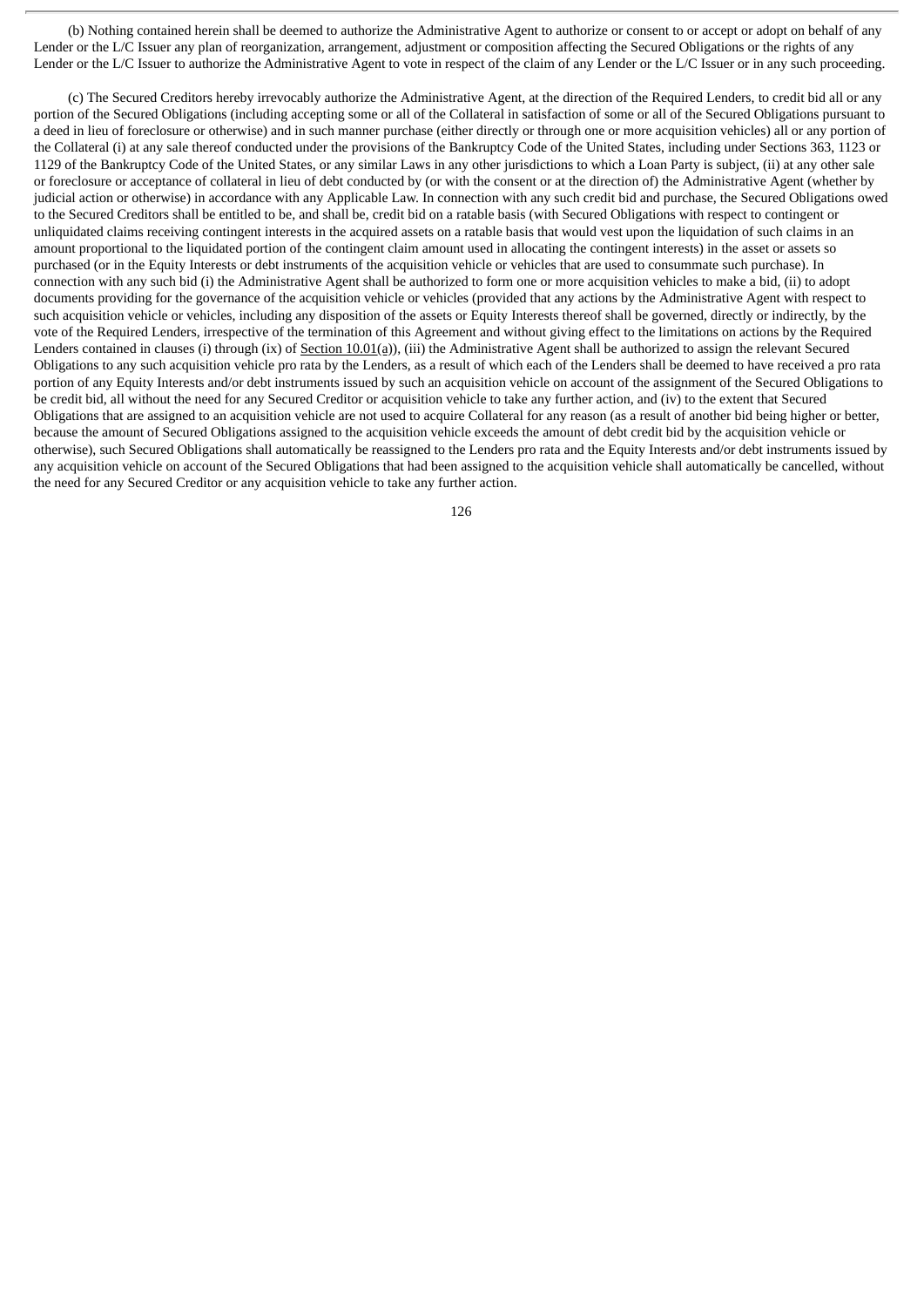(b) Nothing contained herein shall be deemed to authorize the Administrative Agent to authorize or consent to or accept or adopt on behalf of any Lender or the L/C Issuer any plan of reorganization, arrangement, adjustment or composition affecting the Secured Obligations or the rights of any Lender or the L/C Issuer to authorize the Administrative Agent to vote in respect of the claim of any Lender or the L/C Issuer or in any such proceeding.

(c) The Secured Creditors hereby irrevocably authorize the Administrative Agent, at the direction of the Required Lenders, to credit bid all or any portion of the Secured Obligations (including accepting some or all of the Collateral in satisfaction of some or all of the Secured Obligations pursuant to a deed in lieu of foreclosure or otherwise) and in such manner purchase (either directly or through one or more acquisition vehicles) all or any portion of the Collateral (i) at any sale thereof conducted under the provisions of the Bankruptcy Code of the United States, including under Sections 363, 1123 or 1129 of the Bankruptcy Code of the United States, or any similar Laws in any other jurisdictions to which a Loan Party is subject, (ii) at any other sale or foreclosure or acceptance of collateral in lieu of debt conducted by (or with the consent or at the direction of) the Administrative Agent (whether by judicial action or otherwise) in accordance with any Applicable Law. In connection with any such credit bid and purchase, the Secured Obligations owed to the Secured Creditors shall be entitled to be, and shall be, credit bid on a ratable basis (with Secured Obligations with respect to contingent or unliquidated claims receiving contingent interests in the acquired assets on a ratable basis that would vest upon the liquidation of such claims in an amount proportional to the liquidated portion of the contingent claim amount used in allocating the contingent interests) in the asset or assets so purchased (or in the Equity Interests or debt instruments of the acquisition vehicle or vehicles that are used to consummate such purchase). In connection with any such bid (i) the Administrative Agent shall be authorized to form one or more acquisition vehicles to make a bid, (ii) to adopt documents providing for the governance of the acquisition vehicle or vehicles (provided that any actions by the Administrative Agent with respect to such acquisition vehicle or vehicles, including any disposition of the assets or Equity Interests thereof shall be governed, directly or indirectly, by the vote of the Required Lenders, irrespective of the termination of this Agreement and without giving effect to the limitations on actions by the Required Lenders contained in clauses (i) through (ix) of Section 10.01(a)), (iii) the Administrative Agent shall be authorized to assign the relevant Secured Obligations to any such acquisition vehicle pro rata by the Lenders, as a result of which each of the Lenders shall be deemed to have received a pro rata portion of any Equity Interests and/or debt instruments issued by such an acquisition vehicle on account of the assignment of the Secured Obligations to be credit bid, all without the need for any Secured Creditor or acquisition vehicle to take any further action, and (iv) to the extent that Secured Obligations that are assigned to an acquisition vehicle are not used to acquire Collateral for any reason (as a result of another bid being higher or better, because the amount of Secured Obligations assigned to the acquisition vehicle exceeds the amount of debt credit bid by the acquisition vehicle or otherwise), such Secured Obligations shall automatically be reassigned to the Lenders pro rata and the Equity Interests and/or debt instruments issued by any acquisition vehicle on account of the Secured Obligations that had been assigned to the acquisition vehicle shall automatically be cancelled, without the need for any Secured Creditor or any acquisition vehicle to take any further action.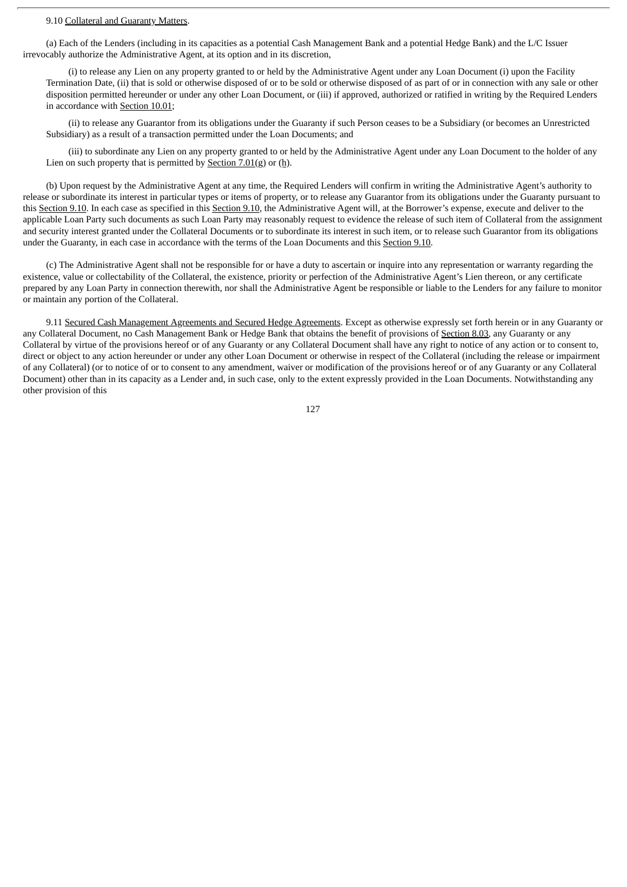9.10 Collateral and Guaranty Matters.

(a) Each of the Lenders (including in its capacities as a potential Cash Management Bank and a potential Hedge Bank) and the L/C Issuer irrevocably authorize the Administrative Agent, at its option and in its discretion,

(i) to release any Lien on any property granted to or held by the Administrative Agent under any Loan Document (i) upon the Facility Termination Date, (ii) that is sold or otherwise disposed of or to be sold or otherwise disposed of as part of or in connection with any sale or other disposition permitted hereunder or under any other Loan Document, or (iii) if approved, authorized or ratified in writing by the Required Lenders in accordance with Section 10.01;

(ii) to release any Guarantor from its obligations under the Guaranty if such Person ceases to be a Subsidiary (or becomes an Unrestricted Subsidiary) as a result of a transaction permitted under the Loan Documents; and

(iii) to subordinate any Lien on any property granted to or held by the Administrative Agent under any Loan Document to the holder of any Lien on such property that is permitted by Section 7.01(g) or (h).

(b) Upon request by the Administrative Agent at any time, the Required Lenders will confirm in writing the Administrative Agent's authority to release or subordinate its interest in particular types or items of property, or to release any Guarantor from its obligations under the Guaranty pursuant to this Section 9.10. In each case as specified in this Section 9.10, the Administrative Agent will, at the Borrower's expense, execute and deliver to the applicable Loan Party such documents as such Loan Party may reasonably request to evidence the release of such item of Collateral from the assignment and security interest granted under the Collateral Documents or to subordinate its interest in such item, or to release such Guarantor from its obligations under the Guaranty, in each case in accordance with the terms of the Loan Documents and this Section 9.10.

(c) The Administrative Agent shall not be responsible for or have a duty to ascertain or inquire into any representation or warranty regarding the existence, value or collectability of the Collateral, the existence, priority or perfection of the Administrative Agent's Lien thereon, or any certificate prepared by any Loan Party in connection therewith, nor shall the Administrative Agent be responsible or liable to the Lenders for any failure to monitor or maintain any portion of the Collateral.

9.11 Secured Cash Management Agreements and Secured Hedge Agreements. Except as otherwise expressly set forth herein or in any Guaranty or any Collateral Document, no Cash Management Bank or Hedge Bank that obtains the benefit of provisions of Section 8.03, any Guaranty or any Collateral by virtue of the provisions hereof or of any Guaranty or any Collateral Document shall have any right to notice of any action or to consent to, direct or object to any action hereunder or under any other Loan Document or otherwise in respect of the Collateral (including the release or impairment of any Collateral) (or to notice of or to consent to any amendment, waiver or modification of the provisions hereof or of any Guaranty or any Collateral Document) other than in its capacity as a Lender and, in such case, only to the extent expressly provided in the Loan Documents. Notwithstanding any other provision of this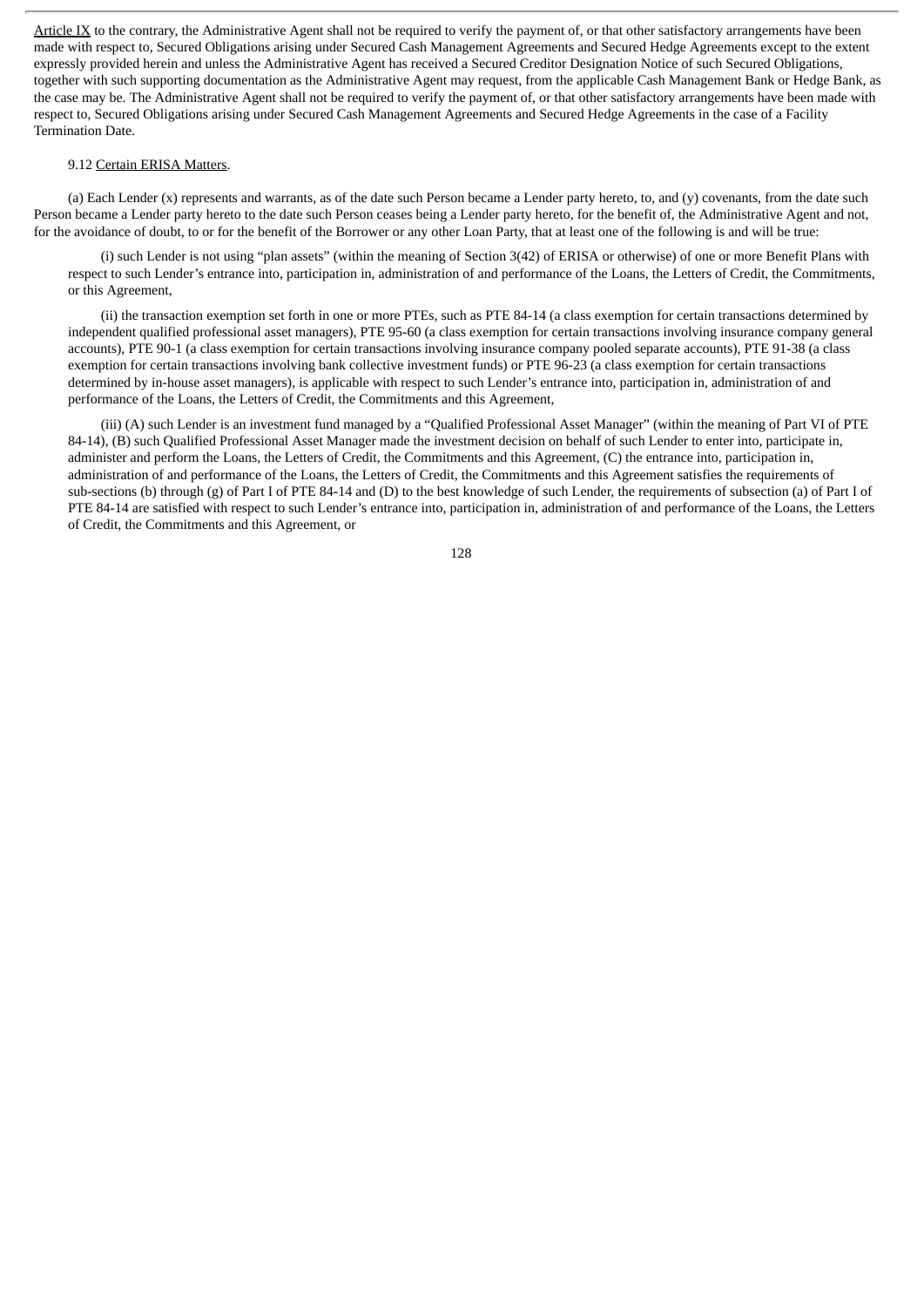Article IX to the contrary, the Administrative Agent shall not be required to verify the payment of, or that other satisfactory arrangements have been made with respect to, Secured Obligations arising under Secured Cash Management Agreements and Secured Hedge Agreements except to the extent expressly provided herein and unless the Administrative Agent has received a Secured Creditor Designation Notice of such Secured Obligations, together with such supporting documentation as the Administrative Agent may request, from the applicable Cash Management Bank or Hedge Bank, as the case may be. The Administrative Agent shall not be required to verify the payment of, or that other satisfactory arrangements have been made with respect to, Secured Obligations arising under Secured Cash Management Agreements and Secured Hedge Agreements in the case of a Facility Termination Date.

9.12 Certain ERISA Matters.

(a) Each Lender (x) represents and warrants, as of the date such Person became a Lender party hereto, to, and (y) covenants, from the date such Person became a Lender party hereto to the date such Person ceases being a Lender party hereto, for the benefit of, the Administrative Agent and not, for the avoidance of doubt, to or for the benefit of the Borrower or any other Loan Party, that at least one of the following is and will be true:

(i) such Lender is not using "plan assets" (within the meaning of Section 3(42) of ERISA or otherwise) of one or more Benefit Plans with respect to such Lender's entrance into, participation in, administration of and performance of the Loans, the Letters of Credit, the Commitments, or this Agreement,

(ii) the transaction exemption set forth in one or more PTEs, such as PTE 84-14 (a class exemption for certain transactions determined by independent qualified professional asset managers), PTE 95-60 (a class exemption for certain transactions involving insurance company general accounts), PTE 90-1 (a class exemption for certain transactions involving insurance company pooled separate accounts), PTE 91-38 (a class exemption for certain transactions involving bank collective investment funds) or PTE 96-23 (a class exemption for certain transactions determined by in-house asset managers), is applicable with respect to such Lender's entrance into, participation in, administration of and performance of the Loans, the Letters of Credit, the Commitments and this Agreement,

(iii) (A) such Lender is an investment fund managed by a "Qualified Professional Asset Manager" (within the meaning of Part VI of PTE 84-14), (B) such Qualified Professional Asset Manager made the investment decision on behalf of such Lender to enter into, participate in, administer and perform the Loans, the Letters of Credit, the Commitments and this Agreement, (C) the entrance into, participation in, administration of and performance of the Loans, the Letters of Credit, the Commitments and this Agreement satisfies the requirements of sub-sections (b) through (g) of Part I of PTE 84-14 and (D) to the best knowledge of such Lender, the requirements of subsection (a) of Part I of PTE 84-14 are satisfied with respect to such Lender's entrance into, participation in, administration of and performance of the Loans, the Letters of Credit, the Commitments and this Agreement, or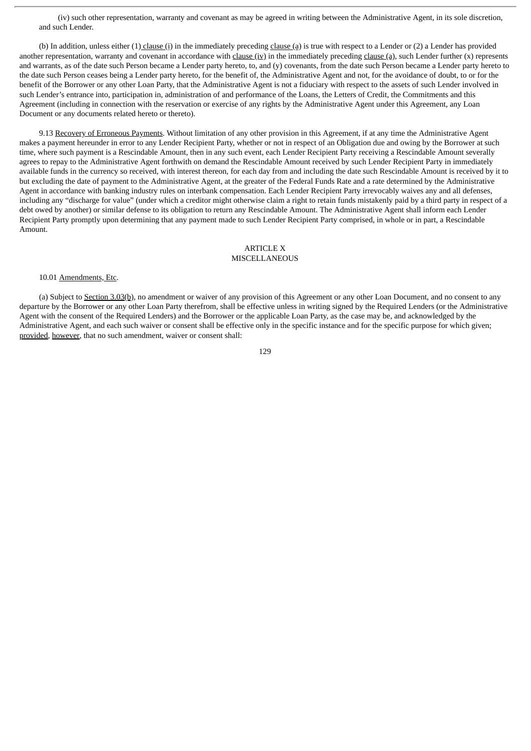(iv) such other representation, warranty and covenant as may be agreed in writing between the Administrative Agent, in its sole discretion, and such Lender.

(b) In addition, unless either (1) clause (i) in the immediately preceding clause (a) is true with respect to a Lender or (2) a Lender has provided another representation, warranty and covenant in accordance with clause (iv) in the immediately preceding clause (a), such Lender further (x) represents and warrants, as of the date such Person became a Lender party hereto, to, and (y) covenants, from the date such Person became a Lender party hereto to the date such Person ceases being a Lender party hereto, for the benefit of, the Administrative Agent and not, for the avoidance of doubt, to or for the benefit of the Borrower or any other Loan Party, that the Administrative Agent is not a fiduciary with respect to the assets of such Lender involved in such Lender's entrance into, participation in, administration of and performance of the Loans, the Letters of Credit, the Commitments and this Agreement (including in connection with the reservation or exercise of any rights by the Administrative Agent under this Agreement, any Loan Document or any documents related hereto or thereto).

9.13 Recovery of Erroneous Payments. Without limitation of any other provision in this Agreement, if at any time the Administrative Agent makes a payment hereunder in error to any Lender Recipient Party, whether or not in respect of an Obligation due and owing by the Borrower at such time, where such payment is a Rescindable Amount, then in any such event, each Lender Recipient Party receiving a Rescindable Amount severally agrees to repay to the Administrative Agent forthwith on demand the Rescindable Amount received by such Lender Recipient Party in immediately available funds in the currency so received, with interest thereon, for each day from and including the date such Rescindable Amount is received by it to but excluding the date of payment to the Administrative Agent, at the greater of the Federal Funds Rate and a rate determined by the Administrative Agent in accordance with banking industry rules on interbank compensation. Each Lender Recipient Party irrevocably waives any and all defenses, including any "discharge for value" (under which a creditor might otherwise claim a right to retain funds mistakenly paid by a third party in respect of a debt owed by another) or similar defense to its obligation to return any Rescindable Amount. The Administrative Agent shall inform each Lender Recipient Party promptly upon determining that any payment made to such Lender Recipient Party comprised, in whole or in part, a Rescindable Amount.

## ARTICLE X
## MISCELLANEOUS

10.01 Amendments, Etc.

(a) Subject to Section 3.03(b), no amendment or waiver of any provision of this Agreement or any other Loan Document, and no consent to any departure by the Borrower or any other Loan Party therefrom, shall be effective unless in writing signed by the Required Lenders (or the Administrative Agent with the consent of the Required Lenders) and the Borrower or the applicable Loan Party, as the case may be, and acknowledged by the Administrative Agent, and each such waiver or consent shall be effective only in the specific instance and for the specific purpose for which given; provided, however, that no such amendment, waiver or consent shall: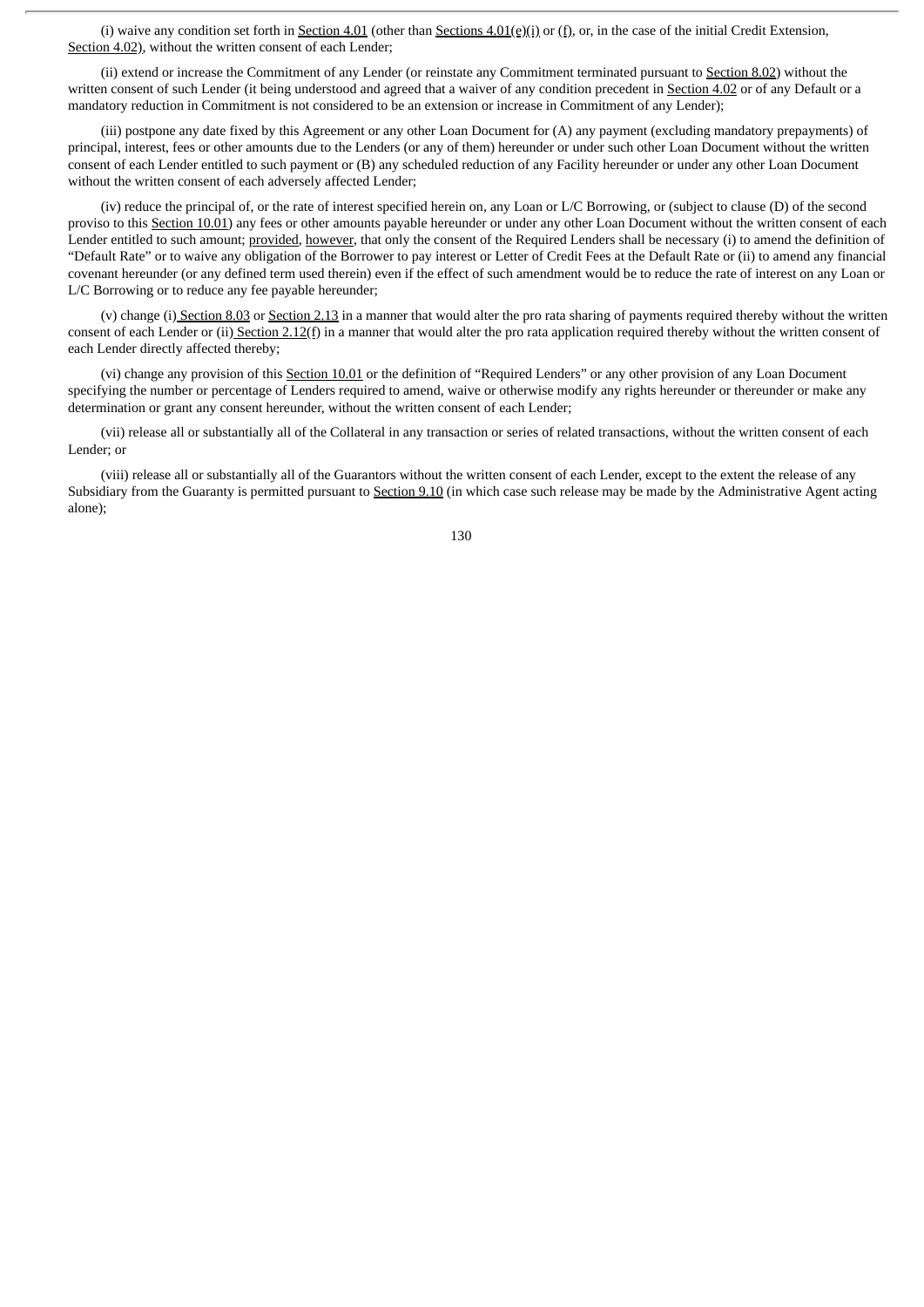(i) waive any condition set forth in Section 4.01 (other than Sections 4.01(e)(i) or (f), or, in the case of the initial Credit Extension, Section 4.02), without the written consent of each Lender;

(ii) extend or increase the Commitment of any Lender (or reinstate any Commitment terminated pursuant to Section 8.02) without the written consent of such Lender (it being understood and agreed that a waiver of any condition precedent in Section 4.02 or of any Default or a mandatory reduction in Commitment is not considered to be an extension or increase in Commitment of any Lender);

(iii) postpone any date fixed by this Agreement or any other Loan Document for (A) any payment (excluding mandatory prepayments) of principal, interest, fees or other amounts due to the Lenders (or any of them) hereunder or under such other Loan Document without the written consent of each Lender entitled to such payment or (B) any scheduled reduction of any Facility hereunder or under any other Loan Document without the written consent of each adversely affected Lender;

(iv) reduce the principal of, or the rate of interest specified herein on, any Loan or L/C Borrowing, or (subject to clause (D) of the second proviso to this Section 10.01) any fees or other amounts payable hereunder or under any other Loan Document without the written consent of each Lender entitled to such amount; provided, however, that only the consent of the Required Lenders shall be necessary (i) to amend the definition of "Default Rate" or to waive any obligation of the Borrower to pay interest or Letter of Credit Fees at the Default Rate or (ii) to amend any financial covenant hereunder (or any defined term used therein) even if the effect of such amendment would be to reduce the rate of interest on any Loan or L/C Borrowing or to reduce any fee payable hereunder;

(v) change (i) Section 8.03 or Section 2.13 in a manner that would alter the pro rata sharing of payments required thereby without the written consent of each Lender or (ii) Section 2.12(f) in a manner that would alter the pro rata application required thereby without the written consent of each Lender directly affected thereby;

(vi) change any provision of this Section 10.01 or the definition of "Required Lenders" or any other provision of any Loan Document specifying the number or percentage of Lenders required to amend, waive or otherwise modify any rights hereunder or thereunder or make any determination or grant any consent hereunder, without the written consent of each Lender;

(vii) release all or substantially all of the Collateral in any transaction or series of related transactions, without the written consent of each Lender; or

(viii) release all or substantially all of the Guarantors without the written consent of each Lender, except to the extent the release of any Subsidiary from the Guaranty is permitted pursuant to Section 9.10 (in which case such release may be made by the Administrative Agent acting alone);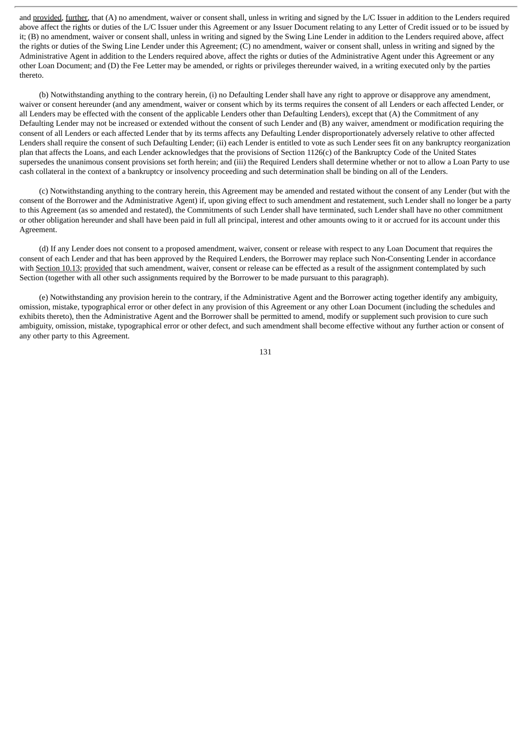and provided, further, that (A) no amendment, waiver or consent shall, unless in writing and signed by the L/C Issuer in addition to the Lenders required above affect the rights or duties of the L/C Issuer under this Agreement or any Issuer Document relating to any Letter of Credit issued or to be issued by it; (B) no amendment, waiver or consent shall, unless in writing and signed by the Swing Line Lender in addition to the Lenders required above, affect the rights or duties of the Swing Line Lender under this Agreement; (C) no amendment, waiver or consent shall, unless in writing and signed by the Administrative Agent in addition to the Lenders required above, affect the rights or duties of the Administrative Agent under this Agreement or any other Loan Document; and (D) the Fee Letter may be amended, or rights or privileges thereunder waived, in a writing executed only by the parties thereto.

(b) Notwithstanding anything to the contrary herein, (i) no Defaulting Lender shall have any right to approve or disapprove any amendment, waiver or consent hereunder (and any amendment, waiver or consent which by its terms requires the consent of all Lenders or each affected Lender, or all Lenders may be effected with the consent of the applicable Lenders other than Defaulting Lenders), except that (A) the Commitment of any Defaulting Lender may not be increased or extended without the consent of such Lender and (B) any waiver, amendment or modification requiring the consent of all Lenders or each affected Lender that by its terms affects any Defaulting Lender disproportionately adversely relative to other affected Lenders shall require the consent of such Defaulting Lender; (ii) each Lender is entitled to vote as such Lender sees fit on any bankruptcy reorganization plan that affects the Loans, and each Lender acknowledges that the provisions of Section 1126(c) of the Bankruptcy Code of the United States supersedes the unanimous consent provisions set forth herein; and (iii) the Required Lenders shall determine whether or not to allow a Loan Party to use cash collateral in the context of a bankruptcy or insolvency proceeding and such determination shall be binding on all of the Lenders.

(c) Notwithstanding anything to the contrary herein, this Agreement may be amended and restated without the consent of any Lender (but with the consent of the Borrower and the Administrative Agent) if, upon giving effect to such amendment and restatement, such Lender shall no longer be a party to this Agreement (as so amended and restated), the Commitments of such Lender shall have terminated, such Lender shall have no other commitment or other obligation hereunder and shall have been paid in full all principal, interest and other amounts owing to it or accrued for its account under this Agreement.

(d) If any Lender does not consent to a proposed amendment, waiver, consent or release with respect to any Loan Document that requires the consent of each Lender and that has been approved by the Required Lenders, the Borrower may replace such Non-Consenting Lender in accordance with Section 10.13; provided that such amendment, waiver, consent or release can be effected as a result of the assignment contemplated by such Section (together with all other such assignments required by the Borrower to be made pursuant to this paragraph).

(e) Notwithstanding any provision herein to the contrary, if the Administrative Agent and the Borrower acting together identify any ambiguity, omission, mistake, typographical error or other defect in any provision of this Agreement or any other Loan Document (including the schedules and exhibits thereto), then the Administrative Agent and the Borrower shall be permitted to amend, modify or supplement such provision to cure such ambiguity, omission, mistake, typographical error or other defect, and such amendment shall become effective without any further action or consent of any other party to this Agreement.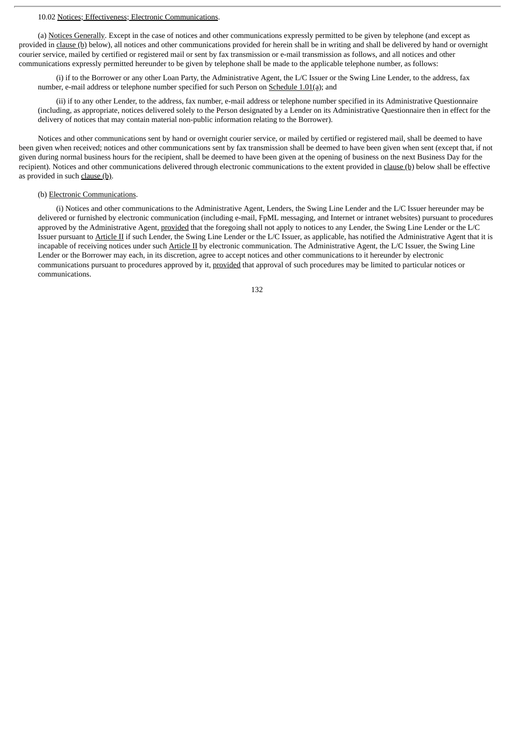10.02 Notices; Effectiveness; Electronic Communications.

(a) Notices Generally. Except in the case of notices and other communications expressly permitted to be given by telephone (and except as provided in clause (b) below), all notices and other communications provided for herein shall be in writing and shall be delivered by hand or overnight courier service, mailed by certified or registered mail or sent by fax transmission or e-mail transmission as follows, and all notices and other communications expressly permitted hereunder to be given by telephone shall be made to the applicable telephone number, as follows:

(i) if to the Borrower or any other Loan Party, the Administrative Agent, the L/C Issuer or the Swing Line Lender, to the address, fax number, e-mail address or telephone number specified for such Person on Schedule 1.01(a); and

(ii) if to any other Lender, to the address, fax number, e-mail address or telephone number specified in its Administrative Questionnaire (including, as appropriate, notices delivered solely to the Person designated by a Lender on its Administrative Questionnaire then in effect for the delivery of notices that may contain material non-public information relating to the Borrower).

Notices and other communications sent by hand or overnight courier service, or mailed by certified or registered mail, shall be deemed to have been given when received; notices and other communications sent by fax transmission shall be deemed to have been given when sent (except that, if not given during normal business hours for the recipient, shall be deemed to have been given at the opening of business on the next Business Day for the recipient). Notices and other communications delivered through electronic communications to the extent provided in clause (b) below shall be effective as provided in such clause (b).

(b) Electronic Communications.

(i) Notices and other communications to the Administrative Agent, Lenders, the Swing Line Lender and the L/C Issuer hereunder may be delivered or furnished by electronic communication (including e-mail, FpML messaging, and Internet or intranet websites) pursuant to procedures approved by the Administrative Agent, provided that the foregoing shall not apply to notices to any Lender, the Swing Line Lender or the L/C Issuer pursuant to Article II if such Lender, the Swing Line Lender or the L/C Issuer, as applicable, has notified the Administrative Agent that it is incapable of receiving notices under such Article II by electronic communication. The Administrative Agent, the L/C Issuer, the Swing Line Lender or the Borrower may each, in its discretion, agree to accept notices and other communications to it hereunder by electronic communications pursuant to procedures approved by it, provided that approval of such procedures may be limited to particular notices or communications.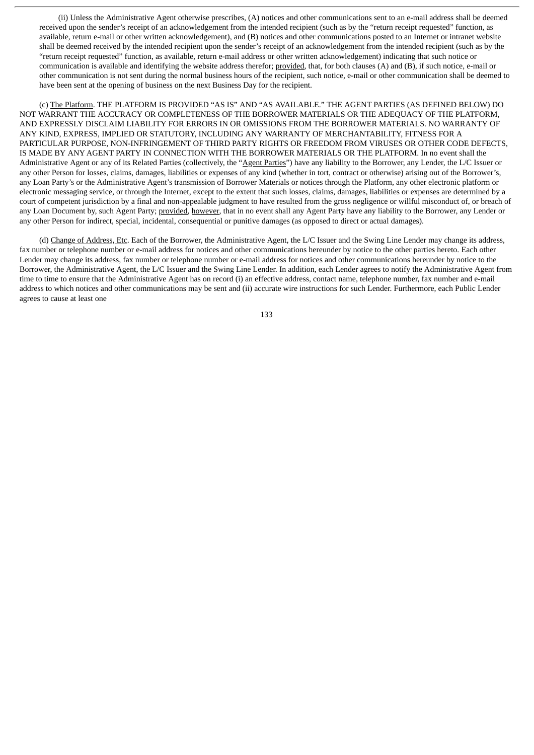(ii) Unless the Administrative Agent otherwise prescribes, (A) notices and other communications sent to an e-mail address shall be deemed received upon the sender's receipt of an acknowledgement from the intended recipient (such as by the "return receipt requested" function, as available, return e-mail or other written acknowledgement), and (B) notices and other communications posted to an Internet or intranet website shall be deemed received by the intended recipient upon the sender's receipt of an acknowledgement from the intended recipient (such as by the "return receipt requested" function, as available, return e-mail address or other written acknowledgement) indicating that such notice or communication is available and identifying the website address therefor; provided, that, for both clauses (A) and (B), if such notice, e-mail or other communication is not sent during the normal business hours of the recipient, such notice, e-mail or other communication shall be deemed to have been sent at the opening of business on the next Business Day for the recipient.

(c) The Platform. THE PLATFORM IS PROVIDED "AS IS" AND "AS AVAILABLE." THE AGENT PARTIES (AS DEFINED BELOW) DO NOT WARRANT THE ACCURACY OR COMPLETENESS OF THE BORROWER MATERIALS OR THE ADEQUACY OF THE PLATFORM, AND EXPRESSLY DISCLAIM LIABILITY FOR ERRORS IN OR OMISSIONS FROM THE BORROWER MATERIALS. NO WARRANTY OF ANY KIND, EXPRESS, IMPLIED OR STATUTORY, INCLUDING ANY WARRANTY OF MERCHANTABILITY, FITNESS FOR A PARTICULAR PURPOSE, NON-INFRINGEMENT OF THIRD PARTY RIGHTS OR FREEDOM FROM VIRUSES OR OTHER CODE DEFECTS, IS MADE BY ANY AGENT PARTY IN CONNECTION WITH THE BORROWER MATERIALS OR THE PLATFORM. In no event shall the Administrative Agent or any of its Related Parties (collectively, the "Agent Parties") have any liability to the Borrower, any Lender, the L/C Issuer or any other Person for losses, claims, damages, liabilities or expenses of any kind (whether in tort, contract or otherwise) arising out of the Borrower's, any Loan Party's or the Administrative Agent's transmission of Borrower Materials or notices through the Platform, any other electronic platform or electronic messaging service, or through the Internet, except to the extent that such losses, claims, damages, liabilities or expenses are determined by a court of competent jurisdiction by a final and non-appealable judgment to have resulted from the gross negligence or willful misconduct of, or breach of any Loan Document by, such Agent Party; provided, however, that in no event shall any Agent Party have any liability to the Borrower, any Lender or any other Person for indirect, special, incidental, consequential or punitive damages (as opposed to direct or actual damages).

(d) Change of Address, Etc. Each of the Borrower, the Administrative Agent, the L/C Issuer and the Swing Line Lender may change its address, fax number or telephone number or e-mail address for notices and other communications hereunder by notice to the other parties hereto. Each other Lender may change its address, fax number or telephone number or e-mail address for notices and other communications hereunder by notice to the Borrower, the Administrative Agent, the L/C Issuer and the Swing Line Lender. In addition, each Lender agrees to notify the Administrative Agent from time to time to ensure that the Administrative Agent has on record (i) an effective address, contact name, telephone number, fax number and e-mail address to which notices and other communications may be sent and (ii) accurate wire instructions for such Lender. Furthermore, each Public Lender agrees to cause at least one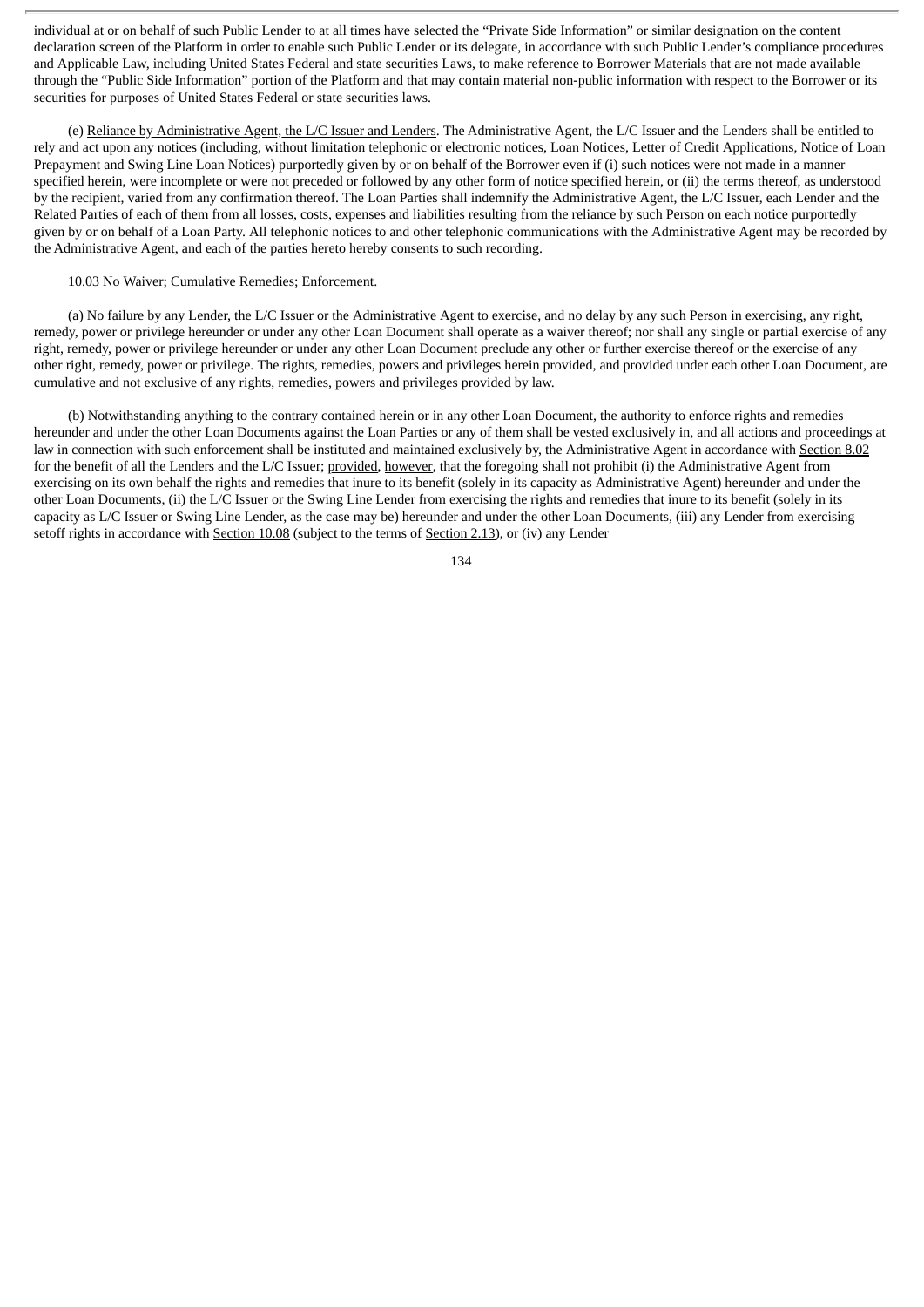individual at or on behalf of such Public Lender to at all times have selected the "Private Side Information" or similar designation on the content declaration screen of the Platform in order to enable such Public Lender or its delegate, in accordance with such Public Lender's compliance procedures and Applicable Law, including United States Federal and state securities Laws, to make reference to Borrower Materials that are not made available through the "Public Side Information" portion of the Platform and that may contain material non-public information with respect to the Borrower or its securities for purposes of United States Federal or state securities laws.

(e) Reliance by Administrative Agent, the L/C Issuer and Lenders. The Administrative Agent, the L/C Issuer and the Lenders shall be entitled to rely and act upon any notices (including, without limitation telephonic or electronic notices, Loan Notices, Letter of Credit Applications, Notice of Loan Prepayment and Swing Line Loan Notices) purportedly given by or on behalf of the Borrower even if (i) such notices were not made in a manner specified herein, were incomplete or were not preceded or followed by any other form of notice specified herein, or (ii) the terms thereof, as understood by the recipient, varied from any confirmation thereof. The Loan Parties shall indemnify the Administrative Agent, the L/C Issuer, each Lender and the Related Parties of each of them from all losses, costs, expenses and liabilities resulting from the reliance by such Person on each notice purportedly given by or on behalf of a Loan Party. All telephonic notices to and other telephonic communications with the Administrative Agent may be recorded by the Administrative Agent, and each of the parties hereto hereby consents to such recording.

10.03 No Waiver; Cumulative Remedies; Enforcement.

(a) No failure by any Lender, the L/C Issuer or the Administrative Agent to exercise, and no delay by any such Person in exercising, any right, remedy, power or privilege hereunder or under any other Loan Document shall operate as a waiver thereof; nor shall any single or partial exercise of any right, remedy, power or privilege hereunder or under any other Loan Document preclude any other or further exercise thereof or the exercise of any other right, remedy, power or privilege. The rights, remedies, powers and privileges herein provided, and provided under each other Loan Document, are cumulative and not exclusive of any rights, remedies, powers and privileges provided by law.

(b) Notwithstanding anything to the contrary contained herein or in any other Loan Document, the authority to enforce rights and remedies hereunder and under the other Loan Documents against the Loan Parties or any of them shall be vested exclusively in, and all actions and proceedings at law in connection with such enforcement shall be instituted and maintained exclusively by, the Administrative Agent in accordance with Section 8.02 for the benefit of all the Lenders and the L/C Issuer; provided, however, that the foregoing shall not prohibit (i) the Administrative Agent from exercising on its own behalf the rights and remedies that inure to its benefit (solely in its capacity as Administrative Agent) hereunder and under the other Loan Documents, (ii) the L/C Issuer or the Swing Line Lender from exercising the rights and remedies that inure to its benefit (solely in its capacity as L/C Issuer or Swing Line Lender, as the case may be) hereunder and under the other Loan Documents, (iii) any Lender from exercising setoff rights in accordance with Section 10.08 (subject to the terms of Section 2.13), or (iv) any Lender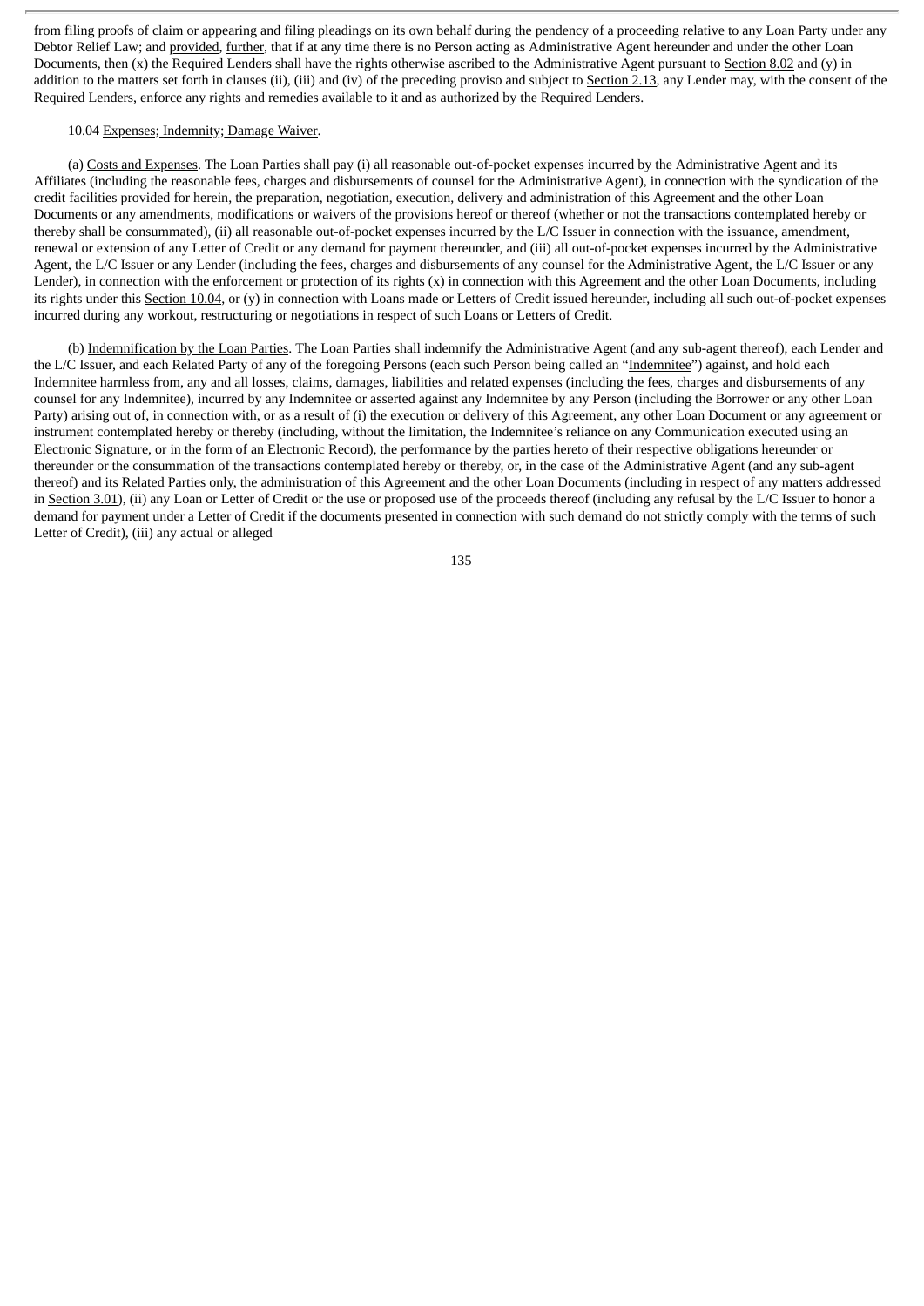from filing proofs of claim or appearing and filing pleadings on its own behalf during the pendency of a proceeding relative to any Loan Party under any Debtor Relief Law; and provided, further, that if at any time there is no Person acting as Administrative Agent hereunder and under the other Loan Documents, then (x) the Required Lenders shall have the rights otherwise ascribed to the Administrative Agent pursuant to Section 8.02 and (y) in addition to the matters set forth in clauses (ii), (iii) and (iv) of the preceding proviso and subject to Section 2.13, any Lender may, with the consent of the Required Lenders, enforce any rights and remedies available to it and as authorized by the Required Lenders.

10.04 Expenses; Indemnity; Damage Waiver.

(a) Costs and Expenses. The Loan Parties shall pay (i) all reasonable out-of-pocket expenses incurred by the Administrative Agent and its Affiliates (including the reasonable fees, charges and disbursements of counsel for the Administrative Agent), in connection with the syndication of the credit facilities provided for herein, the preparation, negotiation, execution, delivery and administration of this Agreement and the other Loan Documents or any amendments, modifications or waivers of the provisions hereof or thereof (whether or not the transactions contemplated hereby or thereby shall be consummated), (ii) all reasonable out-of-pocket expenses incurred by the L/C Issuer in connection with the issuance, amendment, renewal or extension of any Letter of Credit or any demand for payment thereunder, and (iii) all out-of-pocket expenses incurred by the Administrative Agent, the L/C Issuer or any Lender (including the fees, charges and disbursements of any counsel for the Administrative Agent, the L/C Issuer or any Lender), in connection with the enforcement or protection of its rights (x) in connection with this Agreement and the other Loan Documents, including its rights under this Section 10.04, or (y) in connection with Loans made or Letters of Credit issued hereunder, including all such out-of-pocket expenses incurred during any workout, restructuring or negotiations in respect of such Loans or Letters of Credit.

(b) Indemnification by the Loan Parties. The Loan Parties shall indemnify the Administrative Agent (and any sub-agent thereof), each Lender and the L/C Issuer, and each Related Party of any of the foregoing Persons (each such Person being called an "Indemnitee") against, and hold each Indemnitee harmless from, any and all losses, claims, damages, liabilities and related expenses (including the fees, charges and disbursements of any counsel for any Indemnitee), incurred by any Indemnitee or asserted against any Indemnitee by any Person (including the Borrower or any other Loan Party) arising out of, in connection with, or as a result of (i) the execution or delivery of this Agreement, any other Loan Document or any agreement or instrument contemplated hereby or thereby (including, without the limitation, the Indemnitee's reliance on any Communication executed using an Electronic Signature, or in the form of an Electronic Record), the performance by the parties hereto of their respective obligations hereunder or thereunder or the consummation of the transactions contemplated hereby or thereby, or, in the case of the Administrative Agent (and any sub-agent thereof) and its Related Parties only, the administration of this Agreement and the other Loan Documents (including in respect of any matters addressed in Section 3.01), (ii) any Loan or Letter of Credit or the use or proposed use of the proceeds thereof (including any refusal by the L/C Issuer to honor a demand for payment under a Letter of Credit if the documents presented in connection with such demand do not strictly comply with the terms of such Letter of Credit), (iii) any actual or alleged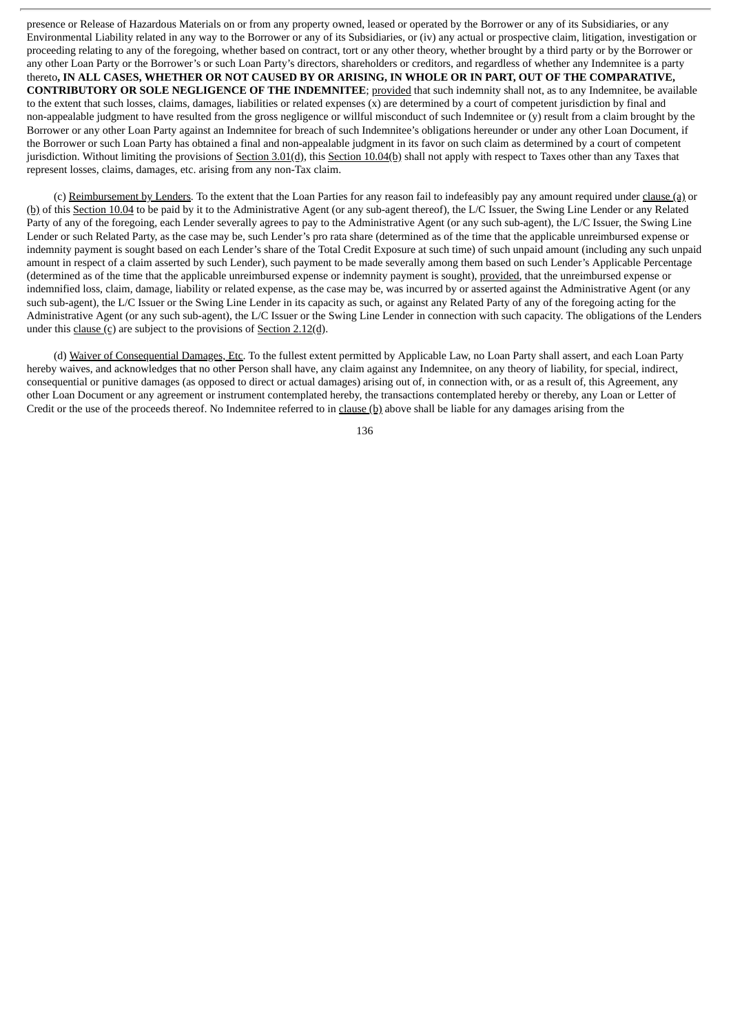presence or Release of Hazardous Materials on or from any property owned, leased or operated by the Borrower or any of its Subsidiaries, or any Environmental Liability related in any way to the Borrower or any of its Subsidiaries, or (iv) any actual or prospective claim, litigation, investigation or proceeding relating to any of the foregoing, whether based on contract, tort or any other theory, whether brought by a third party or by the Borrower or any other Loan Party or the Borrower's or such Loan Party's directors, shareholders or creditors, and regardless of whether any Indemnitee is a party thereto**, IN ALL CASES, WHETHER OR NOT CAUSED BY OR ARISING, IN WHOLE OR IN PART, OUT OF THE COMPARATIVE, CONTRIBUTORY OR SOLE NEGLIGENCE OF THE INDEMNITEE**; provided that such indemnity shall not, as to any Indemnitee, be available to the extent that such losses, claims, damages, liabilities or related expenses (x) are determined by a court of competent jurisdiction by final and non-appealable judgment to have resulted from the gross negligence or willful misconduct of such Indemnitee or (y) result from a claim brought by the Borrower or any other Loan Party against an Indemnitee for breach of such Indemnitee's obligations hereunder or under any other Loan Document, if the Borrower or such Loan Party has obtained a final and non-appealable judgment in its favor on such claim as determined by a court of competent jurisdiction. Without limiting the provisions of Section 3.01(d), this Section 10.04(b) shall not apply with respect to Taxes other than any Taxes that represent losses, claims, damages, etc. arising from any non-Tax claim.

(c) Reimbursement by Lenders. To the extent that the Loan Parties for any reason fail to indefeasibly pay any amount required under clause (a) or (b) of this Section 10.04 to be paid by it to the Administrative Agent (or any sub-agent thereof), the L/C Issuer, the Swing Line Lender or any Related Party of any of the foregoing, each Lender severally agrees to pay to the Administrative Agent (or any such sub-agent), the L/C Issuer, the Swing Line Lender or such Related Party, as the case may be, such Lender's pro rata share (determined as of the time that the applicable unreimbursed expense or indemnity payment is sought based on each Lender's share of the Total Credit Exposure at such time) of such unpaid amount (including any such unpaid amount in respect of a claim asserted by such Lender), such payment to be made severally among them based on such Lender's Applicable Percentage (determined as of the time that the applicable unreimbursed expense or indemnity payment is sought), provided, that the unreimbursed expense or indemnified loss, claim, damage, liability or related expense, as the case may be, was incurred by or asserted against the Administrative Agent (or any such sub-agent), the L/C Issuer or the Swing Line Lender in its capacity as such, or against any Related Party of any of the foregoing acting for the Administrative Agent (or any such sub-agent), the L/C Issuer or the Swing Line Lender in connection with such capacity. The obligations of the Lenders under this clause (c) are subject to the provisions of Section 2.12(d).

(d) Waiver of Consequential Damages, Etc. To the fullest extent permitted by Applicable Law, no Loan Party shall assert, and each Loan Party hereby waives, and acknowledges that no other Person shall have, any claim against any Indemnitee, on any theory of liability, for special, indirect, consequential or punitive damages (as opposed to direct or actual damages) arising out of, in connection with, or as a result of, this Agreement, any other Loan Document or any agreement or instrument contemplated hereby, the transactions contemplated hereby or thereby, any Loan or Letter of Credit or the use of the proceeds thereof. No Indemnitee referred to in clause (b) above shall be liable for any damages arising from the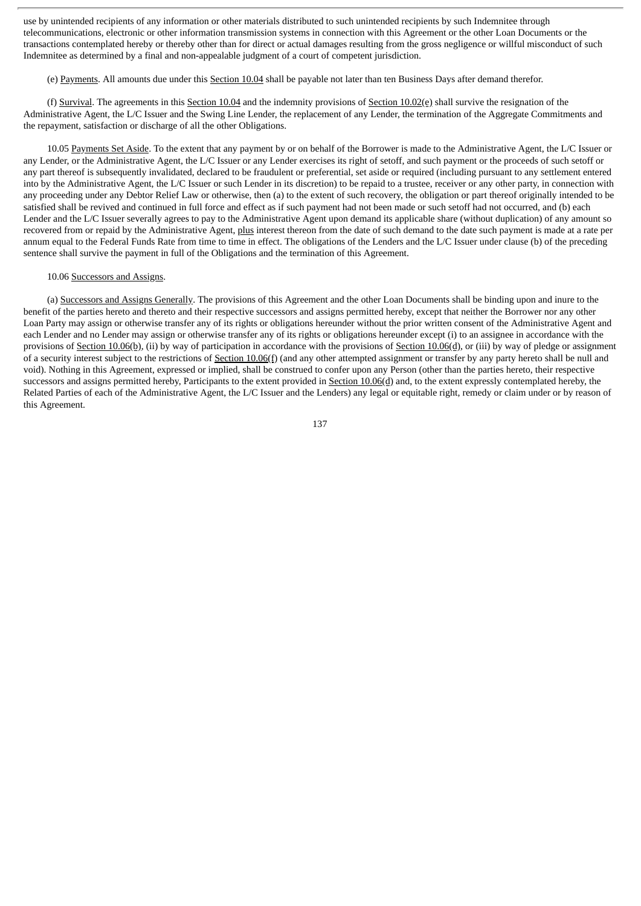use by unintended recipients of any information or other materials distributed to such unintended recipients by such Indemnitee through telecommunications, electronic or other information transmission systems in connection with this Agreement or the other Loan Documents or the transactions contemplated hereby or thereby other than for direct or actual damages resulting from the gross negligence or willful misconduct of such Indemnitee as determined by a final and non-appealable judgment of a court of competent jurisdiction.

(e) Payments. All amounts due under this Section 10.04 shall be payable not later than ten Business Days after demand therefor.

(f) Survival. The agreements in this Section 10.04 and the indemnity provisions of Section 10.02(e) shall survive the resignation of the Administrative Agent, the L/C Issuer and the Swing Line Lender, the replacement of any Lender, the termination of the Aggregate Commitments and the repayment, satisfaction or discharge of all the other Obligations.

10.05 Payments Set Aside. To the extent that any payment by or on behalf of the Borrower is made to the Administrative Agent, the L/C Issuer or any Lender, or the Administrative Agent, the L/C Issuer or any Lender exercises its right of setoff, and such payment or the proceeds of such setoff or any part thereof is subsequently invalidated, declared to be fraudulent or preferential, set aside or required (including pursuant to any settlement entered into by the Administrative Agent, the L/C Issuer or such Lender in its discretion) to be repaid to a trustee, receiver or any other party, in connection with any proceeding under any Debtor Relief Law or otherwise, then (a) to the extent of such recovery, the obligation or part thereof originally intended to be satisfied shall be revived and continued in full force and effect as if such payment had not been made or such setoff had not occurred, and (b) each Lender and the L/C Issuer severally agrees to pay to the Administrative Agent upon demand its applicable share (without duplication) of any amount so recovered from or repaid by the Administrative Agent, plus interest thereon from the date of such demand to the date such payment is made at a rate per annum equal to the Federal Funds Rate from time to time in effect. The obligations of the Lenders and the L/C Issuer under clause (b) of the preceding sentence shall survive the payment in full of the Obligations and the termination of this Agreement.

10.06 Successors and Assigns.

(a) Successors and Assigns Generally. The provisions of this Agreement and the other Loan Documents shall be binding upon and inure to the benefit of the parties hereto and thereto and their respective successors and assigns permitted hereby, except that neither the Borrower nor any other Loan Party may assign or otherwise transfer any of its rights or obligations hereunder without the prior written consent of the Administrative Agent and each Lender and no Lender may assign or otherwise transfer any of its rights or obligations hereunder except (i) to an assignee in accordance with the provisions of Section 10.06(b), (ii) by way of participation in accordance with the provisions of Section 10.06(d), or (iii) by way of pledge or assignment of a security interest subject to the restrictions of Section 10.06(f) (and any other attempted assignment or transfer by any party hereto shall be null and void). Nothing in this Agreement, expressed or implied, shall be construed to confer upon any Person (other than the parties hereto, their respective successors and assigns permitted hereby, Participants to the extent provided in Section 10.06(d) and, to the extent expressly contemplated hereby, the Related Parties of each of the Administrative Agent, the L/C Issuer and the Lenders) any legal or equitable right, remedy or claim under or by reason of this Agreement.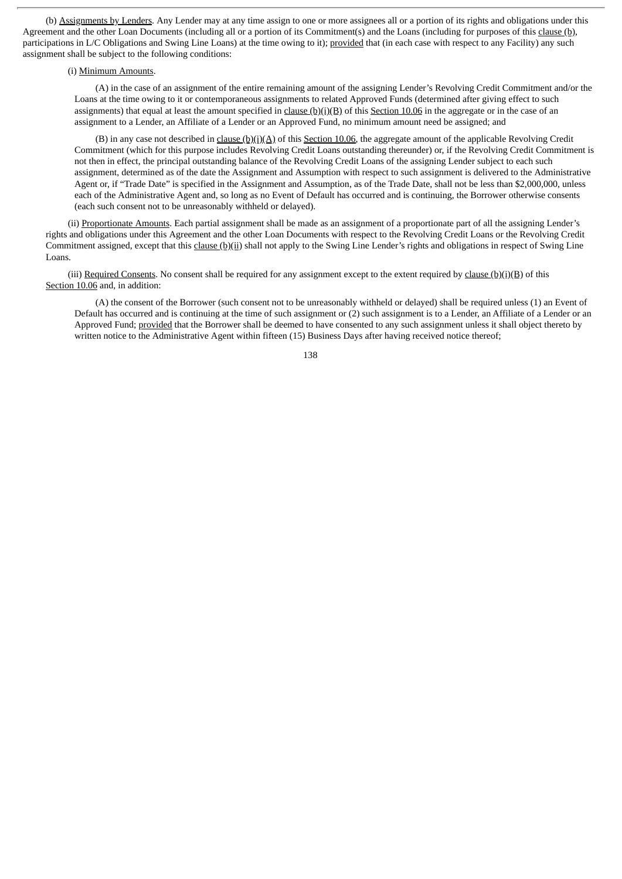(b) Assignments by Lenders. Any Lender may at any time assign to one or more assignees all or a portion of its rights and obligations under this Agreement and the other Loan Documents (including all or a portion of its Commitment(s) and the Loans (including for purposes of this clause (b), participations in L/C Obligations and Swing Line Loans) at the time owing to it); provided that (in each case with respect to any Facility) any such assignment shall be subject to the following conditions:

(i) Minimum Amounts.

(A) in the case of an assignment of the entire remaining amount of the assigning Lender's Revolving Credit Commitment and/or the Loans at the time owing to it or contemporaneous assignments to related Approved Funds (determined after giving effect to such assignments) that equal at least the amount specified in clause (b)(i)(B) of this Section 10.06 in the aggregate or in the case of an assignment to a Lender, an Affiliate of a Lender or an Approved Fund, no minimum amount need be assigned; and

(B) in any case not described in clause (b)(i)(A) of this Section 10.06, the aggregate amount of the applicable Revolving Credit Commitment (which for this purpose includes Revolving Credit Loans outstanding thereunder) or, if the Revolving Credit Commitment is not then in effect, the principal outstanding balance of the Revolving Credit Loans of the assigning Lender subject to each such assignment, determined as of the date the Assignment and Assumption with respect to such assignment is delivered to the Administrative Agent or, if "Trade Date" is specified in the Assignment and Assumption, as of the Trade Date, shall not be less than $2,000,000, unless each of the Administrative Agent and, so long as no Event of Default has occurred and is continuing, the Borrower otherwise consents (each such consent not to be unreasonably withheld or delayed).

(ii) Proportionate Amounts. Each partial assignment shall be made as an assignment of a proportionate part of all the assigning Lender's rights and obligations under this Agreement and the other Loan Documents with respect to the Revolving Credit Loans or the Revolving Credit Commitment assigned, except that this clause (b)(ii) shall not apply to the Swing Line Lender's rights and obligations in respect of Swing Line Loans.

(iii) Required Consents. No consent shall be required for any assignment except to the extent required by clause (b)(i)(B) of this Section 10.06 and, in addition:

(A) the consent of the Borrower (such consent not to be unreasonably withheld or delayed) shall be required unless (1) an Event of Default has occurred and is continuing at the time of such assignment or (2) such assignment is to a Lender, an Affiliate of a Lender or an Approved Fund; provided that the Borrower shall be deemed to have consented to any such assignment unless it shall object thereto by written notice to the Administrative Agent within fifteen (15) Business Days after having received notice thereof;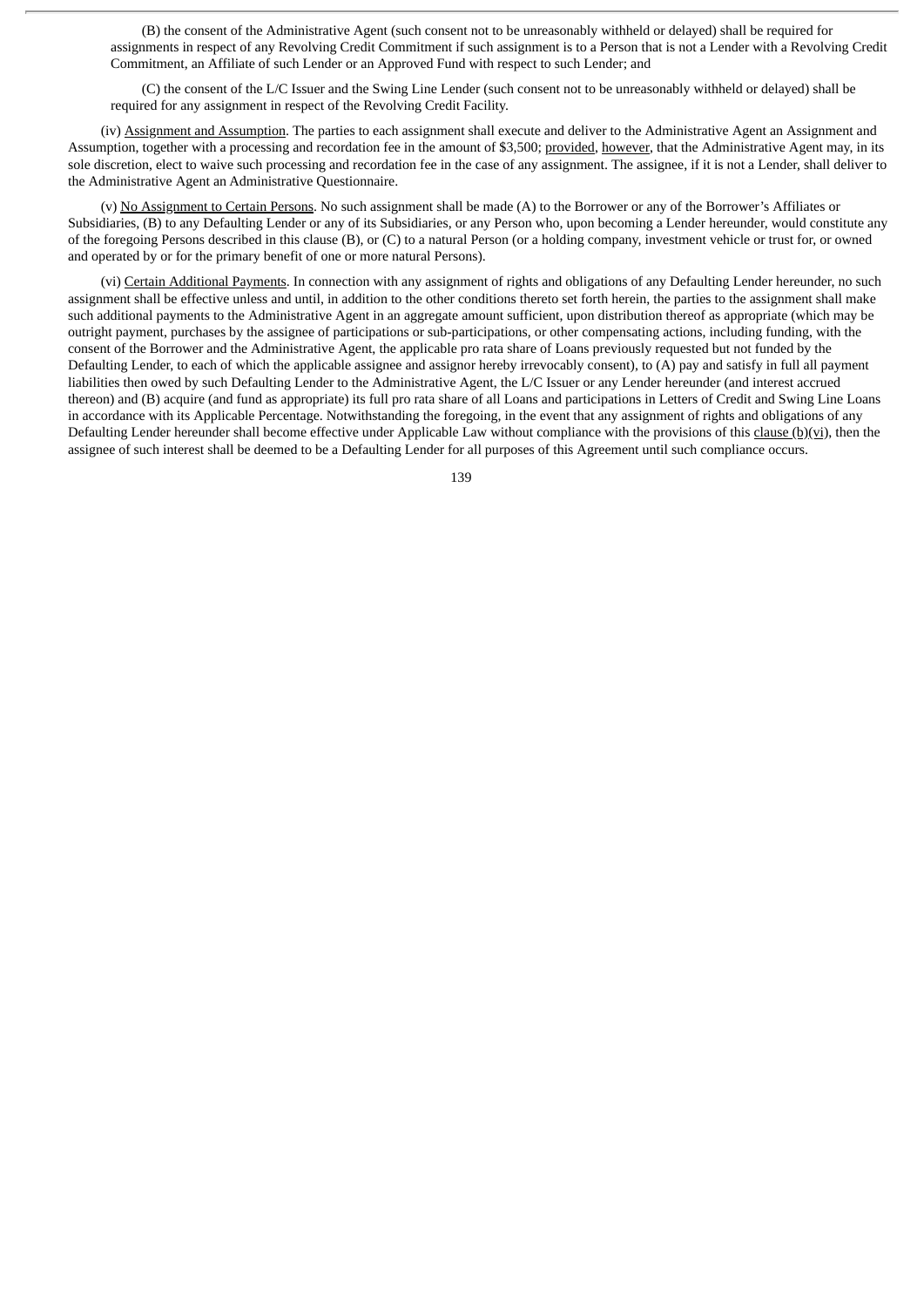(B) the consent of the Administrative Agent (such consent not to be unreasonably withheld or delayed) shall be required for assignments in respect of any Revolving Credit Commitment if such assignment is to a Person that is not a Lender with a Revolving Credit Commitment, an Affiliate of such Lender or an Approved Fund with respect to such Lender; and

(C) the consent of the L/C Issuer and the Swing Line Lender (such consent not to be unreasonably withheld or delayed) shall be required for any assignment in respect of the Revolving Credit Facility.

(iv) Assignment and Assumption. The parties to each assignment shall execute and deliver to the Administrative Agent an Assignment and Assumption, together with a processing and recordation fee in the amount of $3,500; provided, however, that the Administrative Agent may, in its sole discretion, elect to waive such processing and recordation fee in the case of any assignment. The assignee, if it is not a Lender, shall deliver to the Administrative Agent an Administrative Questionnaire.

(v) No Assignment to Certain Persons. No such assignment shall be made (A) to the Borrower or any of the Borrower's Affiliates or Subsidiaries, (B) to any Defaulting Lender or any of its Subsidiaries, or any Person who, upon becoming a Lender hereunder, would constitute any of the foregoing Persons described in this clause (B), or (C) to a natural Person (or a holding company, investment vehicle or trust for, or owned and operated by or for the primary benefit of one or more natural Persons).

(vi) Certain Additional Payments. In connection with any assignment of rights and obligations of any Defaulting Lender hereunder, no such assignment shall be effective unless and until, in addition to the other conditions thereto set forth herein, the parties to the assignment shall make such additional payments to the Administrative Agent in an aggregate amount sufficient, upon distribution thereof as appropriate (which may be outright payment, purchases by the assignee of participations or sub-participations, or other compensating actions, including funding, with the consent of the Borrower and the Administrative Agent, the applicable pro rata share of Loans previously requested but not funded by the Defaulting Lender, to each of which the applicable assignee and assignor hereby irrevocably consent), to (A) pay and satisfy in full all payment liabilities then owed by such Defaulting Lender to the Administrative Agent, the L/C Issuer or any Lender hereunder (and interest accrued thereon) and (B) acquire (and fund as appropriate) its full pro rata share of all Loans and participations in Letters of Credit and Swing Line Loans in accordance with its Applicable Percentage. Notwithstanding the foregoing, in the event that any assignment of rights and obligations of any Defaulting Lender hereunder shall become effective under Applicable Law without compliance with the provisions of this clause (b)(vi), then the assignee of such interest shall be deemed to be a Defaulting Lender for all purposes of this Agreement until such compliance occurs.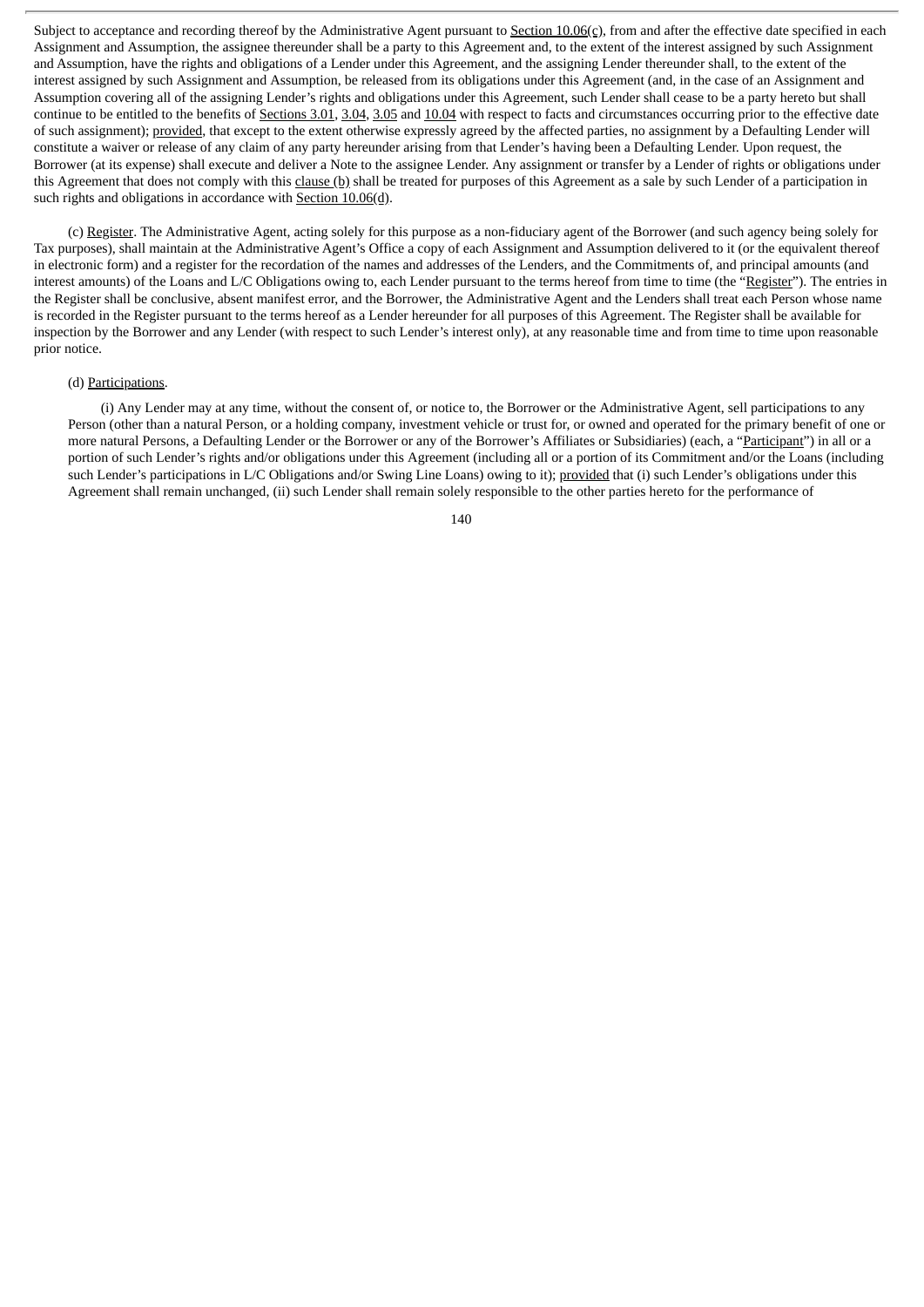Subject to acceptance and recording thereof by the Administrative Agent pursuant to Section 10.06(c), from and after the effective date specified in each Assignment and Assumption, the assignee thereunder shall be a party to this Agreement and, to the extent of the interest assigned by such Assignment and Assumption, have the rights and obligations of a Lender under this Agreement, and the assigning Lender thereunder shall, to the extent of the interest assigned by such Assignment and Assumption, be released from its obligations under this Agreement (and, in the case of an Assignment and Assumption covering all of the assigning Lender's rights and obligations under this Agreement, such Lender shall cease to be a party hereto but shall continue to be entitled to the benefits of Sections 3.01, 3.04, 3.05 and 10.04 with respect to facts and circumstances occurring prior to the effective date of such assignment); provided, that except to the extent otherwise expressly agreed by the affected parties, no assignment by a Defaulting Lender will constitute a waiver or release of any claim of any party hereunder arising from that Lender's having been a Defaulting Lender. Upon request, the Borrower (at its expense) shall execute and deliver a Note to the assignee Lender. Any assignment or transfer by a Lender of rights or obligations under this Agreement that does not comply with this clause (b) shall be treated for purposes of this Agreement as a sale by such Lender of a participation in such rights and obligations in accordance with Section 10.06(d).

(c) Register. The Administrative Agent, acting solely for this purpose as a non-fiduciary agent of the Borrower (and such agency being solely for Tax purposes), shall maintain at the Administrative Agent's Office a copy of each Assignment and Assumption delivered to it (or the equivalent thereof in electronic form) and a register for the recordation of the names and addresses of the Lenders, and the Commitments of, and principal amounts (and interest amounts) of the Loans and L/C Obligations owing to, each Lender pursuant to the terms hereof from time to time (the "Register"). The entries in the Register shall be conclusive, absent manifest error, and the Borrower, the Administrative Agent and the Lenders shall treat each Person whose name is recorded in the Register pursuant to the terms hereof as a Lender hereunder for all purposes of this Agreement. The Register shall be available for inspection by the Borrower and any Lender (with respect to such Lender's interest only), at any reasonable time and from time to time upon reasonable prior notice.

(d) Participations.

(i) Any Lender may at any time, without the consent of, or notice to, the Borrower or the Administrative Agent, sell participations to any Person (other than a natural Person, or a holding company, investment vehicle or trust for, or owned and operated for the primary benefit of one or more natural Persons, a Defaulting Lender or the Borrower or any of the Borrower's Affiliates or Subsidiaries) (each, a "Participant") in all or a portion of such Lender's rights and/or obligations under this Agreement (including all or a portion of its Commitment and/or the Loans (including such Lender's participations in L/C Obligations and/or Swing Line Loans) owing to it); provided that (i) such Lender's obligations under this Agreement shall remain unchanged, (ii) such Lender shall remain solely responsible to the other parties hereto for the performance of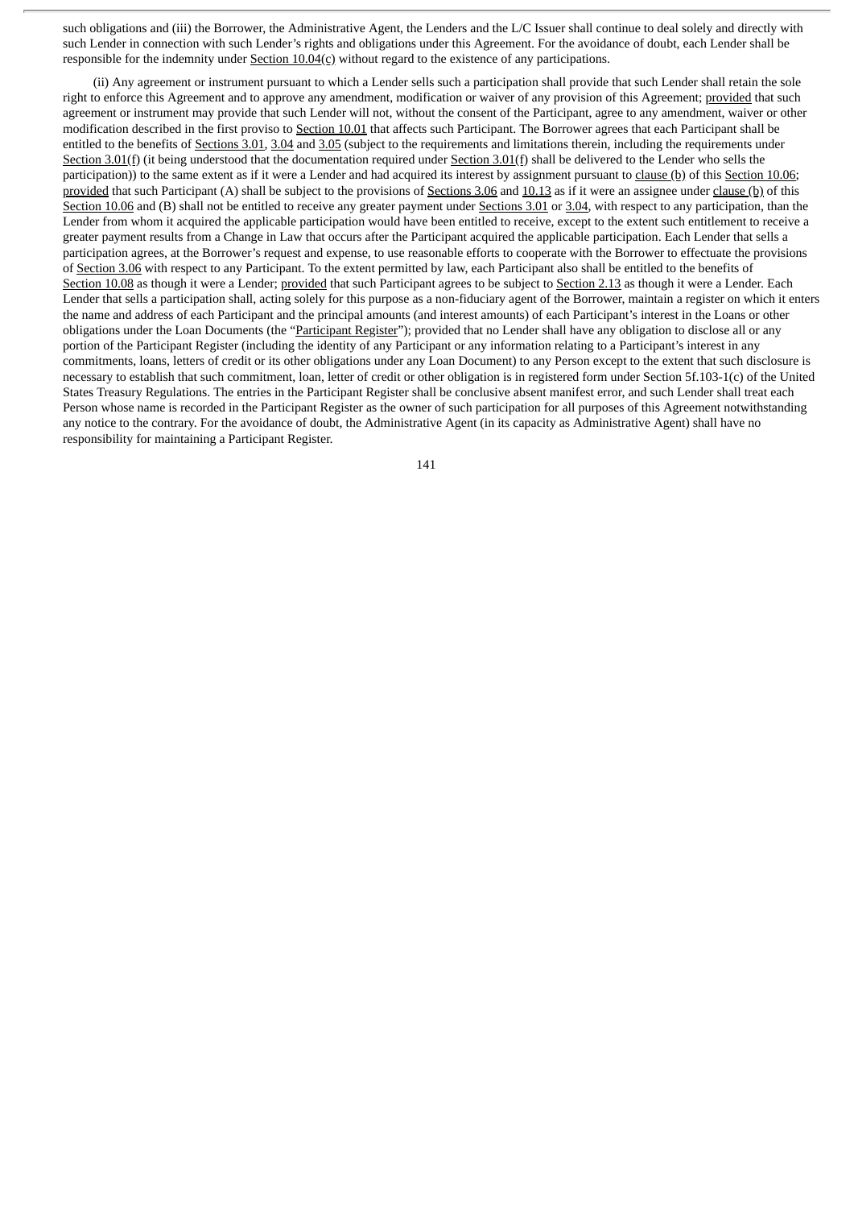such obligations and (iii) the Borrower, the Administrative Agent, the Lenders and the L/C Issuer shall continue to deal solely and directly with such Lender in connection with such Lender's rights and obligations under this Agreement. For the avoidance of doubt, each Lender shall be responsible for the indemnity under Section 10.04(c) without regard to the existence of any participations.

(ii) Any agreement or instrument pursuant to which a Lender sells such a participation shall provide that such Lender shall retain the sole right to enforce this Agreement and to approve any amendment, modification or waiver of any provision of this Agreement; provided that such agreement or instrument may provide that such Lender will not, without the consent of the Participant, agree to any amendment, waiver or other modification described in the first proviso to Section 10.01 that affects such Participant. The Borrower agrees that each Participant shall be entitled to the benefits of Sections 3.01, 3.04 and 3.05 (subject to the requirements and limitations therein, including the requirements under Section 3.01(f) (it being understood that the documentation required under Section 3.01(f) shall be delivered to the Lender who sells the participation)) to the same extent as if it were a Lender and had acquired its interest by assignment pursuant to clause (b) of this Section 10.06; provided that such Participant (A) shall be subject to the provisions of Sections 3.06 and 10.13 as if it were an assignee under clause (b) of this Section 10.06 and (B) shall not be entitled to receive any greater payment under Sections 3.01 or 3.04, with respect to any participation, than the Lender from whom it acquired the applicable participation would have been entitled to receive, except to the extent such entitlement to receive a greater payment results from a Change in Law that occurs after the Participant acquired the applicable participation. Each Lender that sells a participation agrees, at the Borrower's request and expense, to use reasonable efforts to cooperate with the Borrower to effectuate the provisions of Section 3.06 with respect to any Participant. To the extent permitted by law, each Participant also shall be entitled to the benefits of Section 10.08 as though it were a Lender; provided that such Participant agrees to be subject to Section 2.13 as though it were a Lender. Each Lender that sells a participation shall, acting solely for this purpose as a non-fiduciary agent of the Borrower, maintain a register on which it enters the name and address of each Participant and the principal amounts (and interest amounts) of each Participant's interest in the Loans or other obligations under the Loan Documents (the "Participant Register"); provided that no Lender shall have any obligation to disclose all or any portion of the Participant Register (including the identity of any Participant or any information relating to a Participant's interest in any commitments, loans, letters of credit or its other obligations under any Loan Document) to any Person except to the extent that such disclosure is necessary to establish that such commitment, loan, letter of credit or other obligation is in registered form under Section 5f.103-1(c) of the United States Treasury Regulations. The entries in the Participant Register shall be conclusive absent manifest error, and such Lender shall treat each Person whose name is recorded in the Participant Register as the owner of such participation for all purposes of this Agreement notwithstanding any notice to the contrary. For the avoidance of doubt, the Administrative Agent (in its capacity as Administrative Agent) shall have no responsibility for maintaining a Participant Register.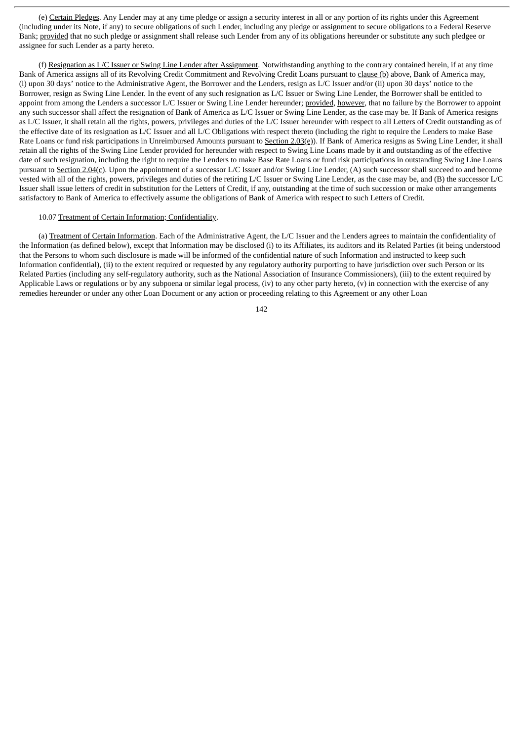(e) Certain Pledges. Any Lender may at any time pledge or assign a security interest in all or any portion of its rights under this Agreement (including under its Note, if any) to secure obligations of such Lender, including any pledge or assignment to secure obligations to a Federal Reserve Bank; provided that no such pledge or assignment shall release such Lender from any of its obligations hereunder or substitute any such pledgee or assignee for such Lender as a party hereto.

(f) Resignation as L/C Issuer or Swing Line Lender after Assignment. Notwithstanding anything to the contrary contained herein, if at any time Bank of America assigns all of its Revolving Credit Commitment and Revolving Credit Loans pursuant to clause (b) above, Bank of America may, (i) upon 30 days' notice to the Administrative Agent, the Borrower and the Lenders, resign as L/C Issuer and/or (ii) upon 30 days' notice to the Borrower, resign as Swing Line Lender. In the event of any such resignation as L/C Issuer or Swing Line Lender, the Borrower shall be entitled to appoint from among the Lenders a successor L/C Issuer or Swing Line Lender hereunder; provided, however, that no failure by the Borrower to appoint any such successor shall affect the resignation of Bank of America as L/C Issuer or Swing Line Lender, as the case may be. If Bank of America resigns as L/C Issuer, it shall retain all the rights, powers, privileges and duties of the L/C Issuer hereunder with respect to all Letters of Credit outstanding as of the effective date of its resignation as L/C Issuer and all L/C Obligations with respect thereto (including the right to require the Lenders to make Base Rate Loans or fund risk participations in Unreimbursed Amounts pursuant to Section 2.03(e)). If Bank of America resigns as Swing Line Lender, it shall retain all the rights of the Swing Line Lender provided for hereunder with respect to Swing Line Loans made by it and outstanding as of the effective date of such resignation, including the right to require the Lenders to make Base Rate Loans or fund risk participations in outstanding Swing Line Loans pursuant to Section 2.04(c). Upon the appointment of a successor L/C Issuer and/or Swing Line Lender, (A) such successor shall succeed to and become vested with all of the rights, powers, privileges and duties of the retiring L/C Issuer or Swing Line Lender, as the case may be, and (B) the successor L/C Issuer shall issue letters of credit in substitution for the Letters of Credit, if any, outstanding at the time of such succession or make other arrangements satisfactory to Bank of America to effectively assume the obligations of Bank of America with respect to such Letters of Credit.

10.07 Treatment of Certain Information; Confidentiality.

(a) Treatment of Certain Information. Each of the Administrative Agent, the L/C Issuer and the Lenders agrees to maintain the confidentiality of the Information (as defined below), except that Information may be disclosed (i) to its Affiliates, its auditors and its Related Parties (it being understood that the Persons to whom such disclosure is made will be informed of the confidential nature of such Information and instructed to keep such Information confidential), (ii) to the extent required or requested by any regulatory authority purporting to have jurisdiction over such Person or its Related Parties (including any self-regulatory authority, such as the National Association of Insurance Commissioners), (iii) to the extent required by Applicable Laws or regulations or by any subpoena or similar legal process, (iv) to any other party hereto, (v) in connection with the exercise of any remedies hereunder or under any other Loan Document or any action or proceeding relating to this Agreement or any other Loan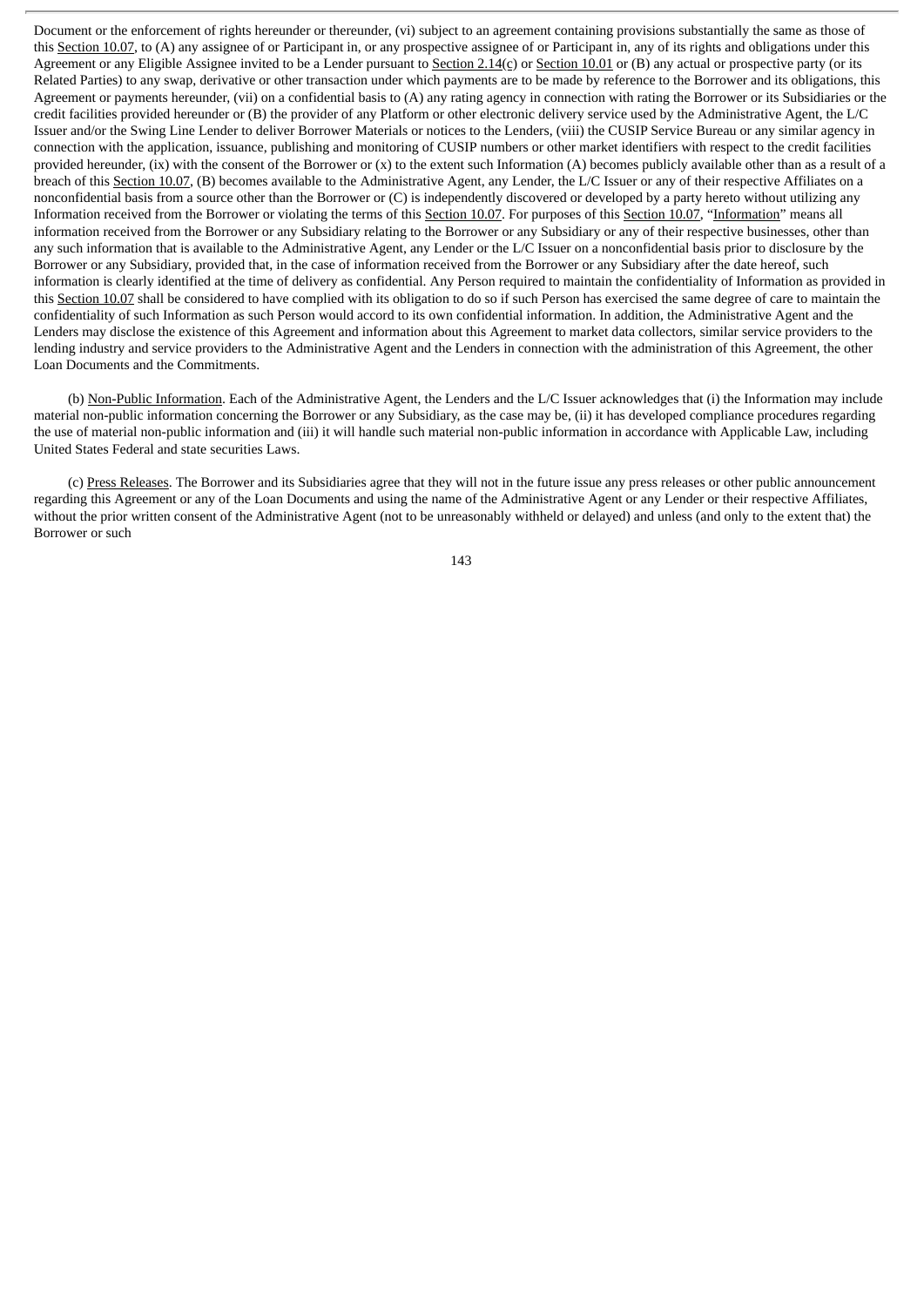Document or the enforcement of rights hereunder or thereunder, (vi) subject to an agreement containing provisions substantially the same as those of this Section 10.07, to (A) any assignee of or Participant in, or any prospective assignee of or Participant in, any of its rights and obligations under this Agreement or any Eligible Assignee invited to be a Lender pursuant to Section 2.14(c) or Section 10.01 or (B) any actual or prospective party (or its Related Parties) to any swap, derivative or other transaction under which payments are to be made by reference to the Borrower and its obligations, this Agreement or payments hereunder, (vii) on a confidential basis to (A) any rating agency in connection with rating the Borrower or its Subsidiaries or the credit facilities provided hereunder or (B) the provider of any Platform or other electronic delivery service used by the Administrative Agent, the L/C Issuer and/or the Swing Line Lender to deliver Borrower Materials or notices to the Lenders, (viii) the CUSIP Service Bureau or any similar agency in connection with the application, issuance, publishing and monitoring of CUSIP numbers or other market identifiers with respect to the credit facilities provided hereunder, (ix) with the consent of the Borrower or (x) to the extent such Information (A) becomes publicly available other than as a result of a breach of this Section 10.07, (B) becomes available to the Administrative Agent, any Lender, the L/C Issuer or any of their respective Affiliates on a nonconfidential basis from a source other than the Borrower or (C) is independently discovered or developed by a party hereto without utilizing any Information received from the Borrower or violating the terms of this Section 10.07. For purposes of this Section 10.07, "Information" means all information received from the Borrower or any Subsidiary relating to the Borrower or any Subsidiary or any of their respective businesses, other than any such information that is available to the Administrative Agent, any Lender or the L/C Issuer on a nonconfidential basis prior to disclosure by the Borrower or any Subsidiary, provided that, in the case of information received from the Borrower or any Subsidiary after the date hereof, such information is clearly identified at the time of delivery as confidential. Any Person required to maintain the confidentiality of Information as provided in this Section 10.07 shall be considered to have complied with its obligation to do so if such Person has exercised the same degree of care to maintain the confidentiality of such Information as such Person would accord to its own confidential information. In addition, the Administrative Agent and the Lenders may disclose the existence of this Agreement and information about this Agreement to market data collectors, similar service providers to the lending industry and service providers to the Administrative Agent and the Lenders in connection with the administration of this Agreement, the other Loan Documents and the Commitments.

(b) Non-Public Information. Each of the Administrative Agent, the Lenders and the L/C Issuer acknowledges that (i) the Information may include material non-public information concerning the Borrower or any Subsidiary, as the case may be, (ii) it has developed compliance procedures regarding the use of material non-public information and (iii) it will handle such material non-public information in accordance with Applicable Law, including United States Federal and state securities Laws.

(c) Press Releases. The Borrower and its Subsidiaries agree that they will not in the future issue any press releases or other public announcement regarding this Agreement or any of the Loan Documents and using the name of the Administrative Agent or any Lender or their respective Affiliates, without the prior written consent of the Administrative Agent (not to be unreasonably withheld or delayed) and unless (and only to the extent that) the Borrower or such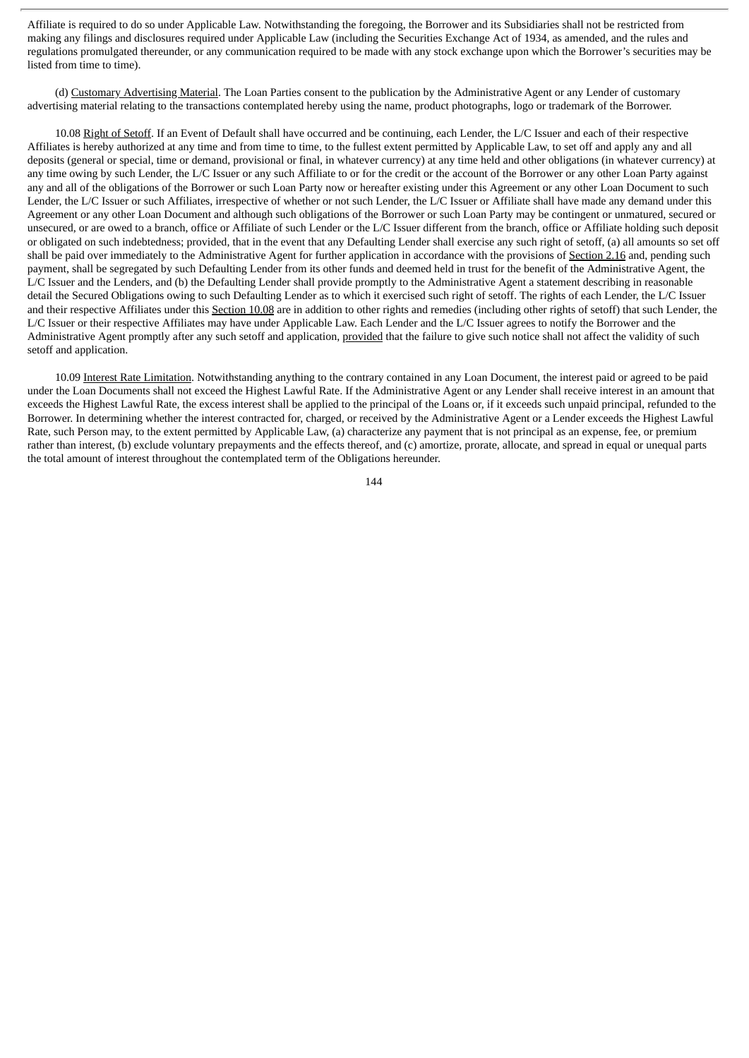Affiliate is required to do so under Applicable Law. Notwithstanding the foregoing, the Borrower and its Subsidiaries shall not be restricted from making any filings and disclosures required under Applicable Law (including the Securities Exchange Act of 1934, as amended, and the rules and regulations promulgated thereunder, or any communication required to be made with any stock exchange upon which the Borrower's securities may be listed from time to time).

(d) Customary Advertising Material. The Loan Parties consent to the publication by the Administrative Agent or any Lender of customary advertising material relating to the transactions contemplated hereby using the name, product photographs, logo or trademark of the Borrower.

10.08 Right of Setoff. If an Event of Default shall have occurred and be continuing, each Lender, the L/C Issuer and each of their respective Affiliates is hereby authorized at any time and from time to time, to the fullest extent permitted by Applicable Law, to set off and apply any and all deposits (general or special, time or demand, provisional or final, in whatever currency) at any time held and other obligations (in whatever currency) at any time owing by such Lender, the L/C Issuer or any such Affiliate to or for the credit or the account of the Borrower or any other Loan Party against any and all of the obligations of the Borrower or such Loan Party now or hereafter existing under this Agreement or any other Loan Document to such Lender, the L/C Issuer or such Affiliates, irrespective of whether or not such Lender, the L/C Issuer or Affiliate shall have made any demand under this Agreement or any other Loan Document and although such obligations of the Borrower or such Loan Party may be contingent or unmatured, secured or unsecured, or are owed to a branch, office or Affiliate of such Lender or the L/C Issuer different from the branch, office or Affiliate holding such deposit or obligated on such indebtedness; provided, that in the event that any Defaulting Lender shall exercise any such right of setoff, (a) all amounts so set off shall be paid over immediately to the Administrative Agent for further application in accordance with the provisions of Section 2.16 and, pending such payment, shall be segregated by such Defaulting Lender from its other funds and deemed held in trust for the benefit of the Administrative Agent, the L/C Issuer and the Lenders, and (b) the Defaulting Lender shall provide promptly to the Administrative Agent a statement describing in reasonable detail the Secured Obligations owing to such Defaulting Lender as to which it exercised such right of setoff. The rights of each Lender, the L/C Issuer and their respective Affiliates under this Section 10.08 are in addition to other rights and remedies (including other rights of setoff) that such Lender, the L/C Issuer or their respective Affiliates may have under Applicable Law. Each Lender and the L/C Issuer agrees to notify the Borrower and the Administrative Agent promptly after any such setoff and application, provided that the failure to give such notice shall not affect the validity of such setoff and application.

10.09 Interest Rate Limitation. Notwithstanding anything to the contrary contained in any Loan Document, the interest paid or agreed to be paid under the Loan Documents shall not exceed the Highest Lawful Rate. If the Administrative Agent or any Lender shall receive interest in an amount that exceeds the Highest Lawful Rate, the excess interest shall be applied to the principal of the Loans or, if it exceeds such unpaid principal, refunded to the Borrower. In determining whether the interest contracted for, charged, or received by the Administrative Agent or a Lender exceeds the Highest Lawful Rate, such Person may, to the extent permitted by Applicable Law, (a) characterize any payment that is not principal as an expense, fee, or premium rather than interest, (b) exclude voluntary prepayments and the effects thereof, and (c) amortize, prorate, allocate, and spread in equal or unequal parts the total amount of interest throughout the contemplated term of the Obligations hereunder.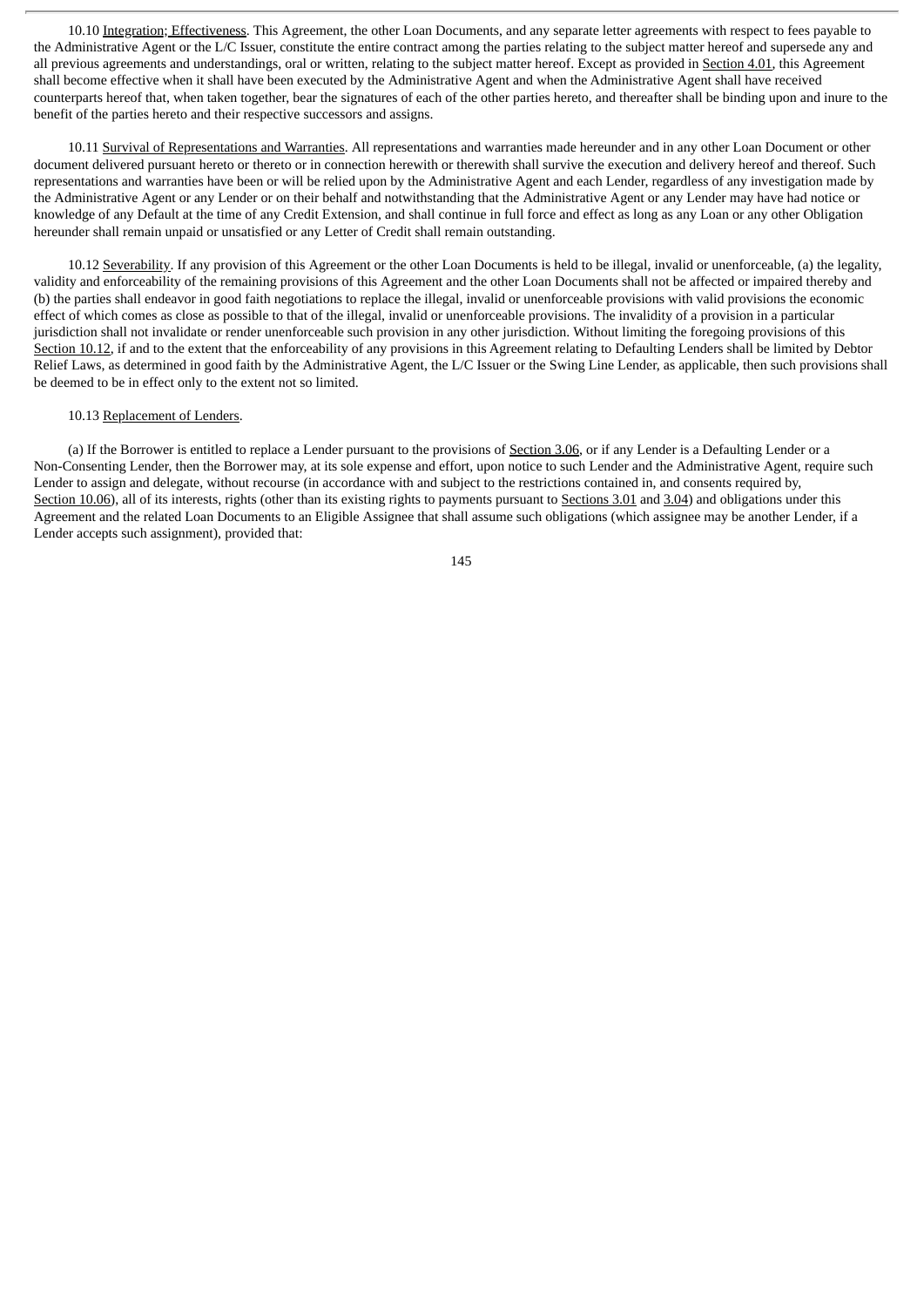10.10 Integration; Effectiveness. This Agreement, the other Loan Documents, and any separate letter agreements with respect to fees payable to the Administrative Agent or the L/C Issuer, constitute the entire contract among the parties relating to the subject matter hereof and supersede any and all previous agreements and understandings, oral or written, relating to the subject matter hereof. Except as provided in Section 4.01, this Agreement shall become effective when it shall have been executed by the Administrative Agent and when the Administrative Agent shall have received counterparts hereof that, when taken together, bear the signatures of each of the other parties hereto, and thereafter shall be binding upon and inure to the benefit of the parties hereto and their respective successors and assigns.

10.11 Survival of Representations and Warranties. All representations and warranties made hereunder and in any other Loan Document or other document delivered pursuant hereto or thereto or in connection herewith or therewith shall survive the execution and delivery hereof and thereof. Such representations and warranties have been or will be relied upon by the Administrative Agent and each Lender, regardless of any investigation made by the Administrative Agent or any Lender or on their behalf and notwithstanding that the Administrative Agent or any Lender may have had notice or knowledge of any Default at the time of any Credit Extension, and shall continue in full force and effect as long as any Loan or any other Obligation hereunder shall remain unpaid or unsatisfied or any Letter of Credit shall remain outstanding.

10.12 Severability. If any provision of this Agreement or the other Loan Documents is held to be illegal, invalid or unenforceable, (a) the legality, validity and enforceability of the remaining provisions of this Agreement and the other Loan Documents shall not be affected or impaired thereby and (b) the parties shall endeavor in good faith negotiations to replace the illegal, invalid or unenforceable provisions with valid provisions the economic effect of which comes as close as possible to that of the illegal, invalid or unenforceable provisions. The invalidity of a provision in a particular jurisdiction shall not invalidate or render unenforceable such provision in any other jurisdiction. Without limiting the foregoing provisions of this Section 10.12, if and to the extent that the enforceability of any provisions in this Agreement relating to Defaulting Lenders shall be limited by Debtor Relief Laws, as determined in good faith by the Administrative Agent, the L/C Issuer or the Swing Line Lender, as applicable, then such provisions shall be deemed to be in effect only to the extent not so limited.

10.13 Replacement of Lenders.

(a) If the Borrower is entitled to replace a Lender pursuant to the provisions of Section 3.06, or if any Lender is a Defaulting Lender or a Non-Consenting Lender, then the Borrower may, at its sole expense and effort, upon notice to such Lender and the Administrative Agent, require such Lender to assign and delegate, without recourse (in accordance with and subject to the restrictions contained in, and consents required by, Section 10.06), all of its interests, rights (other than its existing rights to payments pursuant to Sections 3.01 and 3.04) and obligations under this Agreement and the related Loan Documents to an Eligible Assignee that shall assume such obligations (which assignee may be another Lender, if a Lender accepts such assignment), provided that: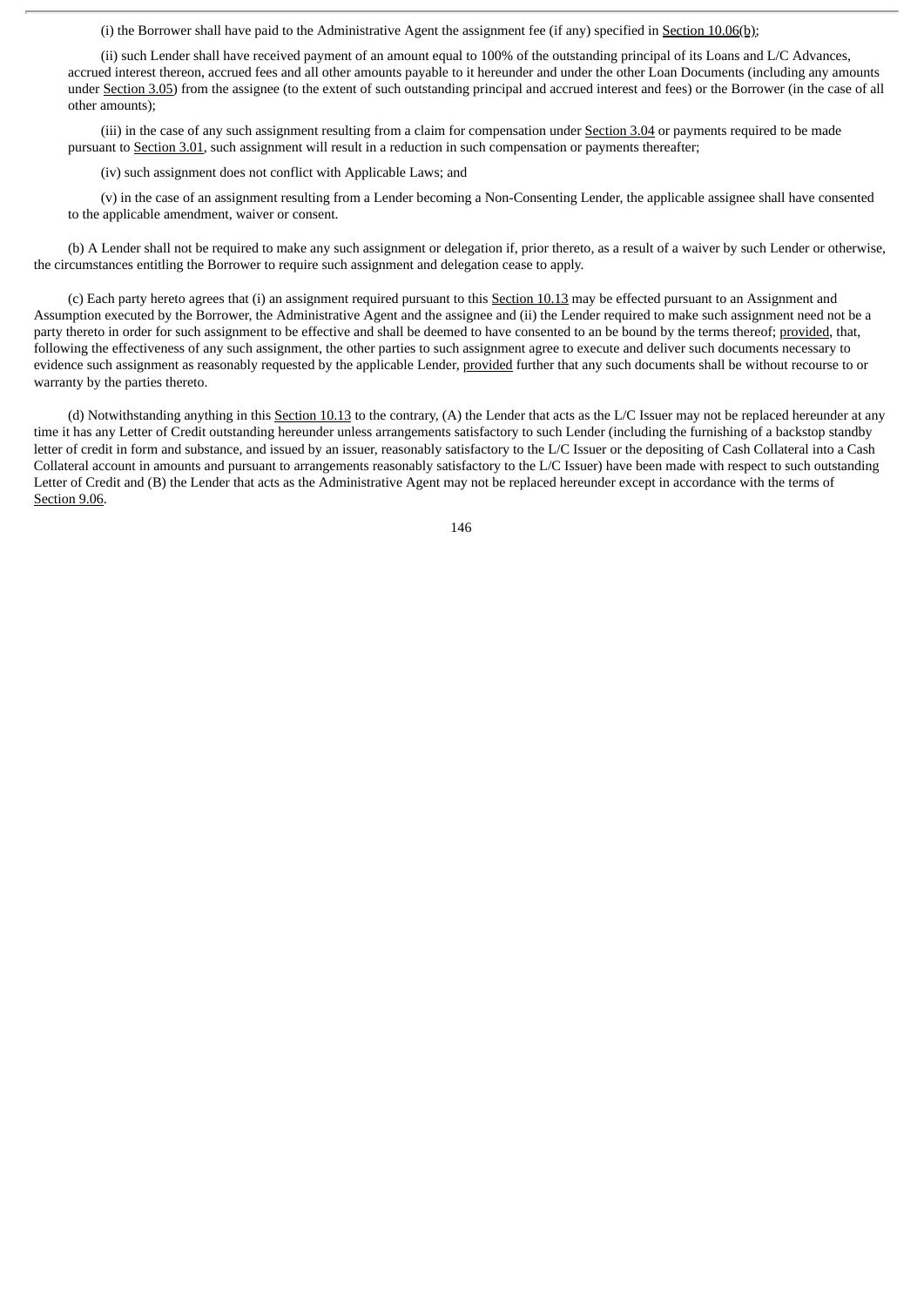(i) the Borrower shall have paid to the Administrative Agent the assignment fee (if any) specified in Section 10.06(b);

(ii) such Lender shall have received payment of an amount equal to 100% of the outstanding principal of its Loans and L/C Advances, accrued interest thereon, accrued fees and all other amounts payable to it hereunder and under the other Loan Documents (including any amounts under Section 3.05) from the assignee (to the extent of such outstanding principal and accrued interest and fees) or the Borrower (in the case of all other amounts);

(iii) in the case of any such assignment resulting from a claim for compensation under Section 3.04 or payments required to be made pursuant to Section 3.01, such assignment will result in a reduction in such compensation or payments thereafter;

(iv) such assignment does not conflict with Applicable Laws; and

(v) in the case of an assignment resulting from a Lender becoming a Non-Consenting Lender, the applicable assignee shall have consented to the applicable amendment, waiver or consent.

(b) A Lender shall not be required to make any such assignment or delegation if, prior thereto, as a result of a waiver by such Lender or otherwise, the circumstances entitling the Borrower to require such assignment and delegation cease to apply.

(c) Each party hereto agrees that (i) an assignment required pursuant to this Section 10.13 may be effected pursuant to an Assignment and Assumption executed by the Borrower, the Administrative Agent and the assignee and (ii) the Lender required to make such assignment need not be a party thereto in order for such assignment to be effective and shall be deemed to have consented to an be bound by the terms thereof; provided, that, following the effectiveness of any such assignment, the other parties to such assignment agree to execute and deliver such documents necessary to evidence such assignment as reasonably requested by the applicable Lender, provided further that any such documents shall be without recourse to or warranty by the parties thereto.

(d) Notwithstanding anything in this Section 10.13 to the contrary, (A) the Lender that acts as the L/C Issuer may not be replaced hereunder at any time it has any Letter of Credit outstanding hereunder unless arrangements satisfactory to such Lender (including the furnishing of a backstop standby letter of credit in form and substance, and issued by an issuer, reasonably satisfactory to the L/C Issuer or the depositing of Cash Collateral into a Cash Collateral account in amounts and pursuant to arrangements reasonably satisfactory to the L/C Issuer) have been made with respect to such outstanding Letter of Credit and (B) the Lender that acts as the Administrative Agent may not be replaced hereunder except in accordance with the terms of Section 9.06.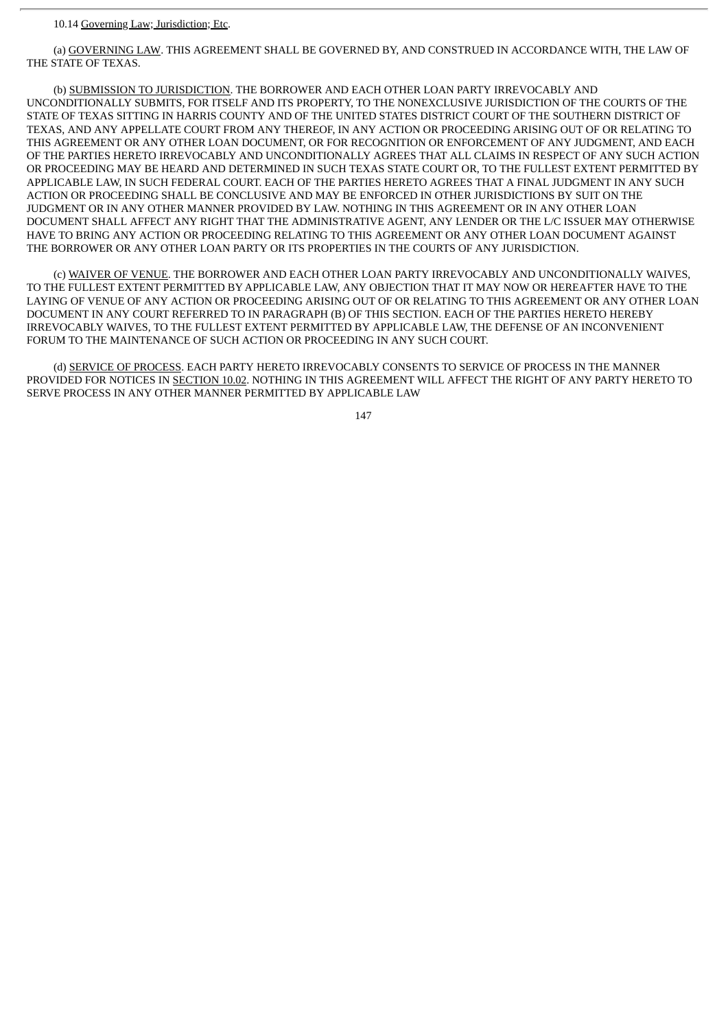10.14 Governing Law; Jurisdiction; Etc.

(a) GOVERNING LAW. THIS AGREEMENT SHALL BE GOVERNED BY, AND CONSTRUED IN ACCORDANCE WITH, THE LAW OF THE STATE OF TEXAS.

(b) SUBMISSION TO JURISDICTION. THE BORROWER AND EACH OTHER LOAN PARTY IRREVOCABLY AND UNCONDITIONALLY SUBMITS, FOR ITSELF AND ITS PROPERTY, TO THE NONEXCLUSIVE JURISDICTION OF THE COURTS OF THE STATE OF TEXAS SITTING IN HARRIS COUNTY AND OF THE UNITED STATES DISTRICT COURT OF THE SOUTHERN DISTRICT OF TEXAS, AND ANY APPELLATE COURT FROM ANY THEREOF, IN ANY ACTION OR PROCEEDING ARISING OUT OF OR RELATING TO THIS AGREEMENT OR ANY OTHER LOAN DOCUMENT, OR FOR RECOGNITION OR ENFORCEMENT OF ANY JUDGMENT, AND EACH OF THE PARTIES HERETO IRREVOCABLY AND UNCONDITIONALLY AGREES THAT ALL CLAIMS IN RESPECT OF ANY SUCH ACTION OR PROCEEDING MAY BE HEARD AND DETERMINED IN SUCH TEXAS STATE COURT OR, TO THE FULLEST EXTENT PERMITTED BY APPLICABLE LAW, IN SUCH FEDERAL COURT. EACH OF THE PARTIES HERETO AGREES THAT A FINAL JUDGMENT IN ANY SUCH ACTION OR PROCEEDING SHALL BE CONCLUSIVE AND MAY BE ENFORCED IN OTHER JURISDICTIONS BY SUIT ON THE JUDGMENT OR IN ANY OTHER MANNER PROVIDED BY LAW. NOTHING IN THIS AGREEMENT OR IN ANY OTHER LOAN DOCUMENT SHALL AFFECT ANY RIGHT THAT THE ADMINISTRATIVE AGENT, ANY LENDER OR THE L/C ISSUER MAY OTHERWISE HAVE TO BRING ANY ACTION OR PROCEEDING RELATING TO THIS AGREEMENT OR ANY OTHER LOAN DOCUMENT AGAINST THE BORROWER OR ANY OTHER LOAN PARTY OR ITS PROPERTIES IN THE COURTS OF ANY JURISDICTION.

(c) WAIVER OF VENUE. THE BORROWER AND EACH OTHER LOAN PARTY IRREVOCABLY AND UNCONDITIONALLY WAIVES, TO THE FULLEST EXTENT PERMITTED BY APPLICABLE LAW, ANY OBJECTION THAT IT MAY NOW OR HEREAFTER HAVE TO THE LAYING OF VENUE OF ANY ACTION OR PROCEEDING ARISING OUT OF OR RELATING TO THIS AGREEMENT OR ANY OTHER LOAN DOCUMENT IN ANY COURT REFERRED TO IN PARAGRAPH (B) OF THIS SECTION. EACH OF THE PARTIES HERETO HEREBY IRREVOCABLY WAIVES, TO THE FULLEST EXTENT PERMITTED BY APPLICABLE LAW, THE DEFENSE OF AN INCONVENIENT FORUM TO THE MAINTENANCE OF SUCH ACTION OR PROCEEDING IN ANY SUCH COURT.

(d) SERVICE OF PROCESS. EACH PARTY HERETO IRREVOCABLY CONSENTS TO SERVICE OF PROCESS IN THE MANNER PROVIDED FOR NOTICES IN SECTION 10.02. NOTHING IN THIS AGREEMENT WILL AFFECT THE RIGHT OF ANY PARTY HERETO TO SERVE PROCESS IN ANY OTHER MANNER PERMITTED BY APPLICABLE LAW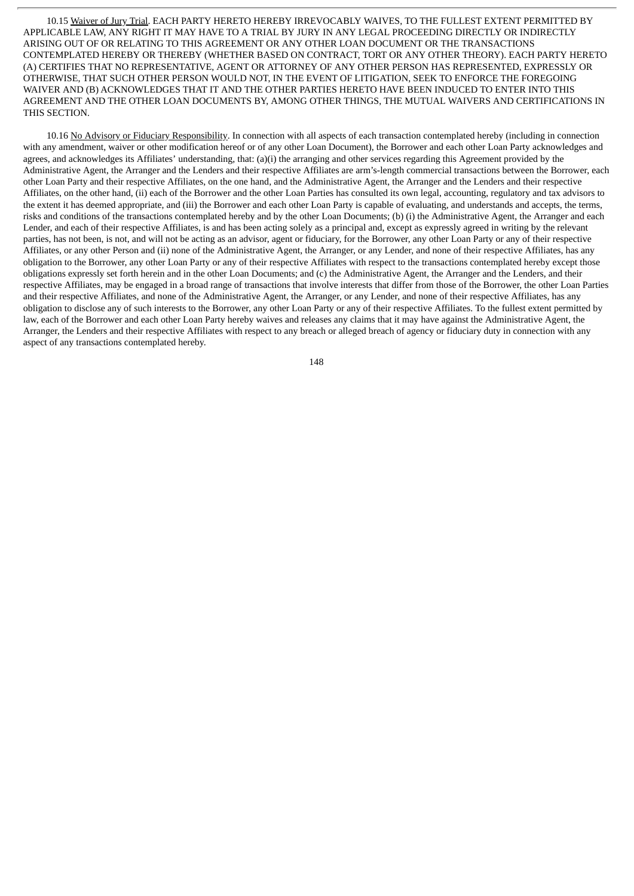10.15 Waiver of Jury Trial. EACH PARTY HERETO HEREBY IRREVOCABLY WAIVES, TO THE FULLEST EXTENT PERMITTED BY APPLICABLE LAW, ANY RIGHT IT MAY HAVE TO A TRIAL BY JURY IN ANY LEGAL PROCEEDING DIRECTLY OR INDIRECTLY ARISING OUT OF OR RELATING TO THIS AGREEMENT OR ANY OTHER LOAN DOCUMENT OR THE TRANSACTIONS CONTEMPLATED HEREBY OR THEREBY (WHETHER BASED ON CONTRACT, TORT OR ANY OTHER THEORY). EACH PARTY HERETO (A) CERTIFIES THAT NO REPRESENTATIVE, AGENT OR ATTORNEY OF ANY OTHER PERSON HAS REPRESENTED, EXPRESSLY OR OTHERWISE, THAT SUCH OTHER PERSON WOULD NOT, IN THE EVENT OF LITIGATION, SEEK TO ENFORCE THE FOREGOING WAIVER AND (B) ACKNOWLEDGES THAT IT AND THE OTHER PARTIES HERETO HAVE BEEN INDUCED TO ENTER INTO THIS AGREEMENT AND THE OTHER LOAN DOCUMENTS BY, AMONG OTHER THINGS, THE MUTUAL WAIVERS AND CERTIFICATIONS IN THIS SECTION.

10.16 No Advisory or Fiduciary Responsibility. In connection with all aspects of each transaction contemplated hereby (including in connection with any amendment, waiver or other modification hereof or of any other Loan Document), the Borrower and each other Loan Party acknowledges and agrees, and acknowledges its Affiliates' understanding, that: (a)(i) the arranging and other services regarding this Agreement provided by the Administrative Agent, the Arranger and the Lenders and their respective Affiliates are arm's-length commercial transactions between the Borrower, each other Loan Party and their respective Affiliates, on the one hand, and the Administrative Agent, the Arranger and the Lenders and their respective Affiliates, on the other hand, (ii) each of the Borrower and the other Loan Parties has consulted its own legal, accounting, regulatory and tax advisors to the extent it has deemed appropriate, and (iii) the Borrower and each other Loan Party is capable of evaluating, and understands and accepts, the terms, risks and conditions of the transactions contemplated hereby and by the other Loan Documents; (b) (i) the Administrative Agent, the Arranger and each Lender, and each of their respective Affiliates, is and has been acting solely as a principal and, except as expressly agreed in writing by the relevant parties, has not been, is not, and will not be acting as an advisor, agent or fiduciary, for the Borrower, any other Loan Party or any of their respective Affiliates, or any other Person and (ii) none of the Administrative Agent, the Arranger, or any Lender, and none of their respective Affiliates, has any obligation to the Borrower, any other Loan Party or any of their respective Affiliates with respect to the transactions contemplated hereby except those obligations expressly set forth herein and in the other Loan Documents; and (c) the Administrative Agent, the Arranger and the Lenders, and their respective Affiliates, may be engaged in a broad range of transactions that involve interests that differ from those of the Borrower, the other Loan Parties and their respective Affiliates, and none of the Administrative Agent, the Arranger, or any Lender, and none of their respective Affiliates, has any obligation to disclose any of such interests to the Borrower, any other Loan Party or any of their respective Affiliates. To the fullest extent permitted by law, each of the Borrower and each other Loan Party hereby waives and releases any claims that it may have against the Administrative Agent, the Arranger, the Lenders and their respective Affiliates with respect to any breach or alleged breach of agency or fiduciary duty in connection with any aspect of any transactions contemplated hereby.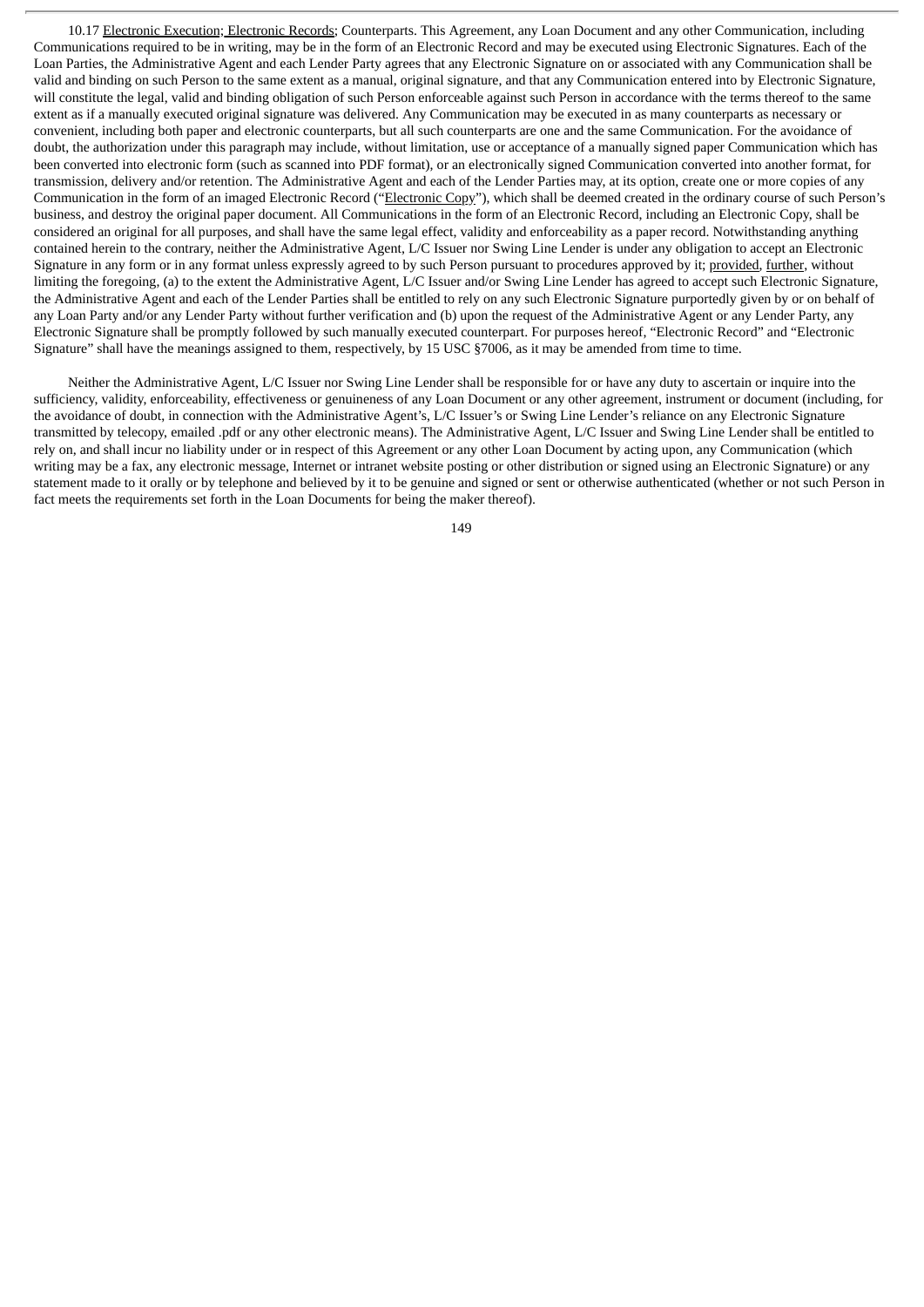10.17 Electronic Execution; Electronic Records; Counterparts. This Agreement, any Loan Document and any other Communication, including Communications required to be in writing, may be in the form of an Electronic Record and may be executed using Electronic Signatures. Each of the Loan Parties, the Administrative Agent and each Lender Party agrees that any Electronic Signature on or associated with any Communication shall be valid and binding on such Person to the same extent as a manual, original signature, and that any Communication entered into by Electronic Signature, will constitute the legal, valid and binding obligation of such Person enforceable against such Person in accordance with the terms thereof to the same extent as if a manually executed original signature was delivered. Any Communication may be executed in as many counterparts as necessary or convenient, including both paper and electronic counterparts, but all such counterparts are one and the same Communication. For the avoidance of doubt, the authorization under this paragraph may include, without limitation, use or acceptance of a manually signed paper Communication which has been converted into electronic form (such as scanned into PDF format), or an electronically signed Communication converted into another format, for transmission, delivery and/or retention. The Administrative Agent and each of the Lender Parties may, at its option, create one or more copies of any Communication in the form of an imaged Electronic Record ("Electronic Copy"), which shall be deemed created in the ordinary course of such Person's business, and destroy the original paper document. All Communications in the form of an Electronic Record, including an Electronic Copy, shall be considered an original for all purposes, and shall have the same legal effect, validity and enforceability as a paper record. Notwithstanding anything contained herein to the contrary, neither the Administrative Agent, L/C Issuer nor Swing Line Lender is under any obligation to accept an Electronic Signature in any form or in any format unless expressly agreed to by such Person pursuant to procedures approved by it; provided, further, without limiting the foregoing, (a) to the extent the Administrative Agent, L/C Issuer and/or Swing Line Lender has agreed to accept such Electronic Signature, the Administrative Agent and each of the Lender Parties shall be entitled to rely on any such Electronic Signature purportedly given by or on behalf of any Loan Party and/or any Lender Party without further verification and (b) upon the request of the Administrative Agent or any Lender Party, any Electronic Signature shall be promptly followed by such manually executed counterpart. For purposes hereof, "Electronic Record" and "Electronic Signature" shall have the meanings assigned to them, respectively, by 15 USC §7006, as it may be amended from time to time.

Neither the Administrative Agent, L/C Issuer nor Swing Line Lender shall be responsible for or have any duty to ascertain or inquire into the sufficiency, validity, enforceability, effectiveness or genuineness of any Loan Document or any other agreement, instrument or document (including, for the avoidance of doubt, in connection with the Administrative Agent's, L/C Issuer's or Swing Line Lender's reliance on any Electronic Signature transmitted by telecopy, emailed .pdf or any other electronic means). The Administrative Agent, L/C Issuer and Swing Line Lender shall be entitled to rely on, and shall incur no liability under or in respect of this Agreement or any other Loan Document by acting upon, any Communication (which writing may be a fax, any electronic message, Internet or intranet website posting or other distribution or signed using an Electronic Signature) or any statement made to it orally or by telephone and believed by it to be genuine and signed or sent or otherwise authenticated (whether or not such Person in fact meets the requirements set forth in the Loan Documents for being the maker thereof).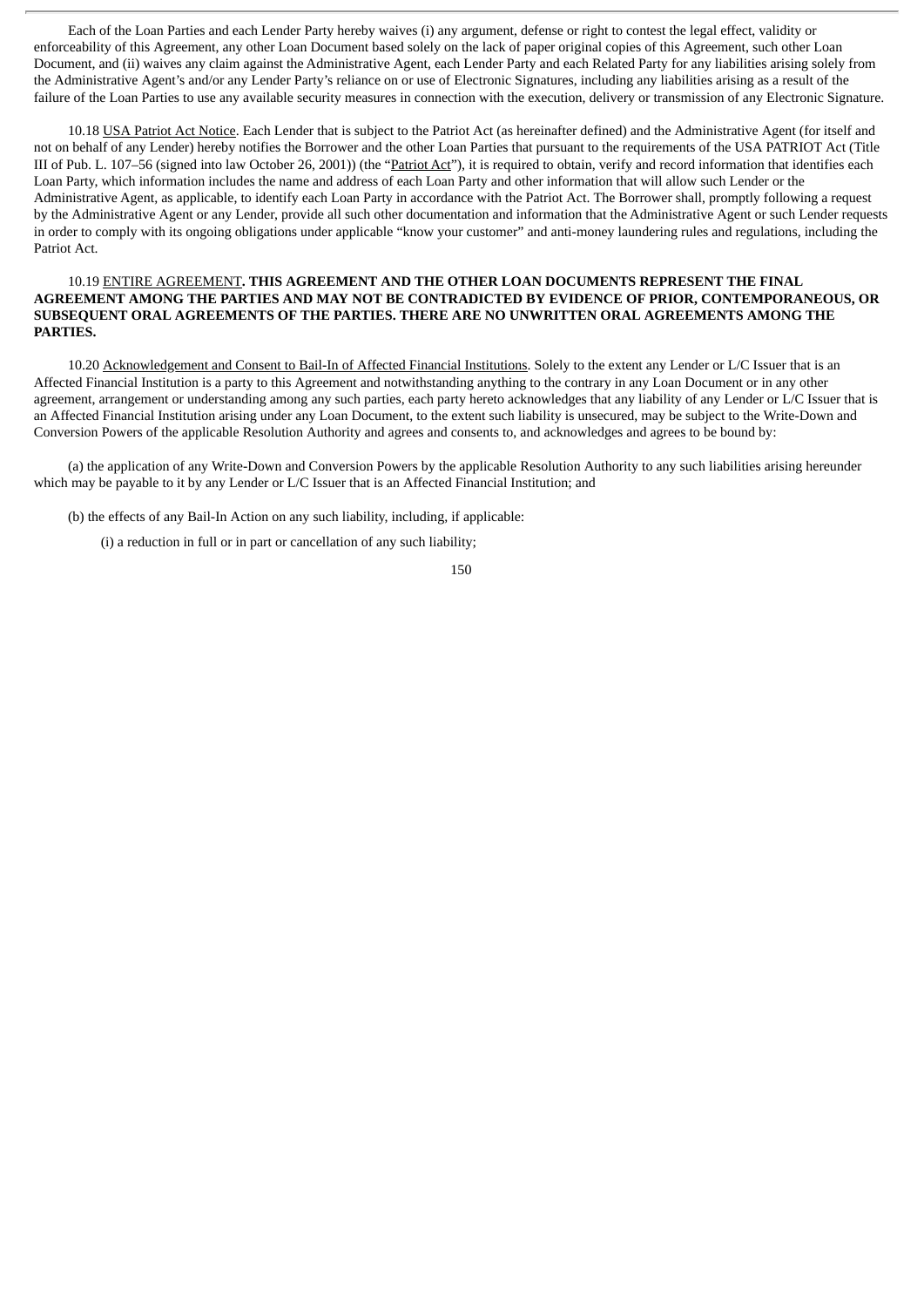Each of the Loan Parties and each Lender Party hereby waives (i) any argument, defense or right to contest the legal effect, validity or enforceability of this Agreement, any other Loan Document based solely on the lack of paper original copies of this Agreement, such other Loan Document, and (ii) waives any claim against the Administrative Agent, each Lender Party and each Related Party for any liabilities arising solely from the Administrative Agent's and/or any Lender Party's reliance on or use of Electronic Signatures, including any liabilities arising as a result of the failure of the Loan Parties to use any available security measures in connection with the execution, delivery or transmission of any Electronic Signature.

10.18 USA Patriot Act Notice. Each Lender that is subject to the Patriot Act (as hereinafter defined) and the Administrative Agent (for itself and not on behalf of any Lender) hereby notifies the Borrower and the other Loan Parties that pursuant to the requirements of the USA PATRIOT Act (Title III of Pub. L. 107–56 (signed into law October 26, 2001)) (the "Patriot Act"), it is required to obtain, verify and record information that identifies each Loan Party, which information includes the name and address of each Loan Party and other information that will allow such Lender or the Administrative Agent, as applicable, to identify each Loan Party in accordance with the Patriot Act. The Borrower shall, promptly following a request by the Administrative Agent or any Lender, provide all such other documentation and information that the Administrative Agent or such Lender requests in order to comply with its ongoing obligations under applicable "know your customer" and anti-money laundering rules and regulations, including the Patriot Act.

10.19 ENTIRE AGREEMENT. **THIS AGREEMENT AND THE OTHER LOAN DOCUMENTS REPRESENT THE FINAL AGREEMENT AMONG THE PARTIES AND MAY NOT BE CONTRADICTED BY EVIDENCE OF PRIOR, CONTEMPORANEOUS, OR SUBSEQUENT ORAL AGREEMENTS OF THE PARTIES. THERE ARE NO UNWRITTEN ORAL AGREEMENTS AMONG THE PARTIES.**

10.20 Acknowledgement and Consent to Bail-In of Affected Financial Institutions. Solely to the extent any Lender or L/C Issuer that is an Affected Financial Institution is a party to this Agreement and notwithstanding anything to the contrary in any Loan Document or in any other agreement, arrangement or understanding among any such parties, each party hereto acknowledges that any liability of any Lender or L/C Issuer that is an Affected Financial Institution arising under any Loan Document, to the extent such liability is unsecured, may be subject to the Write-Down and Conversion Powers of the applicable Resolution Authority and agrees and consents to, and acknowledges and agrees to be bound by:

(a) the application of any Write-Down and Conversion Powers by the applicable Resolution Authority to any such liabilities arising hereunder which may be payable to it by any Lender or L/C Issuer that is an Affected Financial Institution; and

(b) the effects of any Bail-In Action on any such liability, including, if applicable:

(i) a reduction in full or in part or cancellation of any such liability;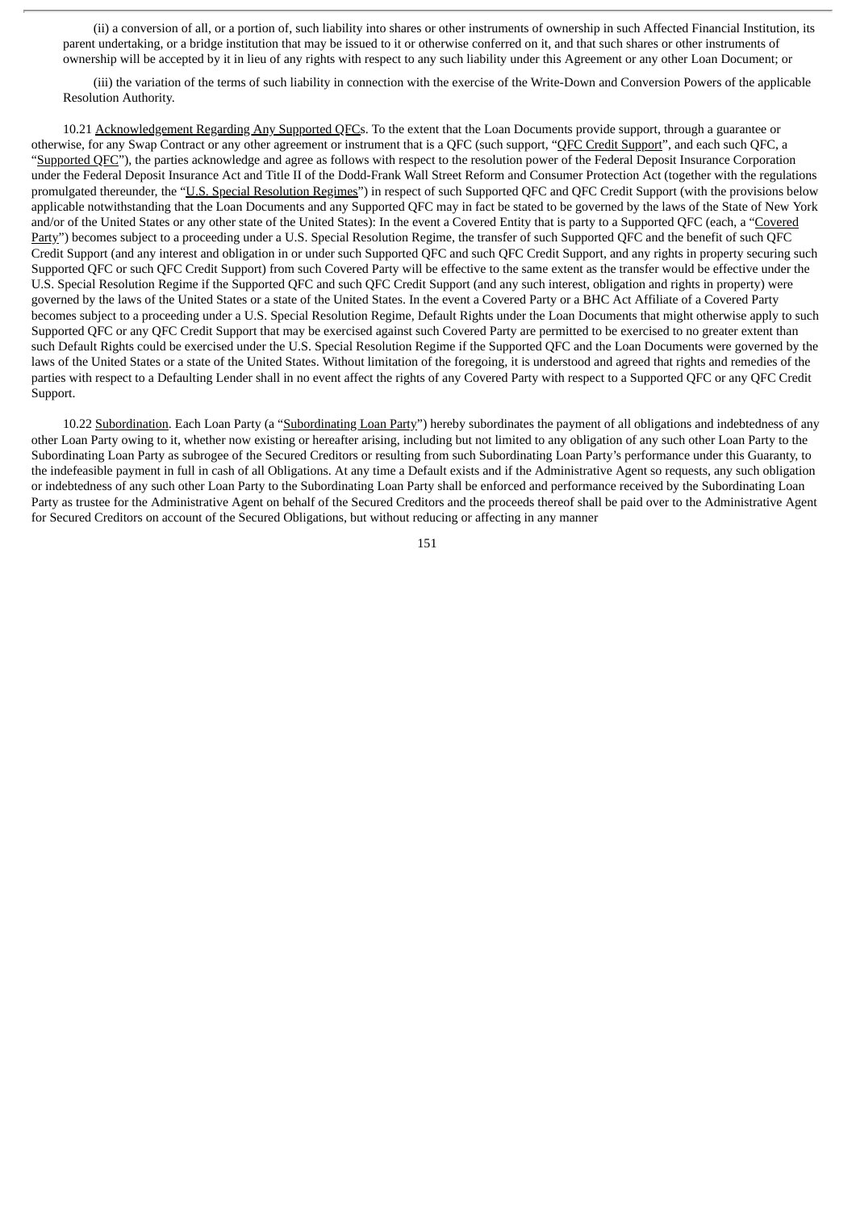(ii) a conversion of all, or a portion of, such liability into shares or other instruments of ownership in such Affected Financial Institution, its parent undertaking, or a bridge institution that may be issued to it or otherwise conferred on it, and that such shares or other instruments of ownership will be accepted by it in lieu of any rights with respect to any such liability under this Agreement or any other Loan Document; or

(iii) the variation of the terms of such liability in connection with the exercise of the Write-Down and Conversion Powers of the applicable Resolution Authority.

10.21 Acknowledgement Regarding Any Supported QFCs. To the extent that the Loan Documents provide support, through a guarantee or otherwise, for any Swap Contract or any other agreement or instrument that is a QFC (such support, "QFC Credit Support", and each such QFC, a "Supported QFC"), the parties acknowledge and agree as follows with respect to the resolution power of the Federal Deposit Insurance Corporation under the Federal Deposit Insurance Act and Title II of the Dodd-Frank Wall Street Reform and Consumer Protection Act (together with the regulations promulgated thereunder, the "U.S. Special Resolution Regimes") in respect of such Supported QFC and QFC Credit Support (with the provisions below applicable notwithstanding that the Loan Documents and any Supported QFC may in fact be stated to be governed by the laws of the State of New York and/or of the United States or any other state of the United States): In the event a Covered Entity that is party to a Supported QFC (each, a "Covered Party") becomes subject to a proceeding under a U.S. Special Resolution Regime, the transfer of such Supported QFC and the benefit of such QFC Credit Support (and any interest and obligation in or under such Supported QFC and such QFC Credit Support, and any rights in property securing such Supported QFC or such QFC Credit Support) from such Covered Party will be effective to the same extent as the transfer would be effective under the U.S. Special Resolution Regime if the Supported QFC and such QFC Credit Support (and any such interest, obligation and rights in property) were governed by the laws of the United States or a state of the United States. In the event a Covered Party or a BHC Act Affiliate of a Covered Party becomes subject to a proceeding under a U.S. Special Resolution Regime, Default Rights under the Loan Documents that might otherwise apply to such Supported QFC or any QFC Credit Support that may be exercised against such Covered Party are permitted to be exercised to no greater extent than such Default Rights could be exercised under the U.S. Special Resolution Regime if the Supported QFC and the Loan Documents were governed by the laws of the United States or a state of the United States. Without limitation of the foregoing, it is understood and agreed that rights and remedies of the parties with respect to a Defaulting Lender shall in no event affect the rights of any Covered Party with respect to a Supported QFC or any QFC Credit Support.

10.22 Subordination. Each Loan Party (a "Subordinating Loan Party") hereby subordinates the payment of all obligations and indebtedness of any other Loan Party owing to it, whether now existing or hereafter arising, including but not limited to any obligation of any such other Loan Party to the Subordinating Loan Party as subrogee of the Secured Creditors or resulting from such Subordinating Loan Party's performance under this Guaranty, to the indefeasible payment in full in cash of all Obligations. At any time a Default exists and if the Administrative Agent so requests, any such obligation or indebtedness of any such other Loan Party to the Subordinating Loan Party shall be enforced and performance received by the Subordinating Loan Party as trustee for the Administrative Agent on behalf of the Secured Creditors and the proceeds thereof shall be paid over to the Administrative Agent for Secured Creditors on account of the Secured Obligations, but without reducing or affecting in any manner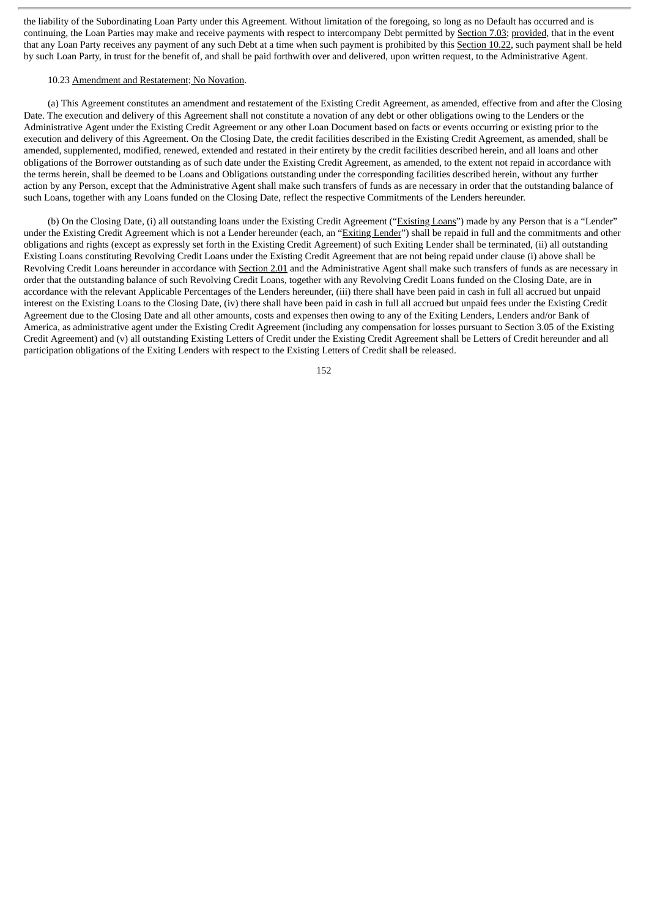the liability of the Subordinating Loan Party under this Agreement. Without limitation of the foregoing, so long as no Default has occurred and is continuing, the Loan Parties may make and receive payments with respect to intercompany Debt permitted by Section 7.03; provided, that in the event that any Loan Party receives any payment of any such Debt at a time when such payment is prohibited by this Section 10.22, such payment shall be held by such Loan Party, in trust for the benefit of, and shall be paid forthwith over and delivered, upon written request, to the Administrative Agent.

10.23 Amendment and Restatement; No Novation.

(a) This Agreement constitutes an amendment and restatement of the Existing Credit Agreement, as amended, effective from and after the Closing Date. The execution and delivery of this Agreement shall not constitute a novation of any debt or other obligations owing to the Lenders or the Administrative Agent under the Existing Credit Agreement or any other Loan Document based on facts or events occurring or existing prior to the execution and delivery of this Agreement. On the Closing Date, the credit facilities described in the Existing Credit Agreement, as amended, shall be amended, supplemented, modified, renewed, extended and restated in their entirety by the credit facilities described herein, and all loans and other obligations of the Borrower outstanding as of such date under the Existing Credit Agreement, as amended, to the extent not repaid in accordance with the terms herein, shall be deemed to be Loans and Obligations outstanding under the corresponding facilities described herein, without any further action by any Person, except that the Administrative Agent shall make such transfers of funds as are necessary in order that the outstanding balance of such Loans, together with any Loans funded on the Closing Date, reflect the respective Commitments of the Lenders hereunder.

(b) On the Closing Date, (i) all outstanding loans under the Existing Credit Agreement ("Existing Loans") made by any Person that is a "Lender" under the Existing Credit Agreement which is not a Lender hereunder (each, an "Exiting Lender") shall be repaid in full and the commitments and other obligations and rights (except as expressly set forth in the Existing Credit Agreement) of such Exiting Lender shall be terminated, (ii) all outstanding Existing Loans constituting Revolving Credit Loans under the Existing Credit Agreement that are not being repaid under clause (i) above shall be Revolving Credit Loans hereunder in accordance with Section 2.01 and the Administrative Agent shall make such transfers of funds as are necessary in order that the outstanding balance of such Revolving Credit Loans, together with any Revolving Credit Loans funded on the Closing Date, are in accordance with the relevant Applicable Percentages of the Lenders hereunder, (iii) there shall have been paid in cash in full all accrued but unpaid interest on the Existing Loans to the Closing Date, (iv) there shall have been paid in cash in full all accrued but unpaid fees under the Existing Credit Agreement due to the Closing Date and all other amounts, costs and expenses then owing to any of the Exiting Lenders, Lenders and/or Bank of America, as administrative agent under the Existing Credit Agreement (including any compensation for losses pursuant to Section 3.05 of the Existing Credit Agreement) and (v) all outstanding Existing Letters of Credit under the Existing Credit Agreement shall be Letters of Credit hereunder and all participation obligations of the Exiting Lenders with respect to the Existing Letters of Credit shall be released.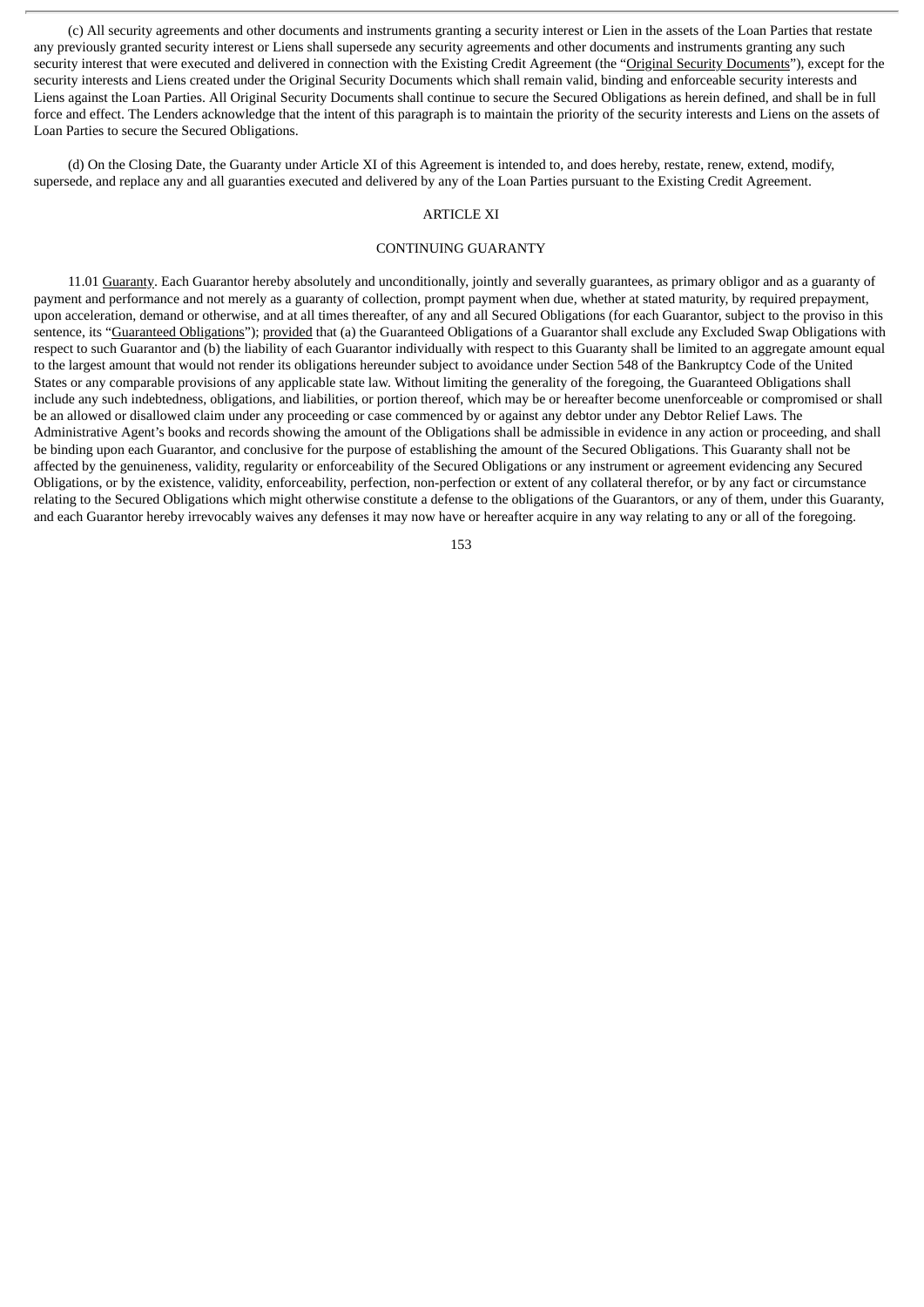(c) All security agreements and other documents and instruments granting a security interest or Lien in the assets of the Loan Parties that restate any previously granted security interest or Liens shall supersede any security agreements and other documents and instruments granting any such security interest that were executed and delivered in connection with the Existing Credit Agreement (the "Original Security Documents"), except for the security interests and Liens created under the Original Security Documents which shall remain valid, binding and enforceable security interests and Liens against the Loan Parties. All Original Security Documents shall continue to secure the Secured Obligations as herein defined, and shall be in full force and effect. The Lenders acknowledge that the intent of this paragraph is to maintain the priority of the security interests and Liens on the assets of Loan Parties to secure the Secured Obligations.

(d) On the Closing Date, the Guaranty under Article XI of this Agreement is intended to, and does hereby, restate, renew, extend, modify, supersede, and replace any and all guaranties executed and delivered by any of the Loan Parties pursuant to the Existing Credit Agreement.

## ARTICLE XI

## CONTINUING GUARANTY

11.01 Guaranty. Each Guarantor hereby absolutely and unconditionally, jointly and severally guarantees, as primary obligor and as a guaranty of payment and performance and not merely as a guaranty of collection, prompt payment when due, whether at stated maturity, by required prepayment, upon acceleration, demand or otherwise, and at all times thereafter, of any and all Secured Obligations (for each Guarantor, subject to the proviso in this sentence, its "Guaranteed Obligations"); provided that (a) the Guaranteed Obligations of a Guarantor shall exclude any Excluded Swap Obligations with respect to such Guarantor and (b) the liability of each Guarantor individually with respect to this Guaranty shall be limited to an aggregate amount equal to the largest amount that would not render its obligations hereunder subject to avoidance under Section 548 of the Bankruptcy Code of the United States or any comparable provisions of any applicable state law. Without limiting the generality of the foregoing, the Guaranteed Obligations shall include any such indebtedness, obligations, and liabilities, or portion thereof, which may be or hereafter become unenforceable or compromised or shall be an allowed or disallowed claim under any proceeding or case commenced by or against any debtor under any Debtor Relief Laws. The Administrative Agent's books and records showing the amount of the Obligations shall be admissible in evidence in any action or proceeding, and shall be binding upon each Guarantor, and conclusive for the purpose of establishing the amount of the Secured Obligations. This Guaranty shall not be affected by the genuineness, validity, regularity or enforceability of the Secured Obligations or any instrument or agreement evidencing any Secured Obligations, or by the existence, validity, enforceability, perfection, non-perfection or extent of any collateral therefor, or by any fact or circumstance relating to the Secured Obligations which might otherwise constitute a defense to the obligations of the Guarantors, or any of them, under this Guaranty, and each Guarantor hereby irrevocably waives any defenses it may now have or hereafter acquire in any way relating to any or all of the foregoing.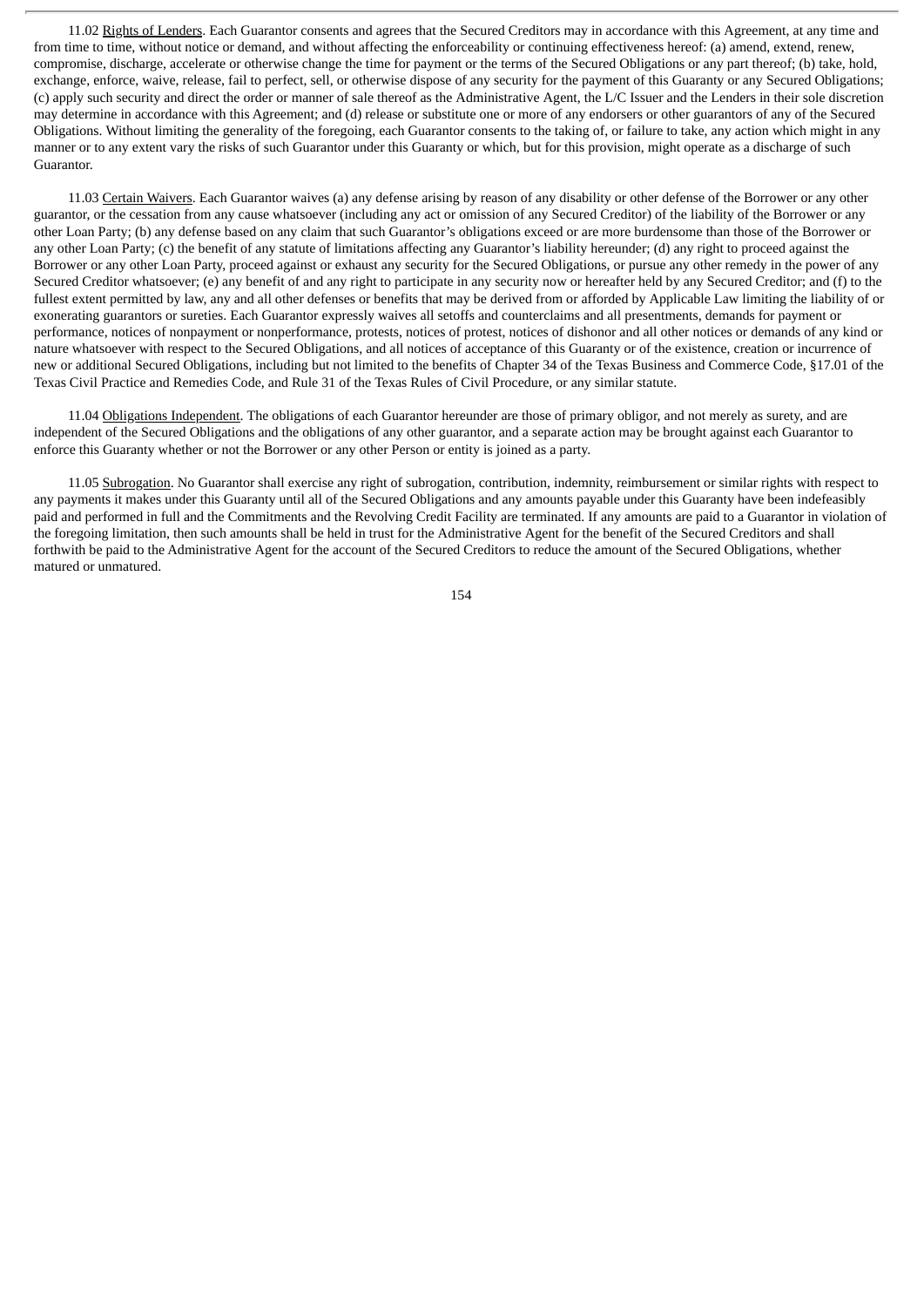11.02 Rights of Lenders. Each Guarantor consents and agrees that the Secured Creditors may in accordance with this Agreement, at any time and from time to time, without notice or demand, and without affecting the enforceability or continuing effectiveness hereof: (a) amend, extend, renew, compromise, discharge, accelerate or otherwise change the time for payment or the terms of the Secured Obligations or any part thereof; (b) take, hold, exchange, enforce, waive, release, fail to perfect, sell, or otherwise dispose of any security for the payment of this Guaranty or any Secured Obligations; (c) apply such security and direct the order or manner of sale thereof as the Administrative Agent, the L/C Issuer and the Lenders in their sole discretion may determine in accordance with this Agreement; and (d) release or substitute one or more of any endorsers or other guarantors of any of the Secured Obligations. Without limiting the generality of the foregoing, each Guarantor consents to the taking of, or failure to take, any action which might in any manner or to any extent vary the risks of such Guarantor under this Guaranty or which, but for this provision, might operate as a discharge of such Guarantor.

11.03 Certain Waivers. Each Guarantor waives (a) any defense arising by reason of any disability or other defense of the Borrower or any other guarantor, or the cessation from any cause whatsoever (including any act or omission of any Secured Creditor) of the liability of the Borrower or any other Loan Party; (b) any defense based on any claim that such Guarantor's obligations exceed or are more burdensome than those of the Borrower or any other Loan Party; (c) the benefit of any statute of limitations affecting any Guarantor's liability hereunder; (d) any right to proceed against the Borrower or any other Loan Party, proceed against or exhaust any security for the Secured Obligations, or pursue any other remedy in the power of any Secured Creditor whatsoever; (e) any benefit of and any right to participate in any security now or hereafter held by any Secured Creditor; and (f) to the fullest extent permitted by law, any and all other defenses or benefits that may be derived from or afforded by Applicable Law limiting the liability of or exonerating guarantors or sureties. Each Guarantor expressly waives all setoffs and counterclaims and all presentments, demands for payment or performance, notices of nonpayment or nonperformance, protests, notices of protest, notices of dishonor and all other notices or demands of any kind or nature whatsoever with respect to the Secured Obligations, and all notices of acceptance of this Guaranty or of the existence, creation or incurrence of new or additional Secured Obligations, including but not limited to the benefits of Chapter 34 of the Texas Business and Commerce Code, §17.01 of the Texas Civil Practice and Remedies Code, and Rule 31 of the Texas Rules of Civil Procedure, or any similar statute.

11.04 Obligations Independent. The obligations of each Guarantor hereunder are those of primary obligor, and not merely as surety, and are independent of the Secured Obligations and the obligations of any other guarantor, and a separate action may be brought against each Guarantor to enforce this Guaranty whether or not the Borrower or any other Person or entity is joined as a party.

11.05 Subrogation. No Guarantor shall exercise any right of subrogation, contribution, indemnity, reimbursement or similar rights with respect to any payments it makes under this Guaranty until all of the Secured Obligations and any amounts payable under this Guaranty have been indefeasibly paid and performed in full and the Commitments and the Revolving Credit Facility are terminated. If any amounts are paid to a Guarantor in violation of the foregoing limitation, then such amounts shall be held in trust for the Administrative Agent for the benefit of the Secured Creditors and shall forthwith be paid to the Administrative Agent for the account of the Secured Creditors to reduce the amount of the Secured Obligations, whether matured or unmatured.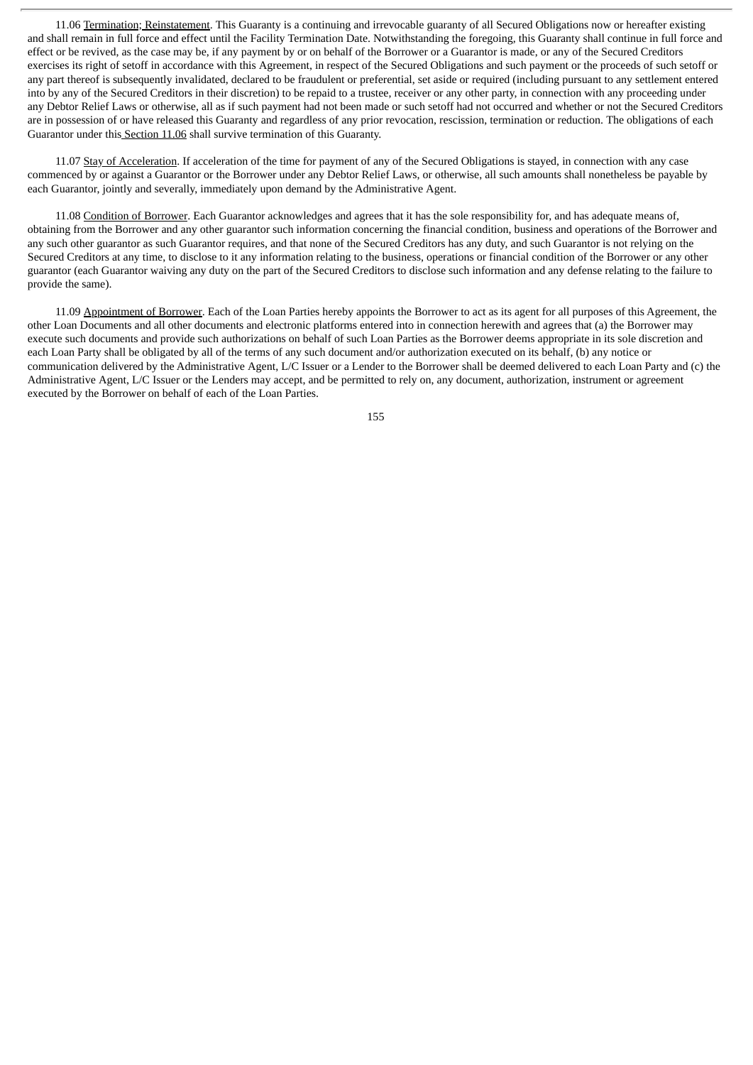11.06 Termination; Reinstatement. This Guaranty is a continuing and irrevocable guaranty of all Secured Obligations now or hereafter existing and shall remain in full force and effect until the Facility Termination Date. Notwithstanding the foregoing, this Guaranty shall continue in full force and effect or be revived, as the case may be, if any payment by or on behalf of the Borrower or a Guarantor is made, or any of the Secured Creditors exercises its right of setoff in accordance with this Agreement, in respect of the Secured Obligations and such payment or the proceeds of such setoff or any part thereof is subsequently invalidated, declared to be fraudulent or preferential, set aside or required (including pursuant to any settlement entered into by any of the Secured Creditors in their discretion) to be repaid to a trustee, receiver or any other party, in connection with any proceeding under any Debtor Relief Laws or otherwise, all as if such payment had not been made or such setoff had not occurred and whether or not the Secured Creditors are in possession of or have released this Guaranty and regardless of any prior revocation, rescission, termination or reduction. The obligations of each Guarantor under this Section 11.06 shall survive termination of this Guaranty.

11.07 Stay of Acceleration. If acceleration of the time for payment of any of the Secured Obligations is stayed, in connection with any case commenced by or against a Guarantor or the Borrower under any Debtor Relief Laws, or otherwise, all such amounts shall nonetheless be payable by each Guarantor, jointly and severally, immediately upon demand by the Administrative Agent.

11.08 Condition of Borrower. Each Guarantor acknowledges and agrees that it has the sole responsibility for, and has adequate means of, obtaining from the Borrower and any other guarantor such information concerning the financial condition, business and operations of the Borrower and any such other guarantor as such Guarantor requires, and that none of the Secured Creditors has any duty, and such Guarantor is not relying on the Secured Creditors at any time, to disclose to it any information relating to the business, operations or financial condition of the Borrower or any other guarantor (each Guarantor waiving any duty on the part of the Secured Creditors to disclose such information and any defense relating to the failure to provide the same).

11.09 Appointment of Borrower. Each of the Loan Parties hereby appoints the Borrower to act as its agent for all purposes of this Agreement, the other Loan Documents and all other documents and electronic platforms entered into in connection herewith and agrees that (a) the Borrower may execute such documents and provide such authorizations on behalf of such Loan Parties as the Borrower deems appropriate in its sole discretion and each Loan Party shall be obligated by all of the terms of any such document and/or authorization executed on its behalf, (b) any notice or communication delivered by the Administrative Agent, L/C Issuer or a Lender to the Borrower shall be deemed delivered to each Loan Party and (c) the Administrative Agent, L/C Issuer or the Lenders may accept, and be permitted to rely on, any document, authorization, instrument or agreement executed by the Borrower on behalf of each of the Loan Parties.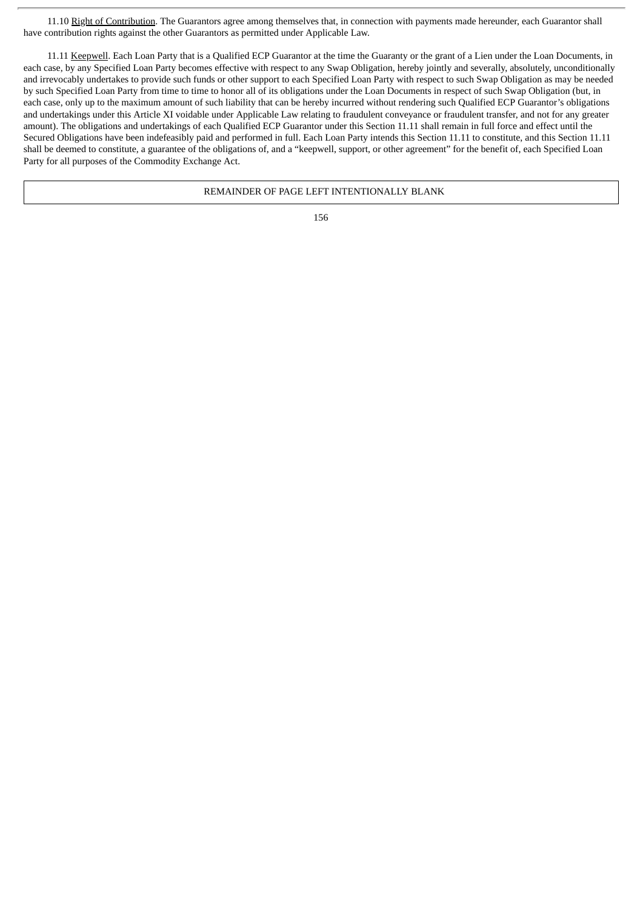11.10 Right of Contribution. The Guarantors agree among themselves that, in connection with payments made hereunder, each Guarantor shall have contribution rights against the other Guarantors as permitted under Applicable Law.

11.11 Keepwell. Each Loan Party that is a Qualified ECP Guarantor at the time the Guaranty or the grant of a Lien under the Loan Documents, in each case, by any Specified Loan Party becomes effective with respect to any Swap Obligation, hereby jointly and severally, absolutely, unconditionally and irrevocably undertakes to provide such funds or other support to each Specified Loan Party with respect to such Swap Obligation as may be needed by such Specified Loan Party from time to time to honor all of its obligations under the Loan Documents in respect of such Swap Obligation (but, in each case, only up to the maximum amount of such liability that can be hereby incurred without rendering such Qualified ECP Guarantor's obligations and undertakings under this Article XI voidable under Applicable Law relating to fraudulent conveyance or fraudulent transfer, and not for any greater amount). The obligations and undertakings of each Qualified ECP Guarantor under this Section 11.11 shall remain in full force and effect until the Secured Obligations have been indefeasibly paid and performed in full. Each Loan Party intends this Section 11.11 to constitute, and this Section 11.11 shall be deemed to constitute, a guarantee of the obligations of, and a "keepwell, support, or other agreement" for the benefit of, each Specified Loan Party for all purposes of the Commodity Exchange Act.

REMAINDER OF PAGE LEFT INTENTIONALLY BLANK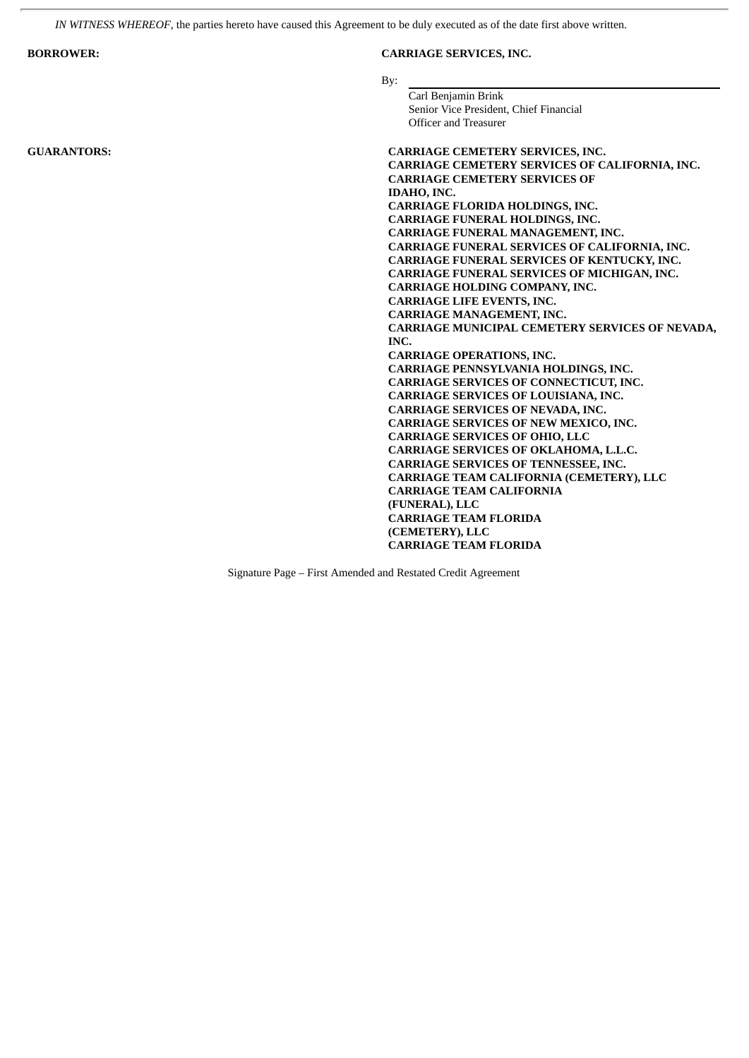*IN WITNESS WHEREOF*, the parties hereto have caused this Agreement to be duly executed as of the date first above written.

**BORROWER:** **CARRIAGE SERVICES, INC.**

By: \_\_\_\_\_\_\_\_\_\_\_\_\_\_\_\_\_\_\_\_\_\_\_\_\_\_\_\_\_\_\_\_\_\_\_\_\_\_\_\_

Carl Benjamin Brink
Senior Vice President, Chief Financial Officer and Treasurer

**GUARANTORS:**

**CARRIAGE CEMETERY SERVICES, INC.**
**CARRIAGE CEMETERY SERVICES OF CALIFORNIA, INC.**
**CARRIAGE CEMETERY SERVICES OF IDAHO, INC.**
**CARRIAGE FLORIDA HOLDINGS, INC.**
**CARRIAGE FUNERAL HOLDINGS, INC.**
**CARRIAGE FUNERAL MANAGEMENT, INC.**
**CARRIAGE FUNERAL SERVICES OF CALIFORNIA, INC.**
**CARRIAGE FUNERAL SERVICES OF KENTUCKY, INC.**
**CARRIAGE FUNERAL SERVICES OF MICHIGAN, INC.**
**CARRIAGE HOLDING COMPANY, INC.**
**CARRIAGE LIFE EVENTS, INC.**
**CARRIAGE MANAGEMENT, INC.**
**CARRIAGE MUNICIPAL CEMETERY SERVICES OF NEVADA, INC.**
**CARRIAGE OPERATIONS, INC.**
**CARRIAGE PENNSYLVANIA HOLDINGS, INC.**
**CARRIAGE SERVICES OF CONNECTICUT, INC.**
**CARRIAGE SERVICES OF LOUISIANA, INC.**
**CARRIAGE SERVICES OF NEVADA, INC.**
**CARRIAGE SERVICES OF NEW MEXICO, INC.**
**CARRIAGE SERVICES OF OHIO, LLC**
**CARRIAGE SERVICES OF OKLAHOMA, L.L.C.**
**CARRIAGE SERVICES OF TENNESSEE, INC.**
**CARRIAGE TEAM CALIFORNIA (CEMETERY), LLC**
**CARRIAGE TEAM CALIFORNIA (FUNERAL), LLC**
**CARRIAGE TEAM FLORIDA (CEMETERY), LLC**
**CARRIAGE TEAM FLORIDA**

Signature Page – First Amended and Restated Credit Agreement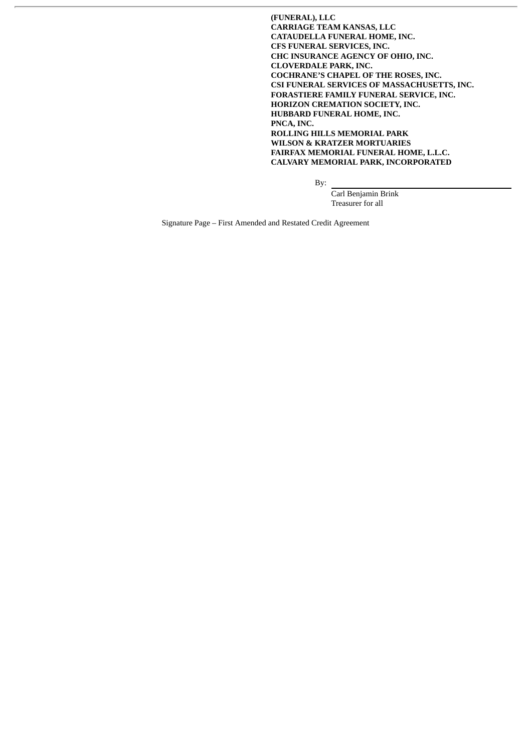**(FUNERAL), LLC**
**CARRIAGE TEAM KANSAS, LLC**
**CATAUDELLA FUNERAL HOME, INC.**
**CFS FUNERAL SERVICES, INC.**
**CHC INSURANCE AGENCY OF OHIO, INC.**
**CLOVERDALE PARK, INC.**
**COCHRANE'S CHAPEL OF THE ROSES, INC.**
**CSI FUNERAL SERVICES OF MASSACHUSETTS, INC.**
**FORASTIERE FAMILY FUNERAL SERVICE, INC.**
**HORIZON CREMATION SOCIETY, INC.**
**HUBBARD FUNERAL HOME, INC.**
**PNCA, INC.**
**ROLLING HILLS MEMORIAL PARK**
**WILSON & KRATZER MORTUARIES**
**FAIRFAX MEMORIAL FUNERAL HOME, L.L.C.**
**CALVARY MEMORIAL PARK, INCORPORATED**

By: \_\_\_\_\_\_\_\_\_\_\_\_\_\_\_\_\_\_\_\_\_\_\_\_\_\_\_\_\_\_\_\_
Carl Benjamin Brink
Treasurer for all

Signature Page – First Amended and Restated Credit Agreement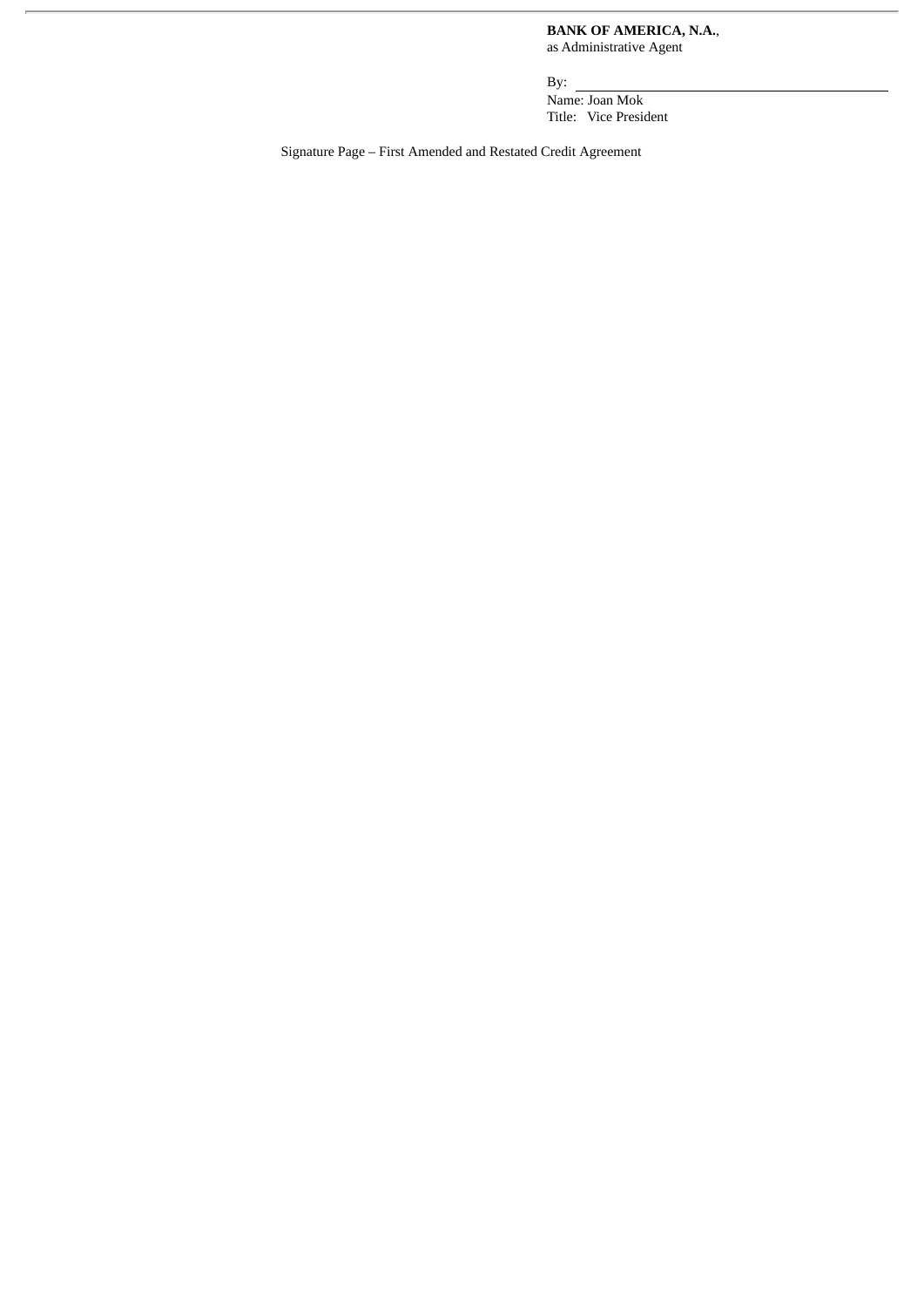**BANK OF AMERICA, N.A.**,
as Administrative Agent

By: \_\_\_\_\_\_\_\_\_\_\_\_\_\_\_\_\_\_\_\_\_\_\_\_\_\_\_\_\_\_

Name: Joan Mok

Title: Vice President

Signature Page – First Amended and Restated Credit Agreement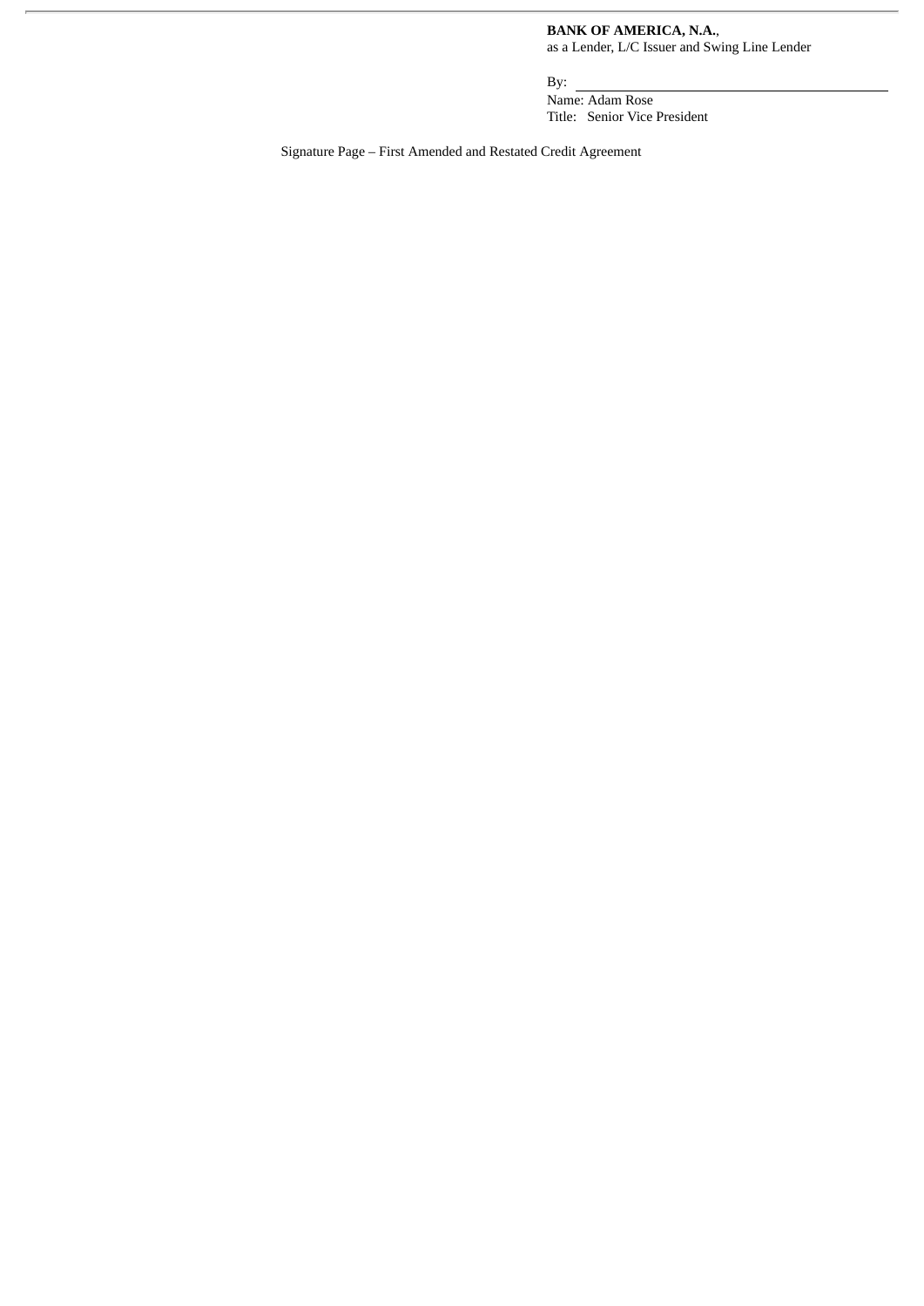**BANK OF AMERICA, N.A.**,
as a Lender, L/C Issuer and Swing Line Lender

By: \_\_\_\_\_\_\_\_\_\_\_\_\_\_\_\_\_\_\_\_\_\_\_\_\_\_\_\_\_\_\_\_
Name: Adam Rose
Title: Senior Vice President

Signature Page – First Amended and Restated Credit Agreement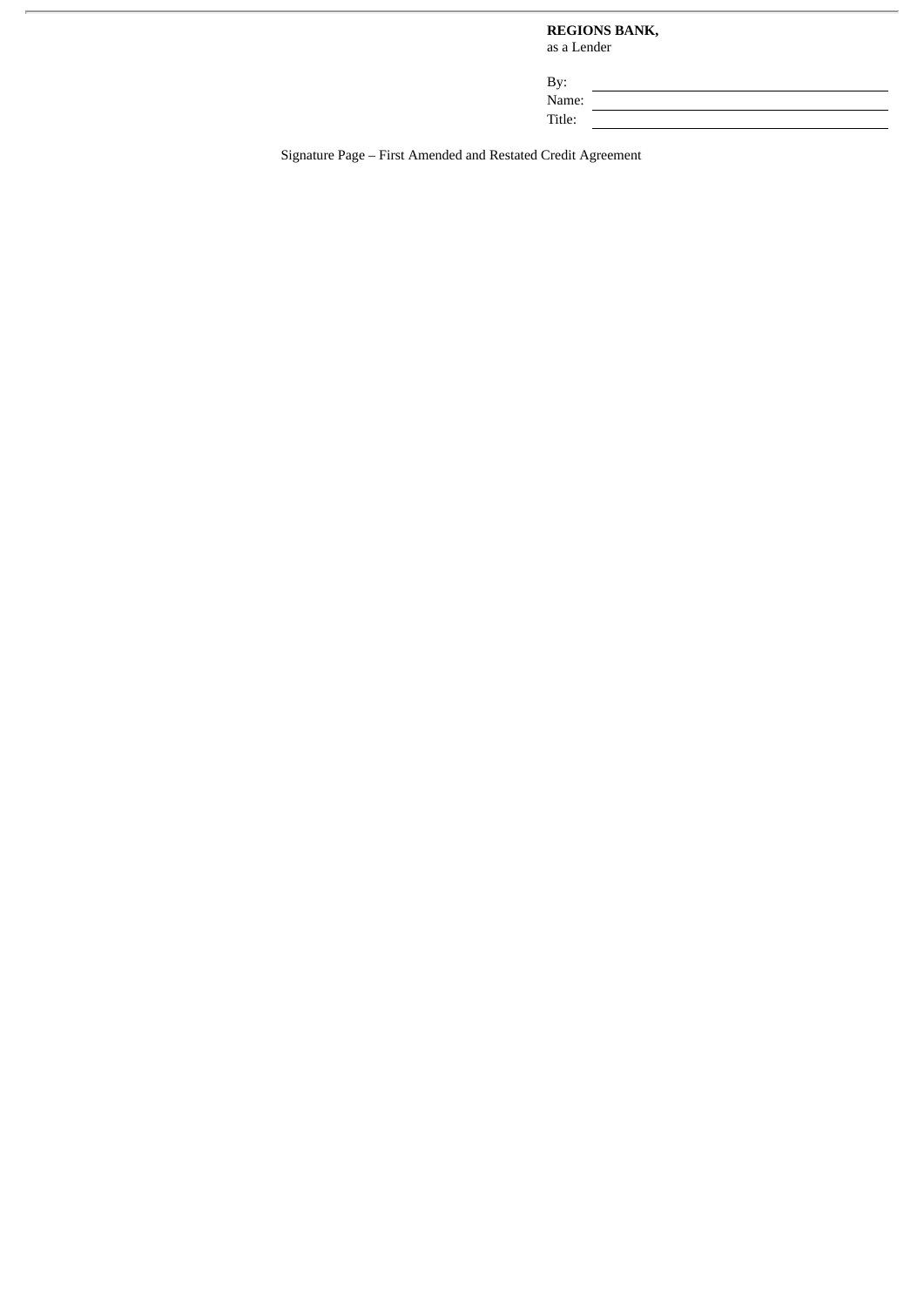**REGIONS BANK,**
as a Lender

By: \_\_\_\_\_\_\_\_\_\_\_\_\_\_\_\_\_\_\_\_\_\_\_\_\_\_\_\_
Name: \_\_\_\_\_\_\_\_\_\_\_\_\_\_\_\_\_\_\_\_\_\_\_\_\_\_
Title: \_\_\_\_\_\_\_\_\_\_\_\_\_\_\_\_\_\_\_\_\_\_\_\_\_\_\_

Signature Page – First Amended and Restated Credit Agreement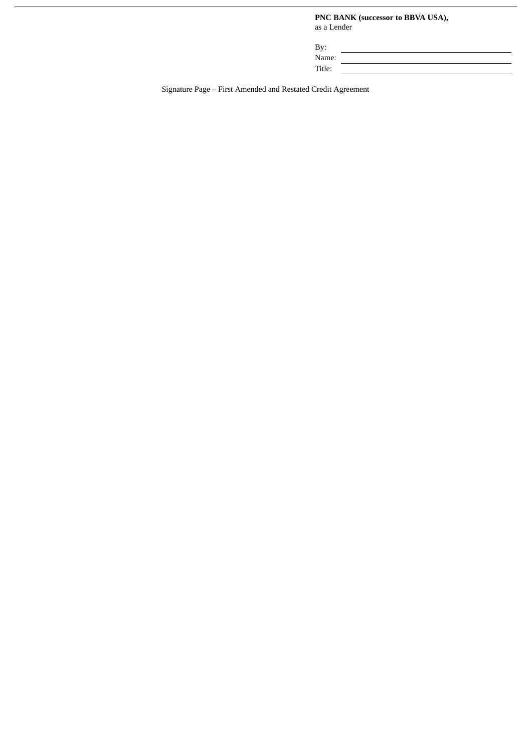**PNC BANK (successor to BBVA USA),**
as a Lender

By: \_\_\_\_\_\_\_\_\_\_\_\_\_\_\_\_\_\_\_\_\_\_\_\_\_\_\_\_\_\_
Name: \_\_\_\_\_\_\_\_\_\_\_\_\_\_\_\_\_\_\_\_\_\_\_\_\_\_\_\_
Title: \_\_\_\_\_\_\_\_\_\_\_\_\_\_\_\_\_\_\_\_\_\_\_\_\_\_\_\_\_

Signature Page – First Amended and Restated Credit Agreement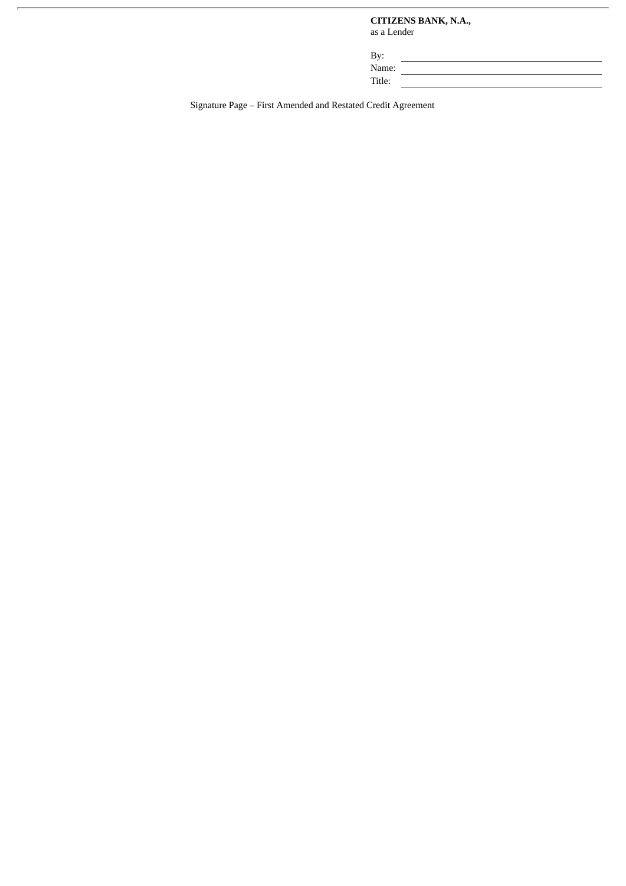**CITIZENS BANK, N.A.,**
as a Lender

By: \_\_\_\_\_\_\_\_\_\_\_\_\_\_\_\_\_\_\_\_\_\_\_\_\_\_\_\_\_\_
Name: \_\_\_\_\_\_\_\_\_\_\_\_\_\_\_\_\_\_\_\_\_\_\_\_\_\_\_\_
Title: \_\_\_\_\_\_\_\_\_\_\_\_\_\_\_\_\_\_\_\_\_\_\_\_\_\_\_\_\_

Signature Page – First Amended and Restated Credit Agreement